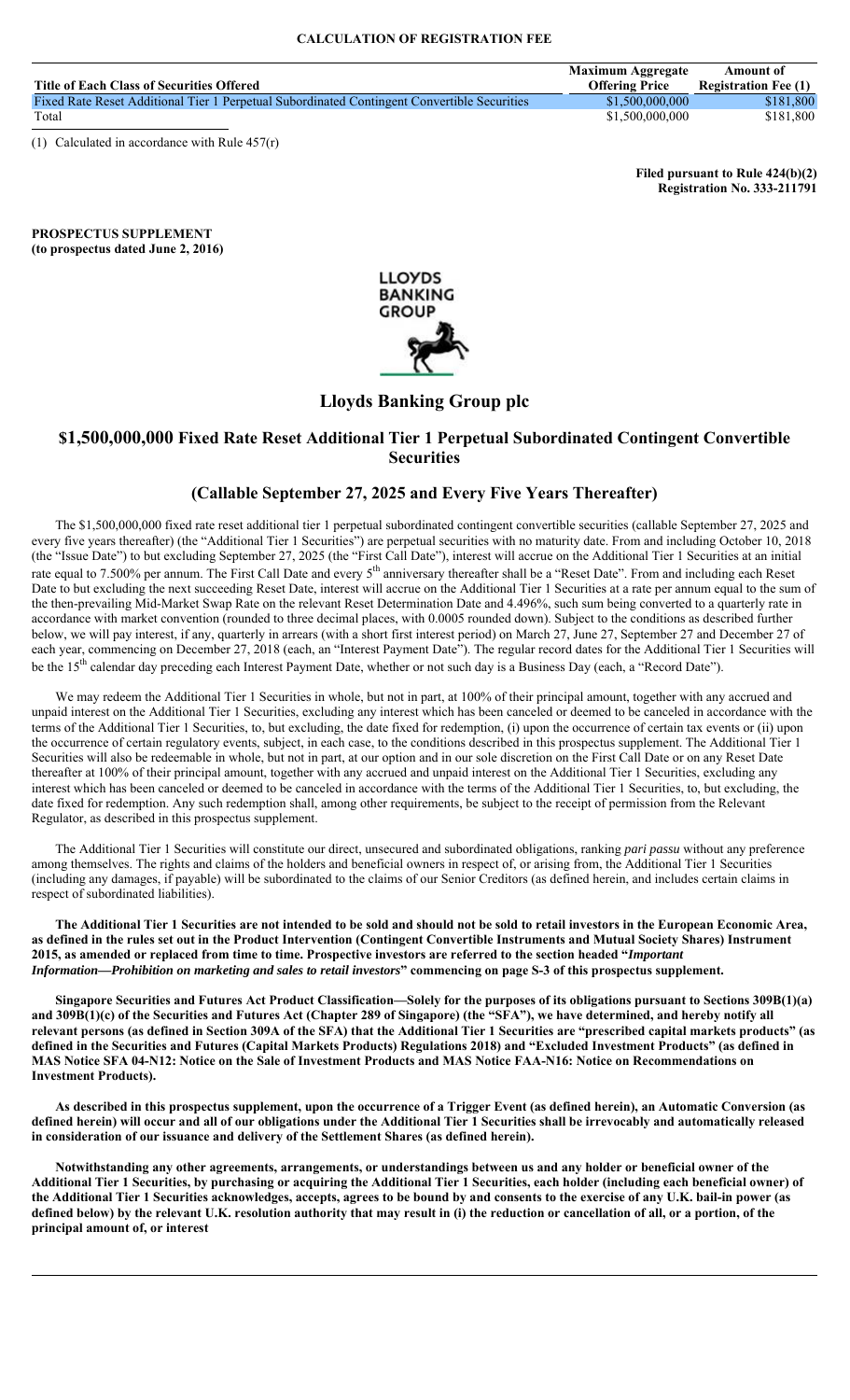**CALCULATION OF REGISTRATION FEE**

| Title of Each Class of Securities Offered | Maximum Aggregate Offering Price | Amount of Registration Fee (1) |
|---|---|---|
| Fixed Rate Reset Additional Tier 1 Perpetual Subordinated Contingent Convertible Securities | $1,500,000,000 | $181,800 |
| Total | $1,500,000,000 | $181,800 |

(1) Calculated in accordance with Rule 457(r)

**Filed pursuant to Rule 424(b)(2)**
**Registration No. 333-211791**

**PROSPECTUS SUPPLEMENT**
**(to prospectus dated June 2, 2016)**

LLOYDS BANKING GROUP

# Lloyds Banking Group plc

## $1,500,000,000 Fixed Rate Reset Additional Tier 1 Perpetual Subordinated Contingent Convertible Securities

## (Callable September 27, 2025 and Every Five Years Thereafter)

The $1,500,000,000 fixed rate reset additional tier 1 perpetual subordinated contingent convertible securities (callable September 27, 2025 and every five years thereafter) (the "Additional Tier 1 Securities") are perpetual securities with no maturity date. From and including October 10, 2018 (the "Issue Date") to but excluding September 27, 2025 (the "First Call Date"), interest will accrue on the Additional Tier 1 Securities at an initial rate equal to 7.500% per annum. The First Call Date and every 5th anniversary thereafter shall be a "Reset Date". From and including each Reset Date to but excluding the next succeeding Reset Date, interest will accrue on the Additional Tier 1 Securities at a rate per annum equal to the sum of the then-prevailing Mid-Market Swap Rate on the relevant Reset Determination Date and 4.496%, such sum being converted to a quarterly rate in accordance with market convention (rounded to three decimal places, with 0.0005 rounded down). Subject to the conditions as described further below, we will pay interest, if any, quarterly in arrears (with a short first interest period) on March 27, June 27, September 27 and December 27 of each year, commencing on December 27, 2018 (each, an "Interest Payment Date"). The regular record dates for the Additional Tier 1 Securities will be the 15th calendar day preceding each Interest Payment Date, whether or not such day is a Business Day (each, a "Record Date").

We may redeem the Additional Tier 1 Securities in whole, but not in part, at 100% of their principal amount, together with any accrued and unpaid interest on the Additional Tier 1 Securities, excluding any interest which has been canceled or deemed to be canceled in accordance with the terms of the Additional Tier 1 Securities, to, but excluding, the date fixed for redemption, (i) upon the occurrence of certain tax events or (ii) upon the occurrence of certain regulatory events, subject, in each case, to the conditions described in this prospectus supplement. The Additional Tier 1 Securities will also be redeemable in whole, but not in part, at our option and in our sole discretion on the First Call Date or on any Reset Date thereafter at 100% of their principal amount, together with any accrued and unpaid interest on the Additional Tier 1 Securities, excluding any interest which has been canceled or deemed to be canceled in accordance with the terms of the Additional Tier 1 Securities, to, but excluding, the date fixed for redemption. Any such redemption shall, among other requirements, be subject to the receipt of permission from the Relevant Regulator, as described in this prospectus supplement.

The Additional Tier 1 Securities will constitute our direct, unsecured and subordinated obligations, ranking *pari passu* without any preference among themselves. The rights and claims of the holders and beneficial owners in respect of, or arising from, the Additional Tier 1 Securities (including any damages, if payable) will be subordinated to the claims of our Senior Creditors (as defined herein, and includes certain claims in respect of subordinated liabilities).

**The Additional Tier 1 Securities are not intended to be sold and should not be sold to retail investors in the European Economic Area, as defined in the rules set out in the Product Intervention (Contingent Convertible Instruments and Mutual Society Shares) Instrument 2015, as amended or replaced from time to time. Prospective investors are referred to the section headed "*Important Information—Prohibition on marketing and sales to retail investors*" commencing on page S-3 of this prospectus supplement.**

**Singapore Securities and Futures Act Product Classification—Solely for the purposes of its obligations pursuant to Sections 309B(1)(a) and 309B(1)(c) of the Securities and Futures Act (Chapter 289 of Singapore) (the "SFA"), we have determined, and hereby notify all relevant persons (as defined in Section 309A of the SFA) that the Additional Tier 1 Securities are "prescribed capital markets products" (as defined in the Securities and Futures (Capital Markets Products) Regulations 2018) and "Excluded Investment Products" (as defined in MAS Notice SFA 04-N12: Notice on the Sale of Investment Products and MAS Notice FAA-N16: Notice on Recommendations on Investment Products).**

**As described in this prospectus supplement, upon the occurrence of a Trigger Event (as defined herein), an Automatic Conversion (as defined herein) will occur and all of our obligations under the Additional Tier 1 Securities shall be irrevocably and automatically released in consideration of our issuance and delivery of the Settlement Shares (as defined herein).**

**Notwithstanding any other agreements, arrangements, or understandings between us and any holder or beneficial owner of the Additional Tier 1 Securities, by purchasing or acquiring the Additional Tier 1 Securities, each holder (including each beneficial owner) of the Additional Tier 1 Securities acknowledges, accepts, agrees to be bound by and consents to the exercise of any U.K. bail-in power (as defined below) by the relevant U.K. resolution authority that may result in (i) the reduction or cancellation of all, or a portion, of the principal amount of, or interest**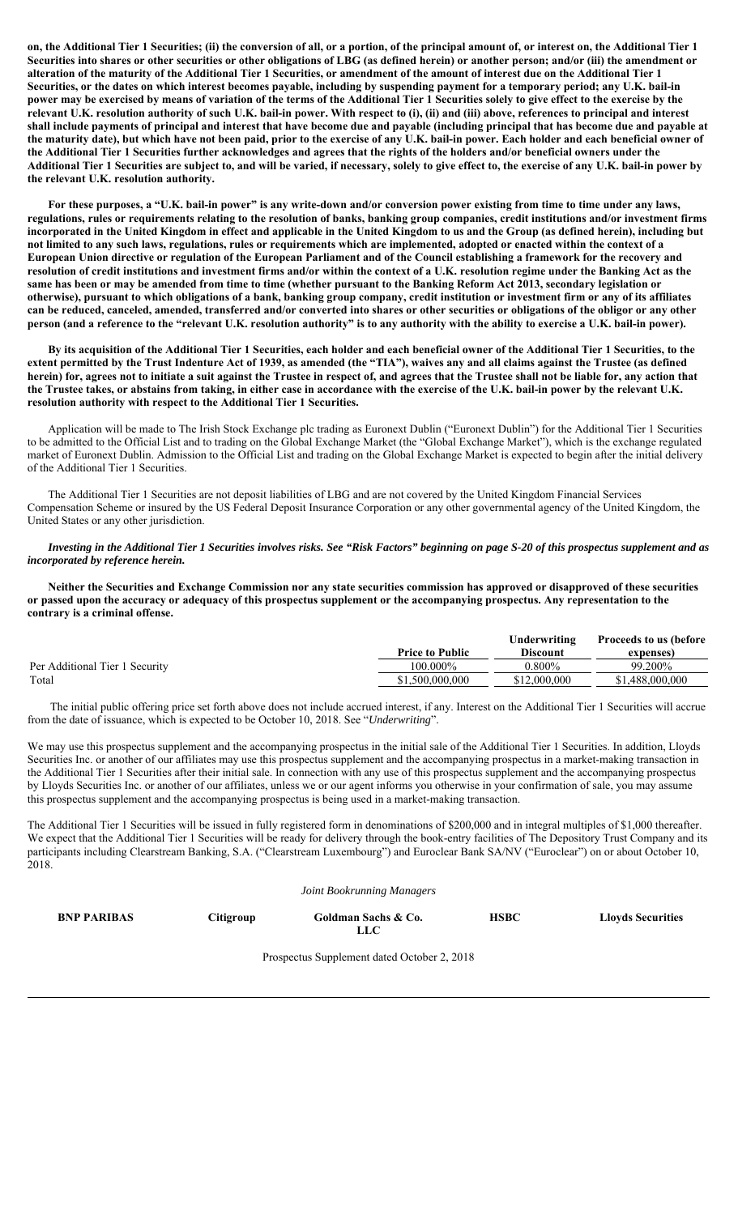**on, the Additional Tier 1 Securities; (ii) the conversion of all, or a portion, of the principal amount of, or interest on, the Additional Tier 1 Securities into shares or other securities or other obligations of LBG (as defined herein) or another person; and/or (iii) the amendment or alteration of the maturity of the Additional Tier 1 Securities, or amendment of the amount of interest due on the Additional Tier 1 Securities, or the dates on which interest becomes payable, including by suspending payment for a temporary period; any U.K. bail-in power may be exercised by means of variation of the terms of the Additional Tier 1 Securities solely to give effect to the exercise by the relevant U.K. resolution authority of such U.K. bail-in power. With respect to (i), (ii) and (iii) above, references to principal and interest shall include payments of principal and interest that have become due and payable (including principal that has become due and payable at the maturity date), but which have not been paid, prior to the exercise of any U.K. bail-in power. Each holder and each beneficial owner of the Additional Tier 1 Securities further acknowledges and agrees that the rights of the holders and/or beneficial owners under the Additional Tier 1 Securities are subject to, and will be varied, if necessary, solely to give effect to, the exercise of any U.K. bail-in power by the relevant U.K. resolution authority.**

**For these purposes, a "U.K. bail-in power" is any write-down and/or conversion power existing from time to time under any laws, regulations, rules or requirements relating to the resolution of banks, banking group companies, credit institutions and/or investment firms incorporated in the United Kingdom in effect and applicable in the United Kingdom to us and the Group (as defined herein), including but not limited to any such laws, regulations, rules or requirements which are implemented, adopted or enacted within the context of a European Union directive or regulation of the European Parliament and of the Council establishing a framework for the recovery and resolution of credit institutions and investment firms and/or within the context of a U.K. resolution regime under the Banking Act as the same has been or may be amended from time to time (whether pursuant to the Banking Reform Act 2013, secondary legislation or otherwise), pursuant to which obligations of a bank, banking group company, credit institution or investment firm or any of its affiliates can be reduced, canceled, amended, transferred and/or converted into shares or other securities or obligations of the obligor or any other person (and a reference to the "relevant U.K. resolution authority" is to any authority with the ability to exercise a U.K. bail-in power).**

**By its acquisition of the Additional Tier 1 Securities, each holder and each beneficial owner of the Additional Tier 1 Securities, to the extent permitted by the Trust Indenture Act of 1939, as amended (the "TIA"), waives any and all claims against the Trustee (as defined herein) for, agrees not to initiate a suit against the Trustee in respect of, and agrees that the Trustee shall not be liable for, any action that the Trustee takes, or abstains from taking, in either case in accordance with the exercise of the U.K. bail-in power by the relevant U.K. resolution authority with respect to the Additional Tier 1 Securities.**

Application will be made to The Irish Stock Exchange plc trading as Euronext Dublin ("Euronext Dublin") for the Additional Tier 1 Securities to be admitted to the Official List and to trading on the Global Exchange Market (the "Global Exchange Market"), which is the exchange regulated market of Euronext Dublin. Admission to the Official List and trading on the Global Exchange Market is expected to begin after the initial delivery of the Additional Tier 1 Securities.

The Additional Tier 1 Securities are not deposit liabilities of LBG and are not covered by the United Kingdom Financial Services Compensation Scheme or insured by the US Federal Deposit Insurance Corporation or any other governmental agency of the United Kingdom, the United States or any other jurisdiction.

***Investing in the Additional Tier 1 Securities involves risks. See "Risk Factors" beginning on page S-20 of this prospectus supplement and as incorporated by reference herein.***

**Neither the Securities and Exchange Commission nor any state securities commission has approved or disapproved of these securities or passed upon the accuracy or adequacy of this prospectus supplement or the accompanying prospectus. Any representation to the contrary is a criminal offense.**

| | Price to Public | Underwriting Discount | Proceeds to us (before expenses) |
|---|---|---|---|
| Per Additional Tier 1 Security | 100.000% | 0.800% | 99.200% |
| Total | $1,500,000,000 | $12,000,000 | $1,488,000,000 |

The initial public offering price set forth above does not include accrued interest, if any. Interest on the Additional Tier 1 Securities will accrue from the date of issuance, which is expected to be October 10, 2018. See "*Underwriting*".

We may use this prospectus supplement and the accompanying prospectus in the initial sale of the Additional Tier 1 Securities. In addition, Lloyds Securities Inc. or another of our affiliates may use this prospectus supplement and the accompanying prospectus in a market-making transaction in the Additional Tier 1 Securities after their initial sale. In connection with any use of this prospectus supplement and the accompanying prospectus by Lloyds Securities Inc. or another of our affiliates, unless we or our agent informs you otherwise in your confirmation of sale, you may assume this prospectus supplement and the accompanying prospectus is being used in a market-making transaction.

The Additional Tier 1 Securities will be issued in fully registered form in denominations of $200,000 and in integral multiples of $1,000 thereafter. We expect that the Additional Tier 1 Securities will be ready for delivery through the book-entry facilities of The Depository Trust Company and its participants including Clearstream Banking, S.A. ("Clearstream Luxembourg") and Euroclear Bank SA/NV ("Euroclear") on or about October 10, 2018.

*Joint Bookrunning Managers*

**BNP PARIBAS** | **Citigroup** | **Goldman Sachs & Co. LLC** | **HSBC** | **Lloyds Securities**

Prospectus Supplement dated October 2, 2018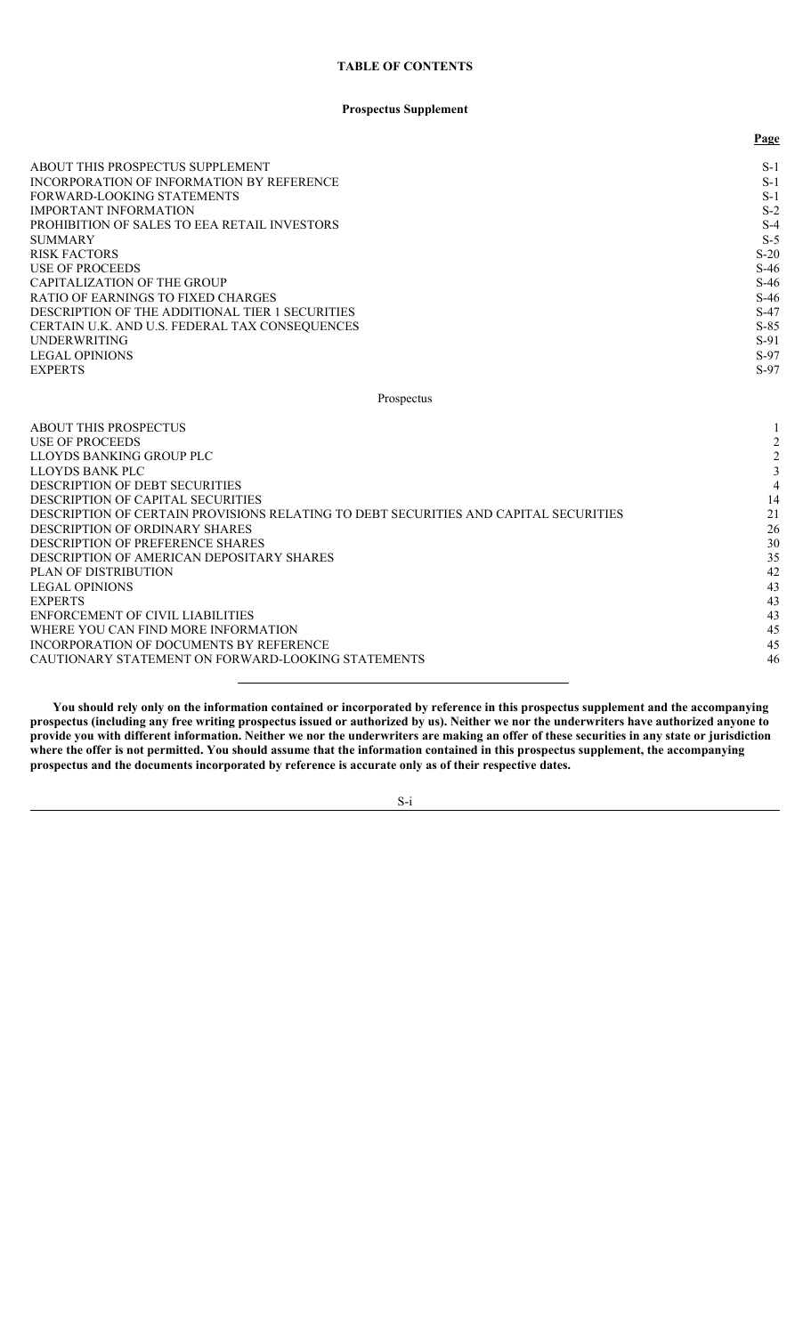# TABLE OF CONTENTS

## Prospectus Supplement

| | Page |
|---|---|
| ABOUT THIS PROSPECTUS SUPPLEMENT | S-1 |
| INCORPORATION OF INFORMATION BY REFERENCE | S-1 |
| FORWARD-LOOKING STATEMENTS | S-1 |
| IMPORTANT INFORMATION | S-2 |
| PROHIBITION OF SALES TO EEA RETAIL INVESTORS | S-4 |
| SUMMARY | S-5 |
| RISK FACTORS | S-20 |
| USE OF PROCEEDS | S-46 |
| CAPITALIZATION OF THE GROUP | S-46 |
| RATIO OF EARNINGS TO FIXED CHARGES | S-46 |
| DESCRIPTION OF THE ADDITIONAL TIER 1 SECURITIES | S-47 |
| CERTAIN U.K. AND U.S. FEDERAL TAX CONSEQUENCES | S-85 |
| UNDERWRITING | S-91 |
| LEGAL OPINIONS | S-97 |
| EXPERTS | S-97 |

## Prospectus

| | |
|---|---|
| ABOUT THIS PROSPECTUS | 1 |
| USE OF PROCEEDS | 2 |
| LLOYDS BANKING GROUP PLC | 2 |
| LLOYDS BANK PLC | 3 |
| DESCRIPTION OF DEBT SECURITIES | 4 |
| DESCRIPTION OF CAPITAL SECURITIES | 14 |
| DESCRIPTION OF CERTAIN PROVISIONS RELATING TO DEBT SECURITIES AND CAPITAL SECURITIES | 21 |
| DESCRIPTION OF ORDINARY SHARES | 26 |
| DESCRIPTION OF PREFERENCE SHARES | 30 |
| DESCRIPTION OF AMERICAN DEPOSITARY SHARES | 35 |
| PLAN OF DISTRIBUTION | 42 |
| LEGAL OPINIONS | 43 |
| EXPERTS | 43 |
| ENFORCEMENT OF CIVIL LIABILITIES | 43 |
| WHERE YOU CAN FIND MORE INFORMATION | 45 |
| INCORPORATION OF DOCUMENTS BY REFERENCE | 45 |
| CAUTIONARY STATEMENT ON FORWARD-LOOKING STATEMENTS | 46 |

**You should rely only on the information contained or incorporated by reference in this prospectus supplement and the accompanying prospectus (including any free writing prospectus issued or authorized by us). Neither we nor the underwriters have authorized anyone to provide you with different information. Neither we nor the underwriters are making an offer of these securities in any state or jurisdiction where the offer is not permitted. You should assume that the information contained in this prospectus supplement, the accompanying prospectus and the documents incorporated by reference is accurate only as of their respective dates.**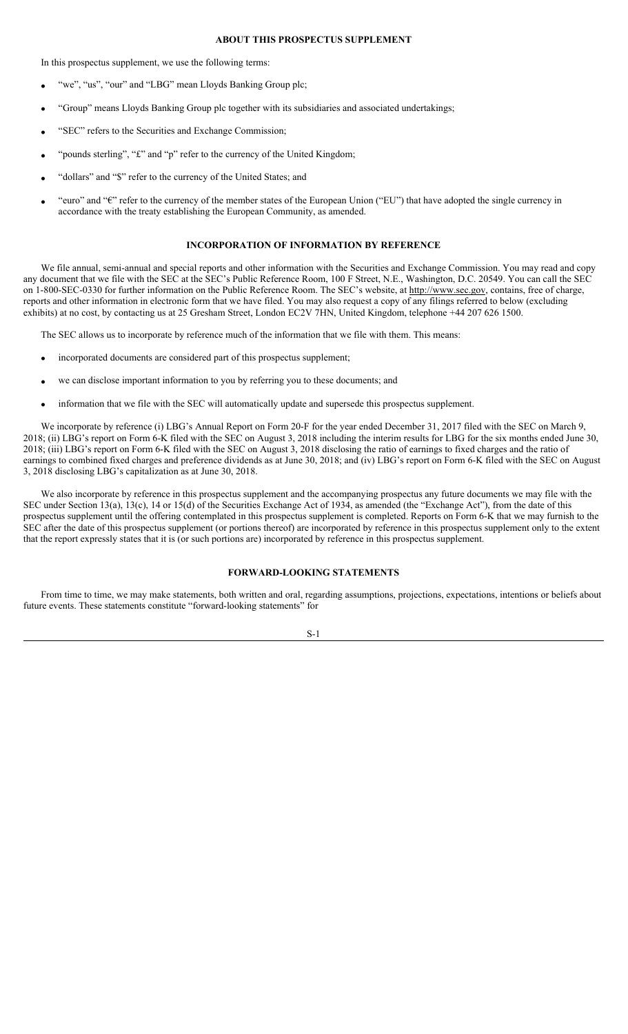## ABOUT THIS PROSPECTUS SUPPLEMENT

In this prospectus supplement, we use the following terms:

- "we", "us", "our" and "LBG" mean Lloyds Banking Group plc;
- "Group" means Lloyds Banking Group plc together with its subsidiaries and associated undertakings;
- "SEC" refers to the Securities and Exchange Commission;
- "pounds sterling", "£" and "p" refer to the currency of the United Kingdom;
- "dollars" and "$" refer to the currency of the United States; and
- "euro" and "€" refer to the currency of the member states of the European Union ("EU") that have adopted the single currency in accordance with the treaty establishing the European Community, as amended.

## INCORPORATION OF INFORMATION BY REFERENCE

We file annual, semi-annual and special reports and other information with the Securities and Exchange Commission. You may read and copy any document that we file with the SEC at the SEC's Public Reference Room, 100 F Street, N.E., Washington, D.C. 20549. You can call the SEC on 1-800-SEC-0330 for further information on the Public Reference Room. The SEC's website, at http://www.sec.gov, contains, free of charge, reports and other information in electronic form that we have filed. You may also request a copy of any filings referred to below (excluding exhibits) at no cost, by contacting us at 25 Gresham Street, London EC2V 7HN, United Kingdom, telephone +44 207 626 1500.

The SEC allows us to incorporate by reference much of the information that we file with them. This means:

- incorporated documents are considered part of this prospectus supplement;
- we can disclose important information to you by referring you to these documents; and
- information that we file with the SEC will automatically update and supersede this prospectus supplement.

We incorporate by reference (i) LBG's Annual Report on Form 20-F for the year ended December 31, 2017 filed with the SEC on March 9, 2018; (ii) LBG's report on Form 6-K filed with the SEC on August 3, 2018 including the interim results for LBG for the six months ended June 30, 2018; (iii) LBG's report on Form 6-K filed with the SEC on August 3, 2018 disclosing the ratio of earnings to fixed charges and the ratio of earnings to combined fixed charges and preference dividends as at June 30, 2018; and (iv) LBG's report on Form 6-K filed with the SEC on August 3, 2018 disclosing LBG's capitalization as at June 30, 2018.

We also incorporate by reference in this prospectus supplement and the accompanying prospectus any future documents we may file with the SEC under Section 13(a), 13(c), 14 or 15(d) of the Securities Exchange Act of 1934, as amended (the "Exchange Act"), from the date of this prospectus supplement until the offering contemplated in this prospectus supplement is completed. Reports on Form 6-K that we may furnish to the SEC after the date of this prospectus supplement (or portions thereof) are incorporated by reference in this prospectus supplement only to the extent that the report expressly states that it is (or such portions are) incorporated by reference in this prospectus supplement.

## FORWARD-LOOKING STATEMENTS

From time to time, we may make statements, both written and oral, regarding assumptions, projections, expectations, intentions or beliefs about future events. These statements constitute "forward-looking statements" for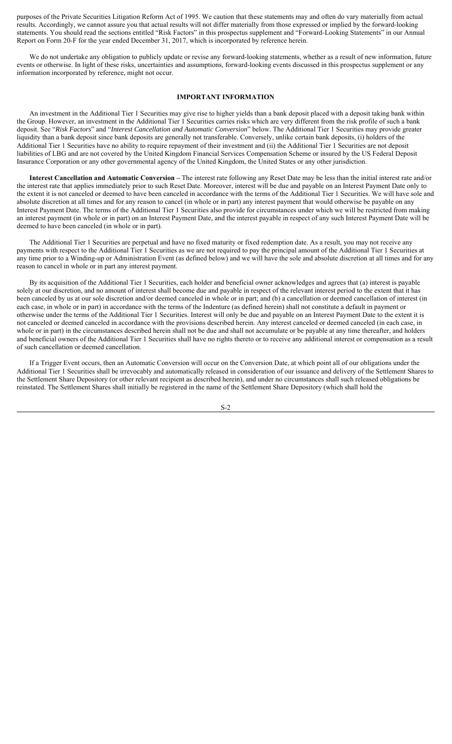purposes of the Private Securities Litigation Reform Act of 1995. We caution that these statements may and often do vary materially from actual results. Accordingly, we cannot assure you that actual results will not differ materially from those expressed or implied by the forward-looking statements. You should read the sections entitled "Risk Factors" in this prospectus supplement and "Forward-Looking Statements" in our Annual Report on Form 20-F for the year ended December 31, 2017, which is incorporated by reference herein.

We do not undertake any obligation to publicly update or revise any forward-looking statements, whether as a result of new information, future events or otherwise. In light of these risks, uncertainties and assumptions, forward-looking events discussed in this prospectus supplement or any information incorporated by reference, might not occur.

## IMPORTANT INFORMATION

An investment in the Additional Tier 1 Securities may give rise to higher yields than a bank deposit placed with a deposit taking bank within the Group. However, an investment in the Additional Tier 1 Securities carries risks which are very different from the risk profile of such a bank deposit. See "*Risk Factors*" and "*Interest Cancellation and Automatic Conversion*" below. The Additional Tier 1 Securities may provide greater liquidity than a bank deposit since bank deposits are generally not transferable. Conversely, unlike certain bank deposits, (i) holders of the Additional Tier 1 Securities have no ability to require repayment of their investment and (ii) the Additional Tier 1 Securities are not deposit liabilities of LBG and are not covered by the United Kingdom Financial Services Compensation Scheme or insured by the US Federal Deposit Insurance Corporation or any other governmental agency of the United Kingdom, the United States or any other jurisdiction.

**Interest Cancellation and Automatic Conversion –** The interest rate following any Reset Date may be less than the initial interest rate and/or the interest rate that applies immediately prior to such Reset Date. Moreover, interest will be due and payable on an Interest Payment Date only to the extent it is not canceled or deemed to have been canceled in accordance with the terms of the Additional Tier 1 Securities. We will have sole and absolute discretion at all times and for any reason to cancel (in whole or in part) any interest payment that would otherwise be payable on any Interest Payment Date. The terms of the Additional Tier 1 Securities also provide for circumstances under which we will be restricted from making an interest payment (in whole or in part) on an Interest Payment Date, and the interest payable in respect of any such Interest Payment Date will be deemed to have been canceled (in whole or in part).

The Additional Tier 1 Securities are perpetual and have no fixed maturity or fixed redemption date. As a result, you may not receive any payments with respect to the Additional Tier 1 Securities as we are not required to pay the principal amount of the Additional Tier 1 Securities at any time prior to a Winding-up or Administration Event (as defined below) and we will have the sole and absolute discretion at all times and for any reason to cancel in whole or in part any interest payment.

By its acquisition of the Additional Tier 1 Securities, each holder and beneficial owner acknowledges and agrees that (a) interest is payable solely at our discretion, and no amount of interest shall become due and payable in respect of the relevant interest period to the extent that it has been canceled by us at our sole discretion and/or deemed canceled in whole or in part; and (b) a cancellation or deemed cancellation of interest (in each case, in whole or in part) in accordance with the terms of the Indenture (as defined herein) shall not constitute a default in payment or otherwise under the terms of the Additional Tier 1 Securities. Interest will only be due and payable on an Interest Payment Date to the extent it is not canceled or deemed canceled in accordance with the provisions described herein. Any interest canceled or deemed canceled (in each case, in whole or in part) in the circumstances described herein shall not be due and shall not accumulate or be payable at any time thereafter, and holders and beneficial owners of the Additional Tier 1 Securities shall have no rights thereto or to receive any additional interest or compensation as a result of such cancellation or deemed cancellation.

If a Trigger Event occurs, then an Automatic Conversion will occur on the Conversion Date, at which point all of our obligations under the Additional Tier 1 Securities shall be irrevocably and automatically released in consideration of our issuance and delivery of the Settlement Shares to the Settlement Share Depository (or other relevant recipient as described herein), and under no circumstances shall such released obligations be reinstated. The Settlement Shares shall initially be registered in the name of the Settlement Share Depository (which shall hold the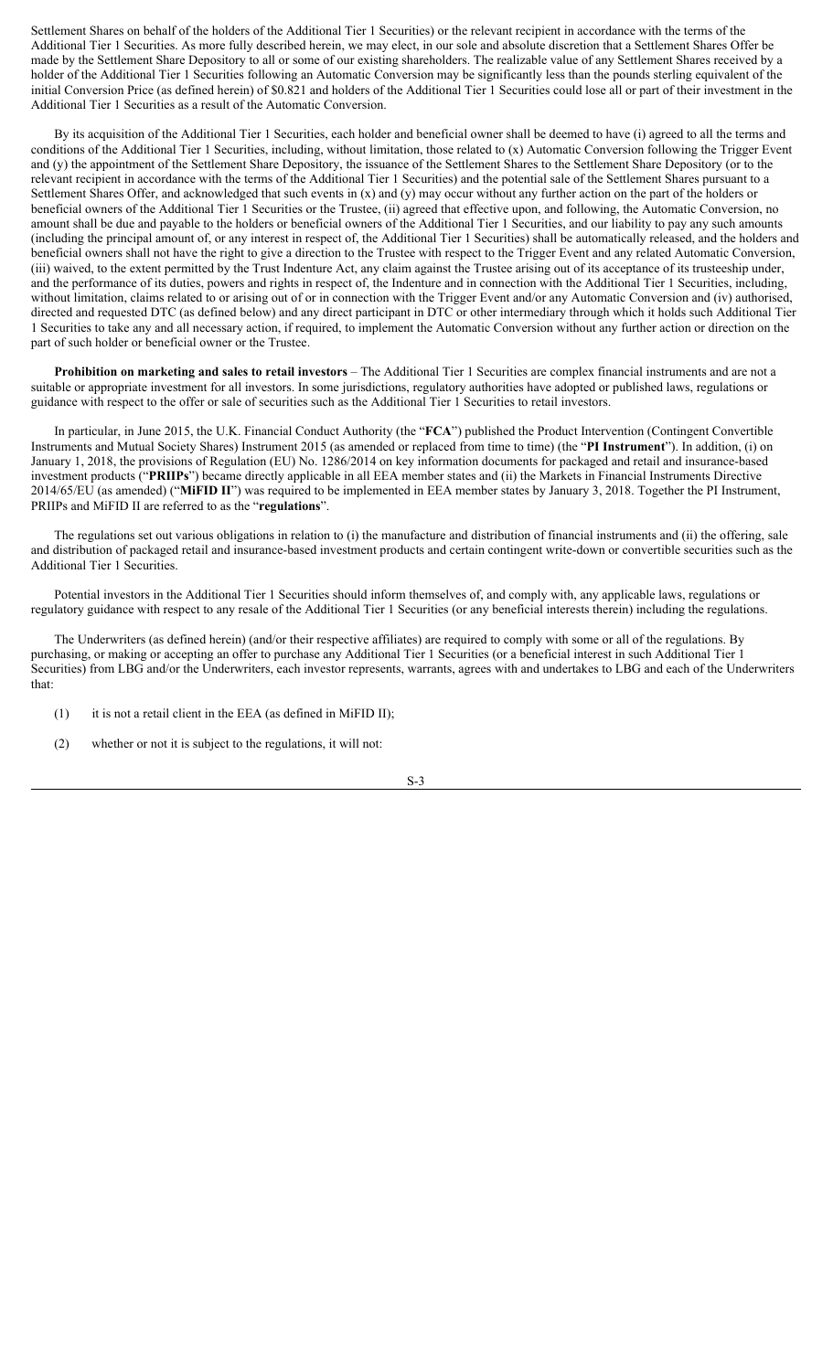Settlement Shares on behalf of the holders of the Additional Tier 1 Securities) or the relevant recipient in accordance with the terms of the Additional Tier 1 Securities. As more fully described herein, we may elect, in our sole and absolute discretion that a Settlement Shares Offer be made by the Settlement Share Depository to all or some of our existing shareholders. The realizable value of any Settlement Shares received by a holder of the Additional Tier 1 Securities following an Automatic Conversion may be significantly less than the pounds sterling equivalent of the initial Conversion Price (as defined herein) of $0.821 and holders of the Additional Tier 1 Securities could lose all or part of their investment in the Additional Tier 1 Securities as a result of the Automatic Conversion.

By its acquisition of the Additional Tier 1 Securities, each holder and beneficial owner shall be deemed to have (i) agreed to all the terms and conditions of the Additional Tier 1 Securities, including, without limitation, those related to (x) Automatic Conversion following the Trigger Event and (y) the appointment of the Settlement Share Depository, the issuance of the Settlement Shares to the Settlement Share Depository (or to the relevant recipient in accordance with the terms of the Additional Tier 1 Securities) and the potential sale of the Settlement Shares pursuant to a Settlement Shares Offer, and acknowledged that such events in (x) and (y) may occur without any further action on the part of the holders or beneficial owners of the Additional Tier 1 Securities or the Trustee, (ii) agreed that effective upon, and following, the Automatic Conversion, no amount shall be due and payable to the holders or beneficial owners of the Additional Tier 1 Securities, and our liability to pay any such amounts (including the principal amount of, or any interest in respect of, the Additional Tier 1 Securities) shall be automatically released, and the holders and beneficial owners shall not have the right to give a direction to the Trustee with respect to the Trigger Event and any related Automatic Conversion, (iii) waived, to the extent permitted by the Trust Indenture Act, any claim against the Trustee arising out of its acceptance of its trusteeship under, and the performance of its duties, powers and rights in respect of, the Indenture and in connection with the Additional Tier 1 Securities, including, without limitation, claims related to or arising out of or in connection with the Trigger Event and/or any Automatic Conversion and (iv) authorised, directed and requested DTC (as defined below) and any direct participant in DTC or other intermediary through which it holds such Additional Tier 1 Securities to take any and all necessary action, if required, to implement the Automatic Conversion without any further action or direction on the part of such holder or beneficial owner or the Trustee.

**Prohibition on marketing and sales to retail investors** – The Additional Tier 1 Securities are complex financial instruments and are not a suitable or appropriate investment for all investors. In some jurisdictions, regulatory authorities have adopted or published laws, regulations or guidance with respect to the offer or sale of securities such as the Additional Tier 1 Securities to retail investors.

In particular, in June 2015, the U.K. Financial Conduct Authority (the "**FCA**") published the Product Intervention (Contingent Convertible Instruments and Mutual Society Shares) Instrument 2015 (as amended or replaced from time to time) (the "**PI Instrument**"). In addition, (i) on January 1, 2018, the provisions of Regulation (EU) No. 1286/2014 on key information documents for packaged and retail and insurance-based investment products ("**PRIIPs**") became directly applicable in all EEA member states and (ii) the Markets in Financial Instruments Directive 2014/65/EU (as amended) ("**MiFID II**") was required to be implemented in EEA member states by January 3, 2018. Together the PI Instrument, PRIIPs and MiFID II are referred to as the "**regulations**".

The regulations set out various obligations in relation to (i) the manufacture and distribution of financial instruments and (ii) the offering, sale and distribution of packaged retail and insurance-based investment products and certain contingent write-down or convertible securities such as the Additional Tier 1 Securities.

Potential investors in the Additional Tier 1 Securities should inform themselves of, and comply with, any applicable laws, regulations or regulatory guidance with respect to any resale of the Additional Tier 1 Securities (or any beneficial interests therein) including the regulations.

The Underwriters (as defined herein) (and/or their respective affiliates) are required to comply with some or all of the regulations. By purchasing, or making or accepting an offer to purchase any Additional Tier 1 Securities (or a beneficial interest in such Additional Tier 1 Securities) from LBG and/or the Underwriters, each investor represents, warrants, agrees with and undertakes to LBG and each of the Underwriters that:

(1) it is not a retail client in the EEA (as defined in MiFID II);

(2) whether or not it is subject to the regulations, it will not: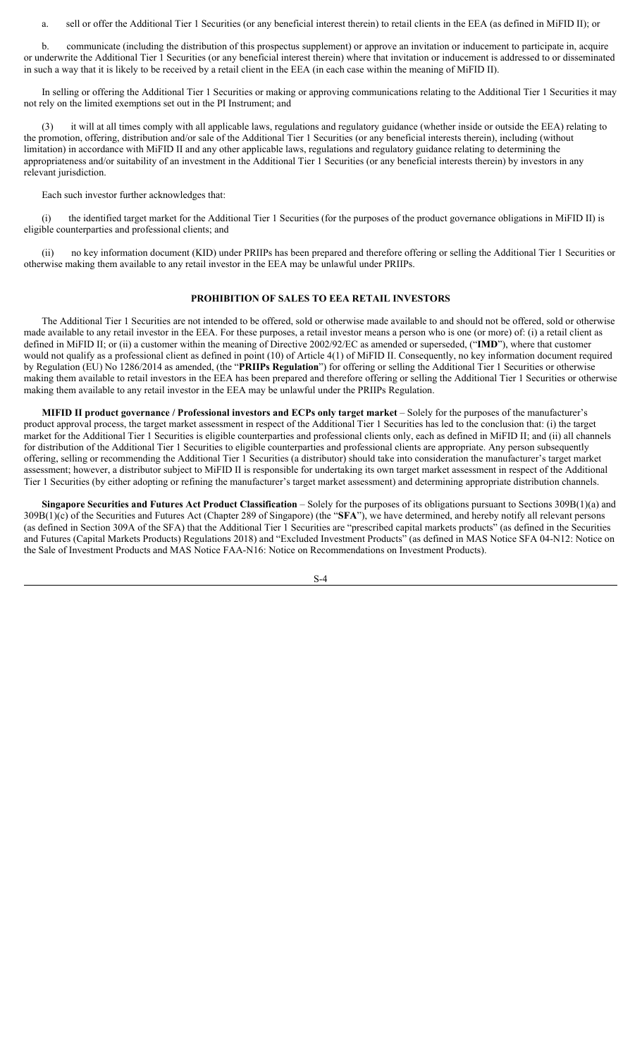a. sell or offer the Additional Tier 1 Securities (or any beneficial interest therein) to retail clients in the EEA (as defined in MiFID II); or

b. communicate (including the distribution of this prospectus supplement) or approve an invitation or inducement to participate in, acquire or underwrite the Additional Tier 1 Securities (or any beneficial interest therein) where that invitation or inducement is addressed to or disseminated in such a way that it is likely to be received by a retail client in the EEA (in each case within the meaning of MiFID II).

In selling or offering the Additional Tier 1 Securities or making or approving communications relating to the Additional Tier 1 Securities it may not rely on the limited exemptions set out in the PI Instrument; and

(3) it will at all times comply with all applicable laws, regulations and regulatory guidance (whether inside or outside the EEA) relating to the promotion, offering, distribution and/or sale of the Additional Tier 1 Securities (or any beneficial interests therein), including (without limitation) in accordance with MiFID II and any other applicable laws, regulations and regulatory guidance relating to determining the appropriateness and/or suitability of an investment in the Additional Tier 1 Securities (or any beneficial interests therein) by investors in any relevant jurisdiction.

Each such investor further acknowledges that:

(i) the identified target market for the Additional Tier 1 Securities (for the purposes of the product governance obligations in MiFID II) is eligible counterparties and professional clients; and

(ii) no key information document (KID) under PRIIPs has been prepared and therefore offering or selling the Additional Tier 1 Securities or otherwise making them available to any retail investor in the EEA may be unlawful under PRIIPs.

## PROHIBITION OF SALES TO EEA RETAIL INVESTORS

The Additional Tier 1 Securities are not intended to be offered, sold or otherwise made available to and should not be offered, sold or otherwise made available to any retail investor in the EEA. For these purposes, a retail investor means a person who is one (or more) of: (i) a retail client as defined in MiFID II; or (ii) a customer within the meaning of Directive 2002/92/EC as amended or superseded, ("**IMD**"), where that customer would not qualify as a professional client as defined in point (10) of Article 4(1) of MiFID II. Consequently, no key information document required by Regulation (EU) No 1286/2014 as amended, (the "**PRIIPs Regulation**") for offering or selling the Additional Tier 1 Securities or otherwise making them available to retail investors in the EEA has been prepared and therefore offering or selling the Additional Tier 1 Securities or otherwise making them available to any retail investor in the EEA may be unlawful under the PRIIPs Regulation.

**MIFID II product governance / Professional investors and ECPs only target market** – Solely for the purposes of the manufacturer's product approval process, the target market assessment in respect of the Additional Tier 1 Securities has led to the conclusion that: (i) the target market for the Additional Tier 1 Securities is eligible counterparties and professional clients only, each as defined in MiFID II; and (ii) all channels for distribution of the Additional Tier 1 Securities to eligible counterparties and professional clients are appropriate. Any person subsequently offering, selling or recommending the Additional Tier 1 Securities (a distributor) should take into consideration the manufacturer's target market assessment; however, a distributor subject to MiFID II is responsible for undertaking its own target market assessment in respect of the Additional Tier 1 Securities (by either adopting or refining the manufacturer's target market assessment) and determining appropriate distribution channels.

**Singapore Securities and Futures Act Product Classification** – Solely for the purposes of its obligations pursuant to Sections 309B(1)(a) and 309B(1)(c) of the Securities and Futures Act (Chapter 289 of Singapore) (the "**SFA**"), we have determined, and hereby notify all relevant persons (as defined in Section 309A of the SFA) that the Additional Tier 1 Securities are "prescribed capital markets products" (as defined in the Securities and Futures (Capital Markets Products) Regulations 2018) and "Excluded Investment Products" (as defined in MAS Notice SFA 04-N12: Notice on the Sale of Investment Products and MAS Notice FAA-N16: Notice on Recommendations on Investment Products).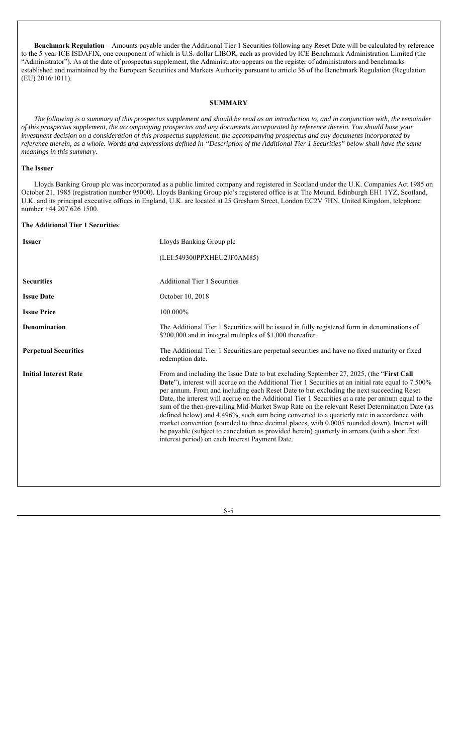**Benchmark Regulation** – Amounts payable under the Additional Tier 1 Securities following any Reset Date will be calculated by reference to the 5 year ICE ISDAFIX, one component of which is U.S. dollar LIBOR, each as provided by ICE Benchmark Administration Limited (the "Administrator"). As at the date of prospectus supplement, the Administrator appears on the register of administrators and benchmarks established and maintained by the European Securities and Markets Authority pursuant to article 36 of the Benchmark Regulation (Regulation (EU) 2016/1011).

## SUMMARY

*The following is a summary of this prospectus supplement and should be read as an introduction to, and in conjunction with, the remainder of this prospectus supplement, the accompanying prospectus and any documents incorporated by reference therein. You should base your investment decision on a consideration of this prospectus supplement, the accompanying prospectus and any documents incorporated by reference therein, as a whole. Words and expressions defined in "Description of the Additional Tier 1 Securities" below shall have the same meanings in this summary.*

### The Issuer

Lloyds Banking Group plc was incorporated as a public limited company and registered in Scotland under the U.K. Companies Act 1985 on October 21, 1985 (registration number 95000). Lloyds Banking Group plc's registered office is at The Mound, Edinburgh EH1 1YZ, Scotland, U.K. and its principal executive offices in England, U.K. are located at 25 Gresham Street, London EC2V 7HN, United Kingdom, telephone number +44 207 626 1500.

### The Additional Tier 1 Securities

| | |
|---|---|
| **Issuer** | Lloyds Banking Group plc<br>(LEI:549300PPXHEU2JF0AM85) |
| **Securities** | Additional Tier 1 Securities |
| **Issue Date** | October 10, 2018 |
| **Issue Price** | 100.000% |
| **Denomination** | The Additional Tier 1 Securities will be issued in fully registered form in denominations of $200,000 and in integral multiples of $1,000 thereafter. |
| **Perpetual Securities** | The Additional Tier 1 Securities are perpetual securities and have no fixed maturity or fixed redemption date. |
| **Initial Interest Rate** | From and including the Issue Date to but excluding September 27, 2025, (the "**First Call Date**"), interest will accrue on the Additional Tier 1 Securities at an initial rate equal to 7.500% per annum. From and including each Reset Date to but excluding the next succeeding Reset Date, the interest will accrue on the Additional Tier 1 Securities at a rate per annum equal to the sum of the then-prevailing Mid-Market Swap Rate on the relevant Reset Determination Date (as defined below) and 4.496%, such sum being converted to a quarterly rate in accordance with market convention (rounded to three decimal places, with 0.0005 rounded down). Interest will be payable (subject to cancelation as provided herein) quarterly in arrears (with a short first interest period) on each Interest Payment Date. |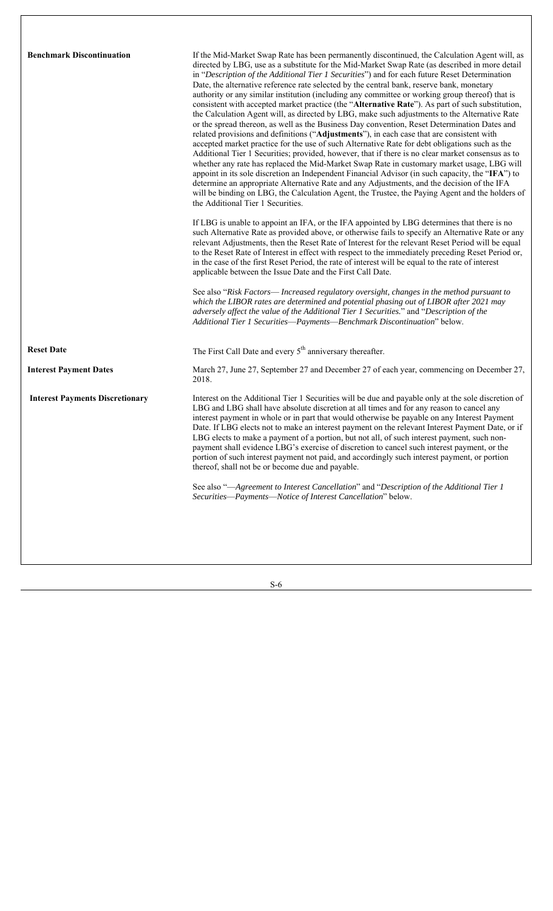| | |
|---|---|
| **Benchmark Discontinuation** | If the Mid-Market Swap Rate has been permanently discontinued, the Calculation Agent will, as directed by LBG, use as a substitute for the Mid-Market Swap Rate (as described in more detail in "*Description of the Additional Tier 1 Securities*") and for each future Reset Determination Date, the alternative reference rate selected by the central bank, reserve bank, monetary authority or any similar institution (including any committee or working group thereof) that is consistent with accepted market practice (the "**Alternative Rate**"). As part of such substitution, the Calculation Agent will, as directed by LBG, make such adjustments to the Alternative Rate or the spread thereon, as well as the Business Day convention, Reset Determination Dates and related provisions and definitions ("**Adjustments**"), in each case that are consistent with accepted market practice for the use of such Alternative Rate for debt obligations such as the Additional Tier 1 Securities; provided, however, that if there is no clear market consensus as to whether any rate has replaced the Mid-Market Swap Rate in customary market usage, LBG will appoint in its sole discretion an Independent Financial Advisor (in such capacity, the "**IFA**") to determine an appropriate Alternative Rate and any Adjustments, and the decision of the IFA will be binding on LBG, the Calculation Agent, the Trustee, the Paying Agent and the holders of the Additional Tier 1 Securities.<br><br>If LBG is unable to appoint an IFA, or the IFA appointed by LBG determines that there is no such Alternative Rate as provided above, or otherwise fails to specify an Alternative Rate or any relevant Adjustments, then the Reset Rate of Interest for the relevant Reset Period will be equal to the Reset Rate of Interest in effect with respect to the immediately preceding Reset Period or, in the case of the first Reset Period, the rate of interest will be equal to the rate of interest applicable between the Issue Date and the First Call Date.<br><br>See also "*Risk Factors— Increased regulatory oversight, changes in the method pursuant to which the LIBOR rates are determined and potential phasing out of LIBOR after 2021 may adversely affect the value of the Additional Tier 1 Securities.*" and "*Description of the Additional Tier 1 Securities—Payments—Benchmark Discontinuation*" below. |
| **Reset Date** | The First Call Date and every 5th anniversary thereafter. |
| **Interest Payment Dates** | March 27, June 27, September 27 and December 27 of each year, commencing on December 27, 2018. |
| **Interest Payments Discretionary** | Interest on the Additional Tier 1 Securities will be due and payable only at the sole discretion of LBG and LBG shall have absolute discretion at all times and for any reason to cancel any interest payment in whole or in part that would otherwise be payable on any Interest Payment Date. If LBG elects not to make an interest payment on the relevant Interest Payment Date, or if LBG elects to make a payment of a portion, but not all, of such interest payment, such non-payment shall evidence LBG's exercise of discretion to cancel such interest payment, or the portion of such interest payment not paid, and accordingly such interest payment, or portion thereof, shall not be or become due and payable.<br><br>See also "*—Agreement to Interest Cancellation*" and "*Description of the Additional Tier 1 Securities—Payments—Notice of Interest Cancellation*" below. |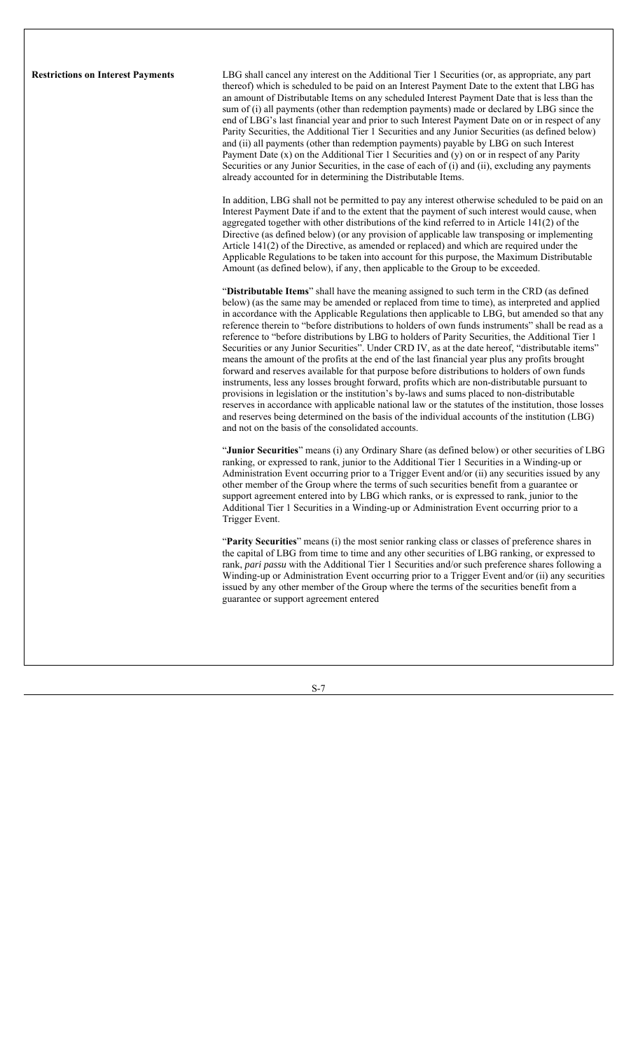**Restrictions on Interest Payments**

LBG shall cancel any interest on the Additional Tier 1 Securities (or, as appropriate, any part thereof) which is scheduled to be paid on an Interest Payment Date to the extent that LBG has an amount of Distributable Items on any scheduled Interest Payment Date that is less than the sum of (i) all payments (other than redemption payments) made or declared by LBG since the end of LBG's last financial year and prior to such Interest Payment Date on or in respect of any Parity Securities, the Additional Tier 1 Securities and any Junior Securities (as defined below) and (ii) all payments (other than redemption payments) payable by LBG on such Interest Payment Date (x) on the Additional Tier 1 Securities and (y) on or in respect of any Parity Securities or any Junior Securities, in the case of each of (i) and (ii), excluding any payments already accounted for in determining the Distributable Items.

In addition, LBG shall not be permitted to pay any interest otherwise scheduled to be paid on an Interest Payment Date if and to the extent that the payment of such interest would cause, when aggregated together with other distributions of the kind referred to in Article 141(2) of the Directive (as defined below) (or any provision of applicable law transposing or implementing Article 141(2) of the Directive, as amended or replaced) and which are required under the Applicable Regulations to be taken into account for this purpose, the Maximum Distributable Amount (as defined below), if any, then applicable to the Group to be exceeded.

"**Distributable Items**" shall have the meaning assigned to such term in the CRD (as defined below) (as the same may be amended or replaced from time to time), as interpreted and applied in accordance with the Applicable Regulations then applicable to LBG, but amended so that any reference therein to "before distributions to holders of own funds instruments" shall be read as a reference to "before distributions by LBG to holders of Parity Securities, the Additional Tier 1 Securities or any Junior Securities". Under CRD IV, as at the date hereof, "distributable items" means the amount of the profits at the end of the last financial year plus any profits brought forward and reserves available for that purpose before distributions to holders of own funds instruments, less any losses brought forward, profits which are non-distributable pursuant to provisions in legislation or the institution's by-laws and sums placed to non-distributable reserves in accordance with applicable national law or the statutes of the institution, those losses and reserves being determined on the basis of the individual accounts of the institution (LBG) and not on the basis of the consolidated accounts.

"**Junior Securities**" means (i) any Ordinary Share (as defined below) or other securities of LBG ranking, or expressed to rank, junior to the Additional Tier 1 Securities in a Winding-up or Administration Event occurring prior to a Trigger Event and/or (ii) any securities issued by any other member of the Group where the terms of such securities benefit from a guarantee or support agreement entered into by LBG which ranks, or is expressed to rank, junior to the Additional Tier 1 Securities in a Winding-up or Administration Event occurring prior to a Trigger Event.

"**Parity Securities**" means (i) the most senior ranking class or classes of preference shares in the capital of LBG from time to time and any other securities of LBG ranking, or expressed to rank, *pari passu* with the Additional Tier 1 Securities and/or such preference shares following a Winding-up or Administration Event occurring prior to a Trigger Event and/or (ii) any securities issued by any other member of the Group where the terms of the securities benefit from a guarantee or support agreement entered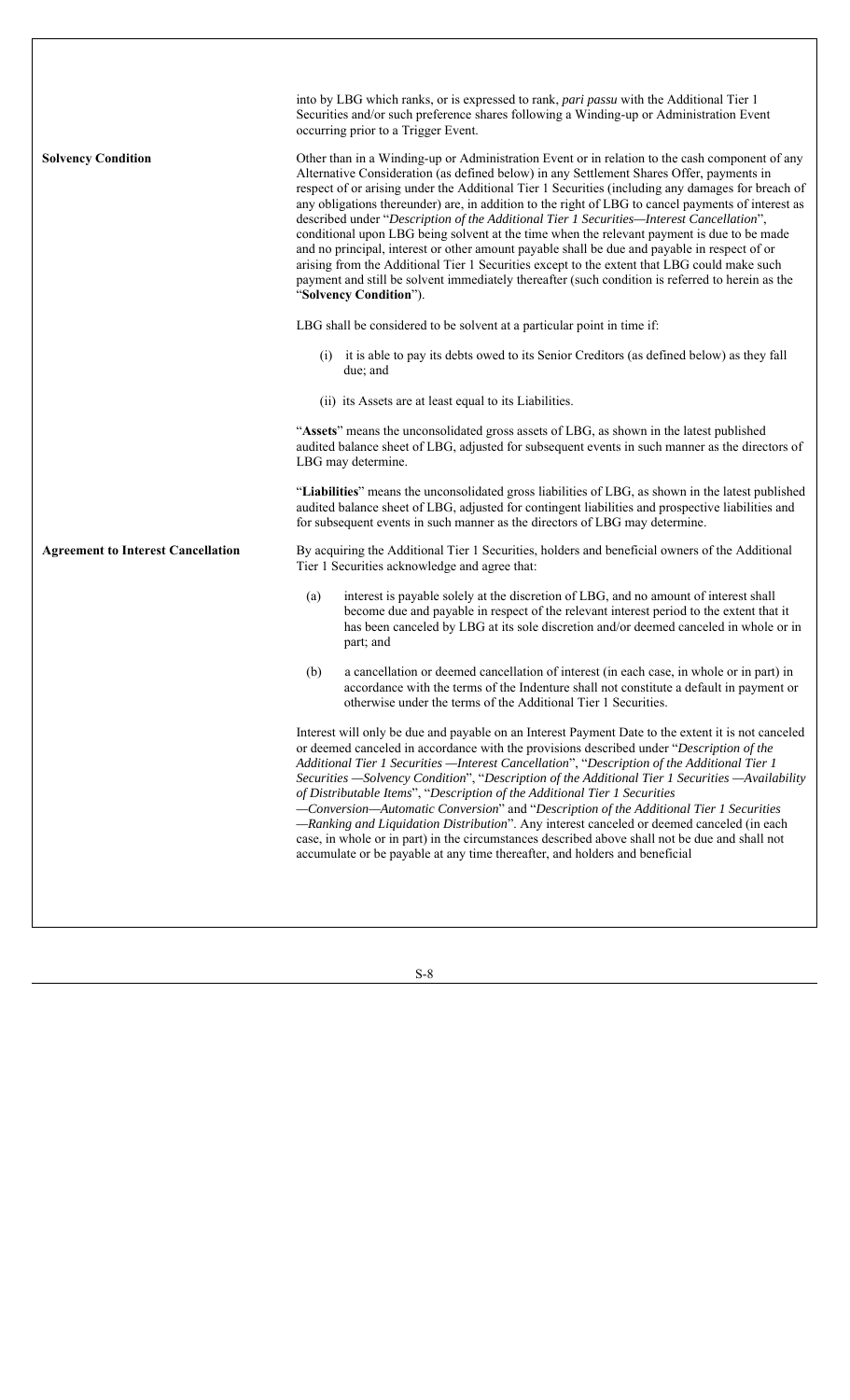into by LBG which ranks, or is expressed to rank, *pari passu* with the Additional Tier 1 Securities and/or such preference shares following a Winding-up or Administration Event occurring prior to a Trigger Event.

**Solvency Condition**

Other than in a Winding-up or Administration Event or in relation to the cash component of any Alternative Consideration (as defined below) in any Settlement Shares Offer, payments in respect of or arising under the Additional Tier 1 Securities (including any damages for breach of any obligations thereunder) are, in addition to the right of LBG to cancel payments of interest as described under "*Description of the Additional Tier 1 Securities—Interest Cancellation*", conditional upon LBG being solvent at the time when the relevant payment is due to be made and no principal, interest or other amount payable shall be due and payable in respect of or arising from the Additional Tier 1 Securities except to the extent that LBG could make such payment and still be solvent immediately thereafter (such condition is referred to herein as the "**Solvency Condition**").

LBG shall be considered to be solvent at a particular point in time if:

(i) it is able to pay its debts owed to its Senior Creditors (as defined below) as they fall due; and

(ii) its Assets are at least equal to its Liabilities.

"**Assets**" means the unconsolidated gross assets of LBG, as shown in the latest published audited balance sheet of LBG, adjusted for subsequent events in such manner as the directors of LBG may determine.

"**Liabilities**" means the unconsolidated gross liabilities of LBG, as shown in the latest published audited balance sheet of LBG, adjusted for contingent liabilities and prospective liabilities and for subsequent events in such manner as the directors of LBG may determine.

**Agreement to Interest Cancellation**

By acquiring the Additional Tier 1 Securities, holders and beneficial owners of the Additional Tier 1 Securities acknowledge and agree that:

(a) interest is payable solely at the discretion of LBG, and no amount of interest shall become due and payable in respect of the relevant interest period to the extent that it has been canceled by LBG at its sole discretion and/or deemed canceled in whole or in part; and

(b) a cancellation or deemed cancellation of interest (in each case, in whole or in part) in accordance with the terms of the Indenture shall not constitute a default in payment or otherwise under the terms of the Additional Tier 1 Securities.

Interest will only be due and payable on an Interest Payment Date to the extent it is not canceled or deemed canceled in accordance with the provisions described under "*Description of the Additional Tier 1 Securities —Interest Cancellation*", "*Description of the Additional Tier 1 Securities —Solvency Condition*", "*Description of the Additional Tier 1 Securities —Availability of Distributable Items*", "*Description of the Additional Tier 1 Securities —Conversion—Automatic Conversion*" and "*Description of the Additional Tier 1 Securities —Ranking and Liquidation Distribution*". Any interest canceled or deemed canceled (in each case, in whole or in part) in the circumstances described above shall not be due and shall not accumulate or be payable at any time thereafter, and holders and beneficial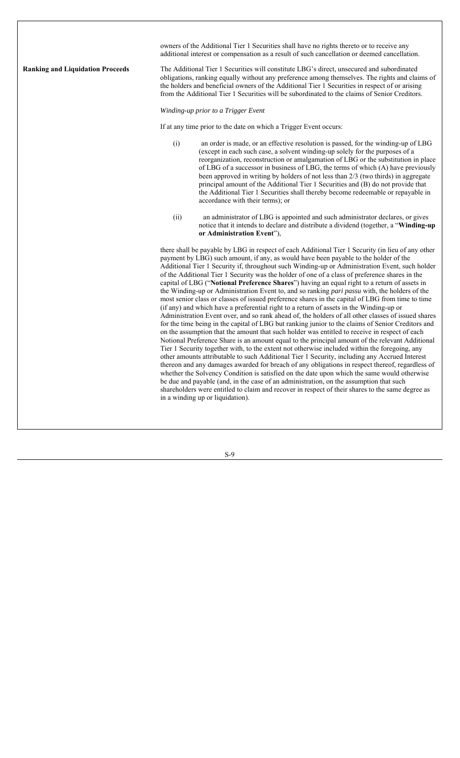owners of the Additional Tier 1 Securities shall have no rights thereto or to receive any additional interest or compensation as a result of such cancellation or deemed cancellation.

**Ranking and Liquidation Proceeds**

The Additional Tier 1 Securities will constitute LBG's direct, unsecured and subordinated obligations, ranking equally without any preference among themselves. The rights and claims of the holders and beneficial owners of the Additional Tier 1 Securities in respect of or arising from the Additional Tier 1 Securities will be subordinated to the claims of Senior Creditors.

*Winding-up prior to a Trigger Event*

If at any time prior to the date on which a Trigger Event occurs:

(i) an order is made, or an effective resolution is passed, for the winding-up of LBG (except in each such case, a solvent winding-up solely for the purposes of a reorganization, reconstruction or amalgamation of LBG or the substitution in place of LBG of a successor in business of LBG, the terms of which (A) have previously been approved in writing by holders of not less than 2/3 (two thirds) in aggregate principal amount of the Additional Tier 1 Securities and (B) do not provide that the Additional Tier 1 Securities shall thereby become redeemable or repayable in accordance with their terms); or

(ii) an administrator of LBG is appointed and such administrator declares, or gives notice that it intends to declare and distribute a dividend (together, a "**Winding-up or Administration Event**"),

there shall be payable by LBG in respect of each Additional Tier 1 Security (in lieu of any other payment by LBG) such amount, if any, as would have been payable to the holder of the Additional Tier 1 Security if, throughout such Winding-up or Administration Event, such holder of the Additional Tier 1 Security was the holder of one of a class of preference shares in the capital of LBG ("**Notional Preference Shares**") having an equal right to a return of assets in the Winding-up or Administration Event to, and so ranking *pari passu* with, the holders of the most senior class or classes of issued preference shares in the capital of LBG from time to time (if any) and which have a preferential right to a return of assets in the Winding-up or Administration Event over, and so rank ahead of, the holders of all other classes of issued shares for the time being in the capital of LBG but ranking junior to the claims of Senior Creditors and on the assumption that the amount that such holder was entitled to receive in respect of each Notional Preference Share is an amount equal to the principal amount of the relevant Additional Tier 1 Security together with, to the extent not otherwise included within the foregoing, any other amounts attributable to such Additional Tier 1 Security, including any Accrued Interest thereon and any damages awarded for breach of any obligations in respect thereof, regardless of whether the Solvency Condition is satisfied on the date upon which the same would otherwise be due and payable (and, in the case of an administration, on the assumption that such shareholders were entitled to claim and recover in respect of their shares to the same degree as in a winding up or liquidation).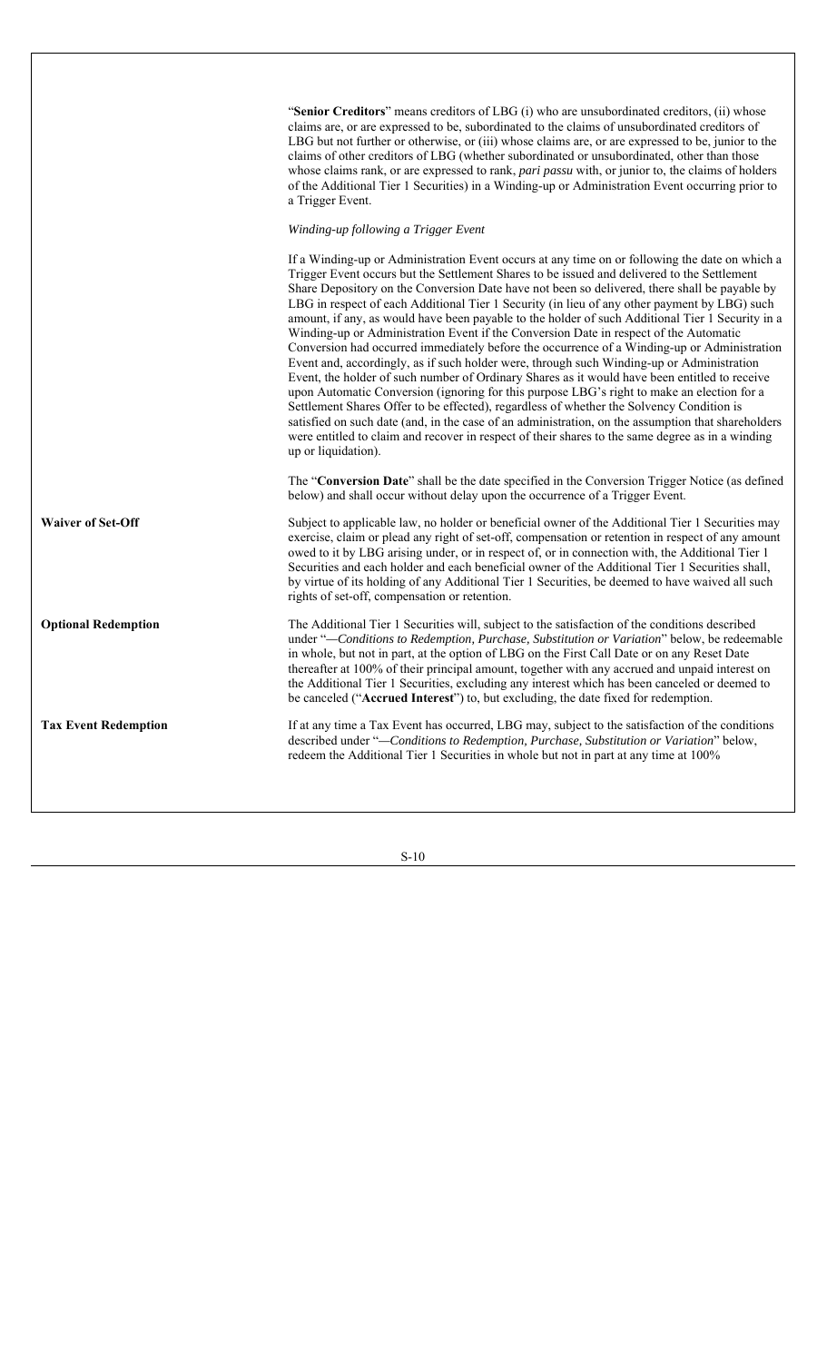"**Senior Creditors**" means creditors of LBG (i) who are unsubordinated creditors, (ii) whose claims are, or are expressed to be, subordinated to the claims of unsubordinated creditors of LBG but not further or otherwise, or (iii) whose claims are, or are expressed to be, junior to the claims of other creditors of LBG (whether subordinated or unsubordinated, other than those whose claims rank, or are expressed to rank, *pari passu* with, or junior to, the claims of holders of the Additional Tier 1 Securities) in a Winding-up or Administration Event occurring prior to a Trigger Event.

*Winding-up following a Trigger Event*

If a Winding-up or Administration Event occurs at any time on or following the date on which a Trigger Event occurs but the Settlement Shares to be issued and delivered to the Settlement Share Depository on the Conversion Date have not been so delivered, there shall be payable by LBG in respect of each Additional Tier 1 Security (in lieu of any other payment by LBG) such amount, if any, as would have been payable to the holder of such Additional Tier 1 Security in a Winding-up or Administration Event if the Conversion Date in respect of the Automatic Conversion had occurred immediately before the occurrence of a Winding-up or Administration Event and, accordingly, as if such holder were, through such Winding-up or Administration Event, the holder of such number of Ordinary Shares as it would have been entitled to receive upon Automatic Conversion (ignoring for this purpose LBG's right to make an election for a Settlement Shares Offer to be effected), regardless of whether the Solvency Condition is satisfied on such date (and, in the case of an administration, on the assumption that shareholders were entitled to claim and recover in respect of their shares to the same degree as in a winding up or liquidation).

The "**Conversion Date**" shall be the date specified in the Conversion Trigger Notice (as defined below) and shall occur without delay upon the occurrence of a Trigger Event.

**Waiver of Set-Off**

Subject to applicable law, no holder or beneficial owner of the Additional Tier 1 Securities may exercise, claim or plead any right of set-off, compensation or retention in respect of any amount owed to it by LBG arising under, or in respect of, or in connection with, the Additional Tier 1 Securities and each holder and each beneficial owner of the Additional Tier 1 Securities shall, by virtue of its holding of any Additional Tier 1 Securities, be deemed to have waived all such rights of set-off, compensation or retention.

**Optional Redemption**

The Additional Tier 1 Securities will, subject to the satisfaction of the conditions described under "*—Conditions to Redemption, Purchase, Substitution or Variation*" below, be redeemable in whole, but not in part, at the option of LBG on the First Call Date or on any Reset Date thereafter at 100% of their principal amount, together with any accrued and unpaid interest on the Additional Tier 1 Securities, excluding any interest which has been canceled or deemed to be canceled ("**Accrued Interest**") to, but excluding, the date fixed for redemption.

**Tax Event Redemption**

If at any time a Tax Event has occurred, LBG may, subject to the satisfaction of the conditions described under "*—Conditions to Redemption, Purchase, Substitution or Variation*" below, redeem the Additional Tier 1 Securities in whole but not in part at any time at 100%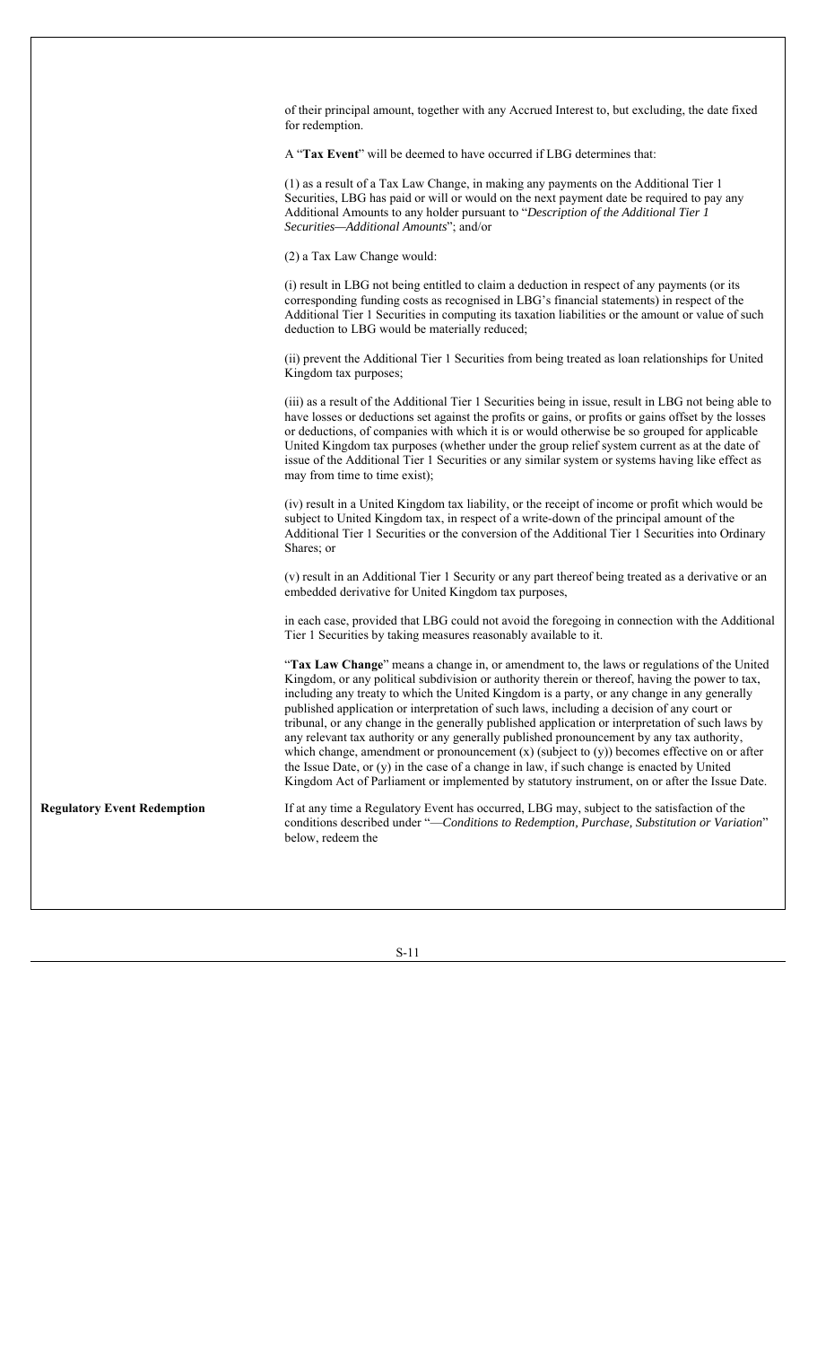of their principal amount, together with any Accrued Interest to, but excluding, the date fixed for redemption.

A "**Tax Event**" will be deemed to have occurred if LBG determines that:

(1) as a result of a Tax Law Change, in making any payments on the Additional Tier 1 Securities, LBG has paid or will or would on the next payment date be required to pay any Additional Amounts to any holder pursuant to "*Description of the Additional Tier 1 Securities—Additional Amounts*"; and/or

(2) a Tax Law Change would:

(i) result in LBG not being entitled to claim a deduction in respect of any payments (or its corresponding funding costs as recognised in LBG's financial statements) in respect of the Additional Tier 1 Securities in computing its taxation liabilities or the amount or value of such deduction to LBG would be materially reduced;

(ii) prevent the Additional Tier 1 Securities from being treated as loan relationships for United Kingdom tax purposes;

(iii) as a result of the Additional Tier 1 Securities being in issue, result in LBG not being able to have losses or deductions set against the profits or gains, or profits or gains offset by the losses or deductions, of companies with which it is or would otherwise be so grouped for applicable United Kingdom tax purposes (whether under the group relief system current as at the date of issue of the Additional Tier 1 Securities or any similar system or systems having like effect as may from time to time exist);

(iv) result in a United Kingdom tax liability, or the receipt of income or profit which would be subject to United Kingdom tax, in respect of a write-down of the principal amount of the Additional Tier 1 Securities or the conversion of the Additional Tier 1 Securities into Ordinary Shares; or

(v) result in an Additional Tier 1 Security or any part thereof being treated as a derivative or an embedded derivative for United Kingdom tax purposes,

in each case, provided that LBG could not avoid the foregoing in connection with the Additional Tier 1 Securities by taking measures reasonably available to it.

"**Tax Law Change**" means a change in, or amendment to, the laws or regulations of the United Kingdom, or any political subdivision or authority therein or thereof, having the power to tax, including any treaty to which the United Kingdom is a party, or any change in any generally published application or interpretation of such laws, including a decision of any court or tribunal, or any change in the generally published application or interpretation of such laws by any relevant tax authority or any generally published pronouncement by any tax authority, which change, amendment or pronouncement (x) (subject to (y)) becomes effective on or after the Issue Date, or (y) in the case of a change in law, if such change is enacted by United Kingdom Act of Parliament or implemented by statutory instrument, on or after the Issue Date.

**Regulatory Event Redemption**

If at any time a Regulatory Event has occurred, LBG may, subject to the satisfaction of the conditions described under "—*Conditions to Redemption, Purchase, Substitution or Variation*" below, redeem the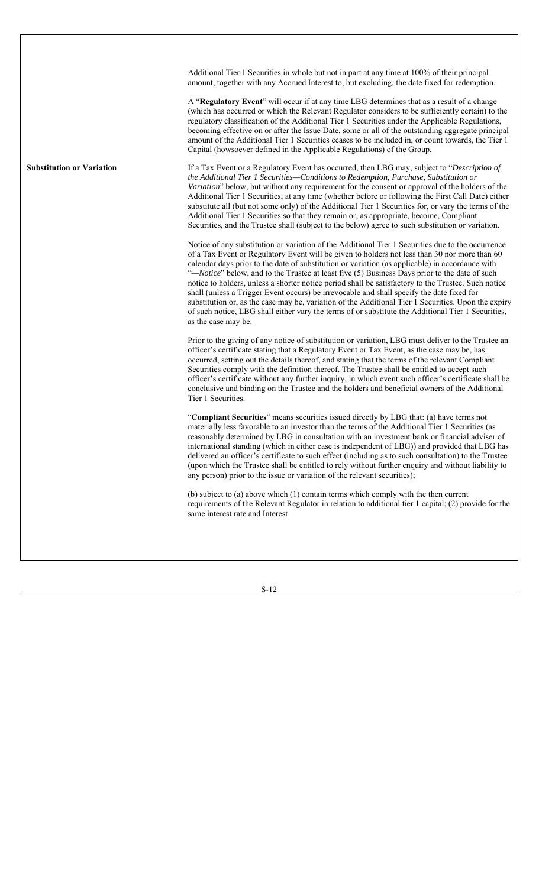Additional Tier 1 Securities in whole but not in part at any time at 100% of their principal amount, together with any Accrued Interest to, but excluding, the date fixed for redemption.

A "**Regulatory Event**" will occur if at any time LBG determines that as a result of a change (which has occurred or which the Relevant Regulator considers to be sufficiently certain) to the regulatory classification of the Additional Tier 1 Securities under the Applicable Regulations, becoming effective on or after the Issue Date, some or all of the outstanding aggregate principal amount of the Additional Tier 1 Securities ceases to be included in, or count towards, the Tier 1 Capital (howsoever defined in the Applicable Regulations) of the Group.

**Substitution or Variation**

If a Tax Event or a Regulatory Event has occurred, then LBG may, subject to "*Description of the Additional Tier 1 Securities—Conditions to Redemption, Purchase, Substitution or Variation*" below, but without any requirement for the consent or approval of the holders of the Additional Tier 1 Securities, at any time (whether before or following the First Call Date) either substitute all (but not some only) of the Additional Tier 1 Securities for, or vary the terms of the Additional Tier 1 Securities so that they remain or, as appropriate, become, Compliant Securities, and the Trustee shall (subject to the below) agree to such substitution or variation.

Notice of any substitution or variation of the Additional Tier 1 Securities due to the occurrence of a Tax Event or Regulatory Event will be given to holders not less than 30 nor more than 60 calendar days prior to the date of substitution or variation (as applicable) in accordance with "*—Notice*" below, and to the Trustee at least five (5) Business Days prior to the date of such notice to holders, unless a shorter notice period shall be satisfactory to the Trustee. Such notice shall (unless a Trigger Event occurs) be irrevocable and shall specify the date fixed for substitution or, as the case may be, variation of the Additional Tier 1 Securities. Upon the expiry of such notice, LBG shall either vary the terms of or substitute the Additional Tier 1 Securities, as the case may be.

Prior to the giving of any notice of substitution or variation, LBG must deliver to the Trustee an officer's certificate stating that a Regulatory Event or Tax Event, as the case may be, has occurred, setting out the details thereof, and stating that the terms of the relevant Compliant Securities comply with the definition thereof. The Trustee shall be entitled to accept such officer's certificate without any further inquiry, in which event such officer's certificate shall be conclusive and binding on the Trustee and the holders and beneficial owners of the Additional Tier 1 Securities.

"**Compliant Securities**" means securities issued directly by LBG that: (a) have terms not materially less favorable to an investor than the terms of the Additional Tier 1 Securities (as reasonably determined by LBG in consultation with an investment bank or financial adviser of international standing (which in either case is independent of LBG)) and provided that LBG has delivered an officer's certificate to such effect (including as to such consultation) to the Trustee (upon which the Trustee shall be entitled to rely without further enquiry and without liability to any person) prior to the issue or variation of the relevant securities);

(b) subject to (a) above which (1) contain terms which comply with the then current requirements of the Relevant Regulator in relation to additional tier 1 capital; (2) provide for the same interest rate and Interest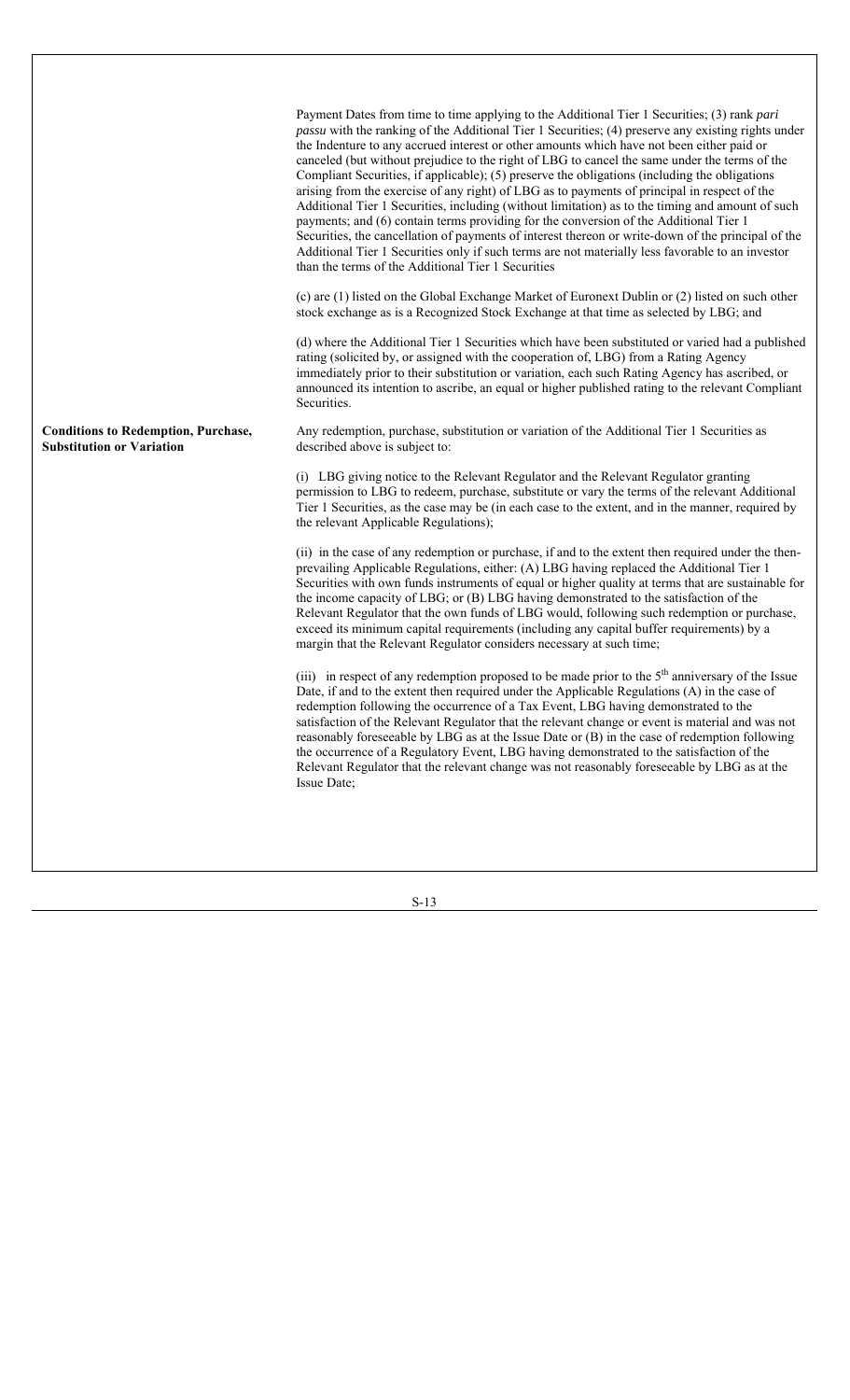Payment Dates from time to time applying to the Additional Tier 1 Securities; (3) rank *pari passu* with the ranking of the Additional Tier 1 Securities; (4) preserve any existing rights under the Indenture to any accrued interest or other amounts which have not been either paid or canceled (but without prejudice to the right of LBG to cancel the same under the terms of the Compliant Securities, if applicable); (5) preserve the obligations (including the obligations arising from the exercise of any right) of LBG as to payments of principal in respect of the Additional Tier 1 Securities, including (without limitation) as to the timing and amount of such payments; and (6) contain terms providing for the conversion of the Additional Tier 1 Securities, the cancellation of payments of interest thereon or write-down of the principal of the Additional Tier 1 Securities only if such terms are not materially less favorable to an investor than the terms of the Additional Tier 1 Securities

(c) are (1) listed on the Global Exchange Market of Euronext Dublin or (2) listed on such other stock exchange as is a Recognized Stock Exchange at that time as selected by LBG; and

(d) where the Additional Tier 1 Securities which have been substituted or varied had a published rating (solicited by, or assigned with the cooperation of, LBG) from a Rating Agency immediately prior to their substitution or variation, each such Rating Agency has ascribed, or announced its intention to ascribe, an equal or higher published rating to the relevant Compliant Securities.

**Conditions to Redemption, Purchase, Substitution or Variation**

Any redemption, purchase, substitution or variation of the Additional Tier 1 Securities as described above is subject to:

(i) LBG giving notice to the Relevant Regulator and the Relevant Regulator granting permission to LBG to redeem, purchase, substitute or vary the terms of the relevant Additional Tier 1 Securities, as the case may be (in each case to the extent, and in the manner, required by the relevant Applicable Regulations);

(ii) in the case of any redemption or purchase, if and to the extent then required under the then-prevailing Applicable Regulations, either: (A) LBG having replaced the Additional Tier 1 Securities with own funds instruments of equal or higher quality at terms that are sustainable for the income capacity of LBG; or (B) LBG having demonstrated to the satisfaction of the Relevant Regulator that the own funds of LBG would, following such redemption or purchase, exceed its minimum capital requirements (including any capital buffer requirements) by a margin that the Relevant Regulator considers necessary at such time;

(iii) in respect of any redemption proposed to be made prior to the 5th anniversary of the Issue Date, if and to the extent then required under the Applicable Regulations (A) in the case of redemption following the occurrence of a Tax Event, LBG having demonstrated to the satisfaction of the Relevant Regulator that the relevant change or event is material and was not reasonably foreseeable by LBG as at the Issue Date or (B) in the case of redemption following the occurrence of a Regulatory Event, LBG having demonstrated to the satisfaction of the Relevant Regulator that the relevant change was not reasonably foreseeable by LBG as at the Issue Date;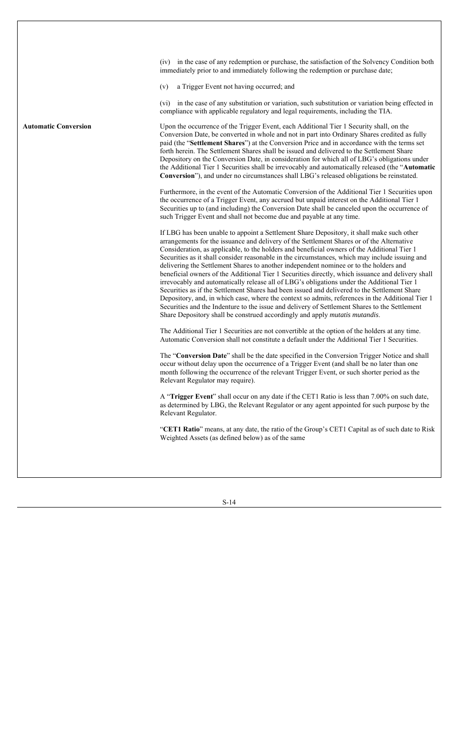(iv) in the case of any redemption or purchase, the satisfaction of the Solvency Condition both immediately prior to and immediately following the redemption or purchase date;

(v) a Trigger Event not having occurred; and

(vi) in the case of any substitution or variation, such substitution or variation being effected in compliance with applicable regulatory and legal requirements, including the TIA.

**Automatic Conversion**

Upon the occurrence of the Trigger Event, each Additional Tier 1 Security shall, on the Conversion Date, be converted in whole and not in part into Ordinary Shares credited as fully paid (the "**Settlement Shares**") at the Conversion Price and in accordance with the terms set forth herein. The Settlement Shares shall be issued and delivered to the Settlement Share Depository on the Conversion Date, in consideration for which all of LBG's obligations under the Additional Tier 1 Securities shall be irrevocably and automatically released (the "**Automatic Conversion**"), and under no circumstances shall LBG's released obligations be reinstated.

Furthermore, in the event of the Automatic Conversion of the Additional Tier 1 Securities upon the occurrence of a Trigger Event, any accrued but unpaid interest on the Additional Tier 1 Securities up to (and including) the Conversion Date shall be canceled upon the occurrence of such Trigger Event and shall not become due and payable at any time.

If LBG has been unable to appoint a Settlement Share Depository, it shall make such other arrangements for the issuance and delivery of the Settlement Shares or of the Alternative Consideration, as applicable, to the holders and beneficial owners of the Additional Tier 1 Securities as it shall consider reasonable in the circumstances, which may include issuing and delivering the Settlement Shares to another independent nominee or to the holders and beneficial owners of the Additional Tier 1 Securities directly, which issuance and delivery shall irrevocably and automatically release all of LBG's obligations under the Additional Tier 1 Securities as if the Settlement Shares had been issued and delivered to the Settlement Share Depository, and, in which case, where the context so admits, references in the Additional Tier 1 Securities and the Indenture to the issue and delivery of Settlement Shares to the Settlement Share Depository shall be construed accordingly and apply *mutatis mutandis*.

The Additional Tier 1 Securities are not convertible at the option of the holders at any time. Automatic Conversion shall not constitute a default under the Additional Tier 1 Securities.

The "**Conversion Date**" shall be the date specified in the Conversion Trigger Notice and shall occur without delay upon the occurrence of a Trigger Event (and shall be no later than one month following the occurrence of the relevant Trigger Event, or such shorter period as the Relevant Regulator may require).

A "**Trigger Event**" shall occur on any date if the CET1 Ratio is less than 7.00% on such date, as determined by LBG, the Relevant Regulator or any agent appointed for such purpose by the Relevant Regulator.

"**CET1 Ratio**" means, at any date, the ratio of the Group's CET1 Capital as of such date to Risk Weighted Assets (as defined below) as of the same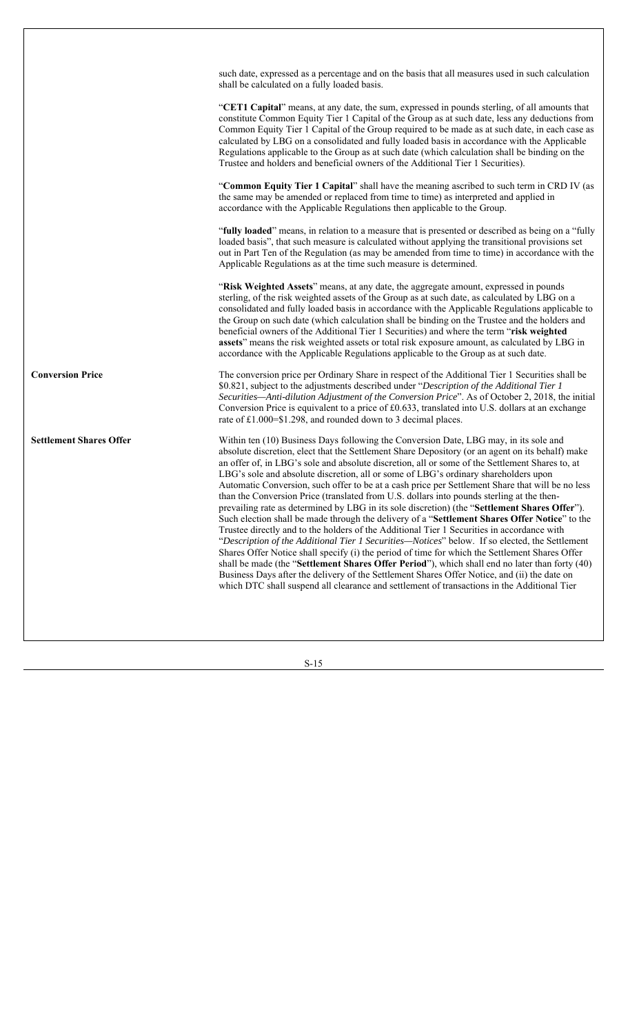such date, expressed as a percentage and on the basis that all measures used in such calculation shall be calculated on a fully loaded basis.

"**CET1 Capital**" means, at any date, the sum, expressed in pounds sterling, of all amounts that constitute Common Equity Tier 1 Capital of the Group as at such date, less any deductions from Common Equity Tier 1 Capital of the Group required to be made as at such date, in each case as calculated by LBG on a consolidated and fully loaded basis in accordance with the Applicable Regulations applicable to the Group as at such date (which calculation shall be binding on the Trustee and holders and beneficial owners of the Additional Tier 1 Securities).

"**Common Equity Tier 1 Capital**" shall have the meaning ascribed to such term in CRD IV (as the same may be amended or replaced from time to time) as interpreted and applied in accordance with the Applicable Regulations then applicable to the Group.

"**fully loaded**" means, in relation to a measure that is presented or described as being on a "fully loaded basis", that such measure is calculated without applying the transitional provisions set out in Part Ten of the Regulation (as may be amended from time to time) in accordance with the Applicable Regulations as at the time such measure is determined.

"**Risk Weighted Assets**" means, at any date, the aggregate amount, expressed in pounds sterling, of the risk weighted assets of the Group as at such date, as calculated by LBG on a consolidated and fully loaded basis in accordance with the Applicable Regulations applicable to the Group on such date (which calculation shall be binding on the Trustee and the holders and beneficial owners of the Additional Tier 1 Securities) and where the term "**risk weighted assets**" means the risk weighted assets or total risk exposure amount, as calculated by LBG in accordance with the Applicable Regulations applicable to the Group as at such date.

**Conversion Price**

The conversion price per Ordinary Share in respect of the Additional Tier 1 Securities shall be $0.821, subject to the adjustments described under "*Description of the Additional Tier 1 Securities—Anti-dilution Adjustment of the Conversion Price*". As of October 2, 2018, the initial Conversion Price is equivalent to a price of £0.633, translated into U.S. dollars at an exchange rate of £1.000=$1.298, and rounded down to 3 decimal places.

**Settlement Shares Offer**

Within ten (10) Business Days following the Conversion Date, LBG may, in its sole and absolute discretion, elect that the Settlement Share Depository (or an agent on its behalf) make an offer of, in LBG's sole and absolute discretion, all or some of the Settlement Shares to, at LBG's sole and absolute discretion, all or some of LBG's ordinary shareholders upon Automatic Conversion, such offer to be at a cash price per Settlement Share that will be no less than the Conversion Price (translated from U.S. dollars into pounds sterling at the then-prevailing rate as determined by LBG in its sole discretion) (the "**Settlement Shares Offer**"). Such election shall be made through the delivery of a "**Settlement Shares Offer Notice**" to the Trustee directly and to the holders of the Additional Tier 1 Securities in accordance with "*Description of the Additional Tier 1 Securities—Notices*" below. If so elected, the Settlement Shares Offer Notice shall specify (i) the period of time for which the Settlement Shares Offer shall be made (the "**Settlement Shares Offer Period**"), which shall end no later than forty (40) Business Days after the delivery of the Settlement Shares Offer Notice, and (ii) the date on which DTC shall suspend all clearance and settlement of transactions in the Additional Tier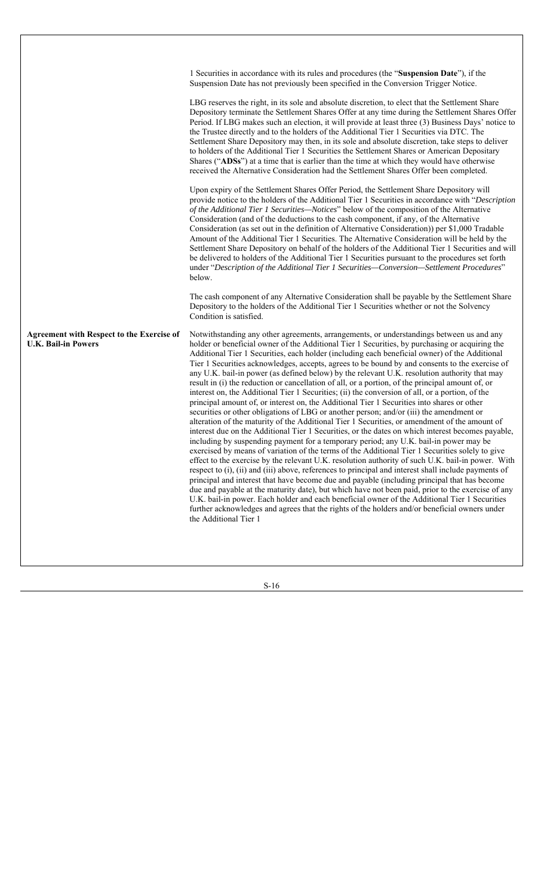1 Securities in accordance with its rules and procedures (the "**Suspension Date**"), if the Suspension Date has not previously been specified in the Conversion Trigger Notice.

LBG reserves the right, in its sole and absolute discretion, to elect that the Settlement Share Depository terminate the Settlement Shares Offer at any time during the Settlement Shares Offer Period. If LBG makes such an election, it will provide at least three (3) Business Days' notice to the Trustee directly and to the holders of the Additional Tier 1 Securities via DTC. The Settlement Share Depository may then, in its sole and absolute discretion, take steps to deliver to holders of the Additional Tier 1 Securities the Settlement Shares or American Depositary Shares ("**ADSs**") at a time that is earlier than the time at which they would have otherwise received the Alternative Consideration had the Settlement Shares Offer been completed.

Upon expiry of the Settlement Shares Offer Period, the Settlement Share Depository will provide notice to the holders of the Additional Tier 1 Securities in accordance with "*Description of the Additional Tier 1 Securities—Notices*" below of the composition of the Alternative Consideration (and of the deductions to the cash component, if any, of the Alternative Consideration (as set out in the definition of Alternative Consideration)) per $1,000 Tradable Amount of the Additional Tier 1 Securities. The Alternative Consideration will be held by the Settlement Share Depository on behalf of the holders of the Additional Tier 1 Securities and will be delivered to holders of the Additional Tier 1 Securities pursuant to the procedures set forth under "*Description of the Additional Tier 1 Securities—Conversion—Settlement Procedures*" below.

The cash component of any Alternative Consideration shall be payable by the Settlement Share Depository to the holders of the Additional Tier 1 Securities whether or not the Solvency Condition is satisfied.

**Agreement with Respect to the Exercise of U.K. Bail-in Powers**

Notwithstanding any other agreements, arrangements, or understandings between us and any holder or beneficial owner of the Additional Tier 1 Securities, by purchasing or acquiring the Additional Tier 1 Securities, each holder (including each beneficial owner) of the Additional Tier 1 Securities acknowledges, accepts, agrees to be bound by and consents to the exercise of any U.K. bail-in power (as defined below) by the relevant U.K. resolution authority that may result in (i) the reduction or cancellation of all, or a portion, of the principal amount of, or interest on, the Additional Tier 1 Securities; (ii) the conversion of all, or a portion, of the principal amount of, or interest on, the Additional Tier 1 Securities into shares or other securities or other obligations of LBG or another person; and/or (iii) the amendment or alteration of the maturity of the Additional Tier 1 Securities, or amendment of the amount of interest due on the Additional Tier 1 Securities, or the dates on which interest becomes payable, including by suspending payment for a temporary period; any U.K. bail-in power may be exercised by means of variation of the terms of the Additional Tier 1 Securities solely to give effect to the exercise by the relevant U.K. resolution authority of such U.K. bail-in power. With respect to (i), (ii) and (iii) above, references to principal and interest shall include payments of principal and interest that have become due and payable (including principal that has become due and payable at the maturity date), but which have not been paid, prior to the exercise of any U.K. bail-in power. Each holder and each beneficial owner of the Additional Tier 1 Securities further acknowledges and agrees that the rights of the holders and/or beneficial owners under the Additional Tier 1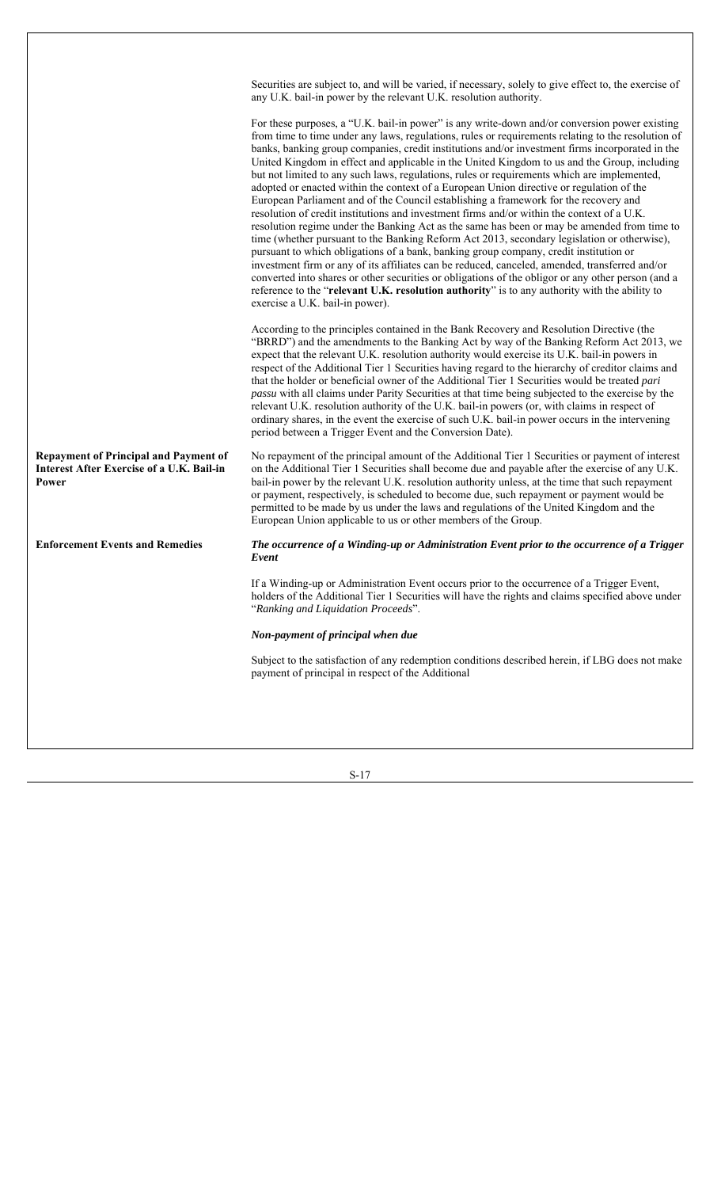Securities are subject to, and will be varied, if necessary, solely to give effect to, the exercise of any U.K. bail-in power by the relevant U.K. resolution authority.

For these purposes, a "U.K. bail-in power" is any write-down and/or conversion power existing from time to time under any laws, regulations, rules or requirements relating to the resolution of banks, banking group companies, credit institutions and/or investment firms incorporated in the United Kingdom in effect and applicable in the United Kingdom to us and the Group, including but not limited to any such laws, regulations, rules or requirements which are implemented, adopted or enacted within the context of a European Union directive or regulation of the European Parliament and of the Council establishing a framework for the recovery and resolution of credit institutions and investment firms and/or within the context of a U.K. resolution regime under the Banking Act as the same has been or may be amended from time to time (whether pursuant to the Banking Reform Act 2013, secondary legislation or otherwise), pursuant to which obligations of a bank, banking group company, credit institution or investment firm or any of its affiliates can be reduced, canceled, amended, transferred and/or converted into shares or other securities or obligations of the obligor or any other person (and a reference to the "**relevant U.K. resolution authority**" is to any authority with the ability to exercise a U.K. bail-in power).

According to the principles contained in the Bank Recovery and Resolution Directive (the "BRRD") and the amendments to the Banking Act by way of the Banking Reform Act 2013, we expect that the relevant U.K. resolution authority would exercise its U.K. bail-in powers in respect of the Additional Tier 1 Securities having regard to the hierarchy of creditor claims and that the holder or beneficial owner of the Additional Tier 1 Securities would be treated *pari passu* with all claims under Parity Securities at that time being subjected to the exercise by the relevant U.K. resolution authority of the U.K. bail-in powers (or, with claims in respect of ordinary shares, in the event the exercise of such U.K. bail-in power occurs in the intervening period between a Trigger Event and the Conversion Date).

**Repayment of Principal and Payment of Interest After Exercise of a U.K. Bail-in Power**

No repayment of the principal amount of the Additional Tier 1 Securities or payment of interest on the Additional Tier 1 Securities shall become due and payable after the exercise of any U.K. bail-in power by the relevant U.K. resolution authority unless, at the time that such repayment or payment, respectively, is scheduled to become due, such repayment or payment would be permitted to be made by us under the laws and regulations of the United Kingdom and the European Union applicable to us or other members of the Group.

**Enforcement Events and Remedies**

***The occurrence of a Winding-up or Administration Event prior to the occurrence of a Trigger Event***

If a Winding-up or Administration Event occurs prior to the occurrence of a Trigger Event, holders of the Additional Tier 1 Securities will have the rights and claims specified above under "*Ranking and Liquidation Proceeds*".

***Non-payment of principal when due***

Subject to the satisfaction of any redemption conditions described herein, if LBG does not make payment of principal in respect of the Additional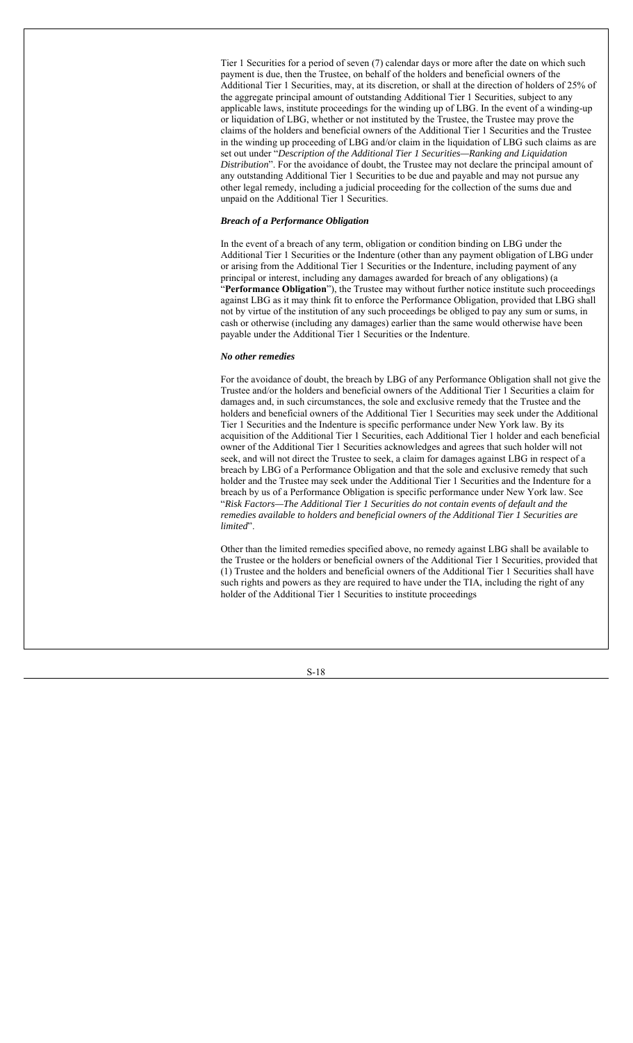Tier 1 Securities for a period of seven (7) calendar days or more after the date on which such payment is due, then the Trustee, on behalf of the holders and beneficial owners of the Additional Tier 1 Securities, may, at its discretion, or shall at the direction of holders of 25% of the aggregate principal amount of outstanding Additional Tier 1 Securities, subject to any applicable laws, institute proceedings for the winding up of LBG. In the event of a winding-up or liquidation of LBG, whether or not instituted by the Trustee, the Trustee may prove the claims of the holders and beneficial owners of the Additional Tier 1 Securities and the Trustee in the winding up proceeding of LBG and/or claim in the liquidation of LBG such claims as are set out under "*Description of the Additional Tier 1 Securities—Ranking and Liquidation Distribution*". For the avoidance of doubt, the Trustee may not declare the principal amount of any outstanding Additional Tier 1 Securities to be due and payable and may not pursue any other legal remedy, including a judicial proceeding for the collection of the sums due and unpaid on the Additional Tier 1 Securities.

***Breach of a Performance Obligation***

In the event of a breach of any term, obligation or condition binding on LBG under the Additional Tier 1 Securities or the Indenture (other than any payment obligation of LBG under or arising from the Additional Tier 1 Securities or the Indenture, including payment of any principal or interest, including any damages awarded for breach of any obligations) (a "**Performance Obligation**"), the Trustee may without further notice institute such proceedings against LBG as it may think fit to enforce the Performance Obligation, provided that LBG shall not by virtue of the institution of any such proceedings be obliged to pay any sum or sums, in cash or otherwise (including any damages) earlier than the same would otherwise have been payable under the Additional Tier 1 Securities or the Indenture.

***No other remedies***

For the avoidance of doubt, the breach by LBG of any Performance Obligation shall not give the Trustee and/or the holders and beneficial owners of the Additional Tier 1 Securities a claim for damages and, in such circumstances, the sole and exclusive remedy that the Trustee and the holders and beneficial owners of the Additional Tier 1 Securities may seek under the Additional Tier 1 Securities and the Indenture is specific performance under New York law. By its acquisition of the Additional Tier 1 Securities, each Additional Tier 1 holder and each beneficial owner of the Additional Tier 1 Securities acknowledges and agrees that such holder will not seek, and will not direct the Trustee to seek, a claim for damages against LBG in respect of a breach by LBG of a Performance Obligation and that the sole and exclusive remedy that such holder and the Trustee may seek under the Additional Tier 1 Securities and the Indenture for a breach by us of a Performance Obligation is specific performance under New York law. See "*Risk Factors—The Additional Tier 1 Securities do not contain events of default and the remedies available to holders and beneficial owners of the Additional Tier 1 Securities are limited*".

Other than the limited remedies specified above, no remedy against LBG shall be available to the Trustee or the holders or beneficial owners of the Additional Tier 1 Securities, provided that (1) Trustee and the holders and beneficial owners of the Additional Tier 1 Securities shall have such rights and powers as they are required to have under the TIA, including the right of any holder of the Additional Tier 1 Securities to institute proceedings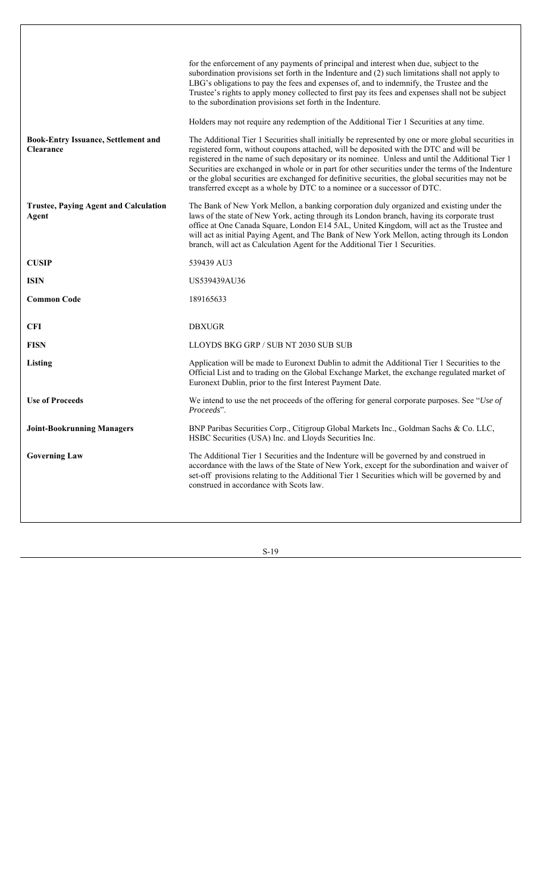| | |
|---|---|
| | for the enforcement of any payments of principal and interest when due, subject to the subordination provisions set forth in the Indenture and (2) such limitations shall not apply to LBG's obligations to pay the fees and expenses of, and to indemnify, the Trustee and the Trustee's rights to apply money collected to first pay its fees and expenses shall not be subject to the subordination provisions set forth in the Indenture.<br><br>Holders may not require any redemption of the Additional Tier 1 Securities at any time. |
| **Book-Entry Issuance, Settlement and Clearance** | The Additional Tier 1 Securities shall initially be represented by one or more global securities in registered form, without coupons attached, will be deposited with the DTC and will be registered in the name of such depositary or its nominee. Unless and until the Additional Tier 1 Securities are exchanged in whole or in part for other securities under the terms of the Indenture or the global securities are exchanged for definitive securities, the global securities may not be transferred except as a whole by DTC to a nominee or a successor of DTC. |
| **Trustee, Paying Agent and Calculation Agent** | The Bank of New York Mellon, a banking corporation duly organized and existing under the laws of the state of New York, acting through its London branch, having its corporate trust office at One Canada Square, London E14 5AL, United Kingdom, will act as the Trustee and will act as initial Paying Agent, and The Bank of New York Mellon, acting through its London branch, will act as Calculation Agent for the Additional Tier 1 Securities. |
| **CUSIP** | 539439 AU3 |
| **ISIN** | US539439AU36 |
| **Common Code** | 189165633 |
| **CFI** | DBXUGR |
| **FISN** | LLOYDS BKG GRP / SUB NT 2030 SUB SUB |
| **Listing** | Application will be made to Euronext Dublin to admit the Additional Tier 1 Securities to the Official List and to trading on the Global Exchange Market, the exchange regulated market of Euronext Dublin, prior to the first Interest Payment Date. |
| **Use of Proceeds** | We intend to use the net proceeds of the offering for general corporate purposes. See "*Use of Proceeds*". |
| **Joint-Bookrunning Managers** | BNP Paribas Securities Corp., Citigroup Global Markets Inc., Goldman Sachs & Co. LLC, HSBC Securities (USA) Inc. and Lloyds Securities Inc. |
| **Governing Law** | The Additional Tier 1 Securities and the Indenture will be governed by and construed in accordance with the laws of the State of New York, except for the subordination and waiver of set-off provisions relating to the Additional Tier 1 Securities which will be governed by and construed in accordance with Scots law. |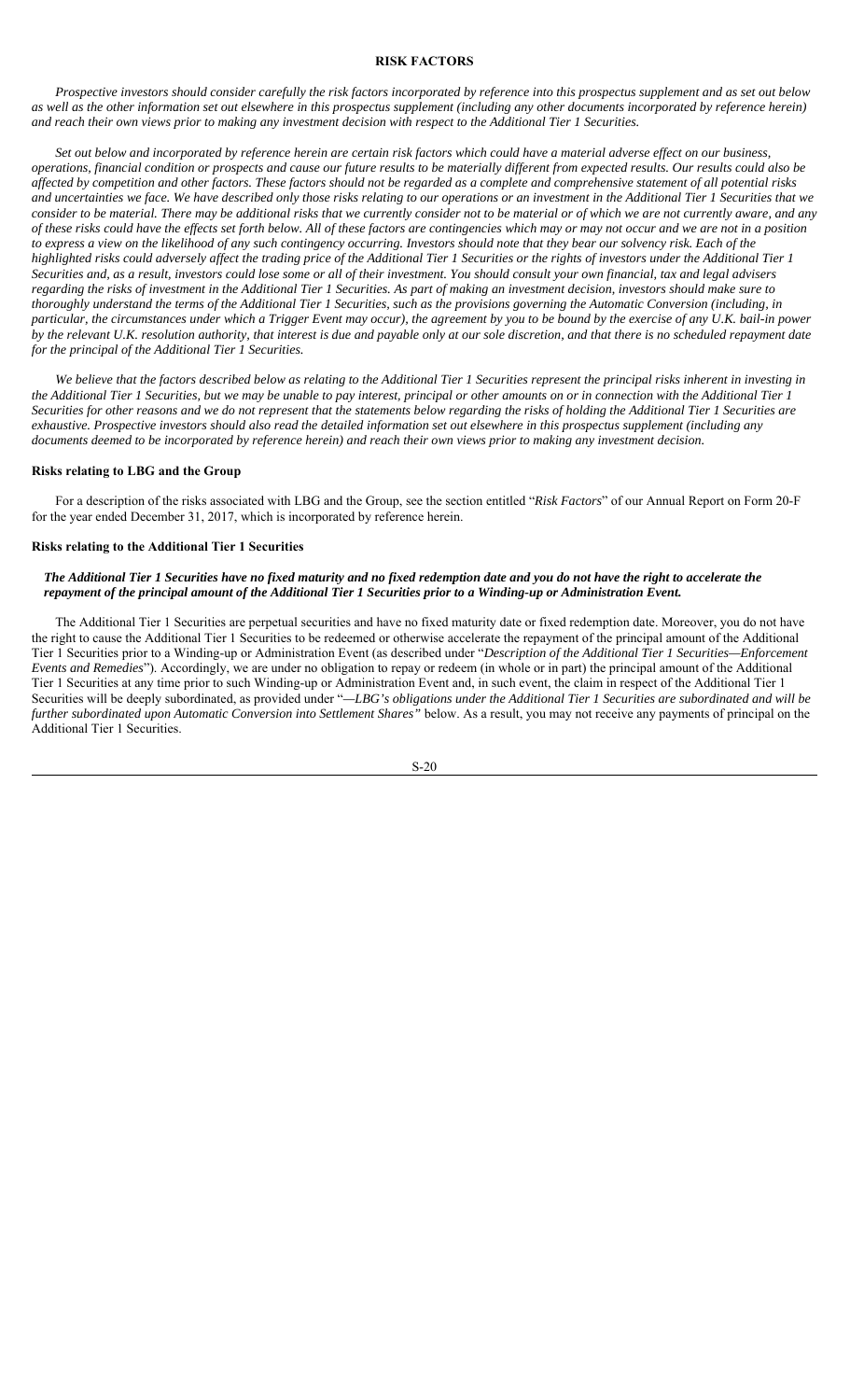## RISK FACTORS

*Prospective investors should consider carefully the risk factors incorporated by reference into this prospectus supplement and as set out below as well as the other information set out elsewhere in this prospectus supplement (including any other documents incorporated by reference herein) and reach their own views prior to making any investment decision with respect to the Additional Tier 1 Securities.*

*Set out below and incorporated by reference herein are certain risk factors which could have a material adverse effect on our business, operations, financial condition or prospects and cause our future results to be materially different from expected results. Our results could also be affected by competition and other factors. These factors should not be regarded as a complete and comprehensive statement of all potential risks and uncertainties we face. We have described only those risks relating to our operations or an investment in the Additional Tier 1 Securities that we consider to be material. There may be additional risks that we currently consider not to be material or of which we are not currently aware, and any of these risks could have the effects set forth below. All of these factors are contingencies which may or may not occur and we are not in a position to express a view on the likelihood of any such contingency occurring. Investors should note that they bear our solvency risk. Each of the highlighted risks could adversely affect the trading price of the Additional Tier 1 Securities or the rights of investors under the Additional Tier 1 Securities and, as a result, investors could lose some or all of their investment. You should consult your own financial, tax and legal advisers regarding the risks of investment in the Additional Tier 1 Securities. As part of making an investment decision, investors should make sure to thoroughly understand the terms of the Additional Tier 1 Securities, such as the provisions governing the Automatic Conversion (including, in particular, the circumstances under which a Trigger Event may occur), the agreement by you to be bound by the exercise of any U.K. bail-in power by the relevant U.K. resolution authority, that interest is due and payable only at our sole discretion, and that there is no scheduled repayment date for the principal of the Additional Tier 1 Securities.*

*We believe that the factors described below as relating to the Additional Tier 1 Securities represent the principal risks inherent in investing in the Additional Tier 1 Securities, but we may be unable to pay interest, principal or other amounts on or in connection with the Additional Tier 1 Securities for other reasons and we do not represent that the statements below regarding the risks of holding the Additional Tier 1 Securities are exhaustive. Prospective investors should also read the detailed information set out elsewhere in this prospectus supplement (including any documents deemed to be incorporated by reference herein) and reach their own views prior to making any investment decision.*

### Risks relating to LBG and the Group

For a description of the risks associated with LBG and the Group, see the section entitled "*Risk Factors*" of our Annual Report on Form 20-F for the year ended December 31, 2017, which is incorporated by reference herein.

### Risks relating to the Additional Tier 1 Securities

***The Additional Tier 1 Securities have no fixed maturity and no fixed redemption date and you do not have the right to accelerate the repayment of the principal amount of the Additional Tier 1 Securities prior to a Winding-up or Administration Event.***

The Additional Tier 1 Securities are perpetual securities and have no fixed maturity date or fixed redemption date. Moreover, you do not have the right to cause the Additional Tier 1 Securities to be redeemed or otherwise accelerate the repayment of the principal amount of the Additional Tier 1 Securities prior to a Winding-up or Administration Event (as described under "*Description of the Additional Tier 1 Securities—Enforcement Events and Remedies*"). Accordingly, we are under no obligation to repay or redeem (in whole or in part) the principal amount of the Additional Tier 1 Securities at any time prior to such Winding-up or Administration Event and, in such event, the claim in respect of the Additional Tier 1 Securities will be deeply subordinated, as provided under "*—LBG's obligations under the Additional Tier 1 Securities are subordinated and will be further subordinated upon Automatic Conversion into Settlement Shares"* below. As a result, you may not receive any payments of principal on the Additional Tier 1 Securities.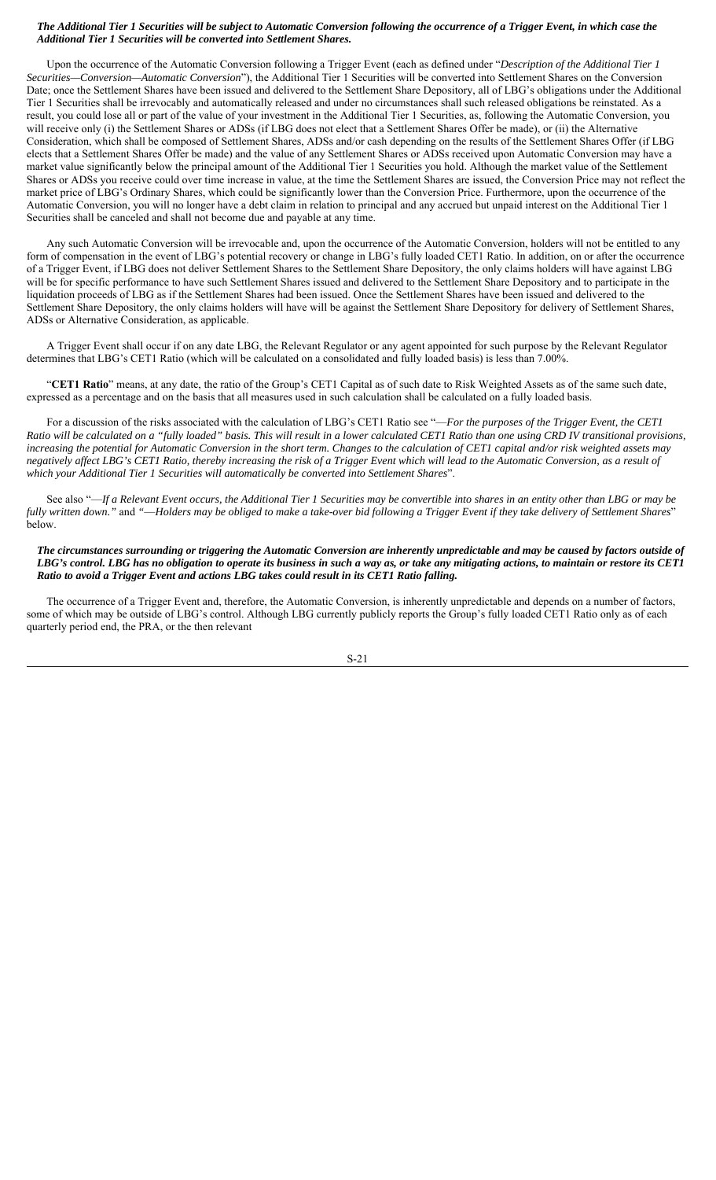***The Additional Tier 1 Securities will be subject to Automatic Conversion following the occurrence of a Trigger Event, in which case the Additional Tier 1 Securities will be converted into Settlement Shares.***

Upon the occurrence of the Automatic Conversion following a Trigger Event (each as defined under "*Description of the Additional Tier 1 Securities—Conversion—Automatic Conversion*"), the Additional Tier 1 Securities will be converted into Settlement Shares on the Conversion Date; once the Settlement Shares have been issued and delivered to the Settlement Share Depository, all of LBG's obligations under the Additional Tier 1 Securities shall be irrevocably and automatically released and under no circumstances shall such released obligations be reinstated. As a result, you could lose all or part of the value of your investment in the Additional Tier 1 Securities, as, following the Automatic Conversion, you will receive only (i) the Settlement Shares or ADSs (if LBG does not elect that a Settlement Shares Offer be made), or (ii) the Alternative Consideration, which shall be composed of Settlement Shares, ADSs and/or cash depending on the results of the Settlement Shares Offer (if LBG elects that a Settlement Shares Offer be made) and the value of any Settlement Shares or ADSs received upon Automatic Conversion may have a market value significantly below the principal amount of the Additional Tier 1 Securities you hold. Although the market value of the Settlement Shares or ADSs you receive could over time increase in value, at the time the Settlement Shares are issued, the Conversion Price may not reflect the market price of LBG's Ordinary Shares, which could be significantly lower than the Conversion Price. Furthermore, upon the occurrence of the Automatic Conversion, you will no longer have a debt claim in relation to principal and any accrued but unpaid interest on the Additional Tier 1 Securities shall be canceled and shall not become due and payable at any time.

Any such Automatic Conversion will be irrevocable and, upon the occurrence of the Automatic Conversion, holders will not be entitled to any form of compensation in the event of LBG's potential recovery or change in LBG's fully loaded CET1 Ratio. In addition, on or after the occurrence of a Trigger Event, if LBG does not deliver Settlement Shares to the Settlement Share Depository, the only claims holders will have against LBG will be for specific performance to have such Settlement Shares issued and delivered to the Settlement Share Depository and to participate in the liquidation proceeds of LBG as if the Settlement Shares had been issued. Once the Settlement Shares have been issued and delivered to the Settlement Share Depository, the only claims holders will have will be against the Settlement Share Depository for delivery of Settlement Shares, ADSs or Alternative Consideration, as applicable.

A Trigger Event shall occur if on any date LBG, the Relevant Regulator or any agent appointed for such purpose by the Relevant Regulator determines that LBG's CET1 Ratio (which will be calculated on a consolidated and fully loaded basis) is less than 7.00%.

"**CET1 Ratio**" means, at any date, the ratio of the Group's CET1 Capital as of such date to Risk Weighted Assets as of the same such date, expressed as a percentage and on the basis that all measures used in such calculation shall be calculated on a fully loaded basis.

For a discussion of the risks associated with the calculation of LBG's CET1 Ratio see "—*For the purposes of the Trigger Event, the CET1 Ratio will be calculated on a "fully loaded" basis. This will result in a lower calculated CET1 Ratio than one using CRD IV transitional provisions, increasing the potential for Automatic Conversion in the short term. Changes to the calculation of CET1 capital and/or risk weighted assets may negatively affect LBG's CET1 Ratio, thereby increasing the risk of a Trigger Event which will lead to the Automatic Conversion, as a result of which your Additional Tier 1 Securities will automatically be converted into Settlement Shares*".

See also "—*If a Relevant Event occurs, the Additional Tier 1 Securities may be convertible into shares in an entity other than LBG or may be fully written down."* and *"—Holders may be obliged to make a take-over bid following a Trigger Event if they take delivery of Settlement Shares*" below.

***The circumstances surrounding or triggering the Automatic Conversion are inherently unpredictable and may be caused by factors outside of LBG's control. LBG has no obligation to operate its business in such a way as, or take any mitigating actions, to maintain or restore its CET1 Ratio to avoid a Trigger Event and actions LBG takes could result in its CET1 Ratio falling.***

The occurrence of a Trigger Event and, therefore, the Automatic Conversion, is inherently unpredictable and depends on a number of factors, some of which may be outside of LBG's control. Although LBG currently publicly reports the Group's fully loaded CET1 Ratio only as of each quarterly period end, the PRA, or the then relevant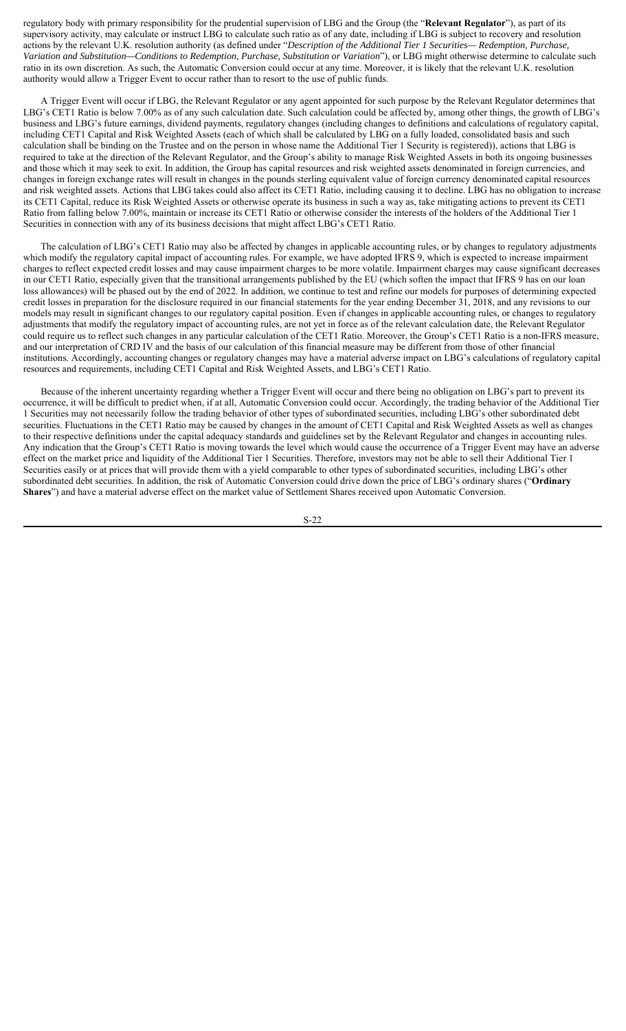regulatory body with primary responsibility for the prudential supervision of LBG and the Group (the "**Relevant Regulator**"), as part of its supervisory activity, may calculate or instruct LBG to calculate such ratio as of any date, including if LBG is subject to recovery and resolution actions by the relevant U.K. resolution authority (as defined under "*Description of the Additional Tier 1 Securities— Redemption, Purchase, Variation and Substitution—Conditions to Redemption, Purchase, Substitution or Variation*"), or LBG might otherwise determine to calculate such ratio in its own discretion. As such, the Automatic Conversion could occur at any time. Moreover, it is likely that the relevant U.K. resolution authority would allow a Trigger Event to occur rather than to resort to the use of public funds.

A Trigger Event will occur if LBG, the Relevant Regulator or any agent appointed for such purpose by the Relevant Regulator determines that LBG's CET1 Ratio is below 7.00% as of any such calculation date. Such calculation could be affected by, among other things, the growth of LBG's business and LBG's future earnings, dividend payments, regulatory changes (including changes to definitions and calculations of regulatory capital, including CET1 Capital and Risk Weighted Assets (each of which shall be calculated by LBG on a fully loaded, consolidated basis and such calculation shall be binding on the Trustee and on the person in whose name the Additional Tier 1 Security is registered)), actions that LBG is required to take at the direction of the Relevant Regulator, and the Group's ability to manage Risk Weighted Assets in both its ongoing businesses and those which it may seek to exit. In addition, the Group has capital resources and risk weighted assets denominated in foreign currencies, and changes in foreign exchange rates will result in changes in the pounds sterling equivalent value of foreign currency denominated capital resources and risk weighted assets. Actions that LBG takes could also affect its CET1 Ratio, including causing it to decline. LBG has no obligation to increase its CET1 Capital, reduce its Risk Weighted Assets or otherwise operate its business in such a way as, take mitigating actions to prevent its CET1 Ratio from falling below 7.00%, maintain or increase its CET1 Ratio or otherwise consider the interests of the holders of the Additional Tier 1 Securities in connection with any of its business decisions that might affect LBG's CET1 Ratio.

The calculation of LBG's CET1 Ratio may also be affected by changes in applicable accounting rules, or by changes to regulatory adjustments which modify the regulatory capital impact of accounting rules. For example, we have adopted IFRS 9, which is expected to increase impairment charges to reflect expected credit losses and may cause impairment charges to be more volatile. Impairment charges may cause significant decreases in our CET1 Ratio, especially given that the transitional arrangements published by the EU (which soften the impact that IFRS 9 has on our loan loss allowances) will be phased out by the end of 2022. In addition, we continue to test and refine our models for purposes of determining expected credit losses in preparation for the disclosure required in our financial statements for the year ending December 31, 2018, and any revisions to our models may result in significant changes to our regulatory capital position. Even if changes in applicable accounting rules, or changes to regulatory adjustments that modify the regulatory impact of accounting rules, are not yet in force as of the relevant calculation date, the Relevant Regulator could require us to reflect such changes in any particular calculation of the CET1 Ratio. Moreover, the Group's CET1 Ratio is a non-IFRS measure, and our interpretation of CRD IV and the basis of our calculation of this financial measure may be different from those of other financial institutions. Accordingly, accounting changes or regulatory changes may have a material adverse impact on LBG's calculations of regulatory capital resources and requirements, including CET1 Capital and Risk Weighted Assets, and LBG's CET1 Ratio.

Because of the inherent uncertainty regarding whether a Trigger Event will occur and there being no obligation on LBG's part to prevent its occurrence, it will be difficult to predict when, if at all, Automatic Conversion could occur. Accordingly, the trading behavior of the Additional Tier 1 Securities may not necessarily follow the trading behavior of other types of subordinated securities, including LBG's other subordinated debt securities. Fluctuations in the CET1 Ratio may be caused by changes in the amount of CET1 Capital and Risk Weighted Assets as well as changes to their respective definitions under the capital adequacy standards and guidelines set by the Relevant Regulator and changes in accounting rules. Any indication that the Group's CET1 Ratio is moving towards the level which would cause the occurrence of a Trigger Event may have an adverse effect on the market price and liquidity of the Additional Tier 1 Securities. Therefore, investors may not be able to sell their Additional Tier 1 Securities easily or at prices that will provide them with a yield comparable to other types of subordinated securities, including LBG's other subordinated debt securities. In addition, the risk of Automatic Conversion could drive down the price of LBG's ordinary shares ("**Ordinary Shares**") and have a material adverse effect on the market value of Settlement Shares received upon Automatic Conversion.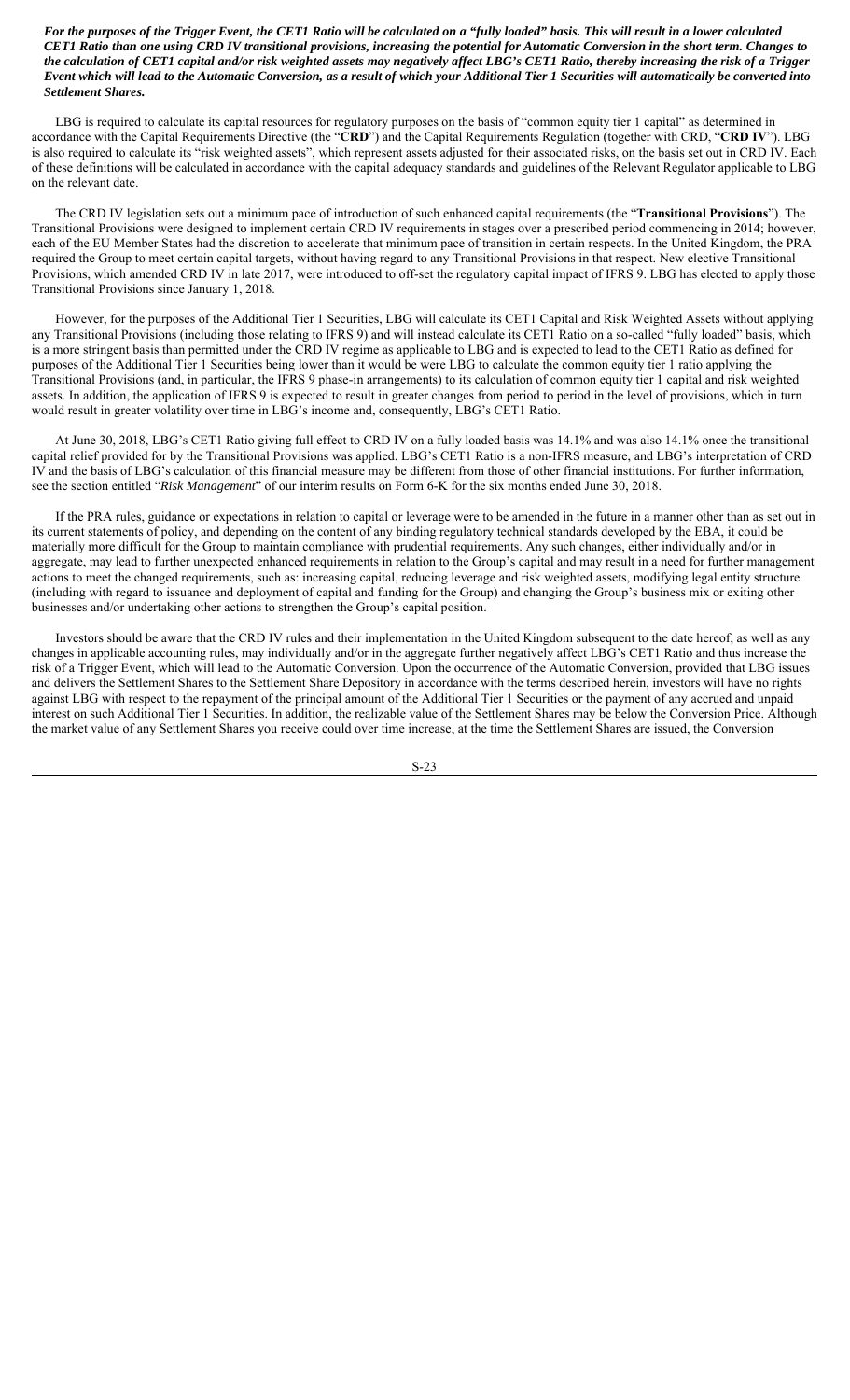***For the purposes of the Trigger Event, the CET1 Ratio will be calculated on a "fully loaded" basis. This will result in a lower calculated CET1 Ratio than one using CRD IV transitional provisions, increasing the potential for Automatic Conversion in the short term. Changes to the calculation of CET1 capital and/or risk weighted assets may negatively affect LBG's CET1 Ratio, thereby increasing the risk of a Trigger Event which will lead to the Automatic Conversion, as a result of which your Additional Tier 1 Securities will automatically be converted into Settlement Shares.***

LBG is required to calculate its capital resources for regulatory purposes on the basis of "common equity tier 1 capital" as determined in accordance with the Capital Requirements Directive (the "**CRD**") and the Capital Requirements Regulation (together with CRD, "**CRD IV**"). LBG is also required to calculate its "risk weighted assets", which represent assets adjusted for their associated risks, on the basis set out in CRD IV. Each of these definitions will be calculated in accordance with the capital adequacy standards and guidelines of the Relevant Regulator applicable to LBG on the relevant date.

The CRD IV legislation sets out a minimum pace of introduction of such enhanced capital requirements (the "**Transitional Provisions**"). The Transitional Provisions were designed to implement certain CRD IV requirements in stages over a prescribed period commencing in 2014; however, each of the EU Member States had the discretion to accelerate that minimum pace of transition in certain respects. In the United Kingdom, the PRA required the Group to meet certain capital targets, without having regard to any Transitional Provisions in that respect. New elective Transitional Provisions, which amended CRD IV in late 2017, were introduced to off-set the regulatory capital impact of IFRS 9. LBG has elected to apply those Transitional Provisions since January 1, 2018.

However, for the purposes of the Additional Tier 1 Securities, LBG will calculate its CET1 Capital and Risk Weighted Assets without applying any Transitional Provisions (including those relating to IFRS 9) and will instead calculate its CET1 Ratio on a so-called "fully loaded" basis, which is a more stringent basis than permitted under the CRD IV regime as applicable to LBG and is expected to lead to the CET1 Ratio as defined for purposes of the Additional Tier 1 Securities being lower than it would be were LBG to calculate the common equity tier 1 ratio applying the Transitional Provisions (and, in particular, the IFRS 9 phase-in arrangements) to its calculation of common equity tier 1 capital and risk weighted assets. In addition, the application of IFRS 9 is expected to result in greater changes from period to period in the level of provisions, which in turn would result in greater volatility over time in LBG's income and, consequently, LBG's CET1 Ratio.

At June 30, 2018, LBG's CET1 Ratio giving full effect to CRD IV on a fully loaded basis was 14.1% and was also 14.1% once the transitional capital relief provided for by the Transitional Provisions was applied. LBG's CET1 Ratio is a non-IFRS measure, and LBG's interpretation of CRD IV and the basis of LBG's calculation of this financial measure may be different from those of other financial institutions. For further information, see the section entitled "*Risk Management*" of our interim results on Form 6-K for the six months ended June 30, 2018.

If the PRA rules, guidance or expectations in relation to capital or leverage were to be amended in the future in a manner other than as set out in its current statements of policy, and depending on the content of any binding regulatory technical standards developed by the EBA, it could be materially more difficult for the Group to maintain compliance with prudential requirements. Any such changes, either individually and/or in aggregate, may lead to further unexpected enhanced requirements in relation to the Group's capital and may result in a need for further management actions to meet the changed requirements, such as: increasing capital, reducing leverage and risk weighted assets, modifying legal entity structure (including with regard to issuance and deployment of capital and funding for the Group) and changing the Group's business mix or exiting other businesses and/or undertaking other actions to strengthen the Group's capital position.

Investors should be aware that the CRD IV rules and their implementation in the United Kingdom subsequent to the date hereof, as well as any changes in applicable accounting rules, may individually and/or in the aggregate further negatively affect LBG's CET1 Ratio and thus increase the risk of a Trigger Event, which will lead to the Automatic Conversion. Upon the occurrence of the Automatic Conversion, provided that LBG issues and delivers the Settlement Shares to the Settlement Share Depository in accordance with the terms described herein, investors will have no rights against LBG with respect to the repayment of the principal amount of the Additional Tier 1 Securities or the payment of any accrued and unpaid interest on such Additional Tier 1 Securities. In addition, the realizable value of the Settlement Shares may be below the Conversion Price. Although the market value of any Settlement Shares you receive could over time increase, at the time the Settlement Shares are issued, the Conversion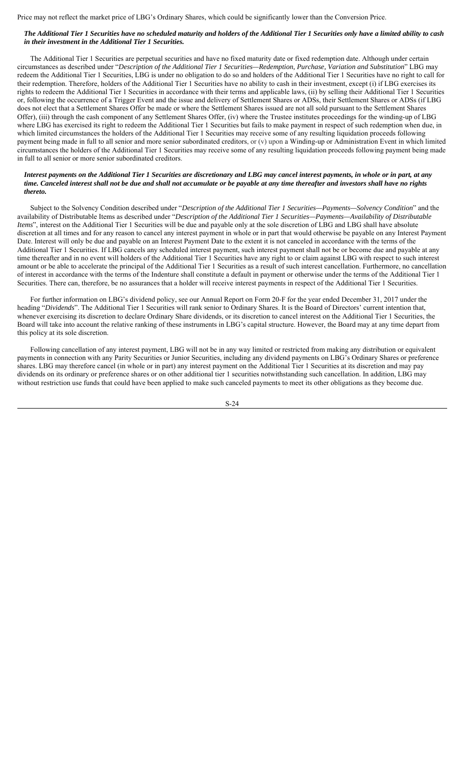Price may not reflect the market price of LBG's Ordinary Shares, which could be significantly lower than the Conversion Price.

***The Additional Tier 1 Securities have no scheduled maturity and holders of the Additional Tier 1 Securities only have a limited ability to cash in their investment in the Additional Tier 1 Securities.***

The Additional Tier 1 Securities are perpetual securities and have no fixed maturity date or fixed redemption date. Although under certain circumstances as described under "*Description of the Additional Tier 1 Securities—Redemption, Purchase, Variation and Substitution*" LBG may redeem the Additional Tier 1 Securities, LBG is under no obligation to do so and holders of the Additional Tier 1 Securities have no right to call for their redemption. Therefore, holders of the Additional Tier 1 Securities have no ability to cash in their investment, except (i) if LBG exercises its rights to redeem the Additional Tier 1 Securities in accordance with their terms and applicable laws, (ii) by selling their Additional Tier 1 Securities or, following the occurrence of a Trigger Event and the issue and delivery of Settlement Shares or ADSs, their Settlement Shares or ADSs (if LBG does not elect that a Settlement Shares Offer be made or where the Settlement Shares issued are not all sold pursuant to the Settlement Shares Offer), (iii) through the cash component of any Settlement Shares Offer, (iv) where the Trustee institutes proceedings for the winding-up of LBG where LBG has exercised its right to redeem the Additional Tier 1 Securities but fails to make payment in respect of such redemption when due, in which limited circumstances the holders of the Additional Tier 1 Securities may receive some of any resulting liquidation proceeds following payment being made in full to all senior and more senior subordinated creditors, or (v) upon a Winding-up or Administration Event in which limited circumstances the holders of the Additional Tier 1 Securities may receive some of any resulting liquidation proceeds following payment being made in full to all senior or more senior subordinated creditors.

***Interest payments on the Additional Tier 1 Securities are discretionary and LBG may cancel interest payments, in whole or in part, at any time. Canceled interest shall not be due and shall not accumulate or be payable at any time thereafter and investors shall have no rights thereto.***

Subject to the Solvency Condition described under "*Description of the Additional Tier 1 Securities—Payments—Solvency Condition*" and the availability of Distributable Items as described under "*Description of the Additional Tier 1 Securities—Payments—Availability of Distributable Items*", interest on the Additional Tier 1 Securities will be due and payable only at the sole discretion of LBG and LBG shall have absolute discretion at all times and for any reason to cancel any interest payment in whole or in part that would otherwise be payable on any Interest Payment Date. Interest will only be due and payable on an Interest Payment Date to the extent it is not canceled in accordance with the terms of the Additional Tier 1 Securities. If LBG cancels any scheduled interest payment, such interest payment shall not be or become due and payable at any time thereafter and in no event will holders of the Additional Tier 1 Securities have any right to or claim against LBG with respect to such interest amount or be able to accelerate the principal of the Additional Tier 1 Securities as a result of such interest cancellation. Furthermore, no cancellation of interest in accordance with the terms of the Indenture shall constitute a default in payment or otherwise under the terms of the Additional Tier 1 Securities. There can, therefore, be no assurances that a holder will receive interest payments in respect of the Additional Tier 1 Securities.

For further information on LBG's dividend policy, see our Annual Report on Form 20-F for the year ended December 31, 2017 under the heading "*Dividends*". The Additional Tier 1 Securities will rank senior to Ordinary Shares. It is the Board of Directors' current intention that, whenever exercising its discretion to declare Ordinary Share dividends, or its discretion to cancel interest on the Additional Tier 1 Securities, the Board will take into account the relative ranking of these instruments in LBG's capital structure. However, the Board may at any time depart from this policy at its sole discretion.

Following cancellation of any interest payment, LBG will not be in any way limited or restricted from making any distribution or equivalent payments in connection with any Parity Securities or Junior Securities, including any dividend payments on LBG's Ordinary Shares or preference shares. LBG may therefore cancel (in whole or in part) any interest payment on the Additional Tier 1 Securities at its discretion and may pay dividends on its ordinary or preference shares or on other additional tier 1 securities notwithstanding such cancellation. In addition, LBG may without restriction use funds that could have been applied to make such canceled payments to meet its other obligations as they become due.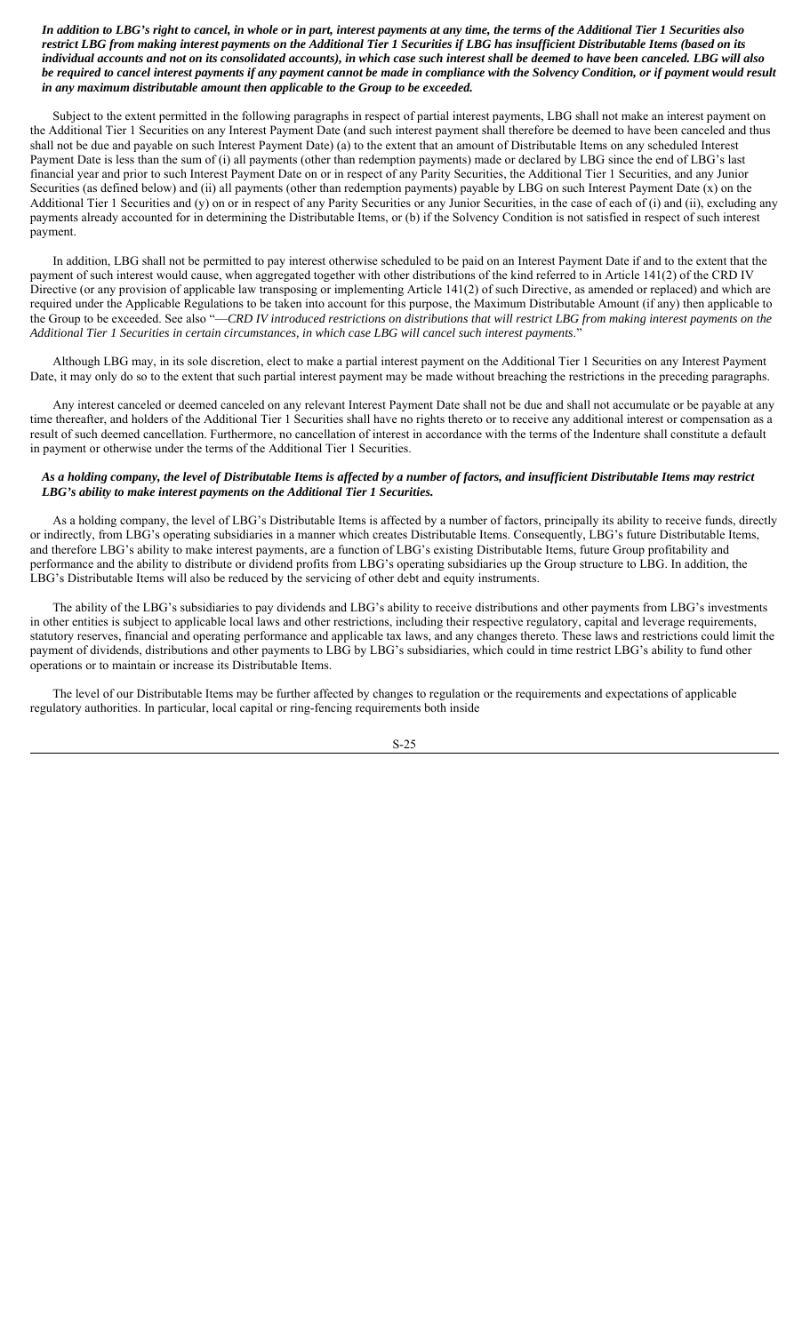***In addition to LBG's right to cancel, in whole or in part, interest payments at any time, the terms of the Additional Tier 1 Securities also restrict LBG from making interest payments on the Additional Tier 1 Securities if LBG has insufficient Distributable Items (based on its individual accounts and not on its consolidated accounts), in which case such interest shall be deemed to have been canceled. LBG will also be required to cancel interest payments if any payment cannot be made in compliance with the Solvency Condition, or if payment would result in any maximum distributable amount then applicable to the Group to be exceeded.***

Subject to the extent permitted in the following paragraphs in respect of partial interest payments, LBG shall not make an interest payment on the Additional Tier 1 Securities on any Interest Payment Date (and such interest payment shall therefore be deemed to have been canceled and thus shall not be due and payable on such Interest Payment Date) (a) to the extent that an amount of Distributable Items on any scheduled Interest Payment Date is less than the sum of (i) all payments (other than redemption payments) made or declared by LBG since the end of LBG's last financial year and prior to such Interest Payment Date on or in respect of any Parity Securities, the Additional Tier 1 Securities, and any Junior Securities (as defined below) and (ii) all payments (other than redemption payments) payable by LBG on such Interest Payment Date (x) on the Additional Tier 1 Securities and (y) on or in respect of any Parity Securities or any Junior Securities, in the case of each of (i) and (ii), excluding any payments already accounted for in determining the Distributable Items, or (b) if the Solvency Condition is not satisfied in respect of such interest payment.

In addition, LBG shall not be permitted to pay interest otherwise scheduled to be paid on an Interest Payment Date if and to the extent that the payment of such interest would cause, when aggregated together with other distributions of the kind referred to in Article 141(2) of the CRD IV Directive (or any provision of applicable law transposing or implementing Article 141(2) of such Directive, as amended or replaced) and which are required under the Applicable Regulations to be taken into account for this purpose, the Maximum Distributable Amount (if any) then applicable to the Group to be exceeded. See also "—*CRD IV introduced restrictions on distributions that will restrict LBG from making interest payments on the Additional Tier 1 Securities in certain circumstances, in which case LBG will cancel such interest payments*."

Although LBG may, in its sole discretion, elect to make a partial interest payment on the Additional Tier 1 Securities on any Interest Payment Date, it may only do so to the extent that such partial interest payment may be made without breaching the restrictions in the preceding paragraphs.

Any interest canceled or deemed canceled on any relevant Interest Payment Date shall not be due and shall not accumulate or be payable at any time thereafter, and holders of the Additional Tier 1 Securities shall have no rights thereto or to receive any additional interest or compensation as a result of such deemed cancellation. Furthermore, no cancellation of interest in accordance with the terms of the Indenture shall constitute a default in payment or otherwise under the terms of the Additional Tier 1 Securities.

***As a holding company, the level of Distributable Items is affected by a number of factors, and insufficient Distributable Items may restrict LBG's ability to make interest payments on the Additional Tier 1 Securities.***

As a holding company, the level of LBG's Distributable Items is affected by a number of factors, principally its ability to receive funds, directly or indirectly, from LBG's operating subsidiaries in a manner which creates Distributable Items. Consequently, LBG's future Distributable Items, and therefore LBG's ability to make interest payments, are a function of LBG's existing Distributable Items, future Group profitability and performance and the ability to distribute or dividend profits from LBG's operating subsidiaries up the Group structure to LBG. In addition, the LBG's Distributable Items will also be reduced by the servicing of other debt and equity instruments.

The ability of the LBG's subsidiaries to pay dividends and LBG's ability to receive distributions and other payments from LBG's investments in other entities is subject to applicable local laws and other restrictions, including their respective regulatory, capital and leverage requirements, statutory reserves, financial and operating performance and applicable tax laws, and any changes thereto. These laws and restrictions could limit the payment of dividends, distributions and other payments to LBG by LBG's subsidiaries, which could in time restrict LBG's ability to fund other operations or to maintain or increase its Distributable Items.

The level of our Distributable Items may be further affected by changes to regulation or the requirements and expectations of applicable regulatory authorities. In particular, local capital or ring-fencing requirements both inside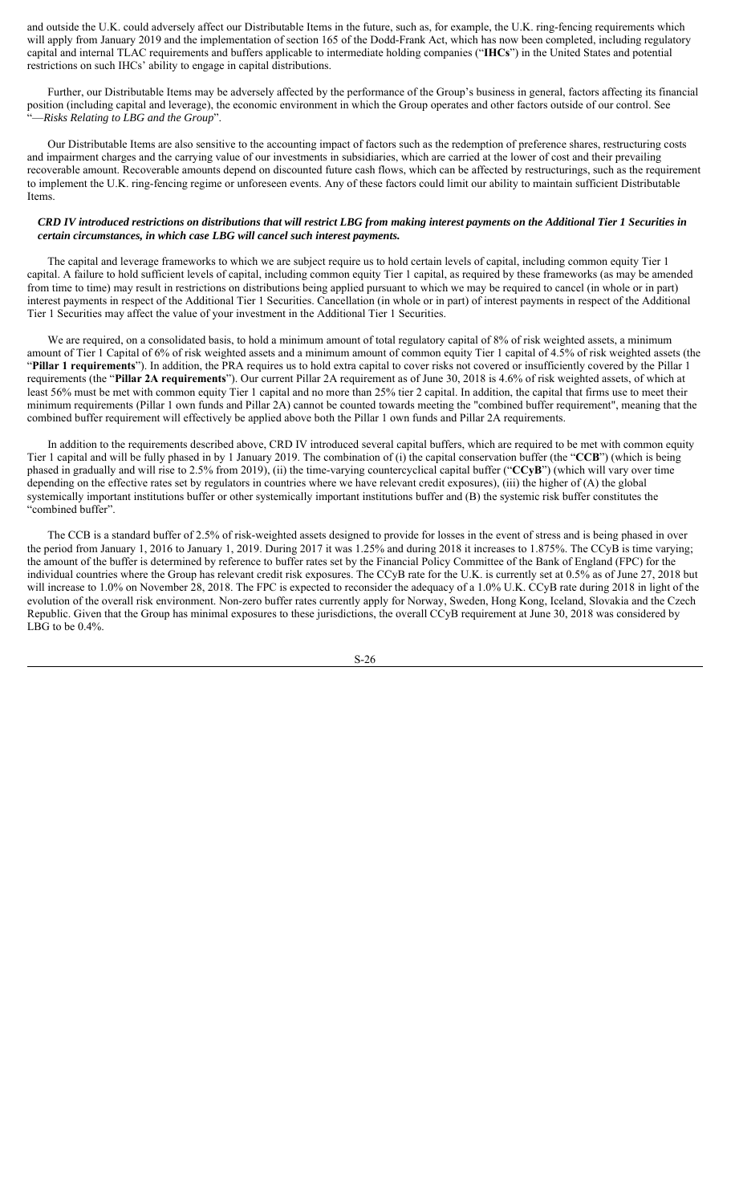and outside the U.K. could adversely affect our Distributable Items in the future, such as, for example, the U.K. ring-fencing requirements which will apply from January 2019 and the implementation of section 165 of the Dodd-Frank Act, which has now been completed, including regulatory capital and internal TLAC requirements and buffers applicable to intermediate holding companies ("**IHCs**") in the United States and potential restrictions on such IHCs' ability to engage in capital distributions.

Further, our Distributable Items may be adversely affected by the performance of the Group's business in general, factors affecting its financial position (including capital and leverage), the economic environment in which the Group operates and other factors outside of our control. See "—*Risks Relating to LBG and the Group*".

Our Distributable Items are also sensitive to the accounting impact of factors such as the redemption of preference shares, restructuring costs and impairment charges and the carrying value of our investments in subsidiaries, which are carried at the lower of cost and their prevailing recoverable amount. Recoverable amounts depend on discounted future cash flows, which can be affected by restructurings, such as the requirement to implement the U.K. ring-fencing regime or unforeseen events. Any of these factors could limit our ability to maintain sufficient Distributable Items.

***CRD IV introduced restrictions on distributions that will restrict LBG from making interest payments on the Additional Tier 1 Securities in certain circumstances, in which case LBG will cancel such interest payments.***

The capital and leverage frameworks to which we are subject require us to hold certain levels of capital, including common equity Tier 1 capital. A failure to hold sufficient levels of capital, including common equity Tier 1 capital, as required by these frameworks (as may be amended from time to time) may result in restrictions on distributions being applied pursuant to which we may be required to cancel (in whole or in part) interest payments in respect of the Additional Tier 1 Securities. Cancellation (in whole or in part) of interest payments in respect of the Additional Tier 1 Securities may affect the value of your investment in the Additional Tier 1 Securities.

We are required, on a consolidated basis, to hold a minimum amount of total regulatory capital of 8% of risk weighted assets, a minimum amount of Tier 1 Capital of 6% of risk weighted assets and a minimum amount of common equity Tier 1 capital of 4.5% of risk weighted assets (the "**Pillar 1 requirements**"). In addition, the PRA requires us to hold extra capital to cover risks not covered or insufficiently covered by the Pillar 1 requirements (the "**Pillar 2A requirements**"). Our current Pillar 2A requirement as of June 30, 2018 is 4.6% of risk weighted assets, of which at least 56% must be met with common equity Tier 1 capital and no more than 25% tier 2 capital. In addition, the capital that firms use to meet their minimum requirements (Pillar 1 own funds and Pillar 2A) cannot be counted towards meeting the "combined buffer requirement", meaning that the combined buffer requirement will effectively be applied above both the Pillar 1 own funds and Pillar 2A requirements.

In addition to the requirements described above, CRD IV introduced several capital buffers, which are required to be met with common equity Tier 1 capital and will be fully phased in by 1 January 2019. The combination of (i) the capital conservation buffer (the "**CCB**") (which is being phased in gradually and will rise to 2.5% from 2019), (ii) the time-varying countercyclical capital buffer ("**CCyB**") (which will vary over time depending on the effective rates set by regulators in countries where we have relevant credit exposures), (iii) the higher of (A) the global systemically important institutions buffer or other systemically important institutions buffer and (B) the systemic risk buffer constitutes the "combined buffer".

The CCB is a standard buffer of 2.5% of risk-weighted assets designed to provide for losses in the event of stress and is being phased in over the period from January 1, 2016 to January 1, 2019. During 2017 it was 1.25% and during 2018 it increases to 1.875%. The CCyB is time varying; the amount of the buffer is determined by reference to buffer rates set by the Financial Policy Committee of the Bank of England (FPC) for the individual countries where the Group has relevant credit risk exposures. The CCyB rate for the U.K. is currently set at 0.5% as of June 27, 2018 but will increase to 1.0% on November 28, 2018. The FPC is expected to reconsider the adequacy of a 1.0% U.K. CCyB rate during 2018 in light of the evolution of the overall risk environment. Non-zero buffer rates currently apply for Norway, Sweden, Hong Kong, Iceland, Slovakia and the Czech Republic. Given that the Group has minimal exposures to these jurisdictions, the overall CCyB requirement at June 30, 2018 was considered by LBG to be 0.4%.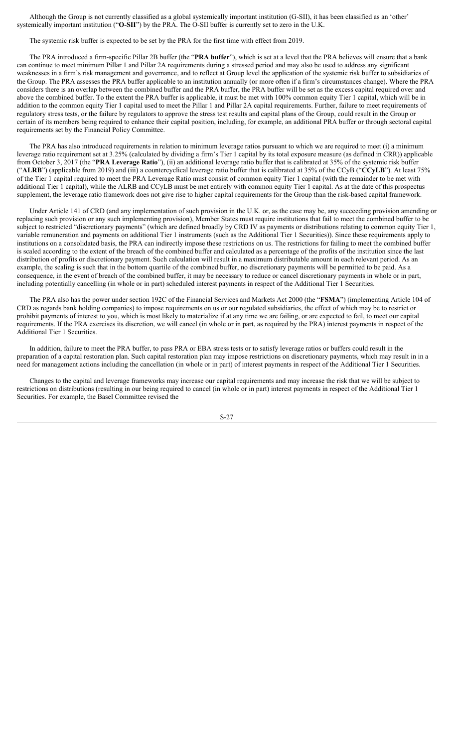Although the Group is not currently classified as a global systemically important institution (G-SII), it has been classified as an 'other' systemically important institution ("**O-SII**") by the PRA. The O-SII buffer is currently set to zero in the U.K.

The systemic risk buffer is expected to be set by the PRA for the first time with effect from 2019.

The PRA introduced a firm-specific Pillar 2B buffer (the "**PRA buffer**"), which is set at a level that the PRA believes will ensure that a bank can continue to meet minimum Pillar 1 and Pillar 2A requirements during a stressed period and may also be used to address any significant weaknesses in a firm's risk management and governance, and to reflect at Group level the application of the systemic risk buffer to subsidiaries of the Group. The PRA assesses the PRA buffer applicable to an institution annually (or more often if a firm's circumstances change). Where the PRA considers there is an overlap between the combined buffer and the PRA buffer, the PRA buffer will be set as the excess capital required over and above the combined buffer. To the extent the PRA buffer is applicable, it must be met with 100% common equity Tier 1 capital, which will be in addition to the common equity Tier 1 capital used to meet the Pillar 1 and Pillar 2A capital requirements. Further, failure to meet requirements of regulatory stress tests, or the failure by regulators to approve the stress test results and capital plans of the Group, could result in the Group or certain of its members being required to enhance their capital position, including, for example, an additional PRA buffer or through sectoral capital requirements set by the Financial Policy Committee.

The PRA has also introduced requirements in relation to minimum leverage ratios pursuant to which we are required to meet (i) a minimum leverage ratio requirement set at 3.25% (calculated by dividing a firm's Tier 1 capital by its total exposure measure (as defined in CRR)) applicable from October 3, 2017 (the "**PRA Leverage Ratio**"), (ii) an additional leverage ratio buffer that is calibrated at 35% of the systemic risk buffer ("**ALRB**") (applicable from 2019) and (iii) a countercyclical leverage ratio buffer that is calibrated at 35% of the CCyB ("**CCyLB**"). At least 75% of the Tier 1 capital required to meet the PRA Leverage Ratio must consist of common equity Tier 1 capital (with the remainder to be met with additional Tier 1 capital), while the ALRB and CCyLB must be met entirely with common equity Tier 1 capital. As at the date of this prospectus supplement, the leverage ratio framework does not give rise to higher capital requirements for the Group than the risk-based capital framework.

Under Article 141 of CRD (and any implementation of such provision in the U.K. or, as the case may be, any succeeding provision amending or replacing such provision or any such implementing provision), Member States must require institutions that fail to meet the combined buffer to be subject to restricted "discretionary payments" (which are defined broadly by CRD IV as payments or distributions relating to common equity Tier 1, variable remuneration and payments on additional Tier 1 instruments (such as the Additional Tier 1 Securities)). Since these requirements apply to institutions on a consolidated basis, the PRA can indirectly impose these restrictions on us. The restrictions for failing to meet the combined buffer is scaled according to the extent of the breach of the combined buffer and calculated as a percentage of the profits of the institution since the last distribution of profits or discretionary payment. Such calculation will result in a maximum distributable amount in each relevant period. As an example, the scaling is such that in the bottom quartile of the combined buffer, no discretionary payments will be permitted to be paid. As a consequence, in the event of breach of the combined buffer, it may be necessary to reduce or cancel discretionary payments in whole or in part, including potentially cancelling (in whole or in part) scheduled interest payments in respect of the Additional Tier 1 Securities.

The PRA also has the power under section 192C of the Financial Services and Markets Act 2000 (the "**FSMA**") (implementing Article 104 of CRD as regards bank holding companies) to impose requirements on us or our regulated subsidiaries, the effect of which may be to restrict or prohibit payments of interest to you, which is most likely to materialize if at any time we are failing, or are expected to fail, to meet our capital requirements. If the PRA exercises its discretion, we will cancel (in whole or in part, as required by the PRA) interest payments in respect of the Additional Tier 1 Securities.

In addition, failure to meet the PRA buffer, to pass PRA or EBA stress tests or to satisfy leverage ratios or buffers could result in the preparation of a capital restoration plan. Such capital restoration plan may impose restrictions on discretionary payments, which may result in in a need for management actions including the cancellation (in whole or in part) of interest payments in respect of the Additional Tier 1 Securities.

Changes to the capital and leverage frameworks may increase our capital requirements and may increase the risk that we will be subject to restrictions on distributions (resulting in our being required to cancel (in whole or in part) interest payments in respect of the Additional Tier 1 Securities. For example, the Basel Committee revised the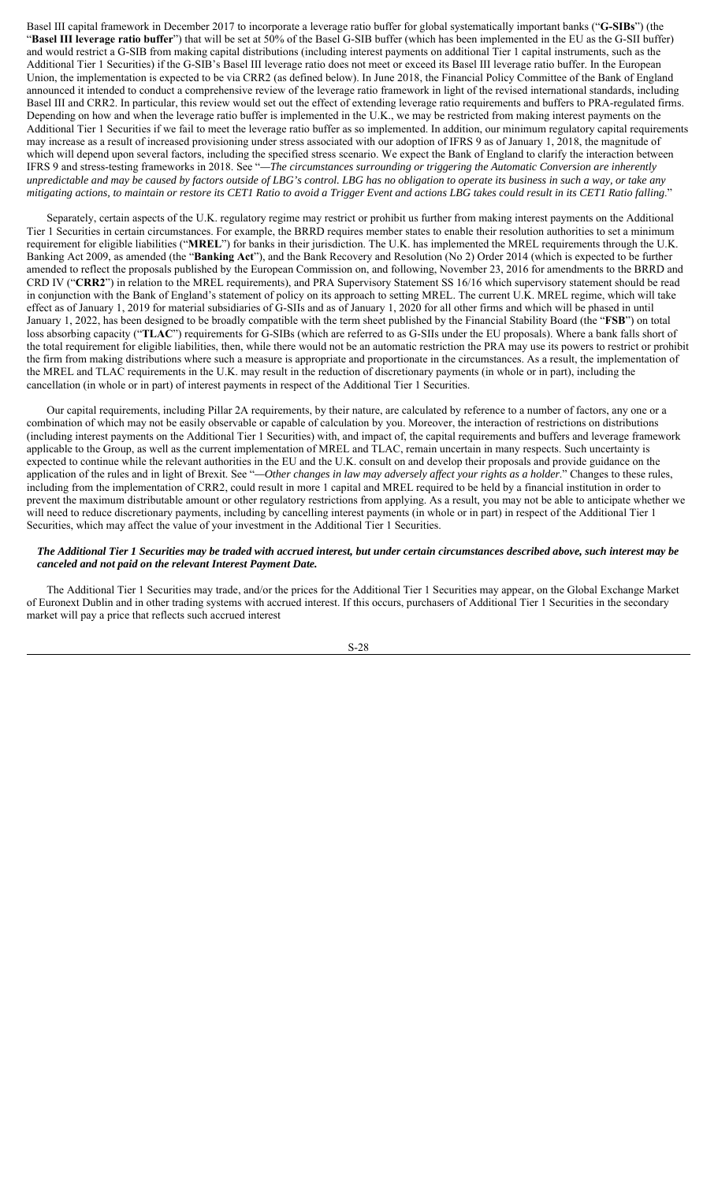Basel III capital framework in December 2017 to incorporate a leverage ratio buffer for global systematically important banks ("**G-SIBs**") (the "**Basel III leverage ratio buffer**") that will be set at 50% of the Basel G-SIB buffer (which has been implemented in the EU as the G-SII buffer) and would restrict a G-SIB from making capital distributions (including interest payments on additional Tier 1 capital instruments, such as the Additional Tier 1 Securities) if the G-SIB's Basel III leverage ratio does not meet or exceed its Basel III leverage ratio buffer. In the European Union, the implementation is expected to be via CRR2 (as defined below). In June 2018, the Financial Policy Committee of the Bank of England announced it intended to conduct a comprehensive review of the leverage ratio framework in light of the revised international standards, including Basel III and CRR2. In particular, this review would set out the effect of extending leverage ratio requirements and buffers to PRA-regulated firms. Depending on how and when the leverage ratio buffer is implemented in the U.K., we may be restricted from making interest payments on the Additional Tier 1 Securities if we fail to meet the leverage ratio buffer as so implemented. In addition, our minimum regulatory capital requirements may increase as a result of increased provisioning under stress associated with our adoption of IFRS 9 as of January 1, 2018, the magnitude of which will depend upon several factors, including the specified stress scenario. We expect the Bank of England to clarify the interaction between IFRS 9 and stress-testing frameworks in 2018. See "*—The circumstances surrounding or triggering the Automatic Conversion are inherently unpredictable and may be caused by factors outside of LBG's control. LBG has no obligation to operate its business in such a way, or take any mitigating actions, to maintain or restore its CET1 Ratio to avoid a Trigger Event and actions LBG takes could result in its CET1 Ratio falling*."

Separately, certain aspects of the U.K. regulatory regime may restrict or prohibit us further from making interest payments on the Additional Tier 1 Securities in certain circumstances. For example, the BRRD requires member states to enable their resolution authorities to set a minimum requirement for eligible liabilities ("**MREL**") for banks in their jurisdiction. The U.K. has implemented the MREL requirements through the U.K. Banking Act 2009, as amended (the "**Banking Act**"), and the Bank Recovery and Resolution (No 2) Order 2014 (which is expected to be further amended to reflect the proposals published by the European Commission on, and following, November 23, 2016 for amendments to the BRRD and CRD IV ("**CRR2**") in relation to the MREL requirements), and PRA Supervisory Statement SS 16/16 which supervisory statement should be read in conjunction with the Bank of England's statement of policy on its approach to setting MREL. The current U.K. MREL regime, which will take effect as of January 1, 2019 for material subsidiaries of G-SIIs and as of January 1, 2020 for all other firms and which will be phased in until January 1, 2022, has been designed to be broadly compatible with the term sheet published by the Financial Stability Board (the "**FSB**") on total loss absorbing capacity ("**TLAC**") requirements for G-SIBs (which are referred to as G-SIIs under the EU proposals). Where a bank falls short of the total requirement for eligible liabilities, then, while there would not be an automatic restriction the PRA may use its powers to restrict or prohibit the firm from making distributions where such a measure is appropriate and proportionate in the circumstances. As a result, the implementation of the MREL and TLAC requirements in the U.K. may result in the reduction of discretionary payments (in whole or in part), including the cancellation (in whole or in part) of interest payments in respect of the Additional Tier 1 Securities.

Our capital requirements, including Pillar 2A requirements, by their nature, are calculated by reference to a number of factors, any one or a combination of which may not be easily observable or capable of calculation by you. Moreover, the interaction of restrictions on distributions (including interest payments on the Additional Tier 1 Securities) with, and impact of, the capital requirements and buffers and leverage framework applicable to the Group, as well as the current implementation of MREL and TLAC, remain uncertain in many respects. Such uncertainty is expected to continue while the relevant authorities in the EU and the U.K. consult on and develop their proposals and provide guidance on the application of the rules and in light of Brexit. See "*—Other changes in law may adversely affect your rights as a holder*." Changes to these rules, including from the implementation of CRR2, could result in more 1 capital and MREL required to be held by a financial institution in order to prevent the maximum distributable amount or other regulatory restrictions from applying. As a result, you may not be able to anticipate whether we will need to reduce discretionary payments, including by cancelling interest payments (in whole or in part) in respect of the Additional Tier 1 Securities, which may affect the value of your investment in the Additional Tier 1 Securities.

***The Additional Tier 1 Securities may be traded with accrued interest, but under certain circumstances described above, such interest may be canceled and not paid on the relevant Interest Payment Date.***

The Additional Tier 1 Securities may trade, and/or the prices for the Additional Tier 1 Securities may appear, on the Global Exchange Market of Euronext Dublin and in other trading systems with accrued interest. If this occurs, purchasers of Additional Tier 1 Securities in the secondary market will pay a price that reflects such accrued interest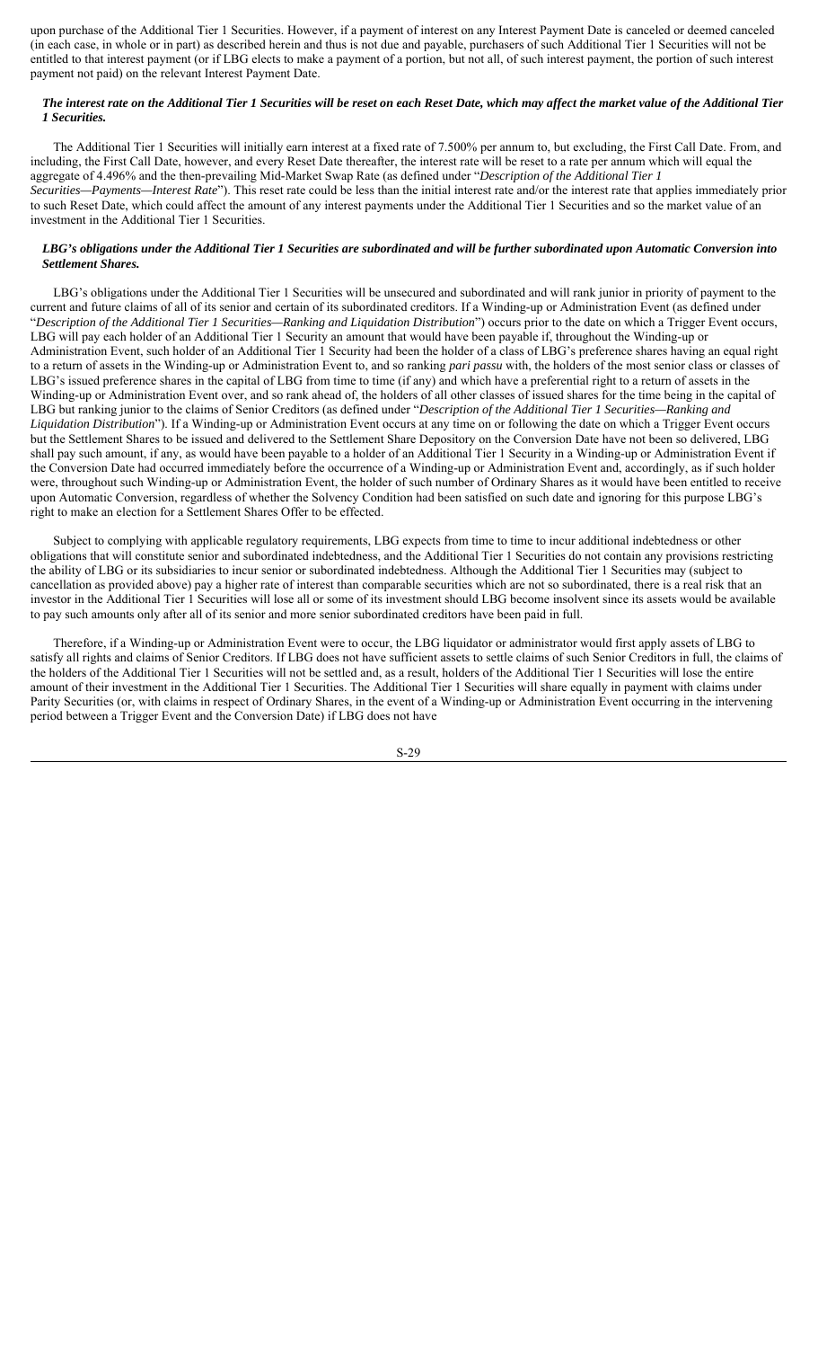upon purchase of the Additional Tier 1 Securities. However, if a payment of interest on any Interest Payment Date is canceled or deemed canceled (in each case, in whole or in part) as described herein and thus is not due and payable, purchasers of such Additional Tier 1 Securities will not be entitled to that interest payment (or if LBG elects to make a payment of a portion, but not all, of such interest payment, the portion of such interest payment not paid) on the relevant Interest Payment Date.

***The interest rate on the Additional Tier 1 Securities will be reset on each Reset Date, which may affect the market value of the Additional Tier 1 Securities.***

The Additional Tier 1 Securities will initially earn interest at a fixed rate of 7.500% per annum to, but excluding, the First Call Date. From, and including, the First Call Date, however, and every Reset Date thereafter, the interest rate will be reset to a rate per annum which will equal the aggregate of 4.496% and the then-prevailing Mid-Market Swap Rate (as defined under "*Description of the Additional Tier 1 Securities—Payments—Interest Rate*"). This reset rate could be less than the initial interest rate and/or the interest rate that applies immediately prior to such Reset Date, which could affect the amount of any interest payments under the Additional Tier 1 Securities and so the market value of an investment in the Additional Tier 1 Securities.

***LBG's obligations under the Additional Tier 1 Securities are subordinated and will be further subordinated upon Automatic Conversion into Settlement Shares.***

LBG's obligations under the Additional Tier 1 Securities will be unsecured and subordinated and will rank junior in priority of payment to the current and future claims of all of its senior and certain of its subordinated creditors. If a Winding-up or Administration Event (as defined under "*Description of the Additional Tier 1 Securities—Ranking and Liquidation Distribution*") occurs prior to the date on which a Trigger Event occurs, LBG will pay each holder of an Additional Tier 1 Security an amount that would have been payable if, throughout the Winding-up or Administration Event, such holder of an Additional Tier 1 Security had been the holder of a class of LBG's preference shares having an equal right to a return of assets in the Winding-up or Administration Event to, and so ranking *pari passu* with, the holders of the most senior class or classes of LBG's issued preference shares in the capital of LBG from time to time (if any) and which have a preferential right to a return of assets in the Winding-up or Administration Event over, and so rank ahead of, the holders of all other classes of issued shares for the time being in the capital of LBG but ranking junior to the claims of Senior Creditors (as defined under "*Description of the Additional Tier 1 Securities—Ranking and Liquidation Distribution*"). If a Winding-up or Administration Event occurs at any time on or following the date on which a Trigger Event occurs but the Settlement Shares to be issued and delivered to the Settlement Share Depository on the Conversion Date have not been so delivered, LBG shall pay such amount, if any, as would have been payable to a holder of an Additional Tier 1 Security in a Winding-up or Administration Event if the Conversion Date had occurred immediately before the occurrence of a Winding-up or Administration Event and, accordingly, as if such holder were, throughout such Winding-up or Administration Event, the holder of such number of Ordinary Shares as it would have been entitled to receive upon Automatic Conversion, regardless of whether the Solvency Condition had been satisfied on such date and ignoring for this purpose LBG's right to make an election for a Settlement Shares Offer to be effected.

Subject to complying with applicable regulatory requirements, LBG expects from time to time to incur additional indebtedness or other obligations that will constitute senior and subordinated indebtedness, and the Additional Tier 1 Securities do not contain any provisions restricting the ability of LBG or its subsidiaries to incur senior or subordinated indebtedness. Although the Additional Tier 1 Securities may (subject to cancellation as provided above) pay a higher rate of interest than comparable securities which are not so subordinated, there is a real risk that an investor in the Additional Tier 1 Securities will lose all or some of its investment should LBG become insolvent since its assets would be available to pay such amounts only after all of its senior and more senior subordinated creditors have been paid in full.

Therefore, if a Winding-up or Administration Event were to occur, the LBG liquidator or administrator would first apply assets of LBG to satisfy all rights and claims of Senior Creditors. If LBG does not have sufficient assets to settle claims of such Senior Creditors in full, the claims of the holders of the Additional Tier 1 Securities will not be settled and, as a result, holders of the Additional Tier 1 Securities will lose the entire amount of their investment in the Additional Tier 1 Securities. The Additional Tier 1 Securities will share equally in payment with claims under Parity Securities (or, with claims in respect of Ordinary Shares, in the event of a Winding-up or Administration Event occurring in the intervening period between a Trigger Event and the Conversion Date) if LBG does not have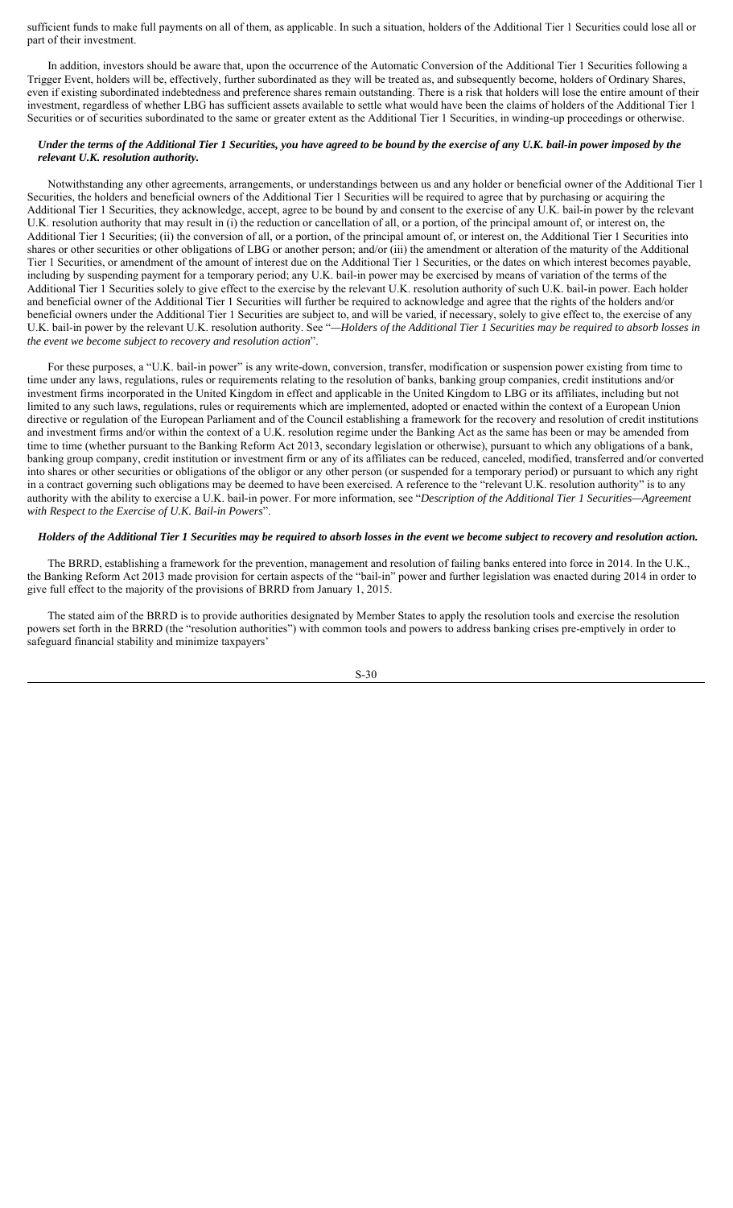sufficient funds to make full payments on all of them, as applicable. In such a situation, holders of the Additional Tier 1 Securities could lose all or part of their investment.

In addition, investors should be aware that, upon the occurrence of the Automatic Conversion of the Additional Tier 1 Securities following a Trigger Event, holders will be, effectively, further subordinated as they will be treated as, and subsequently become, holders of Ordinary Shares, even if existing subordinated indebtedness and preference shares remain outstanding. There is a risk that holders will lose the entire amount of their investment, regardless of whether LBG has sufficient assets available to settle what would have been the claims of holders of the Additional Tier 1 Securities or of securities subordinated to the same or greater extent as the Additional Tier 1 Securities, in winding-up proceedings or otherwise.

***Under the terms of the Additional Tier 1 Securities, you have agreed to be bound by the exercise of any U.K. bail-in power imposed by the relevant U.K. resolution authority.***

Notwithstanding any other agreements, arrangements, or understandings between us and any holder or beneficial owner of the Additional Tier 1 Securities, the holders and beneficial owners of the Additional Tier 1 Securities will be required to agree that by purchasing or acquiring the Additional Tier 1 Securities, they acknowledge, accept, agree to be bound by and consent to the exercise of any U.K. bail-in power by the relevant U.K. resolution authority that may result in (i) the reduction or cancellation of all, or a portion, of the principal amount of, or interest on, the Additional Tier 1 Securities; (ii) the conversion of all, or a portion, of the principal amount of, or interest on, the Additional Tier 1 Securities into shares or other securities or other obligations of LBG or another person; and/or (iii) the amendment or alteration of the maturity of the Additional Tier 1 Securities, or amendment of the amount of interest due on the Additional Tier 1 Securities, or the dates on which interest becomes payable, including by suspending payment for a temporary period; any U.K. bail-in power may be exercised by means of variation of the terms of the Additional Tier 1 Securities solely to give effect to the exercise by the relevant U.K. resolution authority of such U.K. bail-in power. Each holder and beneficial owner of the Additional Tier 1 Securities will further be required to acknowledge and agree that the rights of the holders and/or beneficial owners under the Additional Tier 1 Securities are subject to, and will be varied, if necessary, solely to give effect to, the exercise of any U.K. bail-in power by the relevant U.K. resolution authority. See "*—Holders of the Additional Tier 1 Securities may be required to absorb losses in the event we become subject to recovery and resolution action*".

For these purposes, a "U.K. bail-in power" is any write-down, conversion, transfer, modification or suspension power existing from time to time under any laws, regulations, rules or requirements relating to the resolution of banks, banking group companies, credit institutions and/or investment firms incorporated in the United Kingdom in effect and applicable in the United Kingdom to LBG or its affiliates, including but not limited to any such laws, regulations, rules or requirements which are implemented, adopted or enacted within the context of a European Union directive or regulation of the European Parliament and of the Council establishing a framework for the recovery and resolution of credit institutions and investment firms and/or within the context of a U.K. resolution regime under the Banking Act as the same has been or may be amended from time to time (whether pursuant to the Banking Reform Act 2013, secondary legislation or otherwise), pursuant to which any obligations of a bank, banking group company, credit institution or investment firm or any of its affiliates can be reduced, canceled, modified, transferred and/or converted into shares or other securities or obligations of the obligor or any other person (or suspended for a temporary period) or pursuant to which any right in a contract governing such obligations may be deemed to have been exercised. A reference to the "relevant U.K. resolution authority" is to any authority with the ability to exercise a U.K. bail-in power. For more information, see "*Description of the Additional Tier 1 Securities—Agreement with Respect to the Exercise of U.K. Bail-in Powers*".

***Holders of the Additional Tier 1 Securities may be required to absorb losses in the event we become subject to recovery and resolution action.***

The BRRD, establishing a framework for the prevention, management and resolution of failing banks entered into force in 2014. In the U.K., the Banking Reform Act 2013 made provision for certain aspects of the "bail-in" power and further legislation was enacted during 2014 in order to give full effect to the majority of the provisions of BRRD from January 1, 2015.

The stated aim of the BRRD is to provide authorities designated by Member States to apply the resolution tools and exercise the resolution powers set forth in the BRRD (the "resolution authorities") with common tools and powers to address banking crises pre-emptively in order to safeguard financial stability and minimize taxpayers'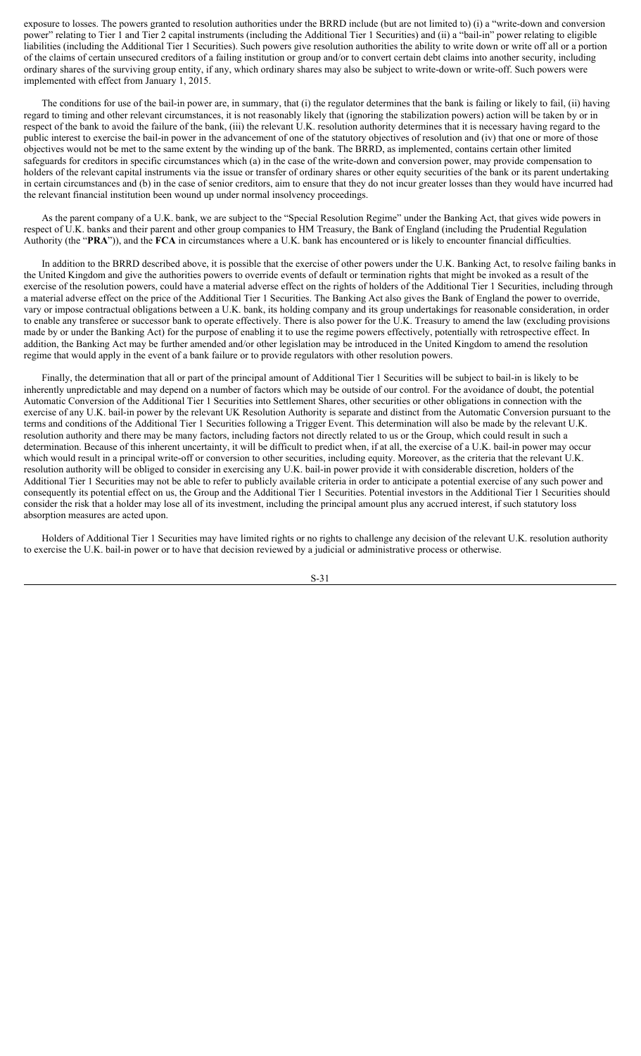exposure to losses. The powers granted to resolution authorities under the BRRD include (but are not limited to) (i) a "write-down and conversion power" relating to Tier 1 and Tier 2 capital instruments (including the Additional Tier 1 Securities) and (ii) a "bail-in" power relating to eligible liabilities (including the Additional Tier 1 Securities). Such powers give resolution authorities the ability to write down or write off all or a portion of the claims of certain unsecured creditors of a failing institution or group and/or to convert certain debt claims into another security, including ordinary shares of the surviving group entity, if any, which ordinary shares may also be subject to write-down or write-off. Such powers were implemented with effect from January 1, 2015.

The conditions for use of the bail-in power are, in summary, that (i) the regulator determines that the bank is failing or likely to fail, (ii) having regard to timing and other relevant circumstances, it is not reasonably likely that (ignoring the stabilization powers) action will be taken by or in respect of the bank to avoid the failure of the bank, (iii) the relevant U.K. resolution authority determines that it is necessary having regard to the public interest to exercise the bail-in power in the advancement of one of the statutory objectives of resolution and (iv) that one or more of those objectives would not be met to the same extent by the winding up of the bank. The BRRD, as implemented, contains certain other limited safeguards for creditors in specific circumstances which (a) in the case of the write-down and conversion power, may provide compensation to holders of the relevant capital instruments via the issue or transfer of ordinary shares or other equity securities of the bank or its parent undertaking in certain circumstances and (b) in the case of senior creditors, aim to ensure that they do not incur greater losses than they would have incurred had the relevant financial institution been wound up under normal insolvency proceedings.

As the parent company of a U.K. bank, we are subject to the "Special Resolution Regime" under the Banking Act, that gives wide powers in respect of U.K. banks and their parent and other group companies to HM Treasury, the Bank of England (including the Prudential Regulation Authority (the "**PRA**")), and the **FCA** in circumstances where a U.K. bank has encountered or is likely to encounter financial difficulties.

In addition to the BRRD described above, it is possible that the exercise of other powers under the U.K. Banking Act, to resolve failing banks in the United Kingdom and give the authorities powers to override events of default or termination rights that might be invoked as a result of the exercise of the resolution powers, could have a material adverse effect on the rights of holders of the Additional Tier 1 Securities, including through a material adverse effect on the price of the Additional Tier 1 Securities. The Banking Act also gives the Bank of England the power to override, vary or impose contractual obligations between a U.K. bank, its holding company and its group undertakings for reasonable consideration, in order to enable any transferee or successor bank to operate effectively. There is also power for the U.K. Treasury to amend the law (excluding provisions made by or under the Banking Act) for the purpose of enabling it to use the regime powers effectively, potentially with retrospective effect. In addition, the Banking Act may be further amended and/or other legislation may be introduced in the United Kingdom to amend the resolution regime that would apply in the event of a bank failure or to provide regulators with other resolution powers.

Finally, the determination that all or part of the principal amount of Additional Tier 1 Securities will be subject to bail-in is likely to be inherently unpredictable and may depend on a number of factors which may be outside of our control. For the avoidance of doubt, the potential Automatic Conversion of the Additional Tier 1 Securities into Settlement Shares, other securities or other obligations in connection with the exercise of any U.K. bail-in power by the relevant UK Resolution Authority is separate and distinct from the Automatic Conversion pursuant to the terms and conditions of the Additional Tier 1 Securities following a Trigger Event. This determination will also be made by the relevant U.K. resolution authority and there may be many factors, including factors not directly related to us or the Group, which could result in such a determination. Because of this inherent uncertainty, it will be difficult to predict when, if at all, the exercise of a U.K. bail-in power may occur which would result in a principal write-off or conversion to other securities, including equity. Moreover, as the criteria that the relevant U.K. resolution authority will be obliged to consider in exercising any U.K. bail-in power provide it with considerable discretion, holders of the Additional Tier 1 Securities may not be able to refer to publicly available criteria in order to anticipate a potential exercise of any such power and consequently its potential effect on us, the Group and the Additional Tier 1 Securities. Potential investors in the Additional Tier 1 Securities should consider the risk that a holder may lose all of its investment, including the principal amount plus any accrued interest, if such statutory loss absorption measures are acted upon.

Holders of Additional Tier 1 Securities may have limited rights or no rights to challenge any decision of the relevant U.K. resolution authority to exercise the U.K. bail-in power or to have that decision reviewed by a judicial or administrative process or otherwise.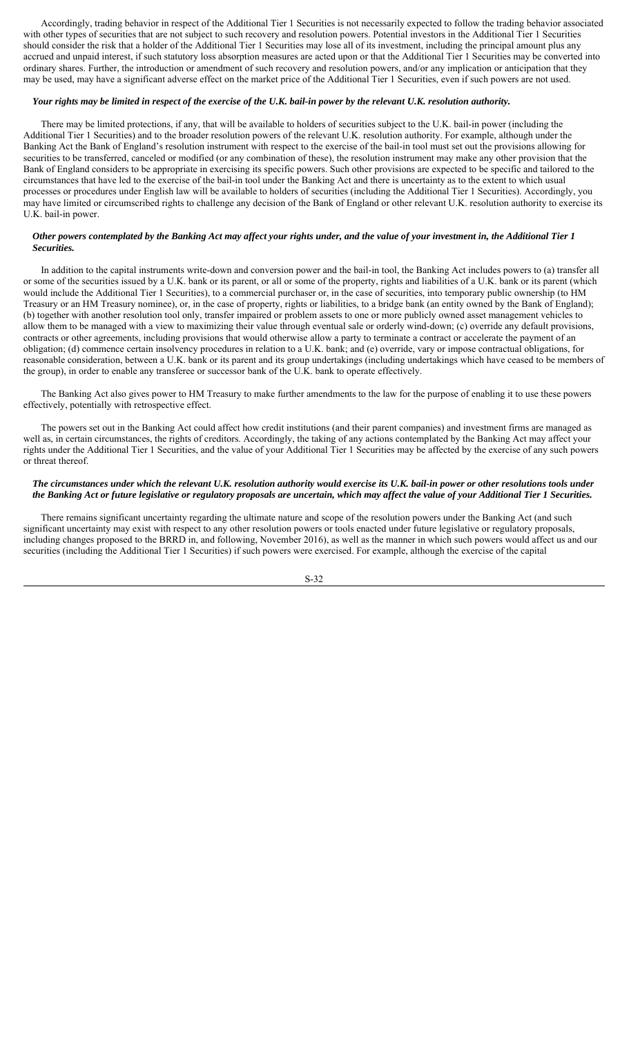Accordingly, trading behavior in respect of the Additional Tier 1 Securities is not necessarily expected to follow the trading behavior associated with other types of securities that are not subject to such recovery and resolution powers. Potential investors in the Additional Tier 1 Securities should consider the risk that a holder of the Additional Tier 1 Securities may lose all of its investment, including the principal amount plus any accrued and unpaid interest, if such statutory loss absorption measures are acted upon or that the Additional Tier 1 Securities may be converted into ordinary shares. Further, the introduction or amendment of such recovery and resolution powers, and/or any implication or anticipation that they may be used, may have a significant adverse effect on the market price of the Additional Tier 1 Securities, even if such powers are not used.

***Your rights may be limited in respect of the exercise of the U.K. bail-in power by the relevant U.K. resolution authority.***

There may be limited protections, if any, that will be available to holders of securities subject to the U.K. bail-in power (including the Additional Tier 1 Securities) and to the broader resolution powers of the relevant U.K. resolution authority. For example, although under the Banking Act the Bank of England's resolution instrument with respect to the exercise of the bail-in tool must set out the provisions allowing for securities to be transferred, canceled or modified (or any combination of these), the resolution instrument may make any other provision that the Bank of England considers to be appropriate in exercising its specific powers. Such other provisions are expected to be specific and tailored to the circumstances that have led to the exercise of the bail-in tool under the Banking Act and there is uncertainty as to the extent to which usual processes or procedures under English law will be available to holders of securities (including the Additional Tier 1 Securities). Accordingly, you may have limited or circumscribed rights to challenge any decision of the Bank of England or other relevant U.K. resolution authority to exercise its U.K. bail-in power.

***Other powers contemplated by the Banking Act may affect your rights under, and the value of your investment in, the Additional Tier 1 Securities.***

In addition to the capital instruments write-down and conversion power and the bail-in tool, the Banking Act includes powers to (a) transfer all or some of the securities issued by a U.K. bank or its parent, or all or some of the property, rights and liabilities of a U.K. bank or its parent (which would include the Additional Tier 1 Securities), to a commercial purchaser or, in the case of securities, into temporary public ownership (to HM Treasury or an HM Treasury nominee), or, in the case of property, rights or liabilities, to a bridge bank (an entity owned by the Bank of England); (b) together with another resolution tool only, transfer impaired or problem assets to one or more publicly owned asset management vehicles to allow them to be managed with a view to maximizing their value through eventual sale or orderly wind-down; (c) override any default provisions, contracts or other agreements, including provisions that would otherwise allow a party to terminate a contract or accelerate the payment of an obligation; (d) commence certain insolvency procedures in relation to a U.K. bank; and (e) override, vary or impose contractual obligations, for reasonable consideration, between a U.K. bank or its parent and its group undertakings (including undertakings which have ceased to be members of the group), in order to enable any transferee or successor bank of the U.K. bank to operate effectively.

The Banking Act also gives power to HM Treasury to make further amendments to the law for the purpose of enabling it to use these powers effectively, potentially with retrospective effect.

The powers set out in the Banking Act could affect how credit institutions (and their parent companies) and investment firms are managed as well as, in certain circumstances, the rights of creditors. Accordingly, the taking of any actions contemplated by the Banking Act may affect your rights under the Additional Tier 1 Securities, and the value of your Additional Tier 1 Securities may be affected by the exercise of any such powers or threat thereof.

***The circumstances under which the relevant U.K. resolution authority would exercise its U.K. bail-in power or other resolutions tools under the Banking Act or future legislative or regulatory proposals are uncertain, which may affect the value of your Additional Tier 1 Securities.***

There remains significant uncertainty regarding the ultimate nature and scope of the resolution powers under the Banking Act (and such significant uncertainty may exist with respect to any other resolution powers or tools enacted under future legislative or regulatory proposals, including changes proposed to the BRRD in, and following, November 2016), as well as the manner in which such powers would affect us and our securities (including the Additional Tier 1 Securities) if such powers were exercised. For example, although the exercise of the capital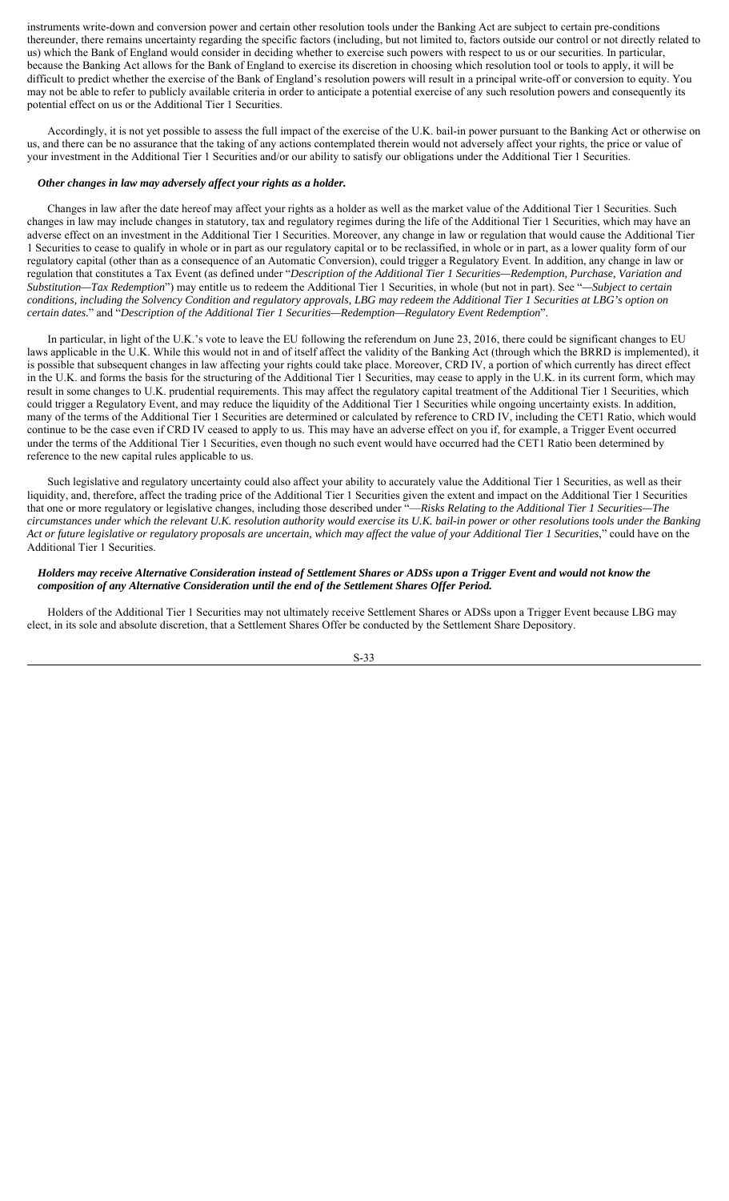instruments write-down and conversion power and certain other resolution tools under the Banking Act are subject to certain pre-conditions thereunder, there remains uncertainty regarding the specific factors (including, but not limited to, factors outside our control or not directly related to us) which the Bank of England would consider in deciding whether to exercise such powers with respect to us or our securities. In particular, because the Banking Act allows for the Bank of England to exercise its discretion in choosing which resolution tool or tools to apply, it will be difficult to predict whether the exercise of the Bank of England's resolution powers will result in a principal write-off or conversion to equity. You may not be able to refer to publicly available criteria in order to anticipate a potential exercise of any such resolution powers and consequently its potential effect on us or the Additional Tier 1 Securities.

Accordingly, it is not yet possible to assess the full impact of the exercise of the U.K. bail-in power pursuant to the Banking Act or otherwise on us, and there can be no assurance that the taking of any actions contemplated therein would not adversely affect your rights, the price or value of your investment in the Additional Tier 1 Securities and/or our ability to satisfy our obligations under the Additional Tier 1 Securities.

***Other changes in law may adversely affect your rights as a holder.***

Changes in law after the date hereof may affect your rights as a holder as well as the market value of the Additional Tier 1 Securities. Such changes in law may include changes in statutory, tax and regulatory regimes during the life of the Additional Tier 1 Securities, which may have an adverse effect on an investment in the Additional Tier 1 Securities. Moreover, any change in law or regulation that would cause the Additional Tier 1 Securities to cease to qualify in whole or in part as our regulatory capital or to be reclassified, in whole or in part, as a lower quality form of our regulatory capital (other than as a consequence of an Automatic Conversion), could trigger a Regulatory Event. In addition, any change in law or regulation that constitutes a Tax Event (as defined under "*Description of the Additional Tier 1 Securities—Redemption, Purchase, Variation and Substitution—Tax Redemption*") may entitle us to redeem the Additional Tier 1 Securities, in whole (but not in part). See "*—Subject to certain conditions, including the Solvency Condition and regulatory approvals, LBG may redeem the Additional Tier 1 Securities at LBG's option on certain dates.*" and "*Description of the Additional Tier 1 Securities—Redemption—Regulatory Event Redemption*".

In particular, in light of the U.K.'s vote to leave the EU following the referendum on June 23, 2016, there could be significant changes to EU laws applicable in the U.K. While this would not in and of itself affect the validity of the Banking Act (through which the BRRD is implemented), it is possible that subsequent changes in law affecting your rights could take place. Moreover, CRD IV, a portion of which currently has direct effect in the U.K. and forms the basis for the structuring of the Additional Tier 1 Securities, may cease to apply in the U.K. in its current form, which may result in some changes to U.K. prudential requirements. This may affect the regulatory capital treatment of the Additional Tier 1 Securities, which could trigger a Regulatory Event, and may reduce the liquidity of the Additional Tier 1 Securities while ongoing uncertainty exists. In addition, many of the terms of the Additional Tier 1 Securities are determined or calculated by reference to CRD IV, including the CET1 Ratio, which would continue to be the case even if CRD IV ceased to apply to us. This may have an adverse effect on you if, for example, a Trigger Event occurred under the terms of the Additional Tier 1 Securities, even though no such event would have occurred had the CET1 Ratio been determined by reference to the new capital rules applicable to us.

Such legislative and regulatory uncertainty could also affect your ability to accurately value the Additional Tier 1 Securities, as well as their liquidity, and, therefore, affect the trading price of the Additional Tier 1 Securities given the extent and impact on the Additional Tier 1 Securities that one or more regulatory or legislative changes, including those described under "*—Risks Relating to the Additional Tier 1 Securities—The circumstances under which the relevant U.K. resolution authority would exercise its U.K. bail-in power or other resolutions tools under the Banking Act or future legislative or regulatory proposals are uncertain, which may affect the value of your Additional Tier 1 Securities*," could have on the Additional Tier 1 Securities.

***Holders may receive Alternative Consideration instead of Settlement Shares or ADSs upon a Trigger Event and would not know the composition of any Alternative Consideration until the end of the Settlement Shares Offer Period.***

Holders of the Additional Tier 1 Securities may not ultimately receive Settlement Shares or ADSs upon a Trigger Event because LBG may elect, in its sole and absolute discretion, that a Settlement Shares Offer be conducted by the Settlement Share Depository.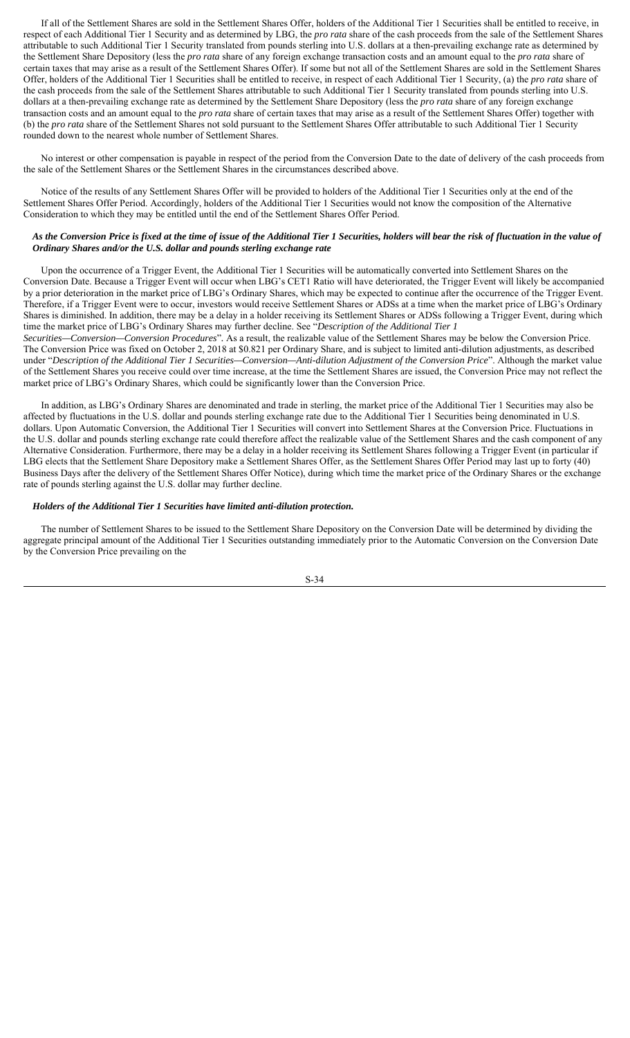If all of the Settlement Shares are sold in the Settlement Shares Offer, holders of the Additional Tier 1 Securities shall be entitled to receive, in respect of each Additional Tier 1 Security and as determined by LBG, the *pro rata* share of the cash proceeds from the sale of the Settlement Shares attributable to such Additional Tier 1 Security translated from pounds sterling into U.S. dollars at a then-prevailing exchange rate as determined by the Settlement Share Depository (less the *pro rata* share of any foreign exchange transaction costs and an amount equal to the *pro rata* share of certain taxes that may arise as a result of the Settlement Shares Offer). If some but not all of the Settlement Shares are sold in the Settlement Shares Offer, holders of the Additional Tier 1 Securities shall be entitled to receive, in respect of each Additional Tier 1 Security, (a) the *pro rata* share of the cash proceeds from the sale of the Settlement Shares attributable to such Additional Tier 1 Security translated from pounds sterling into U.S. dollars at a then-prevailing exchange rate as determined by the Settlement Share Depository (less the *pro rata* share of any foreign exchange transaction costs and an amount equal to the *pro rata* share of certain taxes that may arise as a result of the Settlement Shares Offer) together with (b) the *pro rata* share of the Settlement Shares not sold pursuant to the Settlement Shares Offer attributable to such Additional Tier 1 Security rounded down to the nearest whole number of Settlement Shares.

No interest or other compensation is payable in respect of the period from the Conversion Date to the date of delivery of the cash proceeds from the sale of the Settlement Shares or the Settlement Shares in the circumstances described above.

Notice of the results of any Settlement Shares Offer will be provided to holders of the Additional Tier 1 Securities only at the end of the Settlement Shares Offer Period. Accordingly, holders of the Additional Tier 1 Securities would not know the composition of the Alternative Consideration to which they may be entitled until the end of the Settlement Shares Offer Period.

***As the Conversion Price is fixed at the time of issue of the Additional Tier 1 Securities, holders will bear the risk of fluctuation in the value of Ordinary Shares and/or the U.S. dollar and pounds sterling exchange rate***

Upon the occurrence of a Trigger Event, the Additional Tier 1 Securities will be automatically converted into Settlement Shares on the Conversion Date. Because a Trigger Event will occur when LBG's CET1 Ratio will have deteriorated, the Trigger Event will likely be accompanied by a prior deterioration in the market price of LBG's Ordinary Shares, which may be expected to continue after the occurrence of the Trigger Event. Therefore, if a Trigger Event were to occur, investors would receive Settlement Shares or ADSs at a time when the market price of LBG's Ordinary Shares is diminished. In addition, there may be a delay in a holder receiving its Settlement Shares or ADSs following a Trigger Event, during which time the market price of LBG's Ordinary Shares may further decline. See "*Description of the Additional Tier 1 Securities—Conversion—Conversion Procedures*". As a result, the realizable value of the Settlement Shares may be below the Conversion Price. The Conversion Price was fixed on October 2, 2018 at $0.821 per Ordinary Share, and is subject to limited anti-dilution adjustments, as described under "*Description of the Additional Tier 1 Securities—Conversion—Anti-dilution Adjustment of the Conversion Price*". Although the market value of the Settlement Shares you receive could over time increase, at the time the Settlement Shares are issued, the Conversion Price may not reflect the market price of LBG's Ordinary Shares, which could be significantly lower than the Conversion Price.

In addition, as LBG's Ordinary Shares are denominated and trade in sterling, the market price of the Additional Tier 1 Securities may also be affected by fluctuations in the U.S. dollar and pounds sterling exchange rate due to the Additional Tier 1 Securities being denominated in U.S. dollars. Upon Automatic Conversion, the Additional Tier 1 Securities will convert into Settlement Shares at the Conversion Price. Fluctuations in the U.S. dollar and pounds sterling exchange rate could therefore affect the realizable value of the Settlement Shares and the cash component of any Alternative Consideration. Furthermore, there may be a delay in a holder receiving its Settlement Shares following a Trigger Event (in particular if LBG elects that the Settlement Share Depository make a Settlement Shares Offer, as the Settlement Shares Offer Period may last up to forty (40) Business Days after the delivery of the Settlement Shares Offer Notice), during which time the market price of the Ordinary Shares or the exchange rate of pounds sterling against the U.S. dollar may further decline.

***Holders of the Additional Tier 1 Securities have limited anti-dilution protection.***

The number of Settlement Shares to be issued to the Settlement Share Depository on the Conversion Date will be determined by dividing the aggregate principal amount of the Additional Tier 1 Securities outstanding immediately prior to the Automatic Conversion on the Conversion Date by the Conversion Price prevailing on the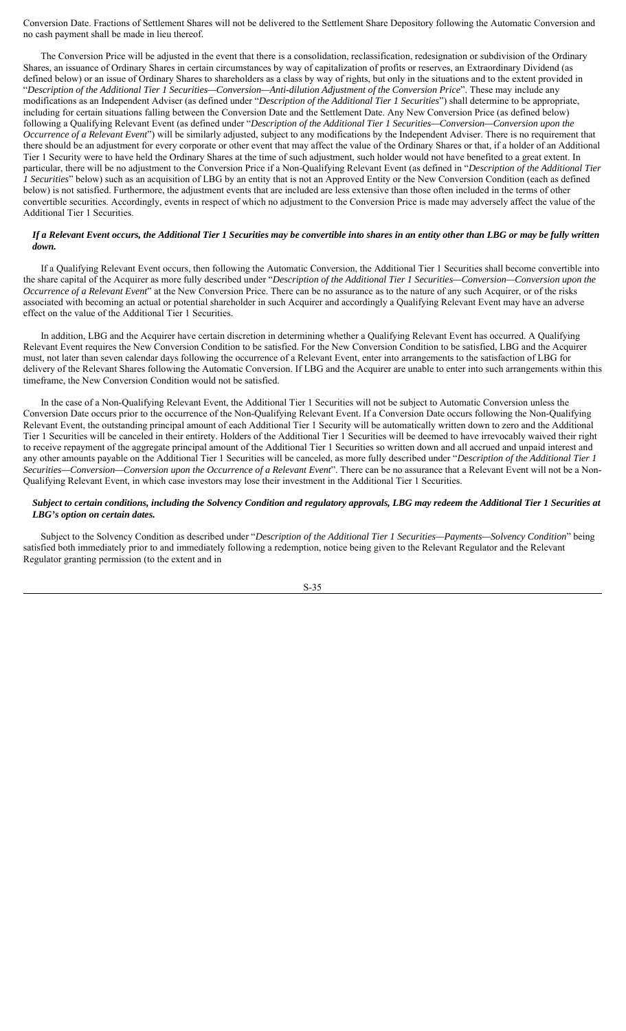Conversion Date. Fractions of Settlement Shares will not be delivered to the Settlement Share Depository following the Automatic Conversion and no cash payment shall be made in lieu thereof.

The Conversion Price will be adjusted in the event that there is a consolidation, reclassification, redesignation or subdivision of the Ordinary Shares, an issuance of Ordinary Shares in certain circumstances by way of capitalization of profits or reserves, an Extraordinary Dividend (as defined below) or an issue of Ordinary Shares to shareholders as a class by way of rights, but only in the situations and to the extent provided in "*Description of the Additional Tier 1 Securities—Conversion—Anti-dilution Adjustment of the Conversion Price*". These may include any modifications as an Independent Adviser (as defined under "*Description of the Additional Tier 1 Securities*") shall determine to be appropriate, including for certain situations falling between the Conversion Date and the Settlement Date. Any New Conversion Price (as defined below) following a Qualifying Relevant Event (as defined under "*Description of the Additional Tier 1 Securities—Conversion—Conversion upon the Occurrence of a Relevant Event*") will be similarly adjusted, subject to any modifications by the Independent Adviser. There is no requirement that there should be an adjustment for every corporate or other event that may affect the value of the Ordinary Shares or that, if a holder of an Additional Tier 1 Security were to have held the Ordinary Shares at the time of such adjustment, such holder would not have benefited to a great extent. In particular, there will be no adjustment to the Conversion Price if a Non-Qualifying Relevant Event (as defined in "*Description of the Additional Tier 1 Securities*" below) such as an acquisition of LBG by an entity that is not an Approved Entity or the New Conversion Condition (each as defined below) is not satisfied. Furthermore, the adjustment events that are included are less extensive than those often included in the terms of other convertible securities. Accordingly, events in respect of which no adjustment to the Conversion Price is made may adversely affect the value of the Additional Tier 1 Securities.

***If a Relevant Event occurs, the Additional Tier 1 Securities may be convertible into shares in an entity other than LBG or may be fully written down.***

If a Qualifying Relevant Event occurs, then following the Automatic Conversion, the Additional Tier 1 Securities shall become convertible into the share capital of the Acquirer as more fully described under "*Description of the Additional Tier 1 Securities—Conversion—Conversion upon the Occurrence of a Relevant Event*" at the New Conversion Price. There can be no assurance as to the nature of any such Acquirer, or of the risks associated with becoming an actual or potential shareholder in such Acquirer and accordingly a Qualifying Relevant Event may have an adverse effect on the value of the Additional Tier 1 Securities.

In addition, LBG and the Acquirer have certain discretion in determining whether a Qualifying Relevant Event has occurred. A Qualifying Relevant Event requires the New Conversion Condition to be satisfied. For the New Conversion Condition to be satisfied, LBG and the Acquirer must, not later than seven calendar days following the occurrence of a Relevant Event, enter into arrangements to the satisfaction of LBG for delivery of the Relevant Shares following the Automatic Conversion. If LBG and the Acquirer are unable to enter into such arrangements within this timeframe, the New Conversion Condition would not be satisfied.

In the case of a Non-Qualifying Relevant Event, the Additional Tier 1 Securities will not be subject to Automatic Conversion unless the Conversion Date occurs prior to the occurrence of the Non-Qualifying Relevant Event. If a Conversion Date occurs following the Non-Qualifying Relevant Event, the outstanding principal amount of each Additional Tier 1 Security will be automatically written down to zero and the Additional Tier 1 Securities will be canceled in their entirety. Holders of the Additional Tier 1 Securities will be deemed to have irrevocably waived their right to receive repayment of the aggregate principal amount of the Additional Tier 1 Securities so written down and all accrued and unpaid interest and any other amounts payable on the Additional Tier 1 Securities will be canceled, as more fully described under "*Description of the Additional Tier 1 Securities—Conversion—Conversion upon the Occurrence of a Relevant Event*". There can be no assurance that a Relevant Event will not be a Non-Qualifying Relevant Event, in which case investors may lose their investment in the Additional Tier 1 Securities.

***Subject to certain conditions, including the Solvency Condition and regulatory approvals, LBG may redeem the Additional Tier 1 Securities at LBG's option on certain dates.***

Subject to the Solvency Condition as described under "*Description of the Additional Tier 1 Securities—Payments—Solvency Condition*" being satisfied both immediately prior to and immediately following a redemption, notice being given to the Relevant Regulator and the Relevant Regulator granting permission (to the extent and in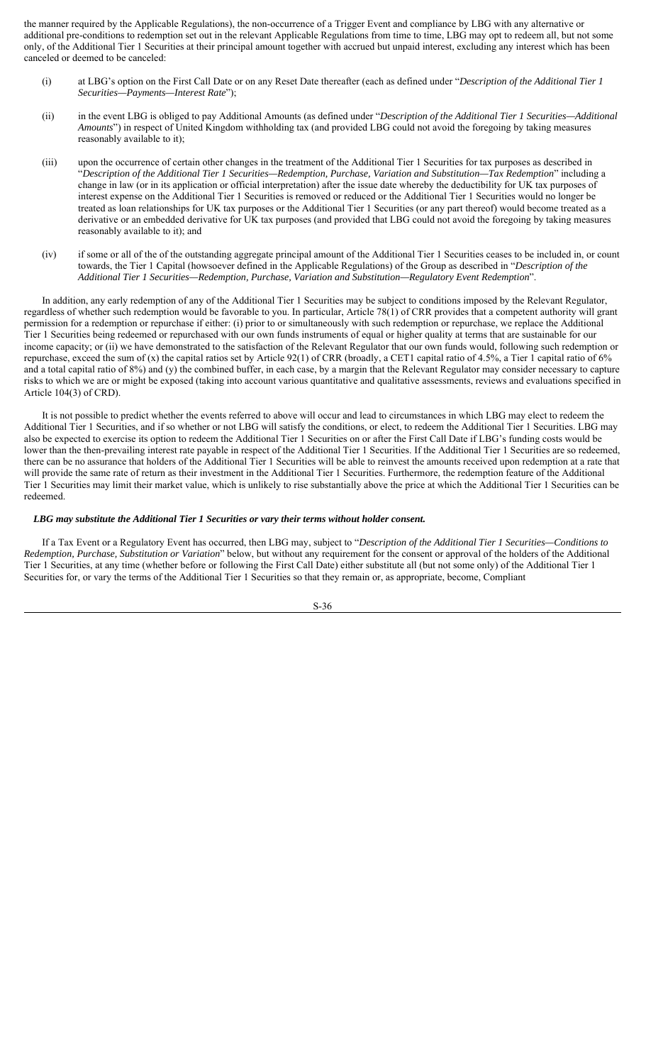the manner required by the Applicable Regulations), the non-occurrence of a Trigger Event and compliance by LBG with any alternative or additional pre-conditions to redemption set out in the relevant Applicable Regulations from time to time, LBG may opt to redeem all, but not some only, of the Additional Tier 1 Securities at their principal amount together with accrued but unpaid interest, excluding any interest which has been canceled or deemed to be canceled:

(i) at LBG's option on the First Call Date or on any Reset Date thereafter (each as defined under "*Description of the Additional Tier 1 Securities—Payments—Interest Rate*");

(ii) in the event LBG is obliged to pay Additional Amounts (as defined under "*Description of the Additional Tier 1 Securities—Additional Amounts*") in respect of United Kingdom withholding tax (and provided LBG could not avoid the foregoing by taking measures reasonably available to it);

(iii) upon the occurrence of certain other changes in the treatment of the Additional Tier 1 Securities for tax purposes as described in "*Description of the Additional Tier 1 Securities—Redemption, Purchase, Variation and Substitution—Tax Redemption*" including a change in law (or in its application or official interpretation) after the issue date whereby the deductibility for UK tax purposes of interest expense on the Additional Tier 1 Securities is removed or reduced or the Additional Tier 1 Securities would no longer be treated as loan relationships for UK tax purposes or the Additional Tier 1 Securities (or any part thereof) would become treated as a derivative or an embedded derivative for UK tax purposes (and provided that LBG could not avoid the foregoing by taking measures reasonably available to it); and

(iv) if some or all of the of the outstanding aggregate principal amount of the Additional Tier 1 Securities ceases to be included in, or count towards, the Tier 1 Capital (howsoever defined in the Applicable Regulations) of the Group as described in "*Description of the Additional Tier 1 Securities—Redemption, Purchase, Variation and Substitution—Regulatory Event Redemption*".

In addition, any early redemption of any of the Additional Tier 1 Securities may be subject to conditions imposed by the Relevant Regulator, regardless of whether such redemption would be favorable to you. In particular, Article 78(1) of CRR provides that a competent authority will grant permission for a redemption or repurchase if either: (i) prior to or simultaneously with such redemption or repurchase, we replace the Additional Tier 1 Securities being redeemed or repurchased with our own funds instruments of equal or higher quality at terms that are sustainable for our income capacity; or (ii) we have demonstrated to the satisfaction of the Relevant Regulator that our own funds would, following such redemption or repurchase, exceed the sum of (x) the capital ratios set by Article 92(1) of CRR (broadly, a CET1 capital ratio of 4.5%, a Tier 1 capital ratio of 6% and a total capital ratio of 8%) and (y) the combined buffer, in each case, by a margin that the Relevant Regulator may consider necessary to capture risks to which we are or might be exposed (taking into account various quantitative and qualitative assessments, reviews and evaluations specified in Article 104(3) of CRD).

It is not possible to predict whether the events referred to above will occur and lead to circumstances in which LBG may elect to redeem the Additional Tier 1 Securities, and if so whether or not LBG will satisfy the conditions, or elect, to redeem the Additional Tier 1 Securities. LBG may also be expected to exercise its option to redeem the Additional Tier 1 Securities on or after the First Call Date if LBG's funding costs would be lower than the then-prevailing interest rate payable in respect of the Additional Tier 1 Securities. If the Additional Tier 1 Securities are so redeemed, there can be no assurance that holders of the Additional Tier 1 Securities will be able to reinvest the amounts received upon redemption at a rate that will provide the same rate of return as their investment in the Additional Tier 1 Securities. Furthermore, the redemption feature of the Additional Tier 1 Securities may limit their market value, which is unlikely to rise substantially above the price at which the Additional Tier 1 Securities can be redeemed.

***LBG may substitute the Additional Tier 1 Securities or vary their terms without holder consent.***

If a Tax Event or a Regulatory Event has occurred, then LBG may, subject to "*Description of the Additional Tier 1 Securities—Conditions to Redemption, Purchase, Substitution or Variation*" below, but without any requirement for the consent or approval of the holders of the Additional Tier 1 Securities, at any time (whether before or following the First Call Date) either substitute all (but not some only) of the Additional Tier 1 Securities for, or vary the terms of the Additional Tier 1 Securities so that they remain or, as appropriate, become, Compliant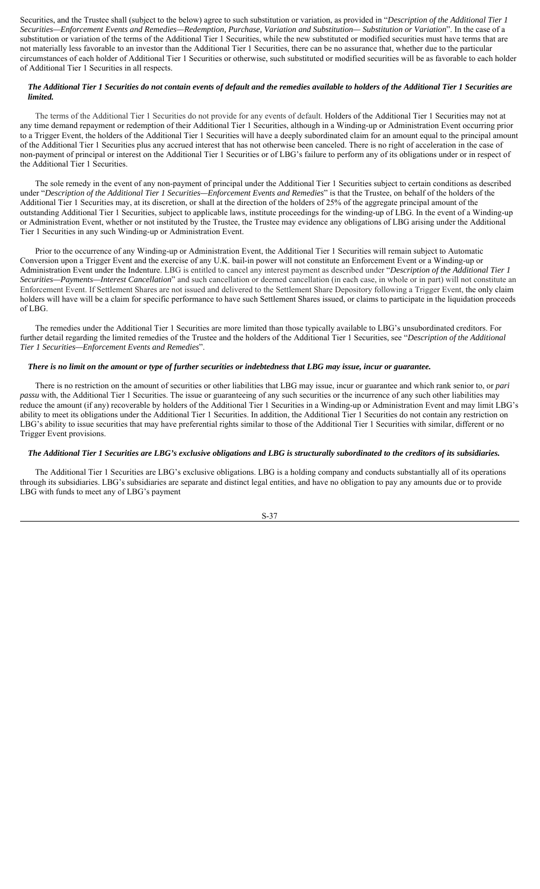Securities, and the Trustee shall (subject to the below) agree to such substitution or variation, as provided in "*Description of the Additional Tier 1 Securities—Enforcement Events and Remedies—Redemption, Purchase, Variation and Substitution— Substitution or Variation*". In the case of a substitution or variation of the terms of the Additional Tier 1 Securities, while the new substituted or modified securities must have terms that are not materially less favorable to an investor than the Additional Tier 1 Securities, there can be no assurance that, whether due to the particular circumstances of each holder of Additional Tier 1 Securities or otherwise, such substituted or modified securities will be as favorable to each holder of Additional Tier 1 Securities in all respects.

***The Additional Tier 1 Securities do not contain events of default and the remedies available to holders of the Additional Tier 1 Securities are limited.***

The terms of the Additional Tier 1 Securities do not provide for any events of default. Holders of the Additional Tier 1 Securities may not at any time demand repayment or redemption of their Additional Tier 1 Securities, although in a Winding-up or Administration Event occurring prior to a Trigger Event, the holders of the Additional Tier 1 Securities will have a deeply subordinated claim for an amount equal to the principal amount of the Additional Tier 1 Securities plus any accrued interest that has not otherwise been canceled. There is no right of acceleration in the case of non-payment of principal or interest on the Additional Tier 1 Securities or of LBG's failure to perform any of its obligations under or in respect of the Additional Tier 1 Securities.

The sole remedy in the event of any non-payment of principal under the Additional Tier 1 Securities subject to certain conditions as described under "*Description of the Additional Tier 1 Securities—Enforcement Events and Remedies*" is that the Trustee, on behalf of the holders of the Additional Tier 1 Securities may, at its discretion, or shall at the direction of the holders of 25% of the aggregate principal amount of the outstanding Additional Tier 1 Securities, subject to applicable laws, institute proceedings for the winding-up of LBG. In the event of a Winding-up or Administration Event, whether or not instituted by the Trustee, the Trustee may evidence any obligations of LBG arising under the Additional Tier 1 Securities in any such Winding-up or Administration Event.

Prior to the occurrence of any Winding-up or Administration Event, the Additional Tier 1 Securities will remain subject to Automatic Conversion upon a Trigger Event and the exercise of any U.K. bail-in power will not constitute an Enforcement Event or a Winding-up or Administration Event under the Indenture. LBG is entitled to cancel any interest payment as described under "*Description of the Additional Tier 1 Securities—Payments—Interest Cancellation*" and such cancellation or deemed cancellation (in each case, in whole or in part) will not constitute an Enforcement Event. If Settlement Shares are not issued and delivered to the Settlement Share Depository following a Trigger Event, the only claim holders will have will be a claim for specific performance to have such Settlement Shares issued, or claims to participate in the liquidation proceeds of LBG.

The remedies under the Additional Tier 1 Securities are more limited than those typically available to LBG's unsubordinated creditors. For further detail regarding the limited remedies of the Trustee and the holders of the Additional Tier 1 Securities, see "*Description of the Additional Tier 1 Securities—Enforcement Events and Remedies*".

***There is no limit on the amount or type of further securities or indebtedness that LBG may issue, incur or guarantee.***

There is no restriction on the amount of securities or other liabilities that LBG may issue, incur or guarantee and which rank senior to, or *pari passu* with, the Additional Tier 1 Securities. The issue or guaranteeing of any such securities or the incurrence of any such other liabilities may reduce the amount (if any) recoverable by holders of the Additional Tier 1 Securities in a Winding-up or Administration Event and may limit LBG's ability to meet its obligations under the Additional Tier 1 Securities. In addition, the Additional Tier 1 Securities do not contain any restriction on LBG's ability to issue securities that may have preferential rights similar to those of the Additional Tier 1 Securities with similar, different or no Trigger Event provisions.

***The Additional Tier 1 Securities are LBG's exclusive obligations and LBG is structurally subordinated to the creditors of its subsidiaries.***

The Additional Tier 1 Securities are LBG's exclusive obligations. LBG is a holding company and conducts substantially all of its operations through its subsidiaries. LBG's subsidiaries are separate and distinct legal entities, and have no obligation to pay any amounts due or to provide LBG with funds to meet any of LBG's payment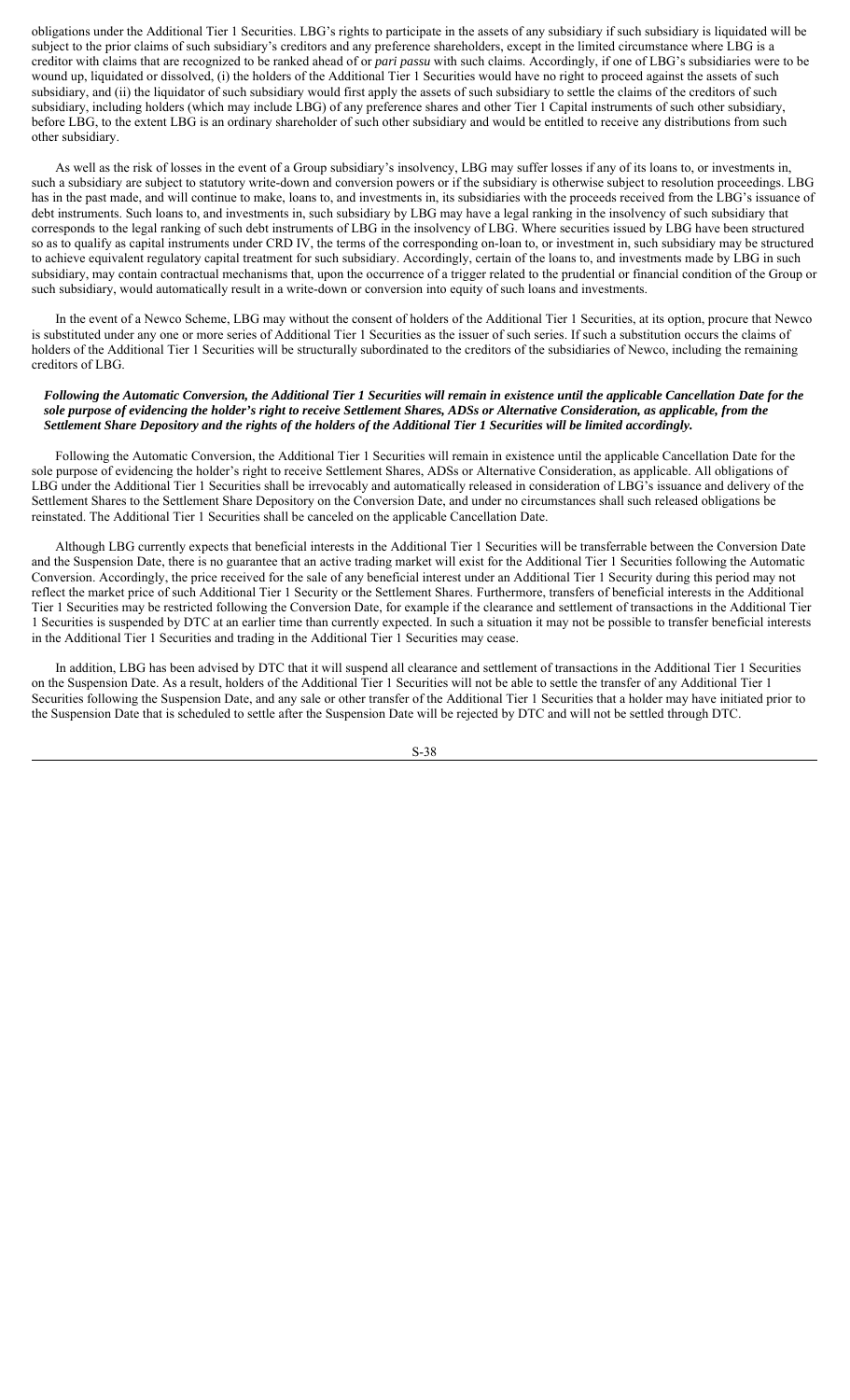obligations under the Additional Tier 1 Securities. LBG's rights to participate in the assets of any subsidiary if such subsidiary is liquidated will be subject to the prior claims of such subsidiary's creditors and any preference shareholders, except in the limited circumstance where LBG is a creditor with claims that are recognized to be ranked ahead of or *pari passu* with such claims. Accordingly, if one of LBG's subsidiaries were to be wound up, liquidated or dissolved, (i) the holders of the Additional Tier 1 Securities would have no right to proceed against the assets of such subsidiary, and (ii) the liquidator of such subsidiary would first apply the assets of such subsidiary to settle the claims of the creditors of such subsidiary, including holders (which may include LBG) of any preference shares and other Tier 1 Capital instruments of such other subsidiary, before LBG, to the extent LBG is an ordinary shareholder of such other subsidiary and would be entitled to receive any distributions from such other subsidiary.

As well as the risk of losses in the event of a Group subsidiary's insolvency, LBG may suffer losses if any of its loans to, or investments in, such a subsidiary are subject to statutory write-down and conversion powers or if the subsidiary is otherwise subject to resolution proceedings. LBG has in the past made, and will continue to make, loans to, and investments in, its subsidiaries with the proceeds received from the LBG's issuance of debt instruments. Such loans to, and investments in, such subsidiary by LBG may have a legal ranking in the insolvency of such subsidiary that corresponds to the legal ranking of such debt instruments of LBG in the insolvency of LBG. Where securities issued by LBG have been structured so as to qualify as capital instruments under CRD IV, the terms of the corresponding on-loan to, or investment in, such subsidiary may be structured to achieve equivalent regulatory capital treatment for such subsidiary. Accordingly, certain of the loans to, and investments made by LBG in such subsidiary, may contain contractual mechanisms that, upon the occurrence of a trigger related to the prudential or financial condition of the Group or such subsidiary, would automatically result in a write-down or conversion into equity of such loans and investments.

In the event of a Newco Scheme, LBG may without the consent of holders of the Additional Tier 1 Securities, at its option, procure that Newco is substituted under any one or more series of Additional Tier 1 Securities as the issuer of such series. If such a substitution occurs the claims of holders of the Additional Tier 1 Securities will be structurally subordinated to the creditors of the subsidiaries of Newco, including the remaining creditors of LBG.

***Following the Automatic Conversion, the Additional Tier 1 Securities will remain in existence until the applicable Cancellation Date for the sole purpose of evidencing the holder's right to receive Settlement Shares, ADSs or Alternative Consideration, as applicable, from the Settlement Share Depository and the rights of the holders of the Additional Tier 1 Securities will be limited accordingly.***

Following the Automatic Conversion, the Additional Tier 1 Securities will remain in existence until the applicable Cancellation Date for the sole purpose of evidencing the holder's right to receive Settlement Shares, ADSs or Alternative Consideration, as applicable. All obligations of LBG under the Additional Tier 1 Securities shall be irrevocably and automatically released in consideration of LBG's issuance and delivery of the Settlement Shares to the Settlement Share Depository on the Conversion Date, and under no circumstances shall such released obligations be reinstated. The Additional Tier 1 Securities shall be canceled on the applicable Cancellation Date.

Although LBG currently expects that beneficial interests in the Additional Tier 1 Securities will be transferrable between the Conversion Date and the Suspension Date, there is no guarantee that an active trading market will exist for the Additional Tier 1 Securities following the Automatic Conversion. Accordingly, the price received for the sale of any beneficial interest under an Additional Tier 1 Security during this period may not reflect the market price of such Additional Tier 1 Security or the Settlement Shares. Furthermore, transfers of beneficial interests in the Additional Tier 1 Securities may be restricted following the Conversion Date, for example if the clearance and settlement of transactions in the Additional Tier 1 Securities is suspended by DTC at an earlier time than currently expected. In such a situation it may not be possible to transfer beneficial interests in the Additional Tier 1 Securities and trading in the Additional Tier 1 Securities may cease.

In addition, LBG has been advised by DTC that it will suspend all clearance and settlement of transactions in the Additional Tier 1 Securities on the Suspension Date. As a result, holders of the Additional Tier 1 Securities will not be able to settle the transfer of any Additional Tier 1 Securities following the Suspension Date, and any sale or other transfer of the Additional Tier 1 Securities that a holder may have initiated prior to the Suspension Date that is scheduled to settle after the Suspension Date will be rejected by DTC and will not be settled through DTC.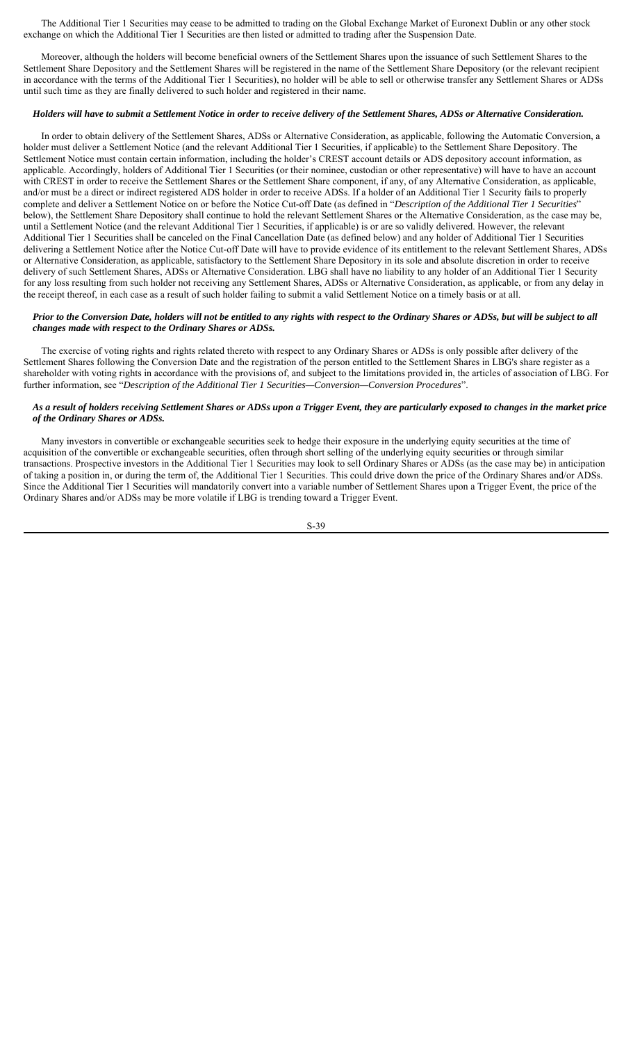The Additional Tier 1 Securities may cease to be admitted to trading on the Global Exchange Market of Euronext Dublin or any other stock exchange on which the Additional Tier 1 Securities are then listed or admitted to trading after the Suspension Date.

Moreover, although the holders will become beneficial owners of the Settlement Shares upon the issuance of such Settlement Shares to the Settlement Share Depository and the Settlement Shares will be registered in the name of the Settlement Share Depository (or the relevant recipient in accordance with the terms of the Additional Tier 1 Securities), no holder will be able to sell or otherwise transfer any Settlement Shares or ADSs until such time as they are finally delivered to such holder and registered in their name.

***Holders will have to submit a Settlement Notice in order to receive delivery of the Settlement Shares, ADSs or Alternative Consideration.***

In order to obtain delivery of the Settlement Shares, ADSs or Alternative Consideration, as applicable, following the Automatic Conversion, a holder must deliver a Settlement Notice (and the relevant Additional Tier 1 Securities, if applicable) to the Settlement Share Depository. The Settlement Notice must contain certain information, including the holder's CREST account details or ADS depository account information, as applicable. Accordingly, holders of Additional Tier 1 Securities (or their nominee, custodian or other representative) will have to have an account with CREST in order to receive the Settlement Shares or the Settlement Share component, if any, of any Alternative Consideration, as applicable, and/or must be a direct or indirect registered ADS holder in order to receive ADSs. If a holder of an Additional Tier 1 Security fails to properly complete and deliver a Settlement Notice on or before the Notice Cut-off Date (as defined in "*Description of the Additional Tier 1 Securities*" below), the Settlement Share Depository shall continue to hold the relevant Settlement Shares or the Alternative Consideration, as the case may be, until a Settlement Notice (and the relevant Additional Tier 1 Securities, if applicable) is or are so validly delivered. However, the relevant Additional Tier 1 Securities shall be canceled on the Final Cancellation Date (as defined below) and any holder of Additional Tier 1 Securities delivering a Settlement Notice after the Notice Cut-off Date will have to provide evidence of its entitlement to the relevant Settlement Shares, ADSs or Alternative Consideration, as applicable, satisfactory to the Settlement Share Depository in its sole and absolute discretion in order to receive delivery of such Settlement Shares, ADSs or Alternative Consideration. LBG shall have no liability to any holder of an Additional Tier 1 Security for any loss resulting from such holder not receiving any Settlement Shares, ADSs or Alternative Consideration, as applicable, or from any delay in the receipt thereof, in each case as a result of such holder failing to submit a valid Settlement Notice on a timely basis or at all.

***Prior to the Conversion Date, holders will not be entitled to any rights with respect to the Ordinary Shares or ADSs, but will be subject to all changes made with respect to the Ordinary Shares or ADSs.***

The exercise of voting rights and rights related thereto with respect to any Ordinary Shares or ADSs is only possible after delivery of the Settlement Shares following the Conversion Date and the registration of the person entitled to the Settlement Shares in LBG's share register as a shareholder with voting rights in accordance with the provisions of, and subject to the limitations provided in, the articles of association of LBG. For further information, see "*Description of the Additional Tier 1 Securities—Conversion—Conversion Procedures*".

***As a result of holders receiving Settlement Shares or ADSs upon a Trigger Event, they are particularly exposed to changes in the market price of the Ordinary Shares or ADSs.***

Many investors in convertible or exchangeable securities seek to hedge their exposure in the underlying equity securities at the time of acquisition of the convertible or exchangeable securities, often through short selling of the underlying equity securities or through similar transactions. Prospective investors in the Additional Tier 1 Securities may look to sell Ordinary Shares or ADSs (as the case may be) in anticipation of taking a position in, or during the term of, the Additional Tier 1 Securities. This could drive down the price of the Ordinary Shares and/or ADSs. Since the Additional Tier 1 Securities will mandatorily convert into a variable number of Settlement Shares upon a Trigger Event, the price of the Ordinary Shares and/or ADSs may be more volatile if LBG is trending toward a Trigger Event.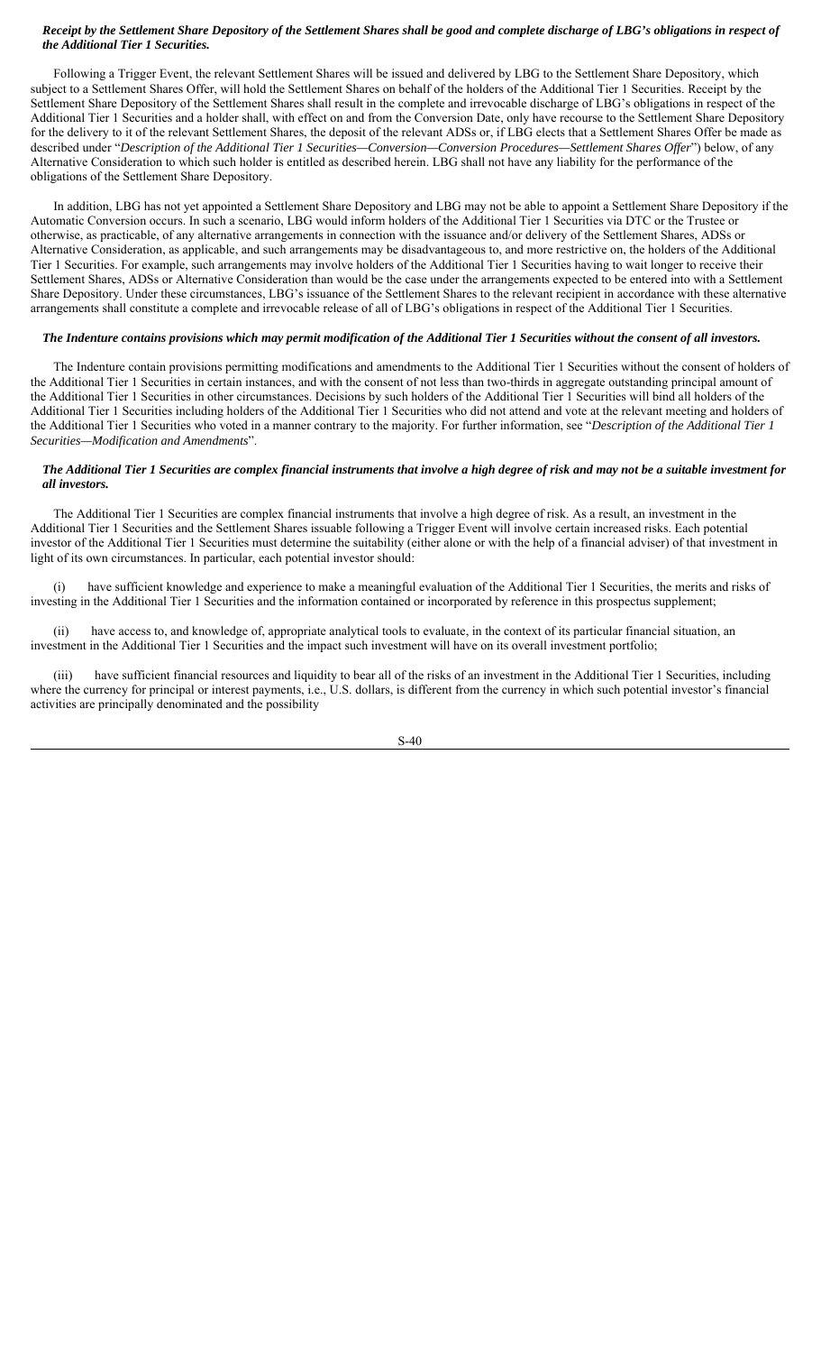***Receipt by the Settlement Share Depository of the Settlement Shares shall be good and complete discharge of LBG's obligations in respect of the Additional Tier 1 Securities.***

Following a Trigger Event, the relevant Settlement Shares will be issued and delivered by LBG to the Settlement Share Depository, which subject to a Settlement Shares Offer, will hold the Settlement Shares on behalf of the holders of the Additional Tier 1 Securities. Receipt by the Settlement Share Depository of the Settlement Shares shall result in the complete and irrevocable discharge of LBG's obligations in respect of the Additional Tier 1 Securities and a holder shall, with effect on and from the Conversion Date, only have recourse to the Settlement Share Depository for the delivery to it of the relevant Settlement Shares, the deposit of the relevant ADSs or, if LBG elects that a Settlement Shares Offer be made as described under "*Description of the Additional Tier 1 Securities—Conversion—Conversion Procedures—Settlement Shares Offer*") below, of any Alternative Consideration to which such holder is entitled as described herein. LBG shall not have any liability for the performance of the obligations of the Settlement Share Depository.

In addition, LBG has not yet appointed a Settlement Share Depository and LBG may not be able to appoint a Settlement Share Depository if the Automatic Conversion occurs. In such a scenario, LBG would inform holders of the Additional Tier 1 Securities via DTC or the Trustee or otherwise, as practicable, of any alternative arrangements in connection with the issuance and/or delivery of the Settlement Shares, ADSs or Alternative Consideration, as applicable, and such arrangements may be disadvantageous to, and more restrictive on, the holders of the Additional Tier 1 Securities. For example, such arrangements may involve holders of the Additional Tier 1 Securities having to wait longer to receive their Settlement Shares, ADSs or Alternative Consideration than would be the case under the arrangements expected to be entered into with a Settlement Share Depository. Under these circumstances, LBG's issuance of the Settlement Shares to the relevant recipient in accordance with these alternative arrangements shall constitute a complete and irrevocable release of all of LBG's obligations in respect of the Additional Tier 1 Securities.

***The Indenture contains provisions which may permit modification of the Additional Tier 1 Securities without the consent of all investors.***

The Indenture contain provisions permitting modifications and amendments to the Additional Tier 1 Securities without the consent of holders of the Additional Tier 1 Securities in certain instances, and with the consent of not less than two-thirds in aggregate outstanding principal amount of the Additional Tier 1 Securities in other circumstances. Decisions by such holders of the Additional Tier 1 Securities will bind all holders of the Additional Tier 1 Securities including holders of the Additional Tier 1 Securities who did not attend and vote at the relevant meeting and holders of the Additional Tier 1 Securities who voted in a manner contrary to the majority. For further information, see "*Description of the Additional Tier 1 Securities—Modification and Amendments*".

***The Additional Tier 1 Securities are complex financial instruments that involve a high degree of risk and may not be a suitable investment for all investors.***

The Additional Tier 1 Securities are complex financial instruments that involve a high degree of risk. As a result, an investment in the Additional Tier 1 Securities and the Settlement Shares issuable following a Trigger Event will involve certain increased risks. Each potential investor of the Additional Tier 1 Securities must determine the suitability (either alone or with the help of a financial adviser) of that investment in light of its own circumstances. In particular, each potential investor should:

(i) have sufficient knowledge and experience to make a meaningful evaluation of the Additional Tier 1 Securities, the merits and risks of investing in the Additional Tier 1 Securities and the information contained or incorporated by reference in this prospectus supplement;

(ii) have access to, and knowledge of, appropriate analytical tools to evaluate, in the context of its particular financial situation, an investment in the Additional Tier 1 Securities and the impact such investment will have on its overall investment portfolio;

(iii) have sufficient financial resources and liquidity to bear all of the risks of an investment in the Additional Tier 1 Securities, including where the currency for principal or interest payments, i.e., U.S. dollars, is different from the currency in which such potential investor's financial activities are principally denominated and the possibility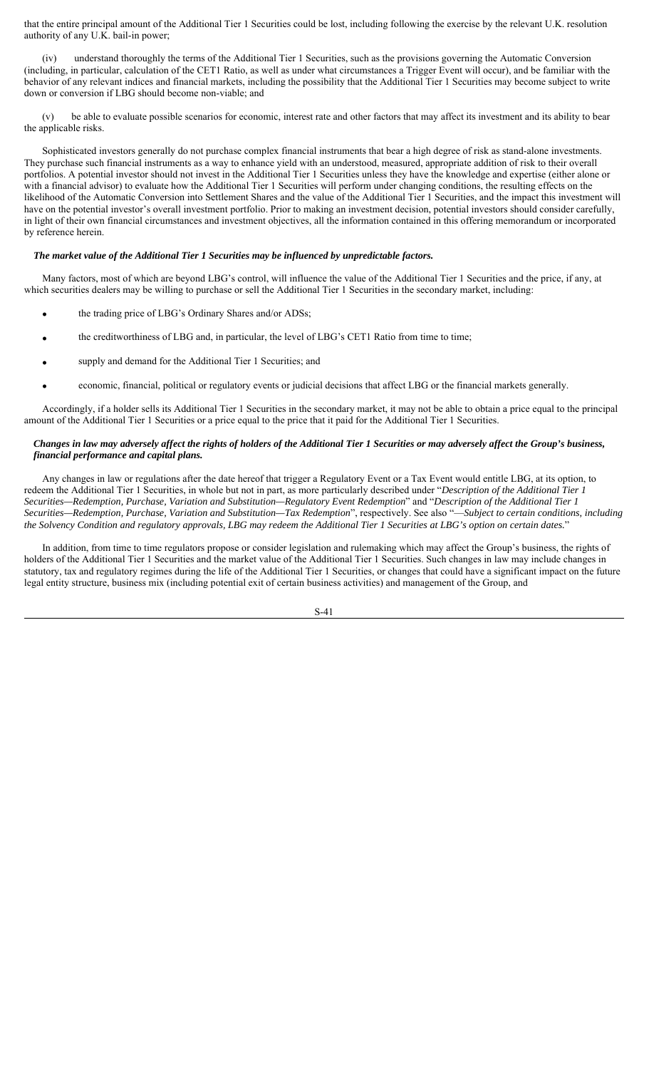that the entire principal amount of the Additional Tier 1 Securities could be lost, including following the exercise by the relevant U.K. resolution authority of any U.K. bail-in power;

(iv) understand thoroughly the terms of the Additional Tier 1 Securities, such as the provisions governing the Automatic Conversion (including, in particular, calculation of the CET1 Ratio, as well as under what circumstances a Trigger Event will occur), and be familiar with the behavior of any relevant indices and financial markets, including the possibility that the Additional Tier 1 Securities may become subject to write down or conversion if LBG should become non-viable; and

(v) be able to evaluate possible scenarios for economic, interest rate and other factors that may affect its investment and its ability to bear the applicable risks.

Sophisticated investors generally do not purchase complex financial instruments that bear a high degree of risk as stand-alone investments. They purchase such financial instruments as a way to enhance yield with an understood, measured, appropriate addition of risk to their overall portfolios. A potential investor should not invest in the Additional Tier 1 Securities unless they have the knowledge and expertise (either alone or with a financial advisor) to evaluate how the Additional Tier 1 Securities will perform under changing conditions, the resulting effects on the likelihood of the Automatic Conversion into Settlement Shares and the value of the Additional Tier 1 Securities, and the impact this investment will have on the potential investor's overall investment portfolio. Prior to making an investment decision, potential investors should consider carefully, in light of their own financial circumstances and investment objectives, all the information contained in this offering memorandum or incorporated by reference herein.

***The market value of the Additional Tier 1 Securities may be influenced by unpredictable factors.***

Many factors, most of which are beyond LBG's control, will influence the value of the Additional Tier 1 Securities and the price, if any, at which securities dealers may be willing to purchase or sell the Additional Tier 1 Securities in the secondary market, including:

- the trading price of LBG's Ordinary Shares and/or ADSs;
- the creditworthiness of LBG and, in particular, the level of LBG's CET1 Ratio from time to time;
- supply and demand for the Additional Tier 1 Securities; and
- economic, financial, political or regulatory events or judicial decisions that affect LBG or the financial markets generally.

Accordingly, if a holder sells its Additional Tier 1 Securities in the secondary market, it may not be able to obtain a price equal to the principal amount of the Additional Tier 1 Securities or a price equal to the price that it paid for the Additional Tier 1 Securities.

***Changes in law may adversely affect the rights of holders of the Additional Tier 1 Securities or may adversely affect the Group's business, financial performance and capital plans.***

Any changes in law or regulations after the date hereof that trigger a Regulatory Event or a Tax Event would entitle LBG, at its option, to redeem the Additional Tier 1 Securities, in whole but not in part, as more particularly described under "*Description of the Additional Tier 1 Securities—Redemption, Purchase, Variation and Substitution—Regulatory Event Redemption*" and "*Description of the Additional Tier 1 Securities—Redemption, Purchase, Variation and Substitution—Tax Redemption*", respectively. See also "*—Subject to certain conditions, including the Solvency Condition and regulatory approvals, LBG may redeem the Additional Tier 1 Securities at LBG's option on certain dates.*"

In addition, from time to time regulators propose or consider legislation and rulemaking which may affect the Group's business, the rights of holders of the Additional Tier 1 Securities and the market value of the Additional Tier 1 Securities. Such changes in law may include changes in statutory, tax and regulatory regimes during the life of the Additional Tier 1 Securities, or changes that could have a significant impact on the future legal entity structure, business mix (including potential exit of certain business activities) and management of the Group, and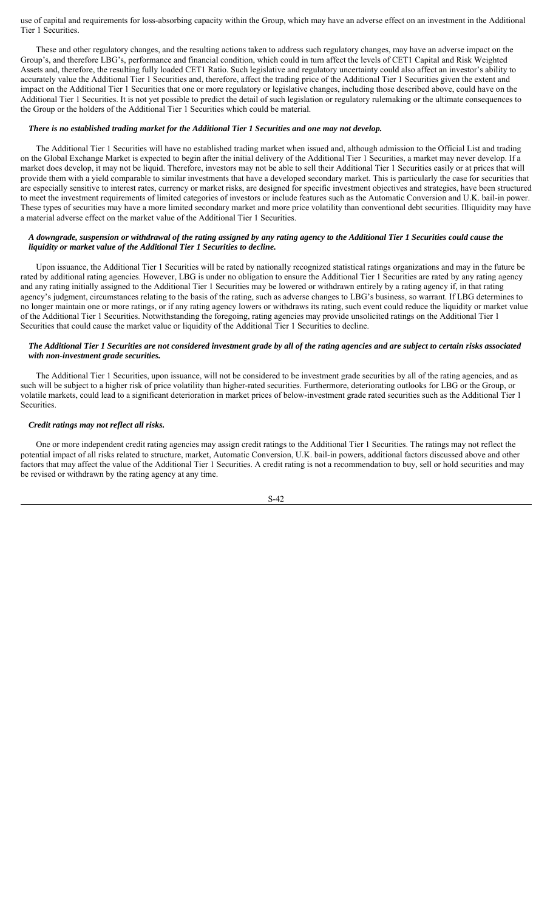use of capital and requirements for loss-absorbing capacity within the Group, which may have an adverse effect on an investment in the Additional Tier 1 Securities.

These and other regulatory changes, and the resulting actions taken to address such regulatory changes, may have an adverse impact on the Group's, and therefore LBG's, performance and financial condition, which could in turn affect the levels of CET1 Capital and Risk Weighted Assets and, therefore, the resulting fully loaded CET1 Ratio. Such legislative and regulatory uncertainty could also affect an investor's ability to accurately value the Additional Tier 1 Securities and, therefore, affect the trading price of the Additional Tier 1 Securities given the extent and impact on the Additional Tier 1 Securities that one or more regulatory or legislative changes, including those described above, could have on the Additional Tier 1 Securities. It is not yet possible to predict the detail of such legislation or regulatory rulemaking or the ultimate consequences to the Group or the holders of the Additional Tier 1 Securities which could be material.

***There is no established trading market for the Additional Tier 1 Securities and one may not develop.***

The Additional Tier 1 Securities will have no established trading market when issued and, although admission to the Official List and trading on the Global Exchange Market is expected to begin after the initial delivery of the Additional Tier 1 Securities, a market may never develop. If a market does develop, it may not be liquid. Therefore, investors may not be able to sell their Additional Tier 1 Securities easily or at prices that will provide them with a yield comparable to similar investments that have a developed secondary market. This is particularly the case for securities that are especially sensitive to interest rates, currency or market risks, are designed for specific investment objectives and strategies, have been structured to meet the investment requirements of limited categories of investors or include features such as the Automatic Conversion and U.K. bail-in power. These types of securities may have a more limited secondary market and more price volatility than conventional debt securities. Illiquidity may have a material adverse effect on the market value of the Additional Tier 1 Securities.

***A downgrade, suspension or withdrawal of the rating assigned by any rating agency to the Additional Tier 1 Securities could cause the liquidity or market value of the Additional Tier 1 Securities to decline.***

Upon issuance, the Additional Tier 1 Securities will be rated by nationally recognized statistical ratings organizations and may in the future be rated by additional rating agencies. However, LBG is under no obligation to ensure the Additional Tier 1 Securities are rated by any rating agency and any rating initially assigned to the Additional Tier 1 Securities may be lowered or withdrawn entirely by a rating agency if, in that rating agency's judgment, circumstances relating to the basis of the rating, such as adverse changes to LBG's business, so warrant. If LBG determines to no longer maintain one or more ratings, or if any rating agency lowers or withdraws its rating, such event could reduce the liquidity or market value of the Additional Tier 1 Securities. Notwithstanding the foregoing, rating agencies may provide unsolicited ratings on the Additional Tier 1 Securities that could cause the market value or liquidity of the Additional Tier 1 Securities to decline.

***The Additional Tier 1 Securities are not considered investment grade by all of the rating agencies and are subject to certain risks associated with non-investment grade securities.***

The Additional Tier 1 Securities, upon issuance, will not be considered to be investment grade securities by all of the rating agencies, and as such will be subject to a higher risk of price volatility than higher-rated securities. Furthermore, deteriorating outlooks for LBG or the Group, or volatile markets, could lead to a significant deterioration in market prices of below-investment grade rated securities such as the Additional Tier 1 Securities.

***Credit ratings may not reflect all risks.***

One or more independent credit rating agencies may assign credit ratings to the Additional Tier 1 Securities. The ratings may not reflect the potential impact of all risks related to structure, market, Automatic Conversion, U.K. bail-in powers, additional factors discussed above and other factors that may affect the value of the Additional Tier 1 Securities. A credit rating is not a recommendation to buy, sell or hold securities and may be revised or withdrawn by the rating agency at any time.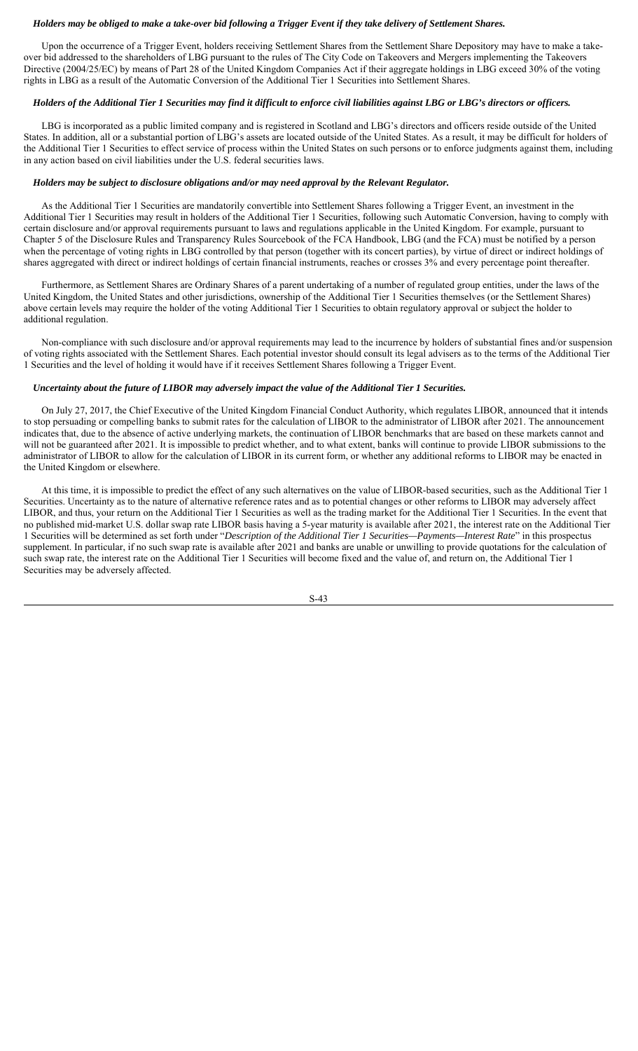***Holders may be obliged to make a take-over bid following a Trigger Event if they take delivery of Settlement Shares.***

Upon the occurrence of a Trigger Event, holders receiving Settlement Shares from the Settlement Share Depository may have to make a take-over bid addressed to the shareholders of LBG pursuant to the rules of The City Code on Takeovers and Mergers implementing the Takeovers Directive (2004/25/EC) by means of Part 28 of the United Kingdom Companies Act if their aggregate holdings in LBG exceed 30% of the voting rights in LBG as a result of the Automatic Conversion of the Additional Tier 1 Securities into Settlement Shares.

***Holders of the Additional Tier 1 Securities may find it difficult to enforce civil liabilities against LBG or LBG's directors or officers.***

LBG is incorporated as a public limited company and is registered in Scotland and LBG's directors and officers reside outside of the United States. In addition, all or a substantial portion of LBG's assets are located outside of the United States. As a result, it may be difficult for holders of the Additional Tier 1 Securities to effect service of process within the United States on such persons or to enforce judgments against them, including in any action based on civil liabilities under the U.S. federal securities laws.

***Holders may be subject to disclosure obligations and/or may need approval by the Relevant Regulator.***

As the Additional Tier 1 Securities are mandatorily convertible into Settlement Shares following a Trigger Event, an investment in the Additional Tier 1 Securities may result in holders of the Additional Tier 1 Securities, following such Automatic Conversion, having to comply with certain disclosure and/or approval requirements pursuant to laws and regulations applicable in the United Kingdom. For example, pursuant to Chapter 5 of the Disclosure Rules and Transparency Rules Sourcebook of the FCA Handbook, LBG (and the FCA) must be notified by a person when the percentage of voting rights in LBG controlled by that person (together with its concert parties), by virtue of direct or indirect holdings of shares aggregated with direct or indirect holdings of certain financial instruments, reaches or crosses 3% and every percentage point thereafter.

Furthermore, as Settlement Shares are Ordinary Shares of a parent undertaking of a number of regulated group entities, under the laws of the United Kingdom, the United States and other jurisdictions, ownership of the Additional Tier 1 Securities themselves (or the Settlement Shares) above certain levels may require the holder of the voting Additional Tier 1 Securities to obtain regulatory approval or subject the holder to additional regulation.

Non-compliance with such disclosure and/or approval requirements may lead to the incurrence by holders of substantial fines and/or suspension of voting rights associated with the Settlement Shares. Each potential investor should consult its legal advisers as to the terms of the Additional Tier 1 Securities and the level of holding it would have if it receives Settlement Shares following a Trigger Event.

***Uncertainty about the future of LIBOR may adversely impact the value of the Additional Tier 1 Securities.***

On July 27, 2017, the Chief Executive of the United Kingdom Financial Conduct Authority, which regulates LIBOR, announced that it intends to stop persuading or compelling banks to submit rates for the calculation of LIBOR to the administrator of LIBOR after 2021. The announcement indicates that, due to the absence of active underlying markets, the continuation of LIBOR benchmarks that are based on these markets cannot and will not be guaranteed after 2021. It is impossible to predict whether, and to what extent, banks will continue to provide LIBOR submissions to the administrator of LIBOR to allow for the calculation of LIBOR in its current form, or whether any additional reforms to LIBOR may be enacted in the United Kingdom or elsewhere.

At this time, it is impossible to predict the effect of any such alternatives on the value of LIBOR-based securities, such as the Additional Tier 1 Securities. Uncertainty as to the nature of alternative reference rates and as to potential changes or other reforms to LIBOR may adversely affect LIBOR, and thus, your return on the Additional Tier 1 Securities as well as the trading market for the Additional Tier 1 Securities. In the event that no published mid-market U.S. dollar swap rate LIBOR basis having a 5-year maturity is available after 2021, the interest rate on the Additional Tier 1 Securities will be determined as set forth under "*Description of the Additional Tier 1 Securities—Payments—Interest Rate*" in this prospectus supplement. In particular, if no such swap rate is available after 2021 and banks are unable or unwilling to provide quotations for the calculation of such swap rate, the interest rate on the Additional Tier 1 Securities will become fixed and the value of, and return on, the Additional Tier 1 Securities may be adversely affected.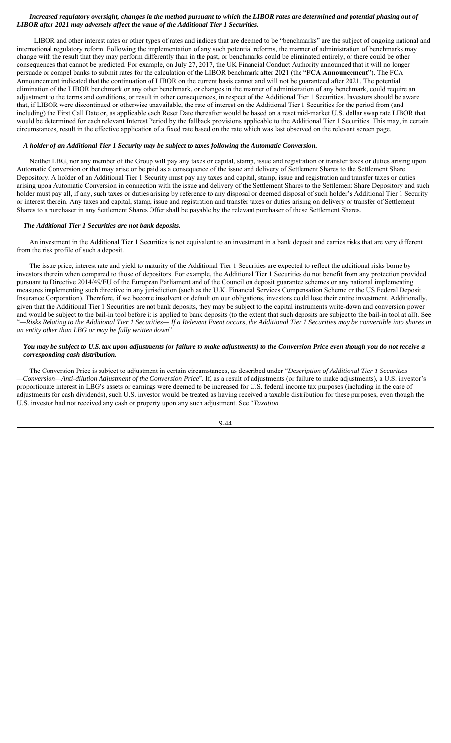***Increased regulatory oversight, changes in the method pursuant to which the LIBOR rates are determined and potential phasing out of LIBOR after 2021 may adversely affect the value of the Additional Tier 1 Securities.***

LIBOR and other interest rates or other types of rates and indices that are deemed to be "benchmarks" are the subject of ongoing national and international regulatory reform. Following the implementation of any such potential reforms, the manner of administration of benchmarks may change with the result that they may perform differently than in the past, or benchmarks could be eliminated entirely, or there could be other consequences that cannot be predicted. For example, on July 27, 2017, the UK Financial Conduct Authority announced that it will no longer persuade or compel banks to submit rates for the calculation of the LIBOR benchmark after 2021 (the "**FCA Announcement**"). The FCA Announcement indicated that the continuation of LIBOR on the current basis cannot and will not be guaranteed after 2021. The potential elimination of the LIBOR benchmark or any other benchmark, or changes in the manner of administration of any benchmark, could require an adjustment to the terms and conditions, or result in other consequences, in respect of the Additional Tier 1 Securities. Investors should be aware that, if LIBOR were discontinued or otherwise unavailable, the rate of interest on the Additional Tier 1 Securities for the period from (and including) the First Call Date or, as applicable each Reset Date thereafter would be based on a reset mid-market U.S. dollar swap rate LIBOR that would be determined for each relevant Interest Period by the fallback provisions applicable to the Additional Tier 1 Securities. This may, in certain circumstances, result in the effective application of a fixed rate based on the rate which was last observed on the relevant screen page.

***A holder of an Additional Tier 1 Security may be subject to taxes following the Automatic Conversion.***

Neither LBG, nor any member of the Group will pay any taxes or capital, stamp, issue and registration or transfer taxes or duties arising upon Automatic Conversion or that may arise or be paid as a consequence of the issue and delivery of Settlement Shares to the Settlement Share Depository. A holder of an Additional Tier 1 Security must pay any taxes and capital, stamp, issue and registration and transfer taxes or duties arising upon Automatic Conversion in connection with the issue and delivery of the Settlement Shares to the Settlement Share Depository and such holder must pay all, if any, such taxes or duties arising by reference to any disposal or deemed disposal of such holder's Additional Tier 1 Security or interest therein. Any taxes and capital, stamp, issue and registration and transfer taxes or duties arising on delivery or transfer of Settlement Shares to a purchaser in any Settlement Shares Offer shall be payable by the relevant purchaser of those Settlement Shares.

***The Additional Tier 1 Securities are not bank deposits.***

An investment in the Additional Tier 1 Securities is not equivalent to an investment in a bank deposit and carries risks that are very different from the risk profile of such a deposit.

The issue price, interest rate and yield to maturity of the Additional Tier 1 Securities are expected to reflect the additional risks borne by investors therein when compared to those of depositors. For example, the Additional Tier 1 Securities do not benefit from any protection provided pursuant to Directive 2014/49/EU of the European Parliament and of the Council on deposit guarantee schemes or any national implementing measures implementing such directive in any jurisdiction (such as the U.K. Financial Services Compensation Scheme or the US Federal Deposit Insurance Corporation). Therefore, if we become insolvent or default on our obligations, investors could lose their entire investment. Additionally, given that the Additional Tier 1 Securities are not bank deposits, they may be subject to the capital instruments write-down and conversion power and would be subject to the bail-in tool before it is applied to bank deposits (to the extent that such deposits are subject to the bail-in tool at all). See "*—Risks Relating to the Additional Tier 1 Securities— If a Relevant Event occurs, the Additional Tier 1 Securities may be convertible into shares in an entity other than LBG or may be fully written down*".

***You may be subject to U.S. tax upon adjustments (or failure to make adjustments) to the Conversion Price even though you do not receive a corresponding cash distribution.***

The Conversion Price is subject to adjustment in certain circumstances, as described under "*Description of Additional Tier 1 Securities —Conversion—Anti-dilution Adjustment of the Conversion Price*". If, as a result of adjustments (or failure to make adjustments), a U.S. investor's proportionate interest in LBG's assets or earnings were deemed to be increased for U.S. federal income tax purposes (including in the case of adjustments for cash dividends), such U.S. investor would be treated as having received a taxable distribution for these purposes, even though the U.S. investor had not received any cash or property upon any such adjustment. See "*Taxation*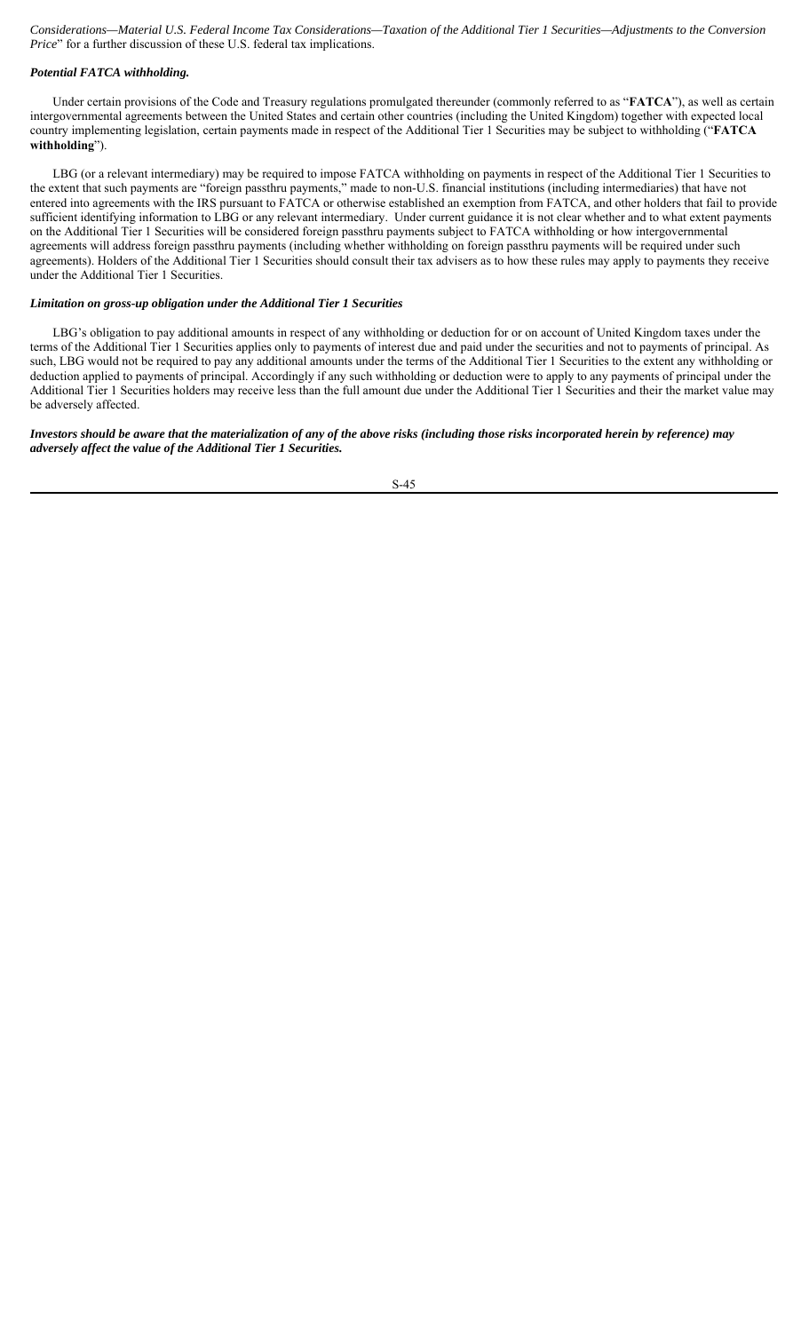*Considerations—Material U.S. Federal Income Tax Considerations—Taxation of the Additional Tier 1 Securities—Adjustments to the Conversion Price*" for a further discussion of these U.S. federal tax implications.

***Potential FATCA withholding.***

Under certain provisions of the Code and Treasury regulations promulgated thereunder (commonly referred to as "**FATCA**"), as well as certain intergovernmental agreements between the United States and certain other countries (including the United Kingdom) together with expected local country implementing legislation, certain payments made in respect of the Additional Tier 1 Securities may be subject to withholding ("**FATCA withholding**").

LBG (or a relevant intermediary) may be required to impose FATCA withholding on payments in respect of the Additional Tier 1 Securities to the extent that such payments are "foreign passthru payments," made to non-U.S. financial institutions (including intermediaries) that have not entered into agreements with the IRS pursuant to FATCA or otherwise established an exemption from FATCA, and other holders that fail to provide sufficient identifying information to LBG or any relevant intermediary. Under current guidance it is not clear whether and to what extent payments on the Additional Tier 1 Securities will be considered foreign passthru payments subject to FATCA withholding or how intergovernmental agreements will address foreign passthru payments (including whether withholding on foreign passthru payments will be required under such agreements). Holders of the Additional Tier 1 Securities should consult their tax advisers as to how these rules may apply to payments they receive under the Additional Tier 1 Securities.

***Limitation on gross-up obligation under the Additional Tier 1 Securities***

LBG's obligation to pay additional amounts in respect of any withholding or deduction for or on account of United Kingdom taxes under the terms of the Additional Tier 1 Securities applies only to payments of interest due and paid under the securities and not to payments of principal. As such, LBG would not be required to pay any additional amounts under the terms of the Additional Tier 1 Securities to the extent any withholding or deduction applied to payments of principal. Accordingly if any such withholding or deduction were to apply to any payments of principal under the Additional Tier 1 Securities holders may receive less than the full amount due under the Additional Tier 1 Securities and their the market value may be adversely affected.

***Investors should be aware that the materialization of any of the above risks (including those risks incorporated herein by reference) may adversely affect the value of the Additional Tier 1 Securities.***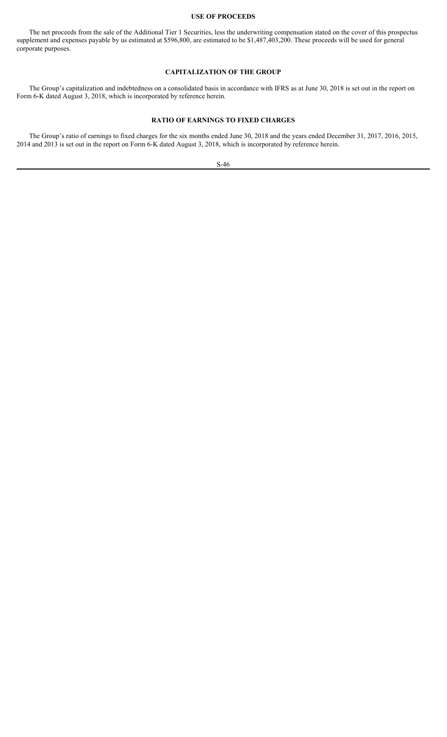## USE OF PROCEEDS

The net proceeds from the sale of the Additional Tier 1 Securities, less the underwriting compensation stated on the cover of this prospectus supplement and expenses payable by us estimated at $596,800, are estimated to be $1,487,403,200. These proceeds will be used for general corporate purposes.

## CAPITALIZATION OF THE GROUP

The Group's capitalization and indebtedness on a consolidated basis in accordance with IFRS as at June 30, 2018 is set out in the report on Form 6-K dated August 3, 2018, which is incorporated by reference herein.

## RATIO OF EARNINGS TO FIXED CHARGES

The Group's ratio of earnings to fixed charges for the six months ended June 30, 2018 and the years ended December 31, 2017, 2016, 2015, 2014 and 2013 is set out in the report on Form 6-K dated August 3, 2018, which is incorporated by reference herein.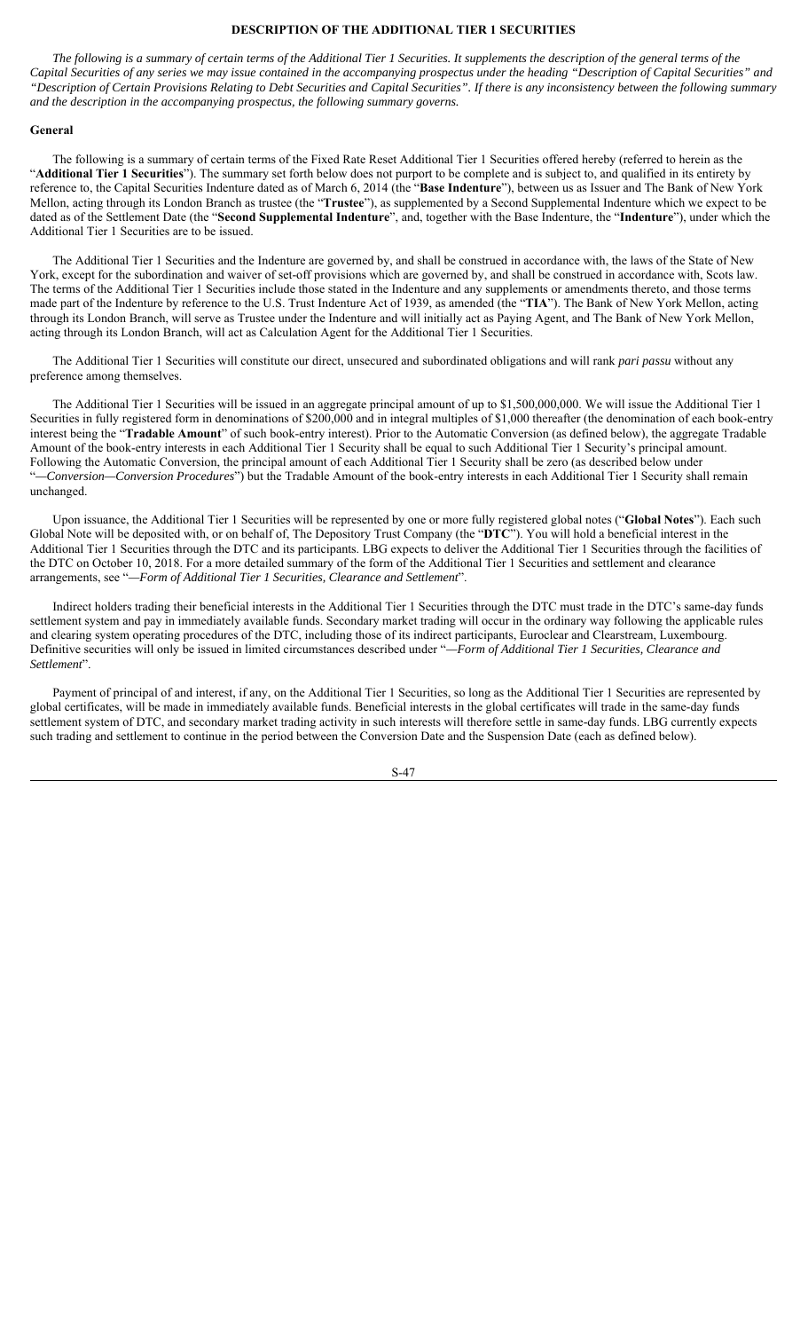## DESCRIPTION OF THE ADDITIONAL TIER 1 SECURITIES

*The following is a summary of certain terms of the Additional Tier 1 Securities. It supplements the description of the general terms of the Capital Securities of any series we may issue contained in the accompanying prospectus under the heading "Description of Capital Securities" and "Description of Certain Provisions Relating to Debt Securities and Capital Securities". If there is any inconsistency between the following summary and the description in the accompanying prospectus, the following summary governs.*

### General

The following is a summary of certain terms of the Fixed Rate Reset Additional Tier 1 Securities offered hereby (referred to herein as the "**Additional Tier 1 Securities**"). The summary set forth below does not purport to be complete and is subject to, and qualified in its entirety by reference to, the Capital Securities Indenture dated as of March 6, 2014 (the "**Base Indenture**"), between us as Issuer and The Bank of New York Mellon, acting through its London Branch as trustee (the "**Trustee**"), as supplemented by a Second Supplemental Indenture which we expect to be dated as of the Settlement Date (the "**Second Supplemental Indenture**", and, together with the Base Indenture, the "**Indenture**"), under which the Additional Tier 1 Securities are to be issued.

The Additional Tier 1 Securities and the Indenture are governed by, and shall be construed in accordance with, the laws of the State of New York, except for the subordination and waiver of set-off provisions which are governed by, and shall be construed in accordance with, Scots law. The terms of the Additional Tier 1 Securities include those stated in the Indenture and any supplements or amendments thereto, and those terms made part of the Indenture by reference to the U.S. Trust Indenture Act of 1939, as amended (the "**TIA**"). The Bank of New York Mellon, acting through its London Branch, will serve as Trustee under the Indenture and will initially act as Paying Agent, and The Bank of New York Mellon, acting through its London Branch, will act as Calculation Agent for the Additional Tier 1 Securities.

The Additional Tier 1 Securities will constitute our direct, unsecured and subordinated obligations and will rank *pari passu* without any preference among themselves.

The Additional Tier 1 Securities will be issued in an aggregate principal amount of up to $1,500,000,000. We will issue the Additional Tier 1 Securities in fully registered form in denominations of $200,000 and in integral multiples of $1,000 thereafter (the denomination of each book-entry interest being the "**Tradable Amount**" of such book-entry interest). Prior to the Automatic Conversion (as defined below), the aggregate Tradable Amount of the book-entry interests in each Additional Tier 1 Security shall be equal to such Additional Tier 1 Security's principal amount. Following the Automatic Conversion, the principal amount of each Additional Tier 1 Security shall be zero (as described below under "*—Conversion—Conversion Procedures*") but the Tradable Amount of the book-entry interests in each Additional Tier 1 Security shall remain unchanged.

Upon issuance, the Additional Tier 1 Securities will be represented by one or more fully registered global notes ("**Global Notes**"). Each such Global Note will be deposited with, or on behalf of, The Depository Trust Company (the "**DTC**"). You will hold a beneficial interest in the Additional Tier 1 Securities through the DTC and its participants. LBG expects to deliver the Additional Tier 1 Securities through the facilities of the DTC on October 10, 2018. For a more detailed summary of the form of the Additional Tier 1 Securities and settlement and clearance arrangements, see "*—Form of Additional Tier 1 Securities, Clearance and Settlement*".

Indirect holders trading their beneficial interests in the Additional Tier 1 Securities through the DTC must trade in the DTC's same-day funds settlement system and pay in immediately available funds. Secondary market trading will occur in the ordinary way following the applicable rules and clearing system operating procedures of the DTC, including those of its indirect participants, Euroclear and Clearstream, Luxembourg. Definitive securities will only be issued in limited circumstances described under "*—Form of Additional Tier 1 Securities, Clearance and Settlement*".

Payment of principal of and interest, if any, on the Additional Tier 1 Securities, so long as the Additional Tier 1 Securities are represented by global certificates, will be made in immediately available funds. Beneficial interests in the global certificates will trade in the same-day funds settlement system of DTC, and secondary market trading activity in such interests will therefore settle in same-day funds. LBG currently expects such trading and settlement to continue in the period between the Conversion Date and the Suspension Date (each as defined below).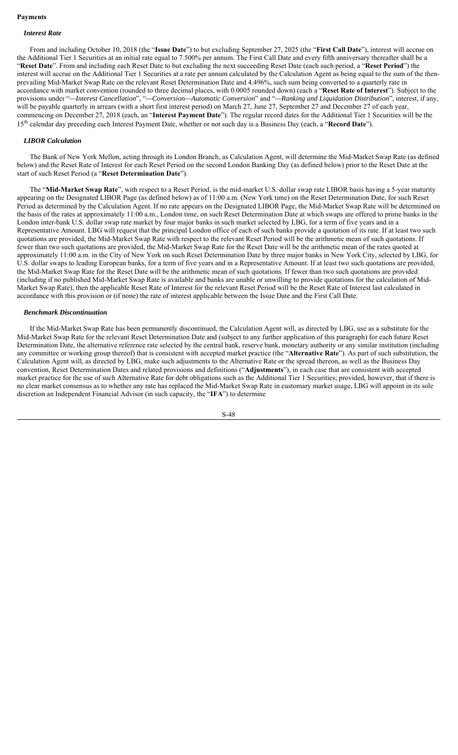## Payments

### *Interest Rate*

From and including October 10, 2018 (the "**Issue Date**") to but excluding September 27, 2025 (the "**First Call Date**"), interest will accrue on the Additional Tier 1 Securities at an initial rate equal to 7.500% per annum. The First Call Date and every fifth anniversary thereafter shall be a "**Reset Date**". From and including each Reset Date to but excluding the next succeeding Reset Date (each such period, a "**Reset Period**") the interest will accrue on the Additional Tier 1 Securities at a rate per annum calculated by the Calculation Agent as being equal to the sum of the then-prevailing Mid-Market Swap Rate on the relevant Reset Determination Date and 4.496%, such sum being converted to a quarterly rate in accordance with market convention (rounded to three decimal places, with 0.0005 rounded down) (each a "**Reset Rate of Interest**"). Subject to the provisions under "*—Interest Cancellation*", "*—Conversion—Automatic Conversion*" and "*—Ranking and Liquidation Distribution*", interest, if any, will be payable quarterly in arrears (with a short first interest period) on March 27, June 27, September 27 and December 27 of each year, commencing on December 27, 2018 (each, an "**Interest Payment Date**"). The regular record dates for the Additional Tier 1 Securities will be the 15th calendar day preceding each Interest Payment Date, whether or not such day is a Business Day (each, a "**Record Date**").

### *LIBOR Calculation*

The Bank of New York Mellon, acting through its London Branch, as Calculation Agent, will determine the Mid-Market Swap Rate (as defined below) and the Reset Rate of Interest for each Reset Period on the second London Banking Day (as defined below) prior to the Reset Date at the start of such Reset Period (a "**Reset Determination Date**").

The "**Mid-Market Swap Rate**", with respect to a Reset Period, is the mid-market U.S. dollar swap rate LIBOR basis having a 5-year maturity appearing on the Designated LIBOR Page (as defined below) as of 11:00 a.m. (New York time) on the Reset Determination Date, for such Reset Period as determined by the Calculation Agent. If no rate appears on the Designated LIBOR Page, the Mid-Market Swap Rate will be determined on the basis of the rates at approximately 11:00 a.m., London time, on such Reset Determination Date at which swaps are offered to prime banks in the London inter-bank U.S. dollar swap rate market by four major banks in such market selected by LBG, for a term of five years and in a Representative Amount. LBG will request that the principal London office of each of such banks provide a quotation of its rate. If at least two such quotations are provided, the Mid-Market Swap Rate with respect to the relevant Reset Period will be the arithmetic mean of such quotations. If fewer than two such quotations are provided, the Mid-Market Swap Rate for the Reset Date will be the arithmetic mean of the rates quoted at approximately 11:00 a.m. in the City of New York on such Reset Determination Date by three major banks in New York City, selected by LBG, for U.S. dollar swaps to leading European banks, for a term of five years and in a Representative Amount. If at least two such quotations are provided, the Mid-Market Swap Rate for the Reset Date will be the arithmetic mean of such quotations. If fewer than two such quotations are provided (including if no published Mid-Market Swap Rate is available and banks are unable or unwilling to provide quotations for the calculation of Mid-Market Swap Rate), then the applicable Reset Rate of Interest for the relevant Reset Period will be the Reset Rate of Interest last calculated in accordance with this provision or (if none) the rate of interest applicable between the Issue Date and the First Call Date.

### *Benchmark Discontinuation*

If the Mid-Market Swap Rate has been permanently discontinued, the Calculation Agent will, as directed by LBG, use as a substitute for the Mid-Market Swap Rate for the relevant Reset Determination Date and (subject to any further application of this paragraph) for each future Reset Determination Date, the alternative reference rate selected by the central bank, reserve bank, monetary authority or any similar institution (including any committee or working group thereof) that is consistent with accepted market practice (the "**Alternative Rate**"). As part of such substitution, the Calculation Agent will, as directed by LBG, make such adjustments to the Alternative Rate or the spread thereon, as well as the Business Day convention, Reset Determination Dates and related provisions and definitions ("**Adjustments**"), in each case that are consistent with accepted market practice for the use of such Alternative Rate for debt obligations such as the Additional Tier 1 Securities; provided, however, that if there is no clear market consensus as to whether any rate has replaced the Mid-Market Swap Rate in customary market usage, LBG will appoint in its sole discretion an Independent Financial Advisor (in such capacity, the "**IFA**") to determine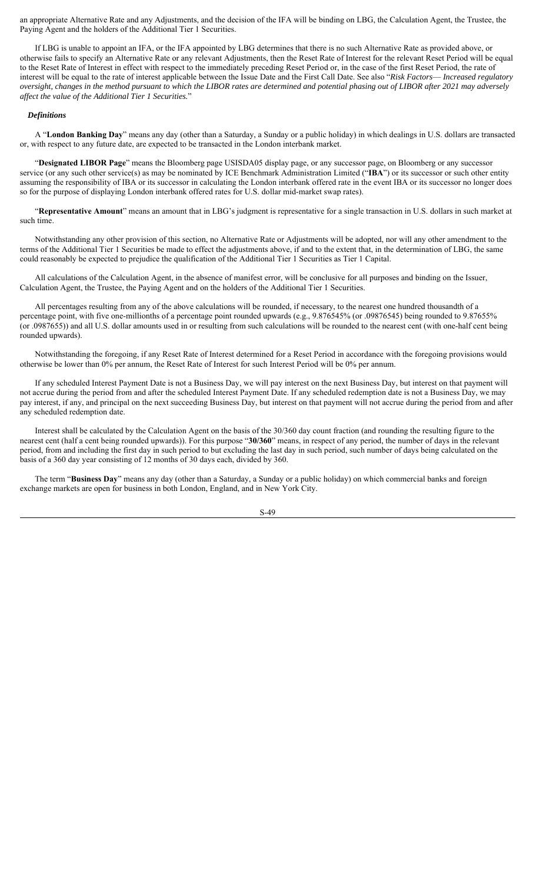an appropriate Alternative Rate and any Adjustments, and the decision of the IFA will be binding on LBG, the Calculation Agent, the Trustee, the Paying Agent and the holders of the Additional Tier 1 Securities.

If LBG is unable to appoint an IFA, or the IFA appointed by LBG determines that there is no such Alternative Rate as provided above, or otherwise fails to specify an Alternative Rate or any relevant Adjustments, then the Reset Rate of Interest for the relevant Reset Period will be equal to the Reset Rate of Interest in effect with respect to the immediately preceding Reset Period or, in the case of the first Reset Period, the rate of interest will be equal to the rate of interest applicable between the Issue Date and the First Call Date. See also "*Risk Factors— Increased regulatory oversight, changes in the method pursuant to which the LIBOR rates are determined and potential phasing out of LIBOR after 2021 may adversely affect the value of the Additional Tier 1 Securities.*"

***Definitions***

A "**London Banking Day**" means any day (other than a Saturday, a Sunday or a public holiday) in which dealings in U.S. dollars are transacted or, with respect to any future date, are expected to be transacted in the London interbank market.

"**Designated LIBOR Page**" means the Bloomberg page USISDA05 display page, or any successor page, on Bloomberg or any successor service (or any such other service(s) as may be nominated by ICE Benchmark Administration Limited ("**IBA**") or its successor or such other entity assuming the responsibility of IBA or its successor in calculating the London interbank offered rate in the event IBA or its successor no longer does so for the purpose of displaying London interbank offered rates for U.S. dollar mid-market swap rates).

"**Representative Amount**" means an amount that in LBG's judgment is representative for a single transaction in U.S. dollars in such market at such time.

Notwithstanding any other provision of this section, no Alternative Rate or Adjustments will be adopted, nor will any other amendment to the terms of the Additional Tier 1 Securities be made to effect the adjustments above, if and to the extent that, in the determination of LBG, the same could reasonably be expected to prejudice the qualification of the Additional Tier 1 Securities as Tier 1 Capital.

All calculations of the Calculation Agent, in the absence of manifest error, will be conclusive for all purposes and binding on the Issuer, Calculation Agent, the Trustee, the Paying Agent and on the holders of the Additional Tier 1 Securities.

All percentages resulting from any of the above calculations will be rounded, if necessary, to the nearest one hundred thousandth of a percentage point, with five one-millionths of a percentage point rounded upwards (e.g., 9.876545% (or .09876545) being rounded to 9.87655% (or .0987655)) and all U.S. dollar amounts used in or resulting from such calculations will be rounded to the nearest cent (with one-half cent being rounded upwards).

Notwithstanding the foregoing, if any Reset Rate of Interest determined for a Reset Period in accordance with the foregoing provisions would otherwise be lower than 0% per annum, the Reset Rate of Interest for such Interest Period will be 0% per annum.

If any scheduled Interest Payment Date is not a Business Day, we will pay interest on the next Business Day, but interest on that payment will not accrue during the period from and after the scheduled Interest Payment Date. If any scheduled redemption date is not a Business Day, we may pay interest, if any, and principal on the next succeeding Business Day, but interest on that payment will not accrue during the period from and after any scheduled redemption date.

Interest shall be calculated by the Calculation Agent on the basis of the 30/360 day count fraction (and rounding the resulting figure to the nearest cent (half a cent being rounded upwards)). For this purpose "**30/360**" means, in respect of any period, the number of days in the relevant period, from and including the first day in such period to but excluding the last day in such period, such number of days being calculated on the basis of a 360 day year consisting of 12 months of 30 days each, divided by 360.

The term "**Business Day**" means any day (other than a Saturday, a Sunday or a public holiday) on which commercial banks and foreign exchange markets are open for business in both London, England, and in New York City.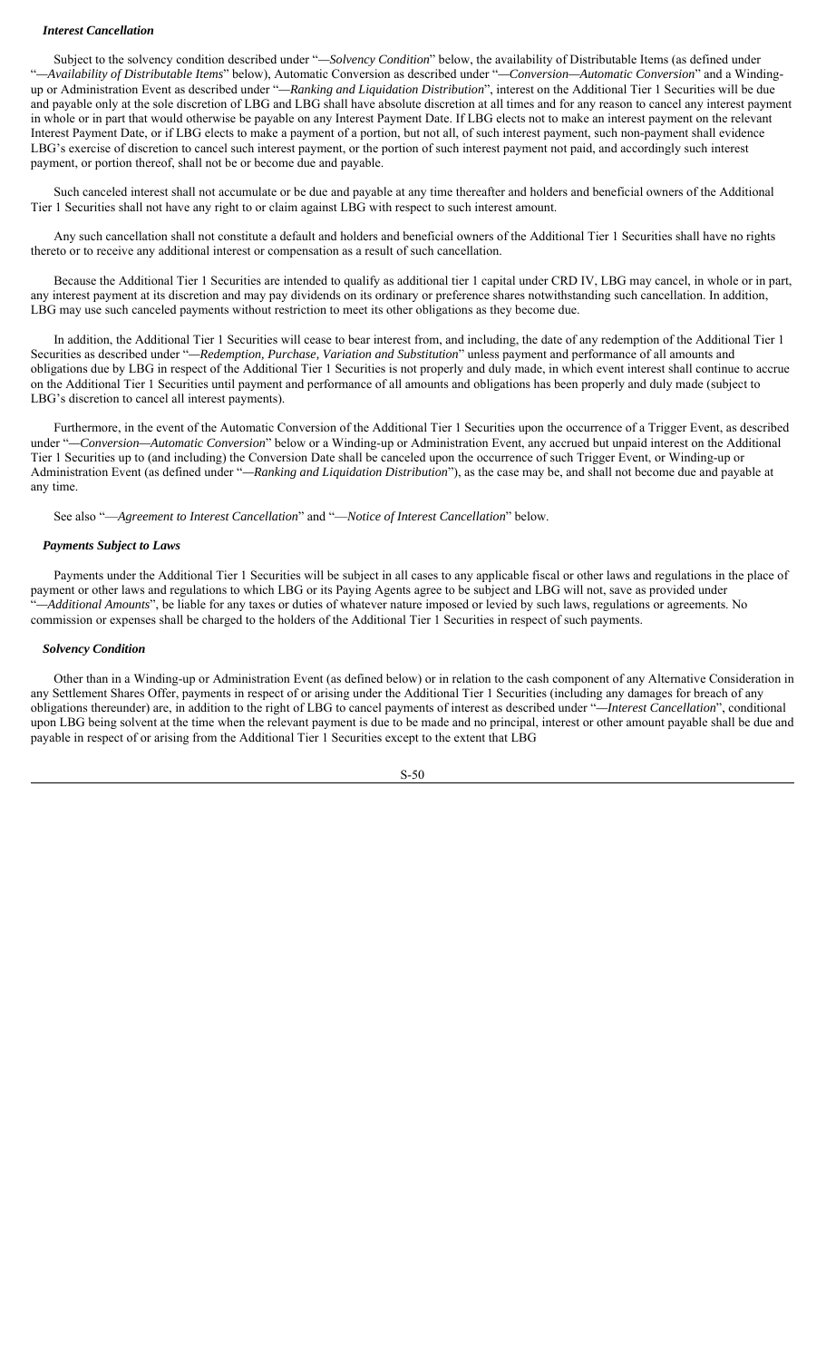***Interest Cancellation***

Subject to the solvency condition described under "*—Solvency Condition*" below, the availability of Distributable Items (as defined under "*—Availability of Distributable Items*" below), Automatic Conversion as described under "*—Conversion—Automatic Conversion*" and a Winding-up or Administration Event as described under "*—Ranking and Liquidation Distribution*", interest on the Additional Tier 1 Securities will be due and payable only at the sole discretion of LBG and LBG shall have absolute discretion at all times and for any reason to cancel any interest payment in whole or in part that would otherwise be payable on any Interest Payment Date. If LBG elects not to make an interest payment on the relevant Interest Payment Date, or if LBG elects to make a payment of a portion, but not all, of such interest payment, such non-payment shall evidence LBG's exercise of discretion to cancel such interest payment, or the portion of such interest payment not paid, and accordingly such interest payment, or portion thereof, shall not be or become due and payable.

Such canceled interest shall not accumulate or be due and payable at any time thereafter and holders and beneficial owners of the Additional Tier 1 Securities shall not have any right to or claim against LBG with respect to such interest amount.

Any such cancellation shall not constitute a default and holders and beneficial owners of the Additional Tier 1 Securities shall have no rights thereto or to receive any additional interest or compensation as a result of such cancellation.

Because the Additional Tier 1 Securities are intended to qualify as additional tier 1 capital under CRD IV, LBG may cancel, in whole or in part, any interest payment at its discretion and may pay dividends on its ordinary or preference shares notwithstanding such cancellation. In addition, LBG may use such canceled payments without restriction to meet its other obligations as they become due.

In addition, the Additional Tier 1 Securities will cease to bear interest from, and including, the date of any redemption of the Additional Tier 1 Securities as described under "*—Redemption, Purchase, Variation and Substitution*" unless payment and performance of all amounts and obligations due by LBG in respect of the Additional Tier 1 Securities is not properly and duly made, in which event interest shall continue to accrue on the Additional Tier 1 Securities until payment and performance of all amounts and obligations has been properly and duly made (subject to LBG's discretion to cancel all interest payments).

Furthermore, in the event of the Automatic Conversion of the Additional Tier 1 Securities upon the occurrence of a Trigger Event, as described under "*—Conversion—Automatic Conversion*" below or a Winding-up or Administration Event, any accrued but unpaid interest on the Additional Tier 1 Securities up to (and including) the Conversion Date shall be canceled upon the occurrence of such Trigger Event, or Winding-up or Administration Event (as defined under "*—Ranking and Liquidation Distribution*"), as the case may be, and shall not become due and payable at any time.

See also "*—Agreement to Interest Cancellation*" and "*—Notice of Interest Cancellation*" below.

***Payments Subject to Laws***

Payments under the Additional Tier 1 Securities will be subject in all cases to any applicable fiscal or other laws and regulations in the place of payment or other laws and regulations to which LBG or its Paying Agents agree to be subject and LBG will not, save as provided under "*—Additional Amounts*", be liable for any taxes or duties of whatever nature imposed or levied by such laws, regulations or agreements. No commission or expenses shall be charged to the holders of the Additional Tier 1 Securities in respect of such payments.

***Solvency Condition***

Other than in a Winding-up or Administration Event (as defined below) or in relation to the cash component of any Alternative Consideration in any Settlement Shares Offer, payments in respect of or arising under the Additional Tier 1 Securities (including any damages for breach of any obligations thereunder) are, in addition to the right of LBG to cancel payments of interest as described under "*—Interest Cancellation*", conditional upon LBG being solvent at the time when the relevant payment is due to be made and no principal, interest or other amount payable shall be due and payable in respect of or arising from the Additional Tier 1 Securities except to the extent that LBG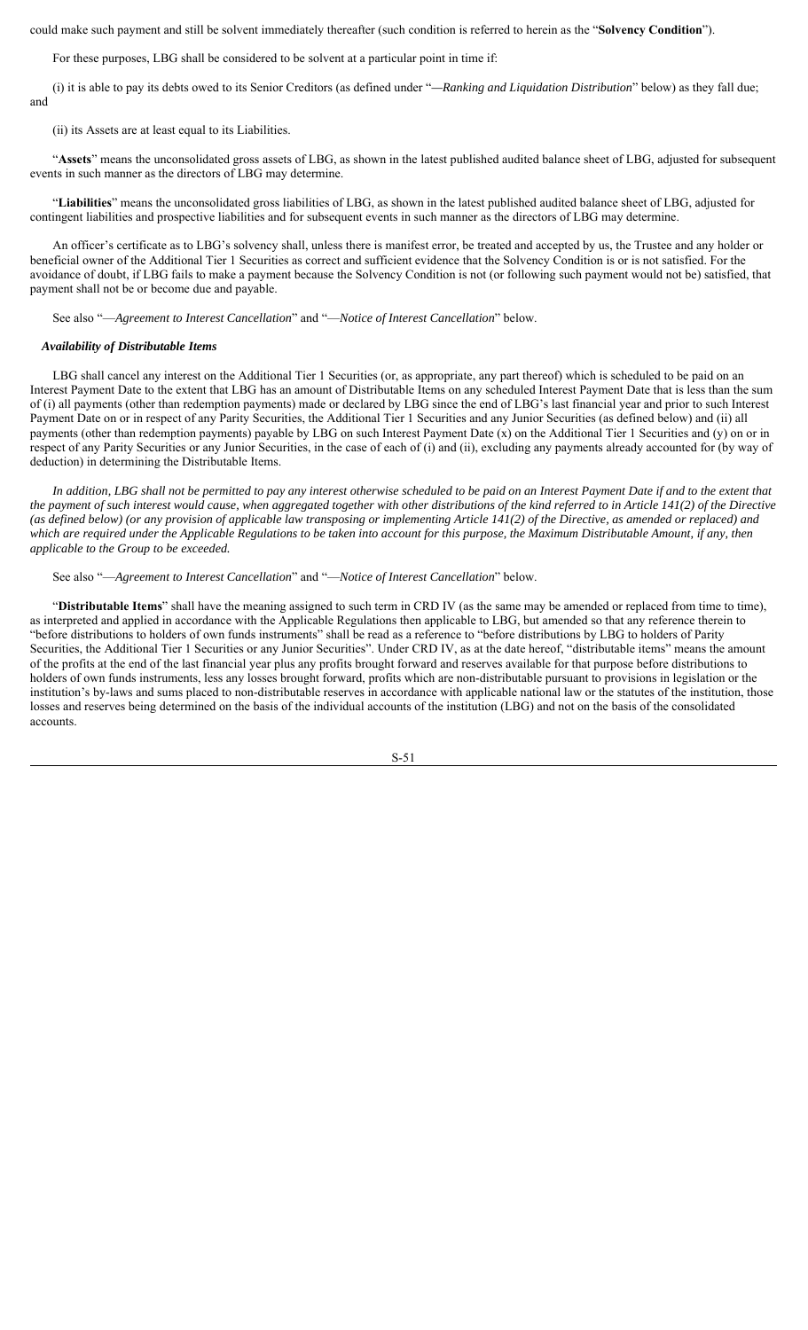could make such payment and still be solvent immediately thereafter (such condition is referred to herein as the "**Solvency Condition**").

For these purposes, LBG shall be considered to be solvent at a particular point in time if:

(i) it is able to pay its debts owed to its Senior Creditors (as defined under "*—Ranking and Liquidation Distribution*" below) as they fall due; and

(ii) its Assets are at least equal to its Liabilities.

"**Assets**" means the unconsolidated gross assets of LBG, as shown in the latest published audited balance sheet of LBG, adjusted for subsequent events in such manner as the directors of LBG may determine.

"**Liabilities**" means the unconsolidated gross liabilities of LBG, as shown in the latest published audited balance sheet of LBG, adjusted for contingent liabilities and prospective liabilities and for subsequent events in such manner as the directors of LBG may determine.

An officer's certificate as to LBG's solvency shall, unless there is manifest error, be treated and accepted by us, the Trustee and any holder or beneficial owner of the Additional Tier 1 Securities as correct and sufficient evidence that the Solvency Condition is or is not satisfied. For the avoidance of doubt, if LBG fails to make a payment because the Solvency Condition is not (or following such payment would not be) satisfied, that payment shall not be or become due and payable.

See also "*—Agreement to Interest Cancellation*" and "*—Notice of Interest Cancellation*" below.

***Availability of Distributable Items***

LBG shall cancel any interest on the Additional Tier 1 Securities (or, as appropriate, any part thereof) which is scheduled to be paid on an Interest Payment Date to the extent that LBG has an amount of Distributable Items on any scheduled Interest Payment Date that is less than the sum of (i) all payments (other than redemption payments) made or declared by LBG since the end of LBG's last financial year and prior to such Interest Payment Date on or in respect of any Parity Securities, the Additional Tier 1 Securities and any Junior Securities (as defined below) and (ii) all payments (other than redemption payments) payable by LBG on such Interest Payment Date (x) on the Additional Tier 1 Securities and (y) on or in respect of any Parity Securities or any Junior Securities, in the case of each of (i) and (ii), excluding any payments already accounted for (by way of deduction) in determining the Distributable Items.

*In addition, LBG shall not be permitted to pay any interest otherwise scheduled to be paid on an Interest Payment Date if and to the extent that the payment of such interest would cause, when aggregated together with other distributions of the kind referred to in Article 141(2) of the Directive (as defined below) (or any provision of applicable law transposing or implementing Article 141(2) of the Directive, as amended or replaced) and which are required under the Applicable Regulations to be taken into account for this purpose, the Maximum Distributable Amount, if any, then applicable to the Group to be exceeded.*

See also "*—Agreement to Interest Cancellation*" and "*—Notice of Interest Cancellation*" below.

"**Distributable Items**" shall have the meaning assigned to such term in CRD IV (as the same may be amended or replaced from time to time), as interpreted and applied in accordance with the Applicable Regulations then applicable to LBG, but amended so that any reference therein to "before distributions to holders of own funds instruments" shall be read as a reference to "before distributions by LBG to holders of Parity Securities, the Additional Tier 1 Securities or any Junior Securities". Under CRD IV, as at the date hereof, "distributable items" means the amount of the profits at the end of the last financial year plus any profits brought forward and reserves available for that purpose before distributions to holders of own funds instruments, less any losses brought forward, profits which are non-distributable pursuant to provisions in legislation or the institution's by-laws and sums placed to non-distributable reserves in accordance with applicable national law or the statutes of the institution, those losses and reserves being determined on the basis of the individual accounts of the institution (LBG) and not on the basis of the consolidated accounts.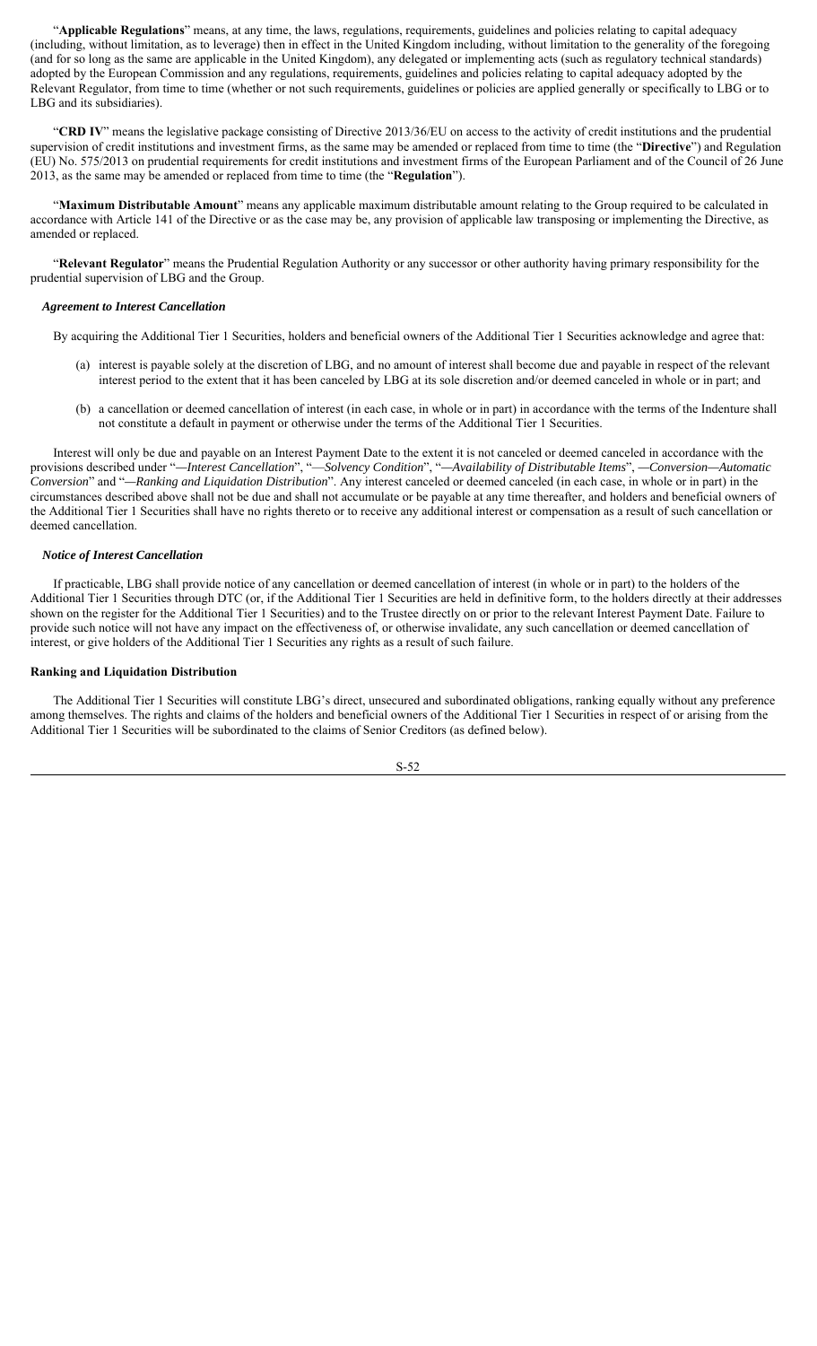"**Applicable Regulations**" means, at any time, the laws, regulations, requirements, guidelines and policies relating to capital adequacy (including, without limitation, as to leverage) then in effect in the United Kingdom including, without limitation to the generality of the foregoing (and for so long as the same are applicable in the United Kingdom), any delegated or implementing acts (such as regulatory technical standards) adopted by the European Commission and any regulations, requirements, guidelines and policies relating to capital adequacy adopted by the Relevant Regulator, from time to time (whether or not such requirements, guidelines or policies are applied generally or specifically to LBG or to LBG and its subsidiaries).

"**CRD IV**" means the legislative package consisting of Directive 2013/36/EU on access to the activity of credit institutions and the prudential supervision of credit institutions and investment firms, as the same may be amended or replaced from time to time (the "**Directive**") and Regulation (EU) No. 575/2013 on prudential requirements for credit institutions and investment firms of the European Parliament and of the Council of 26 June 2013, as the same may be amended or replaced from time to time (the "**Regulation**").

"**Maximum Distributable Amount**" means any applicable maximum distributable amount relating to the Group required to be calculated in accordance with Article 141 of the Directive or as the case may be, any provision of applicable law transposing or implementing the Directive, as amended or replaced.

"**Relevant Regulator**" means the Prudential Regulation Authority or any successor or other authority having primary responsibility for the prudential supervision of LBG and the Group.

### *Agreement to Interest Cancellation*

By acquiring the Additional Tier 1 Securities, holders and beneficial owners of the Additional Tier 1 Securities acknowledge and agree that:

(a) interest is payable solely at the discretion of LBG, and no amount of interest shall become due and payable in respect of the relevant interest period to the extent that it has been canceled by LBG at its sole discretion and/or deemed canceled in whole or in part; and

(b) a cancellation or deemed cancellation of interest (in each case, in whole or in part) in accordance with the terms of the Indenture shall not constitute a default in payment or otherwise under the terms of the Additional Tier 1 Securities.

Interest will only be due and payable on an Interest Payment Date to the extent it is not canceled or deemed canceled in accordance with the provisions described under "*—Interest Cancellation*", "*—Solvency Condition*", "*—Availability of Distributable Items*", *—Conversion—Automatic Conversion*" and "*—Ranking and Liquidation Distribution*". Any interest canceled or deemed canceled (in each case, in whole or in part) in the circumstances described above shall not be due and shall not accumulate or be payable at any time thereafter, and holders and beneficial owners of the Additional Tier 1 Securities shall have no rights thereto or to receive any additional interest or compensation as a result of such cancellation or deemed cancellation.

### *Notice of Interest Cancellation*

If practicable, LBG shall provide notice of any cancellation or deemed cancellation of interest (in whole or in part) to the holders of the Additional Tier 1 Securities through DTC (or, if the Additional Tier 1 Securities are held in definitive form, to the holders directly at their addresses shown on the register for the Additional Tier 1 Securities) and to the Trustee directly on or prior to the relevant Interest Payment Date. Failure to provide such notice will not have any impact on the effectiveness of, or otherwise invalidate, any such cancellation or deemed cancellation of interest, or give holders of the Additional Tier 1 Securities any rights as a result of such failure.

## Ranking and Liquidation Distribution

The Additional Tier 1 Securities will constitute LBG's direct, unsecured and subordinated obligations, ranking equally without any preference among themselves. The rights and claims of the holders and beneficial owners of the Additional Tier 1 Securities in respect of or arising from the Additional Tier 1 Securities will be subordinated to the claims of Senior Creditors (as defined below).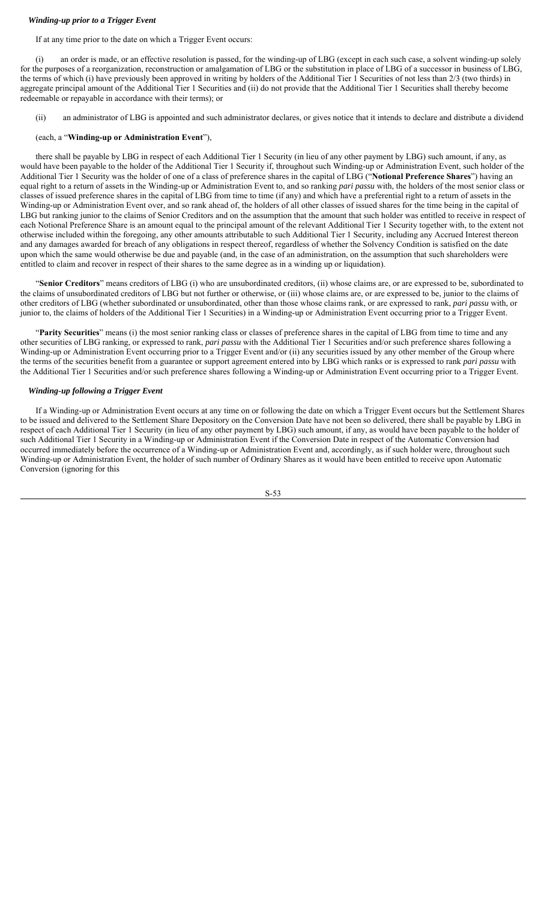### *Winding-up prior to a Trigger Event*

If at any time prior to the date on which a Trigger Event occurs:

(i) an order is made, or an effective resolution is passed, for the winding-up of LBG (except in each such case, a solvent winding-up solely for the purposes of a reorganization, reconstruction or amalgamation of LBG or the substitution in place of LBG of a successor in business of LBG, the terms of which (i) have previously been approved in writing by holders of the Additional Tier 1 Securities of not less than 2/3 (two thirds) in aggregate principal amount of the Additional Tier 1 Securities and (ii) do not provide that the Additional Tier 1 Securities shall thereby become redeemable or repayable in accordance with their terms); or

(ii) an administrator of LBG is appointed and such administrator declares, or gives notice that it intends to declare and distribute a dividend

(each, a "**Winding-up or Administration Event**"),

there shall be payable by LBG in respect of each Additional Tier 1 Security (in lieu of any other payment by LBG) such amount, if any, as would have been payable to the holder of the Additional Tier 1 Security if, throughout such Winding-up or Administration Event, such holder of the Additional Tier 1 Security was the holder of one of a class of preference shares in the capital of LBG ("**Notional Preference Shares**") having an equal right to a return of assets in the Winding-up or Administration Event to, and so ranking *pari passu* with, the holders of the most senior class or classes of issued preference shares in the capital of LBG from time to time (if any) and which have a preferential right to a return of assets in the Winding-up or Administration Event over, and so rank ahead of, the holders of all other classes of issued shares for the time being in the capital of LBG but ranking junior to the claims of Senior Creditors and on the assumption that the amount that such holder was entitled to receive in respect of each Notional Preference Share is an amount equal to the principal amount of the relevant Additional Tier 1 Security together with, to the extent not otherwise included within the foregoing, any other amounts attributable to such Additional Tier 1 Security, including any Accrued Interest thereon and any damages awarded for breach of any obligations in respect thereof, regardless of whether the Solvency Condition is satisfied on the date upon which the same would otherwise be due and payable (and, in the case of an administration, on the assumption that such shareholders were entitled to claim and recover in respect of their shares to the same degree as in a winding up or liquidation).

"**Senior Creditors**" means creditors of LBG (i) who are unsubordinated creditors, (ii) whose claims are, or are expressed to be, subordinated to the claims of unsubordinated creditors of LBG but not further or otherwise, or (iii) whose claims are, or are expressed to be, junior to the claims of other creditors of LBG (whether subordinated or unsubordinated, other than those whose claims rank, or are expressed to rank, *pari passu* with, or junior to, the claims of holders of the Additional Tier 1 Securities) in a Winding-up or Administration Event occurring prior to a Trigger Event.

"**Parity Securities**" means (i) the most senior ranking class or classes of preference shares in the capital of LBG from time to time and any other securities of LBG ranking, or expressed to rank, *pari passu* with the Additional Tier 1 Securities and/or such preference shares following a Winding-up or Administration Event occurring prior to a Trigger Event and/or (ii) any securities issued by any other member of the Group where the terms of the securities benefit from a guarantee or support agreement entered into by LBG which ranks or is expressed to rank *pari passu* with the Additional Tier 1 Securities and/or such preference shares following a Winding-up or Administration Event occurring prior to a Trigger Event.

### *Winding-up following a Trigger Event*

If a Winding-up or Administration Event occurs at any time on or following the date on which a Trigger Event occurs but the Settlement Shares to be issued and delivered to the Settlement Share Depository on the Conversion Date have not been so delivered, there shall be payable by LBG in respect of each Additional Tier 1 Security (in lieu of any other payment by LBG) such amount, if any, as would have been payable to the holder of such Additional Tier 1 Security in a Winding-up or Administration Event if the Conversion Date in respect of the Automatic Conversion had occurred immediately before the occurrence of a Winding-up or Administration Event and, accordingly, as if such holder were, throughout such Winding-up or Administration Event, the holder of such number of Ordinary Shares as it would have been entitled to receive upon Automatic Conversion (ignoring for this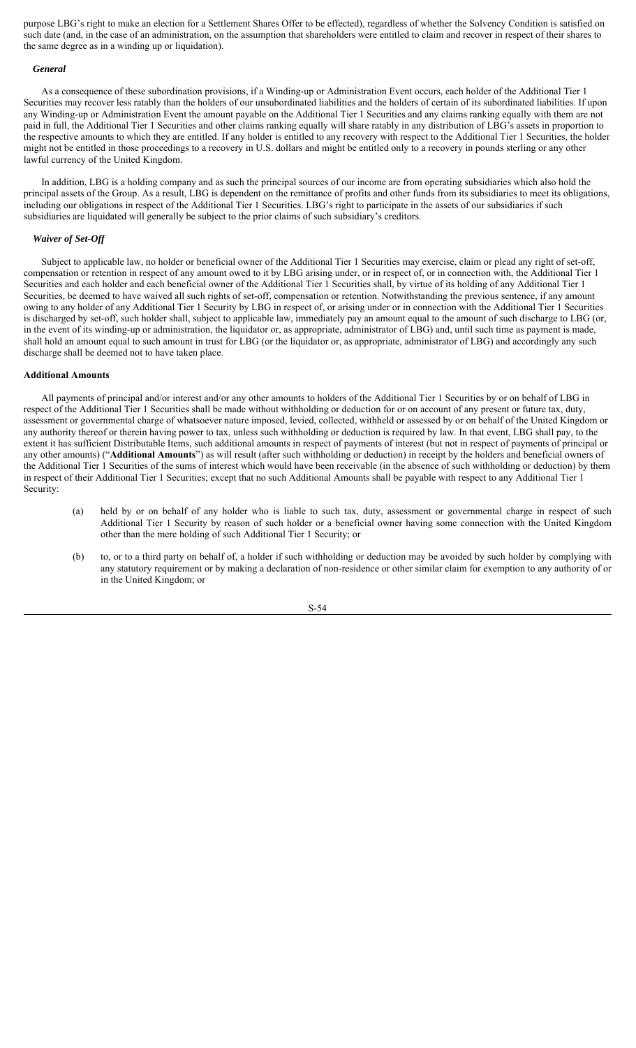purpose LBG's right to make an election for a Settlement Shares Offer to be effected), regardless of whether the Solvency Condition is satisfied on such date (and, in the case of an administration, on the assumption that shareholders were entitled to claim and recover in respect of their shares to the same degree as in a winding up or liquidation).

***General***

As a consequence of these subordination provisions, if a Winding-up or Administration Event occurs, each holder of the Additional Tier 1 Securities may recover less ratably than the holders of our unsubordinated liabilities and the holders of certain of its subordinated liabilities. If upon any Winding-up or Administration Event the amount payable on the Additional Tier 1 Securities and any claims ranking equally with them are not paid in full, the Additional Tier 1 Securities and other claims ranking equally will share ratably in any distribution of LBG's assets in proportion to the respective amounts to which they are entitled. If any holder is entitled to any recovery with respect to the Additional Tier 1 Securities, the holder might not be entitled in those proceedings to a recovery in U.S. dollars and might be entitled only to a recovery in pounds sterling or any other lawful currency of the United Kingdom.

In addition, LBG is a holding company and as such the principal sources of our income are from operating subsidiaries which also hold the principal assets of the Group. As a result, LBG is dependent on the remittance of profits and other funds from its subsidiaries to meet its obligations, including our obligations in respect of the Additional Tier 1 Securities. LBG's right to participate in the assets of our subsidiaries if such subsidiaries are liquidated will generally be subject to the prior claims of such subsidiary's creditors.

***Waiver of Set-Off***

Subject to applicable law, no holder or beneficial owner of the Additional Tier 1 Securities may exercise, claim or plead any right of set-off, compensation or retention in respect of any amount owed to it by LBG arising under, or in respect of, or in connection with, the Additional Tier 1 Securities and each holder and each beneficial owner of the Additional Tier 1 Securities shall, by virtue of its holding of any Additional Tier 1 Securities, be deemed to have waived all such rights of set-off, compensation or retention. Notwithstanding the previous sentence, if any amount owing to any holder of any Additional Tier 1 Security by LBG in respect of, or arising under or in connection with the Additional Tier 1 Securities is discharged by set-off, such holder shall, subject to applicable law, immediately pay an amount equal to the amount of such discharge to LBG (or, in the event of its winding-up or administration, the liquidator or, as appropriate, administrator of LBG) and, until such time as payment is made, shall hold an amount equal to such amount in trust for LBG (or the liquidator or, as appropriate, administrator of LBG) and accordingly any such discharge shall be deemed not to have taken place.

**Additional Amounts**

All payments of principal and/or interest and/or any other amounts to holders of the Additional Tier 1 Securities by or on behalf of LBG in respect of the Additional Tier 1 Securities shall be made without withholding or deduction for or on account of any present or future tax, duty, assessment or governmental charge of whatsoever nature imposed, levied, collected, withheld or assessed by or on behalf of the United Kingdom or any authority thereof or therein having power to tax, unless such withholding or deduction is required by law. In that event, LBG shall pay, to the extent it has sufficient Distributable Items, such additional amounts in respect of payments of interest (but not in respect of payments of principal or any other amounts) ("**Additional Amounts**") as will result (after such withholding or deduction) in receipt by the holders and beneficial owners of the Additional Tier 1 Securities of the sums of interest which would have been receivable (in the absence of such withholding or deduction) by them in respect of their Additional Tier 1 Securities; except that no such Additional Amounts shall be payable with respect to any Additional Tier 1 Security:

(a) held by or on behalf of any holder who is liable to such tax, duty, assessment or governmental charge in respect of such Additional Tier 1 Security by reason of such holder or a beneficial owner having some connection with the United Kingdom other than the mere holding of such Additional Tier 1 Security; or

(b) to, or to a third party on behalf of, a holder if such withholding or deduction may be avoided by such holder by complying with any statutory requirement or by making a declaration of non-residence or other similar claim for exemption to any authority of or in the United Kingdom; or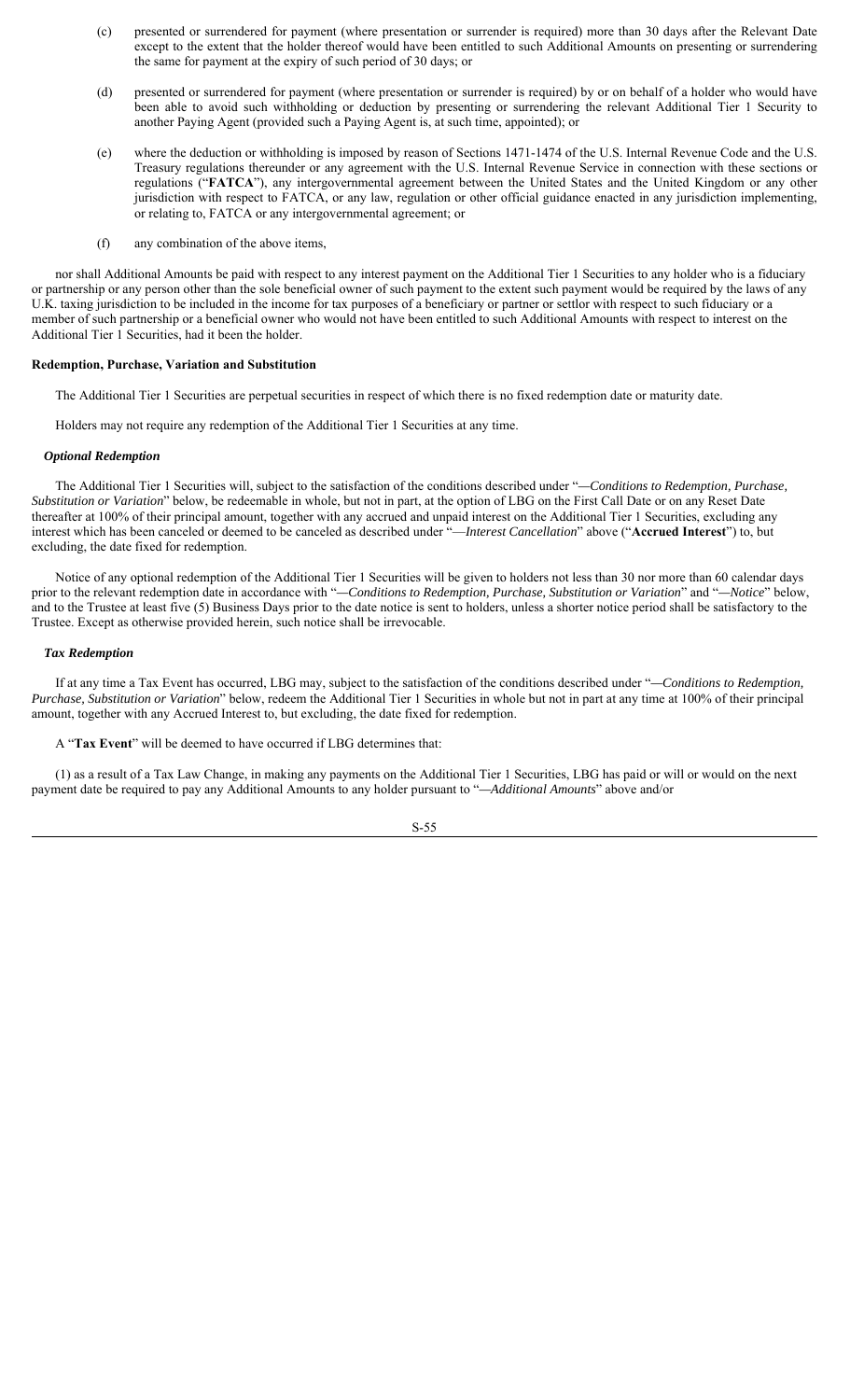(c) presented or surrendered for payment (where presentation or surrender is required) more than 30 days after the Relevant Date except to the extent that the holder thereof would have been entitled to such Additional Amounts on presenting or surrendering the same for payment at the expiry of such period of 30 days; or

(d) presented or surrendered for payment (where presentation or surrender is required) by or on behalf of a holder who would have been able to avoid such withholding or deduction by presenting or surrendering the relevant Additional Tier 1 Security to another Paying Agent (provided such a Paying Agent is, at such time, appointed); or

(e) where the deduction or withholding is imposed by reason of Sections 1471-1474 of the U.S. Internal Revenue Code and the U.S. Treasury regulations thereunder or any agreement with the U.S. Internal Revenue Service in connection with these sections or regulations ("**FATCA**"), any intergovernmental agreement between the United States and the United Kingdom or any other jurisdiction with respect to FATCA, or any law, regulation or other official guidance enacted in any jurisdiction implementing, or relating to, FATCA or any intergovernmental agreement; or

(f) any combination of the above items,

nor shall Additional Amounts be paid with respect to any interest payment on the Additional Tier 1 Securities to any holder who is a fiduciary or partnership or any person other than the sole beneficial owner of such payment to the extent such payment would be required by the laws of any U.K. taxing jurisdiction to be included in the income for tax purposes of a beneficiary or partner or settlor with respect to such fiduciary or a member of such partnership or a beneficial owner who would not have been entitled to such Additional Amounts with respect to interest on the Additional Tier 1 Securities, had it been the holder.

**Redemption, Purchase, Variation and Substitution**

The Additional Tier 1 Securities are perpetual securities in respect of which there is no fixed redemption date or maturity date.

Holders may not require any redemption of the Additional Tier 1 Securities at any time.

***Optional Redemption***

The Additional Tier 1 Securities will, subject to the satisfaction of the conditions described under "*—Conditions to Redemption, Purchase, Substitution or Variation*" below, be redeemable in whole, but not in part, at the option of LBG on the First Call Date or on any Reset Date thereafter at 100% of their principal amount, together with any accrued and unpaid interest on the Additional Tier 1 Securities, excluding any interest which has been canceled or deemed to be canceled as described under "*—Interest Cancellation*" above ("**Accrued Interest**") to, but excluding, the date fixed for redemption.

Notice of any optional redemption of the Additional Tier 1 Securities will be given to holders not less than 30 nor more than 60 calendar days prior to the relevant redemption date in accordance with "*—Conditions to Redemption, Purchase, Substitution or Variation*" and "*—Notice*" below, and to the Trustee at least five (5) Business Days prior to the date notice is sent to holders, unless a shorter notice period shall be satisfactory to the Trustee. Except as otherwise provided herein, such notice shall be irrevocable.

***Tax Redemption***

If at any time a Tax Event has occurred, LBG may, subject to the satisfaction of the conditions described under "*—Conditions to Redemption, Purchase, Substitution or Variation*" below, redeem the Additional Tier 1 Securities in whole but not in part at any time at 100% of their principal amount, together with any Accrued Interest to, but excluding, the date fixed for redemption.

A "**Tax Event**" will be deemed to have occurred if LBG determines that:

(1) as a result of a Tax Law Change, in making any payments on the Additional Tier 1 Securities, LBG has paid or will or would on the next payment date be required to pay any Additional Amounts to any holder pursuant to "*—Additional Amounts*" above and/or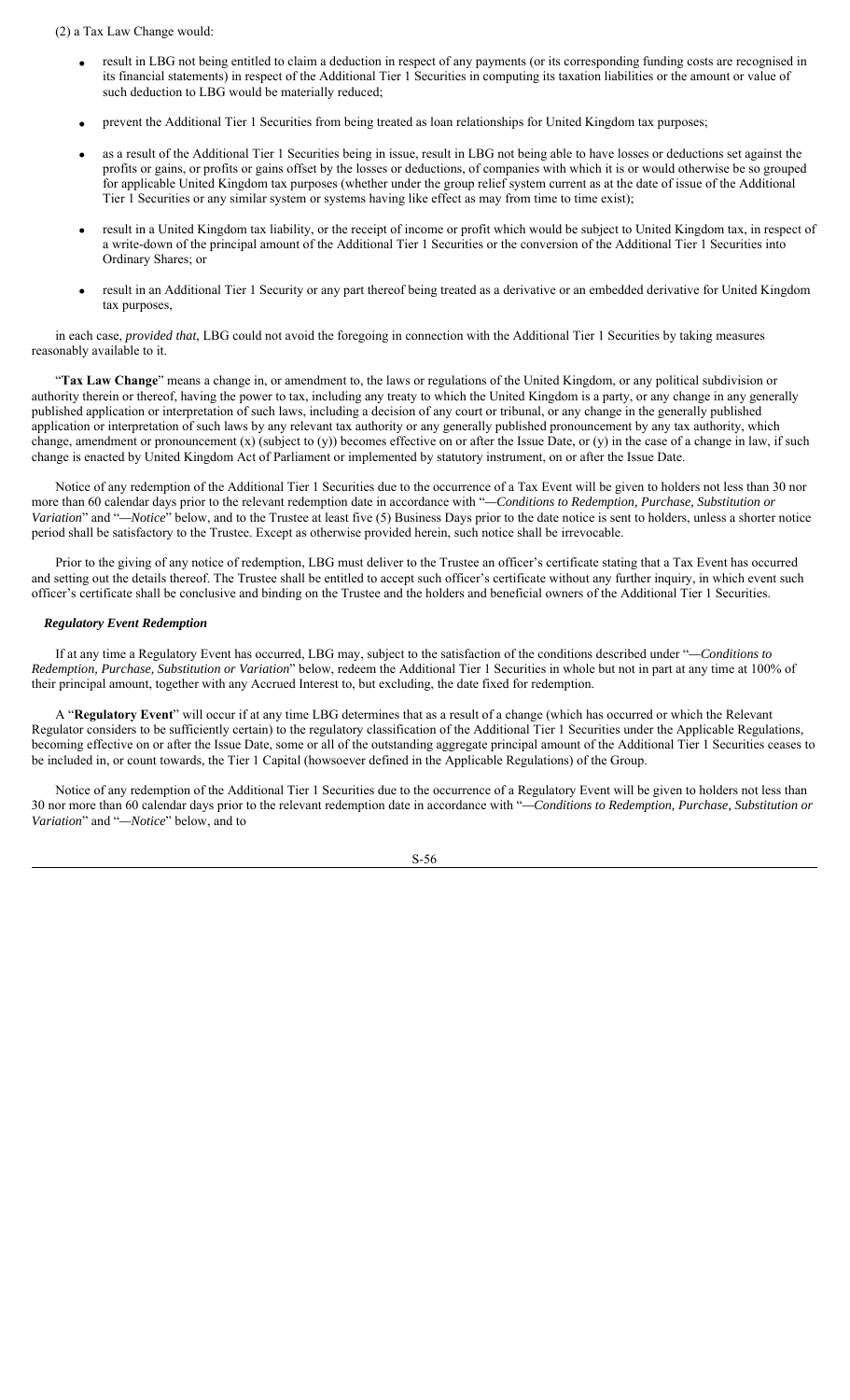(2) a Tax Law Change would:

- result in LBG not being entitled to claim a deduction in respect of any payments (or its corresponding funding costs are recognised in its financial statements) in respect of the Additional Tier 1 Securities in computing its taxation liabilities or the amount or value of such deduction to LBG would be materially reduced;
- prevent the Additional Tier 1 Securities from being treated as loan relationships for United Kingdom tax purposes;
- as a result of the Additional Tier 1 Securities being in issue, result in LBG not being able to have losses or deductions set against the profits or gains, or profits or gains offset by the losses or deductions, of companies with which it is or would otherwise be so grouped for applicable United Kingdom tax purposes (whether under the group relief system current as at the date of issue of the Additional Tier 1 Securities or any similar system or systems having like effect as may from time to time exist);
- result in a United Kingdom tax liability, or the receipt of income or profit which would be subject to United Kingdom tax, in respect of a write-down of the principal amount of the Additional Tier 1 Securities or the conversion of the Additional Tier 1 Securities into Ordinary Shares; or
- result in an Additional Tier 1 Security or any part thereof being treated as a derivative or an embedded derivative for United Kingdom tax purposes,

in each case, *provided that*, LBG could not avoid the foregoing in connection with the Additional Tier 1 Securities by taking measures reasonably available to it.

"**Tax Law Change**" means a change in, or amendment to, the laws or regulations of the United Kingdom, or any political subdivision or authority therein or thereof, having the power to tax, including any treaty to which the United Kingdom is a party, or any change in any generally published application or interpretation of such laws, including a decision of any court or tribunal, or any change in the generally published application or interpretation of such laws by any relevant tax authority or any generally published pronouncement by any tax authority, which change, amendment or pronouncement (x) (subject to (y)) becomes effective on or after the Issue Date, or (y) in the case of a change in law, if such change is enacted by United Kingdom Act of Parliament or implemented by statutory instrument, on or after the Issue Date.

Notice of any redemption of the Additional Tier 1 Securities due to the occurrence of a Tax Event will be given to holders not less than 30 nor more than 60 calendar days prior to the relevant redemption date in accordance with "*—Conditions to Redemption, Purchase, Substitution or Variation*" and "*—Notice*" below, and to the Trustee at least five (5) Business Days prior to the date notice is sent to holders, unless a shorter notice period shall be satisfactory to the Trustee. Except as otherwise provided herein, such notice shall be irrevocable.

Prior to the giving of any notice of redemption, LBG must deliver to the Trustee an officer's certificate stating that a Tax Event has occurred and setting out the details thereof. The Trustee shall be entitled to accept such officer's certificate without any further inquiry, in which event such officer's certificate shall be conclusive and binding on the Trustee and the holders and beneficial owners of the Additional Tier 1 Securities.

### *Regulatory Event Redemption*

If at any time a Regulatory Event has occurred, LBG may, subject to the satisfaction of the conditions described under "*—Conditions to Redemption, Purchase, Substitution or Variation*" below, redeem the Additional Tier 1 Securities in whole but not in part at any time at 100% of their principal amount, together with any Accrued Interest to, but excluding, the date fixed for redemption.

A "**Regulatory Event**" will occur if at any time LBG determines that as a result of a change (which has occurred or which the Relevant Regulator considers to be sufficiently certain) to the regulatory classification of the Additional Tier 1 Securities under the Applicable Regulations, becoming effective on or after the Issue Date, some or all of the outstanding aggregate principal amount of the Additional Tier 1 Securities ceases to be included in, or count towards, the Tier 1 Capital (howsoever defined in the Applicable Regulations) of the Group.

Notice of any redemption of the Additional Tier 1 Securities due to the occurrence of a Regulatory Event will be given to holders not less than 30 nor more than 60 calendar days prior to the relevant redemption date in accordance with "*—Conditions to Redemption, Purchase, Substitution or Variation*" and "*—Notice*" below, and to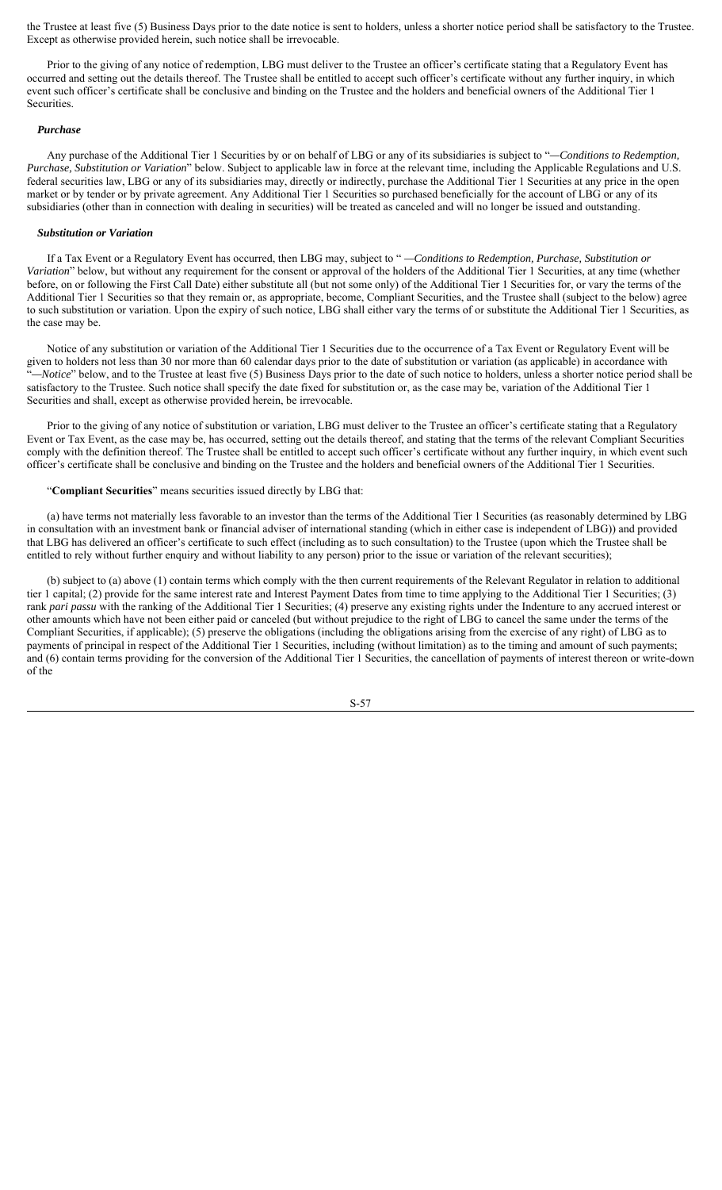the Trustee at least five (5) Business Days prior to the date notice is sent to holders, unless a shorter notice period shall be satisfactory to the Trustee. Except as otherwise provided herein, such notice shall be irrevocable.

Prior to the giving of any notice of redemption, LBG must deliver to the Trustee an officer's certificate stating that a Regulatory Event has occurred and setting out the details thereof. The Trustee shall be entitled to accept such officer's certificate without any further inquiry, in which event such officer's certificate shall be conclusive and binding on the Trustee and the holders and beneficial owners of the Additional Tier 1 Securities.

#### *Purchase*

Any purchase of the Additional Tier 1 Securities by or on behalf of LBG or any of its subsidiaries is subject to "*—Conditions to Redemption, Purchase, Substitution or Variation*" below. Subject to applicable law in force at the relevant time, including the Applicable Regulations and U.S. federal securities law, LBG or any of its subsidiaries may, directly or indirectly, purchase the Additional Tier 1 Securities at any price in the open market or by tender or by private agreement. Any Additional Tier 1 Securities so purchased beneficially for the account of LBG or any of its subsidiaries (other than in connection with dealing in securities) will be treated as canceled and will no longer be issued and outstanding.

#### *Substitution or Variation*

If a Tax Event or a Regulatory Event has occurred, then LBG may, subject to " *—Conditions to Redemption, Purchase, Substitution or Variation*" below, but without any requirement for the consent or approval of the holders of the Additional Tier 1 Securities, at any time (whether before, on or following the First Call Date) either substitute all (but not some only) of the Additional Tier 1 Securities for, or vary the terms of the Additional Tier 1 Securities so that they remain or, as appropriate, become, Compliant Securities, and the Trustee shall (subject to the below) agree to such substitution or variation. Upon the expiry of such notice, LBG shall either vary the terms of or substitute the Additional Tier 1 Securities, as the case may be.

Notice of any substitution or variation of the Additional Tier 1 Securities due to the occurrence of a Tax Event or Regulatory Event will be given to holders not less than 30 nor more than 60 calendar days prior to the date of substitution or variation (as applicable) in accordance with "*—Notice*" below, and to the Trustee at least five (5) Business Days prior to the date of such notice to holders, unless a shorter notice period shall be satisfactory to the Trustee. Such notice shall specify the date fixed for substitution or, as the case may be, variation of the Additional Tier 1 Securities and shall, except as otherwise provided herein, be irrevocable.

Prior to the giving of any notice of substitution or variation, LBG must deliver to the Trustee an officer's certificate stating that a Regulatory Event or Tax Event, as the case may be, has occurred, setting out the details thereof, and stating that the terms of the relevant Compliant Securities comply with the definition thereof. The Trustee shall be entitled to accept such officer's certificate without any further inquiry, in which event such officer's certificate shall be conclusive and binding on the Trustee and the holders and beneficial owners of the Additional Tier 1 Securities.

"**Compliant Securities**" means securities issued directly by LBG that:

(a) have terms not materially less favorable to an investor than the terms of the Additional Tier 1 Securities (as reasonably determined by LBG in consultation with an investment bank or financial adviser of international standing (which in either case is independent of LBG)) and provided that LBG has delivered an officer's certificate to such effect (including as to such consultation) to the Trustee (upon which the Trustee shall be entitled to rely without further enquiry and without liability to any person) prior to the issue or variation of the relevant securities);

(b) subject to (a) above (1) contain terms which comply with the then current requirements of the Relevant Regulator in relation to additional tier 1 capital; (2) provide for the same interest rate and Interest Payment Dates from time to time applying to the Additional Tier 1 Securities; (3) rank *pari passu* with the ranking of the Additional Tier 1 Securities; (4) preserve any existing rights under the Indenture to any accrued interest or other amounts which have not been either paid or canceled (but without prejudice to the right of LBG to cancel the same under the terms of the Compliant Securities, if applicable); (5) preserve the obligations (including the obligations arising from the exercise of any right) of LBG as to payments of principal in respect of the Additional Tier 1 Securities, including (without limitation) as to the timing and amount of such payments; and (6) contain terms providing for the conversion of the Additional Tier 1 Securities, the cancellation of payments of interest thereon or write-down of the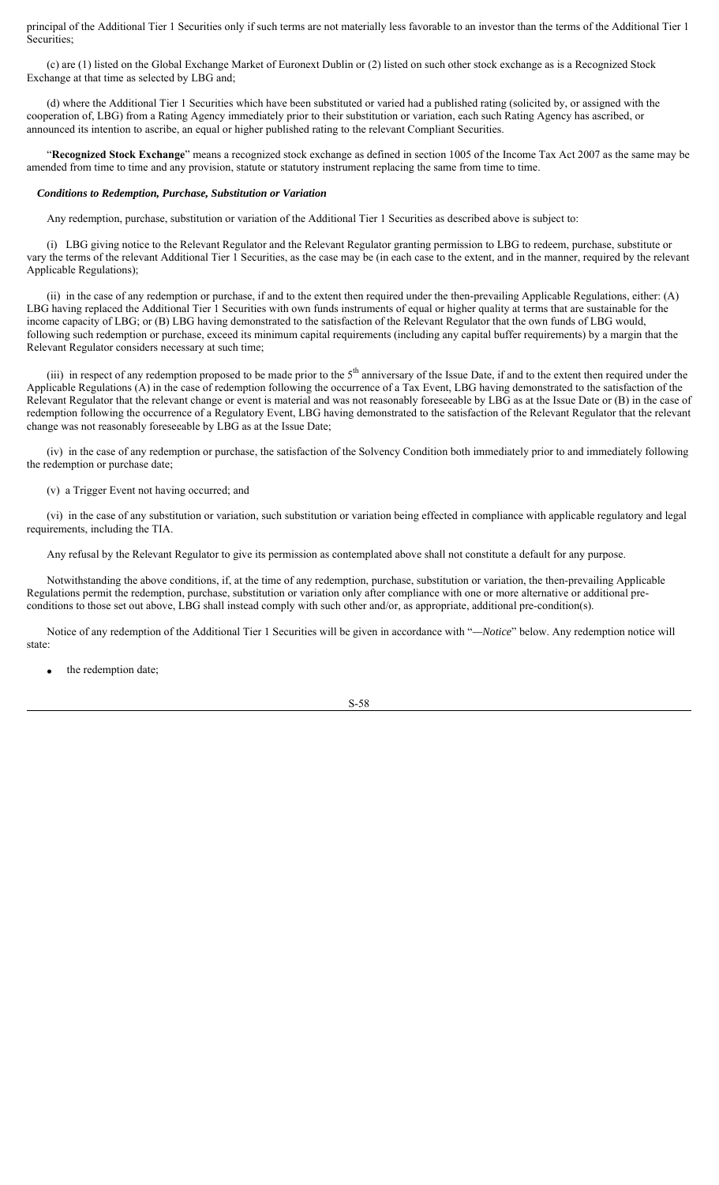principal of the Additional Tier 1 Securities only if such terms are not materially less favorable to an investor than the terms of the Additional Tier 1 Securities;

(c) are (1) listed on the Global Exchange Market of Euronext Dublin or (2) listed on such other stock exchange as is a Recognized Stock Exchange at that time as selected by LBG and;

(d) where the Additional Tier 1 Securities which have been substituted or varied had a published rating (solicited by, or assigned with the cooperation of, LBG) from a Rating Agency immediately prior to their substitution or variation, each such Rating Agency has ascribed, or announced its intention to ascribe, an equal or higher published rating to the relevant Compliant Securities.

"**Recognized Stock Exchange**" means a recognized stock exchange as defined in section 1005 of the Income Tax Act 2007 as the same may be amended from time to time and any provision, statute or statutory instrument replacing the same from time to time.

***Conditions to Redemption, Purchase, Substitution or Variation***

Any redemption, purchase, substitution or variation of the Additional Tier 1 Securities as described above is subject to:

(i) LBG giving notice to the Relevant Regulator and the Relevant Regulator granting permission to LBG to redeem, purchase, substitute or vary the terms of the relevant Additional Tier 1 Securities, as the case may be (in each case to the extent, and in the manner, required by the relevant Applicable Regulations);

(ii) in the case of any redemption or purchase, if and to the extent then required under the then-prevailing Applicable Regulations, either: (A) LBG having replaced the Additional Tier 1 Securities with own funds instruments of equal or higher quality at terms that are sustainable for the income capacity of LBG; or (B) LBG having demonstrated to the satisfaction of the Relevant Regulator that the own funds of LBG would, following such redemption or purchase, exceed its minimum capital requirements (including any capital buffer requirements) by a margin that the Relevant Regulator considers necessary at such time;

(iii) in respect of any redemption proposed to be made prior to the 5th anniversary of the Issue Date, if and to the extent then required under the Applicable Regulations (A) in the case of redemption following the occurrence of a Tax Event, LBG having demonstrated to the satisfaction of the Relevant Regulator that the relevant change or event is material and was not reasonably foreseeable by LBG as at the Issue Date or (B) in the case of redemption following the occurrence of a Regulatory Event, LBG having demonstrated to the satisfaction of the Relevant Regulator that the relevant change was not reasonably foreseeable by LBG as at the Issue Date;

(iv) in the case of any redemption or purchase, the satisfaction of the Solvency Condition both immediately prior to and immediately following the redemption or purchase date;

(v) a Trigger Event not having occurred; and

(vi) in the case of any substitution or variation, such substitution or variation being effected in compliance with applicable regulatory and legal requirements, including the TIA.

Any refusal by the Relevant Regulator to give its permission as contemplated above shall not constitute a default for any purpose.

Notwithstanding the above conditions, if, at the time of any redemption, purchase, substitution or variation, the then-prevailing Applicable Regulations permit the redemption, purchase, substitution or variation only after compliance with one or more alternative or additional pre-conditions to those set out above, LBG shall instead comply with such other and/or, as appropriate, additional pre-condition(s).

Notice of any redemption of the Additional Tier 1 Securities will be given in accordance with "*—Notice*" below. Any redemption notice will state:

- the redemption date;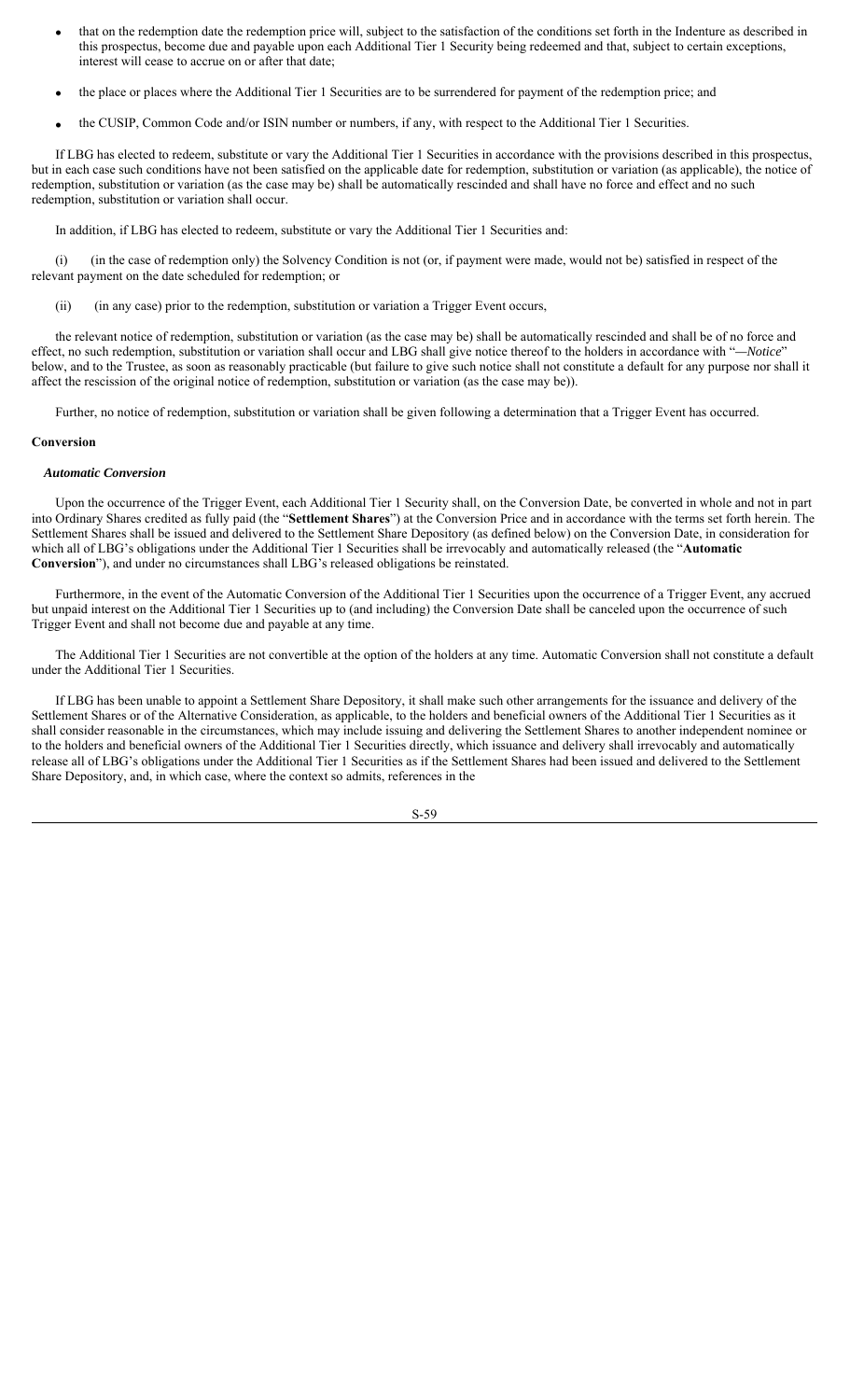- that on the redemption date the redemption price will, subject to the satisfaction of the conditions set forth in the Indenture as described in this prospectus, become due and payable upon each Additional Tier 1 Security being redeemed and that, subject to certain exceptions, interest will cease to accrue on or after that date;
- the place or places where the Additional Tier 1 Securities are to be surrendered for payment of the redemption price; and
- the CUSIP, Common Code and/or ISIN number or numbers, if any, with respect to the Additional Tier 1 Securities.

If LBG has elected to redeem, substitute or vary the Additional Tier 1 Securities in accordance with the provisions described in this prospectus, but in each case such conditions have not been satisfied on the applicable date for redemption, substitution or variation (as applicable), the notice of redemption, substitution or variation (as the case may be) shall be automatically rescinded and shall have no force and effect and no such redemption, substitution or variation shall occur.

In addition, if LBG has elected to redeem, substitute or vary the Additional Tier 1 Securities and:

(i) (in the case of redemption only) the Solvency Condition is not (or, if payment were made, would not be) satisfied in respect of the relevant payment on the date scheduled for redemption; or

(ii) (in any case) prior to the redemption, substitution or variation a Trigger Event occurs,

the relevant notice of redemption, substitution or variation (as the case may be) shall be automatically rescinded and shall be of no force and effect, no such redemption, substitution or variation shall occur and LBG shall give notice thereof to the holders in accordance with "—*Notice*" below, and to the Trustee, as soon as reasonably practicable (but failure to give such notice shall not constitute a default for any purpose nor shall it affect the rescission of the original notice of redemption, substitution or variation (as the case may be)).

Further, no notice of redemption, substitution or variation shall be given following a determination that a Trigger Event has occurred.

## Conversion

### *Automatic Conversion*

Upon the occurrence of the Trigger Event, each Additional Tier 1 Security shall, on the Conversion Date, be converted in whole and not in part into Ordinary Shares credited as fully paid (the "**Settlement Shares**") at the Conversion Price and in accordance with the terms set forth herein. The Settlement Shares shall be issued and delivered to the Settlement Share Depository (as defined below) on the Conversion Date, in consideration for which all of LBG's obligations under the Additional Tier 1 Securities shall be irrevocably and automatically released (the "**Automatic Conversion**"), and under no circumstances shall LBG's released obligations be reinstated.

Furthermore, in the event of the Automatic Conversion of the Additional Tier 1 Securities upon the occurrence of a Trigger Event, any accrued but unpaid interest on the Additional Tier 1 Securities up to (and including) the Conversion Date shall be canceled upon the occurrence of such Trigger Event and shall not become due and payable at any time.

The Additional Tier 1 Securities are not convertible at the option of the holders at any time. Automatic Conversion shall not constitute a default under the Additional Tier 1 Securities.

If LBG has been unable to appoint a Settlement Share Depository, it shall make such other arrangements for the issuance and delivery of the Settlement Shares or of the Alternative Consideration, as applicable, to the holders and beneficial owners of the Additional Tier 1 Securities as it shall consider reasonable in the circumstances, which may include issuing and delivering the Settlement Shares to another independent nominee or to the holders and beneficial owners of the Additional Tier 1 Securities directly, which issuance and delivery shall irrevocably and automatically release all of LBG's obligations under the Additional Tier 1 Securities as if the Settlement Shares had been issued and delivered to the Settlement Share Depository, and, in which case, where the context so admits, references in the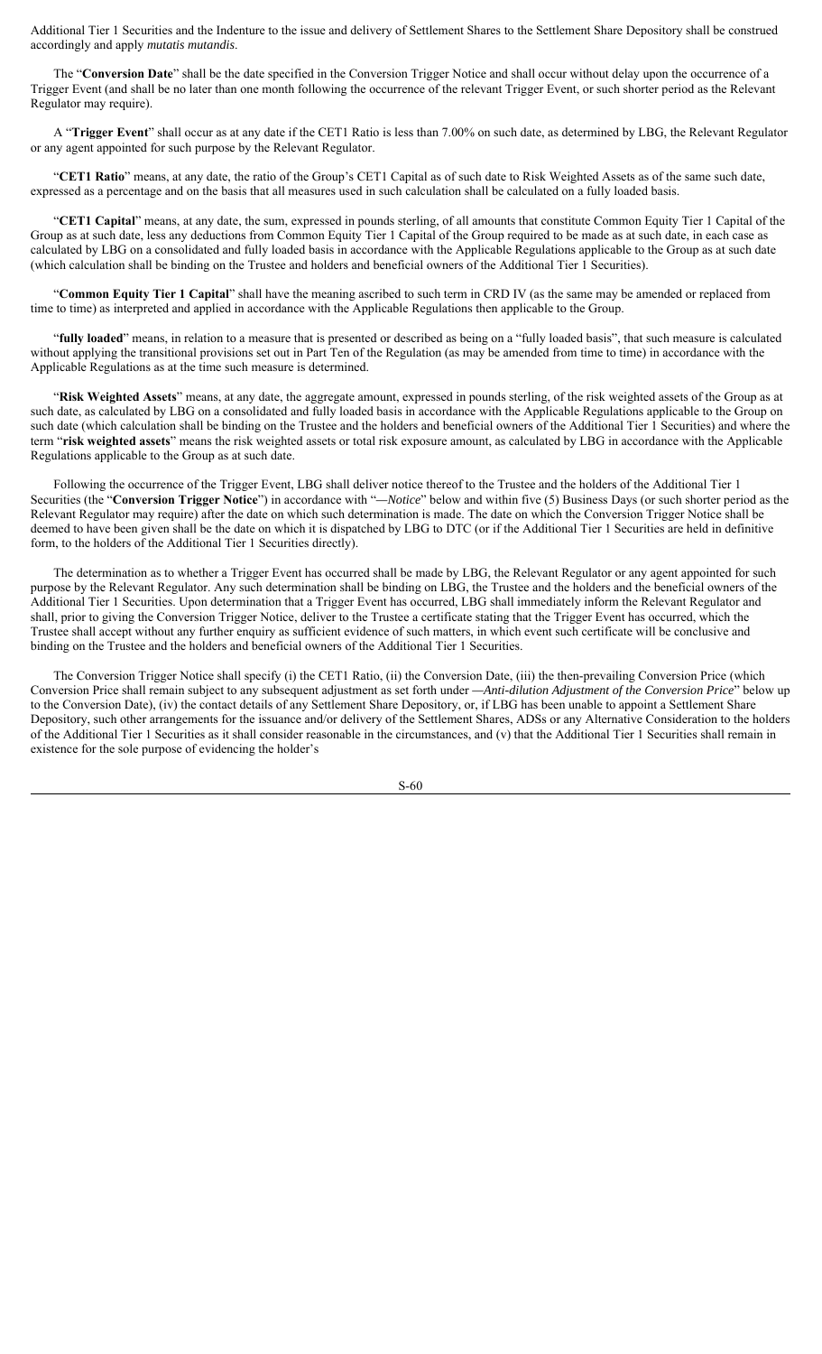Additional Tier 1 Securities and the Indenture to the issue and delivery of Settlement Shares to the Settlement Share Depository shall be construed accordingly and apply *mutatis mutandis*.

The "**Conversion Date**" shall be the date specified in the Conversion Trigger Notice and shall occur without delay upon the occurrence of a Trigger Event (and shall be no later than one month following the occurrence of the relevant Trigger Event, or such shorter period as the Relevant Regulator may require).

A "**Trigger Event**" shall occur as at any date if the CET1 Ratio is less than 7.00% on such date, as determined by LBG, the Relevant Regulator or any agent appointed for such purpose by the Relevant Regulator.

"**CET1 Ratio**" means, at any date, the ratio of the Group's CET1 Capital as of such date to Risk Weighted Assets as of the same such date, expressed as a percentage and on the basis that all measures used in such calculation shall be calculated on a fully loaded basis.

"**CET1 Capital**" means, at any date, the sum, expressed in pounds sterling, of all amounts that constitute Common Equity Tier 1 Capital of the Group as at such date, less any deductions from Common Equity Tier 1 Capital of the Group required to be made as at such date, in each case as calculated by LBG on a consolidated and fully loaded basis in accordance with the Applicable Regulations applicable to the Group as at such date (which calculation shall be binding on the Trustee and holders and beneficial owners of the Additional Tier 1 Securities).

"**Common Equity Tier 1 Capital**" shall have the meaning ascribed to such term in CRD IV (as the same may be amended or replaced from time to time) as interpreted and applied in accordance with the Applicable Regulations then applicable to the Group.

"**fully loaded**" means, in relation to a measure that is presented or described as being on a "fully loaded basis", that such measure is calculated without applying the transitional provisions set out in Part Ten of the Regulation (as may be amended from time to time) in accordance with the Applicable Regulations as at the time such measure is determined.

"**Risk Weighted Assets**" means, at any date, the aggregate amount, expressed in pounds sterling, of the risk weighted assets of the Group as at such date, as calculated by LBG on a consolidated and fully loaded basis in accordance with the Applicable Regulations applicable to the Group on such date (which calculation shall be binding on the Trustee and the holders and beneficial owners of the Additional Tier 1 Securities) and where the term "**risk weighted assets**" means the risk weighted assets or total risk exposure amount, as calculated by LBG in accordance with the Applicable Regulations applicable to the Group as at such date.

Following the occurrence of the Trigger Event, LBG shall deliver notice thereof to the Trustee and the holders of the Additional Tier 1 Securities (the "**Conversion Trigger Notice**") in accordance with "*—Notice*" below and within five (5) Business Days (or such shorter period as the Relevant Regulator may require) after the date on which such determination is made. The date on which the Conversion Trigger Notice shall be deemed to have been given shall be the date on which it is dispatched by LBG to DTC (or if the Additional Tier 1 Securities are held in definitive form, to the holders of the Additional Tier 1 Securities directly).

The determination as to whether a Trigger Event has occurred shall be made by LBG, the Relevant Regulator or any agent appointed for such purpose by the Relevant Regulator. Any such determination shall be binding on LBG, the Trustee and the holders and the beneficial owners of the Additional Tier 1 Securities. Upon determination that a Trigger Event has occurred, LBG shall immediately inform the Relevant Regulator and shall, prior to giving the Conversion Trigger Notice, deliver to the Trustee a certificate stating that the Trigger Event has occurred, which the Trustee shall accept without any further enquiry as sufficient evidence of such matters, in which event such certificate will be conclusive and binding on the Trustee and the holders and beneficial owners of the Additional Tier 1 Securities.

The Conversion Trigger Notice shall specify (i) the CET1 Ratio, (ii) the Conversion Date, (iii) the then-prevailing Conversion Price (which Conversion Price shall remain subject to any subsequent adjustment as set forth under "*—Anti-dilution Adjustment of the Conversion Price*" below up to the Conversion Date), (iv) the contact details of any Settlement Share Depository, or, if LBG has been unable to appoint a Settlement Share Depository, such other arrangements for the issuance and/or delivery of the Settlement Shares, ADSs or any Alternative Consideration to the holders of the Additional Tier 1 Securities as it shall consider reasonable in the circumstances, and (v) that the Additional Tier 1 Securities shall remain in existence for the sole purpose of evidencing the holder's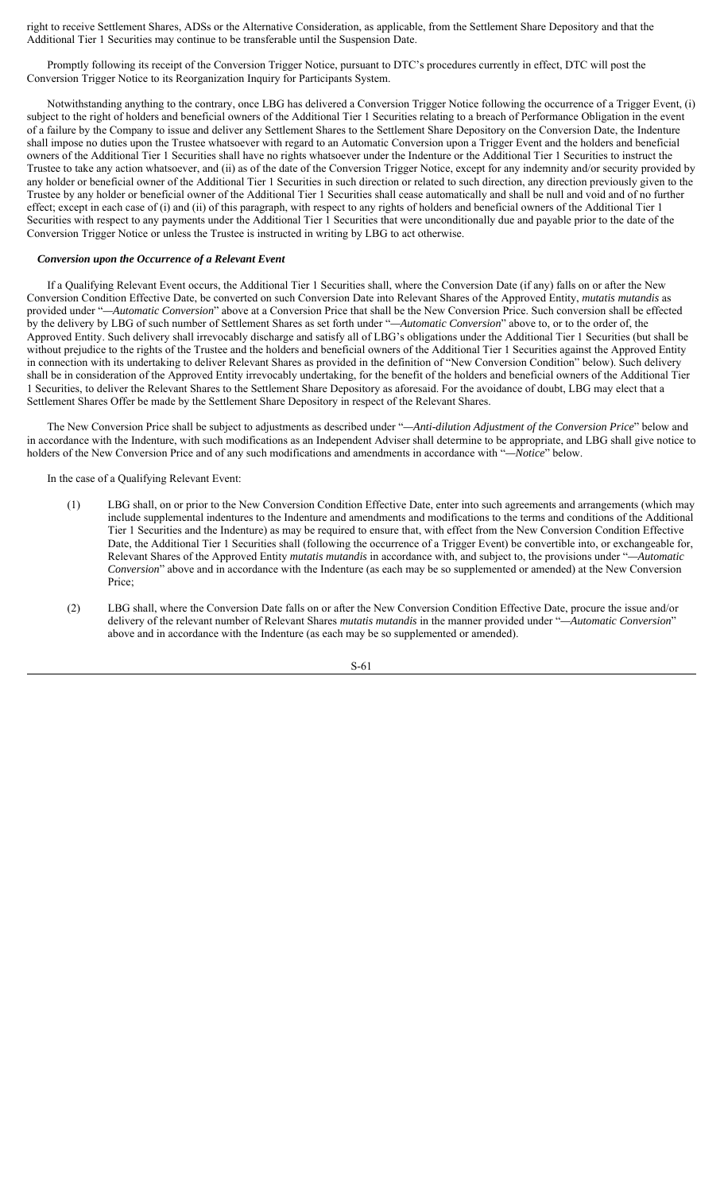right to receive Settlement Shares, ADSs or the Alternative Consideration, as applicable, from the Settlement Share Depository and that the Additional Tier 1 Securities may continue to be transferable until the Suspension Date.

Promptly following its receipt of the Conversion Trigger Notice, pursuant to DTC's procedures currently in effect, DTC will post the Conversion Trigger Notice to its Reorganization Inquiry for Participants System.

Notwithstanding anything to the contrary, once LBG has delivered a Conversion Trigger Notice following the occurrence of a Trigger Event, (i) subject to the right of holders and beneficial owners of the Additional Tier 1 Securities relating to a breach of Performance Obligation in the event of a failure by the Company to issue and deliver any Settlement Shares to the Settlement Share Depository on the Conversion Date, the Indenture shall impose no duties upon the Trustee whatsoever with regard to an Automatic Conversion upon a Trigger Event and the holders and beneficial owners of the Additional Tier 1 Securities shall have no rights whatsoever under the Indenture or the Additional Tier 1 Securities to instruct the Trustee to take any action whatsoever, and (ii) as of the date of the Conversion Trigger Notice, except for any indemnity and/or security provided by any holder or beneficial owner of the Additional Tier 1 Securities in such direction or related to such direction, any direction previously given to the Trustee by any holder or beneficial owner of the Additional Tier 1 Securities shall cease automatically and shall be null and void and of no further effect; except in each case of (i) and (ii) of this paragraph, with respect to any rights of holders and beneficial owners of the Additional Tier 1 Securities with respect to any payments under the Additional Tier 1 Securities that were unconditionally due and payable prior to the date of the Conversion Trigger Notice or unless the Trustee is instructed in writing by LBG to act otherwise.

***Conversion upon the Occurrence of a Relevant Event***

If a Qualifying Relevant Event occurs, the Additional Tier 1 Securities shall, where the Conversion Date (if any) falls on or after the New Conversion Condition Effective Date, be converted on such Conversion Date into Relevant Shares of the Approved Entity, *mutatis mutandis* as provided under "—*Automatic Conversion*" above at a Conversion Price that shall be the New Conversion Price. Such conversion shall be effected by the delivery by LBG of such number of Settlement Shares as set forth under "—*Automatic Conversion*" above to, or to the order of, the Approved Entity. Such delivery shall irrevocably discharge and satisfy all of LBG's obligations under the Additional Tier 1 Securities (but shall be without prejudice to the rights of the Trustee and the holders and beneficial owners of the Additional Tier 1 Securities against the Approved Entity in connection with its undertaking to deliver Relevant Shares as provided in the definition of "New Conversion Condition" below). Such delivery shall be in consideration of the Approved Entity irrevocably undertaking, for the benefit of the holders and beneficial owners of the Additional Tier 1 Securities, to deliver the Relevant Shares to the Settlement Share Depository as aforesaid. For the avoidance of doubt, LBG may elect that a Settlement Shares Offer be made by the Settlement Share Depository in respect of the Relevant Shares.

The New Conversion Price shall be subject to adjustments as described under "—*Anti-dilution Adjustment of the Conversion Price*" below and in accordance with the Indenture, with such modifications as an Independent Adviser shall determine to be appropriate, and LBG shall give notice to holders of the New Conversion Price and of any such modifications and amendments in accordance with "—*Notice*" below.

In the case of a Qualifying Relevant Event:

(1) LBG shall, on or prior to the New Conversion Condition Effective Date, enter into such agreements and arrangements (which may include supplemental indentures to the Indenture and amendments and modifications to the terms and conditions of the Additional Tier 1 Securities and the Indenture) as may be required to ensure that, with effect from the New Conversion Condition Effective Date, the Additional Tier 1 Securities shall (following the occurrence of a Trigger Event) be convertible into, or exchangeable for, Relevant Shares of the Approved Entity *mutatis mutandis* in accordance with, and subject to, the provisions under "—*Automatic Conversion*" above and in accordance with the Indenture (as each may be so supplemented or amended) at the New Conversion Price;

(2) LBG shall, where the Conversion Date falls on or after the New Conversion Condition Effective Date, procure the issue and/or delivery of the relevant number of Relevant Shares *mutatis mutandis* in the manner provided under "—*Automatic Conversion*" above and in accordance with the Indenture (as each may be so supplemented or amended).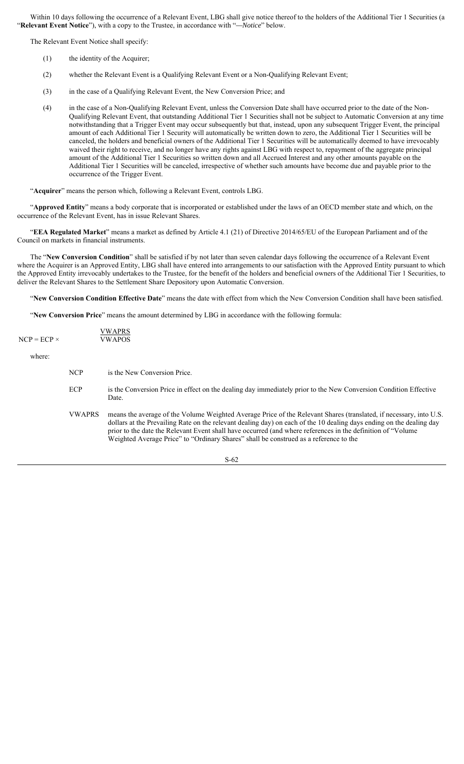Within 10 days following the occurrence of a Relevant Event, LBG shall give notice thereof to the holders of the Additional Tier 1 Securities (a "**Relevant Event Notice**"), with a copy to the Trustee, in accordance with "*—Notice*" below.

The Relevant Event Notice shall specify:

(1) the identity of the Acquirer;

(2) whether the Relevant Event is a Qualifying Relevant Event or a Non-Qualifying Relevant Event;

(3) in the case of a Qualifying Relevant Event, the New Conversion Price; and

(4) in the case of a Non-Qualifying Relevant Event, unless the Conversion Date shall have occurred prior to the date of the Non-Qualifying Relevant Event, that outstanding Additional Tier 1 Securities shall not be subject to Automatic Conversion at any time notwithstanding that a Trigger Event may occur subsequently but that, instead, upon any subsequent Trigger Event, the principal amount of each Additional Tier 1 Security will automatically be written down to zero, the Additional Tier 1 Securities will be canceled, the holders and beneficial owners of the Additional Tier 1 Securities will be automatically deemed to have irrevocably waived their right to receive, and no longer have any rights against LBG with respect to, repayment of the aggregate principal amount of the Additional Tier 1 Securities so written down and all Accrued Interest and any other amounts payable on the Additional Tier 1 Securities will be canceled, irrespective of whether such amounts have become due and payable prior to the occurrence of the Trigger Event.

"**Acquirer**" means the person which, following a Relevant Event, controls LBG.

"**Approved Entity**" means a body corporate that is incorporated or established under the laws of an OECD member state and which, on the occurrence of the Relevant Event, has in issue Relevant Shares.

"**EEA Regulated Market**" means a market as defined by Article 4.1 (21) of Directive 2014/65/EU of the European Parliament and of the Council on markets in financial instruments.

The "**New Conversion Condition**" shall be satisfied if by not later than seven calendar days following the occurrence of a Relevant Event where the Acquirer is an Approved Entity, LBG shall have entered into arrangements to our satisfaction with the Approved Entity pursuant to which the Approved Entity irrevocably undertakes to the Trustee, for the benefit of the holders and beneficial owners of the Additional Tier 1 Securities, to deliver the Relevant Shares to the Settlement Share Depository upon Automatic Conversion.

"**New Conversion Condition Effective Date**" means the date with effect from which the New Conversion Condition shall have been satisfied.

"**New Conversion Price**" means the amount determined by LBG in accordance with the following formula:

$$NCP = ECP \times \frac{VWAPRS}{VWAPOS}$$

where:

| | |
|---|---|
| NCP | is the New Conversion Price. |
| ECP | is the Conversion Price in effect on the dealing day immediately prior to the New Conversion Condition Effective Date. |
| VWAPRS | means the average of the Volume Weighted Average Price of the Relevant Shares (translated, if necessary, into U.S. dollars at the Prevailing Rate on the relevant dealing day) on each of the 10 dealing days ending on the dealing day prior to the date the Relevant Event shall have occurred (and where references in the definition of "Volume Weighted Average Price" to "Ordinary Shares" shall be construed as a reference to the |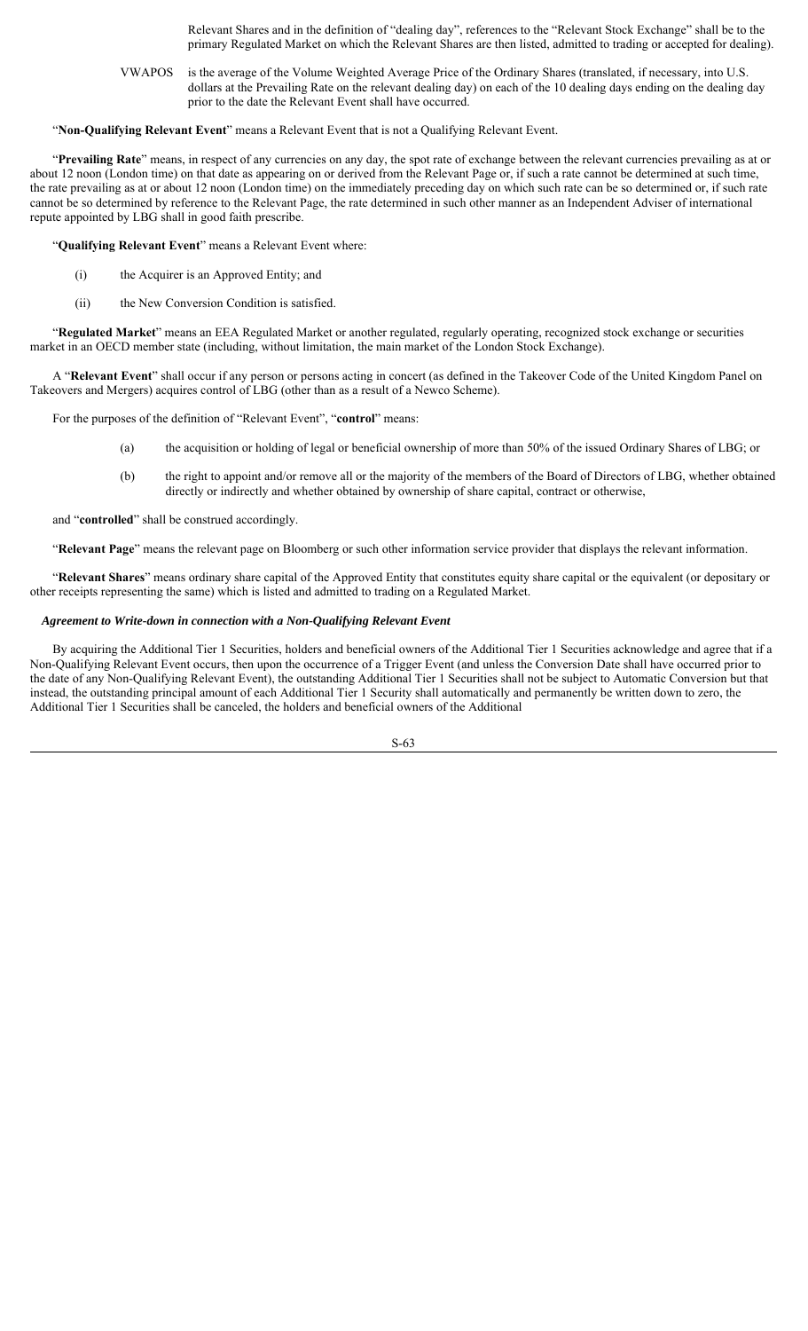Relevant Shares and in the definition of "dealing day", references to the "Relevant Stock Exchange" shall be to the primary Regulated Market on which the Relevant Shares are then listed, admitted to trading or accepted for dealing).

VWAPOS is the average of the Volume Weighted Average Price of the Ordinary Shares (translated, if necessary, into U.S. dollars at the Prevailing Rate on the relevant dealing day) on each of the 10 dealing days ending on the dealing day prior to the date the Relevant Event shall have occurred.

"**Non-Qualifying Relevant Event**" means a Relevant Event that is not a Qualifying Relevant Event.

"**Prevailing Rate**" means, in respect of any currencies on any day, the spot rate of exchange between the relevant currencies prevailing as at or about 12 noon (London time) on that date as appearing on or derived from the Relevant Page or, if such a rate cannot be determined at such time, the rate prevailing as at or about 12 noon (London time) on the immediately preceding day on which such rate can be so determined or, if such rate cannot be so determined by reference to the Relevant Page, the rate determined in such other manner as an Independent Adviser of international repute appointed by LBG shall in good faith prescribe.

"**Qualifying Relevant Event**" means a Relevant Event where:

(i) the Acquirer is an Approved Entity; and

(ii) the New Conversion Condition is satisfied.

"**Regulated Market**" means an EEA Regulated Market or another regulated, regularly operating, recognized stock exchange or securities market in an OECD member state (including, without limitation, the main market of the London Stock Exchange).

A "**Relevant Event**" shall occur if any person or persons acting in concert (as defined in the Takeover Code of the United Kingdom Panel on Takeovers and Mergers) acquires control of LBG (other than as a result of a Newco Scheme).

For the purposes of the definition of "Relevant Event", "**control**" means:

(a) the acquisition or holding of legal or beneficial ownership of more than 50% of the issued Ordinary Shares of LBG; or

(b) the right to appoint and/or remove all or the majority of the members of the Board of Directors of LBG, whether obtained directly or indirectly and whether obtained by ownership of share capital, contract or otherwise,

and "**controlled**" shall be construed accordingly.

"**Relevant Page**" means the relevant page on Bloomberg or such other information service provider that displays the relevant information.

"**Relevant Shares**" means ordinary share capital of the Approved Entity that constitutes equity share capital or the equivalent (or depositary or other receipts representing the same) which is listed and admitted to trading on a Regulated Market.

***Agreement to Write-down in connection with a Non-Qualifying Relevant Event***

By acquiring the Additional Tier 1 Securities, holders and beneficial owners of the Additional Tier 1 Securities acknowledge and agree that if a Non-Qualifying Relevant Event occurs, then upon the occurrence of a Trigger Event (and unless the Conversion Date shall have occurred prior to the date of any Non-Qualifying Relevant Event), the outstanding Additional Tier 1 Securities shall not be subject to Automatic Conversion but that instead, the outstanding principal amount of each Additional Tier 1 Security shall automatically and permanently be written down to zero, the Additional Tier 1 Securities shall be canceled, the holders and beneficial owners of the Additional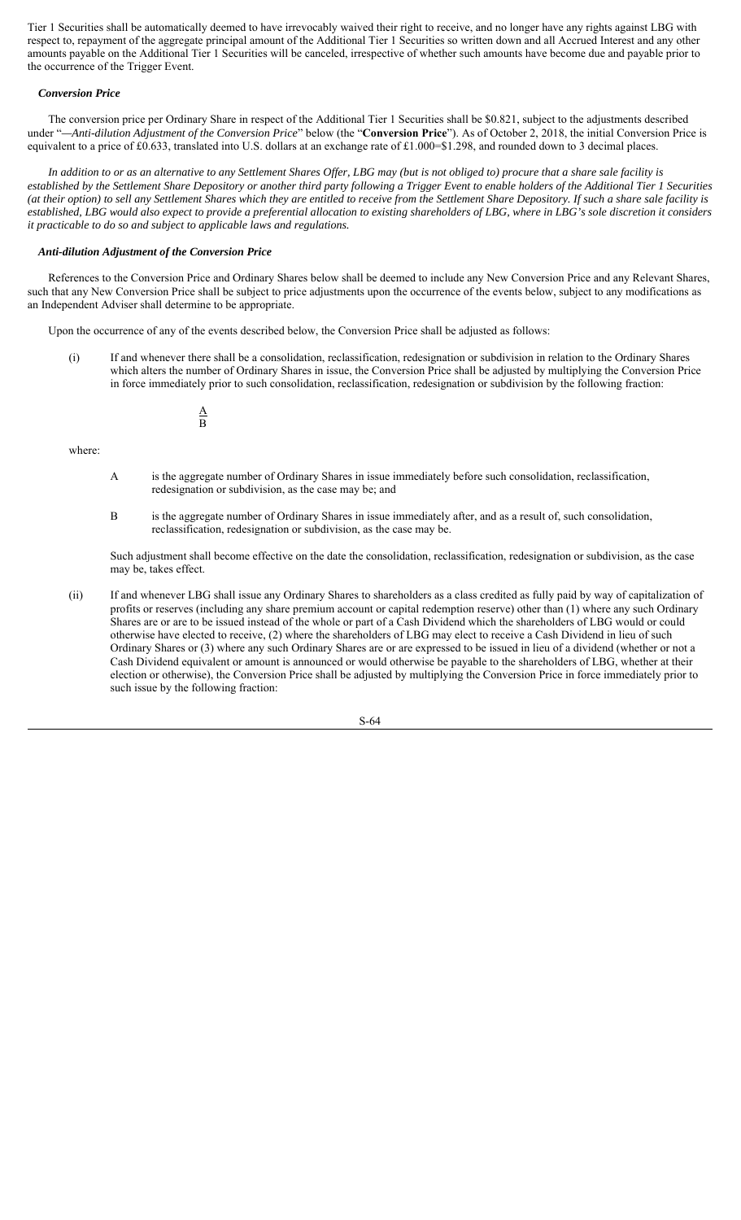Tier 1 Securities shall be automatically deemed to have irrevocably waived their right to receive, and no longer have any rights against LBG with respect to, repayment of the aggregate principal amount of the Additional Tier 1 Securities so written down and all Accrued Interest and any other amounts payable on the Additional Tier 1 Securities will be canceled, irrespective of whether such amounts have become due and payable prior to the occurrence of the Trigger Event.

### *Conversion Price*

The conversion price per Ordinary Share in respect of the Additional Tier 1 Securities shall be \$0.821, subject to the adjustments described under "—*Anti-dilution Adjustment of the Conversion Price*" below (the "**Conversion Price**"). As of October 2, 2018, the initial Conversion Price is equivalent to a price of £0.633, translated into U.S. dollars at an exchange rate of £1.000=\$1.298, and rounded down to 3 decimal places.

*In addition to or as an alternative to any Settlement Shares Offer, LBG may (but is not obliged to) procure that a share sale facility is established by the Settlement Share Depository or another third party following a Trigger Event to enable holders of the Additional Tier 1 Securities (at their option) to sell any Settlement Shares which they are entitled to receive from the Settlement Share Depository. If such a share sale facility is established, LBG would also expect to provide a preferential allocation to existing shareholders of LBG, where in LBG's sole discretion it considers it practicable to do so and subject to applicable laws and regulations.*

### *Anti-dilution Adjustment of the Conversion Price*

References to the Conversion Price and Ordinary Shares below shall be deemed to include any New Conversion Price and any Relevant Shares, such that any New Conversion Price shall be subject to price adjustments upon the occurrence of the events below, subject to any modifications as an Independent Adviser shall determine to be appropriate.

Upon the occurrence of any of the events described below, the Conversion Price shall be adjusted as follows:

(i) If and whenever there shall be a consolidation, reclassification, redesignation or subdivision in relation to the Ordinary Shares which alters the number of Ordinary Shares in issue, the Conversion Price shall be adjusted by multiplying the Conversion Price in force immediately prior to such consolidation, reclassification, redesignation or subdivision by the following fraction:

$$\frac{A}{B}$$

where:

- A is the aggregate number of Ordinary Shares in issue immediately before such consolidation, reclassification, redesignation or subdivision, as the case may be; and
- B is the aggregate number of Ordinary Shares in issue immediately after, and as a result of, such consolidation, reclassification, redesignation or subdivision, as the case may be.

Such adjustment shall become effective on the date the consolidation, reclassification, redesignation or subdivision, as the case may be, takes effect.

(ii) If and whenever LBG shall issue any Ordinary Shares to shareholders as a class credited as fully paid by way of capitalization of profits or reserves (including any share premium account or capital redemption reserve) other than (1) where any such Ordinary Shares are or are to be issued instead of the whole or part of a Cash Dividend which the shareholders of LBG would or could otherwise have elected to receive, (2) where the shareholders of LBG may elect to receive a Cash Dividend in lieu of such Ordinary Shares or (3) where any such Ordinary Shares are or are expressed to be issued in lieu of a dividend (whether or not a Cash Dividend equivalent or amount is announced or would otherwise be payable to the shareholders of LBG, whether at their election or otherwise), the Conversion Price shall be adjusted by multiplying the Conversion Price in force immediately prior to such issue by the following fraction: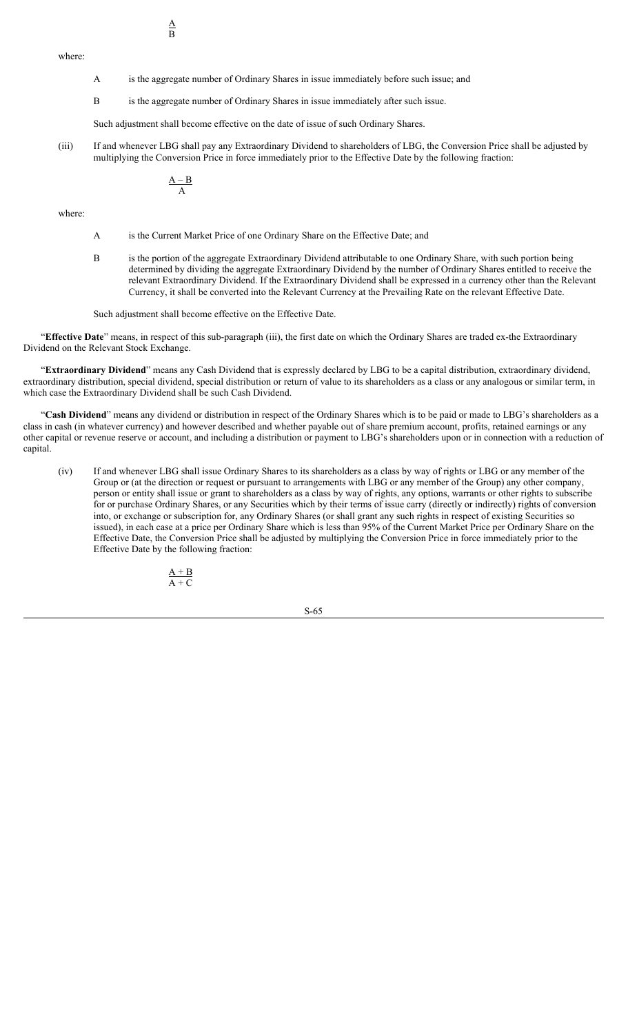$$\frac{A}{B}$$

where:

A is the aggregate number of Ordinary Shares in issue immediately before such issue; and

B is the aggregate number of Ordinary Shares in issue immediately after such issue.

Such adjustment shall become effective on the date of issue of such Ordinary Shares.

(iii) If and whenever LBG shall pay any Extraordinary Dividend to shareholders of LBG, the Conversion Price shall be adjusted by multiplying the Conversion Price in force immediately prior to the Effective Date by the following fraction:

$$\frac{A - B}{A}$$

where:

A is the Current Market Price of one Ordinary Share on the Effective Date; and

B is the portion of the aggregate Extraordinary Dividend attributable to one Ordinary Share, with such portion being determined by dividing the aggregate Extraordinary Dividend by the number of Ordinary Shares entitled to receive the relevant Extraordinary Dividend. If the Extraordinary Dividend shall be expressed in a currency other than the Relevant Currency, it shall be converted into the Relevant Currency at the Prevailing Rate on the relevant Effective Date.

Such adjustment shall become effective on the Effective Date.

"**Effective Date**" means, in respect of this sub-paragraph (iii), the first date on which the Ordinary Shares are traded ex-the Extraordinary Dividend on the Relevant Stock Exchange.

"**Extraordinary Dividend**" means any Cash Dividend that is expressly declared by LBG to be a capital distribution, extraordinary dividend, extraordinary distribution, special dividend, special distribution or return of value to its shareholders as a class or any analogous or similar term, in which case the Extraordinary Dividend shall be such Cash Dividend.

"**Cash Dividend**" means any dividend or distribution in respect of the Ordinary Shares which is to be paid or made to LBG's shareholders as a class in cash (in whatever currency) and however described and whether payable out of share premium account, profits, retained earnings or any other capital or revenue reserve or account, and including a distribution or payment to LBG's shareholders upon or in connection with a reduction of capital.

(iv) If and whenever LBG shall issue Ordinary Shares to its shareholders as a class by way of rights or LBG or any member of the Group or (at the direction or request or pursuant to arrangements with LBG or any member of the Group) any other company, person or entity shall issue or grant to shareholders as a class by way of rights, any options, warrants or other rights to subscribe for or purchase Ordinary Shares, or any Securities which by their terms of issue carry (directly or indirectly) rights of conversion into, or exchange or subscription for, any Ordinary Shares (or shall grant any such rights in respect of existing Securities so issued), in each case at a price per Ordinary Share which is less than 95% of the Current Market Price per Ordinary Share on the Effective Date, the Conversion Price shall be adjusted by multiplying the Conversion Price in force immediately prior to the Effective Date by the following fraction:

$$\frac{A + B}{A + C}$$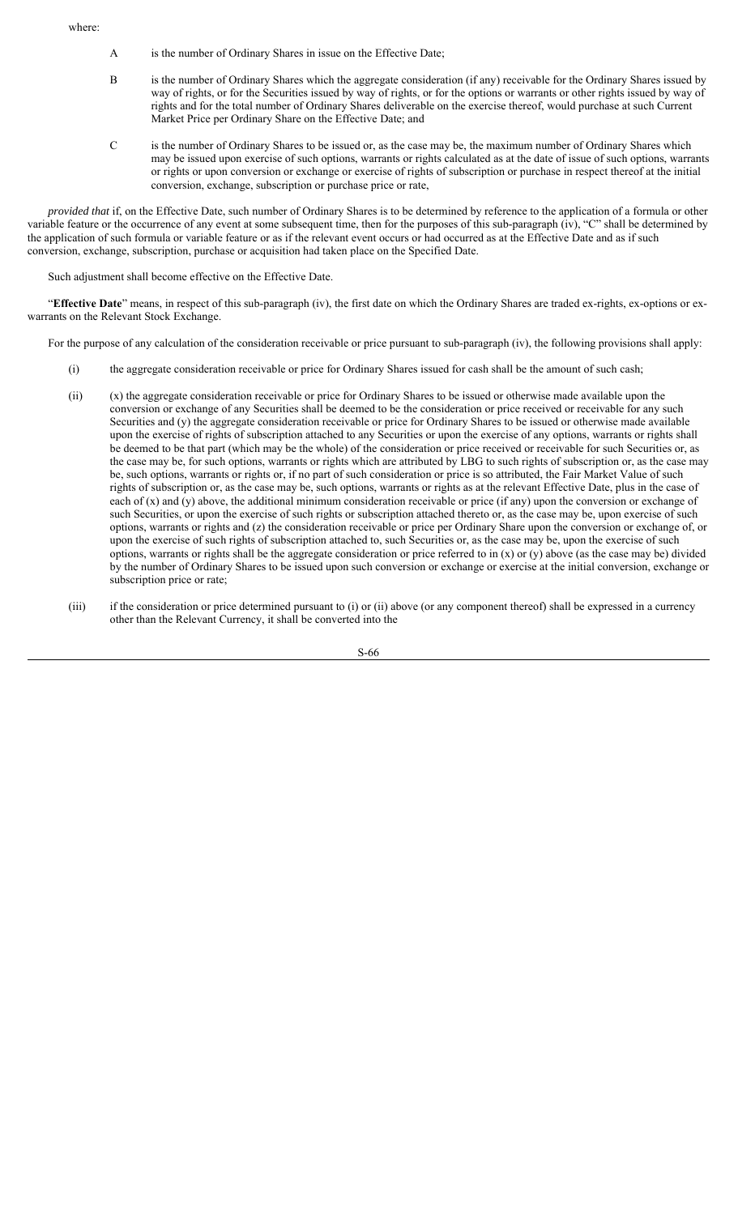where:

- A is the number of Ordinary Shares in issue on the Effective Date;
- B is the number of Ordinary Shares which the aggregate consideration (if any) receivable for the Ordinary Shares issued by way of rights, or for the Securities issued by way of rights, or for the options or warrants or other rights issued by way of rights and for the total number of Ordinary Shares deliverable on the exercise thereof, would purchase at such Current Market Price per Ordinary Share on the Effective Date; and
- C is the number of Ordinary Shares to be issued or, as the case may be, the maximum number of Ordinary Shares which may be issued upon exercise of such options, warrants or rights calculated as at the date of issue of such options, warrants or rights or upon conversion or exchange or exercise of rights of subscription or purchase in respect thereof at the initial conversion, exchange, subscription or purchase price or rate,

*provided that* if, on the Effective Date, such number of Ordinary Shares is to be determined by reference to the application of a formula or other variable feature or the occurrence of any event at some subsequent time, then for the purposes of this sub-paragraph (iv), "C" shall be determined by the application of such formula or variable feature or as if the relevant event occurs or had occurred as at the Effective Date and as if such conversion, exchange, subscription, purchase or acquisition had taken place on the Specified Date.

Such adjustment shall become effective on the Effective Date.

"**Effective Date**" means, in respect of this sub-paragraph (iv), the first date on which the Ordinary Shares are traded ex-rights, ex-options or ex-warrants on the Relevant Stock Exchange.

For the purpose of any calculation of the consideration receivable or price pursuant to sub-paragraph (iv), the following provisions shall apply:

(i) the aggregate consideration receivable or price for Ordinary Shares issued for cash shall be the amount of such cash;

(ii) (x) the aggregate consideration receivable or price for Ordinary Shares to be issued or otherwise made available upon the conversion or exchange of any Securities shall be deemed to be the consideration or price received or receivable for any such Securities and (y) the aggregate consideration receivable or price for Ordinary Shares to be issued or otherwise made available upon the exercise of rights of subscription attached to any Securities or upon the exercise of any options, warrants or rights shall be deemed to be that part (which may be the whole) of the consideration or price received or receivable for such Securities or, as the case may be, for such options, warrants or rights which are attributed by LBG to such rights of subscription or, as the case may be, such options, warrants or rights or, if no part of such consideration or price is so attributed, the Fair Market Value of such rights of subscription or, as the case may be, such options, warrants or rights as at the relevant Effective Date, plus in the case of each of (x) and (y) above, the additional minimum consideration receivable or price (if any) upon the conversion or exchange of such Securities, or upon the exercise of such rights or subscription attached thereto or, as the case may be, upon exercise of such options, warrants or rights and (z) the consideration receivable or price per Ordinary Share upon the conversion or exchange of, or upon the exercise of such rights of subscription attached to, such Securities or, as the case may be, upon the exercise of such options, warrants or rights shall be the aggregate consideration or price referred to in (x) or (y) above (as the case may be) divided by the number of Ordinary Shares to be issued upon such conversion or exchange or exercise at the initial conversion, exchange or subscription price or rate;

(iii) if the consideration or price determined pursuant to (i) or (ii) above (or any component thereof) shall be expressed in a currency other than the Relevant Currency, it shall be converted into the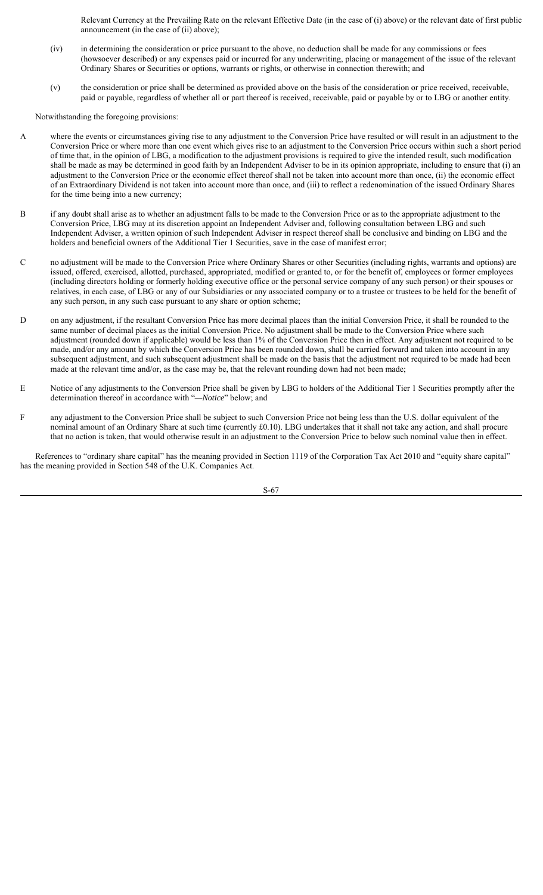Relevant Currency at the Prevailing Rate on the relevant Effective Date (in the case of (i) above) or the relevant date of first public announcement (in the case of (ii) above);

(iv) in determining the consideration or price pursuant to the above, no deduction shall be made for any commissions or fees (howsoever described) or any expenses paid or incurred for any underwriting, placing or management of the issue of the relevant Ordinary Shares or Securities or options, warrants or rights, or otherwise in connection therewith; and

(v) the consideration or price shall be determined as provided above on the basis of the consideration or price received, receivable, paid or payable, regardless of whether all or part thereof is received, receivable, paid or payable by or to LBG or another entity.

Notwithstanding the foregoing provisions:

A where the events or circumstances giving rise to any adjustment to the Conversion Price have resulted or will result in an adjustment to the Conversion Price or where more than one event which gives rise to an adjustment to the Conversion Price occurs within such a short period of time that, in the opinion of LBG, a modification to the adjustment provisions is required to give the intended result, such modification shall be made as may be determined in good faith by an Independent Adviser to be in its opinion appropriate, including to ensure that (i) an adjustment to the Conversion Price or the economic effect thereof shall not be taken into account more than once, (ii) the economic effect of an Extraordinary Dividend is not taken into account more than once, and (iii) to reflect a redenomination of the issued Ordinary Shares for the time being into a new currency;

B if any doubt shall arise as to whether an adjustment falls to be made to the Conversion Price or as to the appropriate adjustment to the Conversion Price, LBG may at its discretion appoint an Independent Adviser and, following consultation between LBG and such Independent Adviser, a written opinion of such Independent Adviser in respect thereof shall be conclusive and binding on LBG and the holders and beneficial owners of the Additional Tier 1 Securities, save in the case of manifest error;

C no adjustment will be made to the Conversion Price where Ordinary Shares or other Securities (including rights, warrants and options) are issued, offered, exercised, allotted, purchased, appropriated, modified or granted to, or for the benefit of, employees or former employees (including directors holding or formerly holding executive office or the personal service company of any such person) or their spouses or relatives, in each case, of LBG or any of our Subsidiaries or any associated company or to a trustee or trustees to be held for the benefit of any such person, in any such case pursuant to any share or option scheme;

D on any adjustment, if the resultant Conversion Price has more decimal places than the initial Conversion Price, it shall be rounded to the same number of decimal places as the initial Conversion Price. No adjustment shall be made to the Conversion Price where such adjustment (rounded down if applicable) would be less than 1% of the Conversion Price then in effect. Any adjustment not required to be made, and/or any amount by which the Conversion Price has been rounded down, shall be carried forward and taken into account in any subsequent adjustment, and such subsequent adjustment shall be made on the basis that the adjustment not required to be made had been made at the relevant time and/or, as the case may be, that the relevant rounding down had not been made;

E Notice of any adjustments to the Conversion Price shall be given by LBG to holders of the Additional Tier 1 Securities promptly after the determination thereof in accordance with "—*Notice*" below; and

F any adjustment to the Conversion Price shall be subject to such Conversion Price not being less than the U.S. dollar equivalent of the nominal amount of an Ordinary Share at such time (currently £0.10). LBG undertakes that it shall not take any action, and shall procure that no action is taken, that would otherwise result in an adjustment to the Conversion Price to below such nominal value then in effect.

References to "ordinary share capital" has the meaning provided in Section 1119 of the Corporation Tax Act 2010 and "equity share capital" has the meaning provided in Section 548 of the U.K. Companies Act.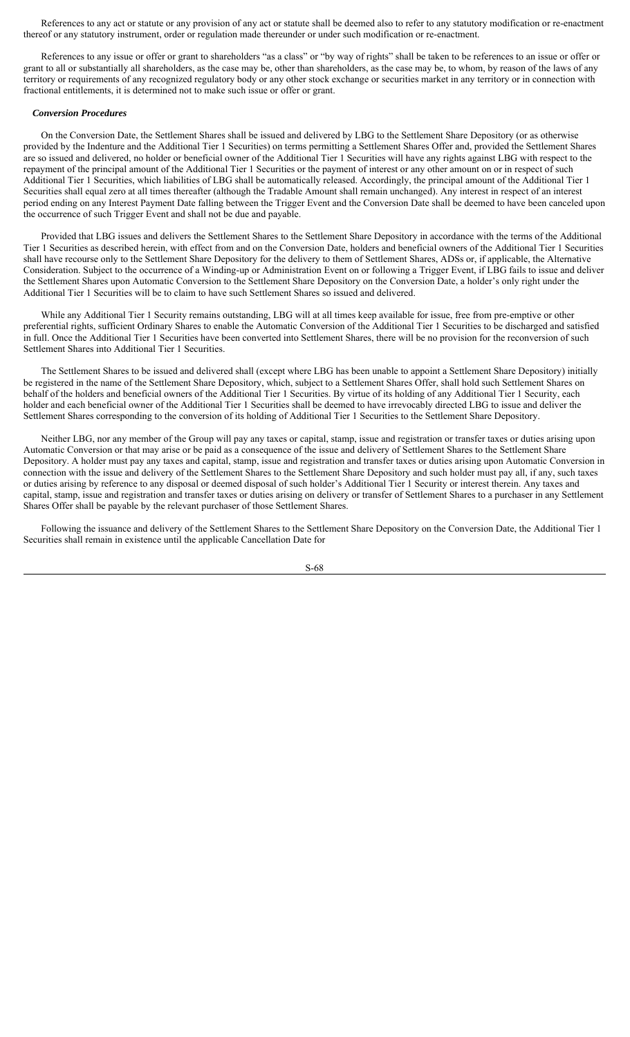References to any act or statute or any provision of any act or statute shall be deemed also to refer to any statutory modification or re-enactment thereof or any statutory instrument, order or regulation made thereunder or under such modification or re-enactment.

References to any issue or offer or grant to shareholders "as a class" or "by way of rights" shall be taken to be references to an issue or offer or grant to all or substantially all shareholders, as the case may be, other than shareholders, as the case may be, to whom, by reason of the laws of any territory or requirements of any recognized regulatory body or any other stock exchange or securities market in any territory or in connection with fractional entitlements, it is determined not to make such issue or offer or grant.

***Conversion Procedures***

On the Conversion Date, the Settlement Shares shall be issued and delivered by LBG to the Settlement Share Depository (or as otherwise provided by the Indenture and the Additional Tier 1 Securities) on terms permitting a Settlement Shares Offer and, provided the Settlement Shares are so issued and delivered, no holder or beneficial owner of the Additional Tier 1 Securities will have any rights against LBG with respect to the repayment of the principal amount of the Additional Tier 1 Securities or the payment of interest or any other amount on or in respect of such Additional Tier 1 Securities, which liabilities of LBG shall be automatically released. Accordingly, the principal amount of the Additional Tier 1 Securities shall equal zero at all times thereafter (although the Tradable Amount shall remain unchanged). Any interest in respect of an interest period ending on any Interest Payment Date falling between the Trigger Event and the Conversion Date shall be deemed to have been canceled upon the occurrence of such Trigger Event and shall not be due and payable.

Provided that LBG issues and delivers the Settlement Shares to the Settlement Share Depository in accordance with the terms of the Additional Tier 1 Securities as described herein, with effect from and on the Conversion Date, holders and beneficial owners of the Additional Tier 1 Securities shall have recourse only to the Settlement Share Depository for the delivery to them of Settlement Shares, ADSs or, if applicable, the Alternative Consideration. Subject to the occurrence of a Winding-up or Administration Event on or following a Trigger Event, if LBG fails to issue and deliver the Settlement Shares upon Automatic Conversion to the Settlement Share Depository on the Conversion Date, a holder's only right under the Additional Tier 1 Securities will be to claim to have such Settlement Shares so issued and delivered.

While any Additional Tier 1 Security remains outstanding, LBG will at all times keep available for issue, free from pre-emptive or other preferential rights, sufficient Ordinary Shares to enable the Automatic Conversion of the Additional Tier 1 Securities to be discharged and satisfied in full. Once the Additional Tier 1 Securities have been converted into Settlement Shares, there will be no provision for the reconversion of such Settlement Shares into Additional Tier 1 Securities.

The Settlement Shares to be issued and delivered shall (except where LBG has been unable to appoint a Settlement Share Depository) initially be registered in the name of the Settlement Share Depository, which, subject to a Settlement Shares Offer, shall hold such Settlement Shares on behalf of the holders and beneficial owners of the Additional Tier 1 Securities. By virtue of its holding of any Additional Tier 1 Security, each holder and each beneficial owner of the Additional Tier 1 Securities shall be deemed to have irrevocably directed LBG to issue and deliver the Settlement Shares corresponding to the conversion of its holding of Additional Tier 1 Securities to the Settlement Share Depository.

Neither LBG, nor any member of the Group will pay any taxes or capital, stamp, issue and registration or transfer taxes or duties arising upon Automatic Conversion or that may arise or be paid as a consequence of the issue and delivery of Settlement Shares to the Settlement Share Depository. A holder must pay any taxes and capital, stamp, issue and registration and transfer taxes or duties arising upon Automatic Conversion in connection with the issue and delivery of the Settlement Shares to the Settlement Share Depository and such holder must pay all, if any, such taxes or duties arising by reference to any disposal or deemed disposal of such holder's Additional Tier 1 Security or interest therein. Any taxes and capital, stamp, issue and registration and transfer taxes or duties arising on delivery or transfer of Settlement Shares to a purchaser in any Settlement Shares Offer shall be payable by the relevant purchaser of those Settlement Shares.

Following the issuance and delivery of the Settlement Shares to the Settlement Share Depository on the Conversion Date, the Additional Tier 1 Securities shall remain in existence until the applicable Cancellation Date for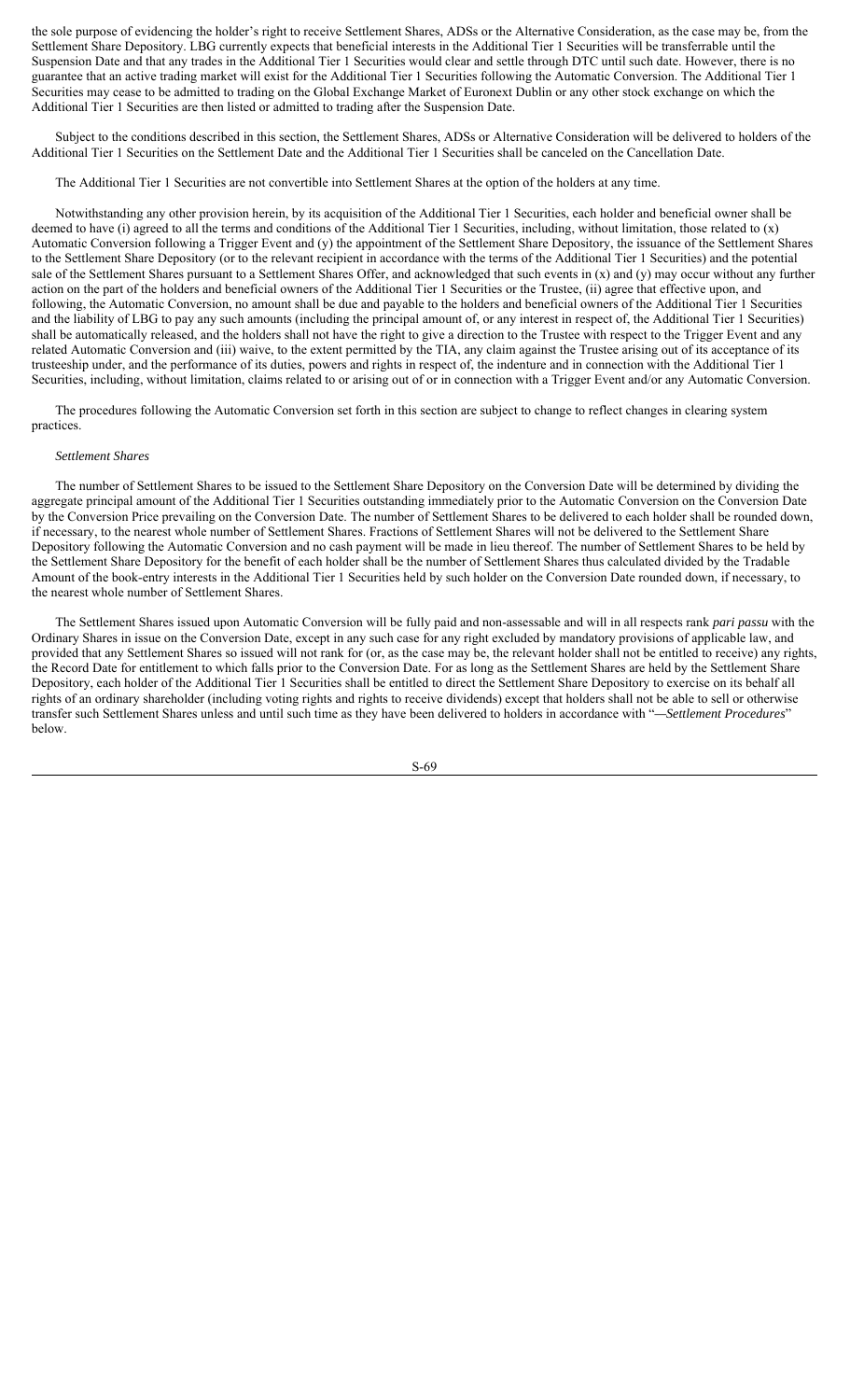the sole purpose of evidencing the holder's right to receive Settlement Shares, ADSs or the Alternative Consideration, as the case may be, from the Settlement Share Depository. LBG currently expects that beneficial interests in the Additional Tier 1 Securities will be transferrable until the Suspension Date and that any trades in the Additional Tier 1 Securities would clear and settle through DTC until such date. However, there is no guarantee that an active trading market will exist for the Additional Tier 1 Securities following the Automatic Conversion. The Additional Tier 1 Securities may cease to be admitted to trading on the Global Exchange Market of Euronext Dublin or any other stock exchange on which the Additional Tier 1 Securities are then listed or admitted to trading after the Suspension Date.

Subject to the conditions described in this section, the Settlement Shares, ADSs or Alternative Consideration will be delivered to holders of the Additional Tier 1 Securities on the Settlement Date and the Additional Tier 1 Securities shall be canceled on the Cancellation Date.

The Additional Tier 1 Securities are not convertible into Settlement Shares at the option of the holders at any time.

Notwithstanding any other provision herein, by its acquisition of the Additional Tier 1 Securities, each holder and beneficial owner shall be deemed to have (i) agreed to all the terms and conditions of the Additional Tier 1 Securities, including, without limitation, those related to (x) Automatic Conversion following a Trigger Event and (y) the appointment of the Settlement Share Depository, the issuance of the Settlement Shares to the Settlement Share Depository (or to the relevant recipient in accordance with the terms of the Additional Tier 1 Securities) and the potential sale of the Settlement Shares pursuant to a Settlement Shares Offer, and acknowledged that such events in (x) and (y) may occur without any further action on the part of the holders and beneficial owners of the Additional Tier 1 Securities or the Trustee, (ii) agree that effective upon, and following, the Automatic Conversion, no amount shall be due and payable to the holders and beneficial owners of the Additional Tier 1 Securities and the liability of LBG to pay any such amounts (including the principal amount of, or any interest in respect of, the Additional Tier 1 Securities) shall be automatically released, and the holders shall not have the right to give a direction to the Trustee with respect to the Trigger Event and any related Automatic Conversion and (iii) waive, to the extent permitted by the TIA, any claim against the Trustee arising out of its acceptance of its trusteeship under, and the performance of its duties, powers and rights in respect of, the indenture and in connection with the Additional Tier 1 Securities, including, without limitation, claims related to or arising out of or in connection with a Trigger Event and/or any Automatic Conversion.

The procedures following the Automatic Conversion set forth in this section are subject to change to reflect changes in clearing system practices.

*Settlement Shares*

The number of Settlement Shares to be issued to the Settlement Share Depository on the Conversion Date will be determined by dividing the aggregate principal amount of the Additional Tier 1 Securities outstanding immediately prior to the Automatic Conversion on the Conversion Date by the Conversion Price prevailing on the Conversion Date. The number of Settlement Shares to be delivered to each holder shall be rounded down, if necessary, to the nearest whole number of Settlement Shares. Fractions of Settlement Shares will not be delivered to the Settlement Share Depository following the Automatic Conversion and no cash payment will be made in lieu thereof. The number of Settlement Shares to be held by the Settlement Share Depository for the benefit of each holder shall be the number of Settlement Shares thus calculated divided by the Tradable Amount of the book-entry interests in the Additional Tier 1 Securities held by such holder on the Conversion Date rounded down, if necessary, to the nearest whole number of Settlement Shares.

The Settlement Shares issued upon Automatic Conversion will be fully paid and non-assessable and will in all respects rank *pari passu* with the Ordinary Shares in issue on the Conversion Date, except in any such case for any right excluded by mandatory provisions of applicable law, and provided that any Settlement Shares so issued will not rank for (or, as the case may be, the relevant holder shall not be entitled to receive) any rights, the Record Date for entitlement to which falls prior to the Conversion Date. For as long as the Settlement Shares are held by the Settlement Share Depository, each holder of the Additional Tier 1 Securities shall be entitled to direct the Settlement Share Depository to exercise on its behalf all rights of an ordinary shareholder (including voting rights and rights to receive dividends) except that holders shall not be able to sell or otherwise transfer such Settlement Shares unless and until such time as they have been delivered to holders in accordance with "*—Settlement Procedures*" below.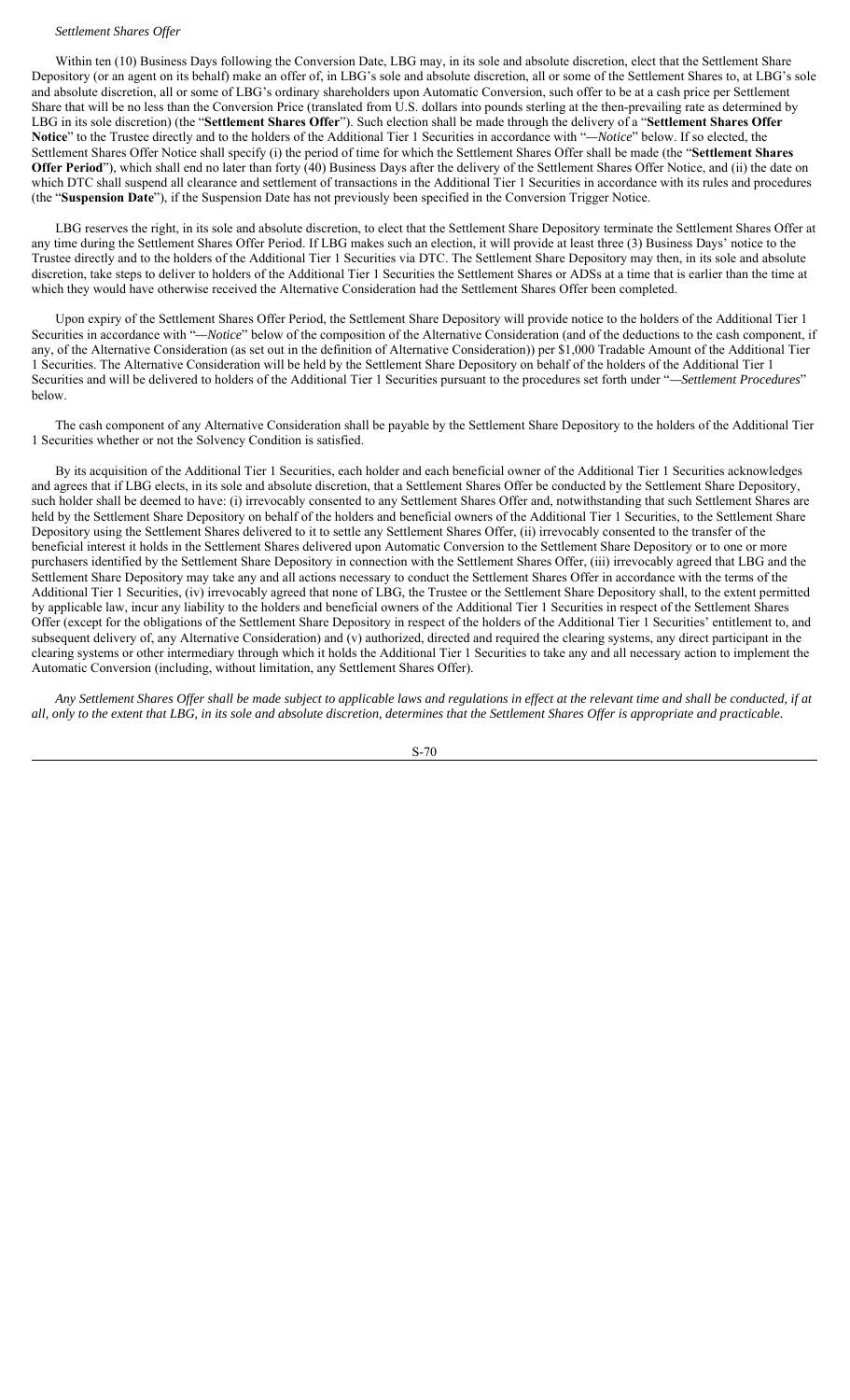*Settlement Shares Offer*

Within ten (10) Business Days following the Conversion Date, LBG may, in its sole and absolute discretion, elect that the Settlement Share Depository (or an agent on its behalf) make an offer of, in LBG's sole and absolute discretion, all or some of the Settlement Shares to, at LBG's sole and absolute discretion, all or some of LBG's ordinary shareholders upon Automatic Conversion, such offer to be at a cash price per Settlement Share that will be no less than the Conversion Price (translated from U.S. dollars into pounds sterling at the then-prevailing rate as determined by LBG in its sole discretion) (the "**Settlement Shares Offer**"). Such election shall be made through the delivery of a "**Settlement Shares Offer Notice**" to the Trustee directly and to the holders of the Additional Tier 1 Securities in accordance with "*—Notice*" below. If so elected, the Settlement Shares Offer Notice shall specify (i) the period of time for which the Settlement Shares Offer shall be made (the "**Settlement Shares Offer Period**"), which shall end no later than forty (40) Business Days after the delivery of the Settlement Shares Offer Notice, and (ii) the date on which DTC shall suspend all clearance and settlement of transactions in the Additional Tier 1 Securities in accordance with its rules and procedures (the "**Suspension Date**"), if the Suspension Date has not previously been specified in the Conversion Trigger Notice.

LBG reserves the right, in its sole and absolute discretion, to elect that the Settlement Share Depository terminate the Settlement Shares Offer at any time during the Settlement Shares Offer Period. If LBG makes such an election, it will provide at least three (3) Business Days' notice to the Trustee directly and to the holders of the Additional Tier 1 Securities via DTC. The Settlement Share Depository may then, in its sole and absolute discretion, take steps to deliver to holders of the Additional Tier 1 Securities the Settlement Shares or ADSs at a time that is earlier than the time at which they would have otherwise received the Alternative Consideration had the Settlement Shares Offer been completed.

Upon expiry of the Settlement Shares Offer Period, the Settlement Share Depository will provide notice to the holders of the Additional Tier 1 Securities in accordance with "*—Notice*" below of the composition of the Alternative Consideration (and of the deductions to the cash component, if any, of the Alternative Consideration (as set out in the definition of Alternative Consideration)) per $1,000 Tradable Amount of the Additional Tier 1 Securities. The Alternative Consideration will be held by the Settlement Share Depository on behalf of the holders of the Additional Tier 1 Securities and will be delivered to holders of the Additional Tier 1 Securities pursuant to the procedures set forth under "*—Settlement Procedures*" below.

The cash component of any Alternative Consideration shall be payable by the Settlement Share Depository to the holders of the Additional Tier 1 Securities whether or not the Solvency Condition is satisfied.

By its acquisition of the Additional Tier 1 Securities, each holder and each beneficial owner of the Additional Tier 1 Securities acknowledges and agrees that if LBG elects, in its sole and absolute discretion, that a Settlement Shares Offer be conducted by the Settlement Share Depository, such holder shall be deemed to have: (i) irrevocably consented to any Settlement Shares Offer and, notwithstanding that such Settlement Shares are held by the Settlement Share Depository on behalf of the holders and beneficial owners of the Additional Tier 1 Securities, to the Settlement Share Depository using the Settlement Shares delivered to it to settle any Settlement Shares Offer, (ii) irrevocably consented to the transfer of the beneficial interest it holds in the Settlement Shares delivered upon Automatic Conversion to the Settlement Share Depository or to one or more purchasers identified by the Settlement Share Depository in connection with the Settlement Shares Offer, (iii) irrevocably agreed that LBG and the Settlement Share Depository may take any and all actions necessary to conduct the Settlement Shares Offer in accordance with the terms of the Additional Tier 1 Securities, (iv) irrevocably agreed that none of LBG, the Trustee or the Settlement Share Depository shall, to the extent permitted by applicable law, incur any liability to the holders and beneficial owners of the Additional Tier 1 Securities in respect of the Settlement Shares Offer (except for the obligations of the Settlement Share Depository in respect of the holders of the Additional Tier 1 Securities' entitlement to, and subsequent delivery of, any Alternative Consideration) and (v) authorized, directed and required the clearing systems, any direct participant in the clearing systems or other intermediary through which it holds the Additional Tier 1 Securities to take any and all necessary action to implement the Automatic Conversion (including, without limitation, any Settlement Shares Offer).

*Any Settlement Shares Offer shall be made subject to applicable laws and regulations in effect at the relevant time and shall be conducted, if at all, only to the extent that LBG, in its sole and absolute discretion, determines that the Settlement Shares Offer is appropriate and practicable.*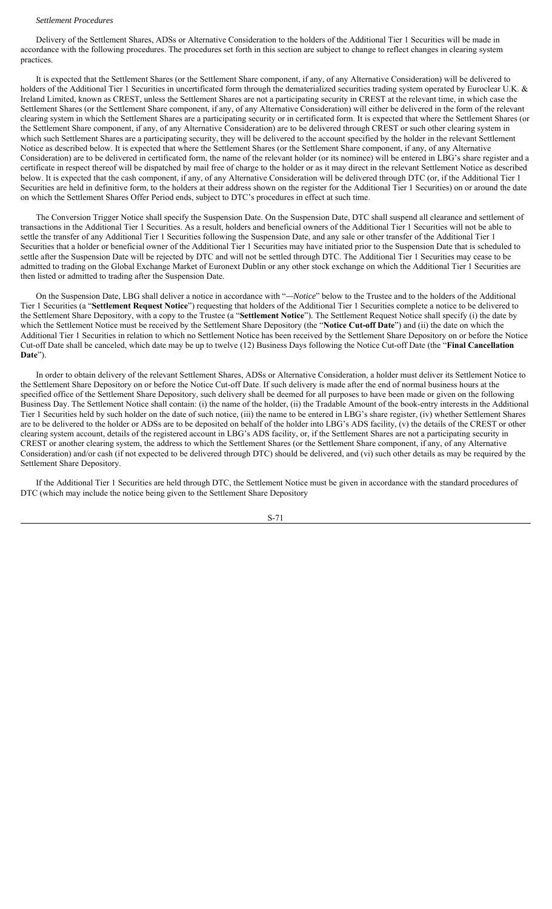*Settlement Procedures*

Delivery of the Settlement Shares, ADSs or Alternative Consideration to the holders of the Additional Tier 1 Securities will be made in accordance with the following procedures. The procedures set forth in this section are subject to change to reflect changes in clearing system practices.

It is expected that the Settlement Shares (or the Settlement Share component, if any, of any Alternative Consideration) will be delivered to holders of the Additional Tier 1 Securities in uncertificated form through the dematerialized securities trading system operated by Euroclear U.K. & Ireland Limited, known as CREST, unless the Settlement Shares are not a participating security in CREST at the relevant time, in which case the Settlement Shares (or the Settlement Share component, if any, of any Alternative Consideration) will either be delivered in the form of the relevant clearing system in which the Settlement Shares are a participating security or in certificated form. It is expected that where the Settlement Shares (or the Settlement Share component, if any, of any Alternative Consideration) are to be delivered through CREST or such other clearing system in which such Settlement Shares are a participating security, they will be delivered to the account specified by the holder in the relevant Settlement Notice as described below. It is expected that where the Settlement Shares (or the Settlement Share component, if any, of any Alternative Consideration) are to be delivered in certificated form, the name of the relevant holder (or its nominee) will be entered in LBG's share register and a certificate in respect thereof will be dispatched by mail free of charge to the holder or as it may direct in the relevant Settlement Notice as described below. It is expected that the cash component, if any, of any Alternative Consideration will be delivered through DTC (or, if the Additional Tier 1 Securities are held in definitive form, to the holders at their address shown on the register for the Additional Tier 1 Securities) on or around the date on which the Settlement Shares Offer Period ends, subject to DTC's procedures in effect at such time.

The Conversion Trigger Notice shall specify the Suspension Date. On the Suspension Date, DTC shall suspend all clearance and settlement of transactions in the Additional Tier 1 Securities. As a result, holders and beneficial owners of the Additional Tier 1 Securities will not be able to settle the transfer of any Additional Tier 1 Securities following the Suspension Date, and any sale or other transfer of the Additional Tier 1 Securities that a holder or beneficial owner of the Additional Tier 1 Securities may have initiated prior to the Suspension Date that is scheduled to settle after the Suspension Date will be rejected by DTC and will not be settled through DTC. The Additional Tier 1 Securities may cease to be admitted to trading on the Global Exchange Market of Euronext Dublin or any other stock exchange on which the Additional Tier 1 Securities are then listed or admitted to trading after the Suspension Date.

On the Suspension Date, LBG shall deliver a notice in accordance with "*—Notice*" below to the Trustee and to the holders of the Additional Tier 1 Securities (a "**Settlement Request Notice**") requesting that holders of the Additional Tier 1 Securities complete a notice to be delivered to the Settlement Share Depository, with a copy to the Trustee (a "**Settlement Notice**"). The Settlement Request Notice shall specify (i) the date by which the Settlement Notice must be received by the Settlement Share Depository (the "**Notice Cut-off Date**") and (ii) the date on which the Additional Tier 1 Securities in relation to which no Settlement Notice has been received by the Settlement Share Depository on or before the Notice Cut-off Date shall be canceled, which date may be up to twelve (12) Business Days following the Notice Cut-off Date (the "**Final Cancellation Date**").

In order to obtain delivery of the relevant Settlement Shares, ADSs or Alternative Consideration, a holder must deliver its Settlement Notice to the Settlement Share Depository on or before the Notice Cut-off Date. If such delivery is made after the end of normal business hours at the specified office of the Settlement Share Depository, such delivery shall be deemed for all purposes to have been made or given on the following Business Day. The Settlement Notice shall contain: (i) the name of the holder, (ii) the Tradable Amount of the book-entry interests in the Additional Tier 1 Securities held by such holder on the date of such notice, (iii) the name to be entered in LBG's share register, (iv) whether Settlement Shares are to be delivered to the holder or ADSs are to be deposited on behalf of the holder into LBG's ADS facility, (v) the details of the CREST or other clearing system account, details of the registered account in LBG's ADS facility, or, if the Settlement Shares are not a participating security in CREST or another clearing system, the address to which the Settlement Shares (or the Settlement Share component, if any, of any Alternative Consideration) and/or cash (if not expected to be delivered through DTC) should be delivered, and (vi) such other details as may be required by the Settlement Share Depository.

If the Additional Tier 1 Securities are held through DTC, the Settlement Notice must be given in accordance with the standard procedures of DTC (which may include the notice being given to the Settlement Share Depository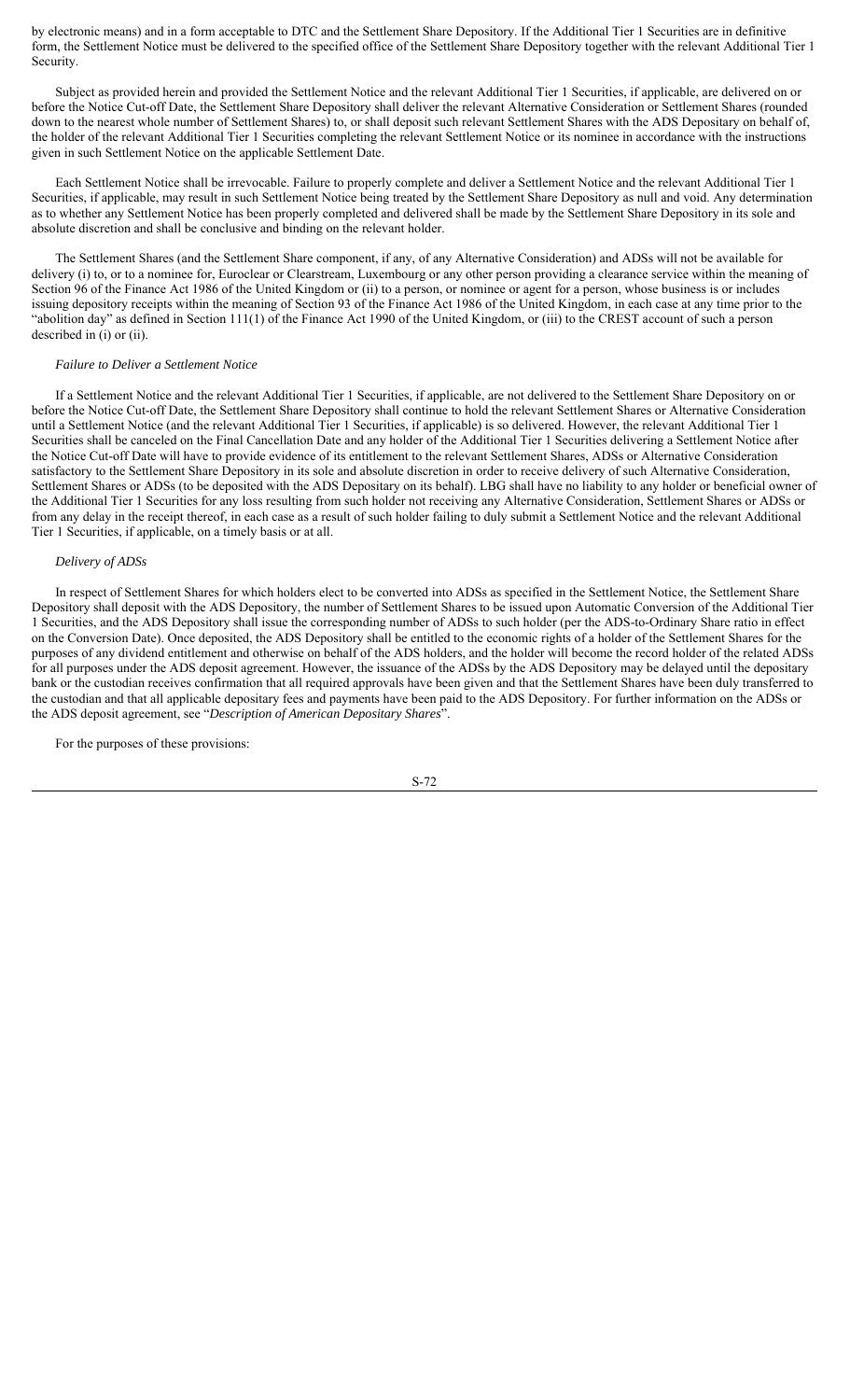by electronic means) and in a form acceptable to DTC and the Settlement Share Depository. If the Additional Tier 1 Securities are in definitive form, the Settlement Notice must be delivered to the specified office of the Settlement Share Depository together with the relevant Additional Tier 1 Security.

Subject as provided herein and provided the Settlement Notice and the relevant Additional Tier 1 Securities, if applicable, are delivered on or before the Notice Cut-off Date, the Settlement Share Depository shall deliver the relevant Alternative Consideration or Settlement Shares (rounded down to the nearest whole number of Settlement Shares) to, or shall deposit such relevant Settlement Shares with the ADS Depositary on behalf of, the holder of the relevant Additional Tier 1 Securities completing the relevant Settlement Notice or its nominee in accordance with the instructions given in such Settlement Notice on the applicable Settlement Date.

Each Settlement Notice shall be irrevocable. Failure to properly complete and deliver a Settlement Notice and the relevant Additional Tier 1 Securities, if applicable, may result in such Settlement Notice being treated by the Settlement Share Depository as null and void. Any determination as to whether any Settlement Notice has been properly completed and delivered shall be made by the Settlement Share Depository in its sole and absolute discretion and shall be conclusive and binding on the relevant holder.

The Settlement Shares (and the Settlement Share component, if any, of any Alternative Consideration) and ADSs will not be available for delivery (i) to, or to a nominee for, Euroclear or Clearstream, Luxembourg or any other person providing a clearance service within the meaning of Section 96 of the Finance Act 1986 of the United Kingdom or (ii) to a person, or nominee or agent for a person, whose business is or includes issuing depository receipts within the meaning of Section 93 of the Finance Act 1986 of the United Kingdom, in each case at any time prior to the "abolition day" as defined in Section 111(1) of the Finance Act 1990 of the United Kingdom, or (iii) to the CREST account of such a person described in (i) or (ii).

*Failure to Deliver a Settlement Notice*

If a Settlement Notice and the relevant Additional Tier 1 Securities, if applicable, are not delivered to the Settlement Share Depository on or before the Notice Cut-off Date, the Settlement Share Depository shall continue to hold the relevant Settlement Shares or Alternative Consideration until a Settlement Notice (and the relevant Additional Tier 1 Securities, if applicable) is so delivered. However, the relevant Additional Tier 1 Securities shall be canceled on the Final Cancellation Date and any holder of the Additional Tier 1 Securities delivering a Settlement Notice after the Notice Cut-off Date will have to provide evidence of its entitlement to the relevant Settlement Shares, ADSs or Alternative Consideration satisfactory to the Settlement Share Depository in its sole and absolute discretion in order to receive delivery of such Alternative Consideration, Settlement Shares or ADSs (to be deposited with the ADS Depositary on its behalf). LBG shall have no liability to any holder or beneficial owner of the Additional Tier 1 Securities for any loss resulting from such holder not receiving any Alternative Consideration, Settlement Shares or ADSs or from any delay in the receipt thereof, in each case as a result of such holder failing to duly submit a Settlement Notice and the relevant Additional Tier 1 Securities, if applicable, on a timely basis or at all.

*Delivery of ADSs*

In respect of Settlement Shares for which holders elect to be converted into ADSs as specified in the Settlement Notice, the Settlement Share Depository shall deposit with the ADS Depository, the number of Settlement Shares to be issued upon Automatic Conversion of the Additional Tier 1 Securities, and the ADS Depository shall issue the corresponding number of ADSs to such holder (per the ADS-to-Ordinary Share ratio in effect on the Conversion Date). Once deposited, the ADS Depository shall be entitled to the economic rights of a holder of the Settlement Shares for the purposes of any dividend entitlement and otherwise on behalf of the ADS holders, and the holder will become the record holder of the related ADSs for all purposes under the ADS deposit agreement. However, the issuance of the ADSs by the ADS Depository may be delayed until the depositary bank or the custodian receives confirmation that all required approvals have been given and that the Settlement Shares have been duly transferred to the custodian and that all applicable depositary fees and payments have been paid to the ADS Depository. For further information on the ADSs or the ADS deposit agreement, see "*Description of American Depositary Shares*".

For the purposes of these provisions: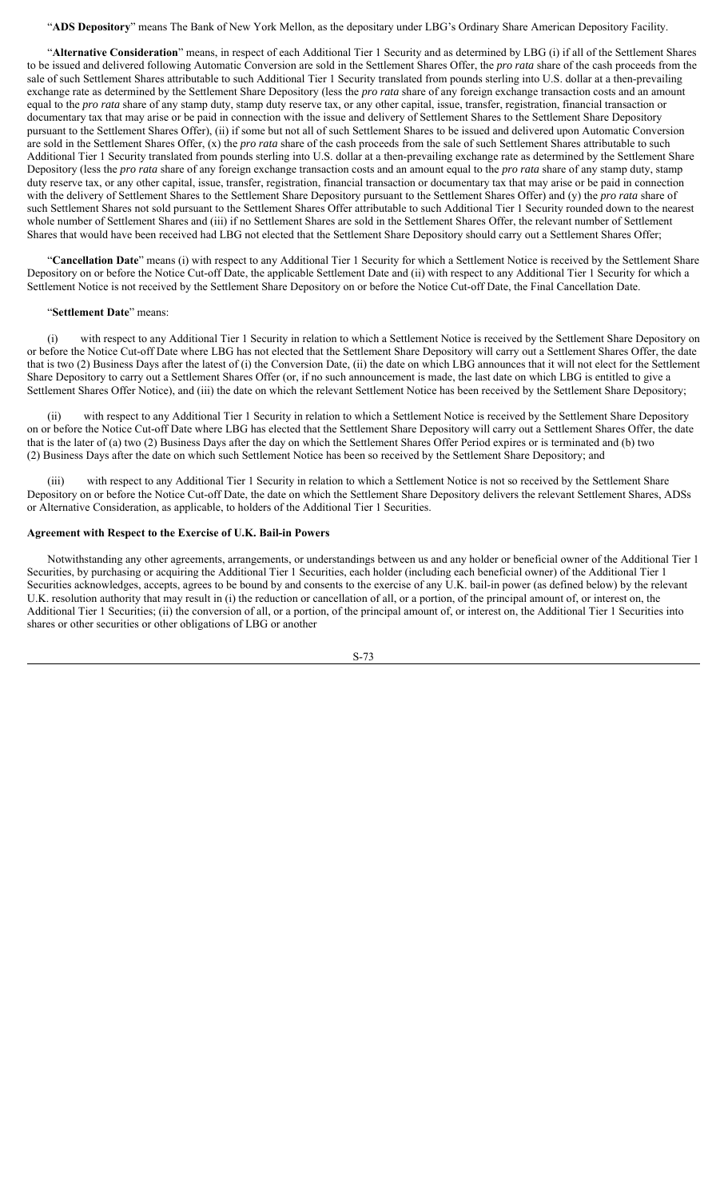"**ADS Depository**" means The Bank of New York Mellon, as the depositary under LBG's Ordinary Share American Depository Facility.

"**Alternative Consideration**" means, in respect of each Additional Tier 1 Security and as determined by LBG (i) if all of the Settlement Shares to be issued and delivered following Automatic Conversion are sold in the Settlement Shares Offer, the *pro rata* share of the cash proceeds from the sale of such Settlement Shares attributable to such Additional Tier 1 Security translated from pounds sterling into U.S. dollar at a then-prevailing exchange rate as determined by the Settlement Share Depository (less the *pro rata* share of any foreign exchange transaction costs and an amount equal to the *pro rata* share of any stamp duty, stamp duty reserve tax, or any other capital, issue, transfer, registration, financial transaction or documentary tax that may arise or be paid in connection with the issue and delivery of Settlement Shares to the Settlement Share Depository pursuant to the Settlement Shares Offer), (ii) if some but not all of such Settlement Shares to be issued and delivered upon Automatic Conversion are sold in the Settlement Shares Offer, (x) the *pro rata* share of the cash proceeds from the sale of such Settlement Shares attributable to such Additional Tier 1 Security translated from pounds sterling into U.S. dollar at a then-prevailing exchange rate as determined by the Settlement Share Depository (less the *pro rata* share of any foreign exchange transaction costs and an amount equal to the *pro rata* share of any stamp duty, stamp duty reserve tax, or any other capital, issue, transfer, registration, financial transaction or documentary tax that may arise or be paid in connection with the delivery of Settlement Shares to the Settlement Share Depository pursuant to the Settlement Shares Offer) and (y) the *pro rata* share of such Settlement Shares not sold pursuant to the Settlement Shares Offer attributable to such Additional Tier 1 Security rounded down to the nearest whole number of Settlement Shares and (iii) if no Settlement Shares are sold in the Settlement Shares Offer, the relevant number of Settlement Shares that would have been received had LBG not elected that the Settlement Share Depository should carry out a Settlement Shares Offer;

"**Cancellation Date**" means (i) with respect to any Additional Tier 1 Security for which a Settlement Notice is received by the Settlement Share Depository on or before the Notice Cut-off Date, the applicable Settlement Date and (ii) with respect to any Additional Tier 1 Security for which a Settlement Notice is not received by the Settlement Share Depository on or before the Notice Cut-off Date, the Final Cancellation Date.

"**Settlement Date**" means:

(i) with respect to any Additional Tier 1 Security in relation to which a Settlement Notice is received by the Settlement Share Depository on or before the Notice Cut-off Date where LBG has not elected that the Settlement Share Depository will carry out a Settlement Shares Offer, the date that is two (2) Business Days after the latest of (i) the Conversion Date, (ii) the date on which LBG announces that it will not elect for the Settlement Share Depository to carry out a Settlement Shares Offer (or, if no such announcement is made, the last date on which LBG is entitled to give a Settlement Shares Offer Notice), and (iii) the date on which the relevant Settlement Notice has been received by the Settlement Share Depository;

(ii) with respect to any Additional Tier 1 Security in relation to which a Settlement Notice is received by the Settlement Share Depository on or before the Notice Cut-off Date where LBG has elected that the Settlement Share Depository will carry out a Settlement Shares Offer, the date that is the later of (a) two (2) Business Days after the day on which the Settlement Shares Offer Period expires or is terminated and (b) two (2) Business Days after the date on which such Settlement Notice has been so received by the Settlement Share Depository; and

(iii) with respect to any Additional Tier 1 Security in relation to which a Settlement Notice is not so received by the Settlement Share Depository on or before the Notice Cut-off Date, the date on which the Settlement Share Depository delivers the relevant Settlement Shares, ADSs or Alternative Consideration, as applicable, to holders of the Additional Tier 1 Securities.

**Agreement with Respect to the Exercise of U.K. Bail-in Powers**

Notwithstanding any other agreements, arrangements, or understandings between us and any holder or beneficial owner of the Additional Tier 1 Securities, by purchasing or acquiring the Additional Tier 1 Securities, each holder (including each beneficial owner) of the Additional Tier 1 Securities acknowledges, accepts, agrees to be bound by and consents to the exercise of any U.K. bail-in power (as defined below) by the relevant U.K. resolution authority that may result in (i) the reduction or cancellation of all, or a portion, of the principal amount of, or interest on, the Additional Tier 1 Securities; (ii) the conversion of all, or a portion, of the principal amount of, or interest on, the Additional Tier 1 Securities into shares or other securities or other obligations of LBG or another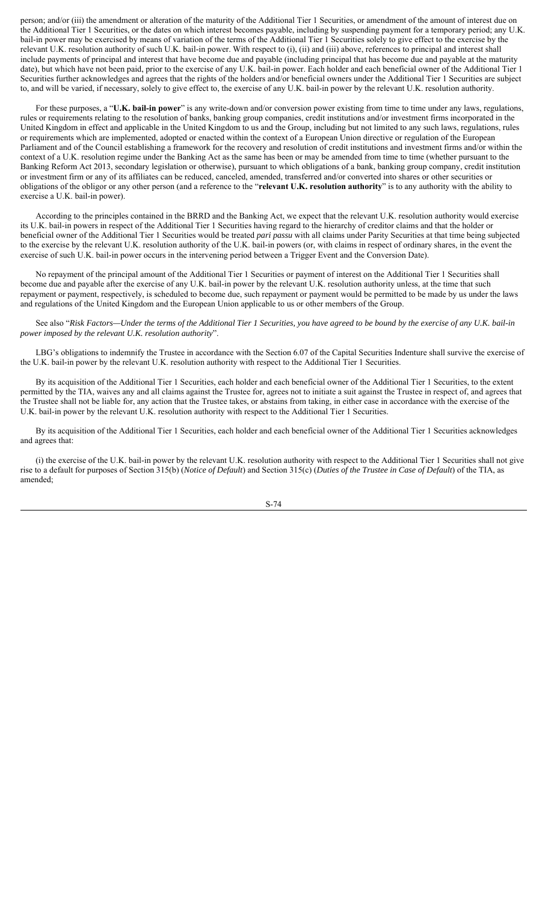person; and/or (iii) the amendment or alteration of the maturity of the Additional Tier 1 Securities, or amendment of the amount of interest due on the Additional Tier 1 Securities, or the dates on which interest becomes payable, including by suspending payment for a temporary period; any U.K. bail-in power may be exercised by means of variation of the terms of the Additional Tier 1 Securities solely to give effect to the exercise by the relevant U.K. resolution authority of such U.K. bail-in power. With respect to (i), (ii) and (iii) above, references to principal and interest shall include payments of principal and interest that have become due and payable (including principal that has become due and payable at the maturity date), but which have not been paid, prior to the exercise of any U.K. bail-in power. Each holder and each beneficial owner of the Additional Tier 1 Securities further acknowledges and agrees that the rights of the holders and/or beneficial owners under the Additional Tier 1 Securities are subject to, and will be varied, if necessary, solely to give effect to, the exercise of any U.K. bail-in power by the relevant U.K. resolution authority.

For these purposes, a "**U.K. bail-in power**" is any write-down and/or conversion power existing from time to time under any laws, regulations, rules or requirements relating to the resolution of banks, banking group companies, credit institutions and/or investment firms incorporated in the United Kingdom in effect and applicable in the United Kingdom to us and the Group, including but not limited to any such laws, regulations, rules or requirements which are implemented, adopted or enacted within the context of a European Union directive or regulation of the European Parliament and of the Council establishing a framework for the recovery and resolution of credit institutions and investment firms and/or within the context of a U.K. resolution regime under the Banking Act as the same has been or may be amended from time to time (whether pursuant to the Banking Reform Act 2013, secondary legislation or otherwise), pursuant to which obligations of a bank, banking group company, credit institution or investment firm or any of its affiliates can be reduced, canceled, amended, transferred and/or converted into shares or other securities or obligations of the obligor or any other person (and a reference to the "**relevant U.K. resolution authority**" is to any authority with the ability to exercise a U.K. bail-in power).

According to the principles contained in the BRRD and the Banking Act, we expect that the relevant U.K. resolution authority would exercise its U.K. bail-in powers in respect of the Additional Tier 1 Securities having regard to the hierarchy of creditor claims and that the holder or beneficial owner of the Additional Tier 1 Securities would be treated *pari passu* with all claims under Parity Securities at that time being subjected to the exercise by the relevant U.K. resolution authority of the U.K. bail-in powers (or, with claims in respect of ordinary shares, in the event the exercise of such U.K. bail-in power occurs in the intervening period between a Trigger Event and the Conversion Date).

No repayment of the principal amount of the Additional Tier 1 Securities or payment of interest on the Additional Tier 1 Securities shall become due and payable after the exercise of any U.K. bail-in power by the relevant U.K. resolution authority unless, at the time that such repayment or payment, respectively, is scheduled to become due, such repayment or payment would be permitted to be made by us under the laws and regulations of the United Kingdom and the European Union applicable to us or other members of the Group.

See also "*Risk Factors—Under the terms of the Additional Tier 1 Securities, you have agreed to be bound by the exercise of any U.K. bail-in power imposed by the relevant U.K. resolution authority*".

LBG's obligations to indemnify the Trustee in accordance with the Section 6.07 of the Capital Securities Indenture shall survive the exercise of the U.K. bail-in power by the relevant U.K. resolution authority with respect to the Additional Tier 1 Securities.

By its acquisition of the Additional Tier 1 Securities, each holder and each beneficial owner of the Additional Tier 1 Securities, to the extent permitted by the TIA, waives any and all claims against the Trustee for, agrees not to initiate a suit against the Trustee in respect of, and agrees that the Trustee shall not be liable for, any action that the Trustee takes, or abstains from taking, in either case in accordance with the exercise of the U.K. bail-in power by the relevant U.K. resolution authority with respect to the Additional Tier 1 Securities.

By its acquisition of the Additional Tier 1 Securities, each holder and each beneficial owner of the Additional Tier 1 Securities acknowledges and agrees that:

(i) the exercise of the U.K. bail-in power by the relevant U.K. resolution authority with respect to the Additional Tier 1 Securities shall not give rise to a default for purposes of Section 315(b) (*Notice of Default*) and Section 315(c) (*Duties of the Trustee in Case of Default*) of the TIA, as amended;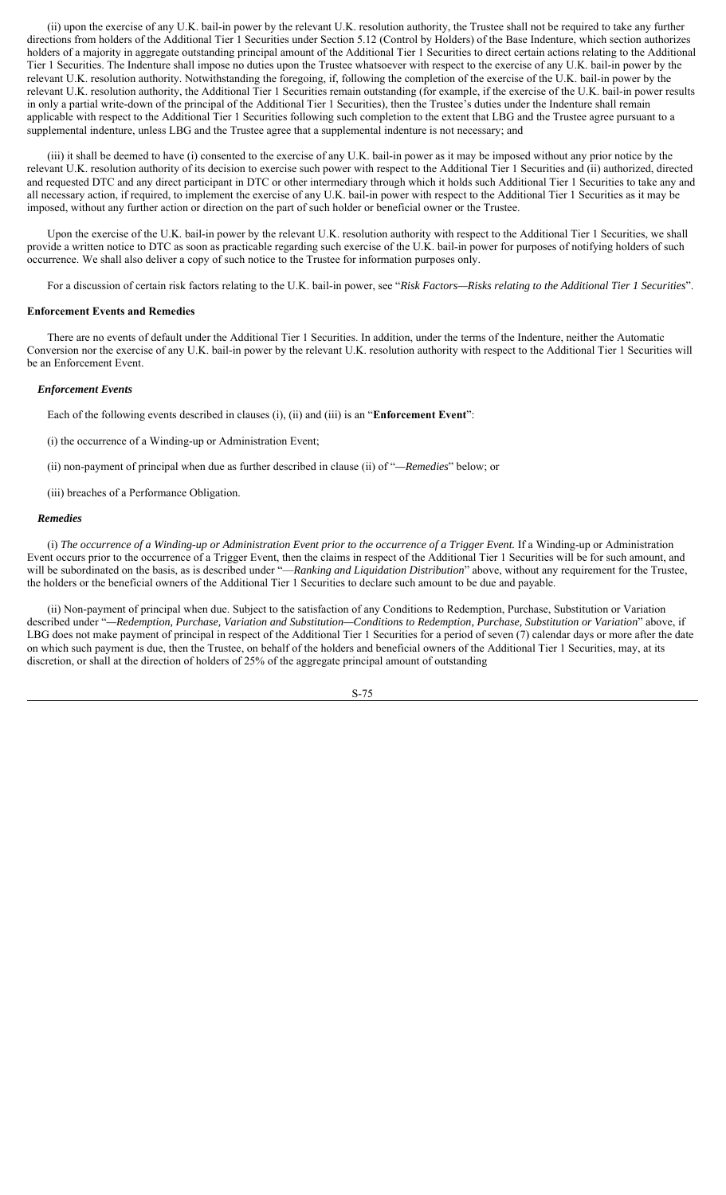(ii) upon the exercise of any U.K. bail-in power by the relevant U.K. resolution authority, the Trustee shall not be required to take any further directions from holders of the Additional Tier 1 Securities under Section 5.12 (Control by Holders) of the Base Indenture, which section authorizes holders of a majority in aggregate outstanding principal amount of the Additional Tier 1 Securities to direct certain actions relating to the Additional Tier 1 Securities. The Indenture shall impose no duties upon the Trustee whatsoever with respect to the exercise of any U.K. bail-in power by the relevant U.K. resolution authority. Notwithstanding the foregoing, if, following the completion of the exercise of the U.K. bail-in power by the relevant U.K. resolution authority, the Additional Tier 1 Securities remain outstanding (for example, if the exercise of the U.K. bail-in power results in only a partial write-down of the principal of the Additional Tier 1 Securities), then the Trustee's duties under the Indenture shall remain applicable with respect to the Additional Tier 1 Securities following such completion to the extent that LBG and the Trustee agree pursuant to a supplemental indenture, unless LBG and the Trustee agree that a supplemental indenture is not necessary; and

(iii) it shall be deemed to have (i) consented to the exercise of any U.K. bail-in power as it may be imposed without any prior notice by the relevant U.K. resolution authority of its decision to exercise such power with respect to the Additional Tier 1 Securities and (ii) authorized, directed and requested DTC and any direct participant in DTC or other intermediary through which it holds such Additional Tier 1 Securities to take any and all necessary action, if required, to implement the exercise of any U.K. bail-in power with respect to the Additional Tier 1 Securities as it may be imposed, without any further action or direction on the part of such holder or beneficial owner or the Trustee.

Upon the exercise of the U.K. bail-in power by the relevant U.K. resolution authority with respect to the Additional Tier 1 Securities, we shall provide a written notice to DTC as soon as practicable regarding such exercise of the U.K. bail-in power for purposes of notifying holders of such occurrence. We shall also deliver a copy of such notice to the Trustee for information purposes only.

For a discussion of certain risk factors relating to the U.K. bail-in power, see "*Risk Factors—Risks relating to the Additional Tier 1 Securities*".

**Enforcement Events and Remedies**

There are no events of default under the Additional Tier 1 Securities. In addition, under the terms of the Indenture, neither the Automatic Conversion nor the exercise of any U.K. bail-in power by the relevant U.K. resolution authority with respect to the Additional Tier 1 Securities will be an Enforcement Event.

***Enforcement Events***

Each of the following events described in clauses (i), (ii) and (iii) is an "**Enforcement Event**":

(i) the occurrence of a Winding-up or Administration Event;

(ii) non-payment of principal when due as further described in clause (ii) of "*—Remedies*" below; or

(iii) breaches of a Performance Obligation.

***Remedies***

(i) *The occurrence of a Winding-up or Administration Event prior to the occurrence of a Trigger Event.* If a Winding-up or Administration Event occurs prior to the occurrence of a Trigger Event, then the claims in respect of the Additional Tier 1 Securities will be for such amount, and will be subordinated on the basis, as is described under "*—Ranking and Liquidation Distribution*" above, without any requirement for the Trustee, the holders or the beneficial owners of the Additional Tier 1 Securities to declare such amount to be due and payable.

(ii) Non-payment of principal when due. Subject to the satisfaction of any Conditions to Redemption, Purchase, Substitution or Variation described under "*—Redemption, Purchase, Variation and Substitution—Conditions to Redemption, Purchase, Substitution or Variation*" above, if LBG does not make payment of principal in respect of the Additional Tier 1 Securities for a period of seven (7) calendar days or more after the date on which such payment is due, then the Trustee, on behalf of the holders and beneficial owners of the Additional Tier 1 Securities, may, at its discretion, or shall at the direction of holders of 25% of the aggregate principal amount of outstanding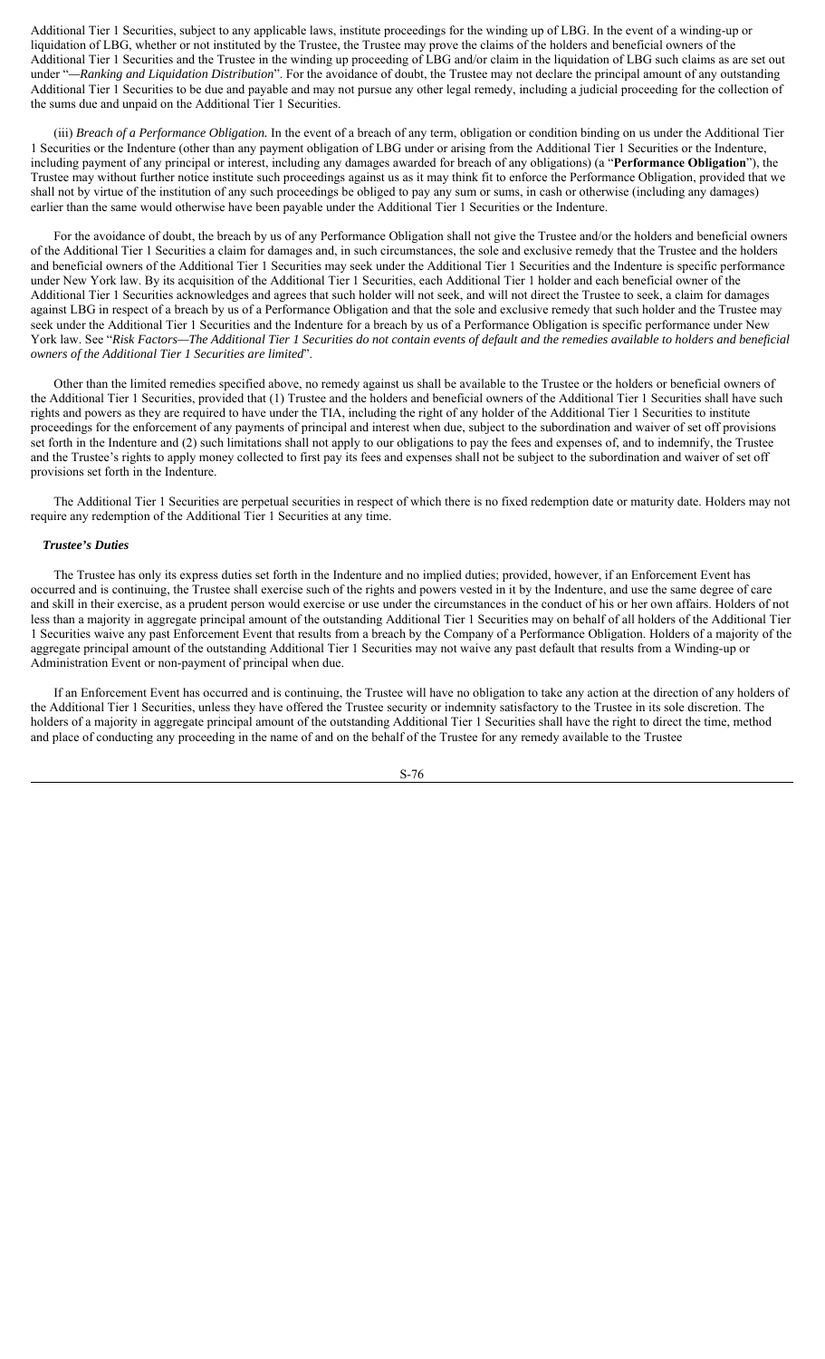Additional Tier 1 Securities, subject to any applicable laws, institute proceedings for the winding up of LBG. In the event of a winding-up or liquidation of LBG, whether or not instituted by the Trustee, the Trustee may prove the claims of the holders and beneficial owners of the Additional Tier 1 Securities and the Trustee in the winding up proceeding of LBG and/or claim in the liquidation of LBG such claims as are set out under "*—Ranking and Liquidation Distribution*". For the avoidance of doubt, the Trustee may not declare the principal amount of any outstanding Additional Tier 1 Securities to be due and payable and may not pursue any other legal remedy, including a judicial proceeding for the collection of the sums due and unpaid on the Additional Tier 1 Securities.

(iii) *Breach of a Performance Obligation.* In the event of a breach of any term, obligation or condition binding on us under the Additional Tier 1 Securities or the Indenture (other than any payment obligation of LBG under or arising from the Additional Tier 1 Securities or the Indenture, including payment of any principal or interest, including any damages awarded for breach of any obligations) (a "**Performance Obligation**"), the Trustee may without further notice institute such proceedings against us as it may think fit to enforce the Performance Obligation, provided that we shall not by virtue of the institution of any such proceedings be obliged to pay any sum or sums, in cash or otherwise (including any damages) earlier than the same would otherwise have been payable under the Additional Tier 1 Securities or the Indenture.

For the avoidance of doubt, the breach by us of any Performance Obligation shall not give the Trustee and/or the holders and beneficial owners of the Additional Tier 1 Securities a claim for damages and, in such circumstances, the sole and exclusive remedy that the Trustee and the holders and beneficial owners of the Additional Tier 1 Securities may seek under the Additional Tier 1 Securities and the Indenture is specific performance under New York law. By its acquisition of the Additional Tier 1 Securities, each Additional Tier 1 holder and each beneficial owner of the Additional Tier 1 Securities acknowledges and agrees that such holder will not seek, and will not direct the Trustee to seek, a claim for damages against LBG in respect of a breach by us of a Performance Obligation and that the sole and exclusive remedy that such holder and the Trustee may seek under the Additional Tier 1 Securities and the Indenture for a breach by us of a Performance Obligation is specific performance under New York law. See "*Risk Factors—The Additional Tier 1 Securities do not contain events of default and the remedies available to holders and beneficial owners of the Additional Tier 1 Securities are limited*".

Other than the limited remedies specified above, no remedy against us shall be available to the Trustee or the holders or beneficial owners of the Additional Tier 1 Securities, provided that (1) Trustee and the holders and beneficial owners of the Additional Tier 1 Securities shall have such rights and powers as they are required to have under the TIA, including the right of any holder of the Additional Tier 1 Securities to institute proceedings for the enforcement of any payments of principal and interest when due, subject to the subordination and waiver of set off provisions set forth in the Indenture and (2) such limitations shall not apply to our obligations to pay the fees and expenses of, and to indemnify, the Trustee and the Trustee's rights to apply money collected to first pay its fees and expenses shall not be subject to the subordination and waiver of set off provisions set forth in the Indenture.

The Additional Tier 1 Securities are perpetual securities in respect of which there is no fixed redemption date or maturity date. Holders may not require any redemption of the Additional Tier 1 Securities at any time.

### *Trustee's Duties*

The Trustee has only its express duties set forth in the Indenture and no implied duties; provided, however, if an Enforcement Event has occurred and is continuing, the Trustee shall exercise such of the rights and powers vested in it by the Indenture, and use the same degree of care and skill in their exercise, as a prudent person would exercise or use under the circumstances in the conduct of his or her own affairs. Holders of not less than a majority in aggregate principal amount of the outstanding Additional Tier 1 Securities may on behalf of all holders of the Additional Tier 1 Securities waive any past Enforcement Event that results from a breach by the Company of a Performance Obligation. Holders of a majority of the aggregate principal amount of the outstanding Additional Tier 1 Securities may not waive any past default that results from a Winding-up or Administration Event or non-payment of principal when due.

If an Enforcement Event has occurred and is continuing, the Trustee will have no obligation to take any action at the direction of any holders of the Additional Tier 1 Securities, unless they have offered the Trustee security or indemnity satisfactory to the Trustee in its sole discretion. The holders of a majority in aggregate principal amount of the outstanding Additional Tier 1 Securities shall have the right to direct the time, method and place of conducting any proceeding in the name of and on the behalf of the Trustee for any remedy available to the Trustee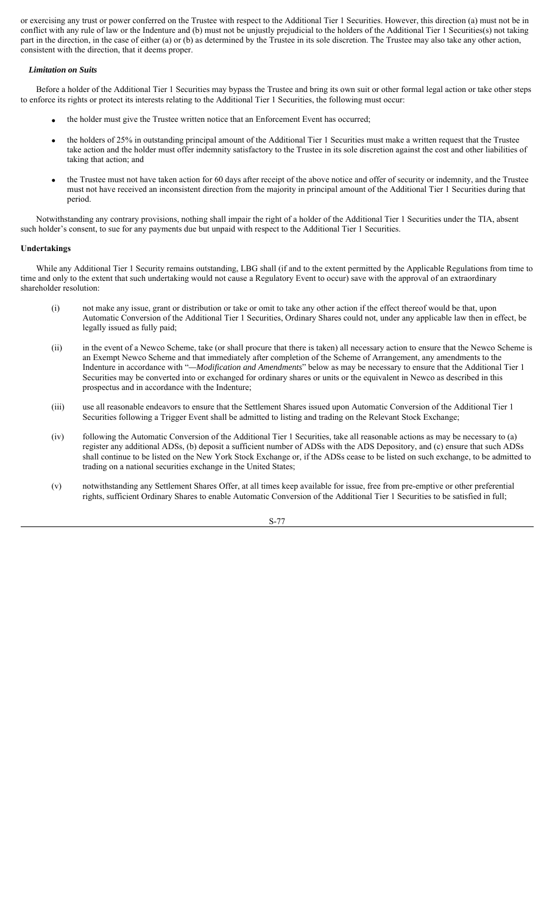or exercising any trust or power conferred on the Trustee with respect to the Additional Tier 1 Securities. However, this direction (a) must not be in conflict with any rule of law or the Indenture and (b) must not be unjustly prejudicial to the holders of the Additional Tier 1 Securities(s) not taking part in the direction, in the case of either (a) or (b) as determined by the Trustee in its sole discretion. The Trustee may also take any other action, consistent with the direction, that it deems proper.

### *Limitation on Suits*

Before a holder of the Additional Tier 1 Securities may bypass the Trustee and bring its own suit or other formal legal action or take other steps to enforce its rights or protect its interests relating to the Additional Tier 1 Securities, the following must occur:

- the holder must give the Trustee written notice that an Enforcement Event has occurred;
- the holders of 25% in outstanding principal amount of the Additional Tier 1 Securities must make a written request that the Trustee take action and the holder must offer indemnity satisfactory to the Trustee in its sole discretion against the cost and other liabilities of taking that action; and
- the Trustee must not have taken action for 60 days after receipt of the above notice and offer of security or indemnity, and the Trustee must not have received an inconsistent direction from the majority in principal amount of the Additional Tier 1 Securities during that period.

Notwithstanding any contrary provisions, nothing shall impair the right of a holder of the Additional Tier 1 Securities under the TIA, absent such holder's consent, to sue for any payments due but unpaid with respect to the Additional Tier 1 Securities.

## **Undertakings**

While any Additional Tier 1 Security remains outstanding, LBG shall (if and to the extent permitted by the Applicable Regulations from time to time and only to the extent that such undertaking would not cause a Regulatory Event to occur) save with the approval of an extraordinary shareholder resolution:

(i) not make any issue, grant or distribution or take or omit to take any other action if the effect thereof would be that, upon Automatic Conversion of the Additional Tier 1 Securities, Ordinary Shares could not, under any applicable law then in effect, be legally issued as fully paid;

(ii) in the event of a Newco Scheme, take (or shall procure that there is taken) all necessary action to ensure that the Newco Scheme is an Exempt Newco Scheme and that immediately after completion of the Scheme of Arrangement, any amendments to the Indenture in accordance with "—*Modification and Amendments*" below as may be necessary to ensure that the Additional Tier 1 Securities may be converted into or exchanged for ordinary shares or units or the equivalent in Newco as described in this prospectus and in accordance with the Indenture;

(iii) use all reasonable endeavors to ensure that the Settlement Shares issued upon Automatic Conversion of the Additional Tier 1 Securities following a Trigger Event shall be admitted to listing and trading on the Relevant Stock Exchange;

(iv) following the Automatic Conversion of the Additional Tier 1 Securities, take all reasonable actions as may be necessary to (a) register any additional ADSs, (b) deposit a sufficient number of ADSs with the ADS Depository, and (c) ensure that such ADSs shall continue to be listed on the New York Stock Exchange or, if the ADSs cease to be listed on such exchange, to be admitted to trading on a national securities exchange in the United States;

(v) notwithstanding any Settlement Shares Offer, at all times keep available for issue, free from pre-emptive or other preferential rights, sufficient Ordinary Shares to enable Automatic Conversion of the Additional Tier 1 Securities to be satisfied in full;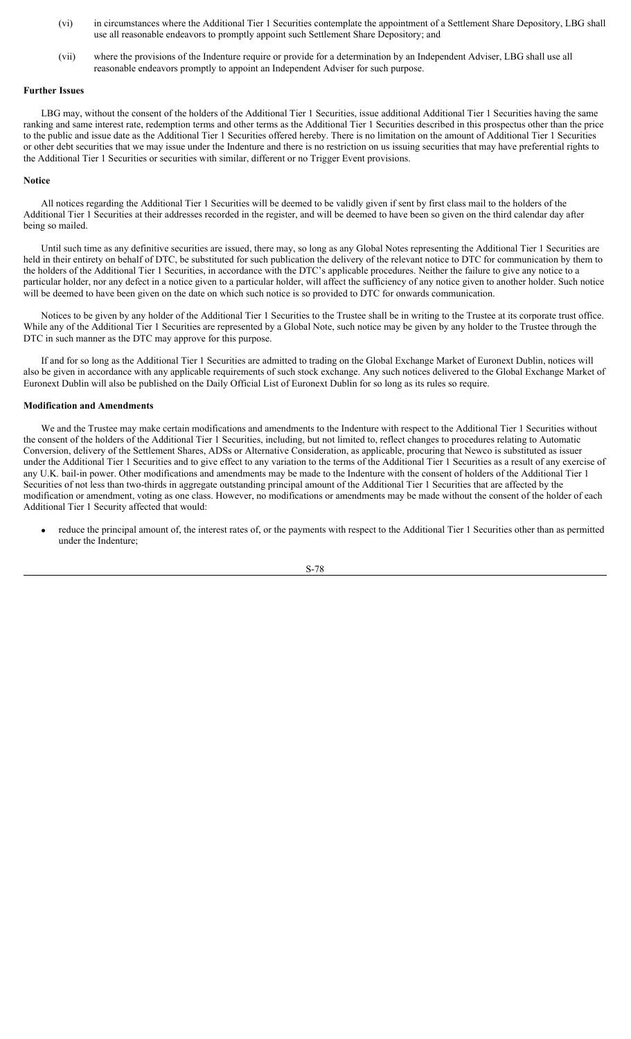(vi) in circumstances where the Additional Tier 1 Securities contemplate the appointment of a Settlement Share Depository, LBG shall use all reasonable endeavors to promptly appoint such Settlement Share Depository; and

(vii) where the provisions of the Indenture require or provide for a determination by an Independent Adviser, LBG shall use all reasonable endeavors promptly to appoint an Independent Adviser for such purpose.

**Further Issues**

LBG may, without the consent of the holders of the Additional Tier 1 Securities, issue additional Additional Tier 1 Securities having the same ranking and same interest rate, redemption terms and other terms as the Additional Tier 1 Securities described in this prospectus other than the price to the public and issue date as the Additional Tier 1 Securities offered hereby. There is no limitation on the amount of Additional Tier 1 Securities or other debt securities that we may issue under the Indenture and there is no restriction on us issuing securities that may have preferential rights to the Additional Tier 1 Securities or securities with similar, different or no Trigger Event provisions.

**Notice**

All notices regarding the Additional Tier 1 Securities will be deemed to be validly given if sent by first class mail to the holders of the Additional Tier 1 Securities at their addresses recorded in the register, and will be deemed to have been so given on the third calendar day after being so mailed.

Until such time as any definitive securities are issued, there may, so long as any Global Notes representing the Additional Tier 1 Securities are held in their entirety on behalf of DTC, be substituted for such publication the delivery of the relevant notice to DTC for communication by them to the holders of the Additional Tier 1 Securities, in accordance with the DTC's applicable procedures. Neither the failure to give any notice to a particular holder, nor any defect in a notice given to a particular holder, will affect the sufficiency of any notice given to another holder. Such notice will be deemed to have been given on the date on which such notice is so provided to DTC for onwards communication.

Notices to be given by any holder of the Additional Tier 1 Securities to the Trustee shall be in writing to the Trustee at its corporate trust office. While any of the Additional Tier 1 Securities are represented by a Global Note, such notice may be given by any holder to the Trustee through the DTC in such manner as the DTC may approve for this purpose.

If and for so long as the Additional Tier 1 Securities are admitted to trading on the Global Exchange Market of Euronext Dublin, notices will also be given in accordance with any applicable requirements of such stock exchange. Any such notices delivered to the Global Exchange Market of Euronext Dublin will also be published on the Daily Official List of Euronext Dublin for so long as its rules so require.

**Modification and Amendments**

We and the Trustee may make certain modifications and amendments to the Indenture with respect to the Additional Tier 1 Securities without the consent of the holders of the Additional Tier 1 Securities, including, but not limited to, reflect changes to procedures relating to Automatic Conversion, delivery of the Settlement Shares, ADSs or Alternative Consideration, as applicable, procuring that Newco is substituted as issuer under the Additional Tier 1 Securities and to give effect to any variation to the terms of the Additional Tier 1 Securities as a result of any exercise of any U.K. bail-in power. Other modifications and amendments may be made to the Indenture with the consent of holders of the Additional Tier 1 Securities of not less than two-thirds in aggregate outstanding principal amount of the Additional Tier 1 Securities that are affected by the modification or amendment, voting as one class. However, no modifications or amendments may be made without the consent of the holder of each Additional Tier 1 Security affected that would:

- reduce the principal amount of, the interest rates of, or the payments with respect to the Additional Tier 1 Securities other than as permitted under the Indenture;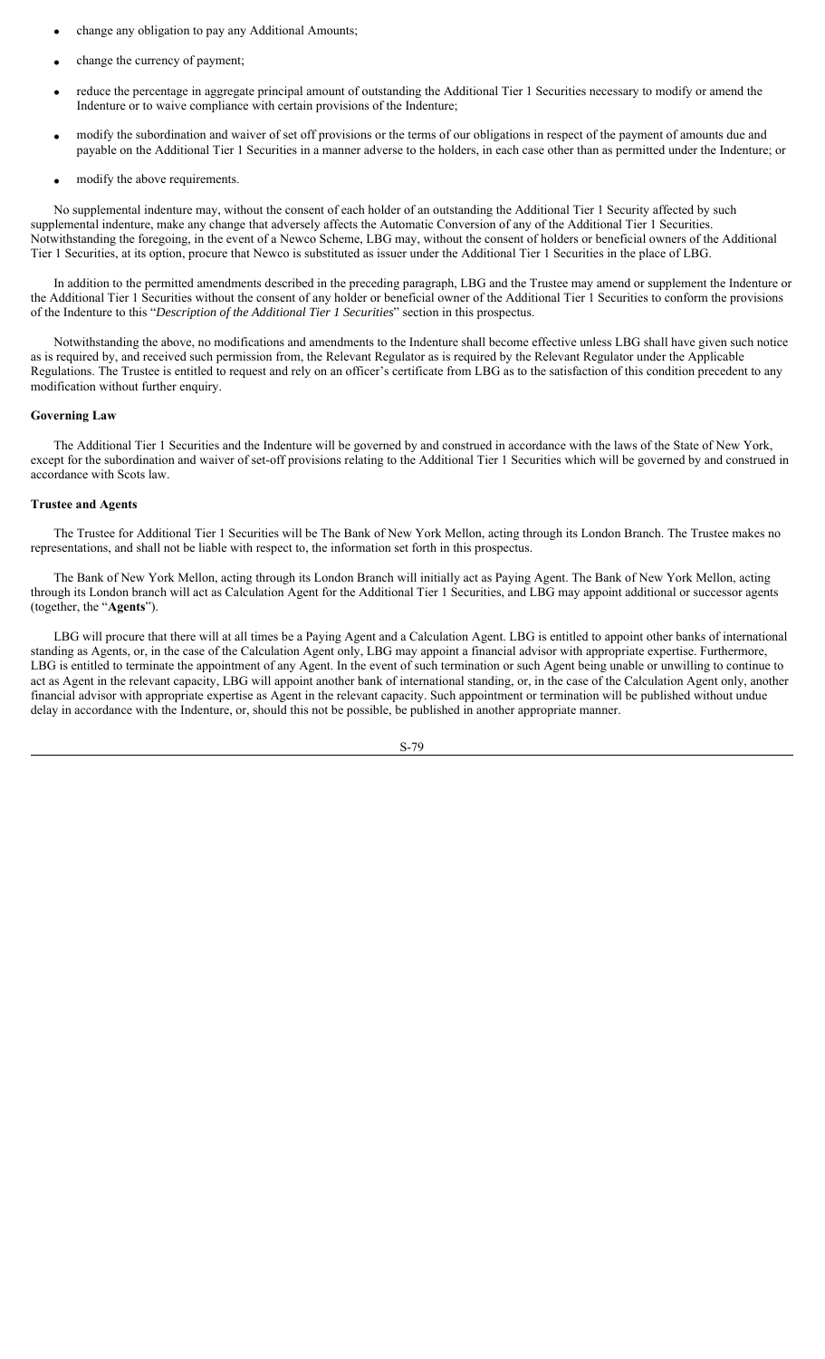- change any obligation to pay any Additional Amounts;
- change the currency of payment;
- reduce the percentage in aggregate principal amount of outstanding the Additional Tier 1 Securities necessary to modify or amend the Indenture or to waive compliance with certain provisions of the Indenture;
- modify the subordination and waiver of set off provisions or the terms of our obligations in respect of the payment of amounts due and payable on the Additional Tier 1 Securities in a manner adverse to the holders, in each case other than as permitted under the Indenture; or
- modify the above requirements.

No supplemental indenture may, without the consent of each holder of an outstanding the Additional Tier 1 Security affected by such supplemental indenture, make any change that adversely affects the Automatic Conversion of any of the Additional Tier 1 Securities. Notwithstanding the foregoing, in the event of a Newco Scheme, LBG may, without the consent of holders or beneficial owners of the Additional Tier 1 Securities, at its option, procure that Newco is substituted as issuer under the Additional Tier 1 Securities in the place of LBG.

In addition to the permitted amendments described in the preceding paragraph, LBG and the Trustee may amend or supplement the Indenture or the Additional Tier 1 Securities without the consent of any holder or beneficial owner of the Additional Tier 1 Securities to conform the provisions of the Indenture to this "*Description of the Additional Tier 1 Securities*" section in this prospectus.

Notwithstanding the above, no modifications and amendments to the Indenture shall become effective unless LBG shall have given such notice as is required by, and received such permission from, the Relevant Regulator as is required by the Relevant Regulator under the Applicable Regulations. The Trustee is entitled to request and rely on an officer's certificate from LBG as to the satisfaction of this condition precedent to any modification without further enquiry.

**Governing Law**

The Additional Tier 1 Securities and the Indenture will be governed by and construed in accordance with the laws of the State of New York, except for the subordination and waiver of set-off provisions relating to the Additional Tier 1 Securities which will be governed by and construed in accordance with Scots law.

**Trustee and Agents**

The Trustee for Additional Tier 1 Securities will be The Bank of New York Mellon, acting through its London Branch. The Trustee makes no representations, and shall not be liable with respect to, the information set forth in this prospectus.

The Bank of New York Mellon, acting through its London Branch will initially act as Paying Agent. The Bank of New York Mellon, acting through its London branch will act as Calculation Agent for the Additional Tier 1 Securities, and LBG may appoint additional or successor agents (together, the "**Agents**").

LBG will procure that there will at all times be a Paying Agent and a Calculation Agent. LBG is entitled to appoint other banks of international standing as Agents, or, in the case of the Calculation Agent only, LBG may appoint a financial advisor with appropriate expertise. Furthermore, LBG is entitled to terminate the appointment of any Agent. In the event of such termination or such Agent being unable or unwilling to continue to act as Agent in the relevant capacity, LBG will appoint another bank of international standing, or, in the case of the Calculation Agent only, another financial advisor with appropriate expertise as Agent in the relevant capacity. Such appointment or termination will be published without undue delay in accordance with the Indenture, or, should this not be possible, be published in another appropriate manner.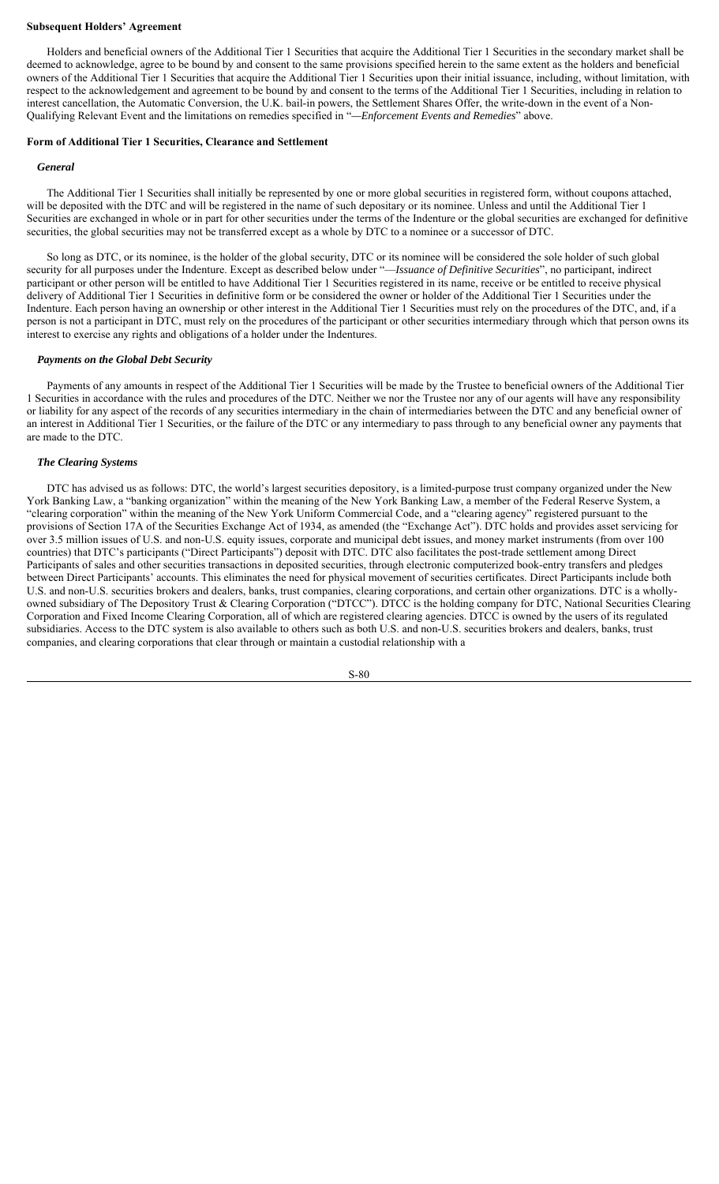**Subsequent Holders' Agreement**

Holders and beneficial owners of the Additional Tier 1 Securities that acquire the Additional Tier 1 Securities in the secondary market shall be deemed to acknowledge, agree to be bound by and consent to the same provisions specified herein to the same extent as the holders and beneficial owners of the Additional Tier 1 Securities that acquire the Additional Tier 1 Securities upon their initial issuance, including, without limitation, with respect to the acknowledgement and agreement to be bound by and consent to the terms of the Additional Tier 1 Securities, including in relation to interest cancellation, the Automatic Conversion, the U.K. bail-in powers, the Settlement Shares Offer, the write-down in the event of a Non-Qualifying Relevant Event and the limitations on remedies specified in "*—Enforcement Events and Remedies*" above.

**Form of Additional Tier 1 Securities, Clearance and Settlement**

***General***

The Additional Tier 1 Securities shall initially be represented by one or more global securities in registered form, without coupons attached, will be deposited with the DTC and will be registered in the name of such depositary or its nominee. Unless and until the Additional Tier 1 Securities are exchanged in whole or in part for other securities under the terms of the Indenture or the global securities are exchanged for definitive securities, the global securities may not be transferred except as a whole by DTC to a nominee or a successor of DTC.

So long as DTC, or its nominee, is the holder of the global security, DTC or its nominee will be considered the sole holder of such global security for all purposes under the Indenture. Except as described below under "*—Issuance of Definitive Securities*", no participant, indirect participant or other person will be entitled to have Additional Tier 1 Securities registered in its name, receive or be entitled to receive physical delivery of Additional Tier 1 Securities in definitive form or be considered the owner or holder of the Additional Tier 1 Securities under the Indenture. Each person having an ownership or other interest in the Additional Tier 1 Securities must rely on the procedures of the DTC, and, if a person is not a participant in DTC, must rely on the procedures of the participant or other securities intermediary through which that person owns its interest to exercise any rights and obligations of a holder under the Indentures.

***Payments on the Global Debt Security***

Payments of any amounts in respect of the Additional Tier 1 Securities will be made by the Trustee to beneficial owners of the Additional Tier 1 Securities in accordance with the rules and procedures of the DTC. Neither we nor the Trustee nor any of our agents will have any responsibility or liability for any aspect of the records of any securities intermediary in the chain of intermediaries between the DTC and any beneficial owner of an interest in Additional Tier 1 Securities, or the failure of the DTC or any intermediary to pass through to any beneficial owner any payments that are made to the DTC.

***The Clearing Systems***

DTC has advised us as follows: DTC, the world's largest securities depository, is a limited-purpose trust company organized under the New York Banking Law, a "banking organization" within the meaning of the New York Banking Law, a member of the Federal Reserve System, a "clearing corporation" within the meaning of the New York Uniform Commercial Code, and a "clearing agency" registered pursuant to the provisions of Section 17A of the Securities Exchange Act of 1934, as amended (the "Exchange Act"). DTC holds and provides asset servicing for over 3.5 million issues of U.S. and non-U.S. equity issues, corporate and municipal debt issues, and money market instruments (from over 100 countries) that DTC's participants ("Direct Participants") deposit with DTC. DTC also facilitates the post-trade settlement among Direct Participants of sales and other securities transactions in deposited securities, through electronic computerized book-entry transfers and pledges between Direct Participants' accounts. This eliminates the need for physical movement of securities certificates. Direct Participants include both U.S. and non-U.S. securities brokers and dealers, banks, trust companies, clearing corporations, and certain other organizations. DTC is a wholly-owned subsidiary of The Depository Trust & Clearing Corporation ("DTCC"). DTCC is the holding company for DTC, National Securities Clearing Corporation and Fixed Income Clearing Corporation, all of which are registered clearing agencies. DTCC is owned by the users of its regulated subsidiaries. Access to the DTC system is also available to others such as both U.S. and non-U.S. securities brokers and dealers, banks, trust companies, and clearing corporations that clear through or maintain a custodial relationship with a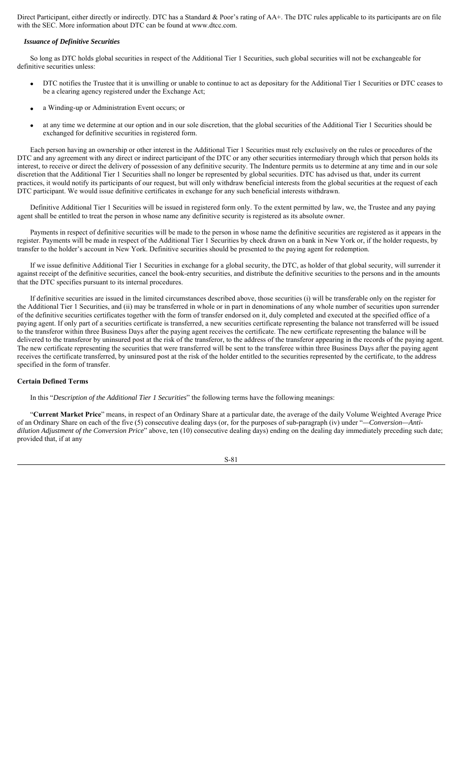Direct Participant, either directly or indirectly. DTC has a Standard & Poor's rating of AA+. The DTC rules applicable to its participants are on file with the SEC. More information about DTC can be found at www.dtcc.com.

### *Issuance of Definitive Securities*

So long as DTC holds global securities in respect of the Additional Tier 1 Securities, such global securities will not be exchangeable for definitive securities unless:

- DTC notifies the Trustee that it is unwilling or unable to continue to act as depositary for the Additional Tier 1 Securities or DTC ceases to be a clearing agency registered under the Exchange Act;
- a Winding-up or Administration Event occurs; or
- at any time we determine at our option and in our sole discretion, that the global securities of the Additional Tier 1 Securities should be exchanged for definitive securities in registered form.

Each person having an ownership or other interest in the Additional Tier 1 Securities must rely exclusively on the rules or procedures of the DTC and any agreement with any direct or indirect participant of the DTC or any other securities intermediary through which that person holds its interest, to receive or direct the delivery of possession of any definitive security. The Indenture permits us to determine at any time and in our sole discretion that the Additional Tier 1 Securities shall no longer be represented by global securities. DTC has advised us that, under its current practices, it would notify its participants of our request, but will only withdraw beneficial interests from the global securities at the request of each DTC participant. We would issue definitive certificates in exchange for any such beneficial interests withdrawn.

Definitive Additional Tier 1 Securities will be issued in registered form only. To the extent permitted by law, we, the Trustee and any paying agent shall be entitled to treat the person in whose name any definitive security is registered as its absolute owner.

Payments in respect of definitive securities will be made to the person in whose name the definitive securities are registered as it appears in the register. Payments will be made in respect of the Additional Tier 1 Securities by check drawn on a bank in New York or, if the holder requests, by transfer to the holder's account in New York. Definitive securities should be presented to the paying agent for redemption.

If we issue definitive Additional Tier 1 Securities in exchange for a global security, the DTC, as holder of that global security, will surrender it against receipt of the definitive securities, cancel the book-entry securities, and distribute the definitive securities to the persons and in the amounts that the DTC specifies pursuant to its internal procedures.

If definitive securities are issued in the limited circumstances described above, those securities (i) will be transferable only on the register for the Additional Tier 1 Securities, and (ii) may be transferred in whole or in part in denominations of any whole number of securities upon surrender of the definitive securities certificates together with the form of transfer endorsed on it, duly completed and executed at the specified office of a paying agent. If only part of a securities certificate is transferred, a new securities certificate representing the balance not transferred will be issued to the transferor within three Business Days after the paying agent receives the certificate. The new certificate representing the balance will be delivered to the transferor by uninsured post at the risk of the transferor, to the address of the transferor appearing in the records of the paying agent. The new certificate representing the securities that were transferred will be sent to the transferee within three Business Days after the paying agent receives the certificate transferred, by uninsured post at the risk of the holder entitled to the securities represented by the certificate, to the address specified in the form of transfer.

## Certain Defined Terms

In this "*Description of the Additional Tier 1 Securities*" the following terms have the following meanings:

"**Current Market Price**" means, in respect of an Ordinary Share at a particular date, the average of the daily Volume Weighted Average Price of an Ordinary Share on each of the five (5) consecutive dealing days (or, for the purposes of sub-paragraph (iv) under "*—Conversion—Anti-dilution Adjustment of the Conversion Price*" above, ten (10) consecutive dealing days) ending on the dealing day immediately preceding such date; provided that, if at any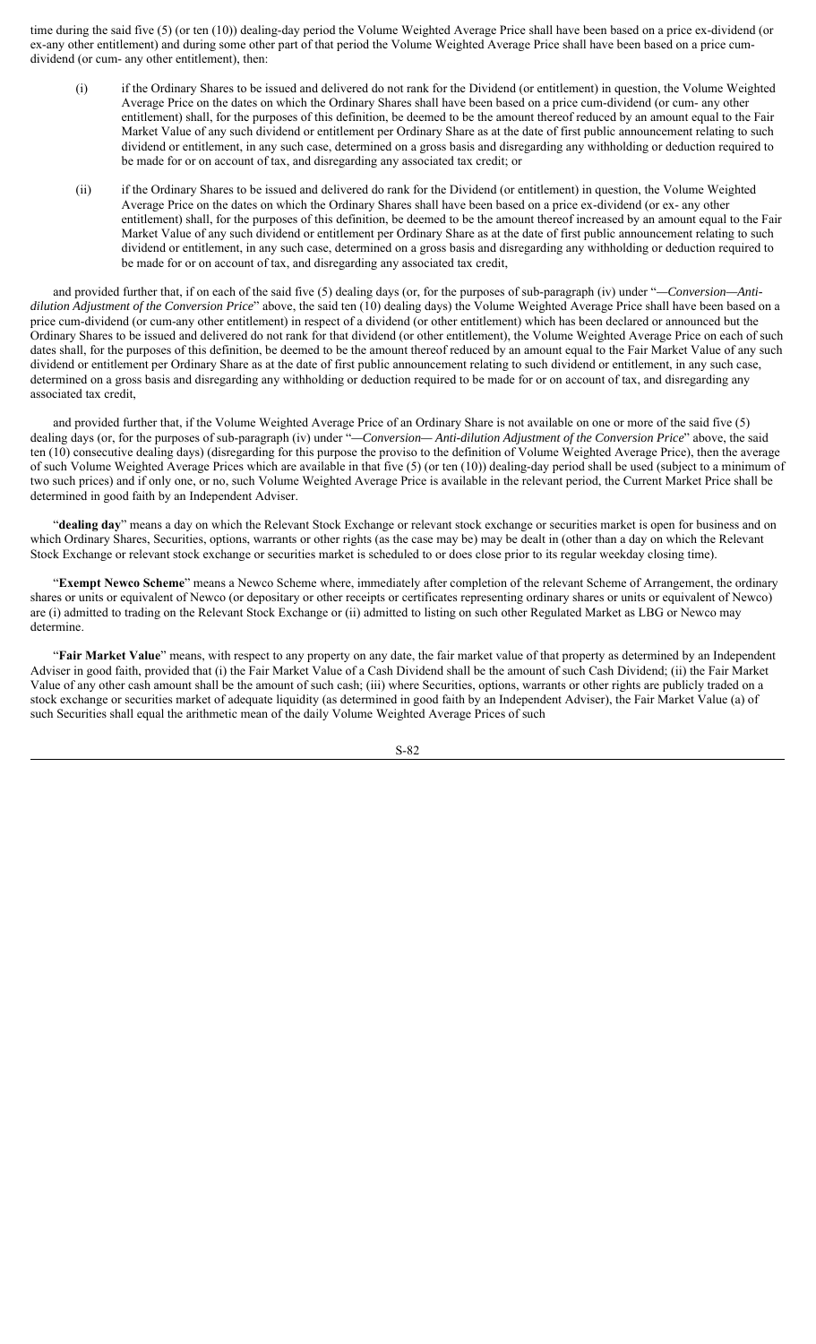time during the said five (5) (or ten (10)) dealing-day period the Volume Weighted Average Price shall have been based on a price ex-dividend (or ex-any other entitlement) and during some other part of that period the Volume Weighted Average Price shall have been based on a price cum-dividend (or cum- any other entitlement), then:

(i) if the Ordinary Shares to be issued and delivered do not rank for the Dividend (or entitlement) in question, the Volume Weighted Average Price on the dates on which the Ordinary Shares shall have been based on a price cum-dividend (or cum- any other entitlement) shall, for the purposes of this definition, be deemed to be the amount thereof reduced by an amount equal to the Fair Market Value of any such dividend or entitlement per Ordinary Share as at the date of first public announcement relating to such dividend or entitlement, in any such case, determined on a gross basis and disregarding any withholding or deduction required to be made for or on account of tax, and disregarding any associated tax credit; or

(ii) if the Ordinary Shares to be issued and delivered do rank for the Dividend (or entitlement) in question, the Volume Weighted Average Price on the dates on which the Ordinary Shares shall have been based on a price ex-dividend (or ex- any other entitlement) shall, for the purposes of this definition, be deemed to be the amount thereof increased by an amount equal to the Fair Market Value of any such dividend or entitlement per Ordinary Share as at the date of first public announcement relating to such dividend or entitlement, in any such case, determined on a gross basis and disregarding any withholding or deduction required to be made for or on account of tax, and disregarding any associated tax credit,

and provided further that, if on each of the said five (5) dealing days (or, for the purposes of sub-paragraph (iv) under "*—Conversion—Anti-dilution Adjustment of the Conversion Price*" above, the said ten (10) dealing days) the Volume Weighted Average Price shall have been based on a price cum-dividend (or cum-any other entitlement) in respect of a dividend (or other entitlement) which has been declared or announced but the Ordinary Shares to be issued and delivered do not rank for that dividend (or other entitlement), the Volume Weighted Average Price on each of such dates shall, for the purposes of this definition, be deemed to be the amount thereof reduced by an amount equal to the Fair Market Value of any such dividend or entitlement per Ordinary Share as at the date of first public announcement relating to such dividend or entitlement, in any such case, determined on a gross basis and disregarding any withholding or deduction required to be made for or on account of tax, and disregarding any associated tax credit,

and provided further that, if the Volume Weighted Average Price of an Ordinary Share is not available on one or more of the said five (5) dealing days (or, for the purposes of sub-paragraph (iv) under "*—Conversion— Anti-dilution Adjustment of the Conversion Price*" above, the said ten (10) consecutive dealing days) (disregarding for this purpose the proviso to the definition of Volume Weighted Average Price), then the average of such Volume Weighted Average Prices which are available in that five (5) (or ten (10)) dealing-day period shall be used (subject to a minimum of two such prices) and if only one, or no, such Volume Weighted Average Price is available in the relevant period, the Current Market Price shall be determined in good faith by an Independent Adviser.

"**dealing day**" means a day on which the Relevant Stock Exchange or relevant stock exchange or securities market is open for business and on which Ordinary Shares, Securities, options, warrants or other rights (as the case may be) may be dealt in (other than a day on which the Relevant Stock Exchange or relevant stock exchange or securities market is scheduled to or does close prior to its regular weekday closing time).

"**Exempt Newco Scheme**" means a Newco Scheme where, immediately after completion of the relevant Scheme of Arrangement, the ordinary shares or units or equivalent of Newco (or depositary or other receipts or certificates representing ordinary shares or units or equivalent of Newco) are (i) admitted to trading on the Relevant Stock Exchange or (ii) admitted to listing on such other Regulated Market as LBG or Newco may determine.

"**Fair Market Value**" means, with respect to any property on any date, the fair market value of that property as determined by an Independent Adviser in good faith, provided that (i) the Fair Market Value of a Cash Dividend shall be the amount of such Cash Dividend; (ii) the Fair Market Value of any other cash amount shall be the amount of such cash; (iii) where Securities, options, warrants or other rights are publicly traded on a stock exchange or securities market of adequate liquidity (as determined in good faith by an Independent Adviser), the Fair Market Value (a) of such Securities shall equal the arithmetic mean of the daily Volume Weighted Average Prices of such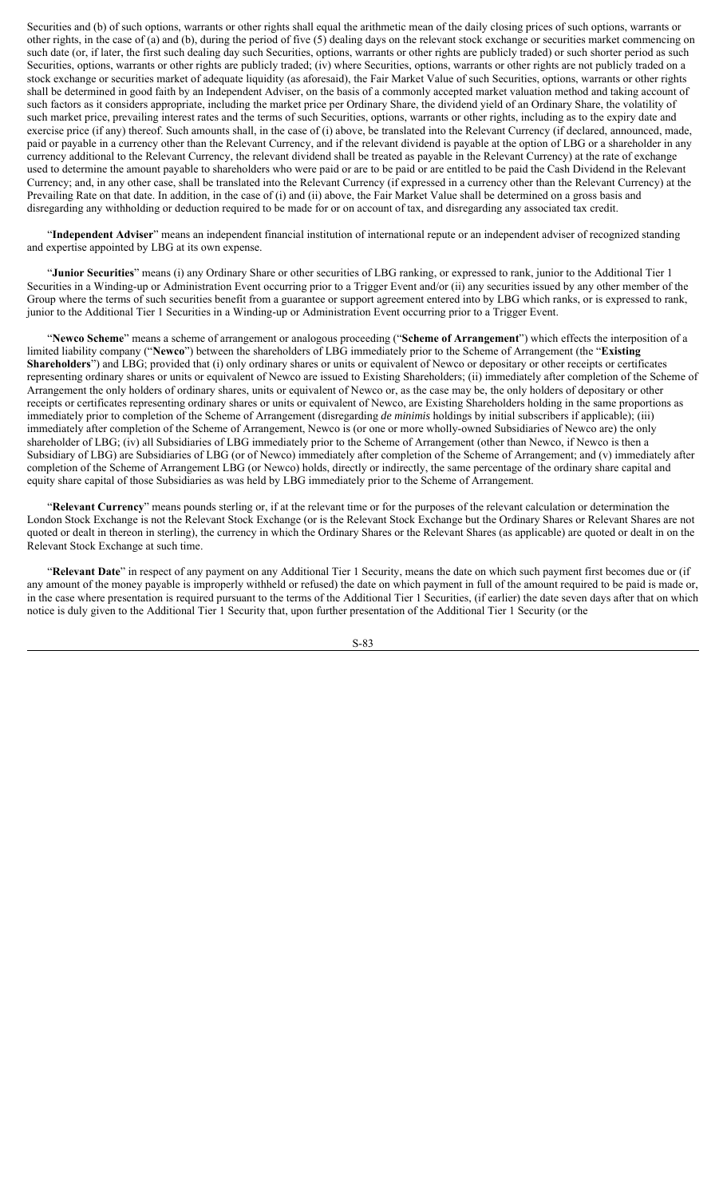Securities and (b) of such options, warrants or other rights shall equal the arithmetic mean of the daily closing prices of such options, warrants or other rights, in the case of (a) and (b), during the period of five (5) dealing days on the relevant stock exchange or securities market commencing on such date (or, if later, the first such dealing day such Securities, options, warrants or other rights are publicly traded) or such shorter period as such Securities, options, warrants or other rights are publicly traded; (iv) where Securities, options, warrants or other rights are not publicly traded on a stock exchange or securities market of adequate liquidity (as aforesaid), the Fair Market Value of such Securities, options, warrants or other rights shall be determined in good faith by an Independent Adviser, on the basis of a commonly accepted market valuation method and taking account of such factors as it considers appropriate, including the market price per Ordinary Share, the dividend yield of an Ordinary Share, the volatility of such market price, prevailing interest rates and the terms of such Securities, options, warrants or other rights, including as to the expiry date and exercise price (if any) thereof. Such amounts shall, in the case of (i) above, be translated into the Relevant Currency (if declared, announced, made, paid or payable in a currency other than the Relevant Currency, and if the relevant dividend is payable at the option of LBG or a shareholder in any currency additional to the Relevant Currency, the relevant dividend shall be treated as payable in the Relevant Currency) at the rate of exchange used to determine the amount payable to shareholders who were paid or are to be paid or are entitled to be paid the Cash Dividend in the Relevant Currency; and, in any other case, shall be translated into the Relevant Currency (if expressed in a currency other than the Relevant Currency) at the Prevailing Rate on that date. In addition, in the case of (i) and (ii) above, the Fair Market Value shall be determined on a gross basis and disregarding any withholding or deduction required to be made for or on account of tax, and disregarding any associated tax credit.

"**Independent Adviser**" means an independent financial institution of international repute or an independent adviser of recognized standing and expertise appointed by LBG at its own expense.

"**Junior Securities**" means (i) any Ordinary Share or other securities of LBG ranking, or expressed to rank, junior to the Additional Tier 1 Securities in a Winding-up or Administration Event occurring prior to a Trigger Event and/or (ii) any securities issued by any other member of the Group where the terms of such securities benefit from a guarantee or support agreement entered into by LBG which ranks, or is expressed to rank, junior to the Additional Tier 1 Securities in a Winding-up or Administration Event occurring prior to a Trigger Event.

"**Newco Scheme**" means a scheme of arrangement or analogous proceeding ("**Scheme of Arrangement**") which effects the interposition of a limited liability company ("**Newco**") between the shareholders of LBG immediately prior to the Scheme of Arrangement (the "**Existing Shareholders**") and LBG; provided that (i) only ordinary shares or units or equivalent of Newco or depositary or other receipts or certificates representing ordinary shares or units or equivalent of Newco are issued to Existing Shareholders; (ii) immediately after completion of the Scheme of Arrangement the only holders of ordinary shares, units or equivalent of Newco or, as the case may be, the only holders of depositary or other receipts or certificates representing ordinary shares or units or equivalent of Newco, are Existing Shareholders holding in the same proportions as immediately prior to completion of the Scheme of Arrangement (disregarding *de minimis* holdings by initial subscribers if applicable); (iii) immediately after completion of the Scheme of Arrangement, Newco is (or one or more wholly-owned Subsidiaries of Newco are) the only shareholder of LBG; (iv) all Subsidiaries of LBG immediately prior to the Scheme of Arrangement (other than Newco, if Newco is then a Subsidiary of LBG) are Subsidiaries of LBG (or of Newco) immediately after completion of the Scheme of Arrangement; and (v) immediately after completion of the Scheme of Arrangement LBG (or Newco) holds, directly or indirectly, the same percentage of the ordinary share capital and equity share capital of those Subsidiaries as was held by LBG immediately prior to the Scheme of Arrangement.

"**Relevant Currency**" means pounds sterling or, if at the relevant time or for the purposes of the relevant calculation or determination the London Stock Exchange is not the Relevant Stock Exchange (or is the Relevant Stock Exchange but the Ordinary Shares or Relevant Shares are not quoted or dealt in thereon in sterling), the currency in which the Ordinary Shares or the Relevant Shares (as applicable) are quoted or dealt in on the Relevant Stock Exchange at such time.

"**Relevant Date**" in respect of any payment on any Additional Tier 1 Security, means the date on which such payment first becomes due or (if any amount of the money payable is improperly withheld or refused) the date on which payment in full of the amount required to be paid is made or, in the case where presentation is required pursuant to the terms of the Additional Tier 1 Securities, (if earlier) the date seven days after that on which notice is duly given to the Additional Tier 1 Security that, upon further presentation of the Additional Tier 1 Security (or the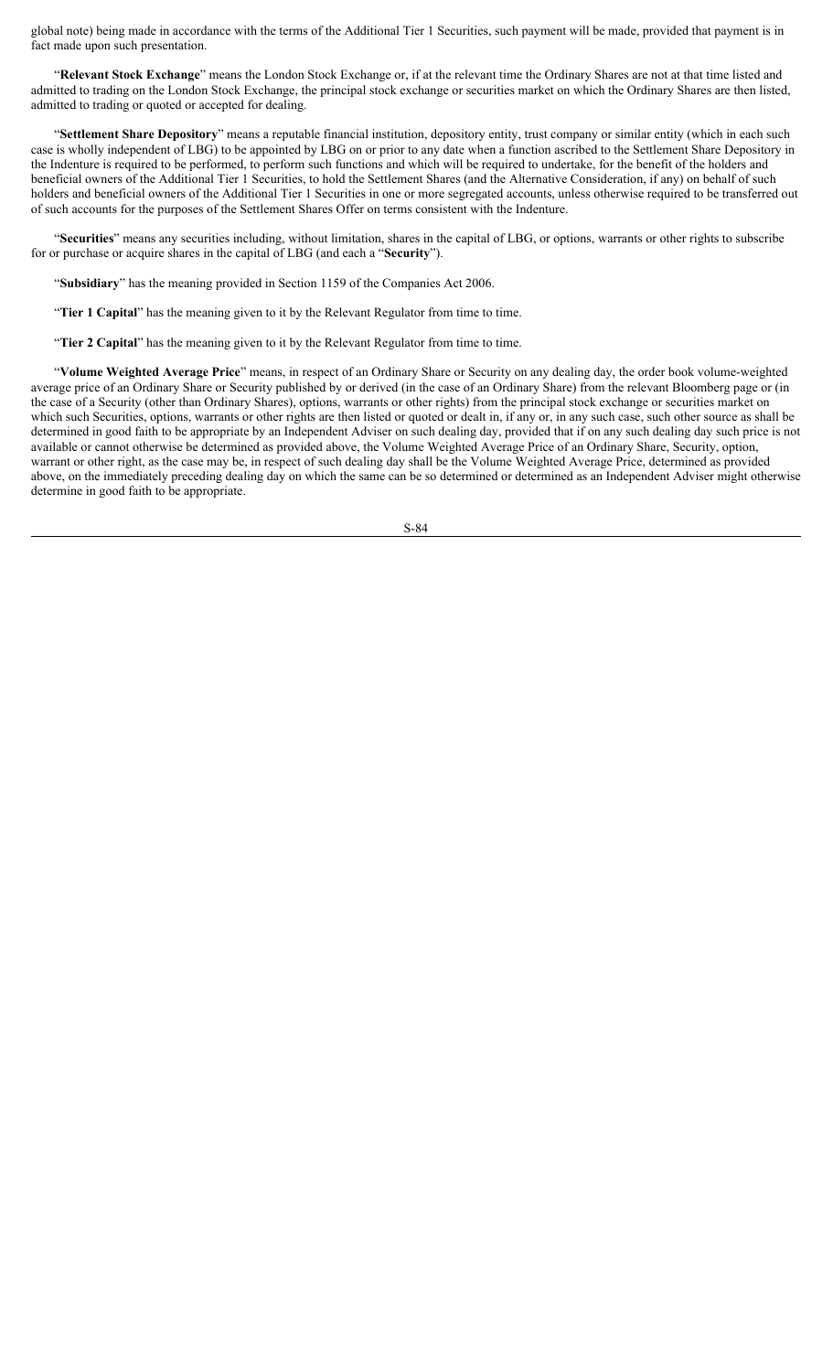global note) being made in accordance with the terms of the Additional Tier 1 Securities, such payment will be made, provided that payment is in fact made upon such presentation.

"**Relevant Stock Exchange**" means the London Stock Exchange or, if at the relevant time the Ordinary Shares are not at that time listed and admitted to trading on the London Stock Exchange, the principal stock exchange or securities market on which the Ordinary Shares are then listed, admitted to trading or quoted or accepted for dealing.

"**Settlement Share Depository**" means a reputable financial institution, depository entity, trust company or similar entity (which in each such case is wholly independent of LBG) to be appointed by LBG on or prior to any date when a function ascribed to the Settlement Share Depository in the Indenture is required to be performed, to perform such functions and which will be required to undertake, for the benefit of the holders and beneficial owners of the Additional Tier 1 Securities, to hold the Settlement Shares (and the Alternative Consideration, if any) on behalf of such holders and beneficial owners of the Additional Tier 1 Securities in one or more segregated accounts, unless otherwise required to be transferred out of such accounts for the purposes of the Settlement Shares Offer on terms consistent with the Indenture.

"**Securities**" means any securities including, without limitation, shares in the capital of LBG, or options, warrants or other rights to subscribe for or purchase or acquire shares in the capital of LBG (and each a "**Security**").

"**Subsidiary**" has the meaning provided in Section 1159 of the Companies Act 2006.

"**Tier 1 Capital**" has the meaning given to it by the Relevant Regulator from time to time.

"**Tier 2 Capital**" has the meaning given to it by the Relevant Regulator from time to time.

"**Volume Weighted Average Price**" means, in respect of an Ordinary Share or Security on any dealing day, the order book volume-weighted average price of an Ordinary Share or Security published by or derived (in the case of an Ordinary Share) from the relevant Bloomberg page or (in the case of a Security (other than Ordinary Shares), options, warrants or other rights) from the principal stock exchange or securities market on which such Securities, options, warrants or other rights are then listed or quoted or dealt in, if any or, in any such case, such other source as shall be determined in good faith to be appropriate by an Independent Adviser on such dealing day, provided that if on any such dealing day such price is not available or cannot otherwise be determined as provided above, the Volume Weighted Average Price of an Ordinary Share, Security, option, warrant or other right, as the case may be, in respect of such dealing day shall be the Volume Weighted Average Price, determined as provided above, on the immediately preceding dealing day on which the same can be so determined or determined as an Independent Adviser might otherwise determine in good faith to be appropriate.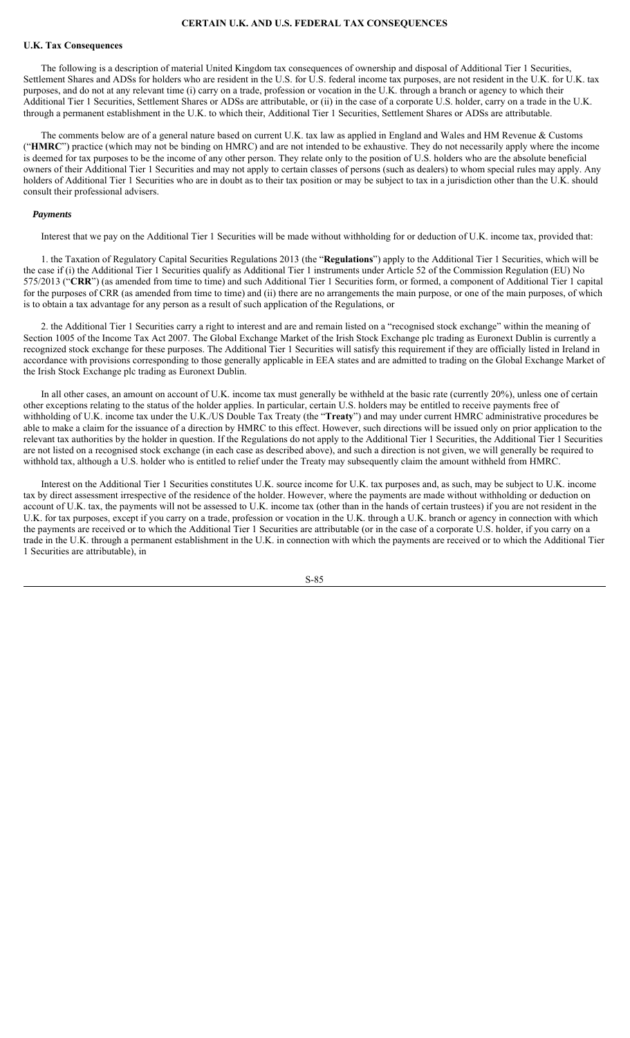## CERTAIN U.K. AND U.S. FEDERAL TAX CONSEQUENCES

### U.K. Tax Consequences

The following is a description of material United Kingdom tax consequences of ownership and disposal of Additional Tier 1 Securities, Settlement Shares and ADSs for holders who are resident in the U.S. for U.S. federal income tax purposes, are not resident in the U.K. for U.K. tax purposes, and do not at any relevant time (i) carry on a trade, profession or vocation in the U.K. through a branch or agency to which their Additional Tier 1 Securities, Settlement Shares or ADSs are attributable, or (ii) in the case of a corporate U.S. holder, carry on a trade in the U.K. through a permanent establishment in the U.K. to which their, Additional Tier 1 Securities, Settlement Shares or ADSs are attributable.

The comments below are of a general nature based on current U.K. tax law as applied in England and Wales and HM Revenue & Customs ("**HMRC**") practice (which may not be binding on HMRC) and are not intended to be exhaustive. They do not necessarily apply where the income is deemed for tax purposes to be the income of any other person. They relate only to the position of U.S. holders who are the absolute beneficial owners of their Additional Tier 1 Securities and may not apply to certain classes of persons (such as dealers) to whom special rules may apply. Any holders of Additional Tier 1 Securities who are in doubt as to their tax position or may be subject to tax in a jurisdiction other than the U.K. should consult their professional advisers.

#### *Payments*

Interest that we pay on the Additional Tier 1 Securities will be made without withholding for or deduction of U.K. income tax, provided that:

1. the Taxation of Regulatory Capital Securities Regulations 2013 (the "**Regulations**") apply to the Additional Tier 1 Securities, which will be the case if (i) the Additional Tier 1 Securities qualify as Additional Tier 1 instruments under Article 52 of the Commission Regulation (EU) No 575/2013 ("**CRR**") (as amended from time to time) and such Additional Tier 1 Securities form, or formed, a component of Additional Tier 1 capital for the purposes of CRR (as amended from time to time) and (ii) there are no arrangements the main purpose, or one of the main purposes, of which is to obtain a tax advantage for any person as a result of such application of the Regulations, or

2. the Additional Tier 1 Securities carry a right to interest and are and remain listed on a "recognised stock exchange" within the meaning of Section 1005 of the Income Tax Act 2007. The Global Exchange Market of the Irish Stock Exchange plc trading as Euronext Dublin is currently a recognized stock exchange for these purposes. The Additional Tier 1 Securities will satisfy this requirement if they are officially listed in Ireland in accordance with provisions corresponding to those generally applicable in EEA states and are admitted to trading on the Global Exchange Market of the Irish Stock Exchange plc trading as Euronext Dublin.

In all other cases, an amount on account of U.K. income tax must generally be withheld at the basic rate (currently 20%), unless one of certain other exceptions relating to the status of the holder applies. In particular, certain U.S. holders may be entitled to receive payments free of withholding of U.K. income tax under the U.K./US Double Tax Treaty (the "**Treaty**") and may under current HMRC administrative procedures be able to make a claim for the issuance of a direction by HMRC to this effect. However, such directions will be issued only on prior application to the relevant tax authorities by the holder in question. If the Regulations do not apply to the Additional Tier 1 Securities, the Additional Tier 1 Securities are not listed on a recognised stock exchange (in each case as described above), and such a direction is not given, we will generally be required to withhold tax, although a U.S. holder who is entitled to relief under the Treaty may subsequently claim the amount withheld from HMRC.

Interest on the Additional Tier 1 Securities constitutes U.K. source income for U.K. tax purposes and, as such, may be subject to U.K. income tax by direct assessment irrespective of the residence of the holder. However, where the payments are made without withholding or deduction on account of U.K. tax, the payments will not be assessed to U.K. income tax (other than in the hands of certain trustees) if you are not resident in the U.K. for tax purposes, except if you carry on a trade, profession or vocation in the U.K. through a U.K. branch or agency in connection with which the payments are received or to which the Additional Tier 1 Securities are attributable (or in the case of a corporate U.S. holder, if you carry on a trade in the U.K. through a permanent establishment in the U.K. in connection with which the payments are received or to which the Additional Tier 1 Securities are attributable), in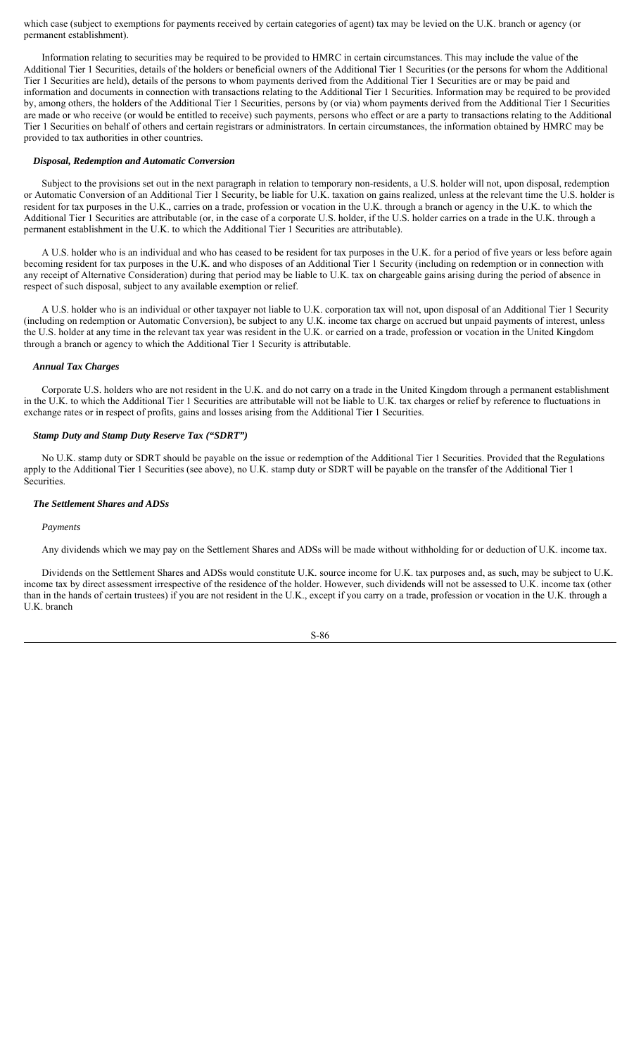which case (subject to exemptions for payments received by certain categories of agent) tax may be levied on the U.K. branch or agency (or permanent establishment).

Information relating to securities may be required to be provided to HMRC in certain circumstances. This may include the value of the Additional Tier 1 Securities, details of the holders or beneficial owners of the Additional Tier 1 Securities (or the persons for whom the Additional Tier 1 Securities are held), details of the persons to whom payments derived from the Additional Tier 1 Securities are or may be paid and information and documents in connection with transactions relating to the Additional Tier 1 Securities. Information may be required to be provided by, among others, the holders of the Additional Tier 1 Securities, persons by (or via) whom payments derived from the Additional Tier 1 Securities are made or who receive (or would be entitled to receive) such payments, persons who effect or are a party to transactions relating to the Additional Tier 1 Securities on behalf of others and certain registrars or administrators. In certain circumstances, the information obtained by HMRC may be provided to tax authorities in other countries.

***Disposal, Redemption and Automatic Conversion***

Subject to the provisions set out in the next paragraph in relation to temporary non-residents, a U.S. holder will not, upon disposal, redemption or Automatic Conversion of an Additional Tier 1 Security, be liable for U.K. taxation on gains realized, unless at the relevant time the U.S. holder is resident for tax purposes in the U.K., carries on a trade, profession or vocation in the U.K. through a branch or agency in the U.K. to which the Additional Tier 1 Securities are attributable (or, in the case of a corporate U.S. holder, if the U.S. holder carries on a trade in the U.K. through a permanent establishment in the U.K. to which the Additional Tier 1 Securities are attributable).

A U.S. holder who is an individual and who has ceased to be resident for tax purposes in the U.K. for a period of five years or less before again becoming resident for tax purposes in the U.K. and who disposes of an Additional Tier 1 Security (including on redemption or in connection with any receipt of Alternative Consideration) during that period may be liable to U.K. tax on chargeable gains arising during the period of absence in respect of such disposal, subject to any available exemption or relief.

A U.S. holder who is an individual or other taxpayer not liable to U.K. corporation tax will not, upon disposal of an Additional Tier 1 Security (including on redemption or Automatic Conversion), be subject to any U.K. income tax charge on accrued but unpaid payments of interest, unless the U.S. holder at any time in the relevant tax year was resident in the U.K. or carried on a trade, profession or vocation in the United Kingdom through a branch or agency to which the Additional Tier 1 Security is attributable.

***Annual Tax Charges***

Corporate U.S. holders who are not resident in the U.K. and do not carry on a trade in the United Kingdom through a permanent establishment in the U.K. to which the Additional Tier 1 Securities are attributable will not be liable to U.K. tax charges or relief by reference to fluctuations in exchange rates or in respect of profits, gains and losses arising from the Additional Tier 1 Securities.

***Stamp Duty and Stamp Duty Reserve Tax ("SDRT")***

No U.K. stamp duty or SDRT should be payable on the issue or redemption of the Additional Tier 1 Securities. Provided that the Regulations apply to the Additional Tier 1 Securities (see above), no U.K. stamp duty or SDRT will be payable on the transfer of the Additional Tier 1 Securities.

***The Settlement Shares and ADSs***

*Payments*

Any dividends which we may pay on the Settlement Shares and ADSs will be made without withholding for or deduction of U.K. income tax.

Dividends on the Settlement Shares and ADSs would constitute U.K. source income for U.K. tax purposes and, as such, may be subject to U.K. income tax by direct assessment irrespective of the residence of the holder. However, such dividends will not be assessed to U.K. income tax (other than in the hands of certain trustees) if you are not resident in the U.K., except if you carry on a trade, profession or vocation in the U.K. through a U.K. branch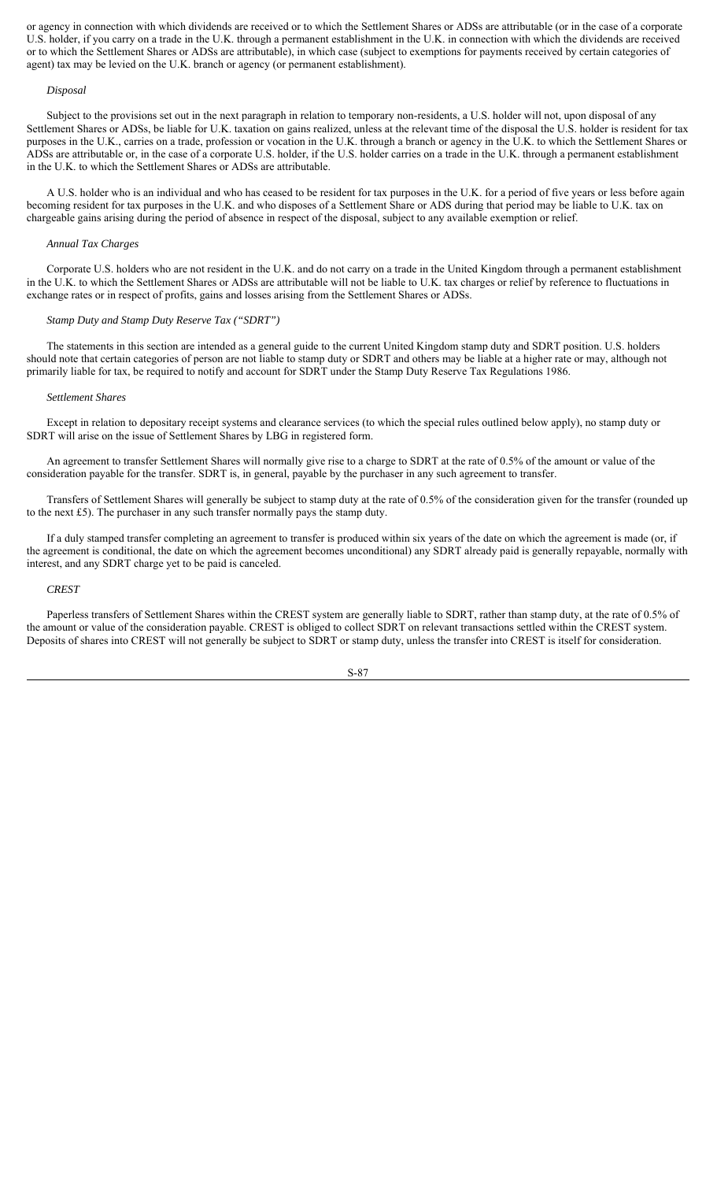or agency in connection with which dividends are received or to which the Settlement Shares or ADSs are attributable (or in the case of a corporate U.S. holder, if you carry on a trade in the U.K. through a permanent establishment in the U.K. in connection with which the dividends are received or to which the Settlement Shares or ADSs are attributable), in which case (subject to exemptions for payments received by certain categories of agent) tax may be levied on the U.K. branch or agency (or permanent establishment).

*Disposal*

Subject to the provisions set out in the next paragraph in relation to temporary non-residents, a U.S. holder will not, upon disposal of any Settlement Shares or ADSs, be liable for U.K. taxation on gains realized, unless at the relevant time of the disposal the U.S. holder is resident for tax purposes in the U.K., carries on a trade, profession or vocation in the U.K. through a branch or agency in the U.K. to which the Settlement Shares or ADSs are attributable or, in the case of a corporate U.S. holder, if the U.S. holder carries on a trade in the U.K. through a permanent establishment in the U.K. to which the Settlement Shares or ADSs are attributable.

A U.S. holder who is an individual and who has ceased to be resident for tax purposes in the U.K. for a period of five years or less before again becoming resident for tax purposes in the U.K. and who disposes of a Settlement Share or ADS during that period may be liable to U.K. tax on chargeable gains arising during the period of absence in respect of the disposal, subject to any available exemption or relief.

*Annual Tax Charges*

Corporate U.S. holders who are not resident in the U.K. and do not carry on a trade in the United Kingdom through a permanent establishment in the U.K. to which the Settlement Shares or ADSs are attributable will not be liable to U.K. tax charges or relief by reference to fluctuations in exchange rates or in respect of profits, gains and losses arising from the Settlement Shares or ADSs.

*Stamp Duty and Stamp Duty Reserve Tax ("SDRT")*

The statements in this section are intended as a general guide to the current United Kingdom stamp duty and SDRT position. U.S. holders should note that certain categories of person are not liable to stamp duty or SDRT and others may be liable at a higher rate or may, although not primarily liable for tax, be required to notify and account for SDRT under the Stamp Duty Reserve Tax Regulations 1986.

*Settlement Shares*

Except in relation to depositary receipt systems and clearance services (to which the special rules outlined below apply), no stamp duty or SDRT will arise on the issue of Settlement Shares by LBG in registered form.

An agreement to transfer Settlement Shares will normally give rise to a charge to SDRT at the rate of 0.5% of the amount or value of the consideration payable for the transfer. SDRT is, in general, payable by the purchaser in any such agreement to transfer.

Transfers of Settlement Shares will generally be subject to stamp duty at the rate of 0.5% of the consideration given for the transfer (rounded up to the next £5). The purchaser in any such transfer normally pays the stamp duty.

If a duly stamped transfer completing an agreement to transfer is produced within six years of the date on which the agreement is made (or, if the agreement is conditional, the date on which the agreement becomes unconditional) any SDRT already paid is generally repayable, normally with interest, and any SDRT charge yet to be paid is canceled.

*CREST*

Paperless transfers of Settlement Shares within the CREST system are generally liable to SDRT, rather than stamp duty, at the rate of 0.5% of the amount or value of the consideration payable. CREST is obliged to collect SDRT on relevant transactions settled within the CREST system. Deposits of shares into CREST will not generally be subject to SDRT or stamp duty, unless the transfer into CREST is itself for consideration.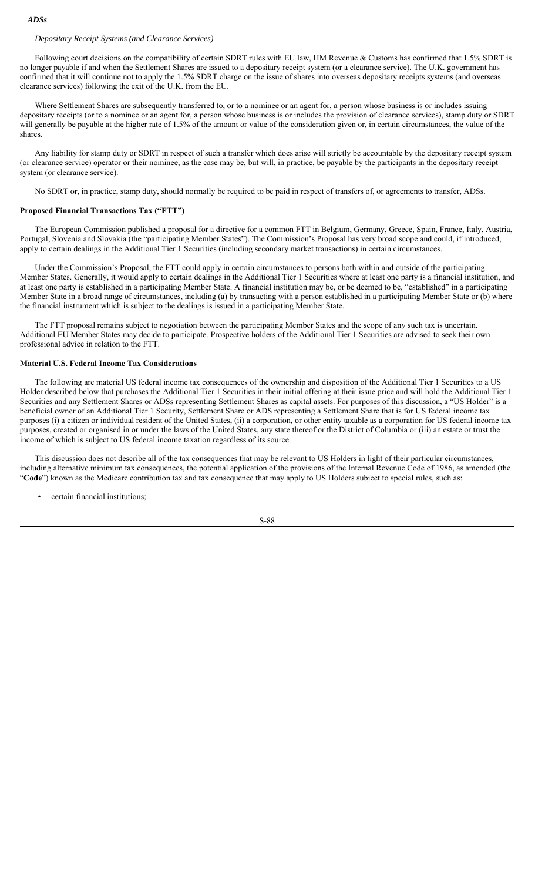### *ADSs*

*Depositary Receipt Systems (and Clearance Services)*

Following court decisions on the compatibility of certain SDRT rules with EU law, HM Revenue & Customs has confirmed that 1.5% SDRT is no longer payable if and when the Settlement Shares are issued to a depositary receipt system (or a clearance service). The U.K. government has confirmed that it will continue not to apply the 1.5% SDRT charge on the issue of shares into overseas depositary receipts systems (and overseas clearance services) following the exit of the U.K. from the EU.

Where Settlement Shares are subsequently transferred to, or to a nominee or an agent for, a person whose business is or includes issuing depositary receipts (or to a nominee or an agent for, a person whose business is or includes the provision of clearance services), stamp duty or SDRT will generally be payable at the higher rate of 1.5% of the amount or value of the consideration given or, in certain circumstances, the value of the shares.

Any liability for stamp duty or SDRT in respect of such a transfer which does arise will strictly be accountable by the depositary receipt system (or clearance service) operator or their nominee, as the case may be, but will, in practice, be payable by the participants in the depositary receipt system (or clearance service).

No SDRT or, in practice, stamp duty, should normally be required to be paid in respect of transfers of, or agreements to transfer, ADSs.

### Proposed Financial Transactions Tax ("FTT")

The European Commission published a proposal for a directive for a common FTT in Belgium, Germany, Greece, Spain, France, Italy, Austria, Portugal, Slovenia and Slovakia (the "participating Member States"). The Commission's Proposal has very broad scope and could, if introduced, apply to certain dealings in the Additional Tier 1 Securities (including secondary market transactions) in certain circumstances.

Under the Commission's Proposal, the FTT could apply in certain circumstances to persons both within and outside of the participating Member States. Generally, it would apply to certain dealings in the Additional Tier 1 Securities where at least one party is a financial institution, and at least one party is established in a participating Member State. A financial institution may be, or be deemed to be, "established" in a participating Member State in a broad range of circumstances, including (a) by transacting with a person established in a participating Member State or (b) where the financial instrument which is subject to the dealings is issued in a participating Member State.

The FTT proposal remains subject to negotiation between the participating Member States and the scope of any such tax is uncertain. Additional EU Member States may decide to participate. Prospective holders of the Additional Tier 1 Securities are advised to seek their own professional advice in relation to the FTT.

### Material U.S. Federal Income Tax Considerations

The following are material US federal income tax consequences of the ownership and disposition of the Additional Tier 1 Securities to a US Holder described below that purchases the Additional Tier 1 Securities in their initial offering at their issue price and will hold the Additional Tier 1 Securities and any Settlement Shares or ADSs representing Settlement Shares as capital assets. For purposes of this discussion, a "US Holder" is a beneficial owner of an Additional Tier 1 Security, Settlement Share or ADS representing a Settlement Share that is for US federal income tax purposes (i) a citizen or individual resident of the United States, (ii) a corporation, or other entity taxable as a corporation for US federal income tax purposes, created or organised in or under the laws of the United States, any state thereof or the District of Columbia or (iii) an estate or trust the income of which is subject to US federal income taxation regardless of its source.

This discussion does not describe all of the tax consequences that may be relevant to US Holders in light of their particular circumstances, including alternative minimum tax consequences, the potential application of the provisions of the Internal Revenue Code of 1986, as amended (the "**Code**") known as the Medicare contribution tax and tax consequence that may apply to US Holders subject to special rules, such as:

- certain financial institutions;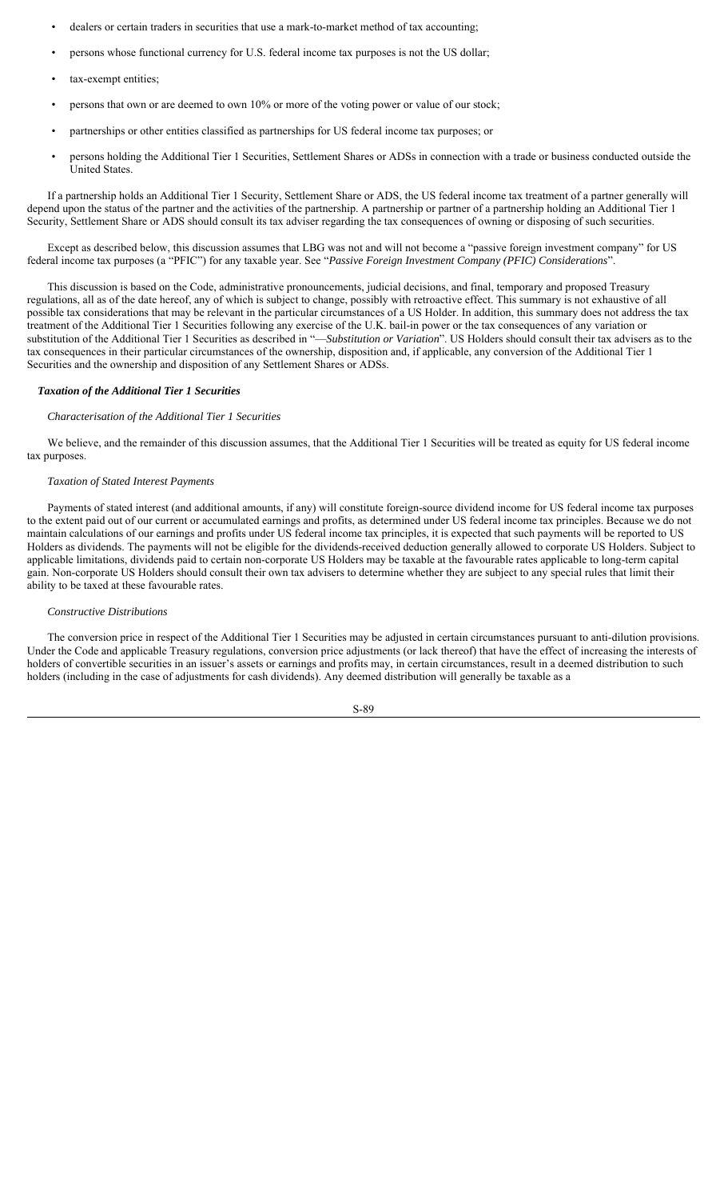- dealers or certain traders in securities that use a mark-to-market method of tax accounting;
- persons whose functional currency for U.S. federal income tax purposes is not the US dollar;
- tax-exempt entities;
- persons that own or are deemed to own 10% or more of the voting power or value of our stock;
- partnerships or other entities classified as partnerships for US federal income tax purposes; or
- persons holding the Additional Tier 1 Securities, Settlement Shares or ADSs in connection with a trade or business conducted outside the United States.

If a partnership holds an Additional Tier 1 Security, Settlement Share or ADS, the US federal income tax treatment of a partner generally will depend upon the status of the partner and the activities of the partnership. A partnership or partner of a partnership holding an Additional Tier 1 Security, Settlement Share or ADS should consult its tax adviser regarding the tax consequences of owning or disposing of such securities.

Except as described below, this discussion assumes that LBG was not and will not become a "passive foreign investment company" for US federal income tax purposes (a "PFIC") for any taxable year. See "*Passive Foreign Investment Company (PFIC) Considerations*".

This discussion is based on the Code, administrative pronouncements, judicial decisions, and final, temporary and proposed Treasury regulations, all as of the date hereof, any of which is subject to change, possibly with retroactive effect. This summary is not exhaustive of all possible tax considerations that may be relevant in the particular circumstances of a US Holder. In addition, this summary does not address the tax treatment of the Additional Tier 1 Securities following any exercise of the U.K. bail-in power or the tax consequences of any variation or substitution of the Additional Tier 1 Securities as described in "—*Substitution or Variation*". US Holders should consult their tax advisers as to the tax consequences in their particular circumstances of the ownership, disposition and, if applicable, any conversion of the Additional Tier 1 Securities and the ownership and disposition of any Settlement Shares or ADSs.

### *Taxation of the Additional Tier 1 Securities*

*Characterisation of the Additional Tier 1 Securities*

We believe, and the remainder of this discussion assumes, that the Additional Tier 1 Securities will be treated as equity for US federal income tax purposes.

*Taxation of Stated Interest Payments*

Payments of stated interest (and additional amounts, if any) will constitute foreign-source dividend income for US federal income tax purposes to the extent paid out of our current or accumulated earnings and profits, as determined under US federal income tax principles. Because we do not maintain calculations of our earnings and profits under US federal income tax principles, it is expected that such payments will be reported to US Holders as dividends. The payments will not be eligible for the dividends-received deduction generally allowed to corporate US Holders. Subject to applicable limitations, dividends paid to certain non-corporate US Holders may be taxable at the favourable rates applicable to long-term capital gain. Non-corporate US Holders should consult their own tax advisers to determine whether they are subject to any special rules that limit their ability to be taxed at these favourable rates.

*Constructive Distributions*

The conversion price in respect of the Additional Tier 1 Securities may be adjusted in certain circumstances pursuant to anti-dilution provisions. Under the Code and applicable Treasury regulations, conversion price adjustments (or lack thereof) that have the effect of increasing the interests of holders of convertible securities in an issuer's assets or earnings and profits may, in certain circumstances, result in a deemed distribution to such holders (including in the case of adjustments for cash dividends). Any deemed distribution will generally be taxable as a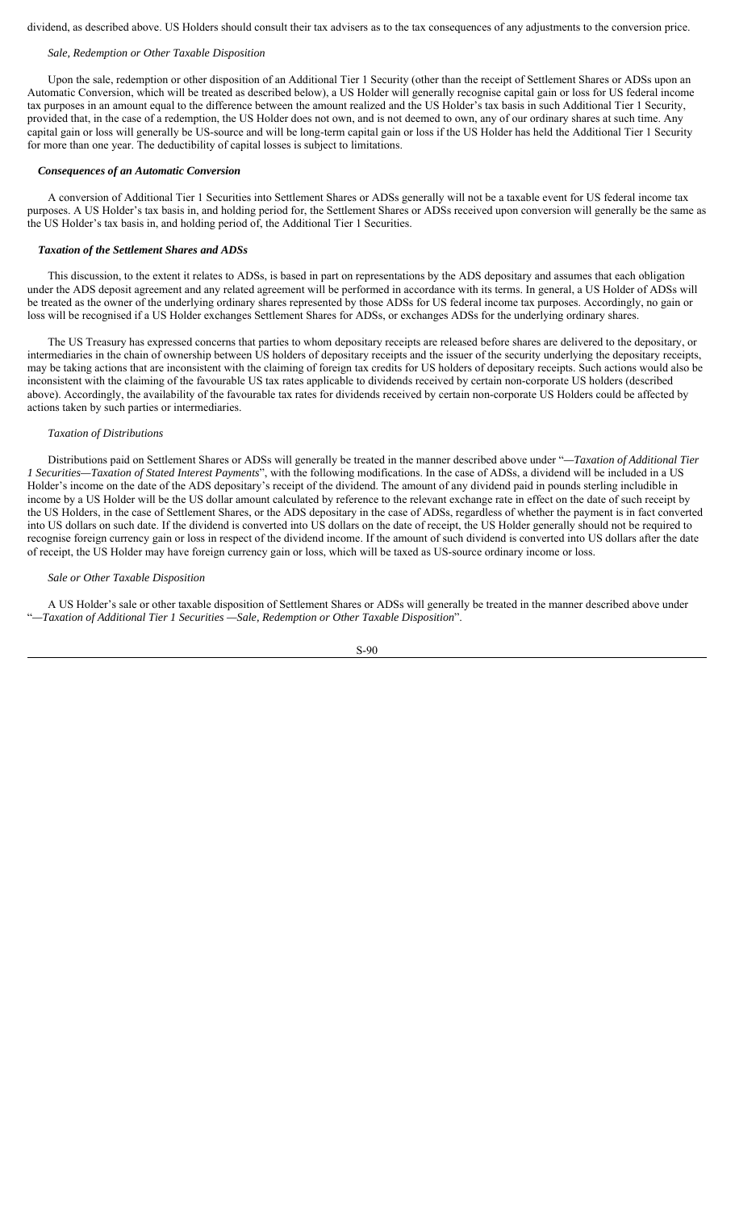dividend, as described above. US Holders should consult their tax advisers as to the tax consequences of any adjustments to the conversion price.

*Sale, Redemption or Other Taxable Disposition*

Upon the sale, redemption or other disposition of an Additional Tier 1 Security (other than the receipt of Settlement Shares or ADSs upon an Automatic Conversion, which will be treated as described below), a US Holder will generally recognise capital gain or loss for US federal income tax purposes in an amount equal to the difference between the amount realized and the US Holder's tax basis in such Additional Tier 1 Security, provided that, in the case of a redemption, the US Holder does not own, and is not deemed to own, any of our ordinary shares at such time. Any capital gain or loss will generally be US-source and will be long-term capital gain or loss if the US Holder has held the Additional Tier 1 Security for more than one year. The deductibility of capital losses is subject to limitations.

***Consequences of an Automatic Conversion***

A conversion of Additional Tier 1 Securities into Settlement Shares or ADSs generally will not be a taxable event for US federal income tax purposes. A US Holder's tax basis in, and holding period for, the Settlement Shares or ADSs received upon conversion will generally be the same as the US Holder's tax basis in, and holding period of, the Additional Tier 1 Securities.

***Taxation of the Settlement Shares and ADSs***

This discussion, to the extent it relates to ADSs, is based in part on representations by the ADS depositary and assumes that each obligation under the ADS deposit agreement and any related agreement will be performed in accordance with its terms. In general, a US Holder of ADSs will be treated as the owner of the underlying ordinary shares represented by those ADSs for US federal income tax purposes. Accordingly, no gain or loss will be recognised if a US Holder exchanges Settlement Shares for ADSs, or exchanges ADSs for the underlying ordinary shares.

The US Treasury has expressed concerns that parties to whom depositary receipts are released before shares are delivered to the depositary, or intermediaries in the chain of ownership between US holders of depositary receipts and the issuer of the security underlying the depositary receipts, may be taking actions that are inconsistent with the claiming of foreign tax credits for US holders of depositary receipts. Such actions would also be inconsistent with the claiming of the favourable US tax rates applicable to dividends received by certain non-corporate US holders (described above). Accordingly, the availability of the favourable tax rates for dividends received by certain non-corporate US Holders could be affected by actions taken by such parties or intermediaries.

*Taxation of Distributions*

Distributions paid on Settlement Shares or ADSs will generally be treated in the manner described above under "*—Taxation of Additional Tier 1 Securities—Taxation of Stated Interest Payments*", with the following modifications. In the case of ADSs, a dividend will be included in a US Holder's income on the date of the ADS depositary's receipt of the dividend. The amount of any dividend paid in pounds sterling includible in income by a US Holder will be the US dollar amount calculated by reference to the relevant exchange rate in effect on the date of such receipt by the US Holders, in the case of Settlement Shares, or the ADS depositary in the case of ADSs, regardless of whether the payment is in fact converted into US dollars on such date. If the dividend is converted into US dollars on the date of receipt, the US Holder generally should not be required to recognise foreign currency gain or loss in respect of the dividend income. If the amount of such dividend is converted into US dollars after the date of receipt, the US Holder may have foreign currency gain or loss, which will be taxed as US-source ordinary income or loss.

*Sale or Other Taxable Disposition*

A US Holder's sale or other taxable disposition of Settlement Shares or ADSs will generally be treated in the manner described above under "*—Taxation of Additional Tier 1 Securities —Sale, Redemption or Other Taxable Disposition*".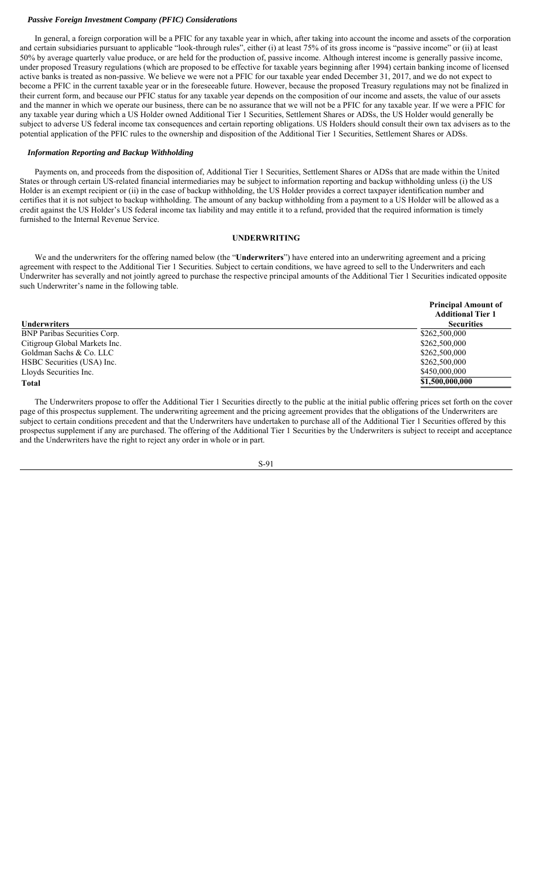### *Passive Foreign Investment Company (PFIC) Considerations*

In general, a foreign corporation will be a PFIC for any taxable year in which, after taking into account the income and assets of the corporation and certain subsidiaries pursuant to applicable "look-through rules", either (i) at least 75% of its gross income is "passive income" or (ii) at least 50% by average quarterly value produce, or are held for the production of, passive income. Although interest income is generally passive income, under proposed Treasury regulations (which are proposed to be effective for taxable years beginning after 1994) certain banking income of licensed active banks is treated as non-passive. We believe we were not a PFIC for our taxable year ended December 31, 2017, and we do not expect to become a PFIC in the current taxable year or in the foreseeable future. However, because the proposed Treasury regulations may not be finalized in their current form, and because our PFIC status for any taxable year depends on the composition of our income and assets, the value of our assets and the manner in which we operate our business, there can be no assurance that we will not be a PFIC for any taxable year. If we were a PFIC for any taxable year during which a US Holder owned Additional Tier 1 Securities, Settlement Shares or ADSs, the US Holder would generally be subject to adverse US federal income tax consequences and certain reporting obligations. US Holders should consult their own tax advisers as to the potential application of the PFIC rules to the ownership and disposition of the Additional Tier 1 Securities, Settlement Shares or ADSs.

### *Information Reporting and Backup Withholding*

Payments on, and proceeds from the disposition of, Additional Tier 1 Securities, Settlement Shares or ADSs that are made within the United States or through certain US-related financial intermediaries may be subject to information reporting and backup withholding unless (i) the US Holder is an exempt recipient or (ii) in the case of backup withholding, the US Holder provides a correct taxpayer identification number and certifies that it is not subject to backup withholding. The amount of any backup withholding from a payment to a US Holder will be allowed as a credit against the US Holder's US federal income tax liability and may entitle it to a refund, provided that the required information is timely furnished to the Internal Revenue Service.

## UNDERWRITING

We and the underwriters for the offering named below (the "**Underwriters**") have entered into an underwriting agreement and a pricing agreement with respect to the Additional Tier 1 Securities. Subject to certain conditions, we have agreed to sell to the Underwriters and each Underwriter has severally and not jointly agreed to purchase the respective principal amounts of the Additional Tier 1 Securities indicated opposite such Underwriter's name in the following table.

| Underwriters | Principal Amount of Additional Tier 1 Securities |
|---|---|
| BNP Paribas Securities Corp. | \$262,500,000 |
| Citigroup Global Markets Inc. | \$262,500,000 |
| Goldman Sachs & Co. LLC | \$262,500,000 |
| HSBC Securities (USA) Inc. | \$262,500,000 |
| Lloyds Securities Inc. | \$450,000,000 |
| **Total** | **\$1,500,000,000** |

The Underwriters propose to offer the Additional Tier 1 Securities directly to the public at the initial public offering prices set forth on the cover page of this prospectus supplement. The underwriting agreement and the pricing agreement provides that the obligations of the Underwriters are subject to certain conditions precedent and that the Underwriters have undertaken to purchase all of the Additional Tier 1 Securities offered by this prospectus supplement if any are purchased. The offering of the Additional Tier 1 Securities by the Underwriters is subject to receipt and acceptance and the Underwriters have the right to reject any order in whole or in part.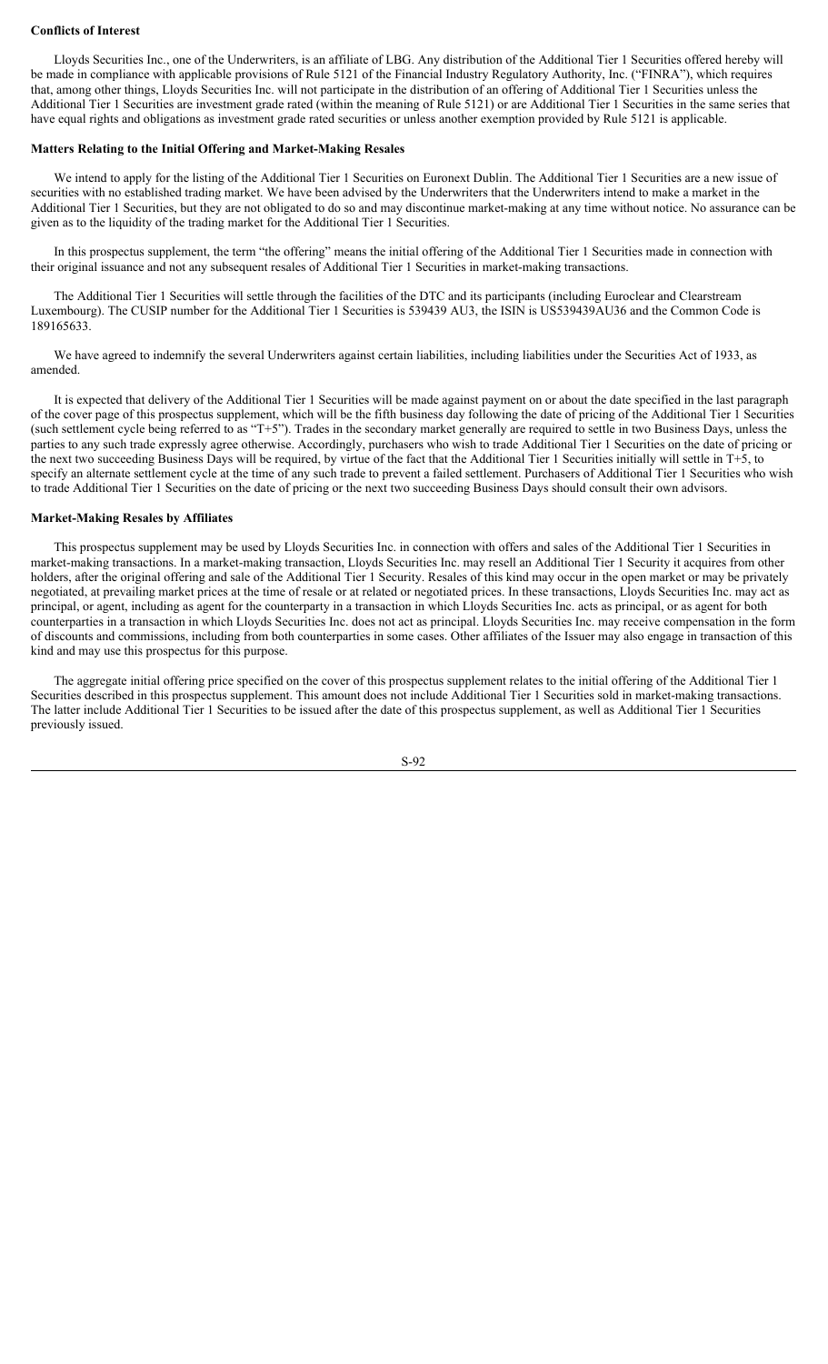**Conflicts of Interest**

Lloyds Securities Inc., one of the Underwriters, is an affiliate of LBG. Any distribution of the Additional Tier 1 Securities offered hereby will be made in compliance with applicable provisions of Rule 5121 of the Financial Industry Regulatory Authority, Inc. ("FINRA"), which requires that, among other things, Lloyds Securities Inc. will not participate in the distribution of an offering of Additional Tier 1 Securities unless the Additional Tier 1 Securities are investment grade rated (within the meaning of Rule 5121) or are Additional Tier 1 Securities in the same series that have equal rights and obligations as investment grade rated securities or unless another exemption provided by Rule 5121 is applicable.

**Matters Relating to the Initial Offering and Market-Making Resales**

We intend to apply for the listing of the Additional Tier 1 Securities on Euronext Dublin. The Additional Tier 1 Securities are a new issue of securities with no established trading market. We have been advised by the Underwriters that the Underwriters intend to make a market in the Additional Tier 1 Securities, but they are not obligated to do so and may discontinue market-making at any time without notice. No assurance can be given as to the liquidity of the trading market for the Additional Tier 1 Securities.

In this prospectus supplement, the term "the offering" means the initial offering of the Additional Tier 1 Securities made in connection with their original issuance and not any subsequent resales of Additional Tier 1 Securities in market-making transactions.

The Additional Tier 1 Securities will settle through the facilities of the DTC and its participants (including Euroclear and Clearstream Luxembourg). The CUSIP number for the Additional Tier 1 Securities is 539439 AU3, the ISIN is US539439AU36 and the Common Code is 189165633.

We have agreed to indemnify the several Underwriters against certain liabilities, including liabilities under the Securities Act of 1933, as amended.

It is expected that delivery of the Additional Tier 1 Securities will be made against payment on or about the date specified in the last paragraph of the cover page of this prospectus supplement, which will be the fifth business day following the date of pricing of the Additional Tier 1 Securities (such settlement cycle being referred to as "T+5"). Trades in the secondary market generally are required to settle in two Business Days, unless the parties to any such trade expressly agree otherwise. Accordingly, purchasers who wish to trade Additional Tier 1 Securities on the date of pricing or the next two succeeding Business Days will be required, by virtue of the fact that the Additional Tier 1 Securities initially will settle in T+5, to specify an alternate settlement cycle at the time of any such trade to prevent a failed settlement. Purchasers of Additional Tier 1 Securities who wish to trade Additional Tier 1 Securities on the date of pricing or the next two succeeding Business Days should consult their own advisors.

**Market-Making Resales by Affiliates**

This prospectus supplement may be used by Lloyds Securities Inc. in connection with offers and sales of the Additional Tier 1 Securities in market-making transactions. In a market-making transaction, Lloyds Securities Inc. may resell an Additional Tier 1 Security it acquires from other holders, after the original offering and sale of the Additional Tier 1 Security. Resales of this kind may occur in the open market or may be privately negotiated, at prevailing market prices at the time of resale or at related or negotiated prices. In these transactions, Lloyds Securities Inc. may act as principal, or agent, including as agent for the counterparty in a transaction in which Lloyds Securities Inc. acts as principal, or as agent for both counterparties in a transaction in which Lloyds Securities Inc. does not act as principal. Lloyds Securities Inc. may receive compensation in the form of discounts and commissions, including from both counterparties in some cases. Other affiliates of the Issuer may also engage in transaction of this kind and may use this prospectus for this purpose.

The aggregate initial offering price specified on the cover of this prospectus supplement relates to the initial offering of the Additional Tier 1 Securities described in this prospectus supplement. This amount does not include Additional Tier 1 Securities sold in market-making transactions. The latter include Additional Tier 1 Securities to be issued after the date of this prospectus supplement, as well as Additional Tier 1 Securities previously issued.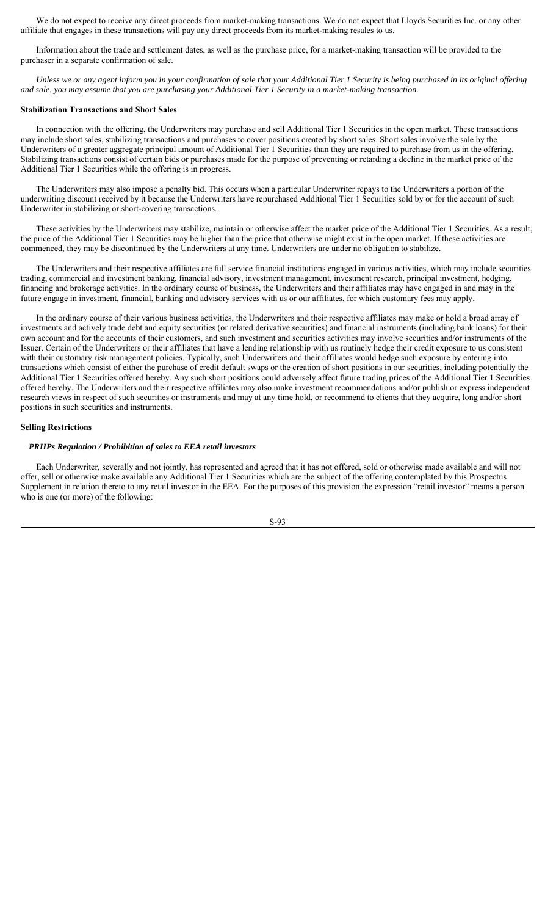We do not expect to receive any direct proceeds from market-making transactions. We do not expect that Lloyds Securities Inc. or any other affiliate that engages in these transactions will pay any direct proceeds from its market-making resales to us.

Information about the trade and settlement dates, as well as the purchase price, for a market-making transaction will be provided to the purchaser in a separate confirmation of sale.

*Unless we or any agent inform you in your confirmation of sale that your Additional Tier 1 Security is being purchased in its original offering and sale, you may assume that you are purchasing your Additional Tier 1 Security in a market-making transaction.*

**Stabilization Transactions and Short Sales**

In connection with the offering, the Underwriters may purchase and sell Additional Tier 1 Securities in the open market. These transactions may include short sales, stabilizing transactions and purchases to cover positions created by short sales. Short sales involve the sale by the Underwriters of a greater aggregate principal amount of Additional Tier 1 Securities than they are required to purchase from us in the offering. Stabilizing transactions consist of certain bids or purchases made for the purpose of preventing or retarding a decline in the market price of the Additional Tier 1 Securities while the offering is in progress.

The Underwriters may also impose a penalty bid. This occurs when a particular Underwriter repays to the Underwriters a portion of the underwriting discount received by it because the Underwriters have repurchased Additional Tier 1 Securities sold by or for the account of such Underwriter in stabilizing or short-covering transactions.

These activities by the Underwriters may stabilize, maintain or otherwise affect the market price of the Additional Tier 1 Securities. As a result, the price of the Additional Tier 1 Securities may be higher than the price that otherwise might exist in the open market. If these activities are commenced, they may be discontinued by the Underwriters at any time. Underwriters are under no obligation to stabilize.

The Underwriters and their respective affiliates are full service financial institutions engaged in various activities, which may include securities trading, commercial and investment banking, financial advisory, investment management, investment research, principal investment, hedging, financing and brokerage activities. In the ordinary course of business, the Underwriters and their affiliates may have engaged in and may in the future engage in investment, financial, banking and advisory services with us or our affiliates, for which customary fees may apply.

In the ordinary course of their various business activities, the Underwriters and their respective affiliates may make or hold a broad array of investments and actively trade debt and equity securities (or related derivative securities) and financial instruments (including bank loans) for their own account and for the accounts of their customers, and such investment and securities activities may involve securities and/or instruments of the Issuer. Certain of the Underwriters or their affiliates that have a lending relationship with us routinely hedge their credit exposure to us consistent with their customary risk management policies. Typically, such Underwriters and their affiliates would hedge such exposure by entering into transactions which consist of either the purchase of credit default swaps or the creation of short positions in our securities, including potentially the Additional Tier 1 Securities offered hereby. Any such short positions could adversely affect future trading prices of the Additional Tier 1 Securities offered hereby. The Underwriters and their respective affiliates may also make investment recommendations and/or publish or express independent research views in respect of such securities or instruments and may at any time hold, or recommend to clients that they acquire, long and/or short positions in such securities and instruments.

**Selling Restrictions**

***PRIIPs Regulation / Prohibition of sales to EEA retail investors***

Each Underwriter, severally and not jointly, has represented and agreed that it has not offered, sold or otherwise made available and will not offer, sell or otherwise make available any Additional Tier 1 Securities which are the subject of the offering contemplated by this Prospectus Supplement in relation thereto to any retail investor in the EEA. For the purposes of this provision the expression "retail investor" means a person who is one (or more) of the following: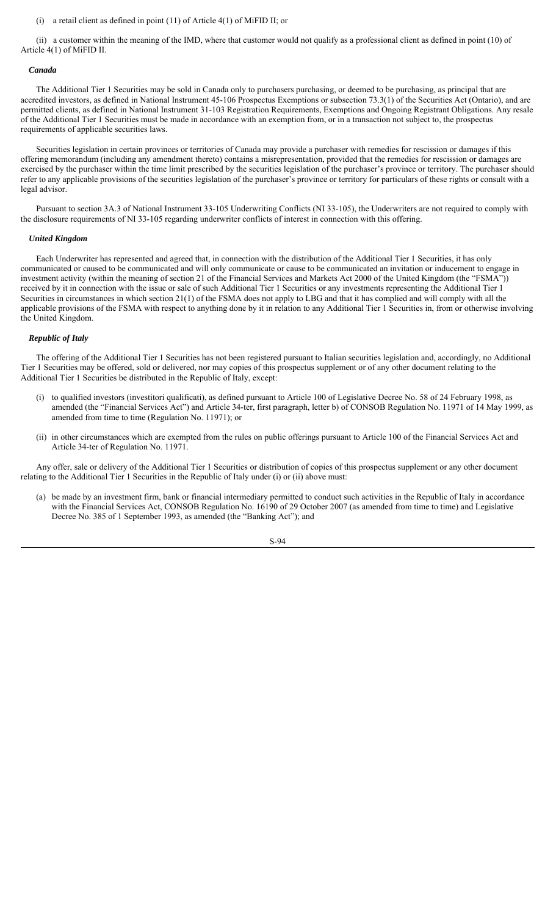(i) a retail client as defined in point (11) of Article 4(1) of MiFID II; or

(ii) a customer within the meaning of the IMD, where that customer would not qualify as a professional client as defined in point (10) of Article 4(1) of MiFID II.

### *Canada*

The Additional Tier 1 Securities may be sold in Canada only to purchasers purchasing, or deemed to be purchasing, as principal that are accredited investors, as defined in National Instrument 45-106 Prospectus Exemptions or subsection 73.3(1) of the Securities Act (Ontario), and are permitted clients, as defined in National Instrument 31-103 Registration Requirements, Exemptions and Ongoing Registrant Obligations. Any resale of the Additional Tier 1 Securities must be made in accordance with an exemption from, or in a transaction not subject to, the prospectus requirements of applicable securities laws.

Securities legislation in certain provinces or territories of Canada may provide a purchaser with remedies for rescission or damages if this offering memorandum (including any amendment thereto) contains a misrepresentation, provided that the remedies for rescission or damages are exercised by the purchaser within the time limit prescribed by the securities legislation of the purchaser's province or territory. The purchaser should refer to any applicable provisions of the securities legislation of the purchaser's province or territory for particulars of these rights or consult with a legal advisor.

Pursuant to section 3A.3 of National Instrument 33-105 Underwriting Conflicts (NI 33-105), the Underwriters are not required to comply with the disclosure requirements of NI 33-105 regarding underwriter conflicts of interest in connection with this offering.

### *United Kingdom*

Each Underwriter has represented and agreed that, in connection with the distribution of the Additional Tier 1 Securities, it has only communicated or caused to be communicated and will only communicate or cause to be communicated an invitation or inducement to engage in investment activity (within the meaning of section 21 of the Financial Services and Markets Act 2000 of the United Kingdom (the "FSMA")) received by it in connection with the issue or sale of such Additional Tier 1 Securities or any investments representing the Additional Tier 1 Securities in circumstances in which section 21(1) of the FSMA does not apply to LBG and that it has complied and will comply with all the applicable provisions of the FSMA with respect to anything done by it in relation to any Additional Tier 1 Securities in, from or otherwise involving the United Kingdom.

### *Republic of Italy*

The offering of the Additional Tier 1 Securities has not been registered pursuant to Italian securities legislation and, accordingly, no Additional Tier 1 Securities may be offered, sold or delivered, nor may copies of this prospectus supplement or of any other document relating to the Additional Tier 1 Securities be distributed in the Republic of Italy, except:

- (i) to qualified investors (investitori qualificati), as defined pursuant to Article 100 of Legislative Decree No. 58 of 24 February 1998, as amended (the "Financial Services Act") and Article 34-ter, first paragraph, letter b) of CONSOB Regulation No. 11971 of 14 May 1999, as amended from time to time (Regulation No. 11971); or
- (ii) in other circumstances which are exempted from the rules on public offerings pursuant to Article 100 of the Financial Services Act and Article 34-ter of Regulation No. 11971.

Any offer, sale or delivery of the Additional Tier 1 Securities or distribution of copies of this prospectus supplement or any other document relating to the Additional Tier 1 Securities in the Republic of Italy under (i) or (ii) above must:

- (a) be made by an investment firm, bank or financial intermediary permitted to conduct such activities in the Republic of Italy in accordance with the Financial Services Act, CONSOB Regulation No. 16190 of 29 October 2007 (as amended from time to time) and Legislative Decree No. 385 of 1 September 1993, as amended (the "Banking Act"); and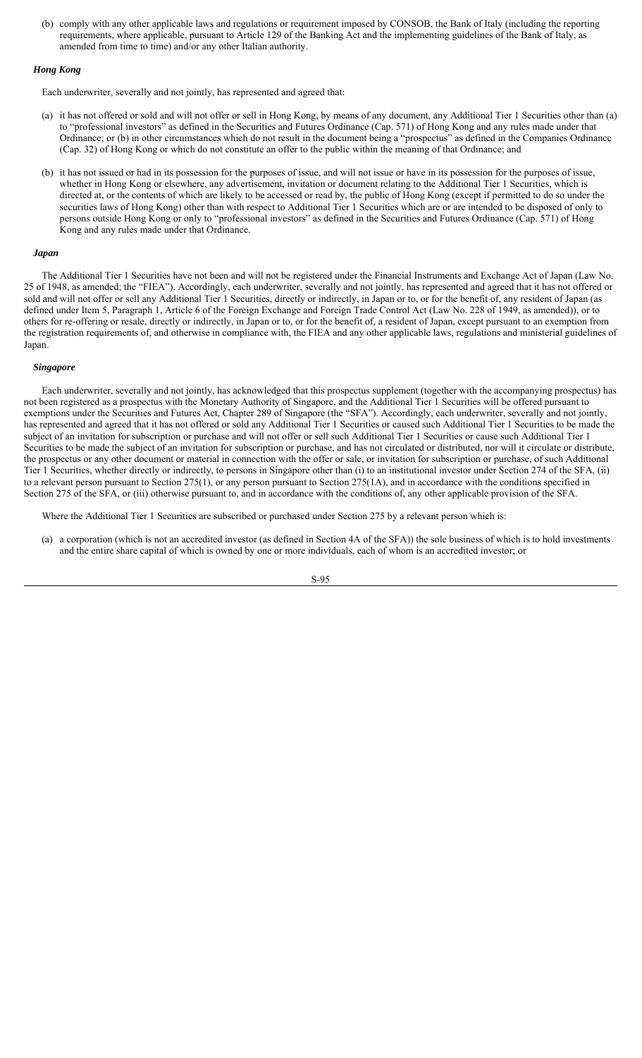(b) comply with any other applicable laws and regulations or requirement imposed by CONSOB, the Bank of Italy (including the reporting requirements, where applicable, pursuant to Article 129 of the Banking Act and the implementing guidelines of the Bank of Italy, as amended from time to time) and/or any other Italian authority.

***Hong Kong***

Each underwriter, severally and not jointly, has represented and agreed that:

(a) it has not offered or sold and will not offer or sell in Hong Kong, by means of any document, any Additional Tier 1 Securities other than (a) to "professional investors" as defined in the Securities and Futures Ordinance (Cap. 571) of Hong Kong and any rules made under that Ordinance; or (b) in other circumstances which do not result in the document being a "prospectus" as defined in the Companies Ordinance (Cap. 32) of Hong Kong or which do not constitute an offer to the public within the meaning of that Ordinance; and

(b) it has not issued or had in its possession for the purposes of issue, and will not issue or have in its possession for the purposes of issue, whether in Hong Kong or elsewhere, any advertisement, invitation or document relating to the Additional Tier 1 Securities, which is directed at, or the contents of which are likely to be accessed or read by, the public of Hong Kong (except if permitted to do so under the securities laws of Hong Kong) other than with respect to Additional Tier 1 Securities which are or are intended to be disposed of only to persons outside Hong Kong or only to "professional investors" as defined in the Securities and Futures Ordinance (Cap. 571) of Hong Kong and any rules made under that Ordinance.

***Japan***

The Additional Tier 1 Securities have not been and will not be registered under the Financial Instruments and Exchange Act of Japan (Law No. 25 of 1948, as amended; the "FIEA"). Accordingly, each underwriter, severally and not jointly, has represented and agreed that it has not offered or sold and will not offer or sell any Additional Tier 1 Securities, directly or indirectly, in Japan or to, or for the benefit of, any resident of Japan (as defined under Item 5, Paragraph 1, Article 6 of the Foreign Exchange and Foreign Trade Control Act (Law No. 228 of 1949, as amended)), or to others for re-offering or resale, directly or indirectly, in Japan or to, or for the benefit of, a resident of Japan, except pursuant to an exemption from the registration requirements of, and otherwise in compliance with, the FIEA and any other applicable laws, regulations and ministerial guidelines of Japan.

***Singapore***

Each underwriter, severally and not jointly, has acknowledged that this prospectus supplement (together with the accompanying prospectus) has not been registered as a prospectus with the Monetary Authority of Singapore, and the Additional Tier 1 Securities will be offered pursuant to exemptions under the Securities and Futures Act, Chapter 289 of Singapore (the "SFA"). Accordingly, each underwriter, severally and not jointly, has represented and agreed that it has not offered or sold any Additional Tier 1 Securities or caused such Additional Tier 1 Securities to be made the subject of an invitation for subscription or purchase and will not offer or sell such Additional Tier 1 Securities or cause such Additional Tier 1 Securities to be made the subject of an invitation for subscription or purchase, and has not circulated or distributed, nor will it circulate or distribute, the prospectus or any other document or material in connection with the offer or sale, or invitation for subscription or purchase, of such Additional Tier 1 Securities, whether directly or indirectly, to persons in Singapore other than (i) to an institutional investor under Section 274 of the SFA, (ii) to a relevant person pursuant to Section 275(1), or any person pursuant to Section 275(1A), and in accordance with the conditions specified in Section 275 of the SFA, or (iii) otherwise pursuant to, and in accordance with the conditions of, any other applicable provision of the SFA.

Where the Additional Tier 1 Securities are subscribed or purchased under Section 275 by a relevant person which is:

(a) a corporation (which is not an accredited investor (as defined in Section 4A of the SFA)) the sole business of which is to hold investments and the entire share capital of which is owned by one or more individuals, each of whom is an accredited investor; or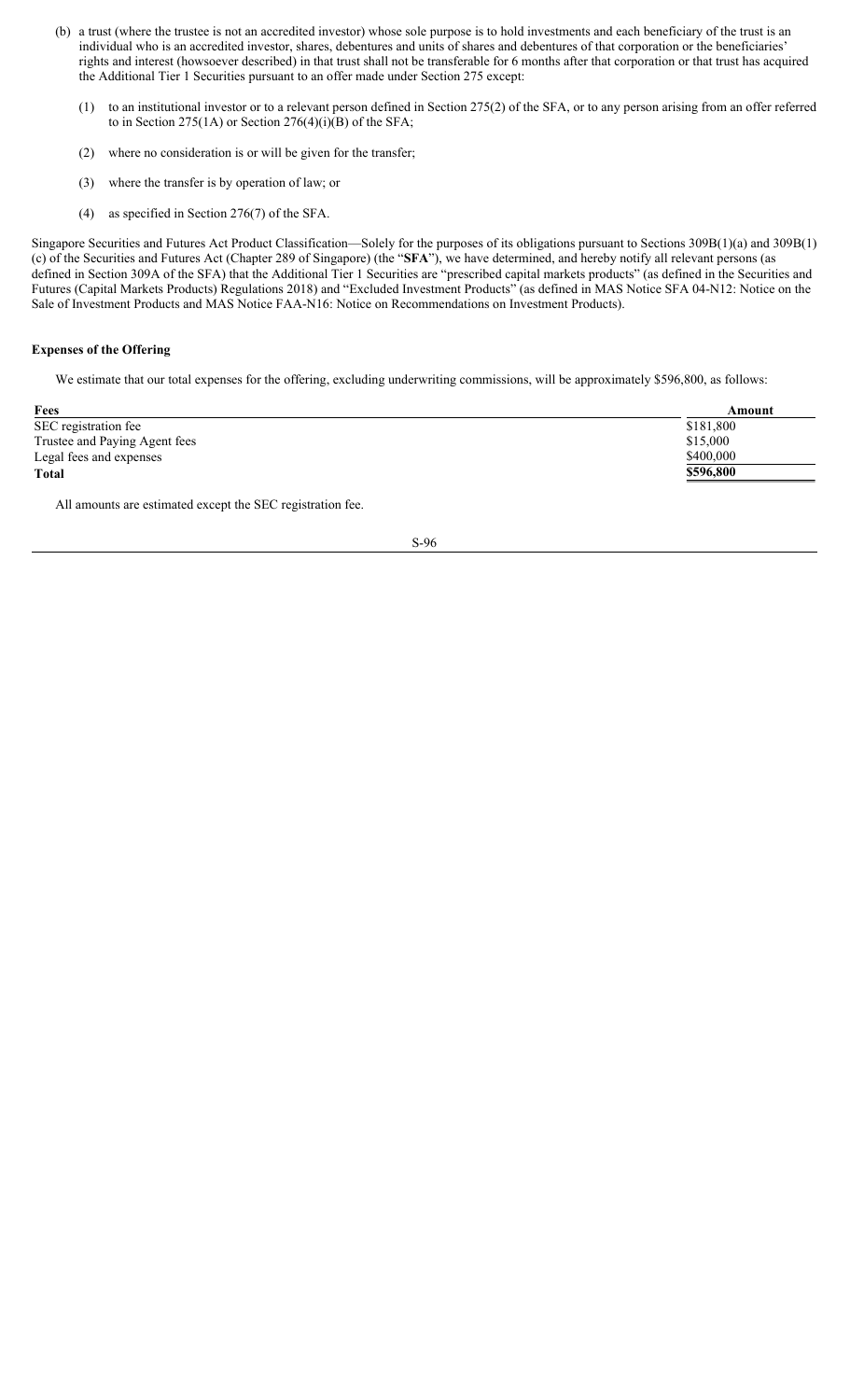(b) a trust (where the trustee is not an accredited investor) whose sole purpose is to hold investments and each beneficiary of the trust is an individual who is an accredited investor, shares, debentures and units of shares and debentures of that corporation or the beneficiaries' rights and interest (howsoever described) in that trust shall not be transferable for 6 months after that corporation or that trust has acquired the Additional Tier 1 Securities pursuant to an offer made under Section 275 except:

   (1) to an institutional investor or to a relevant person defined in Section 275(2) of the SFA, or to any person arising from an offer referred to in Section 275(1A) or Section 276(4)(i)(B) of the SFA;

   (2) where no consideration is or will be given for the transfer;

   (3) where the transfer is by operation of law; or

   (4) as specified in Section 276(7) of the SFA.

Singapore Securities and Futures Act Product Classification—Solely for the purposes of its obligations pursuant to Sections 309B(1)(a) and 309B(1)(c) of the Securities and Futures Act (Chapter 289 of Singapore) (the "**SFA**"), we have determined, and hereby notify all relevant persons (as defined in Section 309A of the SFA) that the Additional Tier 1 Securities are "prescribed capital markets products" (as defined in the Securities and Futures (Capital Markets Products) Regulations 2018) and "Excluded Investment Products" (as defined in MAS Notice SFA 04-N12: Notice on the Sale of Investment Products and MAS Notice FAA-N16: Notice on Recommendations on Investment Products).

**Expenses of the Offering**

We estimate that our total expenses for the offering, excluding underwriting commissions, will be approximately $596,800, as follows:

| Fees | Amount |
|---|---|
| SEC registration fee | $181,800 |
| Trustee and Paying Agent fees | $15,000 |
| Legal fees and expenses | $400,000 |
| **Total** | **$596,800** |

All amounts are estimated except the SEC registration fee.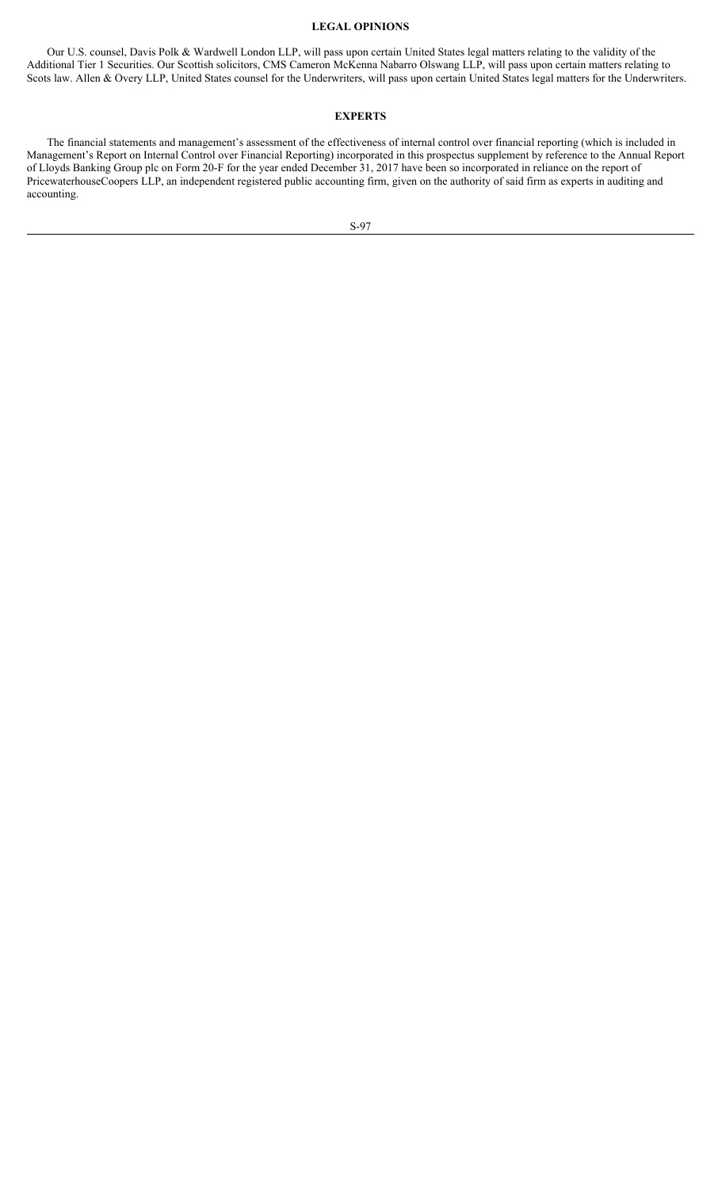## LEGAL OPINIONS

Our U.S. counsel, Davis Polk & Wardwell London LLP, will pass upon certain United States legal matters relating to the validity of the Additional Tier 1 Securities. Our Scottish solicitors, CMS Cameron McKenna Nabarro Olswang LLP, will pass upon certain matters relating to Scots law. Allen & Overy LLP, United States counsel for the Underwriters, will pass upon certain United States legal matters for the Underwriters.

## EXPERTS

The financial statements and management's assessment of the effectiveness of internal control over financial reporting (which is included in Management's Report on Internal Control over Financial Reporting) incorporated in this prospectus supplement by reference to the Annual Report of Lloyds Banking Group plc on Form 20-F for the year ended December 31, 2017 have been so incorporated in reliance on the report of PricewaterhouseCoopers LLP, an independent registered public accounting firm, given on the authority of said firm as experts in auditing and accounting.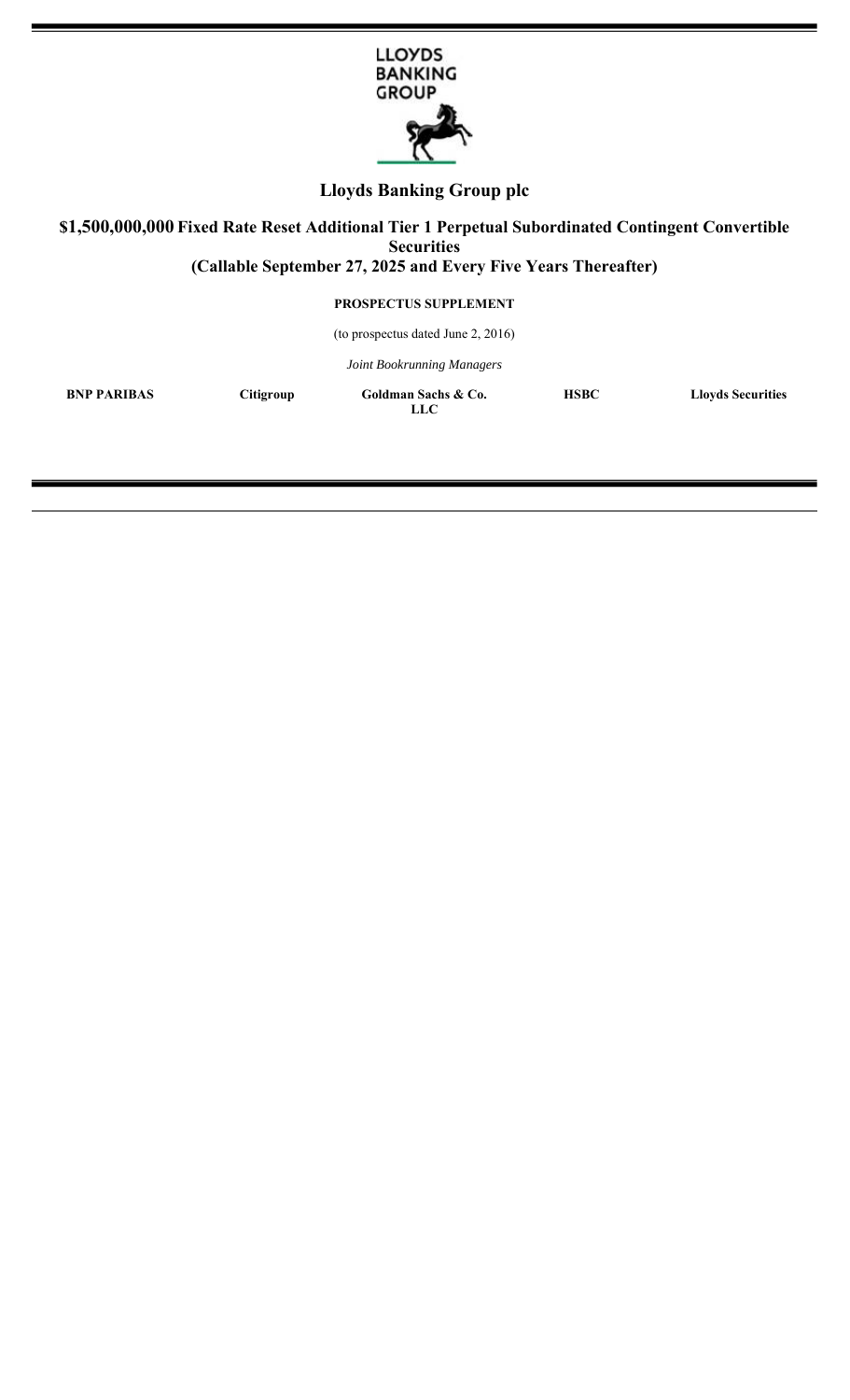LLOYDS BANKING GROUP

# Lloyds Banking Group plc

## $1,500,000,000 Fixed Rate Reset Additional Tier 1 Perpetual Subordinated Contingent Convertible Securities
## (Callable September 27, 2025 and Every Five Years Thereafter)

**PROSPECTUS SUPPLEMENT**

(to prospectus dated June 2, 2016)

*Joint Bookrunning Managers*

| BNP PARIBAS | Citigroup | Goldman Sachs & Co. LLC | HSBC | Lloyds Securities |
|---|---|---|---|---|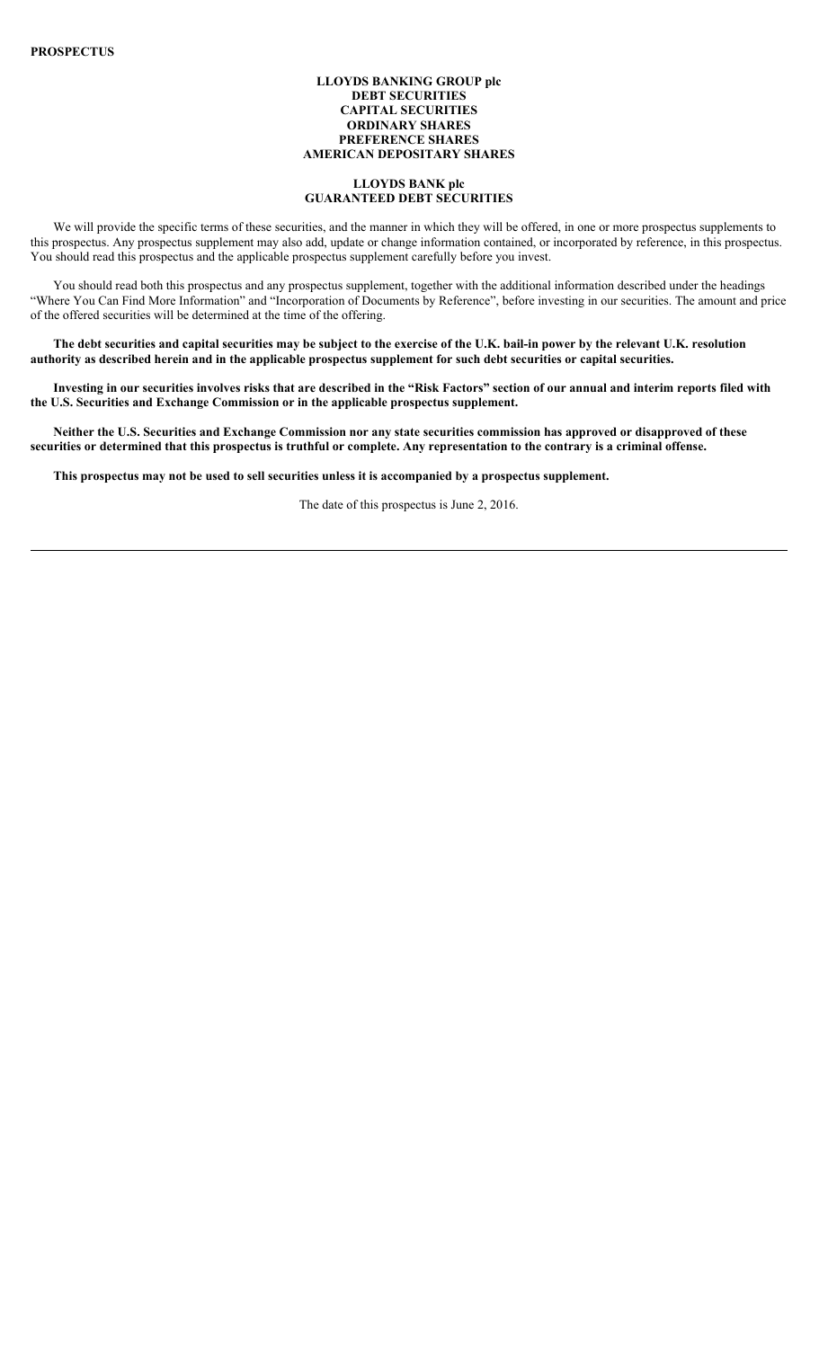**PROSPECTUS**

**LLOYDS BANKING GROUP plc**
**DEBT SECURITIES**
**CAPITAL SECURITIES**
**ORDINARY SHARES**
**PREFERENCE SHARES**
**AMERICAN DEPOSITARY SHARES**

**LLOYDS BANK plc**
**GUARANTEED DEBT SECURITIES**

We will provide the specific terms of these securities, and the manner in which they will be offered, in one or more prospectus supplements to this prospectus. Any prospectus supplement may also add, update or change information contained, or incorporated by reference, in this prospectus. You should read this prospectus and the applicable prospectus supplement carefully before you invest.

You should read both this prospectus and any prospectus supplement, together with the additional information described under the headings "Where You Can Find More Information" and "Incorporation of Documents by Reference", before investing in our securities. The amount and price of the offered securities will be determined at the time of the offering.

**The debt securities and capital securities may be subject to the exercise of the U.K. bail-in power by the relevant U.K. resolution authority as described herein and in the applicable prospectus supplement for such debt securities or capital securities.**

**Investing in our securities involves risks that are described in the "Risk Factors" section of our annual and interim reports filed with the U.S. Securities and Exchange Commission or in the applicable prospectus supplement.**

**Neither the U.S. Securities and Exchange Commission nor any state securities commission has approved or disapproved of these securities or determined that this prospectus is truthful or complete. Any representation to the contrary is a criminal offense.**

**This prospectus may not be used to sell securities unless it is accompanied by a prospectus supplement.**

The date of this prospectus is June 2, 2016.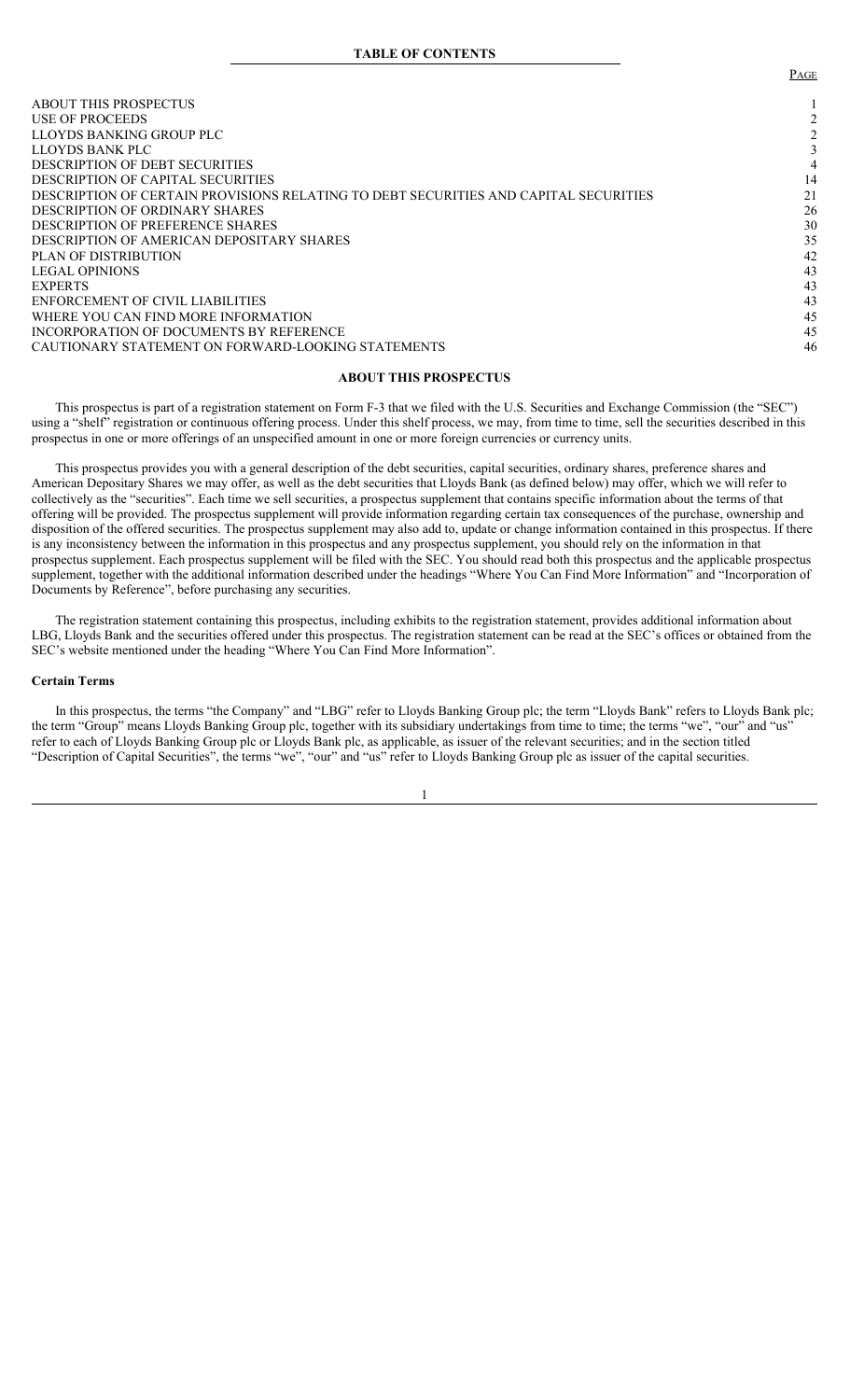**TABLE OF CONTENTS**

| | Page |
|---|---|
| ABOUT THIS PROSPECTUS | 1 |
| USE OF PROCEEDS | 2 |
| LLOYDS BANKING GROUP PLC | 2 |
| LLOYDS BANK PLC | 3 |
| DESCRIPTION OF DEBT SECURITIES | 4 |
| DESCRIPTION OF CAPITAL SECURITIES | 14 |
| DESCRIPTION OF CERTAIN PROVISIONS RELATING TO DEBT SECURITIES AND CAPITAL SECURITIES | 21 |
| DESCRIPTION OF ORDINARY SHARES | 26 |
| DESCRIPTION OF PREFERENCE SHARES | 30 |
| DESCRIPTION OF AMERICAN DEPOSITARY SHARES | 35 |
| PLAN OF DISTRIBUTION | 42 |
| LEGAL OPINIONS | 43 |
| EXPERTS | 43 |
| ENFORCEMENT OF CIVIL LIABILITIES | 43 |
| WHERE YOU CAN FIND MORE INFORMATION | 45 |
| INCORPORATION OF DOCUMENTS BY REFERENCE | 45 |
| CAUTIONARY STATEMENT ON FORWARD-LOOKING STATEMENTS | 46 |

## ABOUT THIS PROSPECTUS

This prospectus is part of a registration statement on Form F-3 that we filed with the U.S. Securities and Exchange Commission (the "SEC") using a "shelf" registration or continuous offering process. Under this shelf process, we may, from time to time, sell the securities described in this prospectus in one or more offerings of an unspecified amount in one or more foreign currencies or currency units.

This prospectus provides you with a general description of the debt securities, capital securities, ordinary shares, preference shares and American Depositary Shares we may offer, as well as the debt securities that Lloyds Bank (as defined below) may offer, which we will refer to collectively as the "securities". Each time we sell securities, a prospectus supplement that contains specific information about the terms of that offering will be provided. The prospectus supplement will provide information regarding certain tax consequences of the purchase, ownership and disposition of the offered securities. The prospectus supplement may also add to, update or change information contained in this prospectus. If there is any inconsistency between the information in this prospectus and any prospectus supplement, you should rely on the information in that prospectus supplement. Each prospectus supplement will be filed with the SEC. You should read both this prospectus and the applicable prospectus supplement, together with the additional information described under the headings "Where You Can Find More Information" and "Incorporation of Documents by Reference", before purchasing any securities.

The registration statement containing this prospectus, including exhibits to the registration statement, provides additional information about LBG, Lloyds Bank and the securities offered under this prospectus. The registration statement can be read at the SEC's offices or obtained from the SEC's website mentioned under the heading "Where You Can Find More Information".

### Certain Terms

In this prospectus, the terms "the Company" and "LBG" refer to Lloyds Banking Group plc; the term "Lloyds Bank" refers to Lloyds Bank plc; the term "Group" means Lloyds Banking Group plc, together with its subsidiary undertakings from time to time; the terms "we", "our" and "us" refer to each of Lloyds Banking Group plc or Lloyds Bank plc, as applicable, as issuer of the relevant securities; and in the section titled "Description of Capital Securities", the terms "we", "our" and "us" refer to Lloyds Banking Group plc as issuer of the capital securities.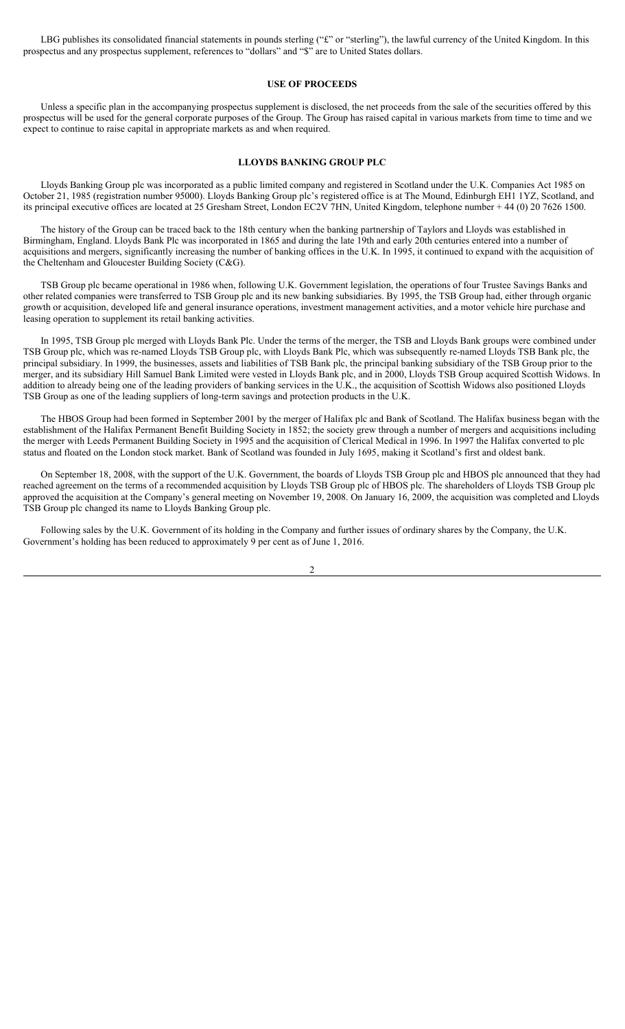LBG publishes its consolidated financial statements in pounds sterling ("£" or "sterling"), the lawful currency of the United Kingdom. In this prospectus and any prospectus supplement, references to "dollars" and "$" are to United States dollars.

## USE OF PROCEEDS

Unless a specific plan in the accompanying prospectus supplement is disclosed, the net proceeds from the sale of the securities offered by this prospectus will be used for the general corporate purposes of the Group. The Group has raised capital in various markets from time to time and we expect to continue to raise capital in appropriate markets as and when required.

## LLOYDS BANKING GROUP PLC

Lloyds Banking Group plc was incorporated as a public limited company and registered in Scotland under the U.K. Companies Act 1985 on October 21, 1985 (registration number 95000). Lloyds Banking Group plc's registered office is at The Mound, Edinburgh EH1 1YZ, Scotland, and its principal executive offices are located at 25 Gresham Street, London EC2V 7HN, United Kingdom, telephone number + 44 (0) 20 7626 1500.

The history of the Group can be traced back to the 18th century when the banking partnership of Taylors and Lloyds was established in Birmingham, England. Lloyds Bank Plc was incorporated in 1865 and during the late 19th and early 20th centuries entered into a number of acquisitions and mergers, significantly increasing the number of banking offices in the U.K. In 1995, it continued to expand with the acquisition of the Cheltenham and Gloucester Building Society (C&G).

TSB Group plc became operational in 1986 when, following U.K. Government legislation, the operations of four Trustee Savings Banks and other related companies were transferred to TSB Group plc and its new banking subsidiaries. By 1995, the TSB Group had, either through organic growth or acquisition, developed life and general insurance operations, investment management activities, and a motor vehicle hire purchase and leasing operation to supplement its retail banking activities.

In 1995, TSB Group plc merged with Lloyds Bank Plc. Under the terms of the merger, the TSB and Lloyds Bank groups were combined under TSB Group plc, which was re-named Lloyds TSB Group plc, with Lloyds Bank Plc, which was subsequently re-named Lloyds TSB Bank plc, the principal subsidiary. In 1999, the businesses, assets and liabilities of TSB Bank plc, the principal banking subsidiary of the TSB Group prior to the merger, and its subsidiary Hill Samuel Bank Limited were vested in Lloyds Bank plc, and in 2000, Lloyds TSB Group acquired Scottish Widows. In addition to already being one of the leading providers of banking services in the U.K., the acquisition of Scottish Widows also positioned Lloyds TSB Group as one of the leading suppliers of long-term savings and protection products in the U.K.

The HBOS Group had been formed in September 2001 by the merger of Halifax plc and Bank of Scotland. The Halifax business began with the establishment of the Halifax Permanent Benefit Building Society in 1852; the society grew through a number of mergers and acquisitions including the merger with Leeds Permanent Building Society in 1995 and the acquisition of Clerical Medical in 1996. In 1997 the Halifax converted to plc status and floated on the London stock market. Bank of Scotland was founded in July 1695, making it Scotland's first and oldest bank.

On September 18, 2008, with the support of the U.K. Government, the boards of Lloyds TSB Group plc and HBOS plc announced that they had reached agreement on the terms of a recommended acquisition by Lloyds TSB Group plc of HBOS plc. The shareholders of Lloyds TSB Group plc approved the acquisition at the Company's general meeting on November 19, 2008. On January 16, 2009, the acquisition was completed and Lloyds TSB Group plc changed its name to Lloyds Banking Group plc.

Following sales by the U.K. Government of its holding in the Company and further issues of ordinary shares by the Company, the U.K. Government's holding has been reduced to approximately 9 per cent as of June 1, 2016.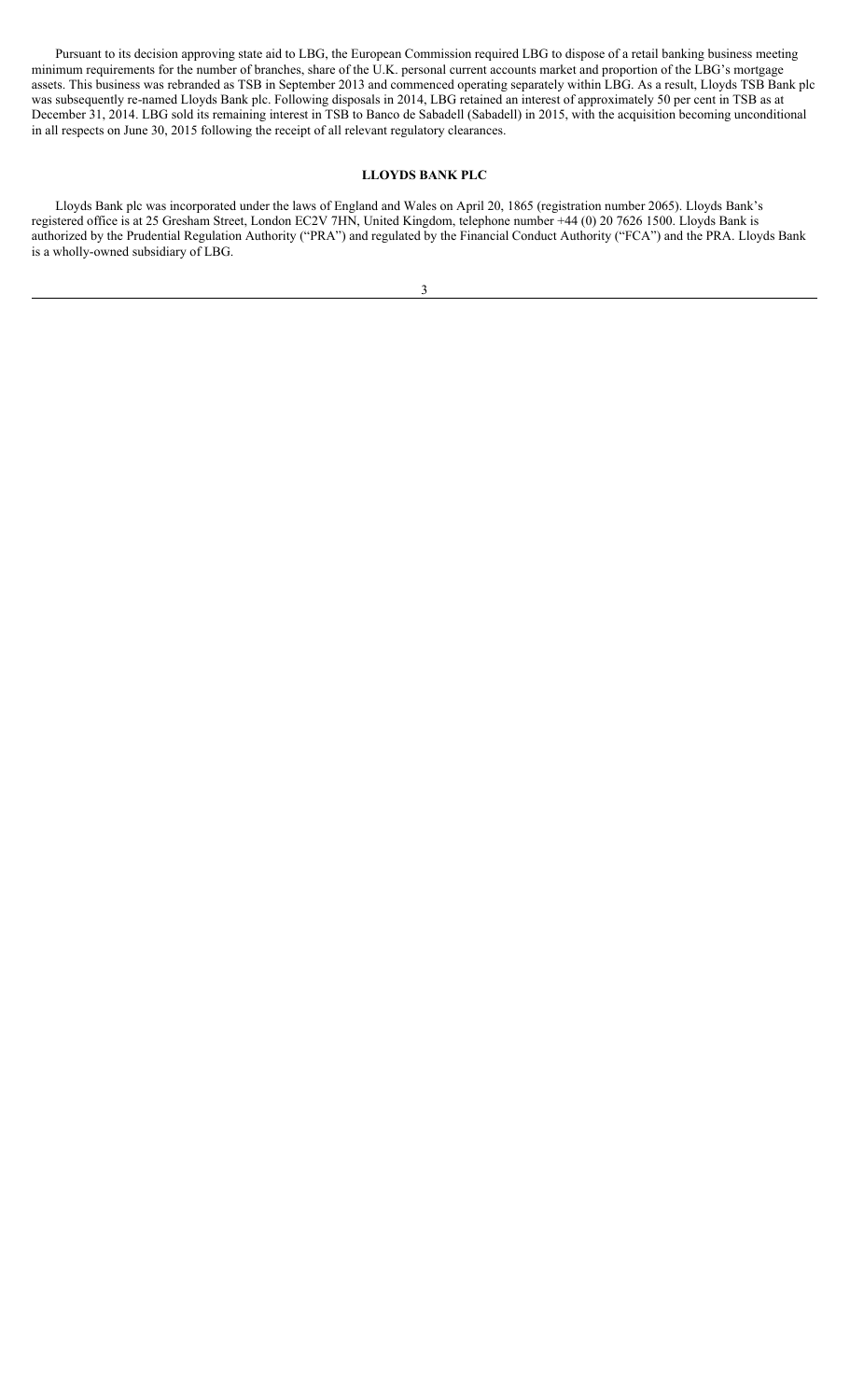Pursuant to its decision approving state aid to LBG, the European Commission required LBG to dispose of a retail banking business meeting minimum requirements for the number of branches, share of the U.K. personal current accounts market and proportion of the LBG's mortgage assets. This business was rebranded as TSB in September 2013 and commenced operating separately within LBG. As a result, Lloyds TSB Bank plc was subsequently re-named Lloyds Bank plc. Following disposals in 2014, LBG retained an interest of approximately 50 per cent in TSB as at December 31, 2014. LBG sold its remaining interest in TSB to Banco de Sabadell (Sabadell) in 2015, with the acquisition becoming unconditional in all respects on June 30, 2015 following the receipt of all relevant regulatory clearances.

## LLOYDS BANK PLC

Lloyds Bank plc was incorporated under the laws of England and Wales on April 20, 1865 (registration number 2065). Lloyds Bank's registered office is at 25 Gresham Street, London EC2V 7HN, United Kingdom, telephone number +44 (0) 20 7626 1500. Lloyds Bank is authorized by the Prudential Regulation Authority ("PRA") and regulated by the Financial Conduct Authority ("FCA") and the PRA. Lloyds Bank is a wholly-owned subsidiary of LBG.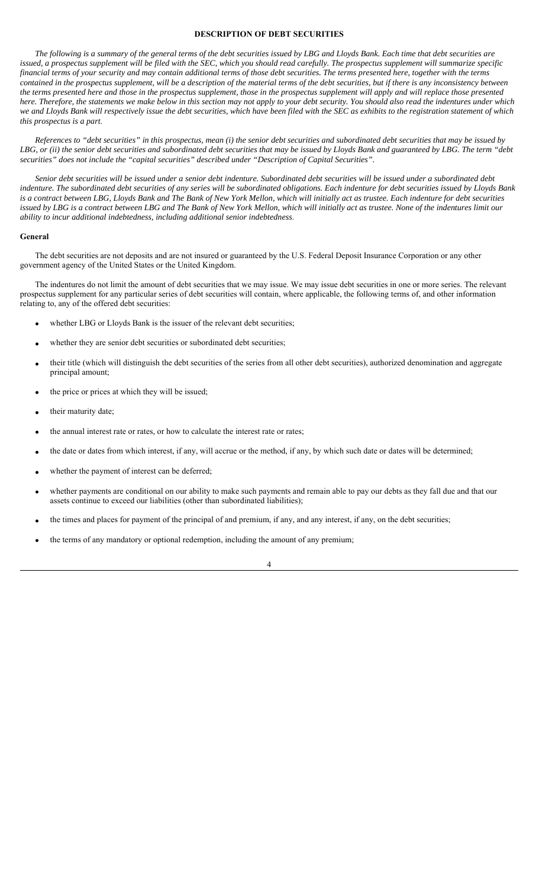# DESCRIPTION OF DEBT SECURITIES

*The following is a summary of the general terms of the debt securities issued by LBG and Lloyds Bank. Each time that debt securities are issued, a prospectus supplement will be filed with the SEC, which you should read carefully. The prospectus supplement will summarize specific financial terms of your security and may contain additional terms of those debt securities. The terms presented here, together with the terms contained in the prospectus supplement, will be a description of the material terms of the debt securities, but if there is any inconsistency between the terms presented here and those in the prospectus supplement, those in the prospectus supplement will apply and will replace those presented here. Therefore, the statements we make below in this section may not apply to your debt security. You should also read the indentures under which we and Lloyds Bank will respectively issue the debt securities, which have been filed with the SEC as exhibits to the registration statement of which this prospectus is a part.*

*References to "debt securities" in this prospectus, mean (i) the senior debt securities and subordinated debt securities that may be issued by LBG, or (ii) the senior debt securities and subordinated debt securities that may be issued by Lloyds Bank and guaranteed by LBG. The term "debt securities" does not include the "capital securities" described under "Description of Capital Securities".*

*Senior debt securities will be issued under a senior debt indenture. Subordinated debt securities will be issued under a subordinated debt indenture. The subordinated debt securities of any series will be subordinated obligations. Each indenture for debt securities issued by Lloyds Bank is a contract between LBG, Lloyds Bank and The Bank of New York Mellon, which will initially act as trustee. Each indenture for debt securities issued by LBG is a contract between LBG and The Bank of New York Mellon, which will initially act as trustee. None of the indentures limit our ability to incur additional indebtedness, including additional senior indebtedness.*

## General

The debt securities are not deposits and are not insured or guaranteed by the U.S. Federal Deposit Insurance Corporation or any other government agency of the United States or the United Kingdom.

The indentures do not limit the amount of debt securities that we may issue. We may issue debt securities in one or more series. The relevant prospectus supplement for any particular series of debt securities will contain, where applicable, the following terms of, and other information relating to, any of the offered debt securities:

- whether LBG or Lloyds Bank is the issuer of the relevant debt securities;
- whether they are senior debt securities or subordinated debt securities;
- their title (which will distinguish the debt securities of the series from all other debt securities), authorized denomination and aggregate principal amount;
- the price or prices at which they will be issued;
- their maturity date;
- the annual interest rate or rates, or how to calculate the interest rate or rates;
- the date or dates from which interest, if any, will accrue or the method, if any, by which such date or dates will be determined;
- whether the payment of interest can be deferred;
- whether payments are conditional on our ability to make such payments and remain able to pay our debts as they fall due and that our assets continue to exceed our liabilities (other than subordinated liabilities);
- the times and places for payment of the principal of and premium, if any, and any interest, if any, on the debt securities;
- the terms of any mandatory or optional redemption, including the amount of any premium;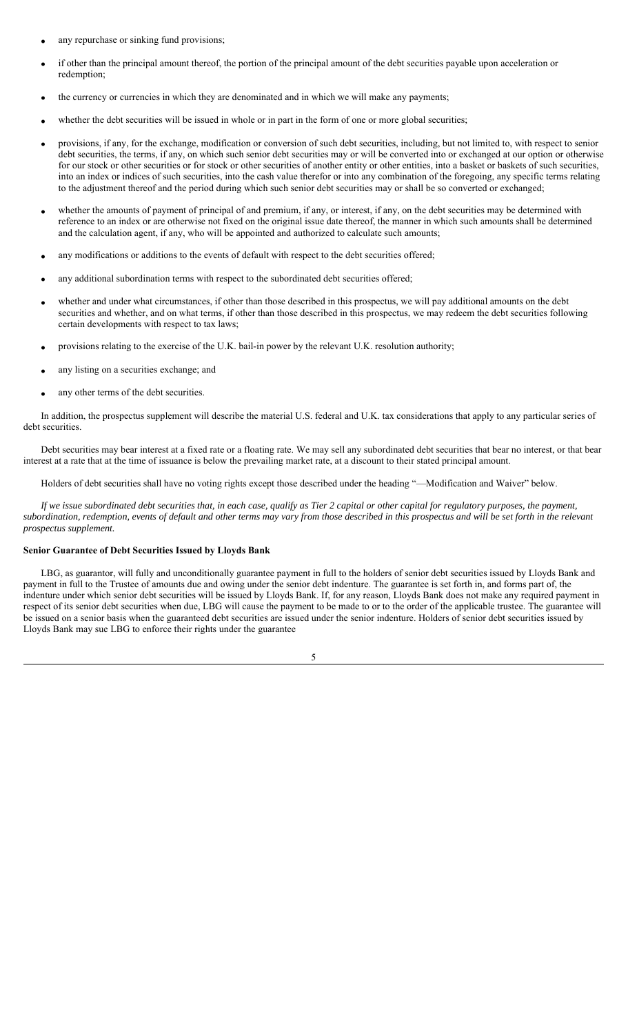- any repurchase or sinking fund provisions;
- if other than the principal amount thereof, the portion of the principal amount of the debt securities payable upon acceleration or redemption;
- the currency or currencies in which they are denominated and in which we will make any payments;
- whether the debt securities will be issued in whole or in part in the form of one or more global securities;
- provisions, if any, for the exchange, modification or conversion of such debt securities, including, but not limited to, with respect to senior debt securities, the terms, if any, on which such senior debt securities may or will be converted into or exchanged at our option or otherwise for our stock or other securities or for stock or other securities of another entity or other entities, into a basket or baskets of such securities, into an index or indices of such securities, into the cash value therefor or into any combination of the foregoing, any specific terms relating to the adjustment thereof and the period during which such senior debt securities may or shall be so converted or exchanged;
- whether the amounts of payment of principal of and premium, if any, or interest, if any, on the debt securities may be determined with reference to an index or are otherwise not fixed on the original issue date thereof, the manner in which such amounts shall be determined and the calculation agent, if any, who will be appointed and authorized to calculate such amounts;
- any modifications or additions to the events of default with respect to the debt securities offered;
- any additional subordination terms with respect to the subordinated debt securities offered;
- whether and under what circumstances, if other than those described in this prospectus, we will pay additional amounts on the debt securities and whether, and on what terms, if other than those described in this prospectus, we may redeem the debt securities following certain developments with respect to tax laws;
- provisions relating to the exercise of the U.K. bail-in power by the relevant U.K. resolution authority;
- any listing on a securities exchange; and
- any other terms of the debt securities.

In addition, the prospectus supplement will describe the material U.S. federal and U.K. tax considerations that apply to any particular series of debt securities.

Debt securities may bear interest at a fixed rate or a floating rate. We may sell any subordinated debt securities that bear no interest, or that bear interest at a rate that at the time of issuance is below the prevailing market rate, at a discount to their stated principal amount.

Holders of debt securities shall have no voting rights except those described under the heading "—Modification and Waiver" below.

*If we issue subordinated debt securities that, in each case, qualify as Tier 2 capital or other capital for regulatory purposes, the payment, subordination, redemption, events of default and other terms may vary from those described in this prospectus and will be set forth in the relevant prospectus supplement.*

**Senior Guarantee of Debt Securities Issued by Lloyds Bank**

LBG, as guarantor, will fully and unconditionally guarantee payment in full to the holders of senior debt securities issued by Lloyds Bank and payment in full to the Trustee of amounts due and owing under the senior debt indenture. The guarantee is set forth in, and forms part of, the indenture under which senior debt securities will be issued by Lloyds Bank. If, for any reason, Lloyds Bank does not make any required payment in respect of its senior debt securities when due, LBG will cause the payment to be made to or to the order of the applicable trustee. The guarantee will be issued on a senior basis when the guaranteed debt securities are issued under the senior indenture. Holders of senior debt securities issued by Lloyds Bank may sue LBG to enforce their rights under the guarantee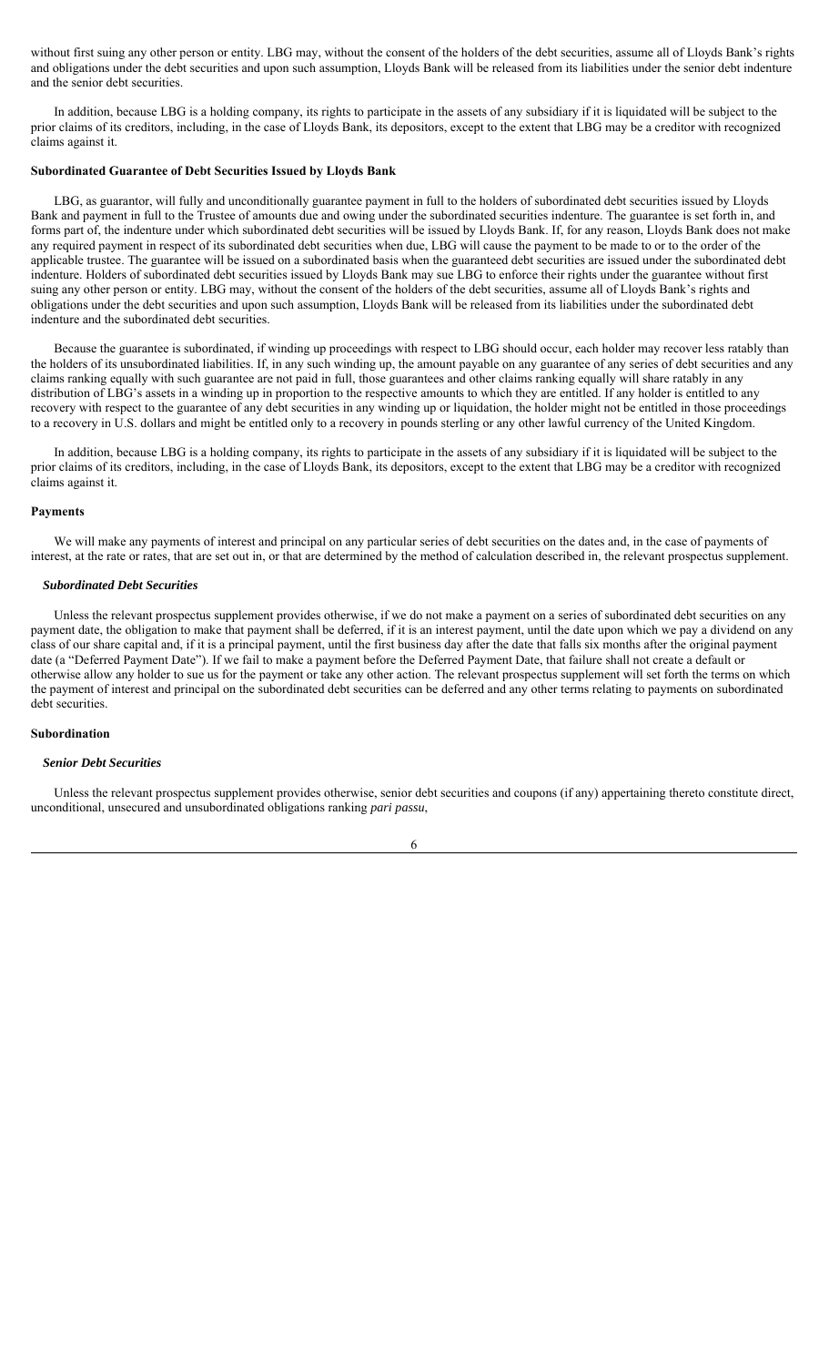without first suing any other person or entity. LBG may, without the consent of the holders of the debt securities, assume all of Lloyds Bank's rights and obligations under the debt securities and upon such assumption, Lloyds Bank will be released from its liabilities under the senior debt indenture and the senior debt securities.

In addition, because LBG is a holding company, its rights to participate in the assets of any subsidiary if it is liquidated will be subject to the prior claims of its creditors, including, in the case of Lloyds Bank, its depositors, except to the extent that LBG may be a creditor with recognized claims against it.

**Subordinated Guarantee of Debt Securities Issued by Lloyds Bank**

LBG, as guarantor, will fully and unconditionally guarantee payment in full to the holders of subordinated debt securities issued by Lloyds Bank and payment in full to the Trustee of amounts due and owing under the subordinated securities indenture. The guarantee is set forth in, and forms part of, the indenture under which subordinated debt securities will be issued by Lloyds Bank. If, for any reason, Lloyds Bank does not make any required payment in respect of its subordinated debt securities when due, LBG will cause the payment to be made to or to the order of the applicable trustee. The guarantee will be issued on a subordinated basis when the guaranteed debt securities are issued under the subordinated debt indenture. Holders of subordinated debt securities issued by Lloyds Bank may sue LBG to enforce their rights under the guarantee without first suing any other person or entity. LBG may, without the consent of the holders of the debt securities, assume all of Lloyds Bank's rights and obligations under the debt securities and upon such assumption, Lloyds Bank will be released from its liabilities under the subordinated debt indenture and the subordinated debt securities.

Because the guarantee is subordinated, if winding up proceedings with respect to LBG should occur, each holder may recover less ratably than the holders of its unsubordinated liabilities. If, in any such winding up, the amount payable on any guarantee of any series of debt securities and any claims ranking equally with such guarantee are not paid in full, those guarantees and other claims ranking equally will share ratably in any distribution of LBG's assets in a winding up in proportion to the respective amounts to which they are entitled. If any holder is entitled to any recovery with respect to the guarantee of any debt securities in any winding up or liquidation, the holder might not be entitled in those proceedings to a recovery in U.S. dollars and might be entitled only to a recovery in pounds sterling or any other lawful currency of the United Kingdom.

In addition, because LBG is a holding company, its rights to participate in the assets of any subsidiary if it is liquidated will be subject to the prior claims of its creditors, including, in the case of Lloyds Bank, its depositors, except to the extent that LBG may be a creditor with recognized claims against it.

**Payments**

We will make any payments of interest and principal on any particular series of debt securities on the dates and, in the case of payments of interest, at the rate or rates, that are set out in, or that are determined by the method of calculation described in, the relevant prospectus supplement.

***Subordinated Debt Securities***

Unless the relevant prospectus supplement provides otherwise, if we do not make a payment on a series of subordinated debt securities on any payment date, the obligation to make that payment shall be deferred, if it is an interest payment, until the date upon which we pay a dividend on any class of our share capital and, if it is a principal payment, until the first business day after the date that falls six months after the original payment date (a "Deferred Payment Date"). If we fail to make a payment before the Deferred Payment Date, that failure shall not create a default or otherwise allow any holder to sue us for the payment or take any other action. The relevant prospectus supplement will set forth the terms on which the payment of interest and principal on the subordinated debt securities can be deferred and any other terms relating to payments on subordinated debt securities.

**Subordination**

***Senior Debt Securities***

Unless the relevant prospectus supplement provides otherwise, senior debt securities and coupons (if any) appertaining thereto constitute direct, unconditional, unsecured and unsubordinated obligations ranking *pari passu*,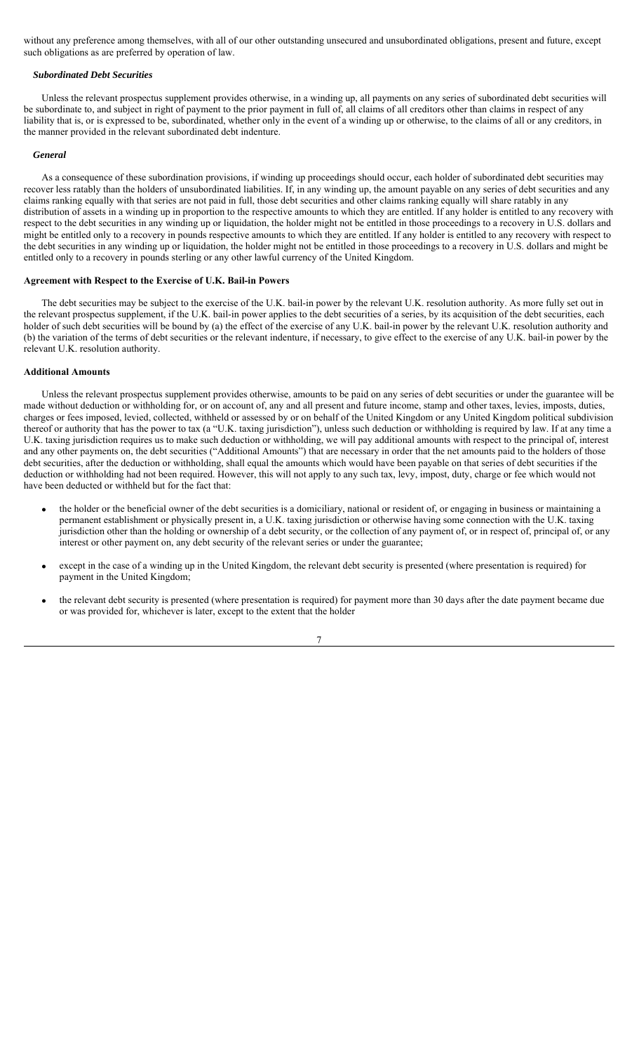without any preference among themselves, with all of our other outstanding unsecured and unsubordinated obligations, present and future, except such obligations as are preferred by operation of law.

### *Subordinated Debt Securities*

Unless the relevant prospectus supplement provides otherwise, in a winding up, all payments on any series of subordinated debt securities will be subordinate to, and subject in right of payment to the prior payment in full of, all claims of all creditors other than claims in respect of any liability that is, or is expressed to be, subordinated, whether only in the event of a winding up or otherwise, to the claims of all or any creditors, in the manner provided in the relevant subordinated debt indenture.

### *General*

As a consequence of these subordination provisions, if winding up proceedings should occur, each holder of subordinated debt securities may recover less ratably than the holders of unsubordinated liabilities. If, in any winding up, the amount payable on any series of debt securities and any claims ranking equally with that series are not paid in full, those debt securities and other claims ranking equally will share ratably in any distribution of assets in a winding up in proportion to the respective amounts to which they are entitled. If any holder is entitled to any recovery with respect to the debt securities in any winding up or liquidation, the holder might not be entitled in those proceedings to a recovery in U.S. dollars and might be entitled only to a recovery in pounds respective amounts to which they are entitled. If any holder is entitled to any recovery with respect to the debt securities in any winding up or liquidation, the holder might not be entitled in those proceedings to a recovery in U.S. dollars and might be entitled only to a recovery in pounds sterling or any other lawful currency of the United Kingdom.

## Agreement with Respect to the Exercise of U.K. Bail-in Powers

The debt securities may be subject to the exercise of the U.K. bail-in power by the relevant U.K. resolution authority. As more fully set out in the relevant prospectus supplement, if the U.K. bail-in power applies to the debt securities of a series, by its acquisition of the debt securities, each holder of such debt securities will be bound by (a) the effect of the exercise of any U.K. bail-in power by the relevant U.K. resolution authority and (b) the variation of the terms of debt securities or the relevant indenture, if necessary, to give effect to the exercise of any U.K. bail-in power by the relevant U.K. resolution authority.

## Additional Amounts

Unless the relevant prospectus supplement provides otherwise, amounts to be paid on any series of debt securities or under the guarantee will be made without deduction or withholding for, or on account of, any and all present and future income, stamp and other taxes, levies, imposts, duties, charges or fees imposed, levied, collected, withheld or assessed by or on behalf of the United Kingdom or any United Kingdom political subdivision thereof or authority that has the power to tax (a "U.K. taxing jurisdiction"), unless such deduction or withholding is required by law. If at any time a U.K. taxing jurisdiction requires us to make such deduction or withholding, we will pay additional amounts with respect to the principal of, interest and any other payments on, the debt securities ("Additional Amounts") that are necessary in order that the net amounts paid to the holders of those debt securities, after the deduction or withholding, shall equal the amounts which would have been payable on that series of debt securities if the deduction or withholding had not been required. However, this will not apply to any such tax, levy, impost, duty, charge or fee which would not have been deducted or withheld but for the fact that:

- the holder or the beneficial owner of the debt securities is a domiciliary, national or resident of, or engaging in business or maintaining a permanent establishment or physically present in, a U.K. taxing jurisdiction or otherwise having some connection with the U.K. taxing jurisdiction other than the holding or ownership of a debt security, or the collection of any payment of, or in respect of, principal of, or any interest or other payment on, any debt security of the relevant series or under the guarantee;
- except in the case of a winding up in the United Kingdom, the relevant debt security is presented (where presentation is required) for payment in the United Kingdom;
- the relevant debt security is presented (where presentation is required) for payment more than 30 days after the date payment became due or was provided for, whichever is later, except to the extent that the holder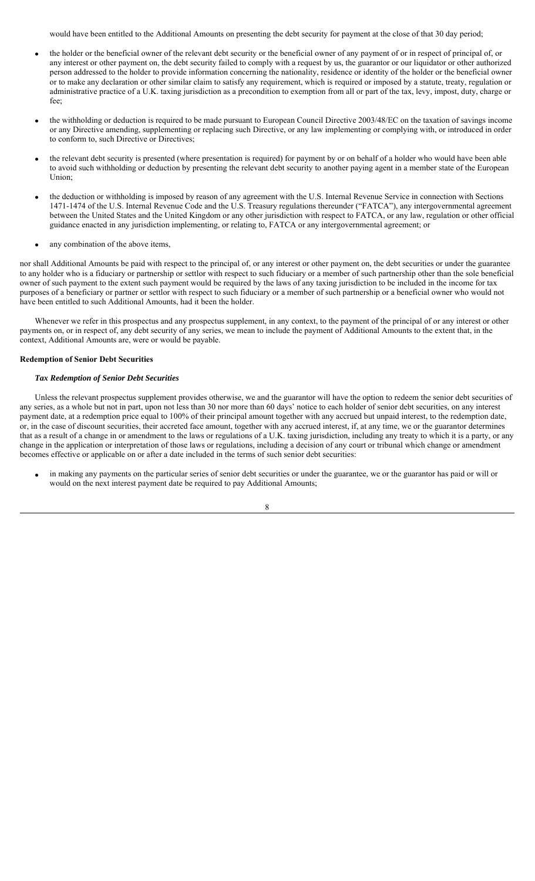would have been entitled to the Additional Amounts on presenting the debt security for payment at the close of that 30 day period;

- the holder or the beneficial owner of the relevant debt security or the beneficial owner of any payment of or in respect of principal of, or any interest or other payment on, the debt security failed to comply with a request by us, the guarantor or our liquidator or other authorized person addressed to the holder to provide information concerning the nationality, residence or identity of the holder or the beneficial owner or to make any declaration or other similar claim to satisfy any requirement, which is required or imposed by a statute, treaty, regulation or administrative practice of a U.K. taxing jurisdiction as a precondition to exemption from all or part of the tax, levy, impost, duty, charge or fee;
- the withholding or deduction is required to be made pursuant to European Council Directive 2003/48/EC on the taxation of savings income or any Directive amending, supplementing or replacing such Directive, or any law implementing or complying with, or introduced in order to conform to, such Directive or Directives;
- the relevant debt security is presented (where presentation is required) for payment by or on behalf of a holder who would have been able to avoid such withholding or deduction by presenting the relevant debt security to another paying agent in a member state of the European Union;
- the deduction or withholding is imposed by reason of any agreement with the U.S. Internal Revenue Service in connection with Sections 1471-1474 of the U.S. Internal Revenue Code and the U.S. Treasury regulations thereunder ("FATCA"), any intergovernmental agreement between the United States and the United Kingdom or any other jurisdiction with respect to FATCA, or any law, regulation or other official guidance enacted in any jurisdiction implementing, or relating to, FATCA or any intergovernmental agreement; or
- any combination of the above items,

nor shall Additional Amounts be paid with respect to the principal of, or any interest or other payment on, the debt securities or under the guarantee to any holder who is a fiduciary or partnership or settlor with respect to such fiduciary or a member of such partnership other than the sole beneficial owner of such payment to the extent such payment would be required by the laws of any taxing jurisdiction to be included in the income for tax purposes of a beneficiary or partner or settlor with respect to such fiduciary or a member of such partnership or a beneficial owner who would not have been entitled to such Additional Amounts, had it been the holder.

Whenever we refer in this prospectus and any prospectus supplement, in any context, to the payment of the principal of or any interest or other payments on, or in respect of, any debt security of any series, we mean to include the payment of Additional Amounts to the extent that, in the context, Additional Amounts are, were or would be payable.

**Redemption of Senior Debt Securities**

***Tax Redemption of Senior Debt Securities***

Unless the relevant prospectus supplement provides otherwise, we and the guarantor will have the option to redeem the senior debt securities of any series, as a whole but not in part, upon not less than 30 nor more than 60 days' notice to each holder of senior debt securities, on any interest payment date, at a redemption price equal to 100% of their principal amount together with any accrued but unpaid interest, to the redemption date, or, in the case of discount securities, their accreted face amount, together with any accrued interest, if, at any time, we or the guarantor determines that as a result of a change in or amendment to the laws or regulations of a U.K. taxing jurisdiction, including any treaty to which it is a party, or any change in the application or interpretation of those laws or regulations, including a decision of any court or tribunal which change or amendment becomes effective or applicable on or after a date included in the terms of such senior debt securities:

- in making any payments on the particular series of senior debt securities or under the guarantee, we or the guarantor has paid or will or would on the next interest payment date be required to pay Additional Amounts;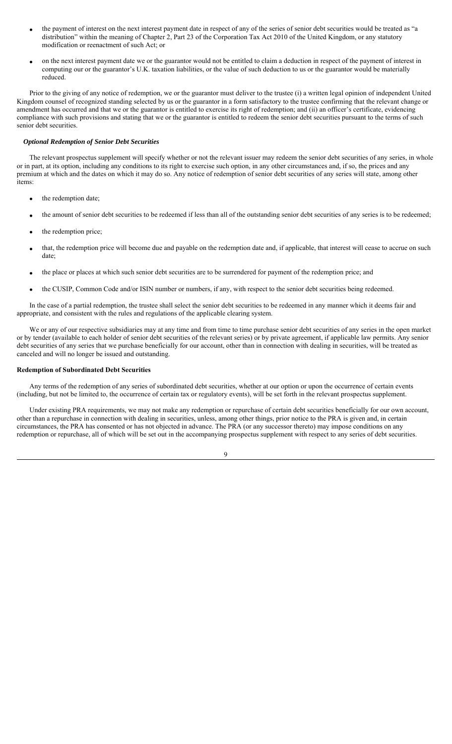- the payment of interest on the next interest payment date in respect of any of the series of senior debt securities would be treated as "a distribution" within the meaning of Chapter 2, Part 23 of the Corporation Tax Act 2010 of the United Kingdom, or any statutory modification or reenactment of such Act; or
- on the next interest payment date we or the guarantor would not be entitled to claim a deduction in respect of the payment of interest in computing our or the guarantor's U.K. taxation liabilities, or the value of such deduction to us or the guarantor would be materially reduced.

Prior to the giving of any notice of redemption, we or the guarantor must deliver to the trustee (i) a written legal opinion of independent United Kingdom counsel of recognized standing selected by us or the guarantor in a form satisfactory to the trustee confirming that the relevant change or amendment has occurred and that we or the guarantor is entitled to exercise its right of redemption; and (ii) an officer's certificate, evidencing compliance with such provisions and stating that we or the guarantor is entitled to redeem the senior debt securities pursuant to the terms of such senior debt securities.

### *Optional Redemption of Senior Debt Securities*

The relevant prospectus supplement will specify whether or not the relevant issuer may redeem the senior debt securities of any series, in whole or in part, at its option, including any conditions to its right to exercise such option, in any other circumstances and, if so, the prices and any premium at which and the dates on which it may do so. Any notice of redemption of senior debt securities of any series will state, among other items:

- the redemption date;
- the amount of senior debt securities to be redeemed if less than all of the outstanding senior debt securities of any series is to be redeemed;
- the redemption price;
- that, the redemption price will become due and payable on the redemption date and, if applicable, that interest will cease to accrue on such date;
- the place or places at which such senior debt securities are to be surrendered for payment of the redemption price; and
- the CUSIP, Common Code and/or ISIN number or numbers, if any, with respect to the senior debt securities being redeemed.

In the case of a partial redemption, the trustee shall select the senior debt securities to be redeemed in any manner which it deems fair and appropriate, and consistent with the rules and regulations of the applicable clearing system.

We or any of our respective subsidiaries may at any time and from time to time purchase senior debt securities of any series in the open market or by tender (available to each holder of senior debt securities of the relevant series) or by private agreement, if applicable law permits. Any senior debt securities of any series that we purchase beneficially for our account, other than in connection with dealing in securities, will be treated as canceled and will no longer be issued and outstanding.

## **Redemption of Subordinated Debt Securities**

Any terms of the redemption of any series of subordinated debt securities, whether at our option or upon the occurrence of certain events (including, but not be limited to, the occurrence of certain tax or regulatory events), will be set forth in the relevant prospectus supplement.

Under existing PRA requirements, we may not make any redemption or repurchase of certain debt securities beneficially for our own account, other than a repurchase in connection with dealing in securities, unless, among other things, prior notice to the PRA is given and, in certain circumstances, the PRA has consented or has not objected in advance. The PRA (or any successor thereto) may impose conditions on any redemption or repurchase, all of which will be set out in the accompanying prospectus supplement with respect to any series of debt securities.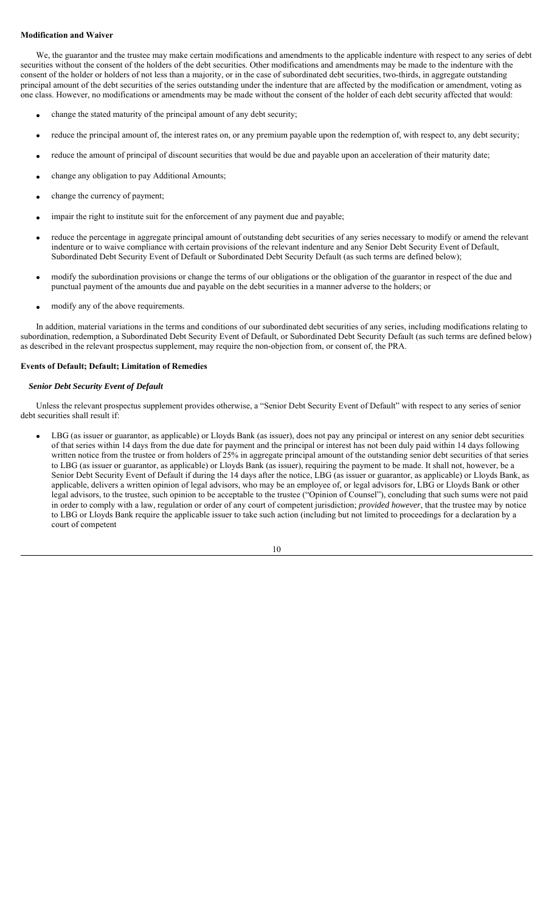**Modification and Waiver**

We, the guarantor and the trustee may make certain modifications and amendments to the applicable indenture with respect to any series of debt securities without the consent of the holders of the debt securities. Other modifications and amendments may be made to the indenture with the consent of the holder or holders of not less than a majority, or in the case of subordinated debt securities, two-thirds, in aggregate outstanding principal amount of the debt securities of the series outstanding under the indenture that are affected by the modification or amendment, voting as one class. However, no modifications or amendments may be made without the consent of the holder of each debt security affected that would:

- change the stated maturity of the principal amount of any debt security;
- reduce the principal amount of, the interest rates on, or any premium payable upon the redemption of, with respect to, any debt security;
- reduce the amount of principal of discount securities that would be due and payable upon an acceleration of their maturity date;
- change any obligation to pay Additional Amounts;
- change the currency of payment;
- impair the right to institute suit for the enforcement of any payment due and payable;
- reduce the percentage in aggregate principal amount of outstanding debt securities of any series necessary to modify or amend the relevant indenture or to waive compliance with certain provisions of the relevant indenture and any Senior Debt Security Event of Default, Subordinated Debt Security Event of Default or Subordinated Debt Security Default (as such terms are defined below);
- modify the subordination provisions or change the terms of our obligations or the obligation of the guarantor in respect of the due and punctual payment of the amounts due and payable on the debt securities in a manner adverse to the holders; or
- modify any of the above requirements.

In addition, material variations in the terms and conditions of our subordinated debt securities of any series, including modifications relating to subordination, redemption, a Subordinated Debt Security Event of Default, or Subordinated Debt Security Default (as such terms are defined below) as described in the relevant prospectus supplement, may require the non-objection from, or consent of, the PRA.

**Events of Default; Default; Limitation of Remedies**

***Senior Debt Security Event of Default***

Unless the relevant prospectus supplement provides otherwise, a "Senior Debt Security Event of Default" with respect to any series of senior debt securities shall result if:

- LBG (as issuer or guarantor, as applicable) or Lloyds Bank (as issuer), does not pay any principal or interest on any senior debt securities of that series within 14 days from the due date for payment and the principal or interest has not been duly paid within 14 days following written notice from the trustee or from holders of 25% in aggregate principal amount of the outstanding senior debt securities of that series to LBG (as issuer or guarantor, as applicable) or Lloyds Bank (as issuer), requiring the payment to be made. It shall not, however, be a Senior Debt Security Event of Default if during the 14 days after the notice, LBG (as issuer or guarantor, as applicable) or Lloyds Bank, as applicable, delivers a written opinion of legal advisors, who may be an employee of, or legal advisors for, LBG or Lloyds Bank or other legal advisors, to the trustee, such opinion to be acceptable to the trustee ("Opinion of Counsel"), concluding that such sums were not paid in order to comply with a law, regulation or order of any court of competent jurisdiction; *provided however*, that the trustee may by notice to LBG or Lloyds Bank require the applicable issuer to take such action (including but not limited to proceedings for a declaration by a court of competent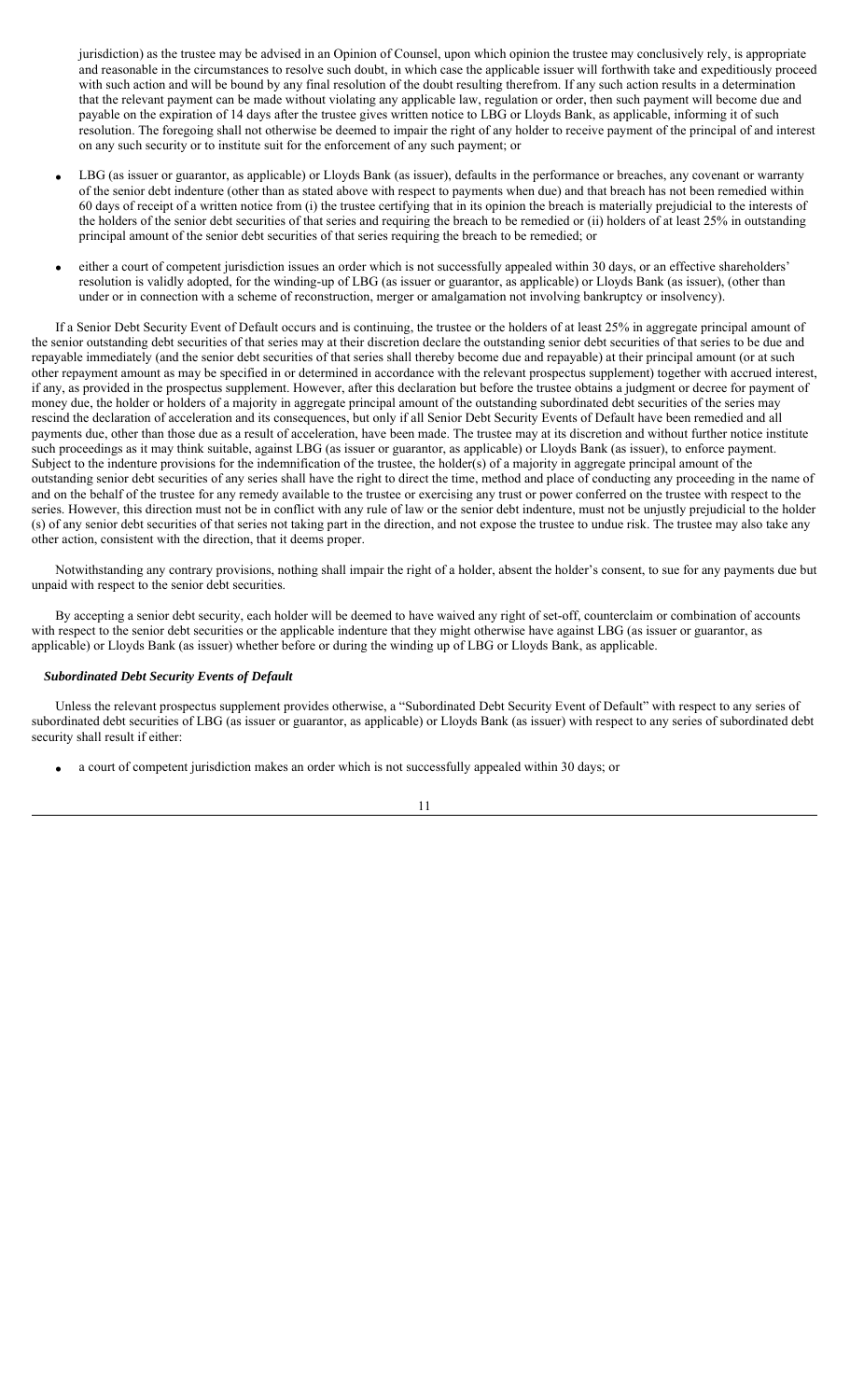jurisdiction) as the trustee may be advised in an Opinion of Counsel, upon which opinion the trustee may conclusively rely, is appropriate and reasonable in the circumstances to resolve such doubt, in which case the applicable issuer will forthwith take and expeditiously proceed with such action and will be bound by any final resolution of the doubt resulting therefrom. If any such action results in a determination that the relevant payment can be made without violating any applicable law, regulation or order, then such payment will become due and payable on the expiration of 14 days after the trustee gives written notice to LBG or Lloyds Bank, as applicable, informing it of such resolution. The foregoing shall not otherwise be deemed to impair the right of any holder to receive payment of the principal of and interest on any such security or to institute suit for the enforcement of any such payment; or

- LBG (as issuer or guarantor, as applicable) or Lloyds Bank (as issuer), defaults in the performance or breaches, any covenant or warranty of the senior debt indenture (other than as stated above with respect to payments when due) and that breach has not been remedied within 60 days of receipt of a written notice from (i) the trustee certifying that in its opinion the breach is materially prejudicial to the interests of the holders of the senior debt securities of that series and requiring the breach to be remedied or (ii) holders of at least 25% in outstanding principal amount of the senior debt securities of that series requiring the breach to be remedied; or
- either a court of competent jurisdiction issues an order which is not successfully appealed within 30 days, or an effective shareholders' resolution is validly adopted, for the winding-up of LBG (as issuer or guarantor, as applicable) or Lloyds Bank (as issuer), (other than under or in connection with a scheme of reconstruction, merger or amalgamation not involving bankruptcy or insolvency).

If a Senior Debt Security Event of Default occurs and is continuing, the trustee or the holders of at least 25% in aggregate principal amount of the senior outstanding debt securities of that series may at their discretion declare the outstanding senior debt securities of that series to be due and repayable immediately (and the senior debt securities of that series shall thereby become due and repayable) at their principal amount (or at such other repayment amount as may be specified in or determined in accordance with the relevant prospectus supplement) together with accrued interest, if any, as provided in the prospectus supplement. However, after this declaration but before the trustee obtains a judgment or decree for payment of money due, the holder or holders of a majority in aggregate principal amount of the outstanding subordinated debt securities of the series may rescind the declaration of acceleration and its consequences, but only if all Senior Debt Security Events of Default have been remedied and all payments due, other than those due as a result of acceleration, have been made. The trustee may at its discretion and without further notice institute such proceedings as it may think suitable, against LBG (as issuer or guarantor, as applicable) or Lloyds Bank (as issuer), to enforce payment. Subject to the indenture provisions for the indemnification of the trustee, the holder(s) of a majority in aggregate principal amount of the outstanding senior debt securities of any series shall have the right to direct the time, method and place of conducting any proceeding in the name of and on the behalf of the trustee for any remedy available to the trustee or exercising any trust or power conferred on the trustee with respect to the series. However, this direction must not be in conflict with any rule of law or the senior debt indenture, must not be unjustly prejudicial to the holder(s) of any senior debt securities of that series not taking part in the direction, and not expose the trustee to undue risk. The trustee may also take any other action, consistent with the direction, that it deems proper.

Notwithstanding any contrary provisions, nothing shall impair the right of a holder, absent the holder's consent, to sue for any payments due but unpaid with respect to the senior debt securities.

By accepting a senior debt security, each holder will be deemed to have waived any right of set-off, counterclaim or combination of accounts with respect to the senior debt securities or the applicable indenture that they might otherwise have against LBG (as issuer or guarantor, as applicable) or Lloyds Bank (as issuer) whether before or during the winding up of LBG or Lloyds Bank, as applicable.

### *Subordinated Debt Security Events of Default*

Unless the relevant prospectus supplement provides otherwise, a "Subordinated Debt Security Event of Default" with respect to any series of subordinated debt securities of LBG (as issuer or guarantor, as applicable) or Lloyds Bank (as issuer) with respect to any series of subordinated debt security shall result if either:

- a court of competent jurisdiction makes an order which is not successfully appealed within 30 days; or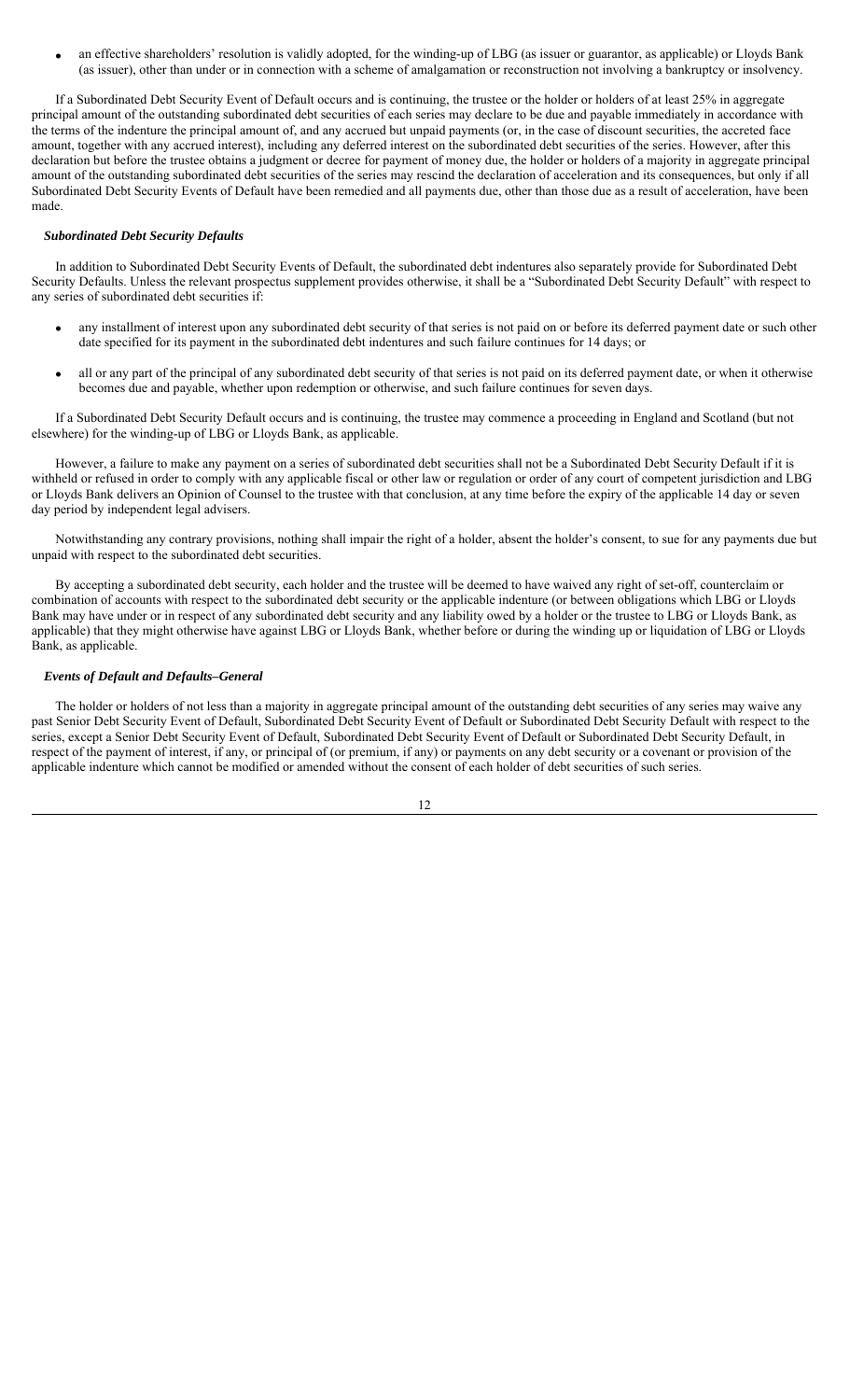- an effective shareholders' resolution is validly adopted, for the winding-up of LBG (as issuer or guarantor, as applicable) or Lloyds Bank (as issuer), other than under or in connection with a scheme of amalgamation or reconstruction not involving a bankruptcy or insolvency.

If a Subordinated Debt Security Event of Default occurs and is continuing, the trustee or the holder or holders of at least 25% in aggregate principal amount of the outstanding subordinated debt securities of each series may declare to be due and payable immediately in accordance with the terms of the indenture the principal amount of, and any accrued but unpaid payments (or, in the case of discount securities, the accreted face amount, together with any accrued interest), including any deferred interest on the subordinated debt securities of the series. However, after this declaration but before the trustee obtains a judgment or decree for payment of money due, the holder or holders of a majority in aggregate principal amount of the outstanding subordinated debt securities of the series may rescind the declaration of acceleration and its consequences, but only if all Subordinated Debt Security Events of Default have been remedied and all payments due, other than those due as a result of acceleration, have been made.

***Subordinated Debt Security Defaults***

In addition to Subordinated Debt Security Events of Default, the subordinated debt indentures also separately provide for Subordinated Debt Security Defaults. Unless the relevant prospectus supplement provides otherwise, it shall be a "Subordinated Debt Security Default" with respect to any series of subordinated debt securities if:

- any installment of interest upon any subordinated debt security of that series is not paid on or before its deferred payment date or such other date specified for its payment in the subordinated debt indentures and such failure continues for 14 days; or
- all or any part of the principal of any subordinated debt security of that series is not paid on its deferred payment date, or when it otherwise becomes due and payable, whether upon redemption or otherwise, and such failure continues for seven days.

If a Subordinated Debt Security Default occurs and is continuing, the trustee may commence a proceeding in England and Scotland (but not elsewhere) for the winding-up of LBG or Lloyds Bank, as applicable.

However, a failure to make any payment on a series of subordinated debt securities shall not be a Subordinated Debt Security Default if it is withheld or refused in order to comply with any applicable fiscal or other law or regulation or order of any court of competent jurisdiction and LBG or Lloyds Bank delivers an Opinion of Counsel to the trustee with that conclusion, at any time before the expiry of the applicable 14 day or seven day period by independent legal advisers.

Notwithstanding any contrary provisions, nothing shall impair the right of a holder, absent the holder's consent, to sue for any payments due but unpaid with respect to the subordinated debt securities.

By accepting a subordinated debt security, each holder and the trustee will be deemed to have waived any right of set-off, counterclaim or combination of accounts with respect to the subordinated debt security or the applicable indenture (or between obligations which LBG or Lloyds Bank may have under or in respect of any subordinated debt security and any liability owed by a holder or the trustee to LBG or Lloyds Bank, as applicable) that they might otherwise have against LBG or Lloyds Bank, whether before or during the winding up or liquidation of LBG or Lloyds Bank, as applicable.

***Events of Default and Defaults–General***

The holder or holders of not less than a majority in aggregate principal amount of the outstanding debt securities of any series may waive any past Senior Debt Security Event of Default, Subordinated Debt Security Event of Default or Subordinated Debt Security Default with respect to the series, except a Senior Debt Security Event of Default, Subordinated Debt Security Event of Default or Subordinated Debt Security Default, in respect of the payment of interest, if any, or principal of (or premium, if any) or payments on any debt security or a covenant or provision of the applicable indenture which cannot be modified or amended without the consent of each holder of debt securities of such series.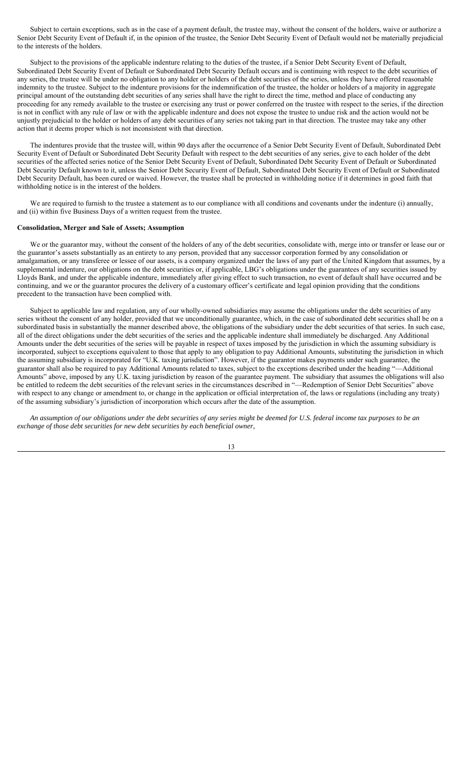Subject to certain exceptions, such as in the case of a payment default, the trustee may, without the consent of the holders, waive or authorize a Senior Debt Security Event of Default if, in the opinion of the trustee, the Senior Debt Security Event of Default would not be materially prejudicial to the interests of the holders.

Subject to the provisions of the applicable indenture relating to the duties of the trustee, if a Senior Debt Security Event of Default, Subordinated Debt Security Event of Default or Subordinated Debt Security Default occurs and is continuing with respect to the debt securities of any series, the trustee will be under no obligation to any holder or holders of the debt securities of the series, unless they have offered reasonable indemnity to the trustee. Subject to the indenture provisions for the indemnification of the trustee, the holder or holders of a majority in aggregate principal amount of the outstanding debt securities of any series shall have the right to direct the time, method and place of conducting any proceeding for any remedy available to the trustee or exercising any trust or power conferred on the trustee with respect to the series, if the direction is not in conflict with any rule of law or with the applicable indenture and does not expose the trustee to undue risk and the action would not be unjustly prejudicial to the holder or holders of any debt securities of any series not taking part in that direction. The trustee may take any other action that it deems proper which is not inconsistent with that direction.

The indentures provide that the trustee will, within 90 days after the occurrence of a Senior Debt Security Event of Default, Subordinated Debt Security Event of Default or Subordinated Debt Security Default with respect to the debt securities of any series, give to each holder of the debt securities of the affected series notice of the Senior Debt Security Event of Default, Subordinated Debt Security Event of Default or Subordinated Debt Security Default known to it, unless the Senior Debt Security Event of Default, Subordinated Debt Security Event of Default or Subordinated Debt Security Default, has been cured or waived. However, the trustee shall be protected in withholding notice if it determines in good faith that withholding notice is in the interest of the holders.

We are required to furnish to the trustee a statement as to our compliance with all conditions and covenants under the indenture (i) annually, and (ii) within five Business Days of a written request from the trustee.

**Consolidation, Merger and Sale of Assets; Assumption**

We or the guarantor may, without the consent of the holders of any of the debt securities, consolidate with, merge into or transfer or lease our or the guarantor's assets substantially as an entirety to any person, provided that any successor corporation formed by any consolidation or amalgamation, or any transferee or lessee of our assets, is a company organized under the laws of any part of the United Kingdom that assumes, by a supplemental indenture, our obligations on the debt securities or, if applicable, LBG's obligations under the guarantees of any securities issued by Lloyds Bank, and under the applicable indenture, immediately after giving effect to such transaction, no event of default shall have occurred and be continuing, and we or the guarantor procures the delivery of a customary officer's certificate and legal opinion providing that the conditions precedent to the transaction have been complied with.

Subject to applicable law and regulation, any of our wholly-owned subsidiaries may assume the obligations under the debt securities of any series without the consent of any holder, provided that we unconditionally guarantee, which, in the case of subordinated debt securities shall be on a subordinated basis in substantially the manner described above, the obligations of the subsidiary under the debt securities of that series. In such case, all of the direct obligations under the debt securities of the series and the applicable indenture shall immediately be discharged. Any Additional Amounts under the debt securities of the series will be payable in respect of taxes imposed by the jurisdiction in which the assuming subsidiary is incorporated, subject to exceptions equivalent to those that apply to any obligation to pay Additional Amounts, substituting the jurisdiction in which the assuming subsidiary is incorporated for "U.K. taxing jurisdiction". However, if the guarantor makes payments under such guarantee, the guarantor shall also be required to pay Additional Amounts related to taxes, subject to the exceptions described under the heading "—Additional Amounts" above, imposed by any U.K. taxing jurisdiction by reason of the guarantee payment. The subsidiary that assumes the obligations will also be entitled to redeem the debt securities of the relevant series in the circumstances described in "—Redemption of Senior Debt Securities" above with respect to any change or amendment to, or change in the application or official interpretation of, the laws or regulations (including any treaty) of the assuming subsidiary's jurisdiction of incorporation which occurs after the date of the assumption.

*An assumption of our obligations under the debt securities of any series might be deemed for U.S. federal income tax purposes to be an exchange of those debt securities for new debt securities by each beneficial owner,*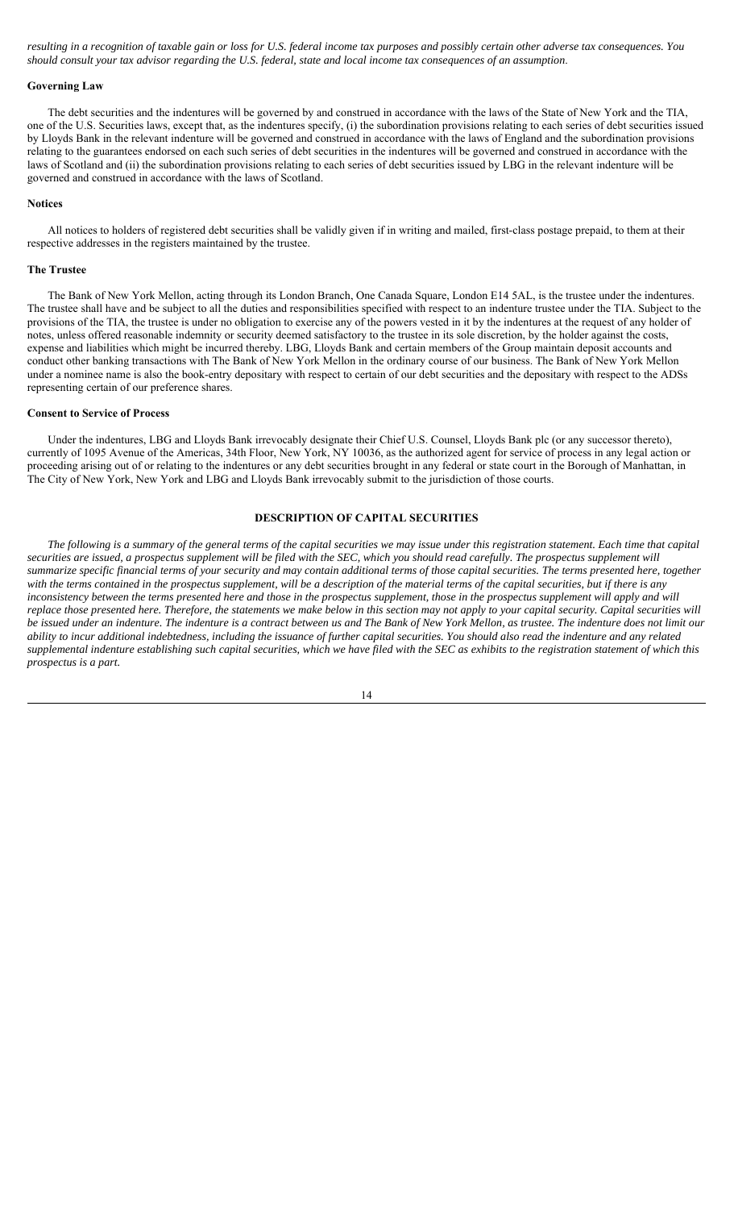*resulting in a recognition of taxable gain or loss for U.S. federal income tax purposes and possibly certain other adverse tax consequences. You should consult your tax advisor regarding the U.S. federal, state and local income tax consequences of an assumption*.

**Governing Law**

The debt securities and the indentures will be governed by and construed in accordance with the laws of the State of New York and the TIA, one of the U.S. Securities laws, except that, as the indentures specify, (i) the subordination provisions relating to each series of debt securities issued by Lloyds Bank in the relevant indenture will be governed and construed in accordance with the laws of England and the subordination provisions relating to the guarantees endorsed on each such series of debt securities in the indentures will be governed and construed in accordance with the laws of Scotland and (ii) the subordination provisions relating to each series of debt securities issued by LBG in the relevant indenture will be governed and construed in accordance with the laws of Scotland.

**Notices**

All notices to holders of registered debt securities shall be validly given if in writing and mailed, first-class postage prepaid, to them at their respective addresses in the registers maintained by the trustee.

**The Trustee**

The Bank of New York Mellon, acting through its London Branch, One Canada Square, London E14 5AL, is the trustee under the indentures. The trustee shall have and be subject to all the duties and responsibilities specified with respect to an indenture trustee under the TIA. Subject to the provisions of the TIA, the trustee is under no obligation to exercise any of the powers vested in it by the indentures at the request of any holder of notes, unless offered reasonable indemnity or security deemed satisfactory to the trustee in its sole discretion, by the holder against the costs, expense and liabilities which might be incurred thereby. LBG, Lloyds Bank and certain members of the Group maintain deposit accounts and conduct other banking transactions with The Bank of New York Mellon in the ordinary course of our business. The Bank of New York Mellon under a nominee name is also the book-entry depositary with respect to certain of our debt securities and the depositary with respect to the ADSs representing certain of our preference shares.

**Consent to Service of Process**

Under the indentures, LBG and Lloyds Bank irrevocably designate their Chief U.S. Counsel, Lloyds Bank plc (or any successor thereto), currently of 1095 Avenue of the Americas, 34th Floor, New York, NY 10036, as the authorized agent for service of process in any legal action or proceeding arising out of or relating to the indentures or any debt securities brought in any federal or state court in the Borough of Manhattan, in The City of New York, New York and LBG and Lloyds Bank irrevocably submit to the jurisdiction of those courts.

## DESCRIPTION OF CAPITAL SECURITIES

*The following is a summary of the general terms of the capital securities we may issue under this registration statement. Each time that capital securities are issued, a prospectus supplement will be filed with the SEC, which you should read carefully. The prospectus supplement will summarize specific financial terms of your security and may contain additional terms of those capital securities. The terms presented here, together with the terms contained in the prospectus supplement, will be a description of the material terms of the capital securities, but if there is any inconsistency between the terms presented here and those in the prospectus supplement, those in the prospectus supplement will apply and will replace those presented here. Therefore, the statements we make below in this section may not apply to your capital security. Capital securities will be issued under an indenture. The indenture is a contract between us and The Bank of New York Mellon, as trustee. The indenture does not limit our ability to incur additional indebtedness, including the issuance of further capital securities. You should also read the indenture and any related supplemental indenture establishing such capital securities, which we have filed with the SEC as exhibits to the registration statement of which this prospectus is a part.*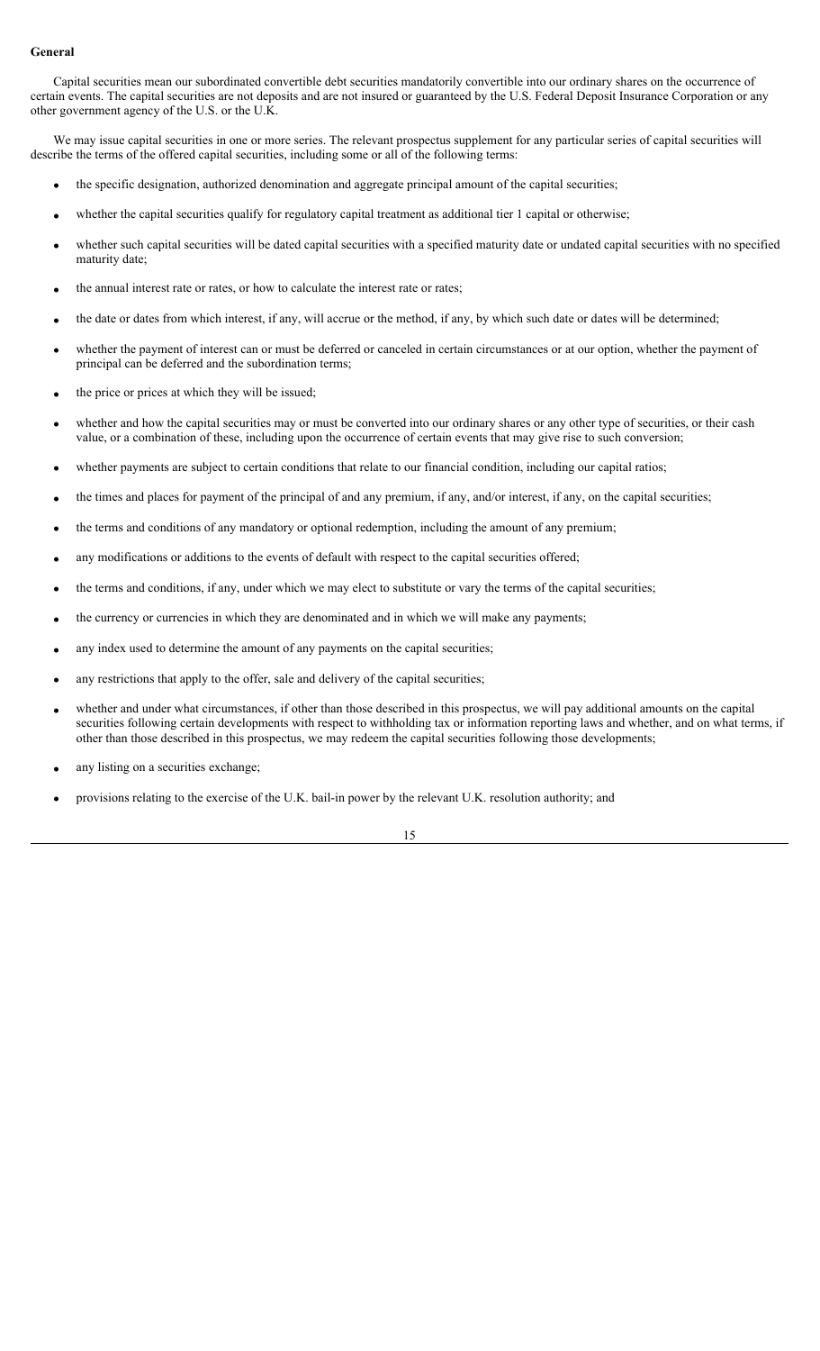**General**

Capital securities mean our subordinated convertible debt securities mandatorily convertible into our ordinary shares on the occurrence of certain events. The capital securities are not deposits and are not insured or guaranteed by the U.S. Federal Deposit Insurance Corporation or any other government agency of the U.S. or the U.K.

We may issue capital securities in one or more series. The relevant prospectus supplement for any particular series of capital securities will describe the terms of the offered capital securities, including some or all of the following terms:

- the specific designation, authorized denomination and aggregate principal amount of the capital securities;
- whether the capital securities qualify for regulatory capital treatment as additional tier 1 capital or otherwise;
- whether such capital securities will be dated capital securities with a specified maturity date or undated capital securities with no specified maturity date;
- the annual interest rate or rates, or how to calculate the interest rate or rates;
- the date or dates from which interest, if any, will accrue or the method, if any, by which such date or dates will be determined;
- whether the payment of interest can or must be deferred or canceled in certain circumstances or at our option, whether the payment of principal can be deferred and the subordination terms;
- the price or prices at which they will be issued;
- whether and how the capital securities may or must be converted into our ordinary shares or any other type of securities, or their cash value, or a combination of these, including upon the occurrence of certain events that may give rise to such conversion;
- whether payments are subject to certain conditions that relate to our financial condition, including our capital ratios;
- the times and places for payment of the principal of and any premium, if any, and/or interest, if any, on the capital securities;
- the terms and conditions of any mandatory or optional redemption, including the amount of any premium;
- any modifications or additions to the events of default with respect to the capital securities offered;
- the terms and conditions, if any, under which we may elect to substitute or vary the terms of the capital securities;
- the currency or currencies in which they are denominated and in which we will make any payments;
- any index used to determine the amount of any payments on the capital securities;
- any restrictions that apply to the offer, sale and delivery of the capital securities;
- whether and under what circumstances, if other than those described in this prospectus, we will pay additional amounts on the capital securities following certain developments with respect to withholding tax or information reporting laws and whether, and on what terms, if other than those described in this prospectus, we may redeem the capital securities following those developments;
- any listing on a securities exchange;
- provisions relating to the exercise of the U.K. bail-in power by the relevant U.K. resolution authority; and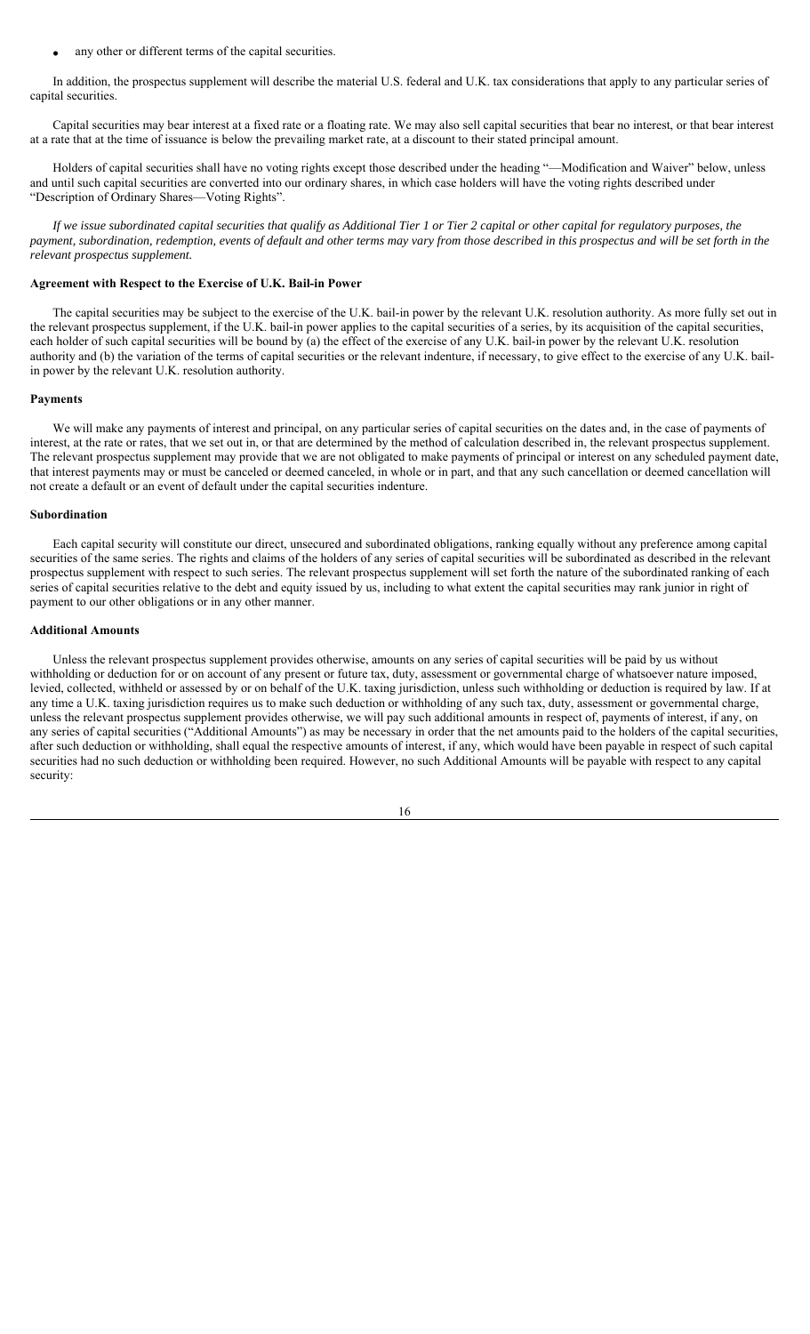- any other or different terms of the capital securities.

In addition, the prospectus supplement will describe the material U.S. federal and U.K. tax considerations that apply to any particular series of capital securities.

Capital securities may bear interest at a fixed rate or a floating rate. We may also sell capital securities that bear no interest, or that bear interest at a rate that at the time of issuance is below the prevailing market rate, at a discount to their stated principal amount.

Holders of capital securities shall have no voting rights except those described under the heading "—Modification and Waiver" below, unless and until such capital securities are converted into our ordinary shares, in which case holders will have the voting rights described under "Description of Ordinary Shares—Voting Rights".

*If we issue subordinated capital securities that qualify as Additional Tier 1 or Tier 2 capital or other capital for regulatory purposes, the payment, subordination, redemption, events of default and other terms may vary from those described in this prospectus and will be set forth in the relevant prospectus supplement.*

### Agreement with Respect to the Exercise of U.K. Bail-in Power

The capital securities may be subject to the exercise of the U.K. bail-in power by the relevant U.K. resolution authority. As more fully set out in the relevant prospectus supplement, if the U.K. bail-in power applies to the capital securities of a series, by its acquisition of the capital securities, each holder of such capital securities will be bound by (a) the effect of the exercise of any U.K. bail-in power by the relevant U.K. resolution authority and (b) the variation of the terms of capital securities or the relevant indenture, if necessary, to give effect to the exercise of any U.K. bail-in power by the relevant U.K. resolution authority.

### Payments

We will make any payments of interest and principal, on any particular series of capital securities on the dates and, in the case of payments of interest, at the rate or rates, that we set out in, or that are determined by the method of calculation described in, the relevant prospectus supplement. The relevant prospectus supplement may provide that we are not obligated to make payments of principal or interest on any scheduled payment date, that interest payments may or must be canceled or deemed canceled, in whole or in part, and that any such cancellation or deemed cancellation will not create a default or an event of default under the capital securities indenture.

### Subordination

Each capital security will constitute our direct, unsecured and subordinated obligations, ranking equally without any preference among capital securities of the same series. The rights and claims of the holders of any series of capital securities will be subordinated as described in the relevant prospectus supplement with respect to such series. The relevant prospectus supplement will set forth the nature of the subordinated ranking of each series of capital securities relative to the debt and equity issued by us, including to what extent the capital securities may rank junior in right of payment to our other obligations or in any other manner.

### Additional Amounts

Unless the relevant prospectus supplement provides otherwise, amounts on any series of capital securities will be paid by us without withholding or deduction for or on account of any present or future tax, duty, assessment or governmental charge of whatsoever nature imposed, levied, collected, withheld or assessed by or on behalf of the U.K. taxing jurisdiction, unless such withholding or deduction is required by law. If at any time a U.K. taxing jurisdiction requires us to make such deduction or withholding of any such tax, duty, assessment or governmental charge, unless the relevant prospectus supplement provides otherwise, we will pay such additional amounts in respect of, payments of interest, if any, on any series of capital securities ("Additional Amounts") as may be necessary in order that the net amounts paid to the holders of the capital securities, after such deduction or withholding, shall equal the respective amounts of interest, if any, which would have been payable in respect of such capital securities had no such deduction or withholding been required. However, no such Additional Amounts will be payable with respect to any capital security: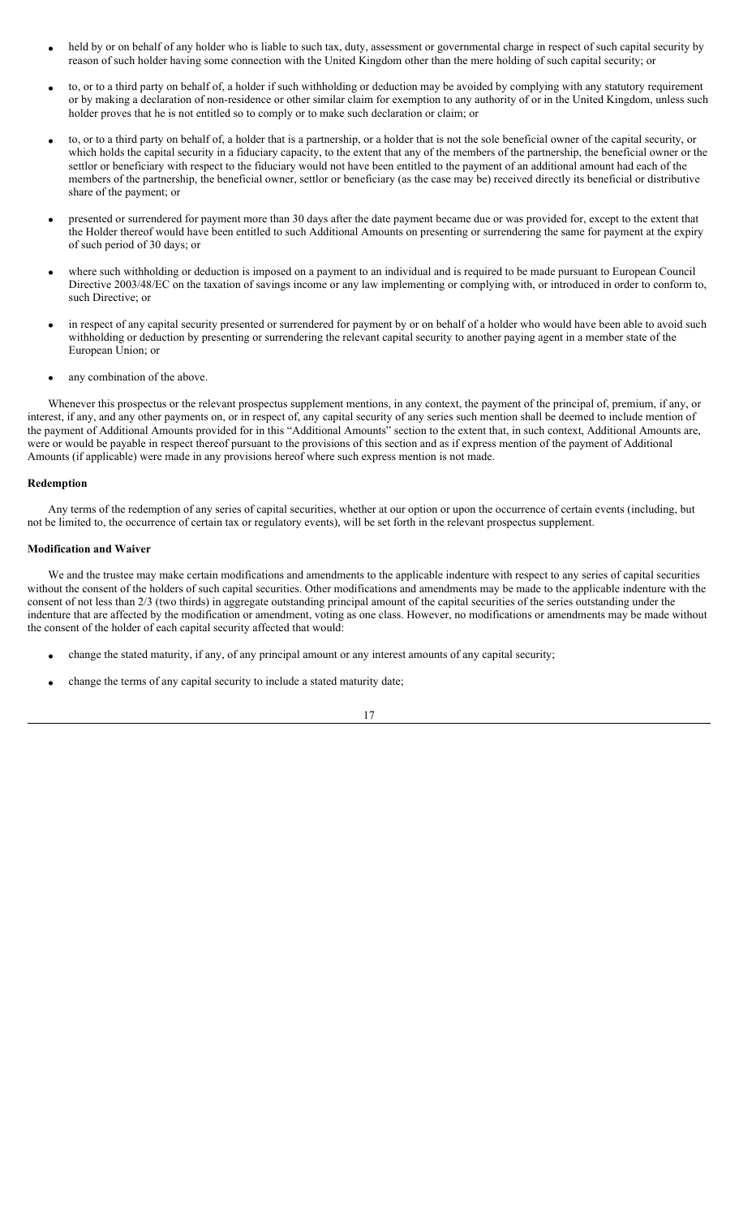- held by or on behalf of any holder who is liable to such tax, duty, assessment or governmental charge in respect of such capital security by reason of such holder having some connection with the United Kingdom other than the mere holding of such capital security; or
- to, or to a third party on behalf of, a holder if such withholding or deduction may be avoided by complying with any statutory requirement or by making a declaration of non-residence or other similar claim for exemption to any authority of or in the United Kingdom, unless such holder proves that he is not entitled so to comply or to make such declaration or claim; or
- to, or to a third party on behalf of, a holder that is a partnership, or a holder that is not the sole beneficial owner of the capital security, or which holds the capital security in a fiduciary capacity, to the extent that any of the members of the partnership, the beneficial owner or the settlor or beneficiary with respect to the fiduciary would not have been entitled to the payment of an additional amount had each of the members of the partnership, the beneficial owner, settlor or beneficiary (as the case may be) received directly its beneficial or distributive share of the payment; or
- presented or surrendered for payment more than 30 days after the date payment became due or was provided for, except to the extent that the Holder thereof would have been entitled to such Additional Amounts on presenting or surrendering the same for payment at the expiry of such period of 30 days; or
- where such withholding or deduction is imposed on a payment to an individual and is required to be made pursuant to European Council Directive 2003/48/EC on the taxation of savings income or any law implementing or complying with, or introduced in order to conform to, such Directive; or
- in respect of any capital security presented or surrendered for payment by or on behalf of a holder who would have been able to avoid such withholding or deduction by presenting or surrendering the relevant capital security to another paying agent in a member state of the European Union; or
- any combination of the above.

Whenever this prospectus or the relevant prospectus supplement mentions, in any context, the payment of the principal of, premium, if any, or interest, if any, and any other payments on, or in respect of, any capital security of any series such mention shall be deemed to include mention of the payment of Additional Amounts provided for in this "Additional Amounts" section to the extent that, in such context, Additional Amounts are, were or would be payable in respect thereof pursuant to the provisions of this section and as if express mention of the payment of Additional Amounts (if applicable) were made in any provisions hereof where such express mention is not made.

**Redemption**

Any terms of the redemption of any series of capital securities, whether at our option or upon the occurrence of certain events (including, but not be limited to, the occurrence of certain tax or regulatory events), will be set forth in the relevant prospectus supplement.

**Modification and Waiver**

We and the trustee may make certain modifications and amendments to the applicable indenture with respect to any series of capital securities without the consent of the holders of such capital securities. Other modifications and amendments may be made to the applicable indenture with the consent of not less than 2/3 (two thirds) in aggregate outstanding principal amount of the capital securities of the series outstanding under the indenture that are affected by the modification or amendment, voting as one class. However, no modifications or amendments may be made without the consent of the holder of each capital security affected that would:

- change the stated maturity, if any, of any principal amount or any interest amounts of any capital security;
- change the terms of any capital security to include a stated maturity date;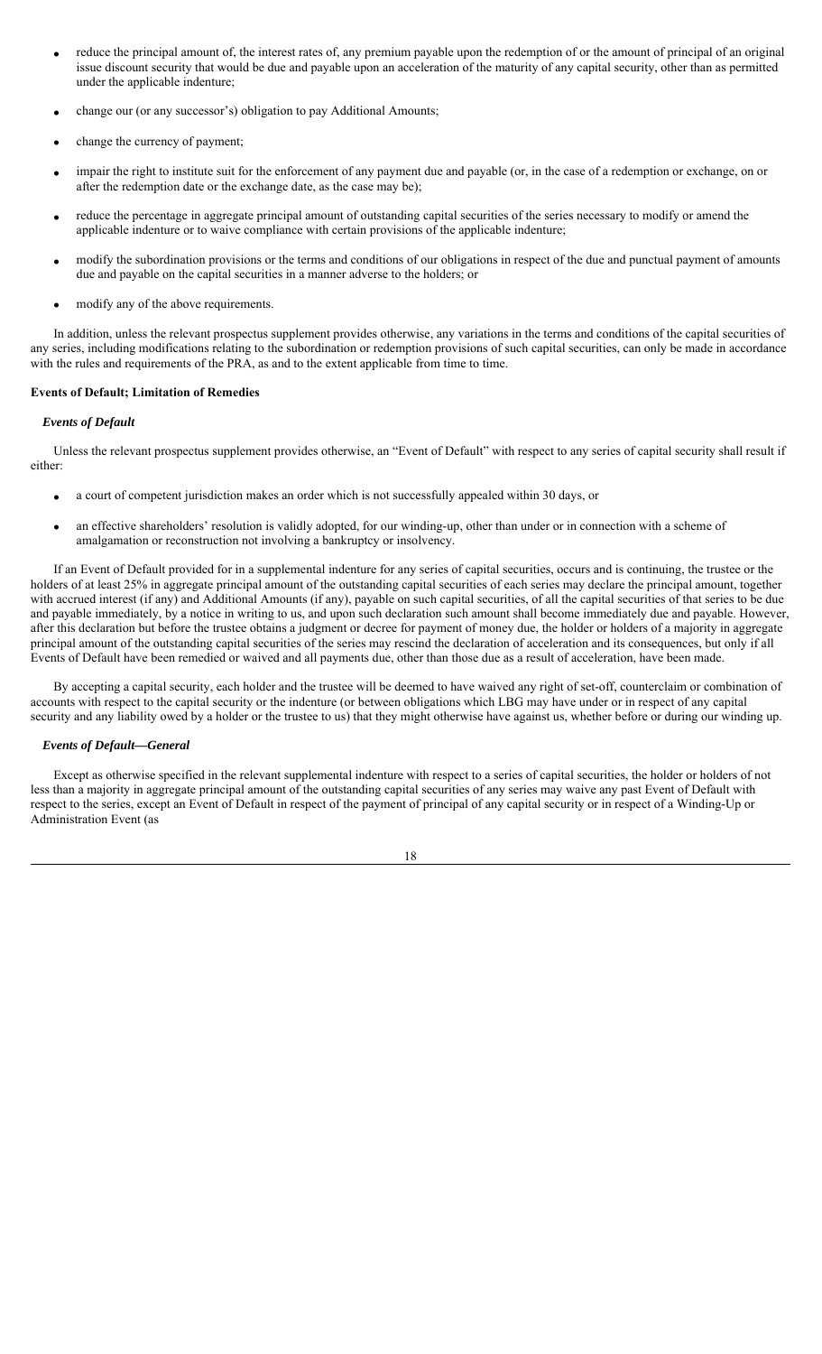- reduce the principal amount of, the interest rates of, any premium payable upon the redemption of or the amount of principal of an original issue discount security that would be due and payable upon an acceleration of the maturity of any capital security, other than as permitted under the applicable indenture;
- change our (or any successor's) obligation to pay Additional Amounts;
- change the currency of payment;
- impair the right to institute suit for the enforcement of any payment due and payable (or, in the case of a redemption or exchange, on or after the redemption date or the exchange date, as the case may be);
- reduce the percentage in aggregate principal amount of outstanding capital securities of the series necessary to modify or amend the applicable indenture or to waive compliance with certain provisions of the applicable indenture;
- modify the subordination provisions or the terms and conditions of our obligations in respect of the due and punctual payment of amounts due and payable on the capital securities in a manner adverse to the holders; or
- modify any of the above requirements.

In addition, unless the relevant prospectus supplement provides otherwise, any variations in the terms and conditions of the capital securities of any series, including modifications relating to the subordination or redemption provisions of such capital securities, can only be made in accordance with the rules and requirements of the PRA, as and to the extent applicable from time to time.

**Events of Default; Limitation of Remedies**

***Events of Default***

Unless the relevant prospectus supplement provides otherwise, an "Event of Default" with respect to any series of capital security shall result if either:

- a court of competent jurisdiction makes an order which is not successfully appealed within 30 days, or
- an effective shareholders' resolution is validly adopted, for our winding-up, other than under or in connection with a scheme of amalgamation or reconstruction not involving a bankruptcy or insolvency.

If an Event of Default provided for in a supplemental indenture for any series of capital securities, occurs and is continuing, the trustee or the holders of at least 25% in aggregate principal amount of the outstanding capital securities of each series may declare the principal amount, together with accrued interest (if any) and Additional Amounts (if any), payable on such capital securities, of all the capital securities of that series to be due and payable immediately, by a notice in writing to us, and upon such declaration such amount shall become immediately due and payable. However, after this declaration but before the trustee obtains a judgment or decree for payment of money due, the holder or holders of a majority in aggregate principal amount of the outstanding capital securities of the series may rescind the declaration of acceleration and its consequences, but only if all Events of Default have been remedied or waived and all payments due, other than those due as a result of acceleration, have been made.

By accepting a capital security, each holder and the trustee will be deemed to have waived any right of set-off, counterclaim or combination of accounts with respect to the capital security or the indenture (or between obligations which LBG may have under or in respect of any capital security and any liability owed by a holder or the trustee to us) that they might otherwise have against us, whether before or during our winding up.

***Events of Default—General***

Except as otherwise specified in the relevant supplemental indenture with respect to a series of capital securities, the holder or holders of not less than a majority in aggregate principal amount of the outstanding capital securities of any series may waive any past Event of Default with respect to the series, except an Event of Default in respect of the payment of principal of any capital security or in respect of a Winding-Up or Administration Event (as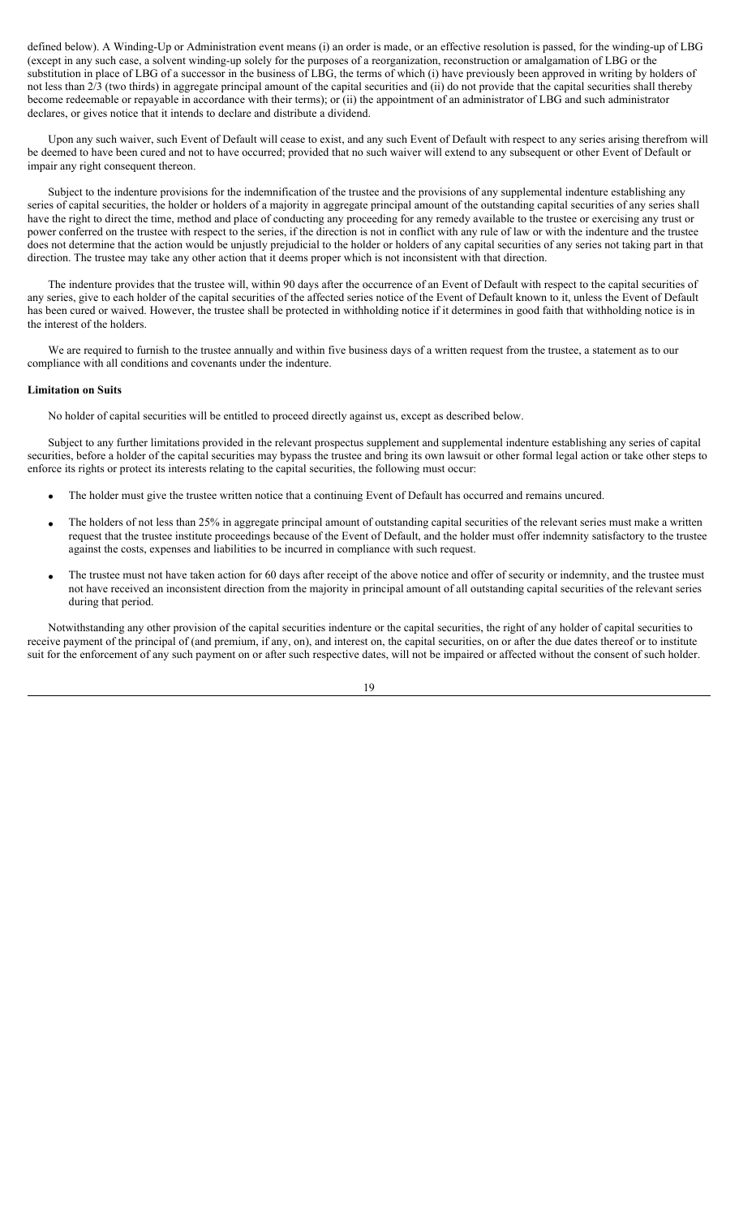defined below). A Winding-Up or Administration event means (i) an order is made, or an effective resolution is passed, for the winding-up of LBG (except in any such case, a solvent winding-up solely for the purposes of a reorganization, reconstruction or amalgamation of LBG or the substitution in place of LBG of a successor in the business of LBG, the terms of which (i) have previously been approved in writing by holders of not less than 2/3 (two thirds) in aggregate principal amount of the capital securities and (ii) do not provide that the capital securities shall thereby become redeemable or repayable in accordance with their terms); or (ii) the appointment of an administrator of LBG and such administrator declares, or gives notice that it intends to declare and distribute a dividend.

Upon any such waiver, such Event of Default will cease to exist, and any such Event of Default with respect to any series arising therefrom will be deemed to have been cured and not to have occurred; provided that no such waiver will extend to any subsequent or other Event of Default or impair any right consequent thereon.

Subject to the indenture provisions for the indemnification of the trustee and the provisions of any supplemental indenture establishing any series of capital securities, the holder or holders of a majority in aggregate principal amount of the outstanding capital securities of any series shall have the right to direct the time, method and place of conducting any proceeding for any remedy available to the trustee or exercising any trust or power conferred on the trustee with respect to the series, if the direction is not in conflict with any rule of law or with the indenture and the trustee does not determine that the action would be unjustly prejudicial to the holder or holders of any capital securities of any series not taking part in that direction. The trustee may take any other action that it deems proper which is not inconsistent with that direction.

The indenture provides that the trustee will, within 90 days after the occurrence of an Event of Default with respect to the capital securities of any series, give to each holder of the capital securities of the affected series notice of the Event of Default known to it, unless the Event of Default has been cured or waived. However, the trustee shall be protected in withholding notice if it determines in good faith that withholding notice is in the interest of the holders.

We are required to furnish to the trustee annually and within five business days of a written request from the trustee, a statement as to our compliance with all conditions and covenants under the indenture.

**Limitation on Suits**

No holder of capital securities will be entitled to proceed directly against us, except as described below.

Subject to any further limitations provided in the relevant prospectus supplement and supplemental indenture establishing any series of capital securities, before a holder of the capital securities may bypass the trustee and bring its own lawsuit or other formal legal action or take other steps to enforce its rights or protect its interests relating to the capital securities, the following must occur:

- The holder must give the trustee written notice that a continuing Event of Default has occurred and remains uncured.
- The holders of not less than 25% in aggregate principal amount of outstanding capital securities of the relevant series must make a written request that the trustee institute proceedings because of the Event of Default, and the holder must offer indemnity satisfactory to the trustee against the costs, expenses and liabilities to be incurred in compliance with such request.
- The trustee must not have taken action for 60 days after receipt of the above notice and offer of security or indemnity, and the trustee must not have received an inconsistent direction from the majority in principal amount of all outstanding capital securities of the relevant series during that period.

Notwithstanding any other provision of the capital securities indenture or the capital securities, the right of any holder of capital securities to receive payment of the principal of (and premium, if any, on), and interest on, the capital securities, on or after the due dates thereof or to institute suit for the enforcement of any such payment on or after such respective dates, will not be impaired or affected without the consent of such holder.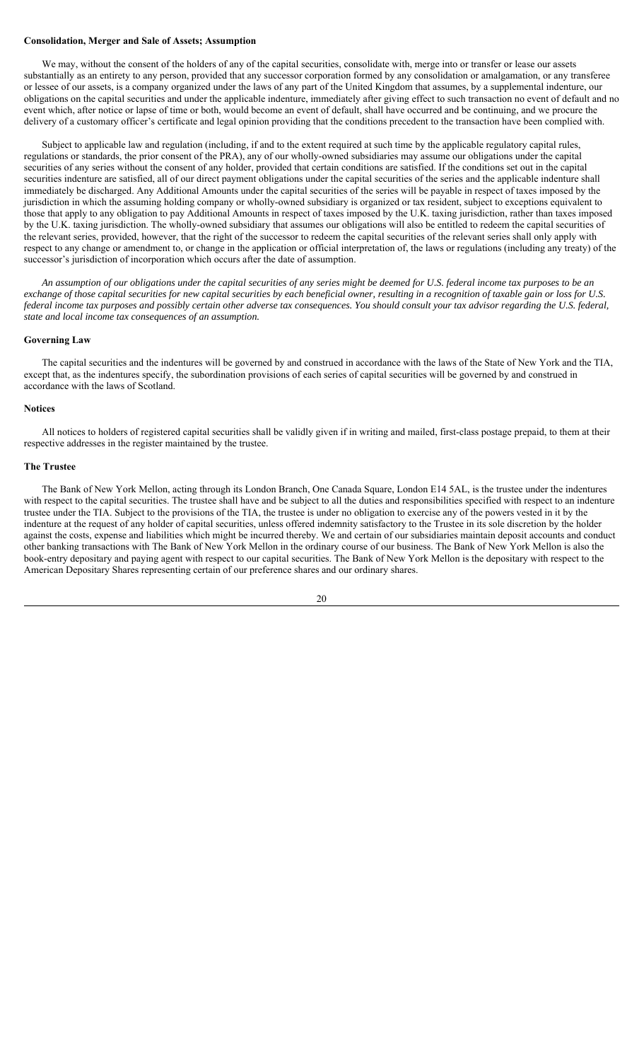#### Consolidation, Merger and Sale of Assets; Assumption

We may, without the consent of the holders of any of the capital securities, consolidate with, merge into or transfer or lease our assets substantially as an entirety to any person, provided that any successor corporation formed by any consolidation or amalgamation, or any transferee or lessee of our assets, is a company organized under the laws of any part of the United Kingdom that assumes, by a supplemental indenture, our obligations on the capital securities and under the applicable indenture, immediately after giving effect to such transaction no event of default and no event which, after notice or lapse of time or both, would become an event of default, shall have occurred and be continuing, and we procure the delivery of a customary officer's certificate and legal opinion providing that the conditions precedent to the transaction have been complied with.

Subject to applicable law and regulation (including, if and to the extent required at such time by the applicable regulatory capital rules, regulations or standards, the prior consent of the PRA), any of our wholly-owned subsidiaries may assume our obligations under the capital securities of any series without the consent of any holder, provided that certain conditions are satisfied. If the conditions set out in the capital securities indenture are satisfied, all of our direct payment obligations under the capital securities of the series and the applicable indenture shall immediately be discharged. Any Additional Amounts under the capital securities of the series will be payable in respect of taxes imposed by the jurisdiction in which the assuming holding company or wholly-owned subsidiary is organized or tax resident, subject to exceptions equivalent to those that apply to any obligation to pay Additional Amounts in respect of taxes imposed by the U.K. taxing jurisdiction, rather than taxes imposed by the U.K. taxing jurisdiction. The wholly-owned subsidiary that assumes our obligations will also be entitled to redeem the capital securities of the relevant series, provided, however, that the right of the successor to redeem the capital securities of the relevant series shall only apply with respect to any change or amendment to, or change in the application or official interpretation of, the laws or regulations (including any treaty) of the successor's jurisdiction of incorporation which occurs after the date of assumption.

*An assumption of our obligations under the capital securities of any series might be deemed for U.S. federal income tax purposes to be an exchange of those capital securities for new capital securities by each beneficial owner, resulting in a recognition of taxable gain or loss for U.S. federal income tax purposes and possibly certain other adverse tax consequences. You should consult your tax advisor regarding the U.S. federal, state and local income tax consequences of an assumption.*

#### Governing Law

The capital securities and the indentures will be governed by and construed in accordance with the laws of the State of New York and the TIA, except that, as the indentures specify, the subordination provisions of each series of capital securities will be governed by and construed in accordance with the laws of Scotland.

#### Notices

All notices to holders of registered capital securities shall be validly given if in writing and mailed, first-class postage prepaid, to them at their respective addresses in the register maintained by the trustee.

#### The Trustee

The Bank of New York Mellon, acting through its London Branch, One Canada Square, London E14 5AL, is the trustee under the indentures with respect to the capital securities. The trustee shall have and be subject to all the duties and responsibilities specified with respect to an indenture trustee under the TIA. Subject to the provisions of the TIA, the trustee is under no obligation to exercise any of the powers vested in it by the indenture at the request of any holder of capital securities, unless offered indemnity satisfactory to the Trustee in its sole discretion by the holder against the costs, expense and liabilities which might be incurred thereby. We and certain of our subsidiaries maintain deposit accounts and conduct other banking transactions with The Bank of New York Mellon in the ordinary course of our business. The Bank of New York Mellon is also the book-entry depositary and paying agent with respect to our capital securities. The Bank of New York Mellon is the depositary with respect to the American Depositary Shares representing certain of our preference shares and our ordinary shares.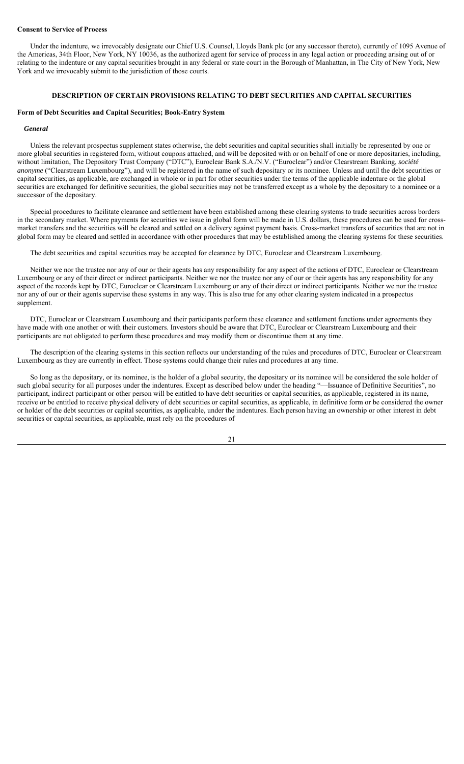**Consent to Service of Process**

Under the indenture, we irrevocably designate our Chief U.S. Counsel, Lloyds Bank plc (or any successor thereto), currently of 1095 Avenue of the Americas, 34th Floor, New York, NY 10036, as the authorized agent for service of process in any legal action or proceeding arising out of or relating to the indenture or any capital securities brought in any federal or state court in the Borough of Manhattan, in The City of New York, New York and we irrevocably submit to the jurisdiction of those courts.

## DESCRIPTION OF CERTAIN PROVISIONS RELATING TO DEBT SECURITIES AND CAPITAL SECURITIES

### Form of Debt Securities and Capital Securities; Book-Entry System

#### *General*

Unless the relevant prospectus supplement states otherwise, the debt securities and capital securities shall initially be represented by one or more global securities in registered form, without coupons attached, and will be deposited with or on behalf of one or more depositaries, including, without limitation, The Depository Trust Company ("DTC"), Euroclear Bank S.A./N.V. ("Euroclear") and/or Clearstream Banking, *société anonyme* ("Clearstream Luxembourg"), and will be registered in the name of such depositary or its nominee. Unless and until the debt securities or capital securities, as applicable, are exchanged in whole or in part for other securities under the terms of the applicable indenture or the global securities are exchanged for definitive securities, the global securities may not be transferred except as a whole by the depositary to a nominee or a successor of the depositary.

Special procedures to facilitate clearance and settlement have been established among these clearing systems to trade securities across borders in the secondary market. Where payments for securities we issue in global form will be made in U.S. dollars, these procedures can be used for cross-market transfers and the securities will be cleared and settled on a delivery against payment basis. Cross-market transfers of securities that are not in global form may be cleared and settled in accordance with other procedures that may be established among the clearing systems for these securities.

The debt securities and capital securities may be accepted for clearance by DTC, Euroclear and Clearstream Luxembourg.

Neither we nor the trustee nor any of our or their agents has any responsibility for any aspect of the actions of DTC, Euroclear or Clearstream Luxembourg or any of their direct or indirect participants. Neither we nor the trustee nor any of our or their agents has any responsibility for any aspect of the records kept by DTC, Euroclear or Clearstream Luxembourg or any of their direct or indirect participants. Neither we nor the trustee nor any of our or their agents supervise these systems in any way. This is also true for any other clearing system indicated in a prospectus supplement.

DTC, Euroclear or Clearstream Luxembourg and their participants perform these clearance and settlement functions under agreements they have made with one another or with their customers. Investors should be aware that DTC, Euroclear or Clearstream Luxembourg and their participants are not obligated to perform these procedures and may modify them or discontinue them at any time.

The description of the clearing systems in this section reflects our understanding of the rules and procedures of DTC, Euroclear or Clearstream Luxembourg as they are currently in effect. Those systems could change their rules and procedures at any time.

So long as the depositary, or its nominee, is the holder of a global security, the depositary or its nominee will be considered the sole holder of such global security for all purposes under the indentures. Except as described below under the heading "—Issuance of Definitive Securities", no participant, indirect participant or other person will be entitled to have debt securities or capital securities, as applicable, registered in its name, receive or be entitled to receive physical delivery of debt securities or capital securities, as applicable, in definitive form or be considered the owner or holder of the debt securities or capital securities, as applicable, under the indentures. Each person having an ownership or other interest in debt securities or capital securities, as applicable, must rely on the procedures of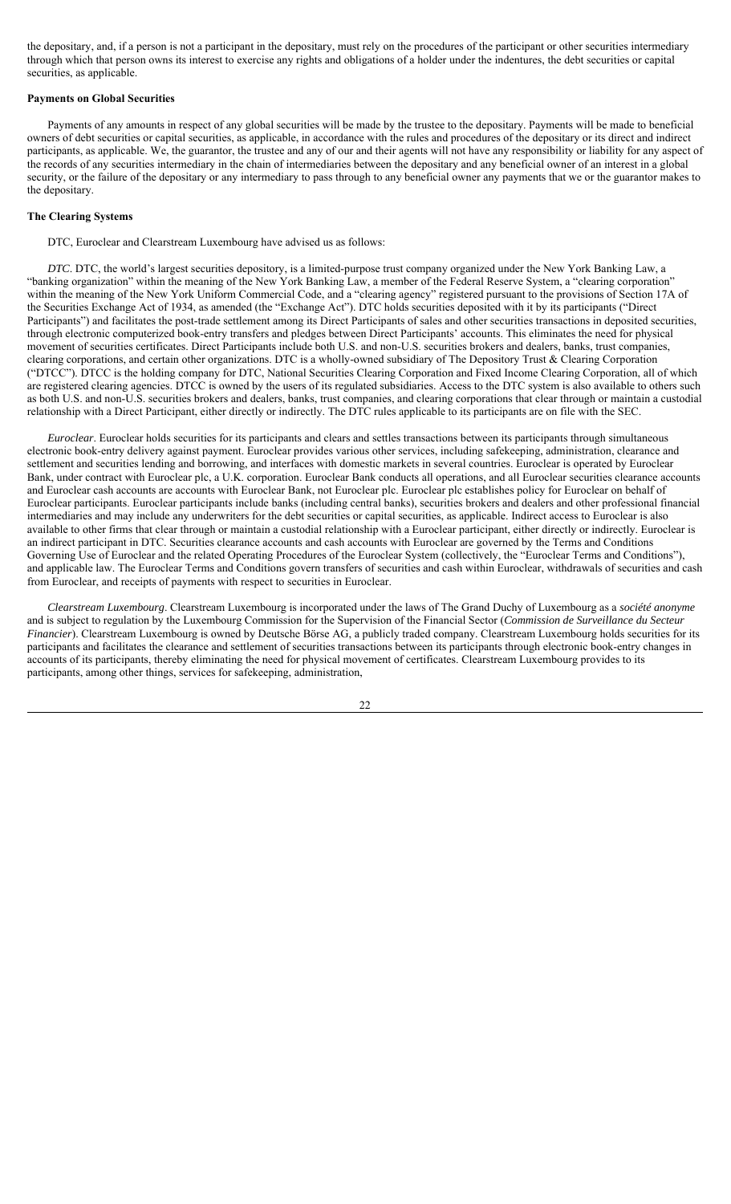the depositary, and, if a person is not a participant in the depositary, must rely on the procedures of the participant or other securities intermediary through which that person owns its interest to exercise any rights and obligations of a holder under the indentures, the debt securities or capital securities, as applicable.

**Payments on Global Securities**

Payments of any amounts in respect of any global securities will be made by the trustee to the depositary. Payments will be made to beneficial owners of debt securities or capital securities, as applicable, in accordance with the rules and procedures of the depositary or its direct and indirect participants, as applicable. We, the guarantor, the trustee and any of our and their agents will not have any responsibility or liability for any aspect of the records of any securities intermediary in the chain of intermediaries between the depositary and any beneficial owner of an interest in a global security, or the failure of the depositary or any intermediary to pass through to any beneficial owner any payments that we or the guarantor makes to the depositary.

**The Clearing Systems**

DTC, Euroclear and Clearstream Luxembourg have advised us as follows:

*DTC*. DTC, the world's largest securities depository, is a limited-purpose trust company organized under the New York Banking Law, a "banking organization" within the meaning of the New York Banking Law, a member of the Federal Reserve System, a "clearing corporation" within the meaning of the New York Uniform Commercial Code, and a "clearing agency" registered pursuant to the provisions of Section 17A of the Securities Exchange Act of 1934, as amended (the "Exchange Act"). DTC holds securities deposited with it by its participants ("Direct Participants") and facilitates the post-trade settlement among its Direct Participants of sales and other securities transactions in deposited securities, through electronic computerized book-entry transfers and pledges between Direct Participants' accounts. This eliminates the need for physical movement of securities certificates. Direct Participants include both U.S. and non-U.S. securities brokers and dealers, banks, trust companies, clearing corporations, and certain other organizations. DTC is a wholly-owned subsidiary of The Depository Trust & Clearing Corporation ("DTCC"). DTCC is the holding company for DTC, National Securities Clearing Corporation and Fixed Income Clearing Corporation, all of which are registered clearing agencies. DTCC is owned by the users of its regulated subsidiaries. Access to the DTC system is also available to others such as both U.S. and non-U.S. securities brokers and dealers, banks, trust companies, and clearing corporations that clear through or maintain a custodial relationship with a Direct Participant, either directly or indirectly. The DTC rules applicable to its participants are on file with the SEC.

*Euroclear*. Euroclear holds securities for its participants and clears and settles transactions between its participants through simultaneous electronic book-entry delivery against payment. Euroclear provides various other services, including safekeeping, administration, clearance and settlement and securities lending and borrowing, and interfaces with domestic markets in several countries. Euroclear is operated by Euroclear Bank, under contract with Euroclear plc, a U.K. corporation. Euroclear Bank conducts all operations, and all Euroclear securities clearance accounts and Euroclear cash accounts are accounts with Euroclear Bank, not Euroclear plc. Euroclear plc establishes policy for Euroclear on behalf of Euroclear participants. Euroclear participants include banks (including central banks), securities brokers and dealers and other professional financial intermediaries and may include any underwriters for the debt securities or capital securities, as applicable. Indirect access to Euroclear is also available to other firms that clear through or maintain a custodial relationship with a Euroclear participant, either directly or indirectly. Euroclear is an indirect participant in DTC. Securities clearance accounts and cash accounts with Euroclear are governed by the Terms and Conditions Governing Use of Euroclear and the related Operating Procedures of the Euroclear System (collectively, the "Euroclear Terms and Conditions"), and applicable law. The Euroclear Terms and Conditions govern transfers of securities and cash within Euroclear, withdrawals of securities and cash from Euroclear, and receipts of payments with respect to securities in Euroclear.

*Clearstream Luxembourg*. Clearstream Luxembourg is incorporated under the laws of The Grand Duchy of Luxembourg as a *société anonyme* and is subject to regulation by the Luxembourg Commission for the Supervision of the Financial Sector (*Commission de Surveillance du Secteur Financier*). Clearstream Luxembourg is owned by Deutsche Börse AG, a publicly traded company. Clearstream Luxembourg holds securities for its participants and facilitates the clearance and settlement of securities transactions between its participants through electronic book-entry changes in accounts of its participants, thereby eliminating the need for physical movement of certificates. Clearstream Luxembourg provides to its participants, among other things, services for safekeeping, administration,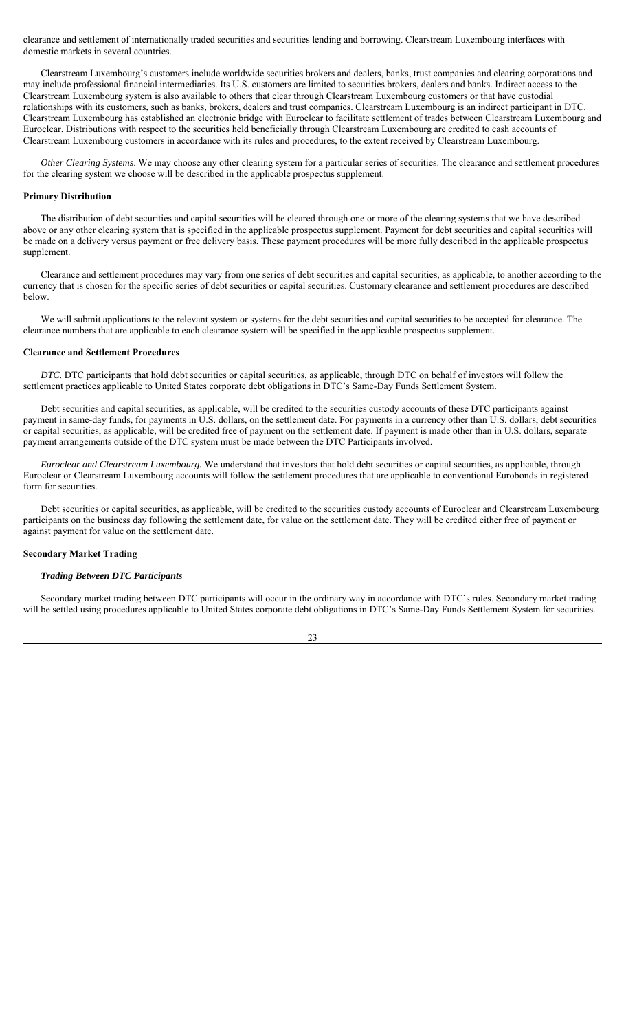clearance and settlement of internationally traded securities and securities lending and borrowing. Clearstream Luxembourg interfaces with domestic markets in several countries.

Clearstream Luxembourg's customers include worldwide securities brokers and dealers, banks, trust companies and clearing corporations and may include professional financial intermediaries. Its U.S. customers are limited to securities brokers, dealers and banks. Indirect access to the Clearstream Luxembourg system is also available to others that clear through Clearstream Luxembourg customers or that have custodial relationships with its customers, such as banks, brokers, dealers and trust companies. Clearstream Luxembourg is an indirect participant in DTC. Clearstream Luxembourg has established an electronic bridge with Euroclear to facilitate settlement of trades between Clearstream Luxembourg and Euroclear. Distributions with respect to the securities held beneficially through Clearstream Luxembourg are credited to cash accounts of Clearstream Luxembourg customers in accordance with its rules and procedures, to the extent received by Clearstream Luxembourg.

*Other Clearing Systems*. We may choose any other clearing system for a particular series of securities. The clearance and settlement procedures for the clearing system we choose will be described in the applicable prospectus supplement.

**Primary Distribution**

The distribution of debt securities and capital securities will be cleared through one or more of the clearing systems that we have described above or any other clearing system that is specified in the applicable prospectus supplement. Payment for debt securities and capital securities will be made on a delivery versus payment or free delivery basis. These payment procedures will be more fully described in the applicable prospectus supplement.

Clearance and settlement procedures may vary from one series of debt securities and capital securities, as applicable, to another according to the currency that is chosen for the specific series of debt securities or capital securities. Customary clearance and settlement procedures are described below.

We will submit applications to the relevant system or systems for the debt securities and capital securities to be accepted for clearance. The clearance numbers that are applicable to each clearance system will be specified in the applicable prospectus supplement.

**Clearance and Settlement Procedures**

*DTC.* DTC participants that hold debt securities or capital securities, as applicable, through DTC on behalf of investors will follow the settlement practices applicable to United States corporate debt obligations in DTC's Same-Day Funds Settlement System.

Debt securities and capital securities, as applicable, will be credited to the securities custody accounts of these DTC participants against payment in same-day funds, for payments in U.S. dollars, on the settlement date. For payments in a currency other than U.S. dollars, debt securities or capital securities, as applicable, will be credited free of payment on the settlement date. If payment is made other than in U.S. dollars, separate payment arrangements outside of the DTC system must be made between the DTC Participants involved.

*Euroclear and Clearstream Luxembourg.* We understand that investors that hold debt securities or capital securities, as applicable, through Euroclear or Clearstream Luxembourg accounts will follow the settlement procedures that are applicable to conventional Eurobonds in registered form for securities.

Debt securities or capital securities, as applicable, will be credited to the securities custody accounts of Euroclear and Clearstream Luxembourg participants on the business day following the settlement date, for value on the settlement date. They will be credited either free of payment or against payment for value on the settlement date.

**Secondary Market Trading**

***Trading Between DTC Participants***

Secondary market trading between DTC participants will occur in the ordinary way in accordance with DTC's rules. Secondary market trading will be settled using procedures applicable to United States corporate debt obligations in DTC's Same-Day Funds Settlement System for securities.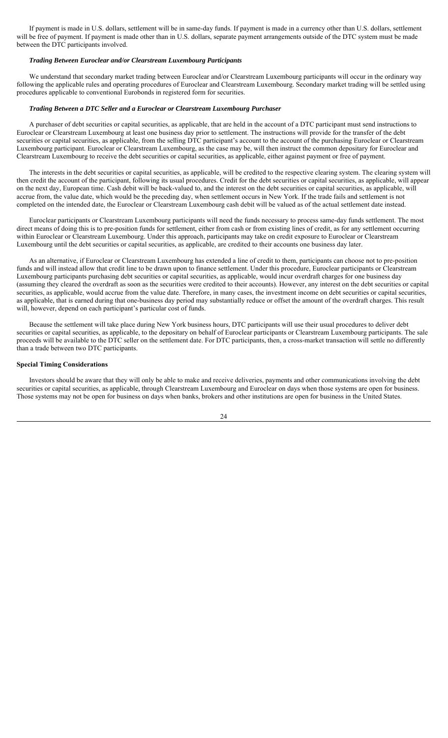If payment is made in U.S. dollars, settlement will be in same-day funds. If payment is made in a currency other than U.S. dollars, settlement will be free of payment. If payment is made other than in U.S. dollars, separate payment arrangements outside of the DTC system must be made between the DTC participants involved.

### *Trading Between Euroclear and/or Clearstream Luxembourg Participants*

We understand that secondary market trading between Euroclear and/or Clearstream Luxembourg participants will occur in the ordinary way following the applicable rules and operating procedures of Euroclear and Clearstream Luxembourg. Secondary market trading will be settled using procedures applicable to conventional Eurobonds in registered form for securities.

### *Trading Between a DTC Seller and a Euroclear or Clearstream Luxembourg Purchaser*

A purchaser of debt securities or capital securities, as applicable, that are held in the account of a DTC participant must send instructions to Euroclear or Clearstream Luxembourg at least one business day prior to settlement. The instructions will provide for the transfer of the debt securities or capital securities, as applicable, from the selling DTC participant's account to the account of the purchasing Euroclear or Clearstream Luxembourg participant. Euroclear or Clearstream Luxembourg, as the case may be, will then instruct the common depositary for Euroclear and Clearstream Luxembourg to receive the debt securities or capital securities, as applicable, either against payment or free of payment.

The interests in the debt securities or capital securities, as applicable, will be credited to the respective clearing system. The clearing system will then credit the account of the participant, following its usual procedures. Credit for the debt securities or capital securities, as applicable, will appear on the next day, European time. Cash debit will be back-valued to, and the interest on the debt securities or capital securities, as applicable, will accrue from, the value date, which would be the preceding day, when settlement occurs in New York. If the trade fails and settlement is not completed on the intended date, the Euroclear or Clearstream Luxembourg cash debit will be valued as of the actual settlement date instead.

Euroclear participants or Clearstream Luxembourg participants will need the funds necessary to process same-day funds settlement. The most direct means of doing this is to pre-position funds for settlement, either from cash or from existing lines of credit, as for any settlement occurring within Euroclear or Clearstream Luxembourg. Under this approach, participants may take on credit exposure to Euroclear or Clearstream Luxembourg until the debt securities or capital securities, as applicable, are credited to their accounts one business day later.

As an alternative, if Euroclear or Clearstream Luxembourg has extended a line of credit to them, participants can choose not to pre-position funds and will instead allow that credit line to be drawn upon to finance settlement. Under this procedure, Euroclear participants or Clearstream Luxembourg participants purchasing debt securities or capital securities, as applicable, would incur overdraft charges for one business day (assuming they cleared the overdraft as soon as the securities were credited to their accounts). However, any interest on the debt securities or capital securities, as applicable, would accrue from the value date. Therefore, in many cases, the investment income on debt securities or capital securities, as applicable, that is earned during that one-business day period may substantially reduce or offset the amount of the overdraft charges. This result will, however, depend on each participant's particular cost of funds.

Because the settlement will take place during New York business hours, DTC participants will use their usual procedures to deliver debt securities or capital securities, as applicable, to the depositary on behalf of Euroclear participants or Clearstream Luxembourg participants. The sale proceeds will be available to the DTC seller on the settlement date. For DTC participants, then, a cross-market transaction will settle no differently than a trade between two DTC participants.

## **Special Timing Considerations**

Investors should be aware that they will only be able to make and receive deliveries, payments and other communications involving the debt securities or capital securities, as applicable, through Clearstream Luxembourg and Euroclear on days when those systems are open for business. Those systems may not be open for business on days when banks, brokers and other institutions are open for business in the United States.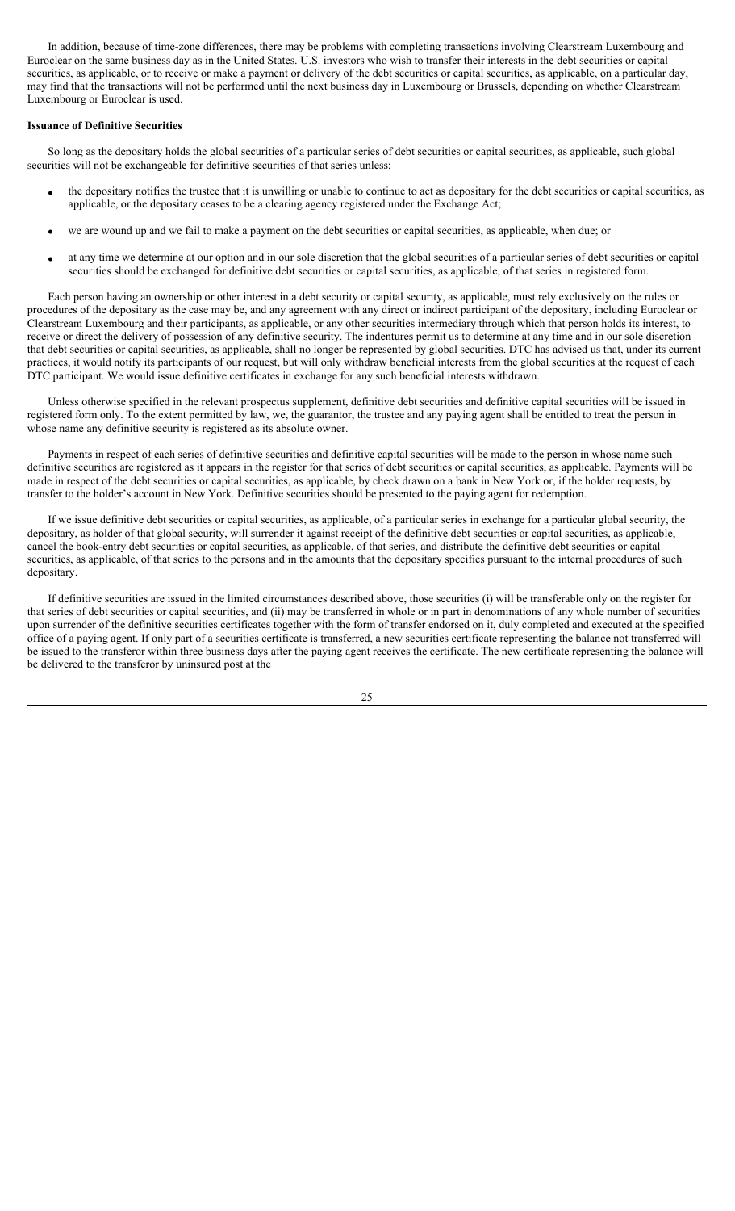In addition, because of time-zone differences, there may be problems with completing transactions involving Clearstream Luxembourg and Euroclear on the same business day as in the United States. U.S. investors who wish to transfer their interests in the debt securities or capital securities, as applicable, or to receive or make a payment or delivery of the debt securities or capital securities, as applicable, on a particular day, may find that the transactions will not be performed until the next business day in Luxembourg or Brussels, depending on whether Clearstream Luxembourg or Euroclear is used.

**Issuance of Definitive Securities**

So long as the depositary holds the global securities of a particular series of debt securities or capital securities, as applicable, such global securities will not be exchangeable for definitive securities of that series unless:

- the depositary notifies the trustee that it is unwilling or unable to continue to act as depositary for the debt securities or capital securities, as applicable, or the depositary ceases to be a clearing agency registered under the Exchange Act;
- we are wound up and we fail to make a payment on the debt securities or capital securities, as applicable, when due; or
- at any time we determine at our option and in our sole discretion that the global securities of a particular series of debt securities or capital securities should be exchanged for definitive debt securities or capital securities, as applicable, of that series in registered form.

Each person having an ownership or other interest in a debt security or capital security, as applicable, must rely exclusively on the rules or procedures of the depositary as the case may be, and any agreement with any direct or indirect participant of the depositary, including Euroclear or Clearstream Luxembourg and their participants, as applicable, or any other securities intermediary through which that person holds its interest, to receive or direct the delivery of possession of any definitive security. The indentures permit us to determine at any time and in our sole discretion that debt securities or capital securities, as applicable, shall no longer be represented by global securities. DTC has advised us that, under its current practices, it would notify its participants of our request, but will only withdraw beneficial interests from the global securities at the request of each DTC participant. We would issue definitive certificates in exchange for any such beneficial interests withdrawn.

Unless otherwise specified in the relevant prospectus supplement, definitive debt securities and definitive capital securities will be issued in registered form only. To the extent permitted by law, we, the guarantor, the trustee and any paying agent shall be entitled to treat the person in whose name any definitive security is registered as its absolute owner.

Payments in respect of each series of definitive securities and definitive capital securities will be made to the person in whose name such definitive securities are registered as it appears in the register for that series of debt securities or capital securities, as applicable. Payments will be made in respect of the debt securities or capital securities, as applicable, by check drawn on a bank in New York or, if the holder requests, by transfer to the holder's account in New York. Definitive securities should be presented to the paying agent for redemption.

If we issue definitive debt securities or capital securities, as applicable, of a particular series in exchange for a particular global security, the depositary, as holder of that global security, will surrender it against receipt of the definitive debt securities or capital securities, as applicable, cancel the book-entry debt securities or capital securities, as applicable, of that series, and distribute the definitive debt securities or capital securities, as applicable, of that series to the persons and in the amounts that the depositary specifies pursuant to the internal procedures of such depositary.

If definitive securities are issued in the limited circumstances described above, those securities (i) will be transferable only on the register for that series of debt securities or capital securities, and (ii) may be transferred in whole or in part in denominations of any whole number of securities upon surrender of the definitive securities certificates together with the form of transfer endorsed on it, duly completed and executed at the specified office of a paying agent. If only part of a securities certificate is transferred, a new securities certificate representing the balance not transferred will be issued to the transferor within three business days after the paying agent receives the certificate. The new certificate representing the balance will be delivered to the transferor by uninsured post at the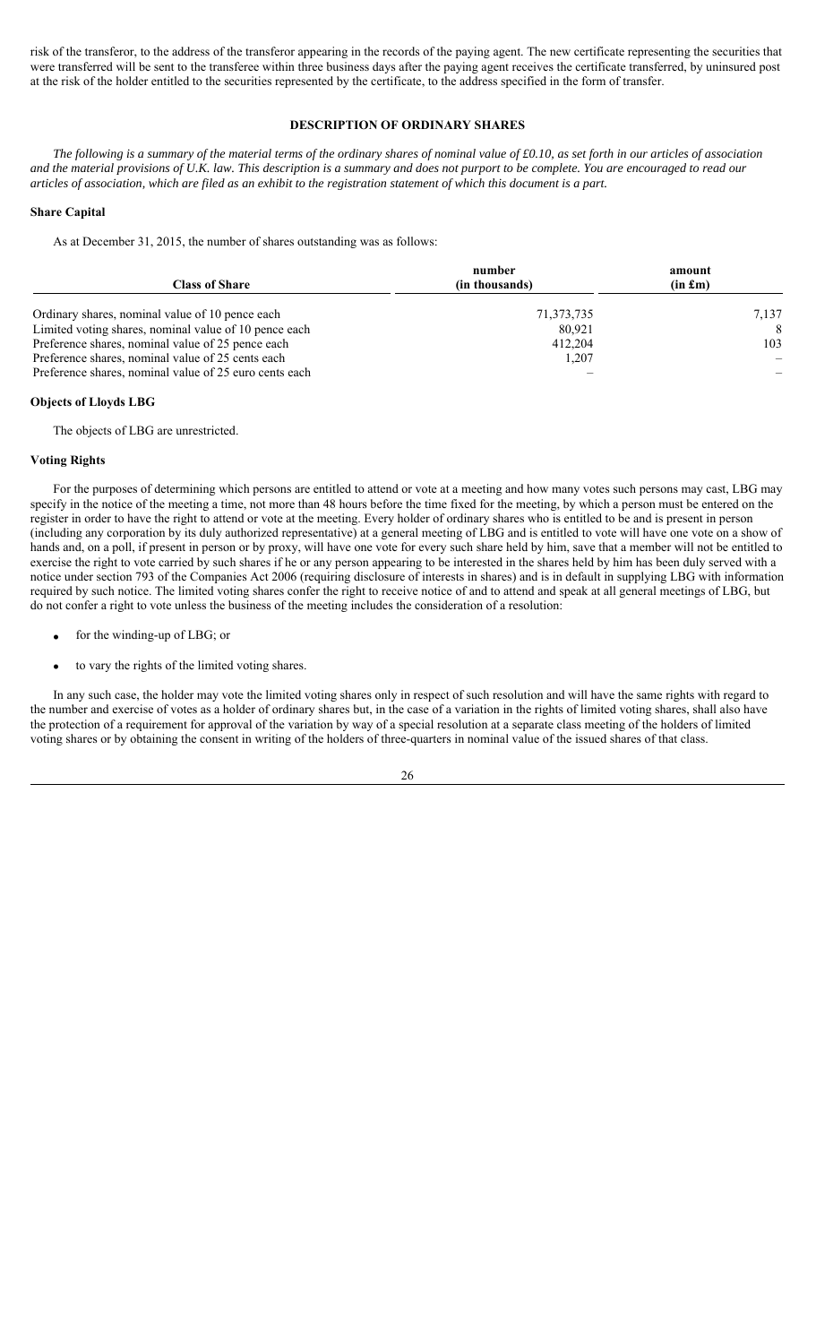risk of the transferor, to the address of the transferor appearing in the records of the paying agent. The new certificate representing the securities that were transferred will be sent to the transferee within three business days after the paying agent receives the certificate transferred, by uninsured post at the risk of the holder entitled to the securities represented by the certificate, to the address specified in the form of transfer.

## DESCRIPTION OF ORDINARY SHARES

*The following is a summary of the material terms of the ordinary shares of nominal value of £0.10, as set forth in our articles of association and the material provisions of U.K. law. This description is a summary and does not purport to be complete. You are encouraged to read our articles of association, which are filed as an exhibit to the registration statement of which this document is a part.*

### Share Capital

As at December 31, 2015, the number of shares outstanding was as follows:

| Class of Share | number (in thousands) | amount (in £m) |
|---|---|---|
| Ordinary shares, nominal value of 10 pence each | 71,373,735 | 7,137 |
| Limited voting shares, nominal value of 10 pence each | 80,921 | 8 |
| Preference shares, nominal value of 25 pence each | 412,204 | 103 |
| Preference shares, nominal value of 25 cents each | 1,207 | – |
| Preference shares, nominal value of 25 euro cents each | – | – |

### Objects of Lloyds LBG

The objects of LBG are unrestricted.

### Voting Rights

For the purposes of determining which persons are entitled to attend or vote at a meeting and how many votes such persons may cast, LBG may specify in the notice of the meeting a time, not more than 48 hours before the time fixed for the meeting, by which a person must be entered on the register in order to have the right to attend or vote at the meeting. Every holder of ordinary shares who is entitled to be and is present in person (including any corporation by its duly authorized representative) at a general meeting of LBG and is entitled to vote will have one vote on a show of hands and, on a poll, if present in person or by proxy, will have one vote for every such share held by him, save that a member will not be entitled to exercise the right to vote carried by such shares if he or any person appearing to be interested in the shares held by him has been duly served with a notice under section 793 of the Companies Act 2006 (requiring disclosure of interests in shares) and is in default in supplying LBG with information required by such notice. The limited voting shares confer the right to receive notice of and to attend and speak at all general meetings of LBG, but do not confer a right to vote unless the business of the meeting includes the consideration of a resolution:

- for the winding-up of LBG; or
- to vary the rights of the limited voting shares.

In any such case, the holder may vote the limited voting shares only in respect of such resolution and will have the same rights with regard to the number and exercise of votes as a holder of ordinary shares but, in the case of a variation in the rights of limited voting shares, shall also have the protection of a requirement for approval of the variation by way of a special resolution at a separate class meeting of the holders of limited voting shares or by obtaining the consent in writing of the holders of three-quarters in nominal value of the issued shares of that class.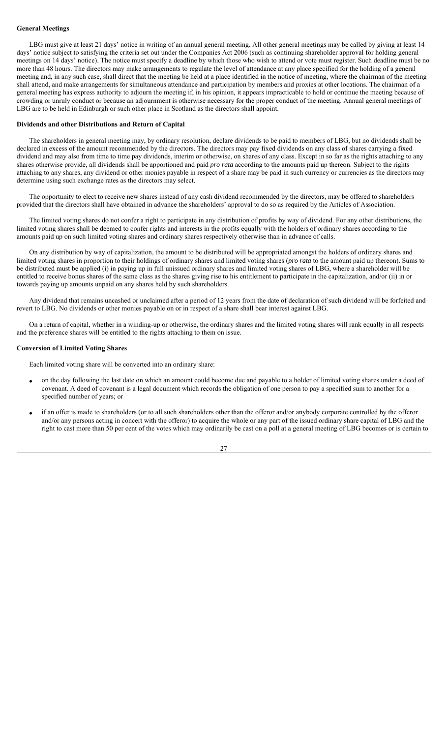**General Meetings**

LBG must give at least 21 days' notice in writing of an annual general meeting. All other general meetings may be called by giving at least 14 days' notice subject to satisfying the criteria set out under the Companies Act 2006 (such as continuing shareholder approval for holding general meetings on 14 days' notice). The notice must specify a deadline by which those who wish to attend or vote must register. Such deadline must be no more than 48 hours. The directors may make arrangements to regulate the level of attendance at any place specified for the holding of a general meeting and, in any such case, shall direct that the meeting be held at a place identified in the notice of meeting, where the chairman of the meeting shall attend, and make arrangements for simultaneous attendance and participation by members and proxies at other locations. The chairman of a general meeting has express authority to adjourn the meeting if, in his opinion, it appears impracticable to hold or continue the meeting because of crowding or unruly conduct or because an adjournment is otherwise necessary for the proper conduct of the meeting. Annual general meetings of LBG are to be held in Edinburgh or such other place in Scotland as the directors shall appoint.

**Dividends and other Distributions and Return of Capital**

The shareholders in general meeting may, by ordinary resolution, declare dividends to be paid to members of LBG, but no dividends shall be declared in excess of the amount recommended by the directors. The directors may pay fixed dividends on any class of shares carrying a fixed dividend and may also from time to time pay dividends, interim or otherwise, on shares of any class. Except in so far as the rights attaching to any shares otherwise provide, all dividends shall be apportioned and paid *pro rata* according to the amounts paid up thereon. Subject to the rights attaching to any shares, any dividend or other monies payable in respect of a share may be paid in such currency or currencies as the directors may determine using such exchange rates as the directors may select.

The opportunity to elect to receive new shares instead of any cash dividend recommended by the directors, may be offered to shareholders provided that the directors shall have obtained in advance the shareholders' approval to do so as required by the Articles of Association.

The limited voting shares do not confer a right to participate in any distribution of profits by way of dividend. For any other distributions, the limited voting shares shall be deemed to confer rights and interests in the profits equally with the holders of ordinary shares according to the amounts paid up on such limited voting shares and ordinary shares respectively otherwise than in advance of calls.

On any distribution by way of capitalization, the amount to be distributed will be appropriated amongst the holders of ordinary shares and limited voting shares in proportion to their holdings of ordinary shares and limited voting shares (*pro rata* to the amount paid up thereon). Sums to be distributed must be applied (i) in paying up in full unissued ordinary shares and limited voting shares of LBG, where a shareholder will be entitled to receive bonus shares of the same class as the shares giving rise to his entitlement to participate in the capitalization, and/or (ii) in or towards paying up amounts unpaid on any shares held by such shareholders.

Any dividend that remains uncashed or unclaimed after a period of 12 years from the date of declaration of such dividend will be forfeited and revert to LBG. No dividends or other monies payable on or in respect of a share shall bear interest against LBG.

On a return of capital, whether in a winding-up or otherwise, the ordinary shares and the limited voting shares will rank equally in all respects and the preference shares will be entitled to the rights attaching to them on issue.

**Conversion of Limited Voting Shares**

Each limited voting share will be converted into an ordinary share:

- on the day following the last date on which an amount could become due and payable to a holder of limited voting shares under a deed of covenant. A deed of covenant is a legal document which records the obligation of one person to pay a specified sum to another for a specified number of years; or
- if an offer is made to shareholders (or to all such shareholders other than the offeror and/or anybody corporate controlled by the offeror and/or any persons acting in concert with the offeror) to acquire the whole or any part of the issued ordinary share capital of LBG and the right to cast more than 50 per cent of the votes which may ordinarily be cast on a poll at a general meeting of LBG becomes or is certain to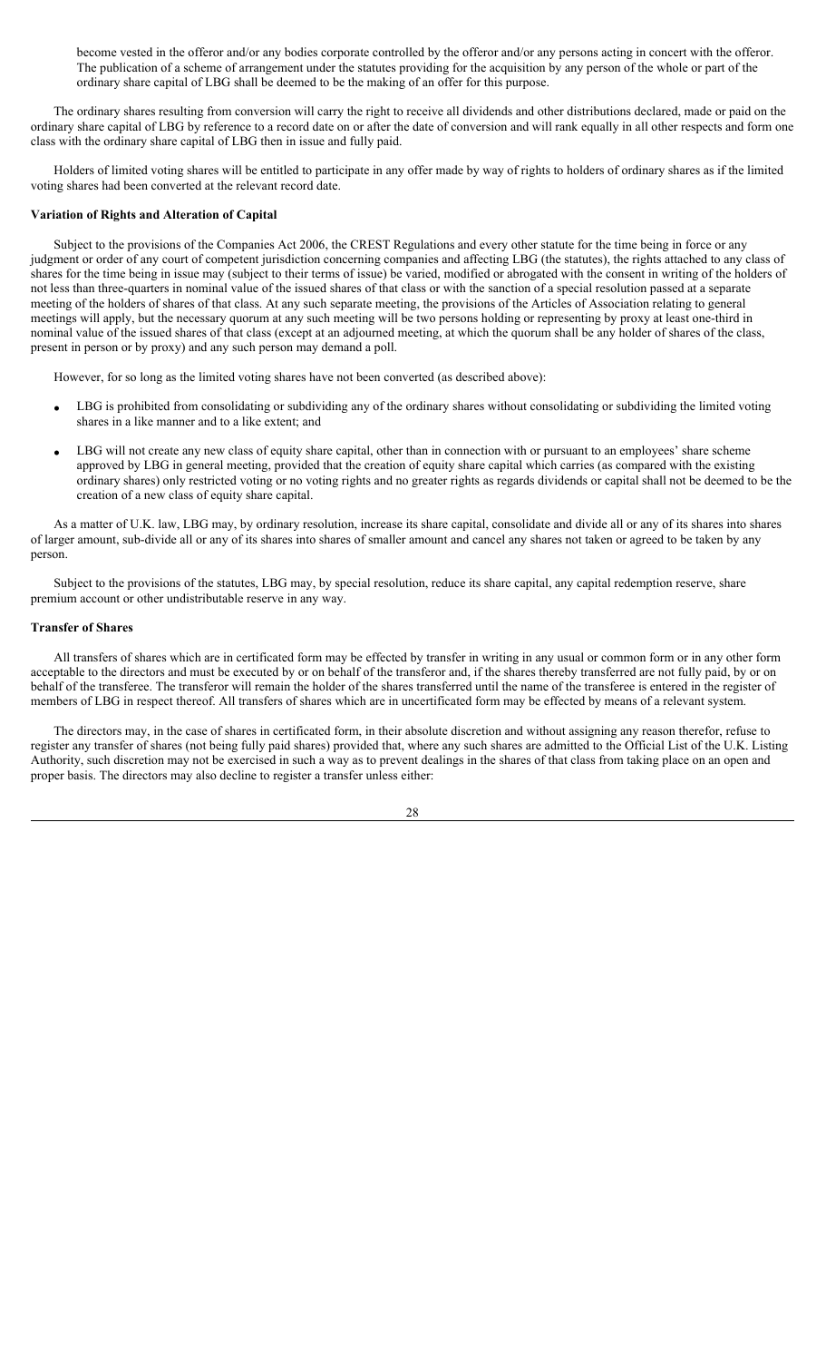become vested in the offeror and/or any bodies corporate controlled by the offeror and/or any persons acting in concert with the offeror. The publication of a scheme of arrangement under the statutes providing for the acquisition by any person of the whole or part of the ordinary share capital of LBG shall be deemed to be the making of an offer for this purpose.

The ordinary shares resulting from conversion will carry the right to receive all dividends and other distributions declared, made or paid on the ordinary share capital of LBG by reference to a record date on or after the date of conversion and will rank equally in all other respects and form one class with the ordinary share capital of LBG then in issue and fully paid.

Holders of limited voting shares will be entitled to participate in any offer made by way of rights to holders of ordinary shares as if the limited voting shares had been converted at the relevant record date.

**Variation of Rights and Alteration of Capital**

Subject to the provisions of the Companies Act 2006, the CREST Regulations and every other statute for the time being in force or any judgment or order of any court of competent jurisdiction concerning companies and affecting LBG (the statutes), the rights attached to any class of shares for the time being in issue may (subject to their terms of issue) be varied, modified or abrogated with the consent in writing of the holders of not less than three-quarters in nominal value of the issued shares of that class or with the sanction of a special resolution passed at a separate meeting of the holders of shares of that class. At any such separate meeting, the provisions of the Articles of Association relating to general meetings will apply, but the necessary quorum at any such meeting will be two persons holding or representing by proxy at least one-third in nominal value of the issued shares of that class (except at an adjourned meeting, at which the quorum shall be any holder of shares of the class, present in person or by proxy) and any such person may demand a poll.

However, for so long as the limited voting shares have not been converted (as described above):

- LBG is prohibited from consolidating or subdividing any of the ordinary shares without consolidating or subdividing the limited voting shares in a like manner and to a like extent; and
- LBG will not create any new class of equity share capital, other than in connection with or pursuant to an employees' share scheme approved by LBG in general meeting, provided that the creation of equity share capital which carries (as compared with the existing ordinary shares) only restricted voting or no voting rights and no greater rights as regards dividends or capital shall not be deemed to be the creation of a new class of equity share capital.

As a matter of U.K. law, LBG may, by ordinary resolution, increase its share capital, consolidate and divide all or any of its shares into shares of larger amount, sub-divide all or any of its shares into shares of smaller amount and cancel any shares not taken or agreed to be taken by any person.

Subject to the provisions of the statutes, LBG may, by special resolution, reduce its share capital, any capital redemption reserve, share premium account or other undistributable reserve in any way.

**Transfer of Shares**

All transfers of shares which are in certificated form may be effected by transfer in writing in any usual or common form or in any other form acceptable to the directors and must be executed by or on behalf of the transferor and, if the shares thereby transferred are not fully paid, by or on behalf of the transferee. The transferor will remain the holder of the shares transferred until the name of the transferee is entered in the register of members of LBG in respect thereof. All transfers of shares which are in uncertificated form may be effected by means of a relevant system.

The directors may, in the case of shares in certificated form, in their absolute discretion and without assigning any reason therefor, refuse to register any transfer of shares (not being fully paid shares) provided that, where any such shares are admitted to the Official List of the U.K. Listing Authority, such discretion may not be exercised in such a way as to prevent dealings in the shares of that class from taking place on an open and proper basis. The directors may also decline to register a transfer unless either: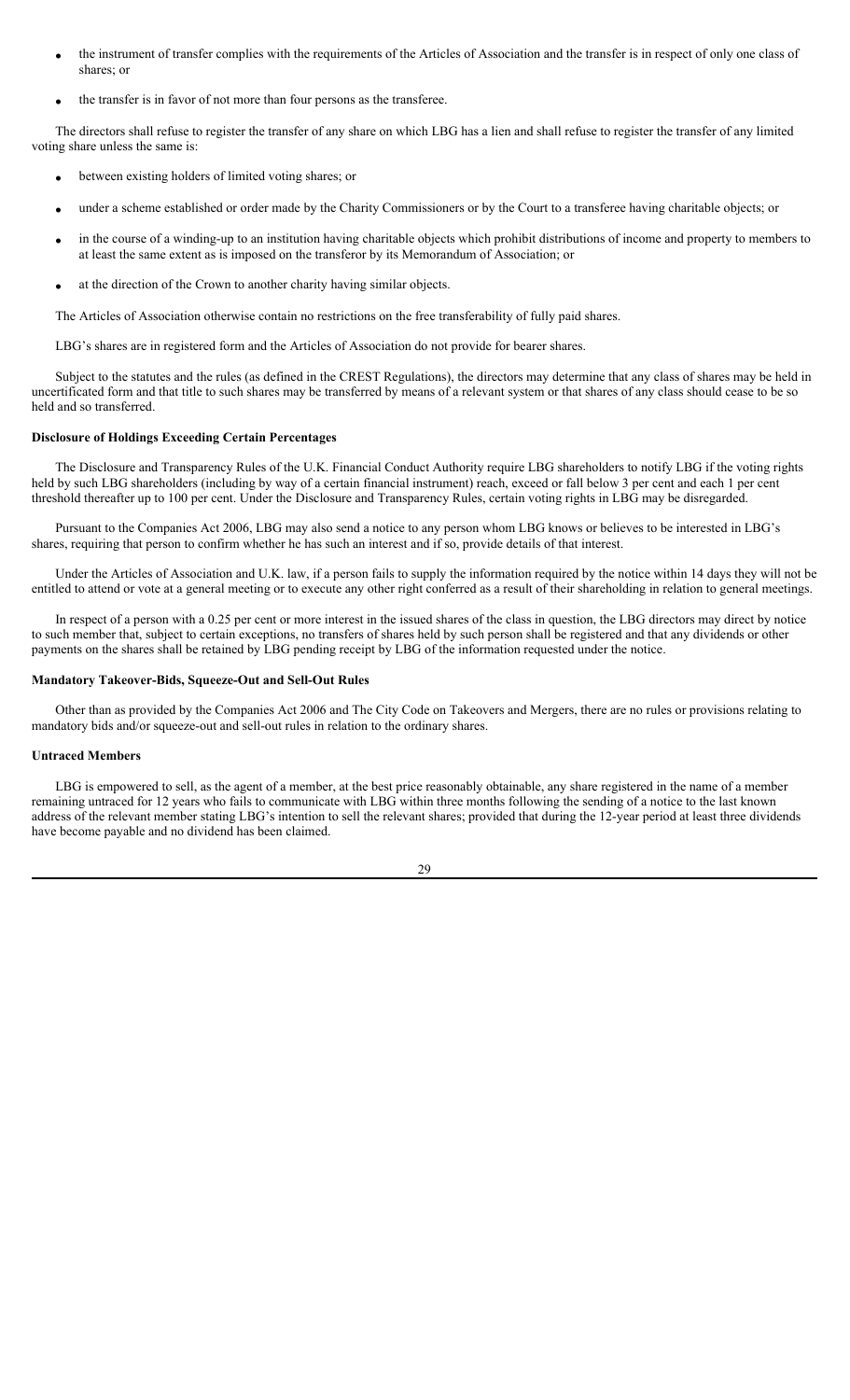- the instrument of transfer complies with the requirements of the Articles of Association and the transfer is in respect of only one class of shares; or
- the transfer is in favor of not more than four persons as the transferee.

The directors shall refuse to register the transfer of any share on which LBG has a lien and shall refuse to register the transfer of any limited voting share unless the same is:

- between existing holders of limited voting shares; or
- under a scheme established or order made by the Charity Commissioners or by the Court to a transferee having charitable objects; or
- in the course of a winding-up to an institution having charitable objects which prohibit distributions of income and property to members to at least the same extent as is imposed on the transferor by its Memorandum of Association; or
- at the direction of the Crown to another charity having similar objects.

The Articles of Association otherwise contain no restrictions on the free transferability of fully paid shares.

LBG's shares are in registered form and the Articles of Association do not provide for bearer shares.

Subject to the statutes and the rules (as defined in the CREST Regulations), the directors may determine that any class of shares may be held in uncertificated form and that title to such shares may be transferred by means of a relevant system or that shares of any class should cease to be so held and so transferred.

**Disclosure of Holdings Exceeding Certain Percentages**

The Disclosure and Transparency Rules of the U.K. Financial Conduct Authority require LBG shareholders to notify LBG if the voting rights held by such LBG shareholders (including by way of a certain financial instrument) reach, exceed or fall below 3 per cent and each 1 per cent threshold thereafter up to 100 per cent. Under the Disclosure and Transparency Rules, certain voting rights in LBG may be disregarded.

Pursuant to the Companies Act 2006, LBG may also send a notice to any person whom LBG knows or believes to be interested in LBG's shares, requiring that person to confirm whether he has such an interest and if so, provide details of that interest.

Under the Articles of Association and U.K. law, if a person fails to supply the information required by the notice within 14 days they will not be entitled to attend or vote at a general meeting or to execute any other right conferred as a result of their shareholding in relation to general meetings.

In respect of a person with a 0.25 per cent or more interest in the issued shares of the class in question, the LBG directors may direct by notice to such member that, subject to certain exceptions, no transfers of shares held by such person shall be registered and that any dividends or other payments on the shares shall be retained by LBG pending receipt by LBG of the information requested under the notice.

**Mandatory Takeover-Bids, Squeeze-Out and Sell-Out Rules**

Other than as provided by the Companies Act 2006 and The City Code on Takeovers and Mergers, there are no rules or provisions relating to mandatory bids and/or squeeze-out and sell-out rules in relation to the ordinary shares.

**Untraced Members**

LBG is empowered to sell, as the agent of a member, at the best price reasonably obtainable, any share registered in the name of a member remaining untraced for 12 years who fails to communicate with LBG within three months following the sending of a notice to the last known address of the relevant member stating LBG's intention to sell the relevant shares; provided that during the 12-year period at least three dividends have become payable and no dividend has been claimed.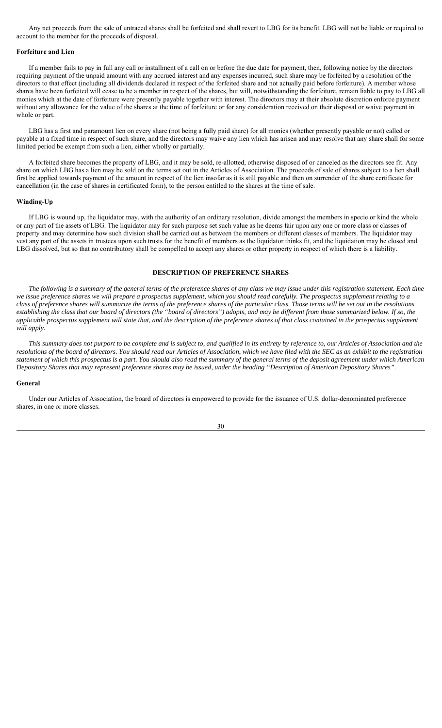Any net proceeds from the sale of untraced shares shall be forfeited and shall revert to LBG for its benefit. LBG will not be liable or required to account to the member for the proceeds of disposal.

**Forfeiture and Lien**

If a member fails to pay in full any call or installment of a call on or before the due date for payment, then, following notice by the directors requiring payment of the unpaid amount with any accrued interest and any expenses incurred, such share may be forfeited by a resolution of the directors to that effect (including all dividends declared in respect of the forfeited share and not actually paid before forfeiture). A member whose shares have been forfeited will cease to be a member in respect of the shares, but will, notwithstanding the forfeiture, remain liable to pay to LBG all monies which at the date of forfeiture were presently payable together with interest. The directors may at their absolute discretion enforce payment without any allowance for the value of the shares at the time of forfeiture or for any consideration received on their disposal or waive payment in whole or part.

LBG has a first and paramount lien on every share (not being a fully paid share) for all monies (whether presently payable or not) called or payable at a fixed time in respect of such share, and the directors may waive any lien which has arisen and may resolve that any share shall for some limited period be exempt from such a lien, either wholly or partially.

A forfeited share becomes the property of LBG, and it may be sold, re-allotted, otherwise disposed of or canceled as the directors see fit. Any share on which LBG has a lien may be sold on the terms set out in the Articles of Association. The proceeds of sale of shares subject to a lien shall first be applied towards payment of the amount in respect of the lien insofar as it is still payable and then on surrender of the share certificate for cancellation (in the case of shares in certificated form), to the person entitled to the shares at the time of sale.

**Winding-Up**

If LBG is wound up, the liquidator may, with the authority of an ordinary resolution, divide amongst the members in specie or kind the whole or any part of the assets of LBG. The liquidator may for such purpose set such value as he deems fair upon any one or more class or classes of property and may determine how such division shall be carried out as between the members or different classes of members. The liquidator may vest any part of the assets in trustees upon such trusts for the benefit of members as the liquidator thinks fit, and the liquidation may be closed and LBG dissolved, but so that no contributory shall be compelled to accept any shares or other property in respect of which there is a liability.

## DESCRIPTION OF PREFERENCE SHARES

*The following is a summary of the general terms of the preference shares of any class we may issue under this registration statement. Each time we issue preference shares we will prepare a prospectus supplement, which you should read carefully. The prospectus supplement relating to a class of preference shares will summarize the terms of the preference shares of the particular class. Those terms will be set out in the resolutions establishing the class that our board of directors (the "board of directors") adopts, and may be different from those summarized below. If so, the applicable prospectus supplement will state that, and the description of the preference shares of that class contained in the prospectus supplement will apply.*

*This summary does not purport to be complete and is subject to, and qualified in its entirety by reference to, our Articles of Association and the resolutions of the board of directors. You should read our Articles of Association, which we have filed with the SEC as an exhibit to the registration statement of which this prospectus is a part. You should also read the summary of the general terms of the deposit agreement under which American Depositary Shares that may represent preference shares may be issued, under the heading "Description of American Depositary Shares".*

**General**

Under our Articles of Association, the board of directors is empowered to provide for the issuance of U.S. dollar-denominated preference shares, in one or more classes.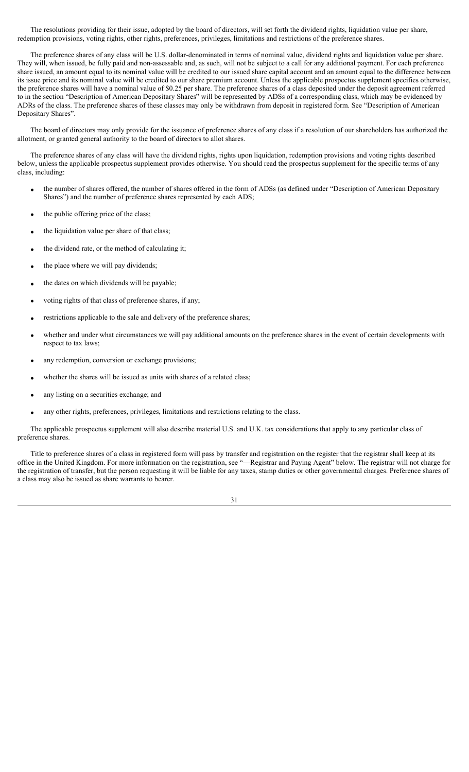The resolutions providing for their issue, adopted by the board of directors, will set forth the dividend rights, liquidation value per share, redemption provisions, voting rights, other rights, preferences, privileges, limitations and restrictions of the preference shares.

The preference shares of any class will be U.S. dollar-denominated in terms of nominal value, dividend rights and liquidation value per share. They will, when issued, be fully paid and non-assessable and, as such, will not be subject to a call for any additional payment. For each preference share issued, an amount equal to its nominal value will be credited to our issued share capital account and an amount equal to the difference between its issue price and its nominal value will be credited to our share premium account. Unless the applicable prospectus supplement specifies otherwise, the preference shares will have a nominal value of $0.25 per share. The preference shares of a class deposited under the deposit agreement referred to in the section "Description of American Depositary Shares" will be represented by ADSs of a corresponding class, which may be evidenced by ADRs of the class. The preference shares of these classes may only be withdrawn from deposit in registered form. See "Description of American Depositary Shares".

The board of directors may only provide for the issuance of preference shares of any class if a resolution of our shareholders has authorized the allotment, or granted general authority to the board of directors to allot shares.

The preference shares of any class will have the dividend rights, rights upon liquidation, redemption provisions and voting rights described below, unless the applicable prospectus supplement provides otherwise. You should read the prospectus supplement for the specific terms of any class, including:

- the number of shares offered, the number of shares offered in the form of ADSs (as defined under "Description of American Depositary Shares") and the number of preference shares represented by each ADS;
- the public offering price of the class;
- the liquidation value per share of that class;
- the dividend rate, or the method of calculating it;
- the place where we will pay dividends;
- the dates on which dividends will be payable;
- voting rights of that class of preference shares, if any;
- restrictions applicable to the sale and delivery of the preference shares;
- whether and under what circumstances we will pay additional amounts on the preference shares in the event of certain developments with respect to tax laws;
- any redemption, conversion or exchange provisions;
- whether the shares will be issued as units with shares of a related class;
- any listing on a securities exchange; and
- any other rights, preferences, privileges, limitations and restrictions relating to the class.

The applicable prospectus supplement will also describe material U.S. and U.K. tax considerations that apply to any particular class of preference shares.

Title to preference shares of a class in registered form will pass by transfer and registration on the register that the registrar shall keep at its office in the United Kingdom. For more information on the registration, see "—Registrar and Paying Agent" below. The registrar will not charge for the registration of transfer, but the person requesting it will be liable for any taxes, stamp duties or other governmental charges. Preference shares of a class may also be issued as share warrants to bearer.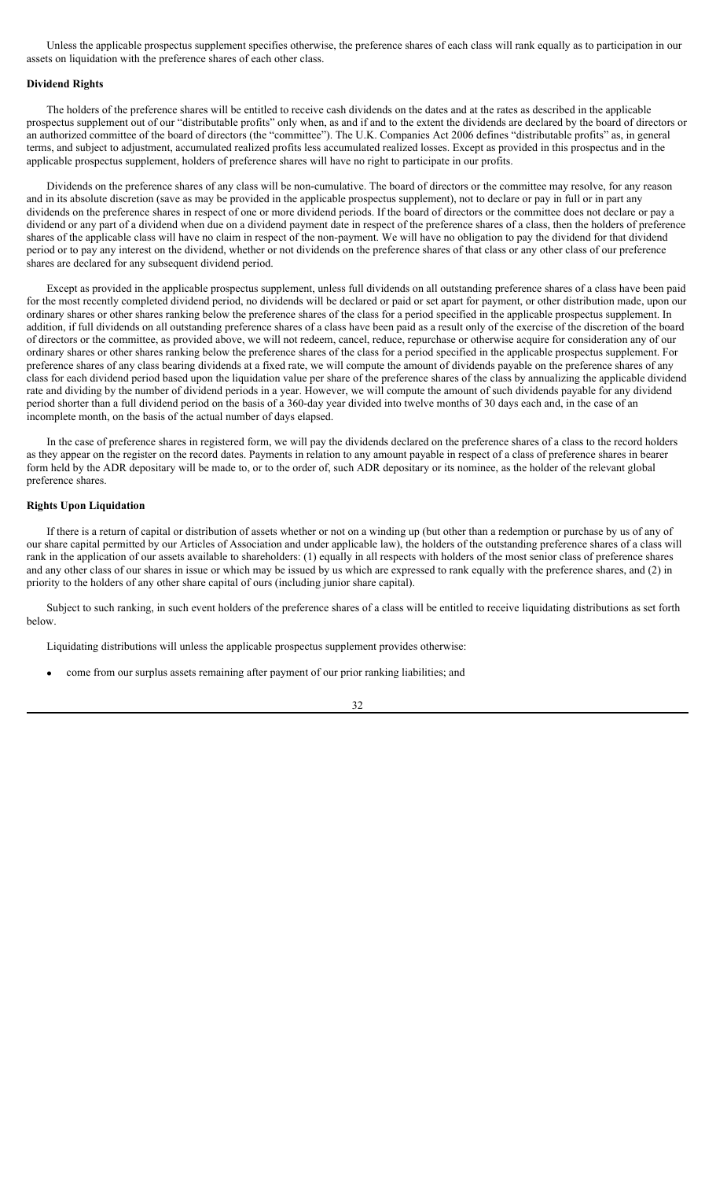Unless the applicable prospectus supplement specifies otherwise, the preference shares of each class will rank equally as to participation in our assets on liquidation with the preference shares of each other class.

**Dividend Rights**

The holders of the preference shares will be entitled to receive cash dividends on the dates and at the rates as described in the applicable prospectus supplement out of our "distributable profits" only when, as and if and to the extent the dividends are declared by the board of directors or an authorized committee of the board of directors (the "committee"). The U.K. Companies Act 2006 defines "distributable profits" as, in general terms, and subject to adjustment, accumulated realized profits less accumulated realized losses. Except as provided in this prospectus and in the applicable prospectus supplement, holders of preference shares will have no right to participate in our profits.

Dividends on the preference shares of any class will be non-cumulative. The board of directors or the committee may resolve, for any reason and in its absolute discretion (save as may be provided in the applicable prospectus supplement), not to declare or pay in full or in part any dividends on the preference shares in respect of one or more dividend periods. If the board of directors or the committee does not declare or pay a dividend or any part of a dividend when due on a dividend payment date in respect of the preference shares of a class, then the holders of preference shares of the applicable class will have no claim in respect of the non-payment. We will have no obligation to pay the dividend for that dividend period or to pay any interest on the dividend, whether or not dividends on the preference shares of that class or any other class of our preference shares are declared for any subsequent dividend period.

Except as provided in the applicable prospectus supplement, unless full dividends on all outstanding preference shares of a class have been paid for the most recently completed dividend period, no dividends will be declared or paid or set apart for payment, or other distribution made, upon our ordinary shares or other shares ranking below the preference shares of the class for a period specified in the applicable prospectus supplement. In addition, if full dividends on all outstanding preference shares of a class have been paid as a result only of the exercise of the discretion of the board of directors or the committee, as provided above, we will not redeem, cancel, reduce, repurchase or otherwise acquire for consideration any of our ordinary shares or other shares ranking below the preference shares of the class for a period specified in the applicable prospectus supplement. For preference shares of any class bearing dividends at a fixed rate, we will compute the amount of dividends payable on the preference shares of any class for each dividend period based upon the liquidation value per share of the preference shares of the class by annualizing the applicable dividend rate and dividing by the number of dividend periods in a year. However, we will compute the amount of such dividends payable for any dividend period shorter than a full dividend period on the basis of a 360-day year divided into twelve months of 30 days each and, in the case of an incomplete month, on the basis of the actual number of days elapsed.

In the case of preference shares in registered form, we will pay the dividends declared on the preference shares of a class to the record holders as they appear on the register on the record dates. Payments in relation to any amount payable in respect of a class of preference shares in bearer form held by the ADR depositary will be made to, or to the order of, such ADR depositary or its nominee, as the holder of the relevant global preference shares.

**Rights Upon Liquidation**

If there is a return of capital or distribution of assets whether or not on a winding up (but other than a redemption or purchase by us of any of our share capital permitted by our Articles of Association and under applicable law), the holders of the outstanding preference shares of a class will rank in the application of our assets available to shareholders: (1) equally in all respects with holders of the most senior class of preference shares and any other class of our shares in issue or which may be issued by us which are expressed to rank equally with the preference shares, and (2) in priority to the holders of any other share capital of ours (including junior share capital).

Subject to such ranking, in such event holders of the preference shares of a class will be entitled to receive liquidating distributions as set forth below.

Liquidating distributions will unless the applicable prospectus supplement provides otherwise:

- come from our surplus assets remaining after payment of our prior ranking liabilities; and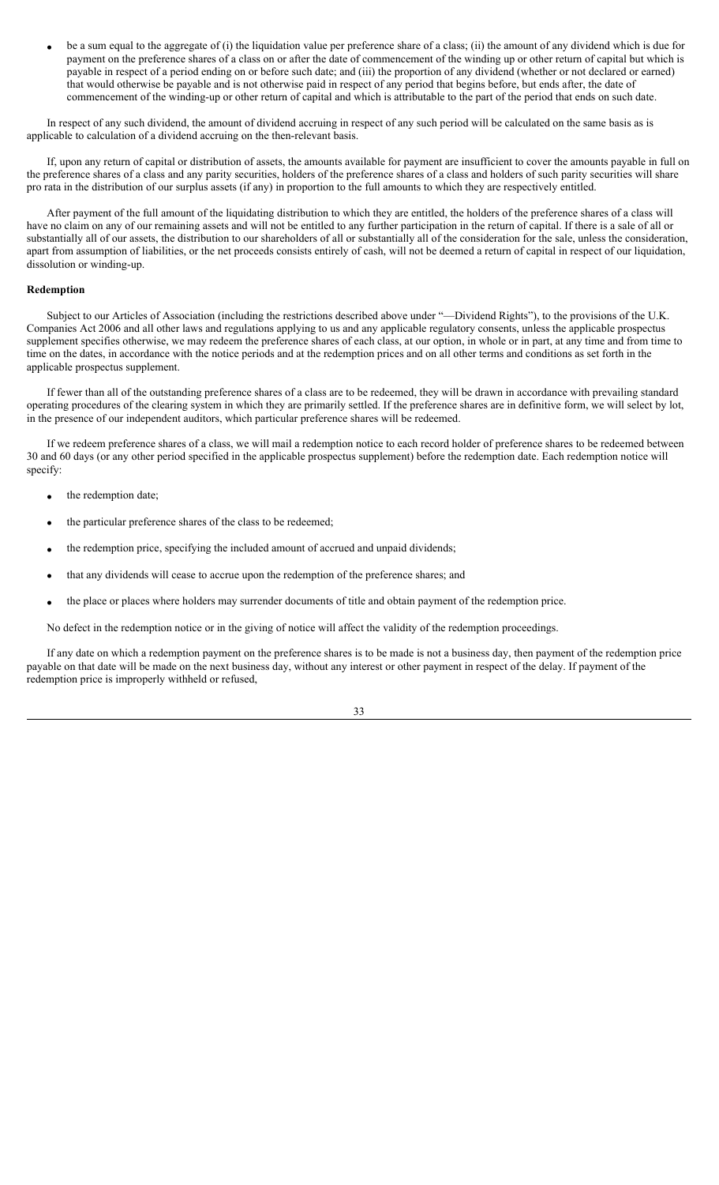- be a sum equal to the aggregate of (i) the liquidation value per preference share of a class; (ii) the amount of any dividend which is due for payment on the preference shares of a class on or after the date of commencement of the winding up or other return of capital but which is payable in respect of a period ending on or before such date; and (iii) the proportion of any dividend (whether or not declared or earned) that would otherwise be payable and is not otherwise paid in respect of any period that begins before, but ends after, the date of commencement of the winding-up or other return of capital and which is attributable to the part of the period that ends on such date.

In respect of any such dividend, the amount of dividend accruing in respect of any such period will be calculated on the same basis as is applicable to calculation of a dividend accruing on the then-relevant basis.

If, upon any return of capital or distribution of assets, the amounts available for payment are insufficient to cover the amounts payable in full on the preference shares of a class and any parity securities, holders of the preference shares of a class and holders of such parity securities will share pro rata in the distribution of our surplus assets (if any) in proportion to the full amounts to which they are respectively entitled.

After payment of the full amount of the liquidating distribution to which they are entitled, the holders of the preference shares of a class will have no claim on any of our remaining assets and will not be entitled to any further participation in the return of capital. If there is a sale of all or substantially all of our assets, the distribution to our shareholders of all or substantially all of the consideration for the sale, unless the consideration, apart from assumption of liabilities, or the net proceeds consists entirely of cash, will not be deemed a return of capital in respect of our liquidation, dissolution or winding-up.

**Redemption**

Subject to our Articles of Association (including the restrictions described above under "—Dividend Rights"), to the provisions of the U.K. Companies Act 2006 and all other laws and regulations applying to us and any applicable regulatory consents, unless the applicable prospectus supplement specifies otherwise, we may redeem the preference shares of each class, at our option, in whole or in part, at any time and from time to time on the dates, in accordance with the notice periods and at the redemption prices and on all other terms and conditions as set forth in the applicable prospectus supplement.

If fewer than all of the outstanding preference shares of a class are to be redeemed, they will be drawn in accordance with prevailing standard operating procedures of the clearing system in which they are primarily settled. If the preference shares are in definitive form, we will select by lot, in the presence of our independent auditors, which particular preference shares will be redeemed.

If we redeem preference shares of a class, we will mail a redemption notice to each record holder of preference shares to be redeemed between 30 and 60 days (or any other period specified in the applicable prospectus supplement) before the redemption date. Each redemption notice will specify:

- the redemption date;
- the particular preference shares of the class to be redeemed;
- the redemption price, specifying the included amount of accrued and unpaid dividends;
- that any dividends will cease to accrue upon the redemption of the preference shares; and
- the place or places where holders may surrender documents of title and obtain payment of the redemption price.

No defect in the redemption notice or in the giving of notice will affect the validity of the redemption proceedings.

If any date on which a redemption payment on the preference shares is to be made is not a business day, then payment of the redemption price payable on that date will be made on the next business day, without any interest or other payment in respect of the delay. If payment of the redemption price is improperly withheld or refused,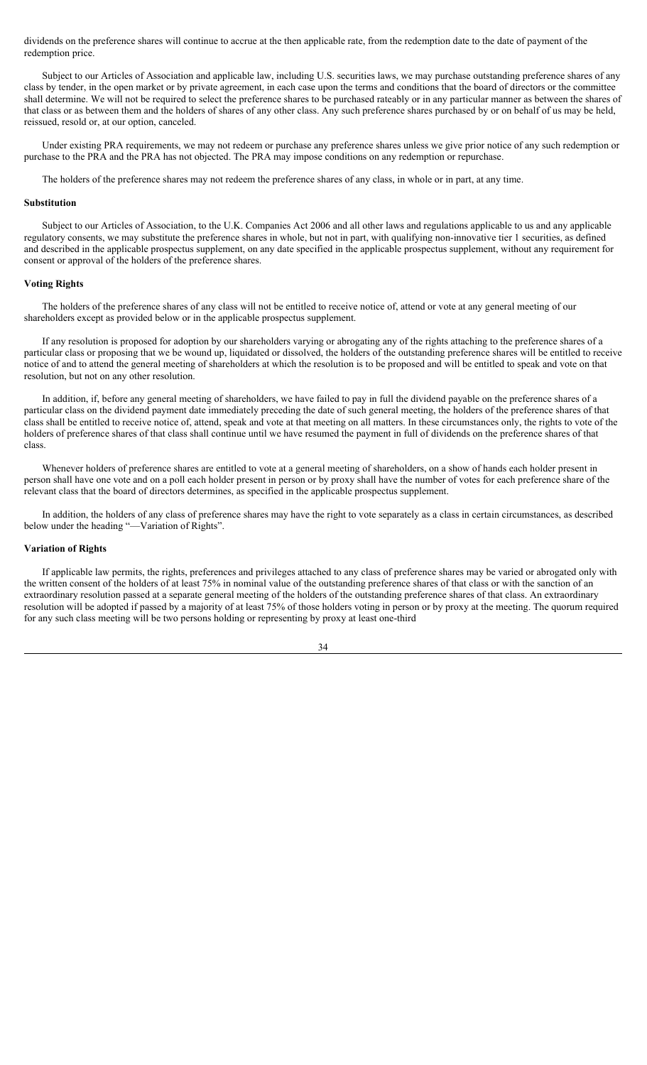dividends on the preference shares will continue to accrue at the then applicable rate, from the redemption date to the date of payment of the redemption price.

Subject to our Articles of Association and applicable law, including U.S. securities laws, we may purchase outstanding preference shares of any class by tender, in the open market or by private agreement, in each case upon the terms and conditions that the board of directors or the committee shall determine. We will not be required to select the preference shares to be purchased rateably or in any particular manner as between the shares of that class or as between them and the holders of shares of any other class. Any such preference shares purchased by or on behalf of us may be held, reissued, resold or, at our option, canceled.

Under existing PRA requirements, we may not redeem or purchase any preference shares unless we give prior notice of any such redemption or purchase to the PRA and the PRA has not objected. The PRA may impose conditions on any redemption or repurchase.

The holders of the preference shares may not redeem the preference shares of any class, in whole or in part, at any time.

### Substitution

Subject to our Articles of Association, to the U.K. Companies Act 2006 and all other laws and regulations applicable to us and any applicable regulatory consents, we may substitute the preference shares in whole, but not in part, with qualifying non-innovative tier 1 securities, as defined and described in the applicable prospectus supplement, on any date specified in the applicable prospectus supplement, without any requirement for consent or approval of the holders of the preference shares.

### Voting Rights

The holders of the preference shares of any class will not be entitled to receive notice of, attend or vote at any general meeting of our shareholders except as provided below or in the applicable prospectus supplement.

If any resolution is proposed for adoption by our shareholders varying or abrogating any of the rights attaching to the preference shares of a particular class or proposing that we be wound up, liquidated or dissolved, the holders of the outstanding preference shares will be entitled to receive notice of and to attend the general meeting of shareholders at which the resolution is to be proposed and will be entitled to speak and vote on that resolution, but not on any other resolution.

In addition, if, before any general meeting of shareholders, we have failed to pay in full the dividend payable on the preference shares of a particular class on the dividend payment date immediately preceding the date of such general meeting, the holders of the preference shares of that class shall be entitled to receive notice of, attend, speak and vote at that meeting on all matters. In these circumstances only, the rights to vote of the holders of preference shares of that class shall continue until we have resumed the payment in full of dividends on the preference shares of that class.

Whenever holders of preference shares are entitled to vote at a general meeting of shareholders, on a show of hands each holder present in person shall have one vote and on a poll each holder present in person or by proxy shall have the number of votes for each preference share of the relevant class that the board of directors determines, as specified in the applicable prospectus supplement.

In addition, the holders of any class of preference shares may have the right to vote separately as a class in certain circumstances, as described below under the heading "—Variation of Rights".

### Variation of Rights

If applicable law permits, the rights, preferences and privileges attached to any class of preference shares may be varied or abrogated only with the written consent of the holders of at least 75% in nominal value of the outstanding preference shares of that class or with the sanction of an extraordinary resolution passed at a separate general meeting of the holders of the outstanding preference shares of that class. An extraordinary resolution will be adopted if passed by a majority of at least 75% of those holders voting in person or by proxy at the meeting. The quorum required for any such class meeting will be two persons holding or representing by proxy at least one-third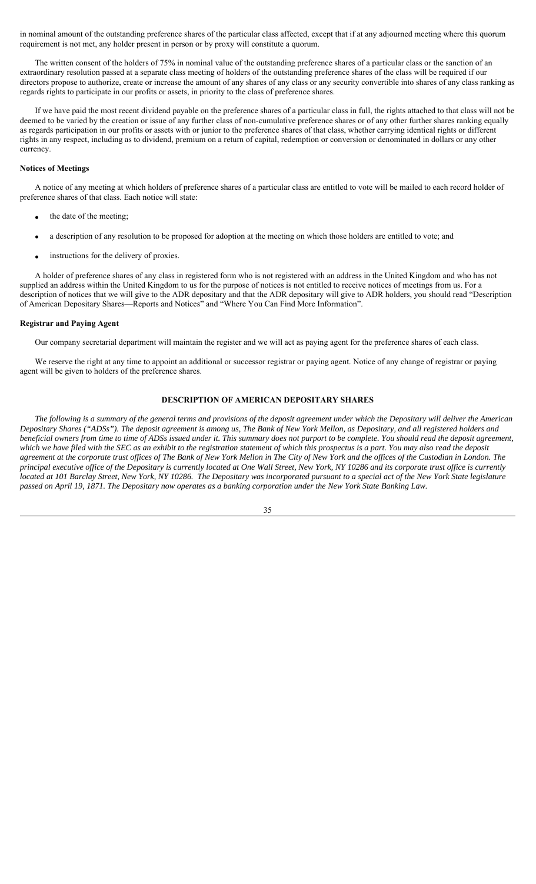in nominal amount of the outstanding preference shares of the particular class affected, except that if at any adjourned meeting where this quorum requirement is not met, any holder present in person or by proxy will constitute a quorum.

The written consent of the holders of 75% in nominal value of the outstanding preference shares of a particular class or the sanction of an extraordinary resolution passed at a separate class meeting of holders of the outstanding preference shares of the class will be required if our directors propose to authorize, create or increase the amount of any shares of any class or any security convertible into shares of any class ranking as regards rights to participate in our profits or assets, in priority to the class of preference shares.

If we have paid the most recent dividend payable on the preference shares of a particular class in full, the rights attached to that class will not be deemed to be varied by the creation or issue of any further class of non-cumulative preference shares or of any other further shares ranking equally as regards participation in our profits or assets with or junior to the preference shares of that class, whether carrying identical rights or different rights in any respect, including as to dividend, premium on a return of capital, redemption or conversion or denominated in dollars or any other currency.

**Notices of Meetings**

A notice of any meeting at which holders of preference shares of a particular class are entitled to vote will be mailed to each record holder of preference shares of that class. Each notice will state:

- the date of the meeting;
- a description of any resolution to be proposed for adoption at the meeting on which those holders are entitled to vote; and
- instructions for the delivery of proxies.

A holder of preference shares of any class in registered form who is not registered with an address in the United Kingdom and who has not supplied an address within the United Kingdom to us for the purpose of notices is not entitled to receive notices of meetings from us. For a description of notices that we will give to the ADR depositary and that the ADR depositary will give to ADR holders, you should read "Description of American Depositary Shares—Reports and Notices" and "Where You Can Find More Information".

**Registrar and Paying Agent**

Our company secretarial department will maintain the register and we will act as paying agent for the preference shares of each class.

We reserve the right at any time to appoint an additional or successor registrar or paying agent. Notice of any change of registrar or paying agent will be given to holders of the preference shares.

## DESCRIPTION OF AMERICAN DEPOSITARY SHARES

*The following is a summary of the general terms and provisions of the deposit agreement under which the Depositary will deliver the American Depositary Shares ("ADSs"). The deposit agreement is among us, The Bank of New York Mellon, as Depositary, and all registered holders and beneficial owners from time to time of ADSs issued under it. This summary does not purport to be complete. You should read the deposit agreement, which we have filed with the SEC as an exhibit to the registration statement of which this prospectus is a part. You may also read the deposit agreement at the corporate trust offices of The Bank of New York Mellon in The City of New York and the offices of the Custodian in London. The principal executive office of the Depositary is currently located at One Wall Street, New York, NY 10286 and its corporate trust office is currently located at 101 Barclay Street, New York, NY 10286. The Depositary was incorporated pursuant to a special act of the New York State legislature passed on April 19, 1871. The Depositary now operates as a banking corporation under the New York State Banking Law.*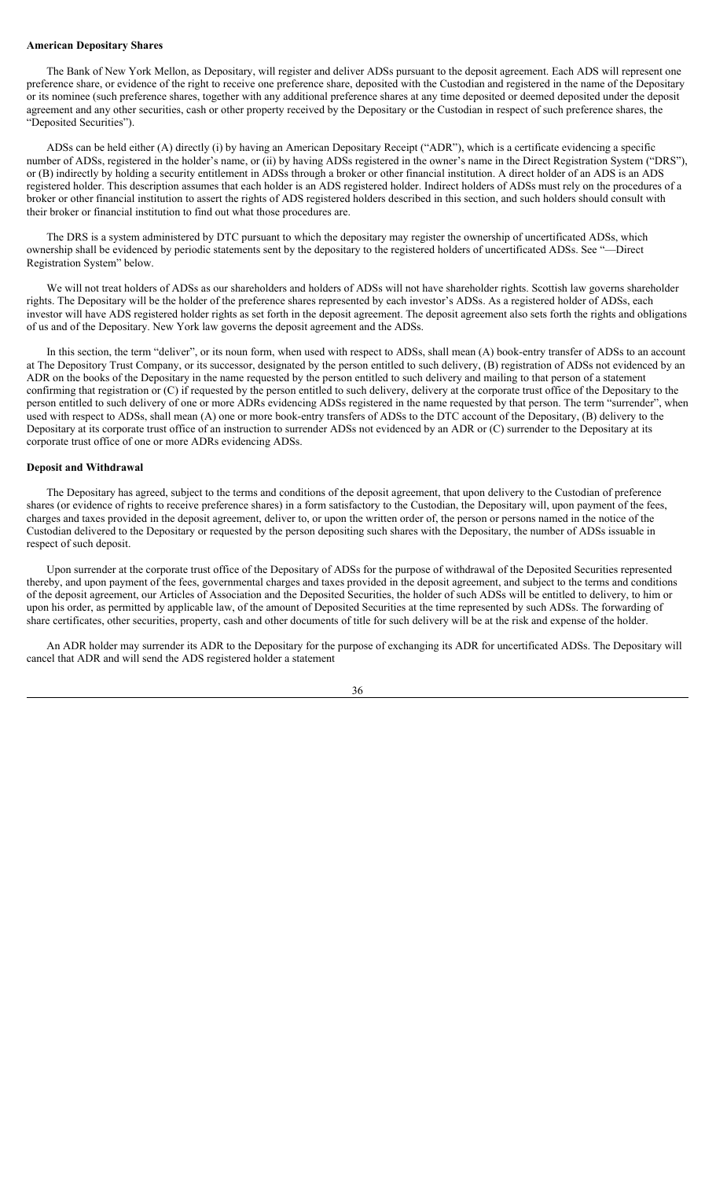**American Depositary Shares**

The Bank of New York Mellon, as Depositary, will register and deliver ADSs pursuant to the deposit agreement. Each ADS will represent one preference share, or evidence of the right to receive one preference share, deposited with the Custodian and registered in the name of the Depositary or its nominee (such preference shares, together with any additional preference shares at any time deposited or deemed deposited under the deposit agreement and any other securities, cash or other property received by the Depositary or the Custodian in respect of such preference shares, the "Deposited Securities").

ADSs can be held either (A) directly (i) by having an American Depositary Receipt ("ADR"), which is a certificate evidencing a specific number of ADSs, registered in the holder's name, or (ii) by having ADSs registered in the owner's name in the Direct Registration System ("DRS"), or (B) indirectly by holding a security entitlement in ADSs through a broker or other financial institution. A direct holder of an ADS is an ADS registered holder. This description assumes that each holder is an ADS registered holder. Indirect holders of ADSs must rely on the procedures of a broker or other financial institution to assert the rights of ADS registered holders described in this section, and such holders should consult with their broker or financial institution to find out what those procedures are.

The DRS is a system administered by DTC pursuant to which the depositary may register the ownership of uncertificated ADSs, which ownership shall be evidenced by periodic statements sent by the depositary to the registered holders of uncertificated ADSs. See "—Direct Registration System" below.

We will not treat holders of ADSs as our shareholders and holders of ADSs will not have shareholder rights. Scottish law governs shareholder rights. The Depositary will be the holder of the preference shares represented by each investor's ADSs. As a registered holder of ADSs, each investor will have ADS registered holder rights as set forth in the deposit agreement. The deposit agreement also sets forth the rights and obligations of us and of the Depositary. New York law governs the deposit agreement and the ADSs.

In this section, the term "deliver", or its noun form, when used with respect to ADSs, shall mean (A) book-entry transfer of ADSs to an account at The Depository Trust Company, or its successor, designated by the person entitled to such delivery, (B) registration of ADSs not evidenced by an ADR on the books of the Depositary in the name requested by the person entitled to such delivery and mailing to that person of a statement confirming that registration or (C) if requested by the person entitled to such delivery, delivery at the corporate trust office of the Depositary to the person entitled to such delivery of one or more ADRs evidencing ADSs registered in the name requested by that person. The term "surrender", when used with respect to ADSs, shall mean (A) one or more book-entry transfers of ADSs to the DTC account of the Depositary, (B) delivery to the Depositary at its corporate trust office of an instruction to surrender ADSs not evidenced by an ADR or (C) surrender to the Depositary at its corporate trust office of one or more ADRs evidencing ADSs.

**Deposit and Withdrawal**

The Depositary has agreed, subject to the terms and conditions of the deposit agreement, that upon delivery to the Custodian of preference shares (or evidence of rights to receive preference shares) in a form satisfactory to the Custodian, the Depositary will, upon payment of the fees, charges and taxes provided in the deposit agreement, deliver to, or upon the written order of, the person or persons named in the notice of the Custodian delivered to the Depositary or requested by the person depositing such shares with the Depositary, the number of ADSs issuable in respect of such deposit.

Upon surrender at the corporate trust office of the Depositary of ADSs for the purpose of withdrawal of the Deposited Securities represented thereby, and upon payment of the fees, governmental charges and taxes provided in the deposit agreement, and subject to the terms and conditions of the deposit agreement, our Articles of Association and the Deposited Securities, the holder of such ADSs will be entitled to delivery, to him or upon his order, as permitted by applicable law, of the amount of Deposited Securities at the time represented by such ADSs. The forwarding of share certificates, other securities, property, cash and other documents of title for such delivery will be at the risk and expense of the holder.

An ADR holder may surrender its ADR to the Depositary for the purpose of exchanging its ADR for uncertificated ADSs. The Depositary will cancel that ADR and will send the ADS registered holder a statement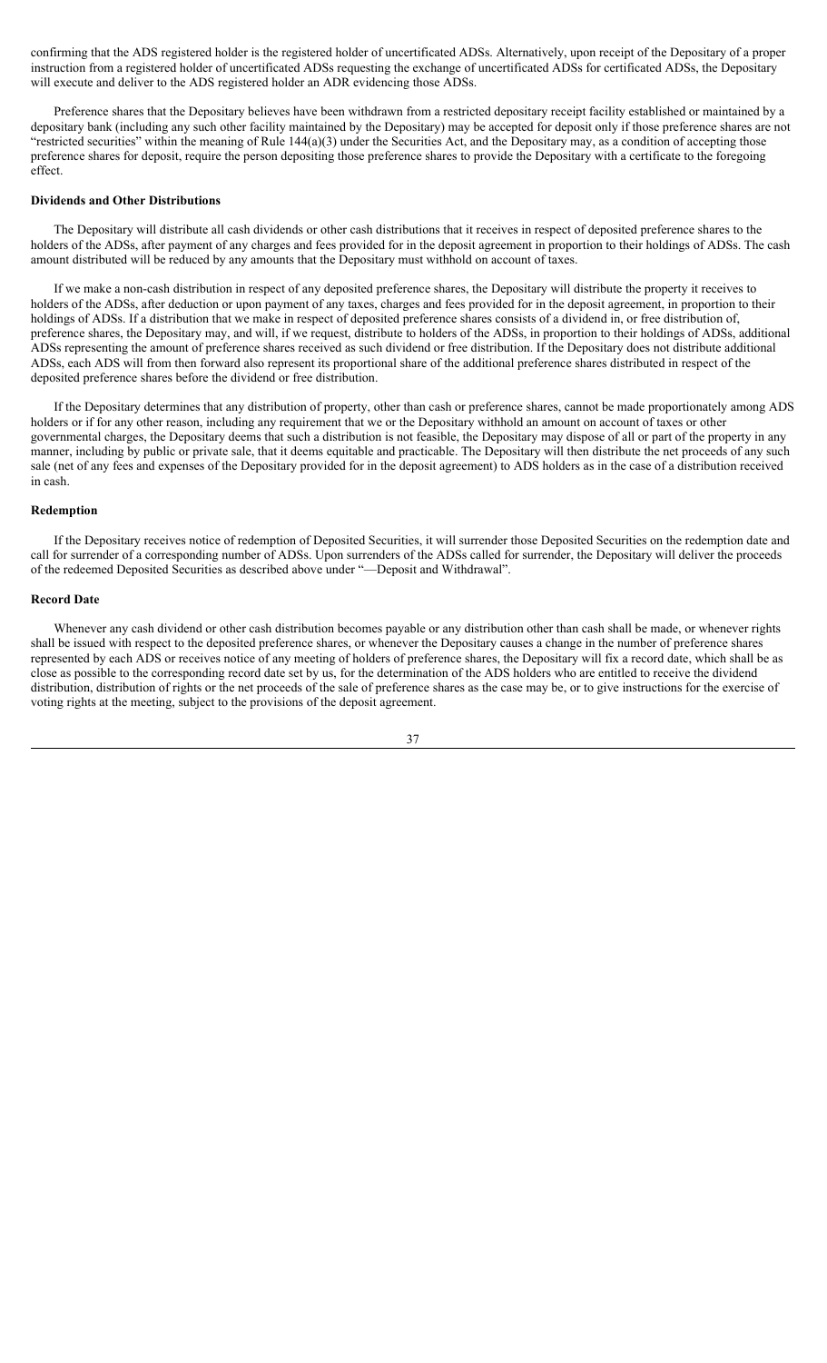confirming that the ADS registered holder is the registered holder of uncertificated ADSs. Alternatively, upon receipt of the Depositary of a proper instruction from a registered holder of uncertificated ADSs requesting the exchange of uncertificated ADSs for certificated ADSs, the Depositary will execute and deliver to the ADS registered holder an ADR evidencing those ADSs.

Preference shares that the Depositary believes have been withdrawn from a restricted depositary receipt facility established or maintained by a depositary bank (including any such other facility maintained by the Depositary) may be accepted for deposit only if those preference shares are not "restricted securities" within the meaning of Rule 144(a)(3) under the Securities Act, and the Depositary may, as a condition of accepting those preference shares for deposit, require the person depositing those preference shares to provide the Depositary with a certificate to the foregoing effect.

**Dividends and Other Distributions**

The Depositary will distribute all cash dividends or other cash distributions that it receives in respect of deposited preference shares to the holders of the ADSs, after payment of any charges and fees provided for in the deposit agreement in proportion to their holdings of ADSs. The cash amount distributed will be reduced by any amounts that the Depositary must withhold on account of taxes.

If we make a non-cash distribution in respect of any deposited preference shares, the Depositary will distribute the property it receives to holders of the ADSs, after deduction or upon payment of any taxes, charges and fees provided for in the deposit agreement, in proportion to their holdings of ADSs. If a distribution that we make in respect of deposited preference shares consists of a dividend in, or free distribution of, preference shares, the Depositary may, and will, if we request, distribute to holders of the ADSs, in proportion to their holdings of ADSs, additional ADSs representing the amount of preference shares received as such dividend or free distribution. If the Depositary does not distribute additional ADSs, each ADS will from then forward also represent its proportional share of the additional preference shares distributed in respect of the deposited preference shares before the dividend or free distribution.

If the Depositary determines that any distribution of property, other than cash or preference shares, cannot be made proportionately among ADS holders or if for any other reason, including any requirement that we or the Depositary withhold an amount on account of taxes or other governmental charges, the Depositary deems that such a distribution is not feasible, the Depositary may dispose of all or part of the property in any manner, including by public or private sale, that it deems equitable and practicable. The Depositary will then distribute the net proceeds of any such sale (net of any fees and expenses of the Depositary provided for in the deposit agreement) to ADS holders as in the case of a distribution received in cash.

**Redemption**

If the Depositary receives notice of redemption of Deposited Securities, it will surrender those Deposited Securities on the redemption date and call for surrender of a corresponding number of ADSs. Upon surrenders of the ADSs called for surrender, the Depositary will deliver the proceeds of the redeemed Deposited Securities as described above under "—Deposit and Withdrawal".

**Record Date**

Whenever any cash dividend or other cash distribution becomes payable or any distribution other than cash shall be made, or whenever rights shall be issued with respect to the deposited preference shares, or whenever the Depositary causes a change in the number of preference shares represented by each ADS or receives notice of any meeting of holders of preference shares, the Depositary will fix a record date, which shall be as close as possible to the corresponding record date set by us, for the determination of the ADS holders who are entitled to receive the dividend distribution, distribution of rights or the net proceeds of the sale of preference shares as the case may be, or to give instructions for the exercise of voting rights at the meeting, subject to the provisions of the deposit agreement.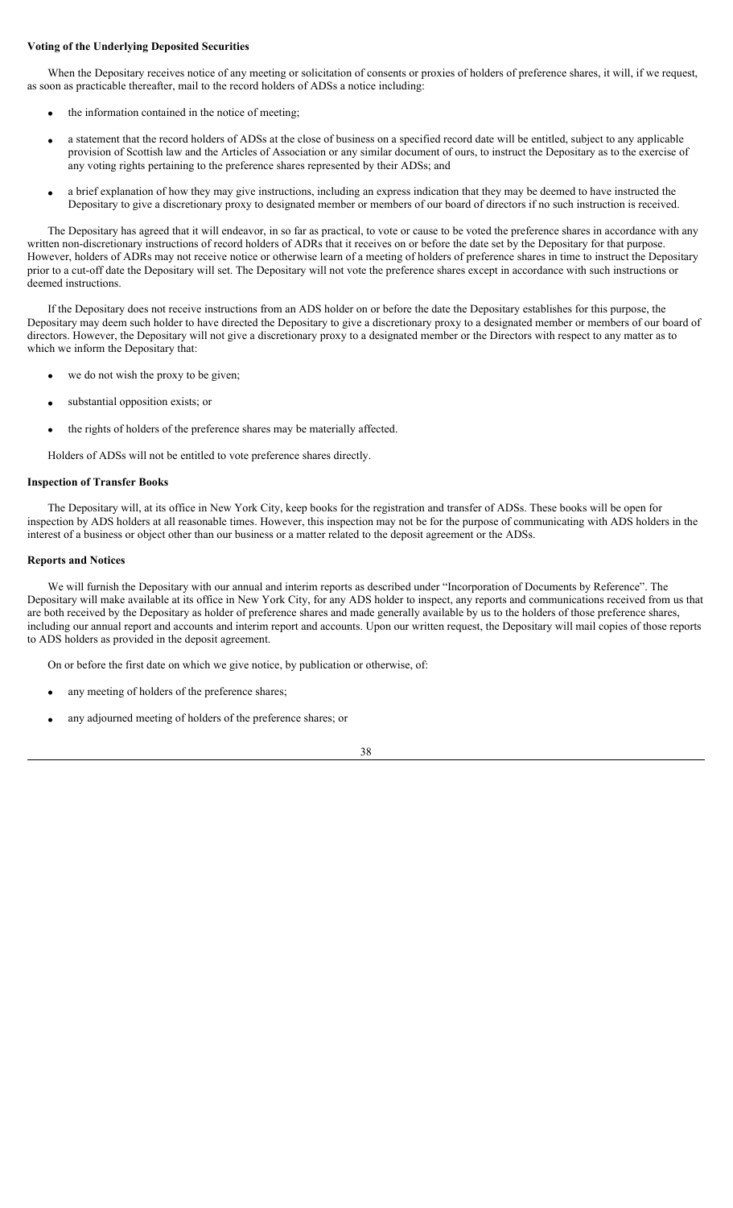**Voting of the Underlying Deposited Securities**

When the Depositary receives notice of any meeting or solicitation of consents or proxies of holders of preference shares, it will, if we request, as soon as practicable thereafter, mail to the record holders of ADSs a notice including:

- the information contained in the notice of meeting;
- a statement that the record holders of ADSs at the close of business on a specified record date will be entitled, subject to any applicable provision of Scottish law and the Articles of Association or any similar document of ours, to instruct the Depositary as to the exercise of any voting rights pertaining to the preference shares represented by their ADSs; and
- a brief explanation of how they may give instructions, including an express indication that they may be deemed to have instructed the Depositary to give a discretionary proxy to designated member or members of our board of directors if no such instruction is received.

The Depositary has agreed that it will endeavor, in so far as practical, to vote or cause to be voted the preference shares in accordance with any written non-discretionary instructions of record holders of ADRs that it receives on or before the date set by the Depositary for that purpose. However, holders of ADRs may not receive notice or otherwise learn of a meeting of holders of preference shares in time to instruct the Depositary prior to a cut-off date the Depositary will set. The Depositary will not vote the preference shares except in accordance with such instructions or deemed instructions.

If the Depositary does not receive instructions from an ADS holder on or before the date the Depositary establishes for this purpose, the Depositary may deem such holder to have directed the Depositary to give a discretionary proxy to a designated member or members of our board of directors. However, the Depositary will not give a discretionary proxy to a designated member or the Directors with respect to any matter as to which we inform the Depositary that:

- we do not wish the proxy to be given;
- substantial opposition exists; or
- the rights of holders of the preference shares may be materially affected.

Holders of ADSs will not be entitled to vote preference shares directly.

**Inspection of Transfer Books**

The Depositary will, at its office in New York City, keep books for the registration and transfer of ADSs. These books will be open for inspection by ADS holders at all reasonable times. However, this inspection may not be for the purpose of communicating with ADS holders in the interest of a business or object other than our business or a matter related to the deposit agreement or the ADSs.

**Reports and Notices**

We will furnish the Depositary with our annual and interim reports as described under "Incorporation of Documents by Reference". The Depositary will make available at its office in New York City, for any ADS holder to inspect, any reports and communications received from us that are both received by the Depositary as holder of preference shares and made generally available by us to the holders of those preference shares, including our annual report and accounts and interim report and accounts. Upon our written request, the Depositary will mail copies of those reports to ADS holders as provided in the deposit agreement.

On or before the first date on which we give notice, by publication or otherwise, of:

- any meeting of holders of the preference shares;
- any adjourned meeting of holders of the preference shares; or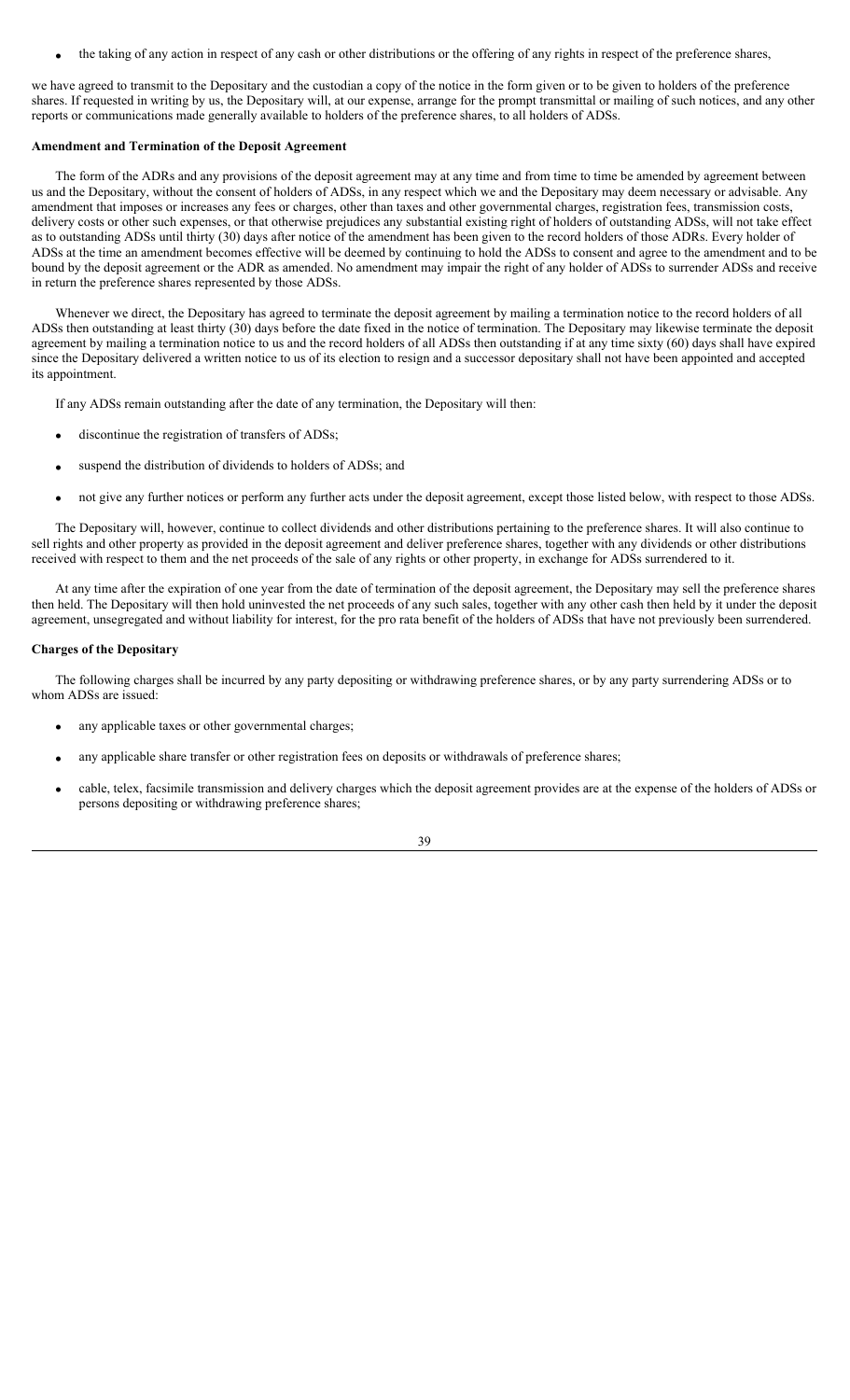- the taking of any action in respect of any cash or other distributions or the offering of any rights in respect of the preference shares,

we have agreed to transmit to the Depositary and the custodian a copy of the notice in the form given or to be given to holders of the preference shares. If requested in writing by us, the Depositary will, at our expense, arrange for the prompt transmittal or mailing of such notices, and any other reports or communications made generally available to holders of the preference shares, to all holders of ADSs.

**Amendment and Termination of the Deposit Agreement**

The form of the ADRs and any provisions of the deposit agreement may at any time and from time to time be amended by agreement between us and the Depositary, without the consent of holders of ADSs, in any respect which we and the Depositary may deem necessary or advisable. Any amendment that imposes or increases any fees or charges, other than taxes and other governmental charges, registration fees, transmission costs, delivery costs or other such expenses, or that otherwise prejudices any substantial existing right of holders of outstanding ADSs, will not take effect as to outstanding ADSs until thirty (30) days after notice of the amendment has been given to the record holders of those ADRs. Every holder of ADSs at the time an amendment becomes effective will be deemed by continuing to hold the ADSs to consent and agree to the amendment and to be bound by the deposit agreement or the ADR as amended. No amendment may impair the right of any holder of ADSs to surrender ADSs and receive in return the preference shares represented by those ADSs.

Whenever we direct, the Depositary has agreed to terminate the deposit agreement by mailing a termination notice to the record holders of all ADSs then outstanding at least thirty (30) days before the date fixed in the notice of termination. The Depositary may likewise terminate the deposit agreement by mailing a termination notice to us and the record holders of all ADSs then outstanding if at any time sixty (60) days shall have expired since the Depositary delivered a written notice to us of its election to resign and a successor depositary shall not have been appointed and accepted its appointment.

If any ADSs remain outstanding after the date of any termination, the Depositary will then:

- discontinue the registration of transfers of ADSs;
- suspend the distribution of dividends to holders of ADSs; and
- not give any further notices or perform any further acts under the deposit agreement, except those listed below, with respect to those ADSs.

The Depositary will, however, continue to collect dividends and other distributions pertaining to the preference shares. It will also continue to sell rights and other property as provided in the deposit agreement and deliver preference shares, together with any dividends or other distributions received with respect to them and the net proceeds of the sale of any rights or other property, in exchange for ADSs surrendered to it.

At any time after the expiration of one year from the date of termination of the deposit agreement, the Depositary may sell the preference shares then held. The Depositary will then hold uninvested the net proceeds of any such sales, together with any other cash then held by it under the deposit agreement, unsegregated and without liability for interest, for the pro rata benefit of the holders of ADSs that have not previously been surrendered.

**Charges of the Depositary**

The following charges shall be incurred by any party depositing or withdrawing preference shares, or by any party surrendering ADSs or to whom ADSs are issued:

- any applicable taxes or other governmental charges;
- any applicable share transfer or other registration fees on deposits or withdrawals of preference shares;
- cable, telex, facsimile transmission and delivery charges which the deposit agreement provides are at the expense of the holders of ADSs or persons depositing or withdrawing preference shares;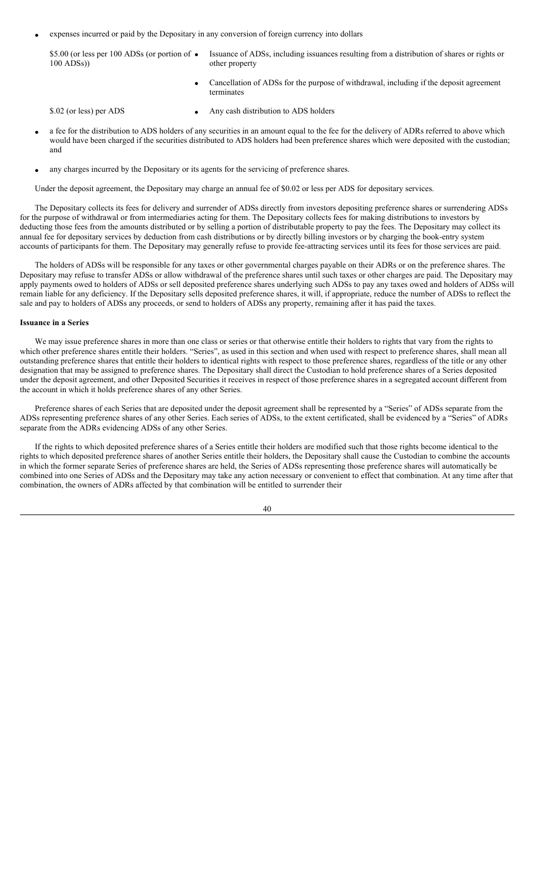- expenses incurred or paid by the Depositary in any conversion of foreign currency into dollars

| | |
|---|---|
| \$5.00 (or less per 100 ADSs (or portion of 100 ADSs)) | • Issuance of ADSs, including issuances resulting from a distribution of shares or rights or other property |
| | • Cancellation of ADSs for the purpose of withdrawal, including if the deposit agreement terminates |
| \$.02 (or less) per ADS | • Any cash distribution to ADS holders |

- a fee for the distribution to ADS holders of any securities in an amount equal to the fee for the delivery of ADRs referred to above which would have been charged if the securities distributed to ADS holders had been preference shares which were deposited with the custodian; and
- any charges incurred by the Depositary or its agents for the servicing of preference shares.

Under the deposit agreement, the Depositary may charge an annual fee of \$0.02 or less per ADS for depositary services.

The Depositary collects its fees for delivery and surrender of ADSs directly from investors depositing preference shares or surrendering ADSs for the purpose of withdrawal or from intermediaries acting for them. The Depositary collects fees for making distributions to investors by deducting those fees from the amounts distributed or by selling a portion of distributable property to pay the fees. The Depositary may collect its annual fee for depositary services by deduction from cash distributions or by directly billing investors or by charging the book-entry system accounts of participants for them. The Depositary may generally refuse to provide fee-attracting services until its fees for those services are paid.

The holders of ADSs will be responsible for any taxes or other governmental charges payable on their ADRs or on the preference shares. The Depositary may refuse to transfer ADSs or allow withdrawal of the preference shares until such taxes or other charges are paid. The Depositary may apply payments owed to holders of ADSs or sell deposited preference shares underlying such ADSs to pay any taxes owed and holders of ADSs will remain liable for any deficiency. If the Depositary sells deposited preference shares, it will, if appropriate, reduce the number of ADSs to reflect the sale and pay to holders of ADSs any proceeds, or send to holders of ADSs any property, remaining after it has paid the taxes.

**Issuance in a Series**

We may issue preference shares in more than one class or series or that otherwise entitle their holders to rights that vary from the rights to which other preference shares entitle their holders. "Series", as used in this section and when used with respect to preference shares, shall mean all outstanding preference shares that entitle their holders to identical rights with respect to those preference shares, regardless of the title or any other designation that may be assigned to preference shares. The Depositary shall direct the Custodian to hold preference shares of a Series deposited under the deposit agreement, and other Deposited Securities it receives in respect of those preference shares in a segregated account different from the account in which it holds preference shares of any other Series.

Preference shares of each Series that are deposited under the deposit agreement shall be represented by a "Series" of ADSs separate from the ADSs representing preference shares of any other Series. Each series of ADSs, to the extent certificated, shall be evidenced by a "Series" of ADRs separate from the ADRs evidencing ADSs of any other Series.

If the rights to which deposited preference shares of a Series entitle their holders are modified such that those rights become identical to the rights to which deposited preference shares of another Series entitle their holders, the Depositary shall cause the Custodian to combine the accounts in which the former separate Series of preference shares are held, the Series of ADSs representing those preference shares will automatically be combined into one Series of ADSs and the Depositary may take any action necessary or convenient to effect that combination. At any time after that combination, the owners of ADRs affected by that combination will be entitled to surrender their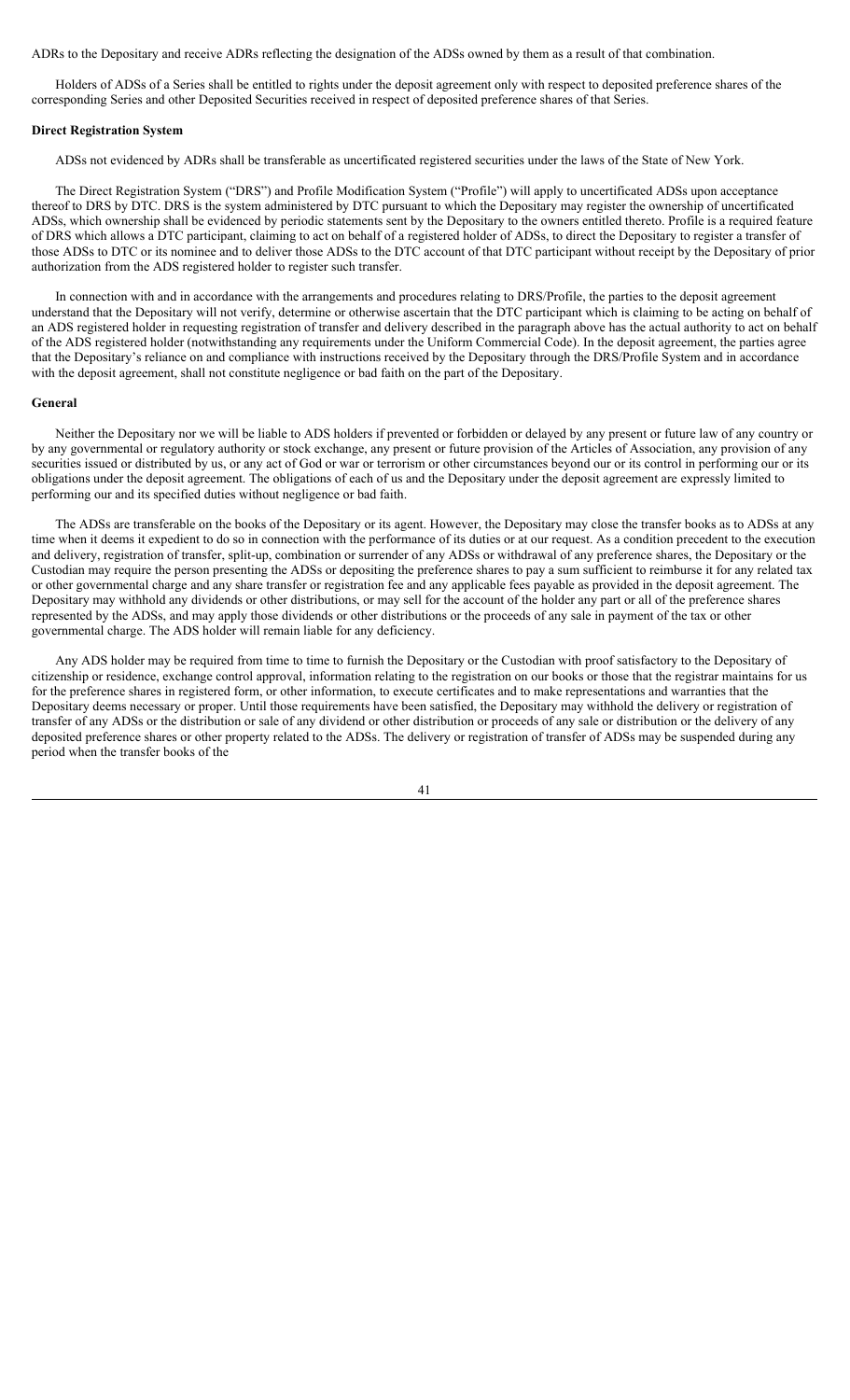ADRs to the Depositary and receive ADRs reflecting the designation of the ADSs owned by them as a result of that combination.

Holders of ADSs of a Series shall be entitled to rights under the deposit agreement only with respect to deposited preference shares of the corresponding Series and other Deposited Securities received in respect of deposited preference shares of that Series.

**Direct Registration System**

ADSs not evidenced by ADRs shall be transferable as uncertificated registered securities under the laws of the State of New York.

The Direct Registration System ("DRS") and Profile Modification System ("Profile") will apply to uncertificated ADSs upon acceptance thereof to DRS by DTC. DRS is the system administered by DTC pursuant to which the Depositary may register the ownership of uncertificated ADSs, which ownership shall be evidenced by periodic statements sent by the Depositary to the owners entitled thereto. Profile is a required feature of DRS which allows a DTC participant, claiming to act on behalf of a registered holder of ADSs, to direct the Depositary to register a transfer of those ADSs to DTC or its nominee and to deliver those ADSs to the DTC account of that DTC participant without receipt by the Depositary of prior authorization from the ADS registered holder to register such transfer.

In connection with and in accordance with the arrangements and procedures relating to DRS/Profile, the parties to the deposit agreement understand that the Depositary will not verify, determine or otherwise ascertain that the DTC participant which is claiming to be acting on behalf of an ADS registered holder in requesting registration of transfer and delivery described in the paragraph above has the actual authority to act on behalf of the ADS registered holder (notwithstanding any requirements under the Uniform Commercial Code). In the deposit agreement, the parties agree that the Depositary's reliance on and compliance with instructions received by the Depositary through the DRS/Profile System and in accordance with the deposit agreement, shall not constitute negligence or bad faith on the part of the Depositary.

**General**

Neither the Depositary nor we will be liable to ADS holders if prevented or forbidden or delayed by any present or future law of any country or by any governmental or regulatory authority or stock exchange, any present or future provision of the Articles of Association, any provision of any securities issued or distributed by us, or any act of God or war or terrorism or other circumstances beyond our or its control in performing our or its obligations under the deposit agreement. The obligations of each of us and the Depositary under the deposit agreement are expressly limited to performing our and its specified duties without negligence or bad faith.

The ADSs are transferable on the books of the Depositary or its agent. However, the Depositary may close the transfer books as to ADSs at any time when it deems it expedient to do so in connection with the performance of its duties or at our request. As a condition precedent to the execution and delivery, registration of transfer, split-up, combination or surrender of any ADSs or withdrawal of any preference shares, the Depositary or the Custodian may require the person presenting the ADSs or depositing the preference shares to pay a sum sufficient to reimburse it for any related tax or other governmental charge and any share transfer or registration fee and any applicable fees payable as provided in the deposit agreement. The Depositary may withhold any dividends or other distributions, or may sell for the account of the holder any part or all of the preference shares represented by the ADSs, and may apply those dividends or other distributions or the proceeds of any sale in payment of the tax or other governmental charge. The ADS holder will remain liable for any deficiency.

Any ADS holder may be required from time to time to furnish the Depositary or the Custodian with proof satisfactory to the Depositary of citizenship or residence, exchange control approval, information relating to the registration on our books or those that the registrar maintains for us for the preference shares in registered form, or other information, to execute certificates and to make representations and warranties that the Depositary deems necessary or proper. Until those requirements have been satisfied, the Depositary may withhold the delivery or registration of transfer of any ADSs or the distribution or sale of any dividend or other distribution or proceeds of any sale or distribution or the delivery of any deposited preference shares or other property related to the ADSs. The delivery or registration of transfer of ADSs may be suspended during any period when the transfer books of the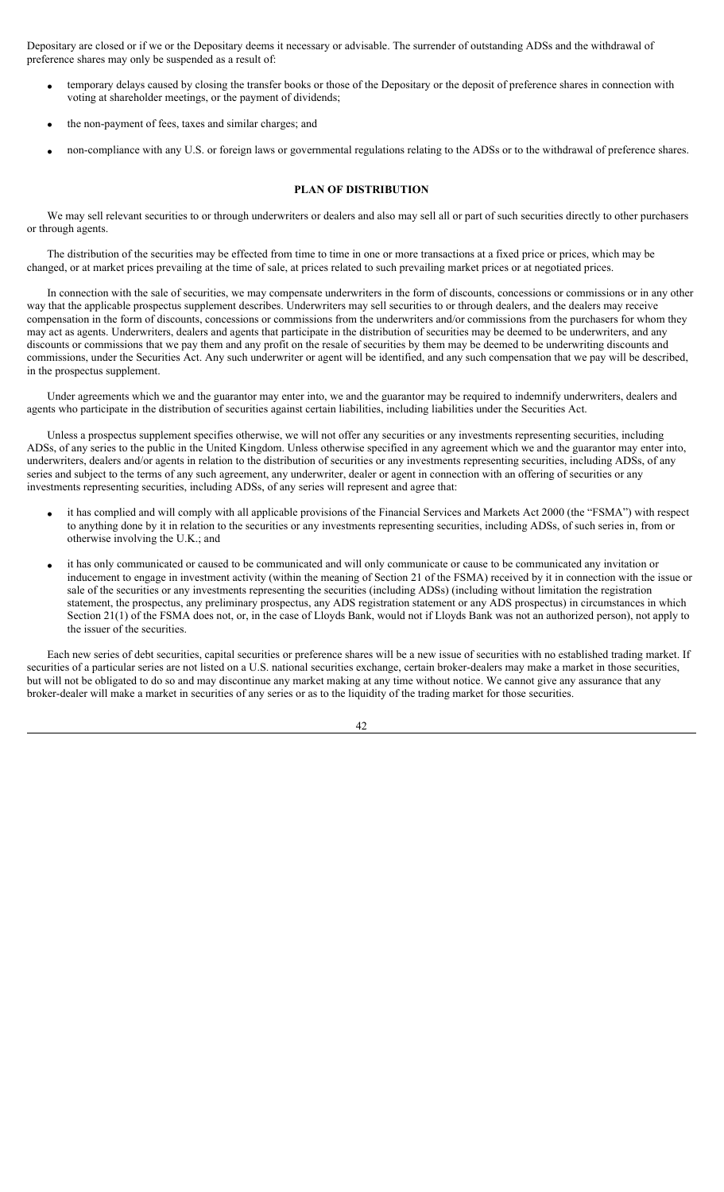Depositary are closed or if we or the Depositary deems it necessary or advisable. The surrender of outstanding ADSs and the withdrawal of preference shares may only be suspended as a result of:

- temporary delays caused by closing the transfer books or those of the Depositary or the deposit of preference shares in connection with voting at shareholder meetings, or the payment of dividends;
- the non-payment of fees, taxes and similar charges; and
- non-compliance with any U.S. or foreign laws or governmental regulations relating to the ADSs or to the withdrawal of preference shares.

## PLAN OF DISTRIBUTION

We may sell relevant securities to or through underwriters or dealers and also may sell all or part of such securities directly to other purchasers or through agents.

The distribution of the securities may be effected from time to time in one or more transactions at a fixed price or prices, which may be changed, or at market prices prevailing at the time of sale, at prices related to such prevailing market prices or at negotiated prices.

In connection with the sale of securities, we may compensate underwriters in the form of discounts, concessions or commissions or in any other way that the applicable prospectus supplement describes. Underwriters may sell securities to or through dealers, and the dealers may receive compensation in the form of discounts, concessions or commissions from the underwriters and/or commissions from the purchasers for whom they may act as agents. Underwriters, dealers and agents that participate in the distribution of securities may be deemed to be underwriters, and any discounts or commissions that we pay them and any profit on the resale of securities by them may be deemed to be underwriting discounts and commissions, under the Securities Act. Any such underwriter or agent will be identified, and any such compensation that we pay will be described, in the prospectus supplement.

Under agreements which we and the guarantor may enter into, we and the guarantor may be required to indemnify underwriters, dealers and agents who participate in the distribution of securities against certain liabilities, including liabilities under the Securities Act.

Unless a prospectus supplement specifies otherwise, we will not offer any securities or any investments representing securities, including ADSs, of any series to the public in the United Kingdom. Unless otherwise specified in any agreement which we and the guarantor may enter into, underwriters, dealers and/or agents in relation to the distribution of securities or any investments representing securities, including ADSs, of any series and subject to the terms of any such agreement, any underwriter, dealer or agent in connection with an offering of securities or any investments representing securities, including ADSs, of any series will represent and agree that:

- it has complied and will comply with all applicable provisions of the Financial Services and Markets Act 2000 (the "FSMA") with respect to anything done by it in relation to the securities or any investments representing securities, including ADSs, of such series in, from or otherwise involving the U.K.; and
- it has only communicated or caused to be communicated and will only communicate or cause to be communicated any invitation or inducement to engage in investment activity (within the meaning of Section 21 of the FSMA) received by it in connection with the issue or sale of the securities or any investments representing the securities (including ADSs) (including without limitation the registration statement, the prospectus, any preliminary prospectus, any ADS registration statement or any ADS prospectus) in circumstances in which Section 21(1) of the FSMA does not, or, in the case of Lloyds Bank, would not if Lloyds Bank was not an authorized person), not apply to the issuer of the securities.

Each new series of debt securities, capital securities or preference shares will be a new issue of securities with no established trading market. If securities of a particular series are not listed on a U.S. national securities exchange, certain broker-dealers may make a market in those securities, but will not be obligated to do so and may discontinue any market making at any time without notice. We cannot give any assurance that any broker-dealer will make a market in securities of any series or as to the liquidity of the trading market for those securities.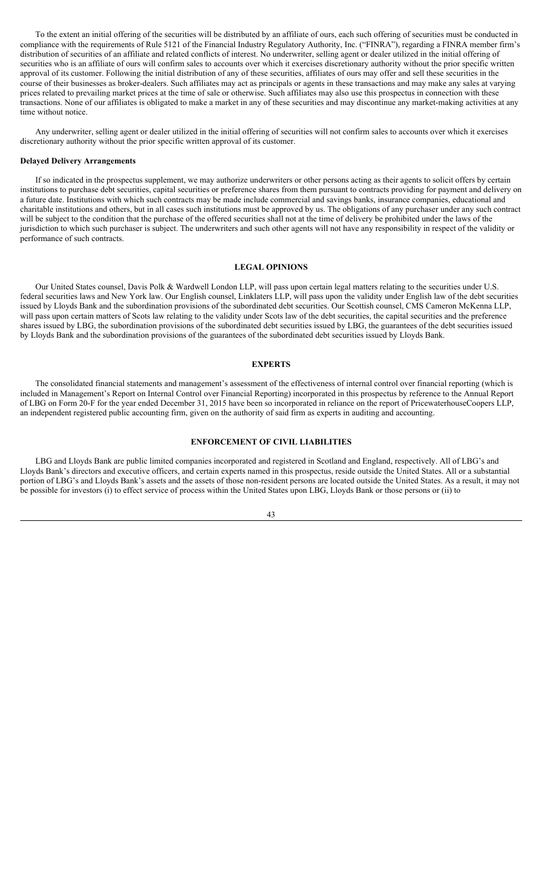To the extent an initial offering of the securities will be distributed by an affiliate of ours, each such offering of securities must be conducted in compliance with the requirements of Rule 5121 of the Financial Industry Regulatory Authority, Inc. ("FINRA"), regarding a FINRA member firm's distribution of securities of an affiliate and related conflicts of interest. No underwriter, selling agent or dealer utilized in the initial offering of securities who is an affiliate of ours will confirm sales to accounts over which it exercises discretionary authority without the prior specific written approval of its customer. Following the initial distribution of any of these securities, affiliates of ours may offer and sell these securities in the course of their businesses as broker-dealers. Such affiliates may act as principals or agents in these transactions and may make any sales at varying prices related to prevailing market prices at the time of sale or otherwise. Such affiliates may also use this prospectus in connection with these transactions. None of our affiliates is obligated to make a market in any of these securities and may discontinue any market-making activities at any time without notice.

Any underwriter, selling agent or dealer utilized in the initial offering of securities will not confirm sales to accounts over which it exercises discretionary authority without the prior specific written approval of its customer.

**Delayed Delivery Arrangements**

If so indicated in the prospectus supplement, we may authorize underwriters or other persons acting as their agents to solicit offers by certain institutions to purchase debt securities, capital securities or preference shares from them pursuant to contracts providing for payment and delivery on a future date. Institutions with which such contracts may be made include commercial and savings banks, insurance companies, educational and charitable institutions and others, but in all cases such institutions must be approved by us. The obligations of any purchaser under any such contract will be subject to the condition that the purchase of the offered securities shall not at the time of delivery be prohibited under the laws of the jurisdiction to which such purchaser is subject. The underwriters and such other agents will not have any responsibility in respect of the validity or performance of such contracts.

## LEGAL OPINIONS

Our United States counsel, Davis Polk & Wardwell London LLP, will pass upon certain legal matters relating to the securities under U.S. federal securities laws and New York law. Our English counsel, Linklaters LLP, will pass upon the validity under English law of the debt securities issued by Lloyds Bank and the subordination provisions of the subordinated debt securities. Our Scottish counsel, CMS Cameron McKenna LLP, will pass upon certain matters of Scots law relating to the validity under Scots law of the debt securities, the capital securities and the preference shares issued by LBG, the subordination provisions of the subordinated debt securities issued by LBG, the guarantees of the debt securities issued by Lloyds Bank and the subordination provisions of the guarantees of the subordinated debt securities issued by Lloyds Bank.

## EXPERTS

The consolidated financial statements and management's assessment of the effectiveness of internal control over financial reporting (which is included in Management's Report on Internal Control over Financial Reporting) incorporated in this prospectus by reference to the Annual Report of LBG on Form 20-F for the year ended December 31, 2015 have been so incorporated in reliance on the report of PricewaterhouseCoopers LLP, an independent registered public accounting firm, given on the authority of said firm as experts in auditing and accounting.

## ENFORCEMENT OF CIVIL LIABILITIES

LBG and Lloyds Bank are public limited companies incorporated and registered in Scotland and England, respectively. All of LBG's and Lloyds Bank's directors and executive officers, and certain experts named in this prospectus, reside outside the United States. All or a substantial portion of LBG's and Lloyds Bank's assets and the assets of those non-resident persons are located outside the United States. As a result, it may not be possible for investors (i) to effect service of process within the United States upon LBG, Lloyds Bank or those persons or (ii) to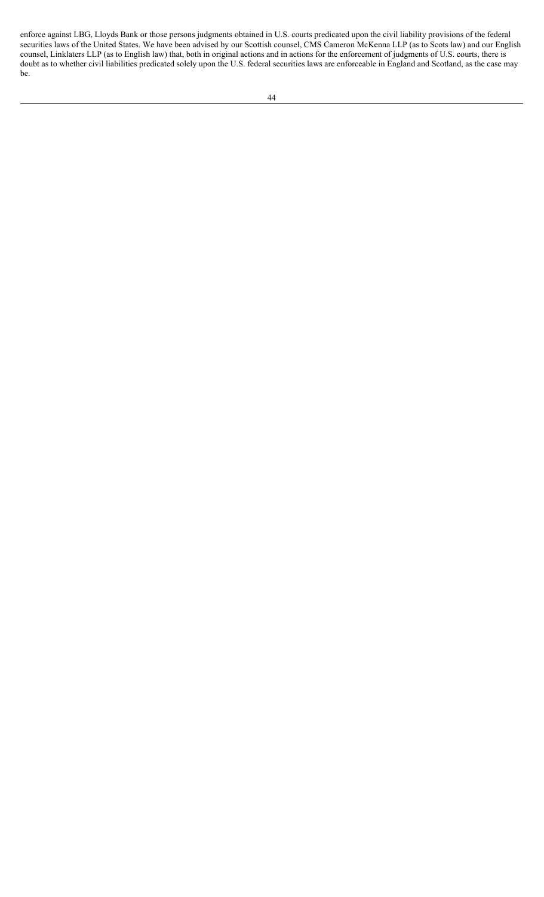enforce against LBG, Lloyds Bank or those persons judgments obtained in U.S. courts predicated upon the civil liability provisions of the federal securities laws of the United States. We have been advised by our Scottish counsel, CMS Cameron McKenna LLP (as to Scots law) and our English counsel, Linklaters LLP (as to English law) that, both in original actions and in actions for the enforcement of judgments of U.S. courts, there is doubt as to whether civil liabilities predicated solely upon the U.S. federal securities laws are enforceable in England and Scotland, as the case may be.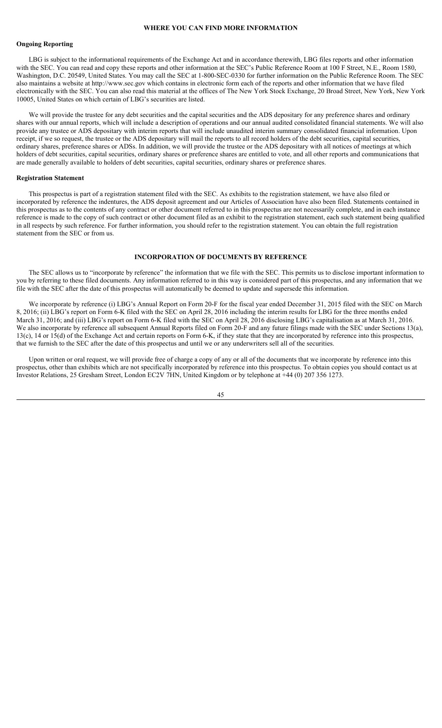## WHERE YOU CAN FIND MORE INFORMATION

### Ongoing Reporting

LBG is subject to the informational requirements of the Exchange Act and in accordance therewith, LBG files reports and other information with the SEC. You can read and copy these reports and other information at the SEC's Public Reference Room at 100 F Street, N.E., Room 1580, Washington, D.C. 20549, United States. You may call the SEC at 1-800-SEC-0330 for further information on the Public Reference Room. The SEC also maintains a website at http://www.sec.gov which contains in electronic form each of the reports and other information that we have filed electronically with the SEC. You can also read this material at the offices of The New York Stock Exchange, 20 Broad Street, New York, New York 10005, United States on which certain of LBG's securities are listed.

We will provide the trustee for any debt securities and the capital securities and the ADS depositary for any preference shares and ordinary shares with our annual reports, which will include a description of operations and our annual audited consolidated financial statements. We will also provide any trustee or ADS depositary with interim reports that will include unaudited interim summary consolidated financial information. Upon receipt, if we so request, the trustee or the ADS depositary will mail the reports to all record holders of the debt securities, capital securities, ordinary shares, preference shares or ADSs. In addition, we will provide the trustee or the ADS depositary with all notices of meetings at which holders of debt securities, capital securities, ordinary shares or preference shares are entitled to vote, and all other reports and communications that are made generally available to holders of debt securities, capital securities, ordinary shares or preference shares.

### Registration Statement

This prospectus is part of a registration statement filed with the SEC. As exhibits to the registration statement, we have also filed or incorporated by reference the indentures, the ADS deposit agreement and our Articles of Association have also been filed. Statements contained in this prospectus as to the contents of any contract or other document referred to in this prospectus are not necessarily complete, and in each instance reference is made to the copy of such contract or other document filed as an exhibit to the registration statement, each such statement being qualified in all respects by such reference. For further information, you should refer to the registration statement. You can obtain the full registration statement from the SEC or from us.

## INCORPORATION OF DOCUMENTS BY REFERENCE

The SEC allows us to "incorporate by reference" the information that we file with the SEC. This permits us to disclose important information to you by referring to these filed documents. Any information referred to in this way is considered part of this prospectus, and any information that we file with the SEC after the date of this prospectus will automatically be deemed to update and supersede this information.

We incorporate by reference (i) LBG's Annual Report on Form 20-F for the fiscal year ended December 31, 2015 filed with the SEC on March 8, 2016; (ii) LBG's report on Form 6-K filed with the SEC on April 28, 2016 including the interim results for LBG for the three months ended March 31, 2016; and (iii) LBG's report on Form 6-K filed with the SEC on April 28, 2016 disclosing LBG's capitalisation as at March 31, 2016. We also incorporate by reference all subsequent Annual Reports filed on Form 20-F and any future filings made with the SEC under Sections 13(a), 13(c), 14 or 15(d) of the Exchange Act and certain reports on Form 6-K, if they state that they are incorporated by reference into this prospectus, that we furnish to the SEC after the date of this prospectus and until we or any underwriters sell all of the securities.

Upon written or oral request, we will provide free of charge a copy of any or all of the documents that we incorporate by reference into this prospectus, other than exhibits which are not specifically incorporated by reference into this prospectus. To obtain copies you should contact us at Investor Relations, 25 Gresham Street, London EC2V 7HN, United Kingdom or by telephone at +44 (0) 207 356 1273.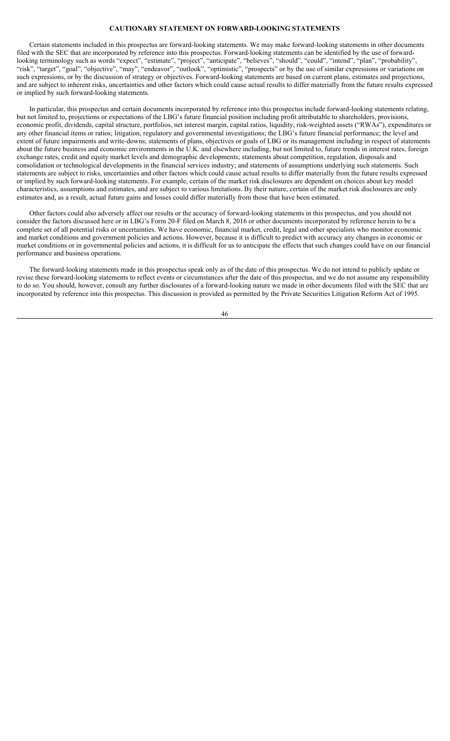## CAUTIONARY STATEMENT ON FORWARD-LOOKING STATEMENTS

Certain statements included in this prospectus are forward-looking statements. We may make forward-looking statements in other documents filed with the SEC that are incorporated by reference into this prospectus. Forward-looking statements can be identified by the use of forward-looking terminology such as words "expect", "estimate", "project", "anticipate", "believes", "should", "could", "intend", "plan", "probability", "risk", "target", "goal", "objective", "may", "endeavor", "outlook", "optimistic", "prospects" or by the use of similar expressions or variations on such expressions, or by the discussion of strategy or objectives. Forward-looking statements are based on current plans, estimates and projections, and are subject to inherent risks, uncertainties and other factors which could cause actual results to differ materially from the future results expressed or implied by such forward-looking statements.

In particular, this prospectus and certain documents incorporated by reference into this prospectus include forward-looking statements relating, but not limited to, projections or expectations of the LBG's future financial position including profit attributable to shareholders, provisions, economic profit, dividends, capital structure, portfolios, net interest margin, capital ratios, liquidity, risk-weighted assets ("RWAs"), expenditures or any other financial items or ratios; litigation, regulatory and governmental investigations; the LBG's future financial performance; the level and extent of future impairments and write-downs; statements of plans, objectives or goals of LBG or its management including in respect of statements about the future business and economic environments in the U.K. and elsewhere including, but not limited to, future trends in interest rates, foreign exchange rates, credit and equity market levels and demographic developments; statements about competition, regulation, disposals and consolidation or technological developments in the financial services industry; and statements of assumptions underlying such statements. Such statements are subject to risks, uncertainties and other factors which could cause actual results to differ materially from the future results expressed or implied by such forward-looking statements. For example, certain of the market risk disclosures are dependent on choices about key model characteristics, assumptions and estimates, and are subject to various limitations. By their nature, certain of the market risk disclosures are only estimates and, as a result, actual future gains and losses could differ materially from those that have been estimated.

Other factors could also adversely affect our results or the accuracy of forward-looking statements in this prospectus, and you should not consider the factors discussed here or in LBG's Form 20-F filed on March 8, 2016 or other documents incorporated by reference herein to be a complete set of all potential risks or uncertainties. We have economic, financial market, credit, legal and other specialists who monitor economic and market conditions and government policies and actions. However, because it is difficult to predict with accuracy any changes in economic or market conditions or in governmental policies and actions, it is difficult for us to anticipate the effects that such changes could have on our financial performance and business operations.

The forward-looking statements made in this prospectus speak only as of the date of this prospectus. We do not intend to publicly update or revise these forward-looking statements to reflect events or circumstances after the date of this prospectus, and we do not assume any responsibility to do so. You should, however, consult any further disclosures of a forward-looking nature we made in other documents filed with the SEC that are incorporated by reference into this prospectus. This discussion is provided as permitted by the Private Securities Litigation Reform Act of 1995.